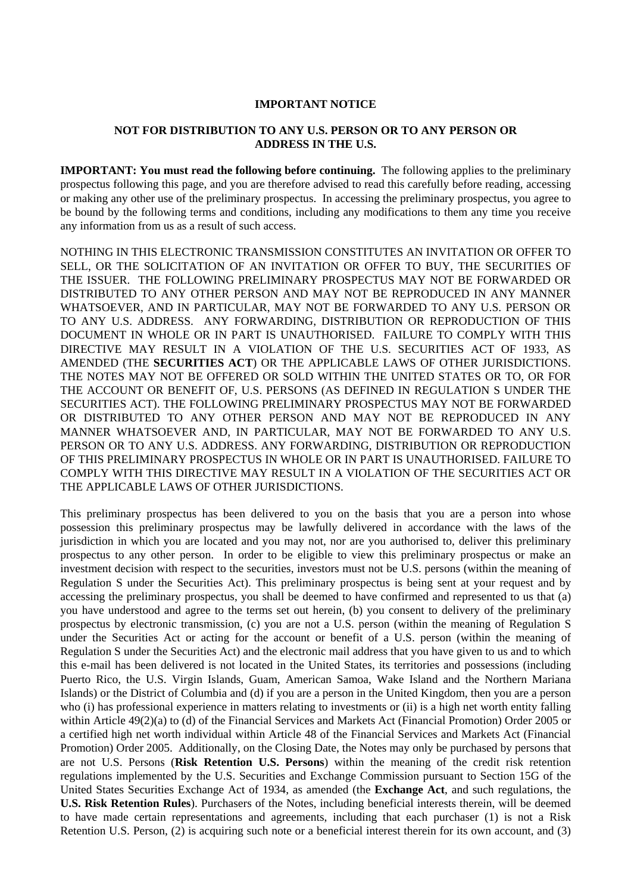**IMPORTANT NOTICE**

**NOT FOR DISTRIBUTION TO ANY U.S. PERSON OR TO ANY PERSON OR ADDRESS IN THE U.S.**

**IMPORTANT: You must read the following before continuing.** The following applies to the preliminary prospectus following this page, and you are therefore advised to read this carefully before reading, accessing or making any other use of the preliminary prospectus. In accessing the preliminary prospectus, you agree to be bound by the following terms and conditions, including any modifications to them any time you receive any information from us as a result of such access.

NOTHING IN THIS ELECTRONIC TRANSMISSION CONSTITUTES AN INVITATION OR OFFER TO SELL, OR THE SOLICITATION OF AN INVITATION OR OFFER TO BUY, THE SECURITIES OF THE ISSUER. THE FOLLOWING PRELIMINARY PROSPECTUS MAY NOT BE FORWARDED OR DISTRIBUTED TO ANY OTHER PERSON AND MAY NOT BE REPRODUCED IN ANY MANNER WHATSOEVER, AND IN PARTICULAR, MAY NOT BE FORWARDED TO ANY U.S. PERSON OR TO ANY U.S. ADDRESS. ANY FORWARDING, DISTRIBUTION OR REPRODUCTION OF THIS DOCUMENT IN WHOLE OR IN PART IS UNAUTHORISED. FAILURE TO COMPLY WITH THIS DIRECTIVE MAY RESULT IN A VIOLATION OF THE U.S. SECURITIES ACT OF 1933, AS AMENDED (THE **SECURITIES ACT**) OR THE APPLICABLE LAWS OF OTHER JURISDICTIONS. THE NOTES MAY NOT BE OFFERED OR SOLD WITHIN THE UNITED STATES OR TO, OR FOR THE ACCOUNT OR BENEFIT OF, U.S. PERSONS (AS DEFINED IN REGULATION S UNDER THE SECURITIES ACT). THE FOLLOWING PRELIMINARY PROSPECTUS MAY NOT BE FORWARDED OR DISTRIBUTED TO ANY OTHER PERSON AND MAY NOT BE REPRODUCED IN ANY MANNER WHATSOEVER AND, IN PARTICULAR, MAY NOT BE FORWARDED TO ANY U.S. PERSON OR TO ANY U.S. ADDRESS. ANY FORWARDING, DISTRIBUTION OR REPRODUCTION OF THIS PRELIMINARY PROSPECTUS IN WHOLE OR IN PART IS UNAUTHORISED. FAILURE TO COMPLY WITH THIS DIRECTIVE MAY RESULT IN A VIOLATION OF THE SECURITIES ACT OR THE APPLICABLE LAWS OF OTHER JURISDICTIONS.

This preliminary prospectus has been delivered to you on the basis that you are a person into whose possession this preliminary prospectus may be lawfully delivered in accordance with the laws of the jurisdiction in which you are located and you may not, nor are you authorised to, deliver this preliminary prospectus to any other person. In order to be eligible to view this preliminary prospectus or make an investment decision with respect to the securities, investors must not be U.S. persons (within the meaning of Regulation S under the Securities Act). This preliminary prospectus is being sent at your request and by accessing the preliminary prospectus, you shall be deemed to have confirmed and represented to us that (a) you have understood and agree to the terms set out herein, (b) you consent to delivery of the preliminary prospectus by electronic transmission, (c) you are not a U.S. person (within the meaning of Regulation S under the Securities Act or acting for the account or benefit of a U.S. person (within the meaning of Regulation S under the Securities Act) and the electronic mail address that you have given to us and to which this e-mail has been delivered is not located in the United States, its territories and possessions (including Puerto Rico, the U.S. Virgin Islands, Guam, American Samoa, Wake Island and the Northern Mariana Islands) or the District of Columbia and (d) if you are a person in the United Kingdom, then you are a person who (i) has professional experience in matters relating to investments or (ii) is a high net worth entity falling within Article 49(2)(a) to (d) of the Financial Services and Markets Act (Financial Promotion) Order 2005 or a certified high net worth individual within Article 48 of the Financial Services and Markets Act (Financial Promotion) Order 2005. Additionally, on the Closing Date, the Notes may only be purchased by persons that are not U.S. Persons (**Risk Retention U.S. Persons**) within the meaning of the credit risk retention regulations implemented by the U.S. Securities and Exchange Commission pursuant to Section 15G of the United States Securities Exchange Act of 1934, as amended (the **Exchange Act**, and such regulations, the **U.S. Risk Retention Rules**). Purchasers of the Notes, including beneficial interests therein, will be deemed to have made certain representations and agreements, including that each purchaser (1) is not a Risk Retention U.S. Person, (2) is acquiring such note or a beneficial interest therein for its own account, and (3)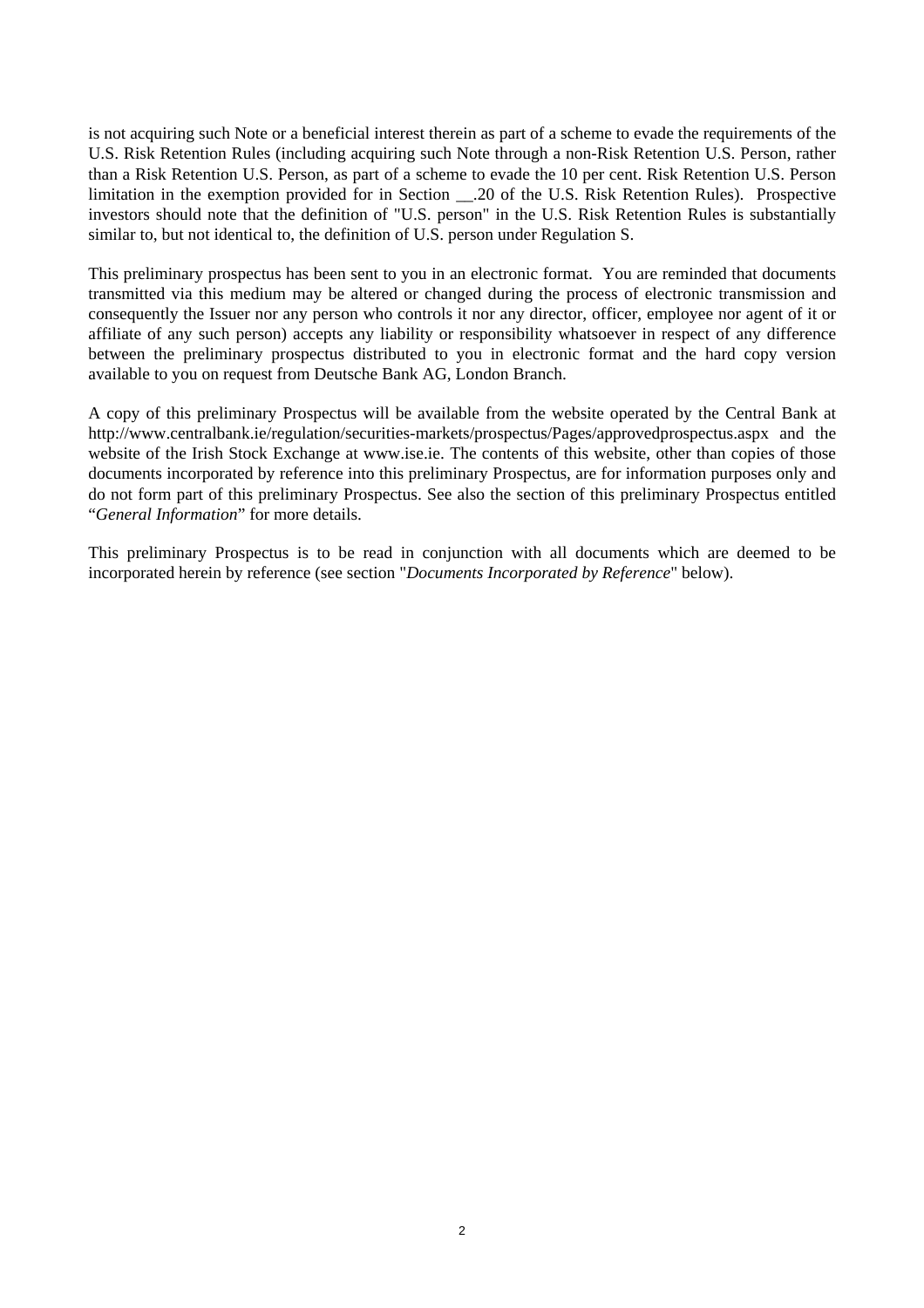is not acquiring such Note or a beneficial interest therein as part of a scheme to evade the requirements of the U.S. Risk Retention Rules (including acquiring such Note through a non-Risk Retention U.S. Person, rather than a Risk Retention U.S. Person, as part of a scheme to evade the 10 per cent. Risk Retention U.S. Person limitation in the exemption provided for in Section __.20 of the U.S. Risk Retention Rules). Prospective investors should note that the definition of "U.S. person" in the U.S. Risk Retention Rules is substantially similar to, but not identical to, the definition of U.S. person under Regulation S.

This preliminary prospectus has been sent to you in an electronic format. You are reminded that documents transmitted via this medium may be altered or changed during the process of electronic transmission and consequently the Issuer nor any person who controls it nor any director, officer, employee nor agent of it or affiliate of any such person) accepts any liability or responsibility whatsoever in respect of any difference between the preliminary prospectus distributed to you in electronic format and the hard copy version available to you on request from Deutsche Bank AG, London Branch.

A copy of this preliminary Prospectus will be available from the website operated by the Central Bank at http://www.centralbank.ie/regulation/securities-markets/prospectus/Pages/approvedprospectus.aspx and the website of the Irish Stock Exchange at www.ise.ie. The contents of this website, other than copies of those documents incorporated by reference into this preliminary Prospectus, are for information purposes only and do not form part of this preliminary Prospectus. See also the section of this preliminary Prospectus entitled "*General Information*" for more details.

This preliminary Prospectus is to be read in conjunction with all documents which are deemed to be incorporated herein by reference (see section "*Documents Incorporated by Reference*" below).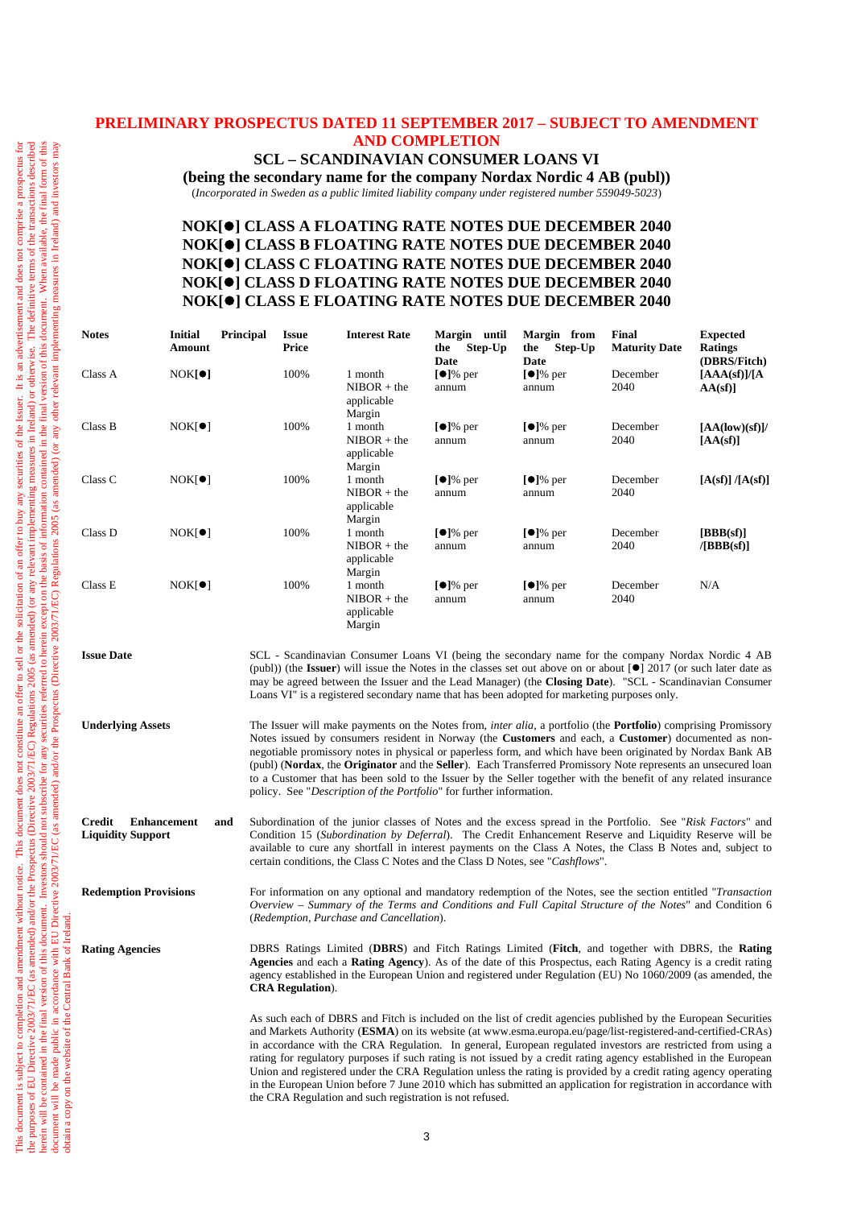**This document is subject to completion and amendment without notice. This document does not constitute an offer to sell or the solicitation of an offer to buy any securities of the Issuer. It is an advertisement and does not comprise a prospectus for the purposes of EU Directive 2003/71/EC (as amended) and/or the Prospectus (Directive 2003/71/EC) Regulations 2005 (as amended) (or any relevant implementing measures in Ireland) or otherwise. The definitive terms of the transactions described herein will be contained in the final version of this document. Investors should not subscribe for any securities referred to herein except on the basis of information contained in the final version of this document. When available, the final form of this document will be made public in accordance with EU Directive 2003/71/EC (as amended) and/or the Prospectus (Directive 2003/71/EC) Regulations 2005 (as amended) (or any other relevant implementing measures in Ireland) and investors may obtain a copy on the website of the Central Bank of Ireland.**

# PRELIMINARY PROSPECTUS DATED 11 SEPTEMBER 2017 – SUBJECT TO AMENDMENT AND COMPLETION

## SCL – SCANDINAVIAN CONSUMER LOANS VI

**(being the secondary name for the company Nordax Nordic 4 AB (publ))**

(*Incorporated in Sweden as a public limited liability company under registered number 559049-5023*)

## NOK[●] CLASS A FLOATING RATE NOTES DUE DECEMBER 2040
## NOK[●] CLASS B FLOATING RATE NOTES DUE DECEMBER 2040
## NOK[●] CLASS C FLOATING RATE NOTES DUE DECEMBER 2040
## NOK[●] CLASS D FLOATING RATE NOTES DUE DECEMBER 2040
## NOK[●] CLASS E FLOATING RATE NOTES DUE DECEMBER 2040

| Notes | Initial Principal Amount | Issue Price | Interest Rate | Margin until the Step-Up Date | Margin from the Step-Up Date | Final Maturity Date | Expected Ratings (DBRS/Fitch) |
|---|---|---|---|---|---|---|---|
| Class A | NOK[●] | 100% | 1 month NIBOR + the applicable Margin | [●]% per annum | [●]% per annum | December 2040 | **[AAA(sf)]/[AAA(sf)]** |
| Class B | NOK[●] | 100% | 1 month NIBOR + the applicable Margin | [●]% per annum | [●]% per annum | December 2040 | **[AA(low)(sf)]/ [AA(sf)]** |
| Class C | NOK[●] | 100% | 1 month NIBOR + the applicable Margin | [●]% per annum | [●]% per annum | December 2040 | **[A(sf)] /[A(sf)]** |
| Class D | NOK[●] | 100% | 1 month NIBOR + the applicable Margin | [●]% per annum | [●]% per annum | December 2040 | **[BBB(sf)] /[BBB(sf)]** |
| Class E | NOK[●] | 100% | 1 month NIBOR + the applicable Margin | [●]% per annum | [●]% per annum | December 2040 | N/A |

**Issue Date**

SCL - Scandinavian Consumer Loans VI (being the secondary name for the company Nordax Nordic 4 AB (publ)) (the **Issuer**) will issue the Notes in the classes set out above on or about [●] 2017 (or such later date as may be agreed between the Issuer and the Lead Manager) (the **Closing Date**). "SCL - Scandinavian Consumer Loans VI" is a registered secondary name that has been adopted for marketing purposes only.

**Underlying Assets**

The Issuer will make payments on the Notes from, *inter alia*, a portfolio (the **Portfolio**) comprising Promissory Notes issued by consumers resident in Norway (the **Customers** and each, a **Customer**) documented as non-negotiable promissory notes in physical or paperless form, and which have been originated by Nordax Bank AB (publ) (**Nordax**, the **Originator** and the **Seller**). Each Transferred Promissory Note represents an unsecured loan to a Customer that has been sold to the Issuer by the Seller together with the benefit of any related insurance policy. See "*Description of the Portfolio*" for further information.

**Credit Enhancement and Liquidity Support**

Subordination of the junior classes of Notes and the excess spread in the Portfolio. See "*Risk Factors*" and Condition 15 (*Subordination by Deferral*). The Credit Enhancement Reserve and Liquidity Reserve will be available to cure any shortfall in interest payments on the Class A Notes, the Class B Notes and, subject to certain conditions, the Class C Notes and the Class D Notes, see "*Cashflows*".

**Redemption Provisions**

For information on any optional and mandatory redemption of the Notes, see the section entitled "*Transaction Overview – Summary of the Terms and Conditions and Full Capital Structure of the Notes*" and Condition 6 (*Redemption, Purchase and Cancellation*).

**Rating Agencies**

DBRS Ratings Limited (**DBRS**) and Fitch Ratings Limited (**Fitch**, and together with DBRS, the **Rating Agencies** and each a **Rating Agency**). As of the date of this Prospectus, each Rating Agency is a credit rating agency established in the European Union and registered under Regulation (EU) No 1060/2009 (as amended, the **CRA Regulation**).

As such each of DBRS and Fitch is included on the list of credit agencies published by the European Securities and Markets Authority (**ESMA**) on its website (at www.esma.europa.eu/page/list-registered-and-certified-CRAs) in accordance with the CRA Regulation. In general, European regulated investors are restricted from using a rating for regulatory purposes if such rating is not issued by a credit rating agency established in the European Union and registered under the CRA Regulation unless the rating is provided by a credit rating agency operating in the European Union before 7 June 2010 which has submitted an application for registration in accordance with the CRA Regulation and such registration is not refused.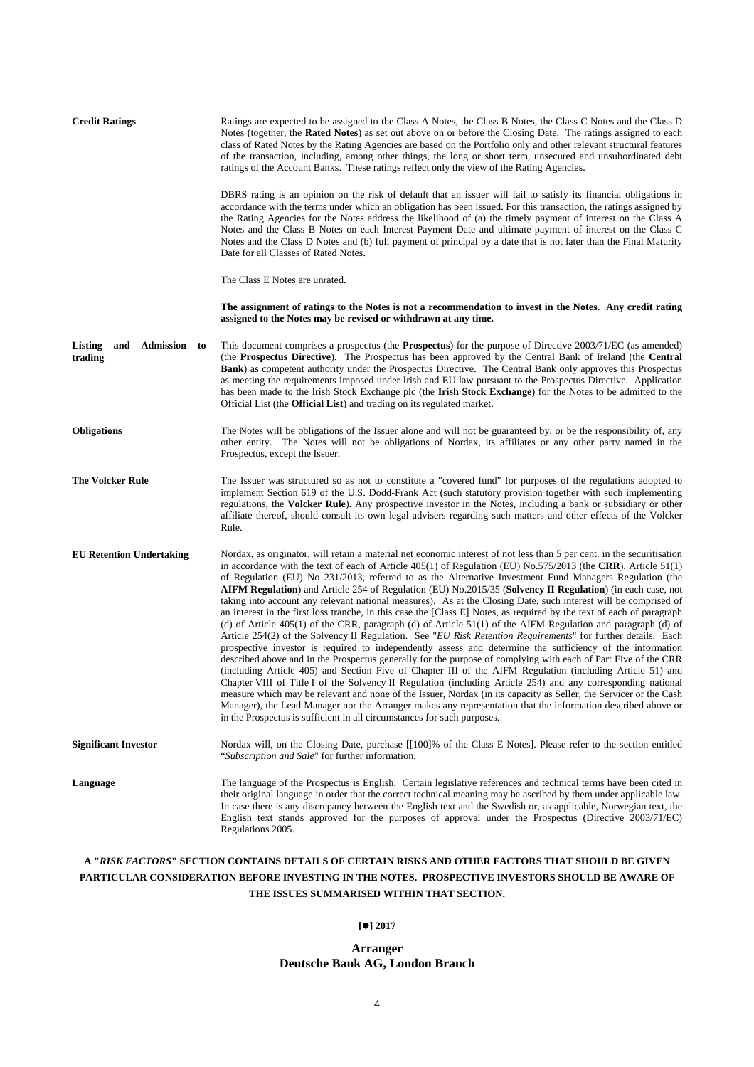**Credit Ratings**

Ratings are expected to be assigned to the Class A Notes, the Class B Notes, the Class C Notes and the Class D Notes (together, the **Rated Notes**) as set out above on or before the Closing Date. The ratings assigned to each class of Rated Notes by the Rating Agencies are based on the Portfolio only and other relevant structural features of the transaction, including, among other things, the long or short term, unsecured and unsubordinated debt ratings of the Account Banks. These ratings reflect only the view of the Rating Agencies.

DBRS rating is an opinion on the risk of default that an issuer will fail to satisfy its financial obligations in accordance with the terms under which an obligation has been issued. For this transaction, the ratings assigned by the Rating Agencies for the Notes address the likelihood of (a) the timely payment of interest on the Class A Notes and the Class B Notes on each Interest Payment Date and ultimate payment of interest on the Class C Notes and the Class D Notes and (b) full payment of principal by a date that is not later than the Final Maturity Date for all Classes of Rated Notes.

The Class E Notes are unrated.

**The assignment of ratings to the Notes is not a recommendation to invest in the Notes. Any credit rating assigned to the Notes may be revised or withdrawn at any time.**

**Listing and Admission to trading**

This document comprises a prospectus (the **Prospectus**) for the purpose of Directive 2003/71/EC (as amended) (the **Prospectus Directive**). The Prospectus has been approved by the Central Bank of Ireland (the **Central Bank**) as competent authority under the Prospectus Directive. The Central Bank only approves this Prospectus as meeting the requirements imposed under Irish and EU law pursuant to the Prospectus Directive. Application has been made to the Irish Stock Exchange plc (the **Irish Stock Exchange**) for the Notes to be admitted to the Official List (the **Official List**) and trading on its regulated market.

**Obligations**

The Notes will be obligations of the Issuer alone and will not be guaranteed by, or be the responsibility of, any other entity. The Notes will not be obligations of Nordax, its affiliates or any other party named in the Prospectus, except the Issuer.

**The Volcker Rule**

The Issuer was structured so as not to constitute a "covered fund" for purposes of the regulations adopted to implement Section 619 of the U.S. Dodd-Frank Act (such statutory provision together with such implementing regulations, the **Volcker Rule**). Any prospective investor in the Notes, including a bank or subsidiary or other affiliate thereof, should consult its own legal advisers regarding such matters and other effects of the Volcker Rule.

**EU Retention Undertaking**

Nordax, as originator, will retain a material net economic interest of not less than 5 per cent. in the securitisation in accordance with the text of each of Article 405(1) of Regulation (EU) No.575/2013 (the **CRR**), Article 51(1) of Regulation (EU) No 231/2013, referred to as the Alternative Investment Fund Managers Regulation (the **AIFM Regulation**) and Article 254 of Regulation (EU) No.2015/35 (**Solvency II Regulation**) (in each case, not taking into account any relevant national measures). As at the Closing Date, such interest will be comprised of an interest in the first loss tranche, in this case the [Class E] Notes, as required by the text of each of paragraph (d) of Article 405(1) of the CRR, paragraph (d) of Article 51(1) of the AIFM Regulation and paragraph (d) of Article 254(2) of the Solvency II Regulation. See "*EU Risk Retention Requirements*" for further details. Each prospective investor is required to independently assess and determine the sufficiency of the information described above and in the Prospectus generally for the purpose of complying with each of Part Five of the CRR (including Article 405) and Section Five of Chapter III of the AIFM Regulation (including Article 51) and Chapter VIII of Title I of the Solvency II Regulation (including Article 254) and any corresponding national measure which may be relevant and none of the Issuer, Nordax (in its capacity as Seller, the Servicer or the Cash Manager), the Lead Manager nor the Arranger makes any representation that the information described above or in the Prospectus is sufficient in all circumstances for such purposes.

**Significant Investor**

Nordax will, on the Closing Date, purchase [[100]% of the Class E Notes]. Please refer to the section entitled "*Subscription and Sale*" for further information.

**Language**

The language of the Prospectus is English. Certain legislative references and technical terms have been cited in their original language in order that the correct technical meaning may be ascribed by them under applicable law. In case there is any discrepancy between the English text and the Swedish or, as applicable, Norwegian text, the English text stands approved for the purposes of approval under the Prospectus (Directive 2003/71/EC) Regulations 2005.

**A "*RISK FACTORS*" SECTION CONTAINS DETAILS OF CERTAIN RISKS AND OTHER FACTORS THAT SHOULD BE GIVEN PARTICULAR CONSIDERATION BEFORE INVESTING IN THE NOTES. PROSPECTIVE INVESTORS SHOULD BE AWARE OF THE ISSUES SUMMARISED WITHIN THAT SECTION.**

**[●] 2017**

**Arranger**
**Deutsche Bank AG, London Branch**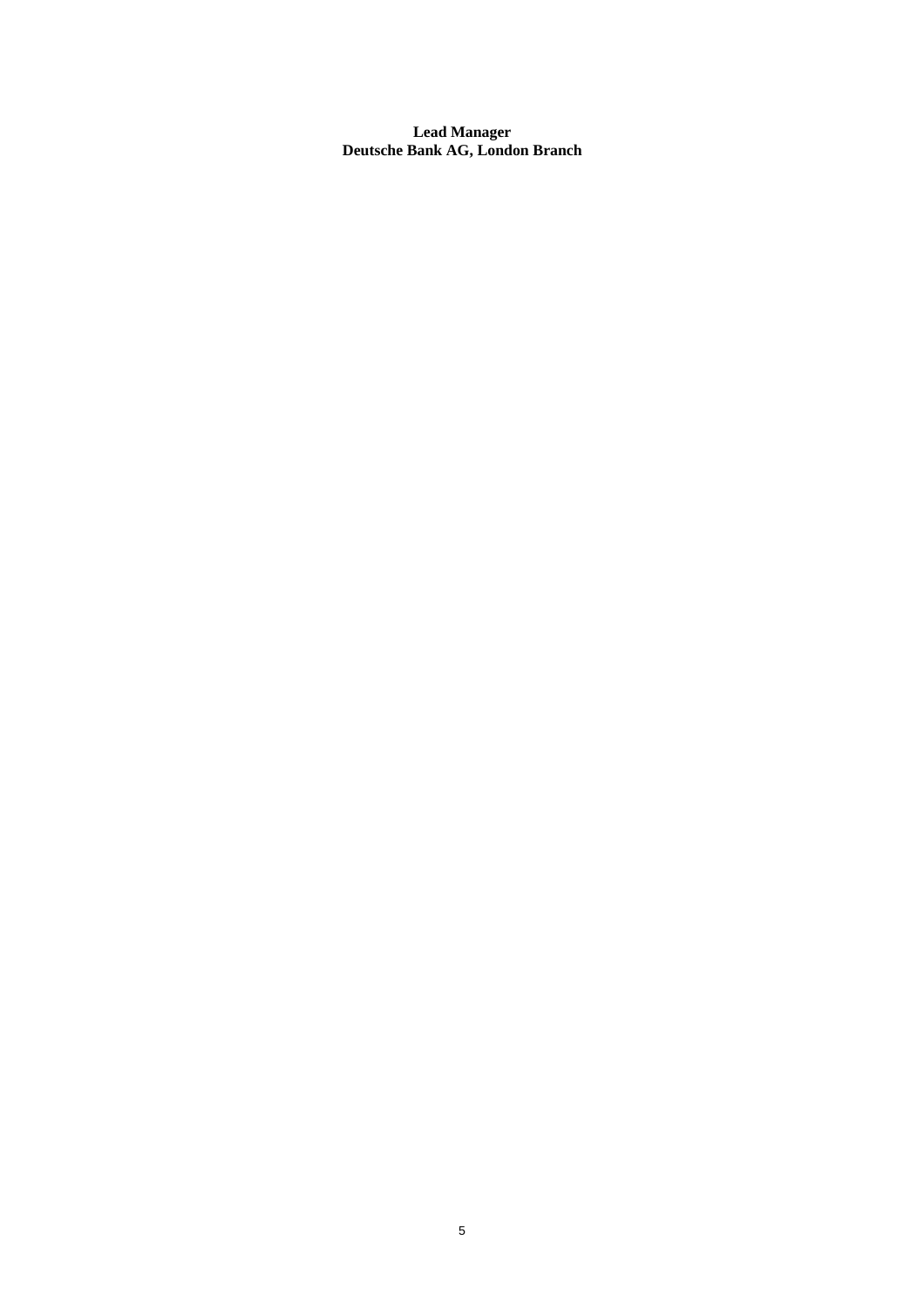**Lead Manager**
**Deutsche Bank AG, London Branch**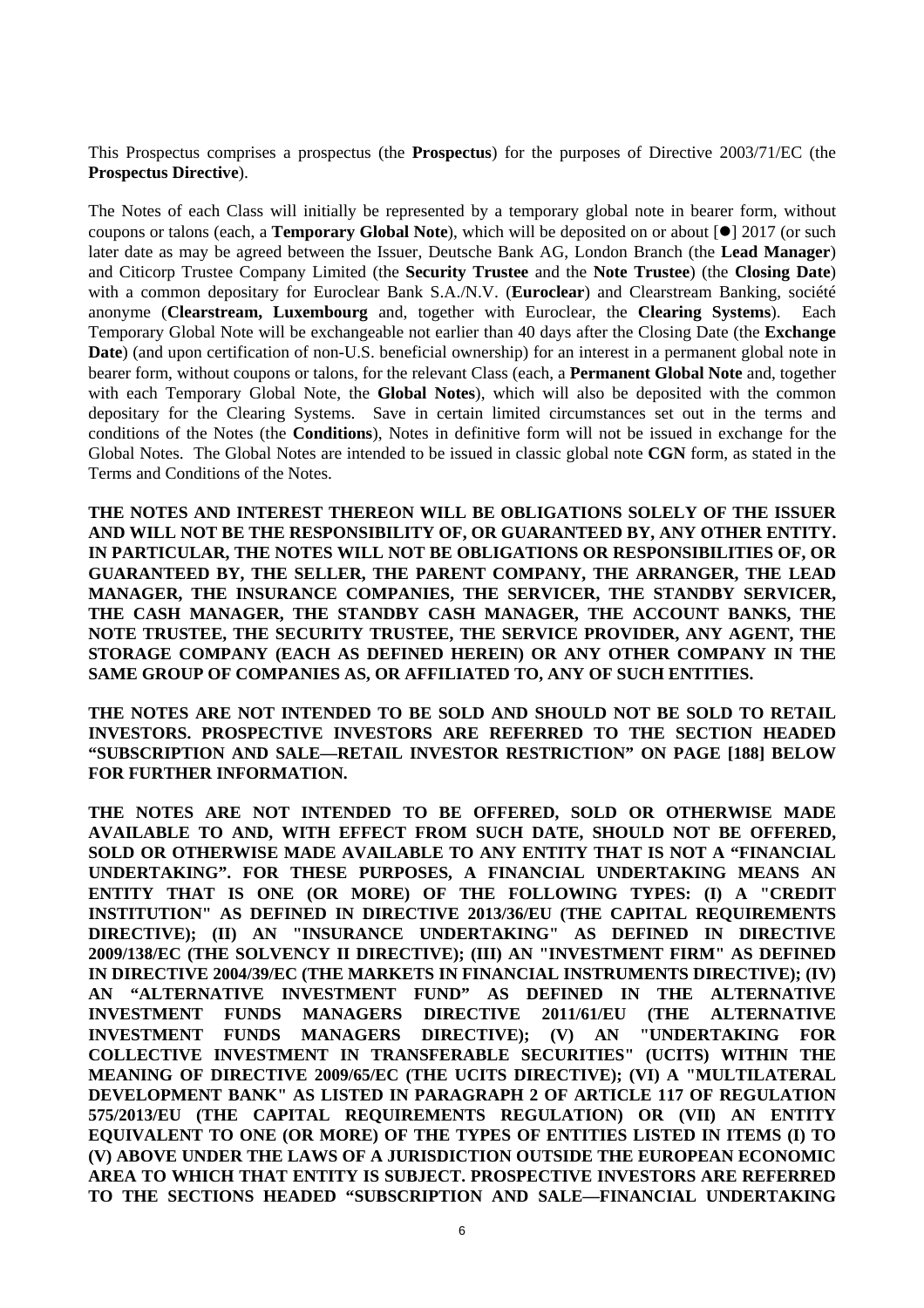This Prospectus comprises a prospectus (the **Prospectus**) for the purposes of Directive 2003/71/EC (the **Prospectus Directive**).

The Notes of each Class will initially be represented by a temporary global note in bearer form, without coupons or talons (each, a **Temporary Global Note**), which will be deposited on or about [●] 2017 (or such later date as may be agreed between the Issuer, Deutsche Bank AG, London Branch (the **Lead Manager**) and Citicorp Trustee Company Limited (the **Security Trustee** and the **Note Trustee**) (the **Closing Date**) with a common depositary for Euroclear Bank S.A./N.V. (**Euroclear**) and Clearstream Banking, société anonyme (**Clearstream, Luxembourg** and, together with Euroclear, the **Clearing Systems**). Each Temporary Global Note will be exchangeable not earlier than 40 days after the Closing Date (the **Exchange Date**) (and upon certification of non-U.S. beneficial ownership) for an interest in a permanent global note in bearer form, without coupons or talons, for the relevant Class (each, a **Permanent Global Note** and, together with each Temporary Global Note, the **Global Notes**), which will also be deposited with the common depositary for the Clearing Systems. Save in certain limited circumstances set out in the terms and conditions of the Notes (the **Conditions**), Notes in definitive form will not be issued in exchange for the Global Notes. The Global Notes are intended to be issued in classic global note **CGN** form, as stated in the Terms and Conditions of the Notes.

**THE NOTES AND INTEREST THEREON WILL BE OBLIGATIONS SOLELY OF THE ISSUER AND WILL NOT BE THE RESPONSIBILITY OF, OR GUARANTEED BY, ANY OTHER ENTITY. IN PARTICULAR, THE NOTES WILL NOT BE OBLIGATIONS OR RESPONSIBILITIES OF, OR GUARANTEED BY, THE SELLER, THE PARENT COMPANY, THE ARRANGER, THE LEAD MANAGER, THE INSURANCE COMPANIES, THE SERVICER, THE STANDBY SERVICER, THE CASH MANAGER, THE STANDBY CASH MANAGER, THE ACCOUNT BANKS, THE NOTE TRUSTEE, THE SECURITY TRUSTEE, THE SERVICE PROVIDER, ANY AGENT, THE STORAGE COMPANY (EACH AS DEFINED HEREIN) OR ANY OTHER COMPANY IN THE SAME GROUP OF COMPANIES AS, OR AFFILIATED TO, ANY OF SUCH ENTITIES.**

**THE NOTES ARE NOT INTENDED TO BE SOLD AND SHOULD NOT BE SOLD TO RETAIL INVESTORS. PROSPECTIVE INVESTORS ARE REFERRED TO THE SECTION HEADED "SUBSCRIPTION AND SALE—RETAIL INVESTOR RESTRICTION" ON PAGE [188] BELOW FOR FURTHER INFORMATION.**

**THE NOTES ARE NOT INTENDED TO BE OFFERED, SOLD OR OTHERWISE MADE AVAILABLE TO AND, WITH EFFECT FROM SUCH DATE, SHOULD NOT BE OFFERED, SOLD OR OTHERWISE MADE AVAILABLE TO ANY ENTITY THAT IS NOT A "FINANCIAL UNDERTAKING". FOR THESE PURPOSES, A FINANCIAL UNDERTAKING MEANS AN ENTITY THAT IS ONE (OR MORE) OF THE FOLLOWING TYPES: (I) A "CREDIT INSTITUTION" AS DEFINED IN DIRECTIVE 2013/36/EU (THE CAPITAL REQUIREMENTS DIRECTIVE); (II) AN "INSURANCE UNDERTAKING" AS DEFINED IN DIRECTIVE 2009/138/EC (THE SOLVENCY II DIRECTIVE); (III) AN "INVESTMENT FIRM" AS DEFINED IN DIRECTIVE 2004/39/EC (THE MARKETS IN FINANCIAL INSTRUMENTS DIRECTIVE); (IV) AN "ALTERNATIVE INVESTMENT FUND" AS DEFINED IN THE ALTERNATIVE INVESTMENT FUNDS MANAGERS DIRECTIVE 2011/61/EU (THE ALTERNATIVE INVESTMENT FUNDS MANAGERS DIRECTIVE); (V) AN "UNDERTAKING FOR COLLECTIVE INVESTMENT IN TRANSFERABLE SECURITIES" (UCITS) WITHIN THE MEANING OF DIRECTIVE 2009/65/EC (THE UCITS DIRECTIVE); (VI) A "MULTILATERAL DEVELOPMENT BANK" AS LISTED IN PARAGRAPH 2 OF ARTICLE 117 OF REGULATION 575/2013/EU (THE CAPITAL REQUIREMENTS REGULATION) OR (VII) AN ENTITY EQUIVALENT TO ONE (OR MORE) OF THE TYPES OF ENTITIES LISTED IN ITEMS (I) TO (V) ABOVE UNDER THE LAWS OF A JURISDICTION OUTSIDE THE EUROPEAN ECONOMIC AREA TO WHICH THAT ENTITY IS SUBJECT. PROSPECTIVE INVESTORS ARE REFERRED TO THE SECTIONS HEADED "SUBSCRIPTION AND SALE—FINANCIAL UNDERTAKING**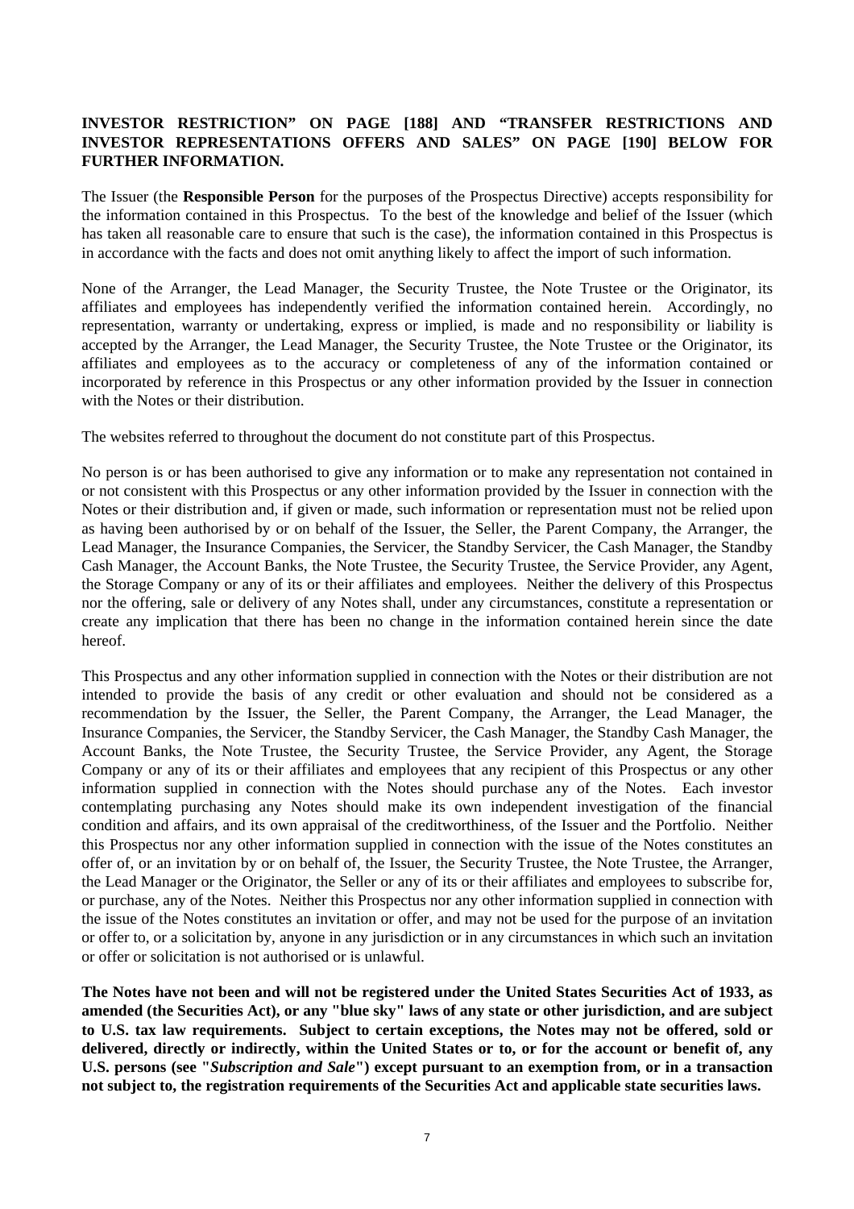**INVESTOR RESTRICTION" ON PAGE [188] AND "TRANSFER RESTRICTIONS AND INVESTOR REPRESENTATIONS OFFERS AND SALES" ON PAGE [190] BELOW FOR FURTHER INFORMATION.**

The Issuer (the **Responsible Person** for the purposes of the Prospectus Directive) accepts responsibility for the information contained in this Prospectus. To the best of the knowledge and belief of the Issuer (which has taken all reasonable care to ensure that such is the case), the information contained in this Prospectus is in accordance with the facts and does not omit anything likely to affect the import of such information.

None of the Arranger, the Lead Manager, the Security Trustee, the Note Trustee or the Originator, its affiliates and employees has independently verified the information contained herein. Accordingly, no representation, warranty or undertaking, express or implied, is made and no responsibility or liability is accepted by the Arranger, the Lead Manager, the Security Trustee, the Note Trustee or the Originator, its affiliates and employees as to the accuracy or completeness of any of the information contained or incorporated by reference in this Prospectus or any other information provided by the Issuer in connection with the Notes or their distribution.

The websites referred to throughout the document do not constitute part of this Prospectus.

No person is or has been authorised to give any information or to make any representation not contained in or not consistent with this Prospectus or any other information provided by the Issuer in connection with the Notes or their distribution and, if given or made, such information or representation must not be relied upon as having been authorised by or on behalf of the Issuer, the Seller, the Parent Company, the Arranger, the Lead Manager, the Insurance Companies, the Servicer, the Standby Servicer, the Cash Manager, the Standby Cash Manager, the Account Banks, the Note Trustee, the Security Trustee, the Service Provider, any Agent, the Storage Company or any of its or their affiliates and employees. Neither the delivery of this Prospectus nor the offering, sale or delivery of any Notes shall, under any circumstances, constitute a representation or create any implication that there has been no change in the information contained herein since the date hereof.

This Prospectus and any other information supplied in connection with the Notes or their distribution are not intended to provide the basis of any credit or other evaluation and should not be considered as a recommendation by the Issuer, the Seller, the Parent Company, the Arranger, the Lead Manager, the Insurance Companies, the Servicer, the Standby Servicer, the Cash Manager, the Standby Cash Manager, the Account Banks, the Note Trustee, the Security Trustee, the Service Provider, any Agent, the Storage Company or any of its or their affiliates and employees that any recipient of this Prospectus or any other information supplied in connection with the Notes should purchase any of the Notes. Each investor contemplating purchasing any Notes should make its own independent investigation of the financial condition and affairs, and its own appraisal of the creditworthiness, of the Issuer and the Portfolio. Neither this Prospectus nor any other information supplied in connection with the issue of the Notes constitutes an offer of, or an invitation by or on behalf of, the Issuer, the Security Trustee, the Note Trustee, the Arranger, the Lead Manager or the Originator, the Seller or any of its or their affiliates and employees to subscribe for, or purchase, any of the Notes. Neither this Prospectus nor any other information supplied in connection with the issue of the Notes constitutes an invitation or offer, and may not be used for the purpose of an invitation or offer to, or a solicitation by, anyone in any jurisdiction or in any circumstances in which such an invitation or offer or solicitation is not authorised or is unlawful.

**The Notes have not been and will not be registered under the United States Securities Act of 1933, as amended (the Securities Act), or any "blue sky" laws of any state or other jurisdiction, and are subject to U.S. tax law requirements. Subject to certain exceptions, the Notes may not be offered, sold or delivered, directly or indirectly, within the United States or to, or for the account or benefit of, any U.S. persons (see "*Subscription and Sale*") except pursuant to an exemption from, or in a transaction not subject to, the registration requirements of the Securities Act and applicable state securities laws.**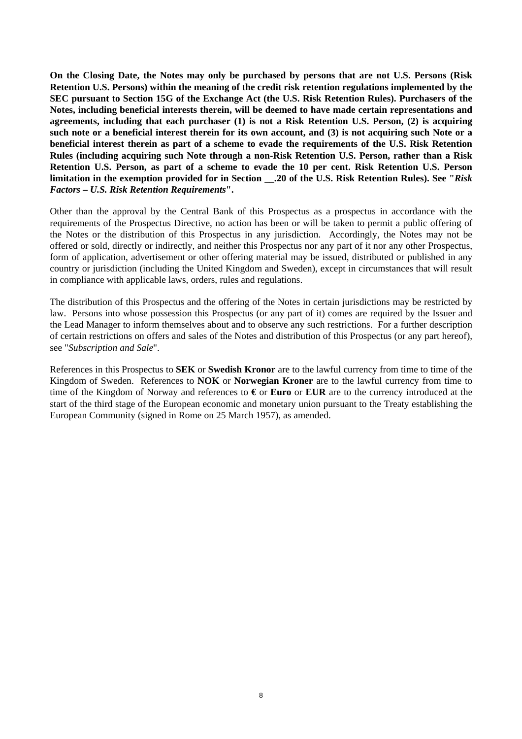**On the Closing Date, the Notes may only be purchased by persons that are not U.S. Persons (Risk Retention U.S. Persons) within the meaning of the credit risk retention regulations implemented by the SEC pursuant to Section 15G of the Exchange Act (the U.S. Risk Retention Rules). Purchasers of the Notes, including beneficial interests therein, will be deemed to have made certain representations and agreements, including that each purchaser (1) is not a Risk Retention U.S. Person, (2) is acquiring such note or a beneficial interest therein for its own account, and (3) is not acquiring such Note or a beneficial interest therein as part of a scheme to evade the requirements of the U.S. Risk Retention Rules (including acquiring such Note through a non-Risk Retention U.S. Person, rather than a Risk Retention U.S. Person, as part of a scheme to evade the 10 per cent. Risk Retention U.S. Person limitation in the exemption provided for in Section __.20 of the U.S. Risk Retention Rules). See "*Risk Factors – U.S. Risk Retention Requirements*".**

Other than the approval by the Central Bank of this Prospectus as a prospectus in accordance with the requirements of the Prospectus Directive, no action has been or will be taken to permit a public offering of the Notes or the distribution of this Prospectus in any jurisdiction. Accordingly, the Notes may not be offered or sold, directly or indirectly, and neither this Prospectus nor any part of it nor any other Prospectus, form of application, advertisement or other offering material may be issued, distributed or published in any country or jurisdiction (including the United Kingdom and Sweden), except in circumstances that will result in compliance with applicable laws, orders, rules and regulations.

The distribution of this Prospectus and the offering of the Notes in certain jurisdictions may be restricted by law. Persons into whose possession this Prospectus (or any part of it) comes are required by the Issuer and the Lead Manager to inform themselves about and to observe any such restrictions. For a further description of certain restrictions on offers and sales of the Notes and distribution of this Prospectus (or any part hereof), see "*Subscription and Sale*".

References in this Prospectus to **SEK** or **Swedish Kronor** are to the lawful currency from time to time of the Kingdom of Sweden. References to **NOK** or **Norwegian Kroner** are to the lawful currency from time to time of the Kingdom of Norway and references to **€** or **Euro** or **EUR** are to the currency introduced at the start of the third stage of the European economic and monetary union pursuant to the Treaty establishing the European Community (signed in Rome on 25 March 1957), as amended.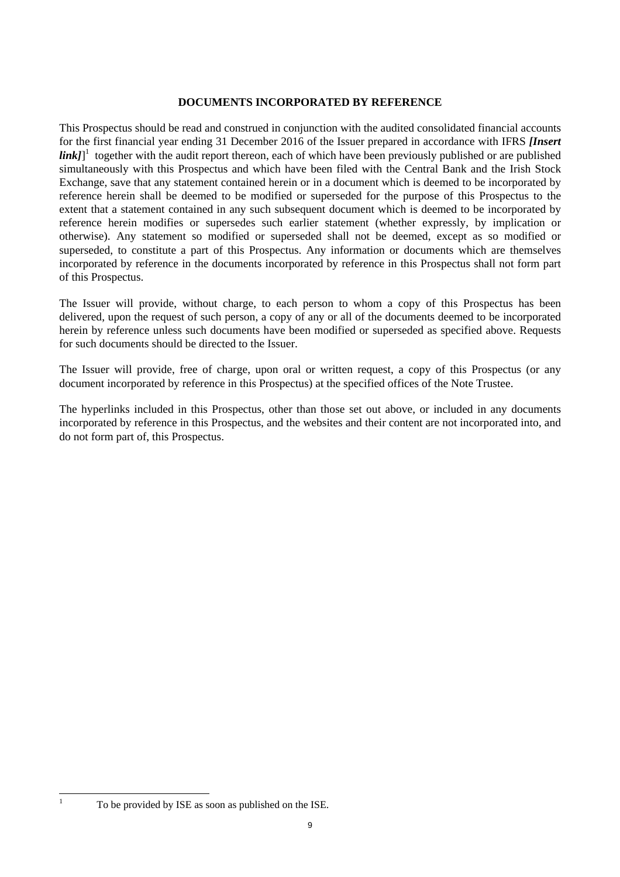## DOCUMENTS INCORPORATED BY REFERENCE

This Prospectus should be read and construed in conjunction with the audited consolidated financial accounts for the first financial year ending 31 December 2016 of the Issuer prepared in accordance with IFRS ***[Insert link]***][1] together with the audit report thereon, each of which have been previously published or are published simultaneously with this Prospectus and which have been filed with the Central Bank and the Irish Stock Exchange, save that any statement contained herein or in a document which is deemed to be incorporated by reference herein shall be deemed to be modified or superseded for the purpose of this Prospectus to the extent that a statement contained in any such subsequent document which is deemed to be incorporated by reference herein modifies or supersedes such earlier statement (whether expressly, by implication or otherwise). Any statement so modified or superseded shall not be deemed, except as so modified or superseded, to constitute a part of this Prospectus. Any information or documents which are themselves incorporated by reference in the documents incorporated by reference in this Prospectus shall not form part of this Prospectus.

The Issuer will provide, without charge, to each person to whom a copy of this Prospectus has been delivered, upon the request of such person, a copy of any or all of the documents deemed to be incorporated herein by reference unless such documents have been modified or superseded as specified above. Requests for such documents should be directed to the Issuer.

The Issuer will provide, free of charge, upon oral or written request, a copy of this Prospectus (or any document incorporated by reference in this Prospectus) at the specified offices of the Note Trustee.

The hyperlinks included in this Prospectus, other than those set out above, or included in any documents incorporated by reference in this Prospectus, and the websites and their content are not incorporated into, and do not form part of, this Prospectus.

---

[1] To be provided by ISE as soon as published on the ISE.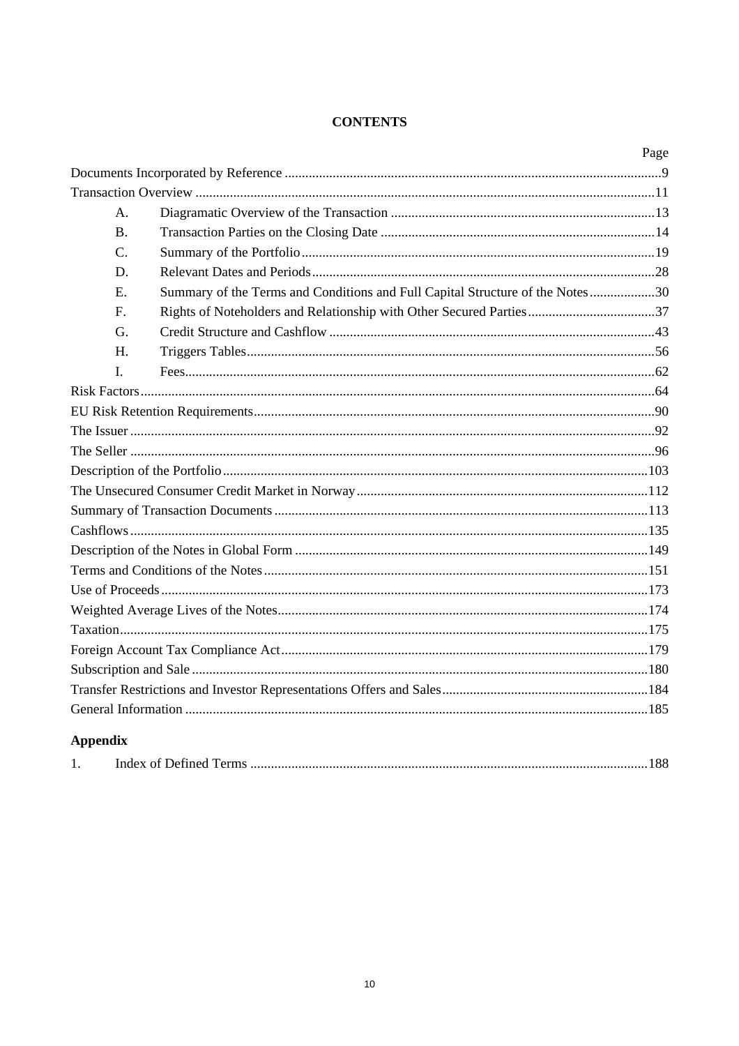# CONTENTS

| | | Page |
|---|---|---|
| Documents Incorporated by Reference | | 9 |
| Transaction Overview | | 11 |
| A. | Diagramatic Overview of the Transaction | 13 |
| B. | Transaction Parties on the Closing Date | 14 |
| C. | Summary of the Portfolio | 19 |
| D. | Relevant Dates and Periods | 28 |
| E. | Summary of the Terms and Conditions and Full Capital Structure of the Notes | 30 |
| F. | Rights of Noteholders and Relationship with Other Secured Parties | 37 |
| G. | Credit Structure and Cashflow | 43 |
| H. | Triggers Tables | 56 |
| I. | Fees | 62 |
| Risk Factors | | 64 |
| EU Risk Retention Requirements | | 90 |
| The Issuer | | 92 |
| The Seller | | 96 |
| Description of the Portfolio | | 103 |
| The Unsecured Consumer Credit Market in Norway | | 112 |
| Summary of Transaction Documents | | 113 |
| Cashflows | | 135 |
| Description of the Notes in Global Form | | 149 |
| Terms and Conditions of the Notes | | 151 |
| Use of Proceeds | | 173 |
| Weighted Average Lives of the Notes | | 174 |
| Taxation | | 175 |
| Foreign Account Tax Compliance Act | | 179 |
| Subscription and Sale | | 180 |
| Transfer Restrictions and Investor Representations Offers and Sales | | 184 |
| General Information | | 185 |

## Appendix

| | | |
|---|---|---|
| 1. | Index of Defined Terms | 188 |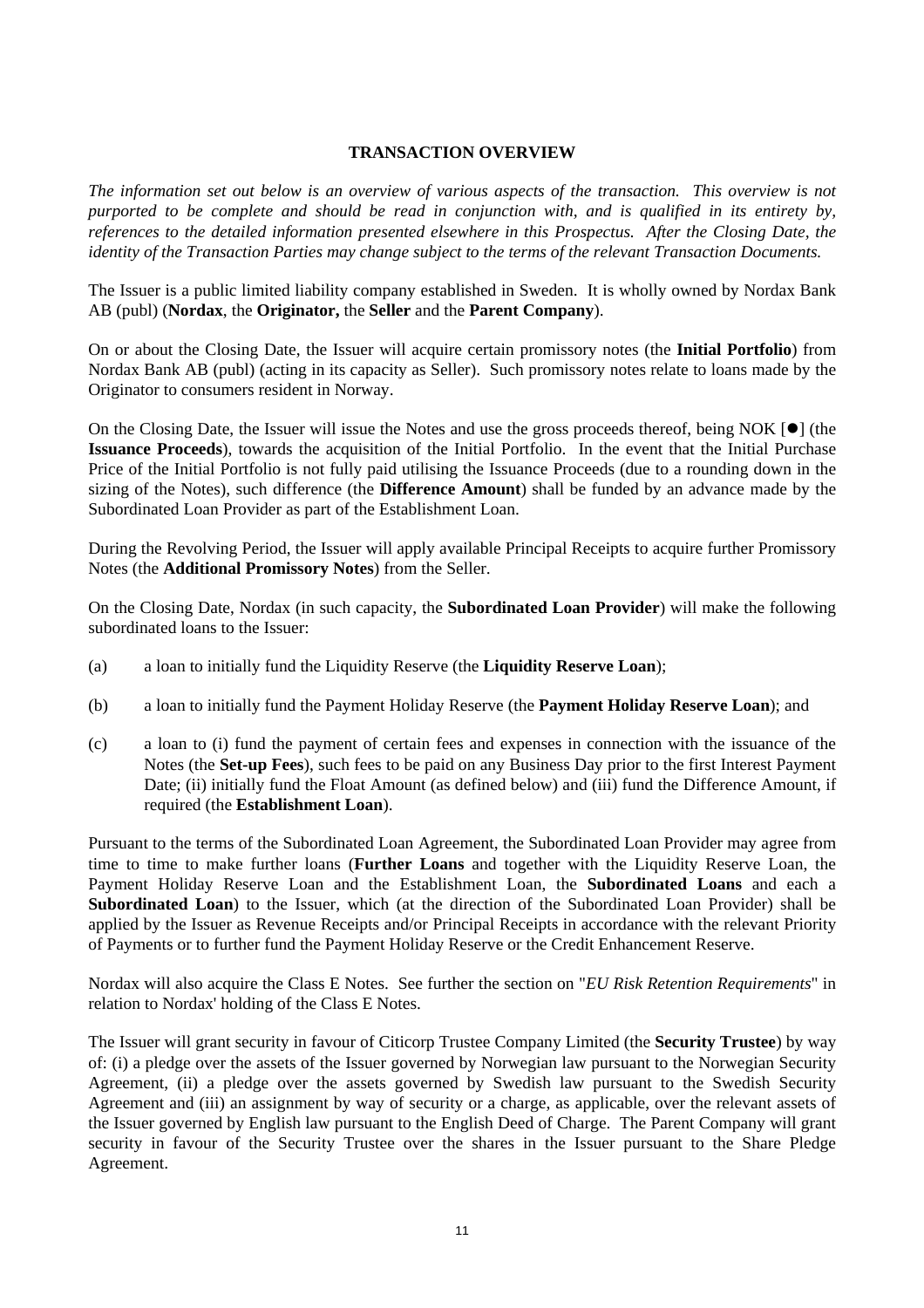# TRANSACTION OVERVIEW

*The information set out below is an overview of various aspects of the transaction. This overview is not purported to be complete and should be read in conjunction with, and is qualified in its entirety by, references to the detailed information presented elsewhere in this Prospectus. After the Closing Date, the identity of the Transaction Parties may change subject to the terms of the relevant Transaction Documents.*

The Issuer is a public limited liability company established in Sweden. It is wholly owned by Nordax Bank AB (publ) (**Nordax**, the **Originator,** the **Seller** and the **Parent Company**).

On or about the Closing Date, the Issuer will acquire certain promissory notes (the **Initial Portfolio**) from Nordax Bank AB (publ) (acting in its capacity as Seller). Such promissory notes relate to loans made by the Originator to consumers resident in Norway.

On the Closing Date, the Issuer will issue the Notes and use the gross proceeds thereof, being NOK [●] (the **Issuance Proceeds**), towards the acquisition of the Initial Portfolio. In the event that the Initial Purchase Price of the Initial Portfolio is not fully paid utilising the Issuance Proceeds (due to a rounding down in the sizing of the Notes), such difference (the **Difference Amount**) shall be funded by an advance made by the Subordinated Loan Provider as part of the Establishment Loan.

During the Revolving Period, the Issuer will apply available Principal Receipts to acquire further Promissory Notes (the **Additional Promissory Notes**) from the Seller.

On the Closing Date, Nordax (in such capacity, the **Subordinated Loan Provider**) will make the following subordinated loans to the Issuer:

(a) a loan to initially fund the Liquidity Reserve (the **Liquidity Reserve Loan**);

(b) a loan to initially fund the Payment Holiday Reserve (the **Payment Holiday Reserve Loan**); and

(c) a loan to (i) fund the payment of certain fees and expenses in connection with the issuance of the Notes (the **Set-up Fees**), such fees to be paid on any Business Day prior to the first Interest Payment Date; (ii) initially fund the Float Amount (as defined below) and (iii) fund the Difference Amount, if required (the **Establishment Loan**).

Pursuant to the terms of the Subordinated Loan Agreement, the Subordinated Loan Provider may agree from time to time to make further loans (**Further Loans** and together with the Liquidity Reserve Loan, the Payment Holiday Reserve Loan and the Establishment Loan, the **Subordinated Loans** and each a **Subordinated Loan**) to the Issuer, which (at the direction of the Subordinated Loan Provider) shall be applied by the Issuer as Revenue Receipts and/or Principal Receipts in accordance with the relevant Priority of Payments or to further fund the Payment Holiday Reserve or the Credit Enhancement Reserve.

Nordax will also acquire the Class E Notes. See further the section on "*EU Risk Retention Requirements*" in relation to Nordax' holding of the Class E Notes.

The Issuer will grant security in favour of Citicorp Trustee Company Limited (the **Security Trustee**) by way of: (i) a pledge over the assets of the Issuer governed by Norwegian law pursuant to the Norwegian Security Agreement, (ii) a pledge over the assets governed by Swedish law pursuant to the Swedish Security Agreement and (iii) an assignment by way of security or a charge, as applicable, over the relevant assets of the Issuer governed by English law pursuant to the English Deed of Charge. The Parent Company will grant security in favour of the Security Trustee over the shares in the Issuer pursuant to the Share Pledge Agreement.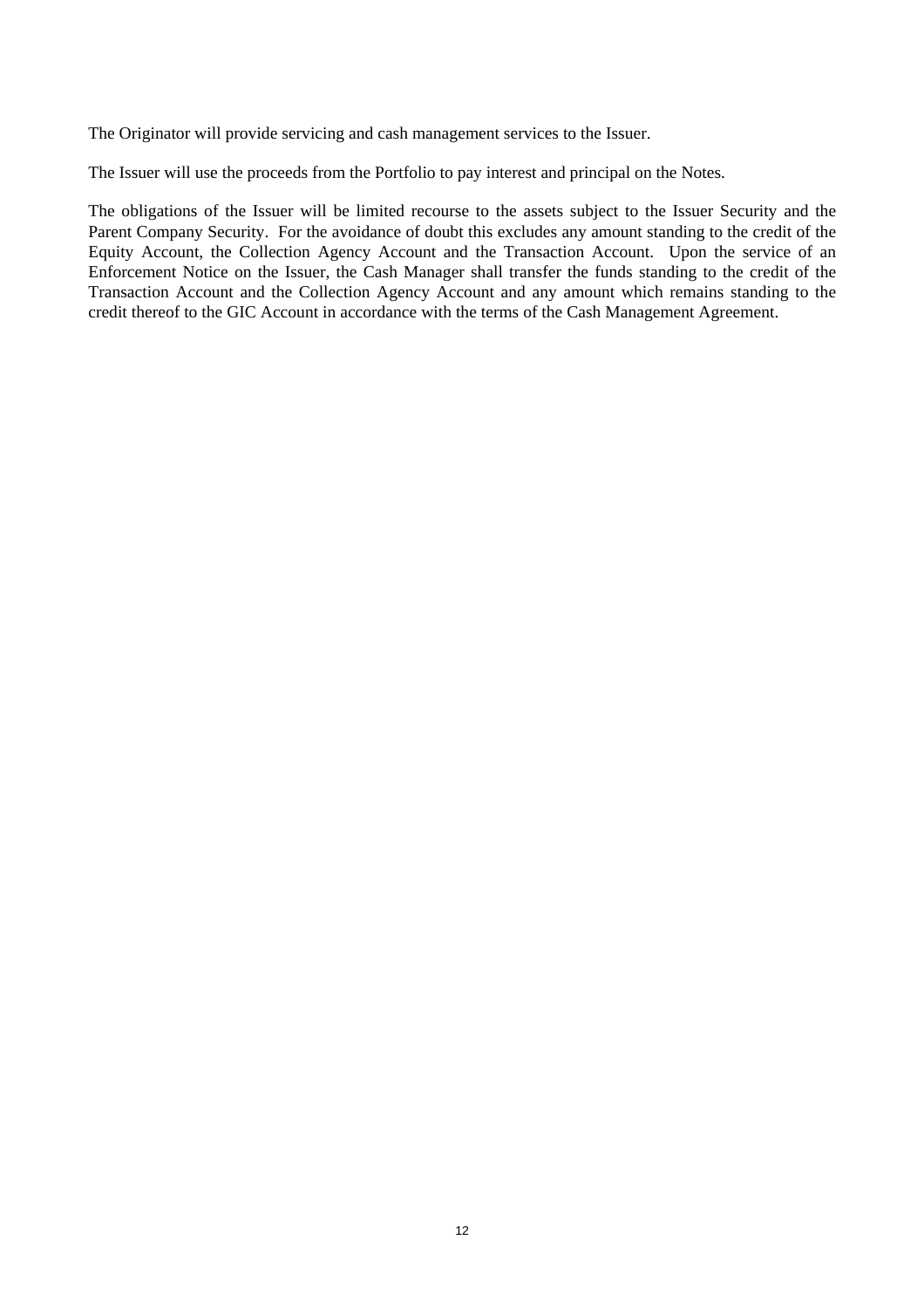The Originator will provide servicing and cash management services to the Issuer.

The Issuer will use the proceeds from the Portfolio to pay interest and principal on the Notes.

The obligations of the Issuer will be limited recourse to the assets subject to the Issuer Security and the Parent Company Security. For the avoidance of doubt this excludes any amount standing to the credit of the Equity Account, the Collection Agency Account and the Transaction Account. Upon the service of an Enforcement Notice on the Issuer, the Cash Manager shall transfer the funds standing to the credit of the Transaction Account and the Collection Agency Account and any amount which remains standing to the credit thereof to the GIC Account in accordance with the terms of the Cash Management Agreement.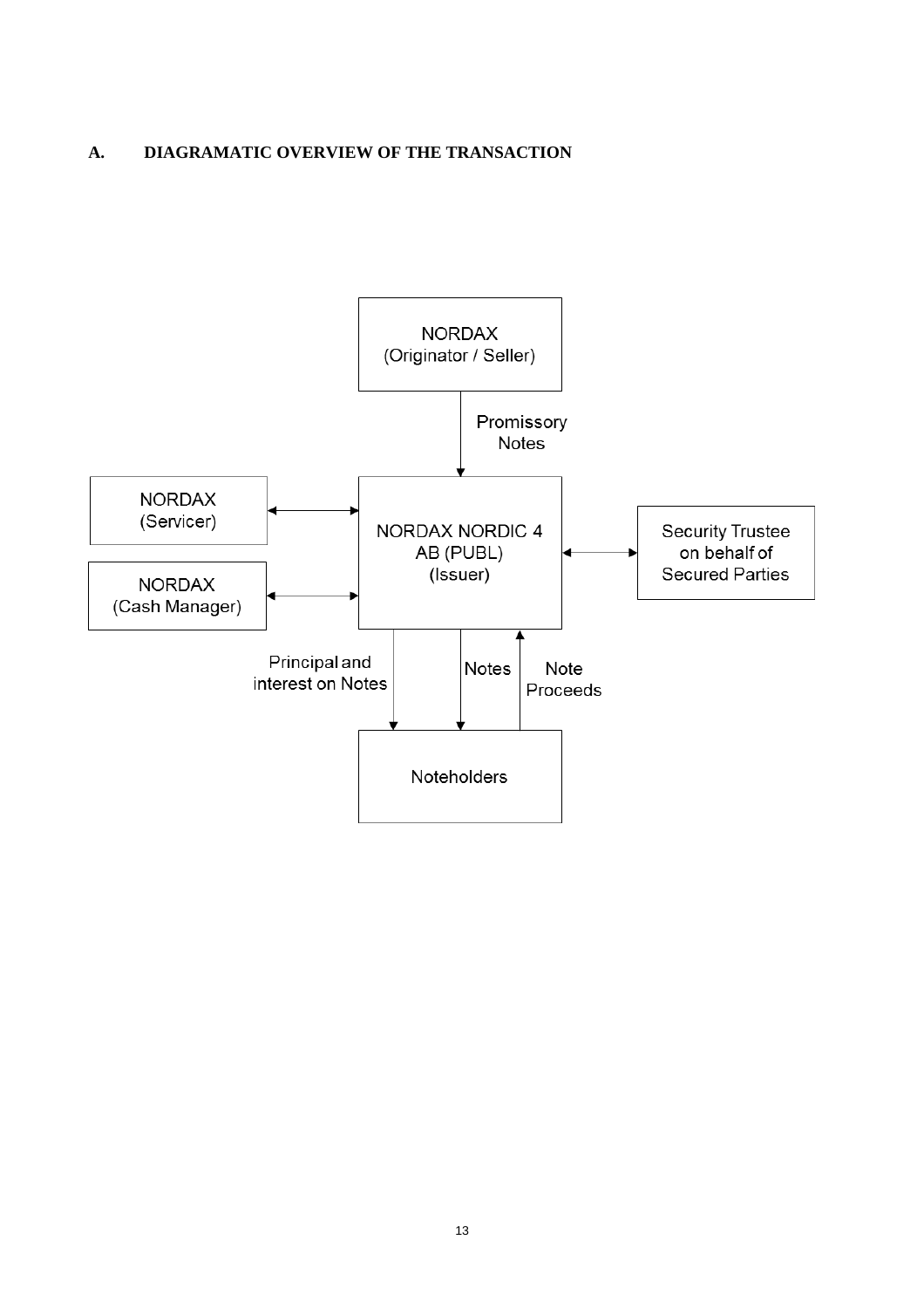## A. DIAGRAMATIC OVERVIEW OF THE TRANSACTION

NORDAX (Originator / Seller)

Promissory Notes

NORDAX (Servicer)

NORDAX NORDIC 4 AB (PUBL) (Issuer)

Security Trustee on behalf of Secured Parties

NORDAX (Cash Manager)

Principal and interest on Notes

Notes

Note Proceeds

Noteholders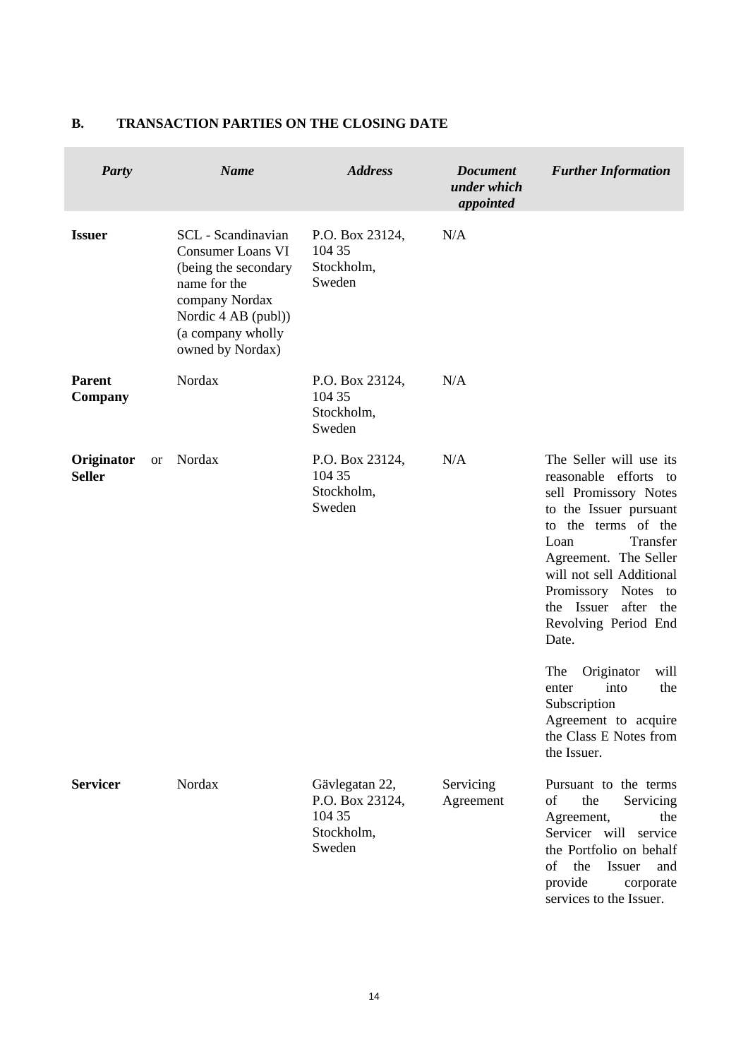## B. TRANSACTION PARTIES ON THE CLOSING DATE

| *Party* | *Name* | *Address* | *Document under which appointed* | *Further Information* |
|---|---|---|---|---|
| **Issuer** | SCL - Scandinavian Consumer Loans VI (being the secondary name for the company Nordax Nordic 4 AB (publ)) (a company wholly owned by Nordax) | P.O. Box 23124, 104 35 Stockholm, Sweden | N/A | |
| **Parent Company** | Nordax | P.O. Box 23124, 104 35 Stockholm, Sweden | N/A | |
| **Originator** or **Seller** | Nordax | P.O. Box 23124, 104 35 Stockholm, Sweden | N/A | The Seller will use its reasonable efforts to sell Promissory Notes to the Issuer pursuant to the terms of the Loan Transfer Agreement. The Seller will not sell Additional Promissory Notes to the Issuer after the Revolving Period End Date.<br><br>The Originator will enter into the Subscription Agreement to acquire the Class E Notes from the Issuer. |
| **Servicer** | Nordax | Gävlegatan 22, P.O. Box 23124, 104 35 Stockholm, Sweden | Servicing Agreement | Pursuant to the terms of the Servicing Agreement, the Servicer will service the Portfolio on behalf of the Issuer and provide corporate services to the Issuer. |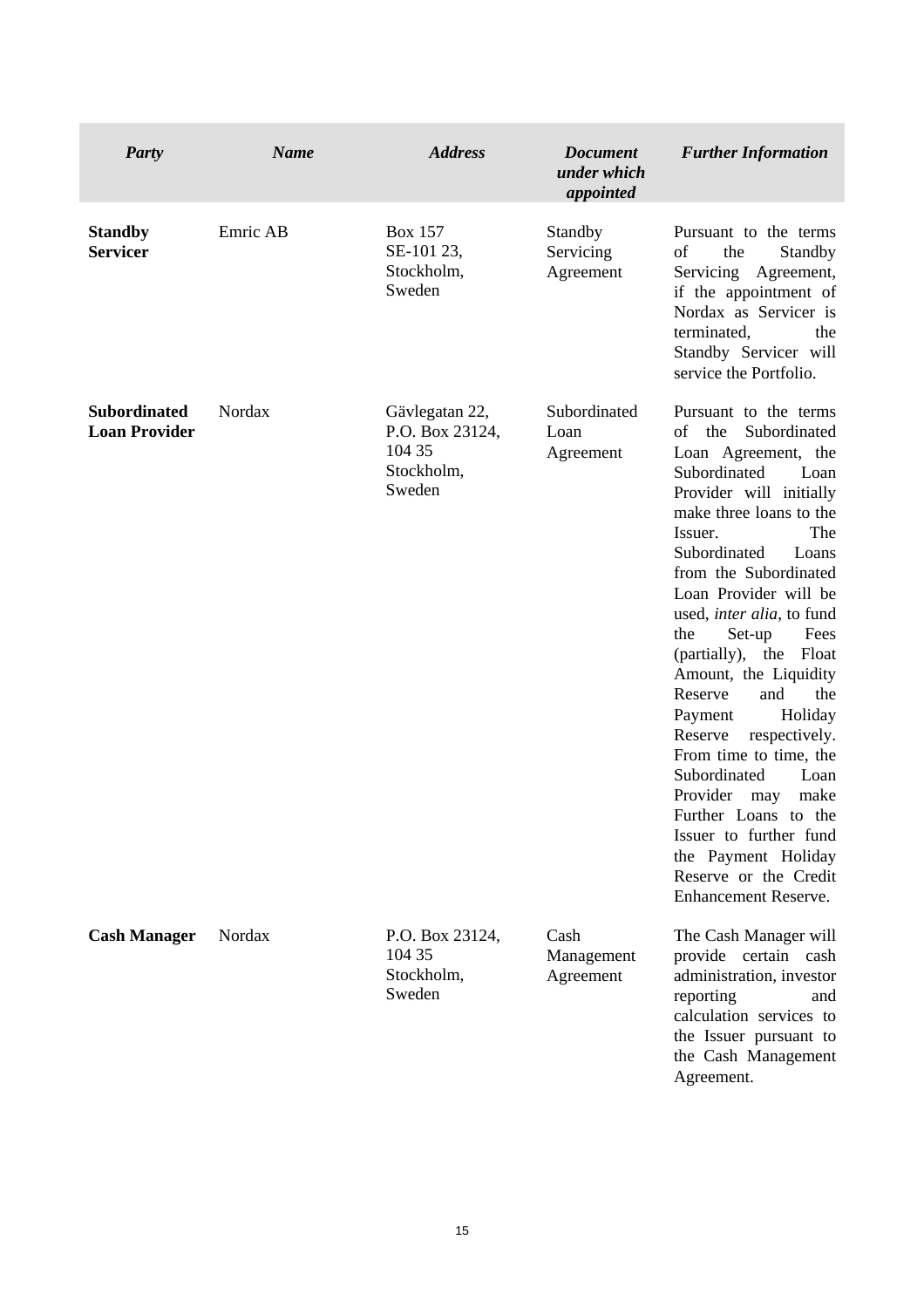| *Party* | *Name* | *Address* | *Document under which appointed* | *Further Information* |
|---|---|---|---|---|
| **Standby Servicer** | Emric AB | Box 157 SE-101 23, Stockholm, Sweden | Standby Servicing Agreement | Pursuant to the terms of the Standby Servicing Agreement, if the appointment of Nordax as Servicer is terminated, the Standby Servicer will service the Portfolio. |
| **Subordinated Loan Provider** | Nordax | Gävlegatan 22, P.O. Box 23124, 104 35 Stockholm, Sweden | Subordinated Loan Agreement | Pursuant to the terms of the Subordinated Loan Agreement, the Subordinated Loan Provider will initially make three loans to the Issuer. The Subordinated Loans from the Subordinated Loan Provider will be used, *inter alia*, to fund the Set-up Fees (partially), the Float Amount, the Liquidity Reserve and the Payment Holiday Reserve respectively. From time to time, the Subordinated Loan Provider may make Further Loans to the Issuer to further fund the Payment Holiday Reserve or the Credit Enhancement Reserve. |
| **Cash Manager** | Nordax | P.O. Box 23124, 104 35 Stockholm, Sweden | Cash Management Agreement | The Cash Manager will provide certain cash administration, investor reporting and calculation services to the Issuer pursuant to the Cash Management Agreement. |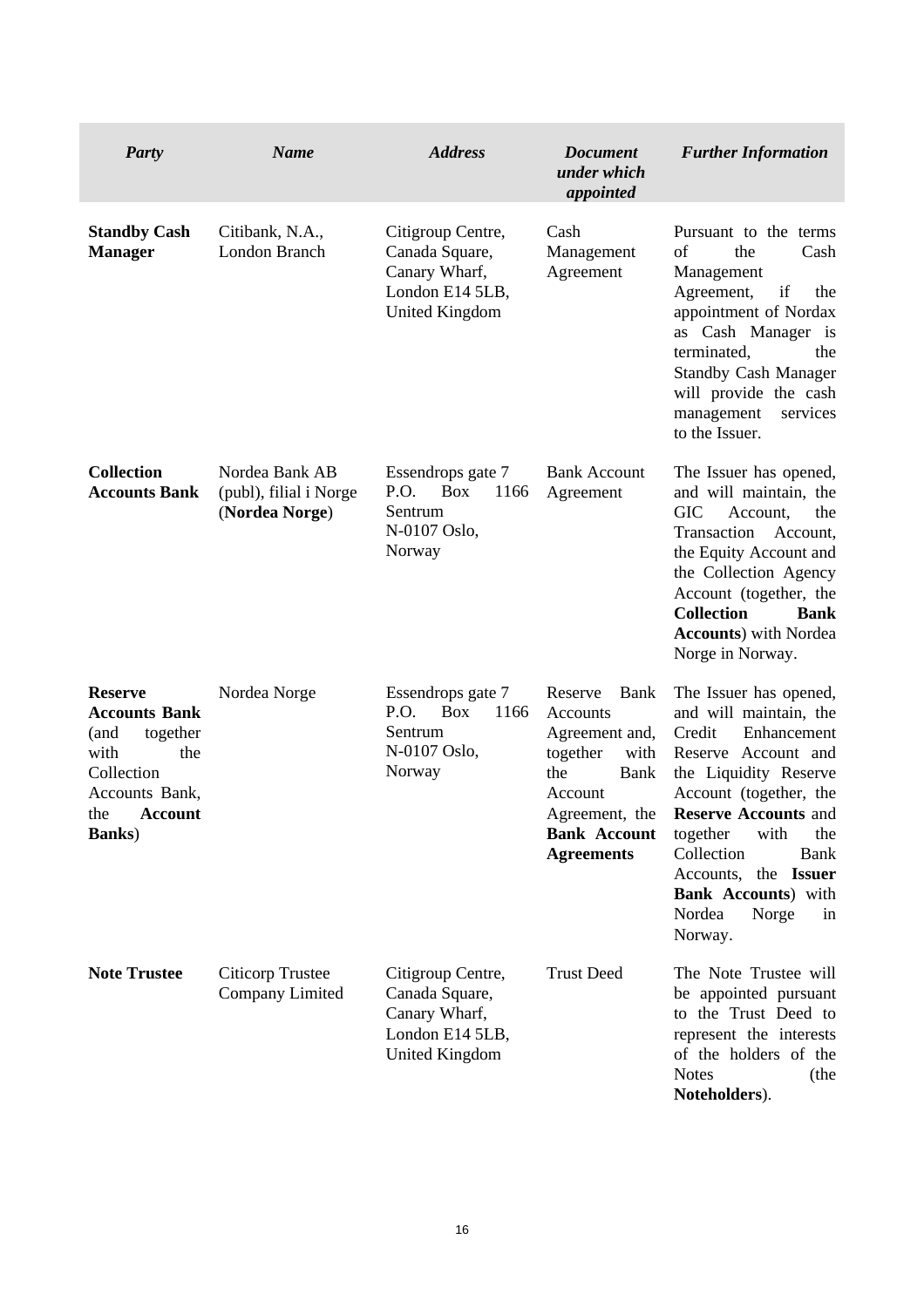| *Party* | *Name* | *Address* | *Document under which appointed* | *Further Information* |
|---|---|---|---|---|
| **Standby Cash Manager** | Citibank, N.A., London Branch | Citigroup Centre, Canada Square, Canary Wharf, London E14 5LB, United Kingdom | Cash Management Agreement | Pursuant to the terms of the Cash Management Agreement, if the appointment of Nordax as Cash Manager is terminated, the Standby Cash Manager will provide the cash management services to the Issuer. |
| **Collection Accounts Bank** | Nordea Bank AB (publ), filial i Norge (**Nordea Norge**) | Essendrops gate 7 P.O. Box 1166 Sentrum N-0107 Oslo, Norway | Bank Account Agreement | The Issuer has opened, and will maintain, the GIC Account, the Transaction Account, the Equity Account and the Collection Agency Account (together, the **Collection Bank Accounts**) with Nordea Norge in Norway. |
| **Reserve Accounts Bank** (and together with the Collection Accounts Bank, the **Account Banks**) | Nordea Norge | Essendrops gate 7 P.O. Box 1166 Sentrum N-0107 Oslo, Norway | Reserve Bank Accounts Agreement and, together with the Bank Account Agreement, the **Bank Account Agreements** | The Issuer has opened, and will maintain, the Credit Enhancement Reserve Account and the Liquidity Reserve Account (together, the **Reserve Accounts** and together with the Collection Bank Accounts, the **Issuer Bank Accounts**) with Nordea Norge in Norway. |
| **Note Trustee** | Citicorp Trustee Company Limited | Citigroup Centre, Canada Square, Canary Wharf, London E14 5LB, United Kingdom | Trust Deed | The Note Trustee will be appointed pursuant to the Trust Deed to represent the interests of the holders of the Notes (the **Noteholders**). |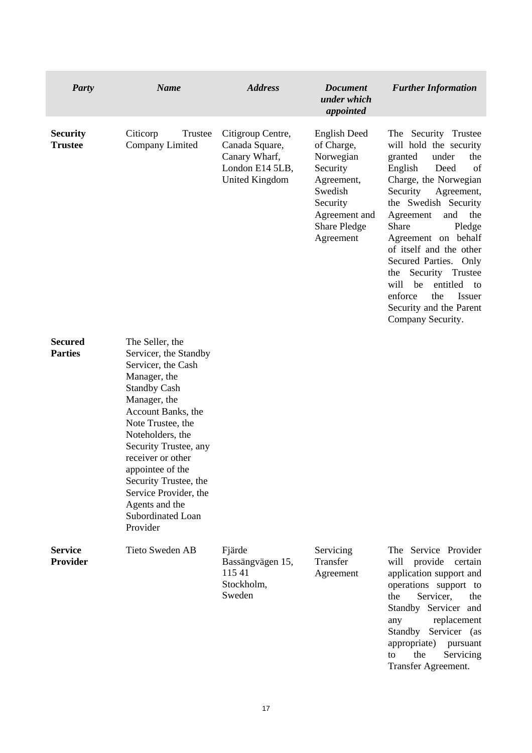| *Party* | *Name* | *Address* | *Document under which appointed* | *Further Information* |
| --- | --- | --- | --- | --- |
| **Security Trustee** | Citicorp Trustee Company Limited | Citigroup Centre, Canada Square, Canary Wharf, London E14 5LB, United Kingdom | English Deed of Charge, Norwegian Security Agreement, Swedish Security Agreement and Share Pledge Agreement | The Security Trustee will hold the security granted under the English Deed of Charge, the Norwegian Security Agreement, the Swedish Security Agreement and the Share Pledge Agreement on behalf of itself and the other Secured Parties. Only the Security Trustee will be entitled to enforce the Issuer Security and the Parent Company Security. |
| **Secured Parties** | The Seller, the Servicer, the Standby Servicer, the Cash Manager, the Standby Cash Manager, the Account Banks, the Note Trustee, the Noteholders, the Security Trustee, any receiver or other appointee of the Security Trustee, the Service Provider, the Agents and the Subordinated Loan Provider | | | |
| **Service Provider** | Tieto Sweden AB | Fjärde Bassängvägen 15, 115 41 Stockholm, Sweden | Servicing Transfer Agreement | The Service Provider will provide certain application support and operations support to the Servicer, the Standby Servicer and any replacement Standby Servicer (as appropriate) pursuant to the Servicing Transfer Agreement. |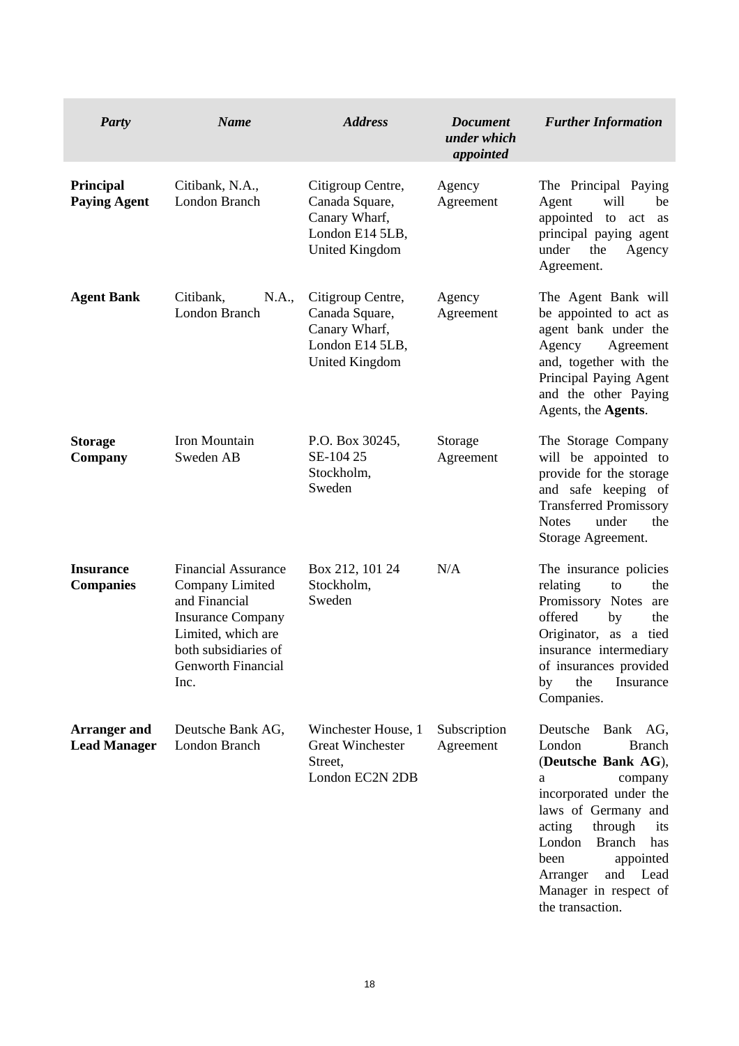| *Party* | *Name* | *Address* | *Document under which appointed* | *Further Information* |
|---|---|---|---|---|
| **Principal Paying Agent** | Citibank, N.A., London Branch | Citigroup Centre, Canada Square, Canary Wharf, London E14 5LB, United Kingdom | Agency Agreement | The Principal Paying Agent will be appointed to act as principal paying agent under the Agency Agreement. |
| **Agent Bank** | Citibank, N.A., London Branch | Citigroup Centre, Canada Square, Canary Wharf, London E14 5LB, United Kingdom | Agency Agreement | The Agent Bank will be appointed to act as agent bank under the Agency Agreement and, together with the Principal Paying Agent and the other Paying Agents, the **Agents**. |
| **Storage Company** | Iron Mountain Sweden AB | P.O. Box 30245, SE-104 25 Stockholm, Sweden | Storage Agreement | The Storage Company will be appointed to provide for the storage and safe keeping of Transferred Promissory Notes under the Storage Agreement. |
| **Insurance Companies** | Financial Assurance Company Limited and Financial Insurance Company Limited, which are both subsidiaries of Genworth Financial Inc. | Box 212, 101 24 Stockholm, Sweden | N/A | The insurance policies relating to the Promissory Notes are offered by the Originator, as a tied insurance intermediary of insurances provided by the Insurance Companies. |
| **Arranger and Lead Manager** | Deutsche Bank AG, London Branch | Winchester House, 1 Great Winchester Street, London EC2N 2DB | Subscription Agreement | Deutsche Bank AG, London Branch (**Deutsche Bank AG**), a company incorporated under the laws of Germany and acting through its London Branch has been appointed Arranger and Lead Manager in respect of the transaction. |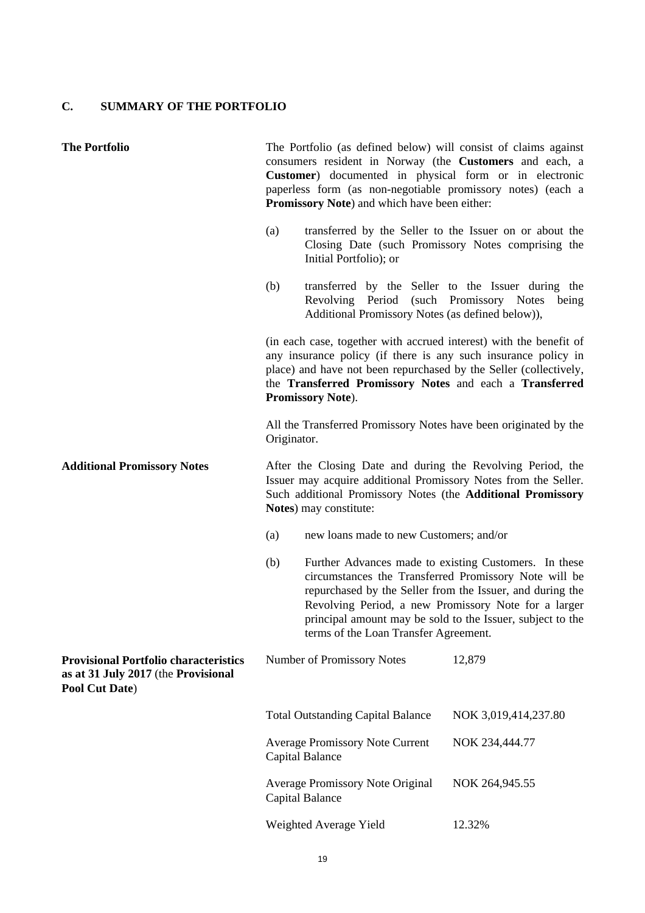## C. SUMMARY OF THE PORTFOLIO

**The Portfolio**

The Portfolio (as defined below) will consist of claims against consumers resident in Norway (the **Customers** and each, a **Customer**) documented in physical form or in electronic paperless form (as non-negotiable promissory notes) (each a **Promissory Note**) and which have been either:

(a) transferred by the Seller to the Issuer on or about the Closing Date (such Promissory Notes comprising the Initial Portfolio); or

(b) transferred by the Seller to the Issuer during the Revolving Period (such Promissory Notes being Additional Promissory Notes (as defined below)),

(in each case, together with accrued interest) with the benefit of any insurance policy (if there is any such insurance policy in place) and have not been repurchased by the Seller (collectively, the **Transferred Promissory Notes** and each a **Transferred Promissory Note**).

All the Transferred Promissory Notes have been originated by the Originator.

**Additional Promissory Notes**

After the Closing Date and during the Revolving Period, the Issuer may acquire additional Promissory Notes from the Seller. Such additional Promissory Notes (the **Additional Promissory Notes**) may constitute:

(a) new loans made to new Customers; and/or

(b) Further Advances made to existing Customers. In these circumstances the Transferred Promissory Note will be repurchased by the Seller from the Issuer, and during the Revolving Period, a new Promissory Note for a larger principal amount may be sold to the Issuer, subject to the terms of the Loan Transfer Agreement.

**Provisional Portfolio characteristics as at 31 July 2017** (the **Provisional Pool Cut Date**)

| | |
|---|---|
| Number of Promissory Notes | 12,879 |
| Total Outstanding Capital Balance | NOK 3,019,414,237.80 |
| Average Promissory Note Current Capital Balance | NOK 234,444.77 |
| Average Promissory Note Original Capital Balance | NOK 264,945.55 |
| Weighted Average Yield | 12.32% |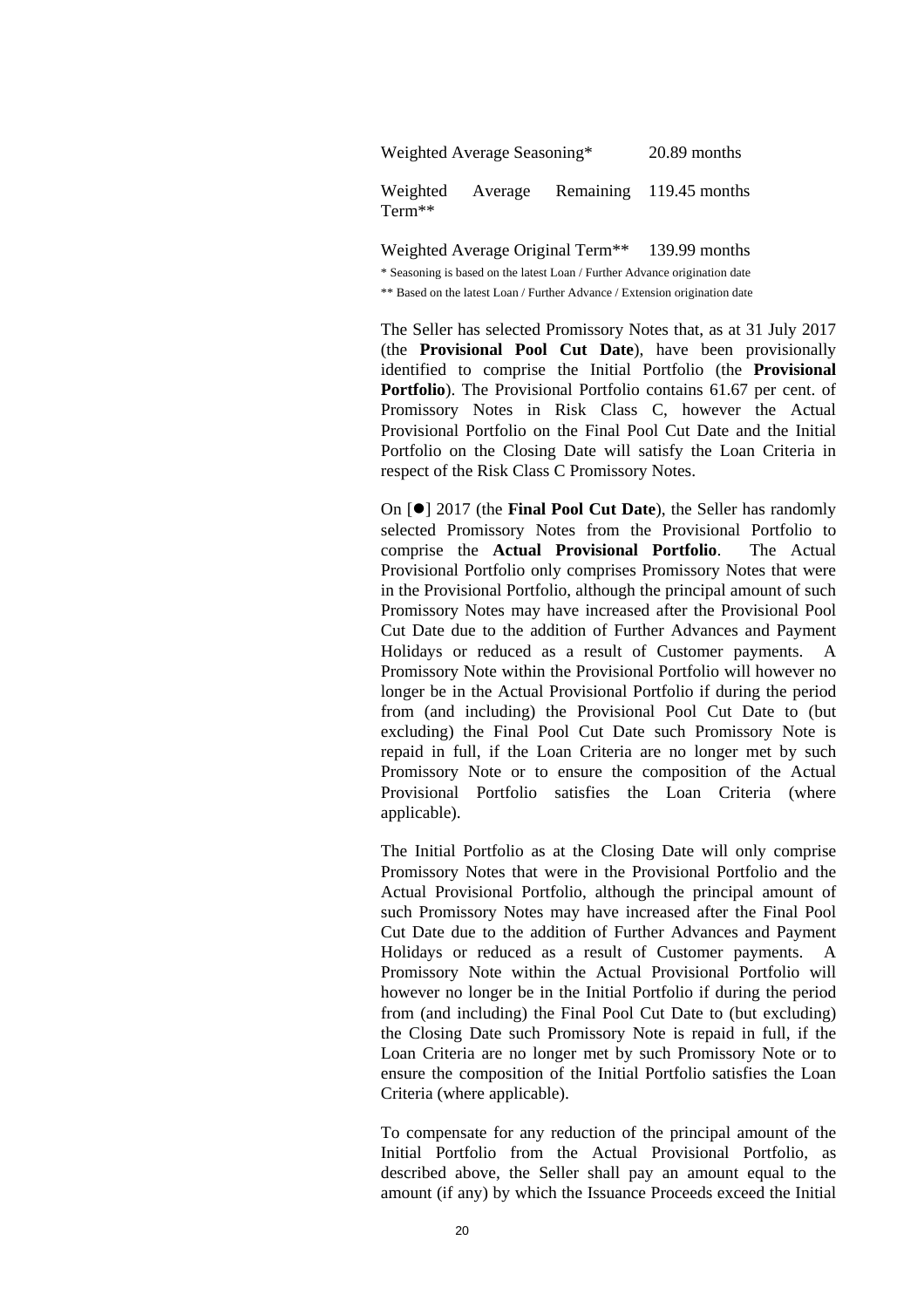| | |
|---|---|
| Weighted Average Seasoning* | 20.89 months |
| Weighted Average Remaining Term** | 119.45 months |
| Weighted Average Original Term** | 139.99 months |

\* Seasoning is based on the latest Loan / Further Advance origination date

\*\* Based on the latest Loan / Further Advance / Extension origination date

The Seller has selected Promissory Notes that, as at 31 July 2017 (the **Provisional Pool Cut Date**), have been provisionally identified to comprise the Initial Portfolio (the **Provisional Portfolio**). The Provisional Portfolio contains 61.67 per cent. of Promissory Notes in Risk Class C, however the Actual Provisional Portfolio on the Final Pool Cut Date and the Initial Portfolio on the Closing Date will satisfy the Loan Criteria in respect of the Risk Class C Promissory Notes.

On [●] 2017 (the **Final Pool Cut Date**), the Seller has randomly selected Promissory Notes from the Provisional Portfolio to comprise the **Actual Provisional Portfolio**. The Actual Provisional Portfolio only comprises Promissory Notes that were in the Provisional Portfolio, although the principal amount of such Promissory Notes may have increased after the Provisional Pool Cut Date due to the addition of Further Advances and Payment Holidays or reduced as a result of Customer payments. A Promissory Note within the Provisional Portfolio will however no longer be in the Actual Provisional Portfolio if during the period from (and including) the Provisional Pool Cut Date to (but excluding) the Final Pool Cut Date such Promissory Note is repaid in full, if the Loan Criteria are no longer met by such Promissory Note or to ensure the composition of the Actual Provisional Portfolio satisfies the Loan Criteria (where applicable).

The Initial Portfolio as at the Closing Date will only comprise Promissory Notes that were in the Provisional Portfolio and the Actual Provisional Portfolio, although the principal amount of such Promissory Notes may have increased after the Final Pool Cut Date due to the addition of Further Advances and Payment Holidays or reduced as a result of Customer payments. A Promissory Note within the Actual Provisional Portfolio will however no longer be in the Initial Portfolio if during the period from (and including) the Final Pool Cut Date to (but excluding) the Closing Date such Promissory Note is repaid in full, if the Loan Criteria are no longer met by such Promissory Note or to ensure the composition of the Initial Portfolio satisfies the Loan Criteria (where applicable).

To compensate for any reduction of the principal amount of the Initial Portfolio from the Actual Provisional Portfolio, as described above, the Seller shall pay an amount equal to the amount (if any) by which the Issuance Proceeds exceed the Initial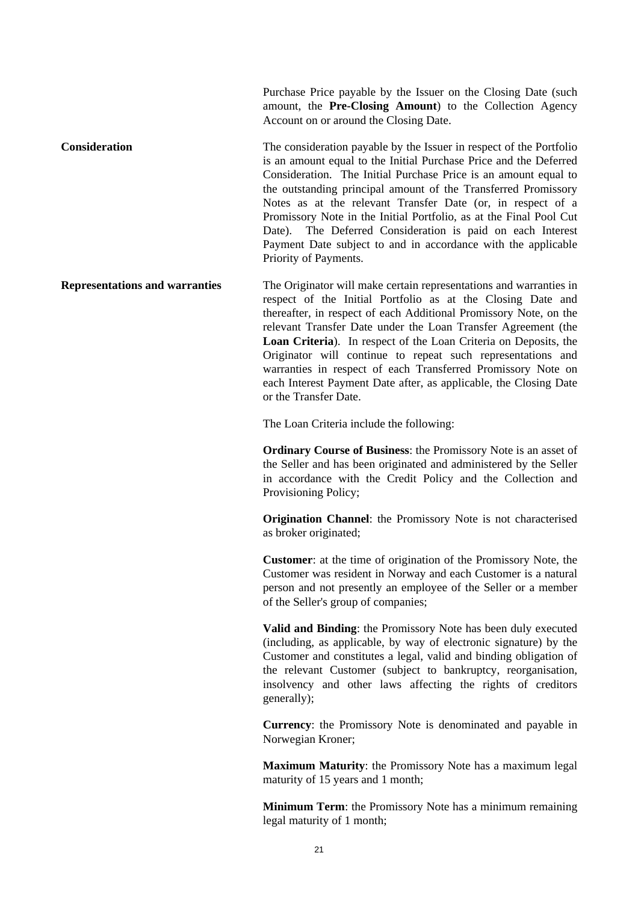Purchase Price payable by the Issuer on the Closing Date (such amount, the **Pre-Closing Amount**) to the Collection Agency Account on or around the Closing Date.

**Consideration**

The consideration payable by the Issuer in respect of the Portfolio is an amount equal to the Initial Purchase Price and the Deferred Consideration. The Initial Purchase Price is an amount equal to the outstanding principal amount of the Transferred Promissory Notes as at the relevant Transfer Date (or, in respect of a Promissory Note in the Initial Portfolio, as at the Final Pool Cut Date). The Deferred Consideration is paid on each Interest Payment Date subject to and in accordance with the applicable Priority of Payments.

**Representations and warranties**

The Originator will make certain representations and warranties in respect of the Initial Portfolio as at the Closing Date and thereafter, in respect of each Additional Promissory Note, on the relevant Transfer Date under the Loan Transfer Agreement (the **Loan Criteria**). In respect of the Loan Criteria on Deposits, the Originator will continue to repeat such representations and warranties in respect of each Transferred Promissory Note on each Interest Payment Date after, as applicable, the Closing Date or the Transfer Date.

The Loan Criteria include the following:

**Ordinary Course of Business**: the Promissory Note is an asset of the Seller and has been originated and administered by the Seller in accordance with the Credit Policy and the Collection and Provisioning Policy;

**Origination Channel**: the Promissory Note is not characterised as broker originated;

**Customer**: at the time of origination of the Promissory Note, the Customer was resident in Norway and each Customer is a natural person and not presently an employee of the Seller or a member of the Seller's group of companies;

**Valid and Binding**: the Promissory Note has been duly executed (including, as applicable, by way of electronic signature) by the Customer and constitutes a legal, valid and binding obligation of the relevant Customer (subject to bankruptcy, reorganisation, insolvency and other laws affecting the rights of creditors generally);

**Currency**: the Promissory Note is denominated and payable in Norwegian Kroner;

**Maximum Maturity**: the Promissory Note has a maximum legal maturity of 15 years and 1 month;

**Minimum Term**: the Promissory Note has a minimum remaining legal maturity of 1 month;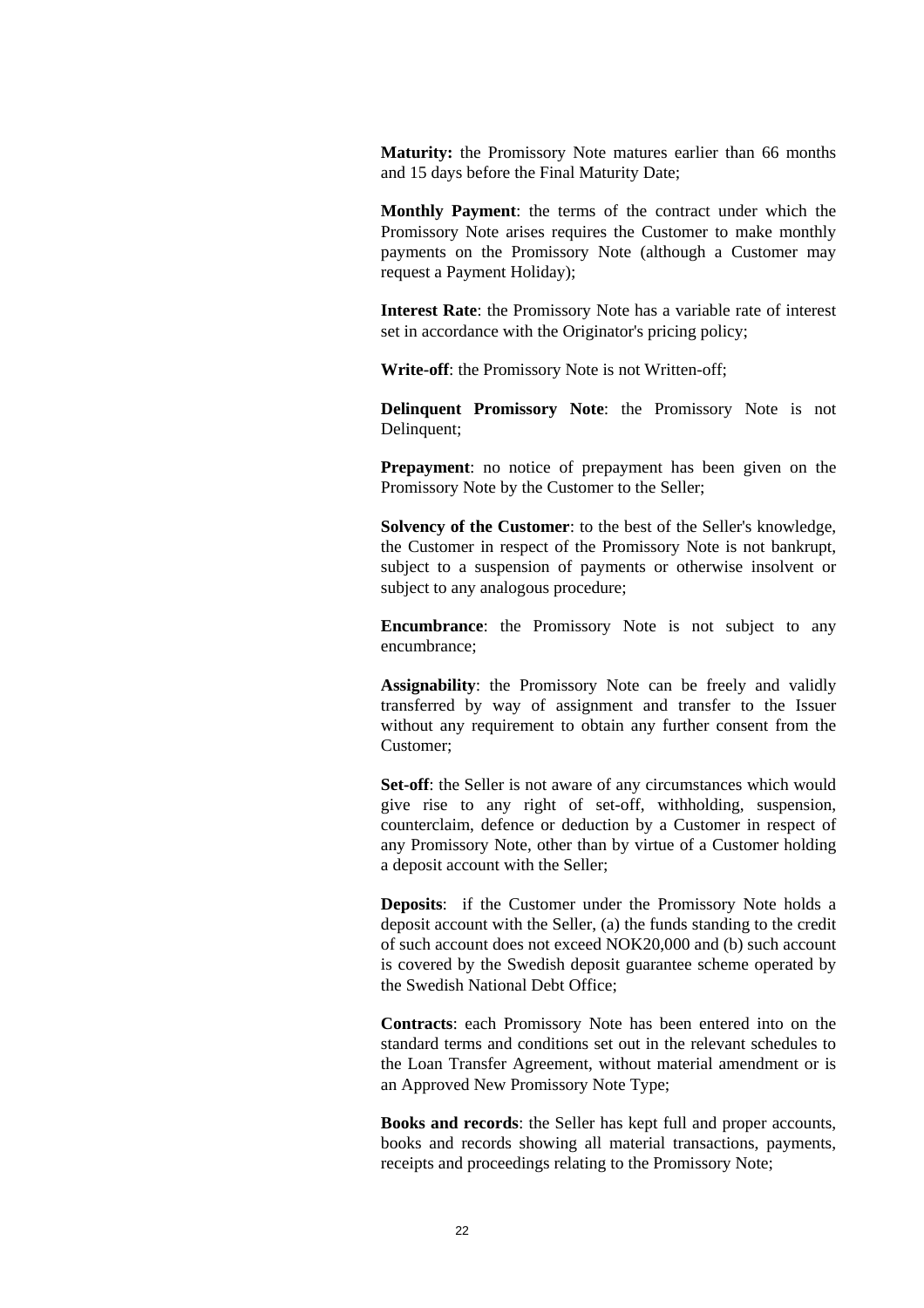**Maturity:** the Promissory Note matures earlier than 66 months and 15 days before the Final Maturity Date;

**Monthly Payment**: the terms of the contract under which the Promissory Note arises requires the Customer to make monthly payments on the Promissory Note (although a Customer may request a Payment Holiday);

**Interest Rate**: the Promissory Note has a variable rate of interest set in accordance with the Originator's pricing policy;

**Write-off**: the Promissory Note is not Written-off;

**Delinquent Promissory Note**: the Promissory Note is not Delinquent;

**Prepayment**: no notice of prepayment has been given on the Promissory Note by the Customer to the Seller;

**Solvency of the Customer**: to the best of the Seller's knowledge, the Customer in respect of the Promissory Note is not bankrupt, subject to a suspension of payments or otherwise insolvent or subject to any analogous procedure;

**Encumbrance**: the Promissory Note is not subject to any encumbrance;

**Assignability**: the Promissory Note can be freely and validly transferred by way of assignment and transfer to the Issuer without any requirement to obtain any further consent from the Customer;

**Set-off**: the Seller is not aware of any circumstances which would give rise to any right of set-off, withholding, suspension, counterclaim, defence or deduction by a Customer in respect of any Promissory Note, other than by virtue of a Customer holding a deposit account with the Seller;

**Deposits**: if the Customer under the Promissory Note holds a deposit account with the Seller, (a) the funds standing to the credit of such account does not exceed NOK20,000 and (b) such account is covered by the Swedish deposit guarantee scheme operated by the Swedish National Debt Office;

**Contracts**: each Promissory Note has been entered into on the standard terms and conditions set out in the relevant schedules to the Loan Transfer Agreement, without material amendment or is an Approved New Promissory Note Type;

**Books and records**: the Seller has kept full and proper accounts, books and records showing all material transactions, payments, receipts and proceedings relating to the Promissory Note;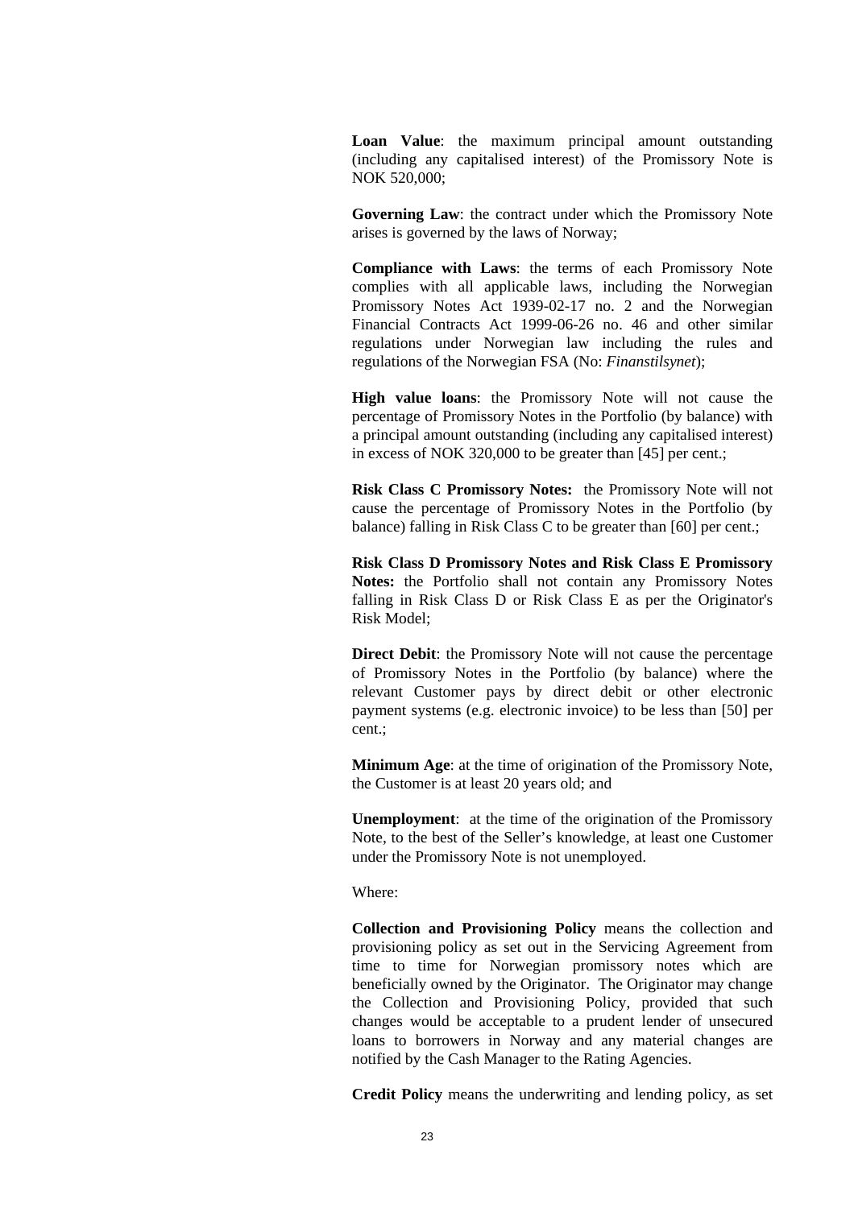**Loan Value**: the maximum principal amount outstanding (including any capitalised interest) of the Promissory Note is NOK 520,000;

**Governing Law**: the contract under which the Promissory Note arises is governed by the laws of Norway;

**Compliance with Laws**: the terms of each Promissory Note complies with all applicable laws, including the Norwegian Promissory Notes Act 1939-02-17 no. 2 and the Norwegian Financial Contracts Act 1999-06-26 no. 46 and other similar regulations under Norwegian law including the rules and regulations of the Norwegian FSA (No: *Finanstilsynet*);

**High value loans**: the Promissory Note will not cause the percentage of Promissory Notes in the Portfolio (by balance) with a principal amount outstanding (including any capitalised interest) in excess of NOK 320,000 to be greater than [45] per cent.;

**Risk Class C Promissory Notes:** the Promissory Note will not cause the percentage of Promissory Notes in the Portfolio (by balance) falling in Risk Class C to be greater than [60] per cent.;

**Risk Class D Promissory Notes and Risk Class E Promissory Notes:** the Portfolio shall not contain any Promissory Notes falling in Risk Class D or Risk Class E as per the Originator's Risk Model;

**Direct Debit**: the Promissory Note will not cause the percentage of Promissory Notes in the Portfolio (by balance) where the relevant Customer pays by direct debit or other electronic payment systems (e.g. electronic invoice) to be less than [50] per cent.;

**Minimum Age**: at the time of origination of the Promissory Note, the Customer is at least 20 years old; and

**Unemployment**: at the time of the origination of the Promissory Note, to the best of the Seller's knowledge, at least one Customer under the Promissory Note is not unemployed.

Where:

**Collection and Provisioning Policy** means the collection and provisioning policy as set out in the Servicing Agreement from time to time for Norwegian promissory notes which are beneficially owned by the Originator. The Originator may change the Collection and Provisioning Policy, provided that such changes would be acceptable to a prudent lender of unsecured loans to borrowers in Norway and any material changes are notified by the Cash Manager to the Rating Agencies.

**Credit Policy** means the underwriting and lending policy, as set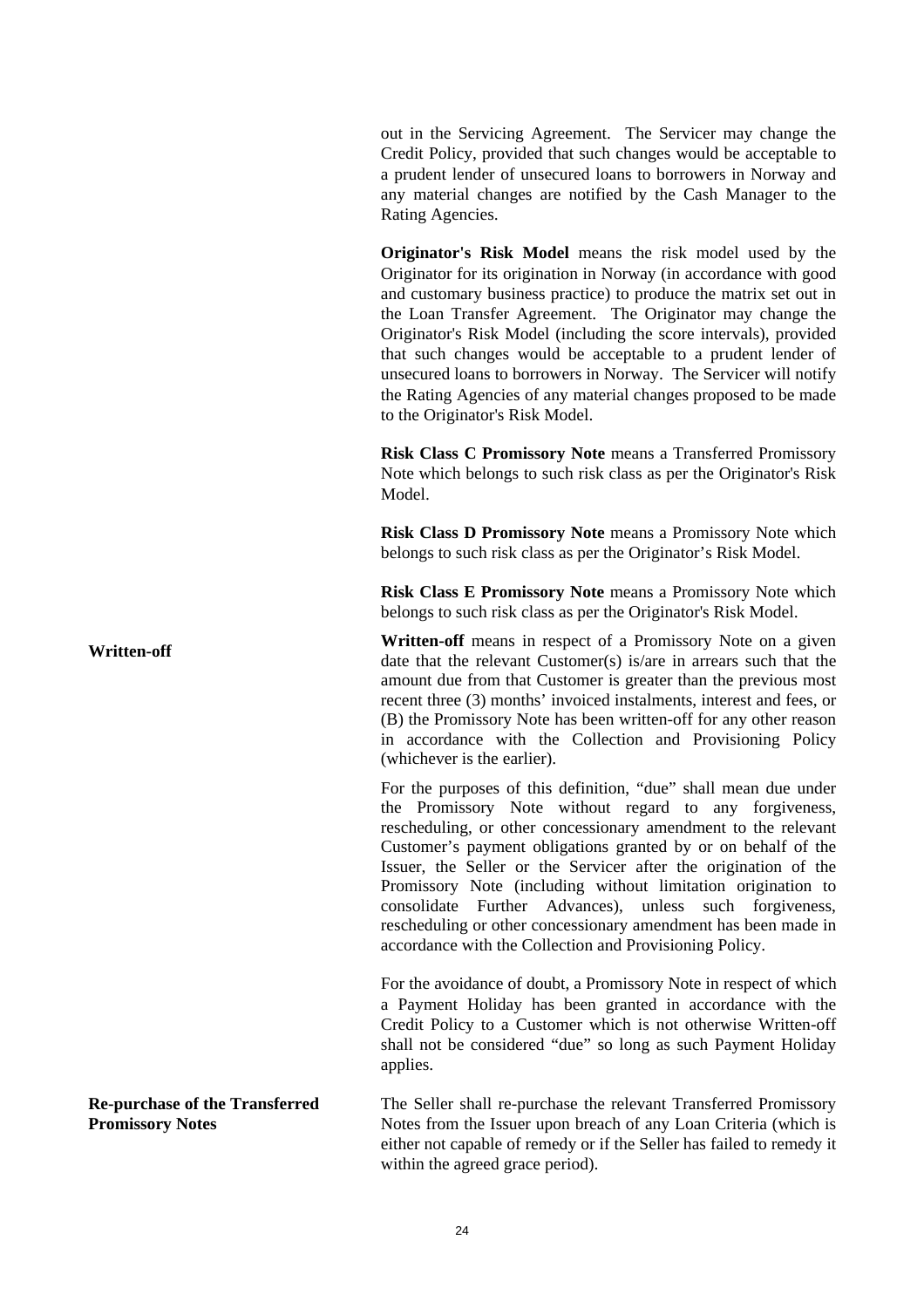out in the Servicing Agreement. The Servicer may change the Credit Policy, provided that such changes would be acceptable to a prudent lender of unsecured loans to borrowers in Norway and any material changes are notified by the Cash Manager to the Rating Agencies.

**Originator's Risk Model** means the risk model used by the Originator for its origination in Norway (in accordance with good and customary business practice) to produce the matrix set out in the Loan Transfer Agreement. The Originator may change the Originator's Risk Model (including the score intervals), provided that such changes would be acceptable to a prudent lender of unsecured loans to borrowers in Norway. The Servicer will notify the Rating Agencies of any material changes proposed to be made to the Originator's Risk Model.

**Risk Class C Promissory Note** means a Transferred Promissory Note which belongs to such risk class as per the Originator's Risk Model.

**Risk Class D Promissory Note** means a Promissory Note which belongs to such risk class as per the Originator's Risk Model.

**Risk Class E Promissory Note** means a Promissory Note which belongs to such risk class as per the Originator's Risk Model.

**Written-off**

**Written-off** means in respect of a Promissory Note on a given date that the relevant Customer(s) is/are in arrears such that the amount due from that Customer is greater than the previous most recent three (3) months' invoiced instalments, interest and fees, or (B) the Promissory Note has been written-off for any other reason in accordance with the Collection and Provisioning Policy (whichever is the earlier).

For the purposes of this definition, "due" shall mean due under the Promissory Note without regard to any forgiveness, rescheduling, or other concessionary amendment to the relevant Customer's payment obligations granted by or on behalf of the Issuer, the Seller or the Servicer after the origination of the Promissory Note (including without limitation origination to consolidate Further Advances), unless such forgiveness, rescheduling or other concessionary amendment has been made in accordance with the Collection and Provisioning Policy.

For the avoidance of doubt, a Promissory Note in respect of which a Payment Holiday has been granted in accordance with the Credit Policy to a Customer which is not otherwise Written-off shall not be considered "due" so long as such Payment Holiday applies.

**Re-purchase of the Transferred Promissory Notes**

The Seller shall re-purchase the relevant Transferred Promissory Notes from the Issuer upon breach of any Loan Criteria (which is either not capable of remedy or if the Seller has failed to remedy it within the agreed grace period).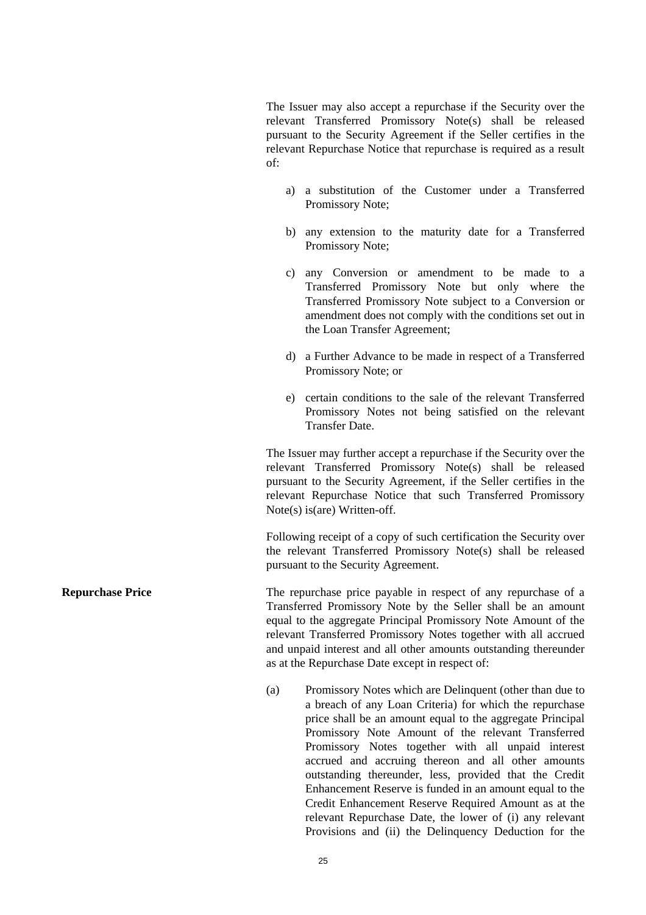The Issuer may also accept a repurchase if the Security over the relevant Transferred Promissory Note(s) shall be released pursuant to the Security Agreement if the Seller certifies in the relevant Repurchase Notice that repurchase is required as a result of:

a) a substitution of the Customer under a Transferred Promissory Note;

b) any extension to the maturity date for a Transferred Promissory Note;

c) any Conversion or amendment to be made to a Transferred Promissory Note but only where the Transferred Promissory Note subject to a Conversion or amendment does not comply with the conditions set out in the Loan Transfer Agreement;

d) a Further Advance to be made in respect of a Transferred Promissory Note; or

e) certain conditions to the sale of the relevant Transferred Promissory Notes not being satisfied on the relevant Transfer Date.

The Issuer may further accept a repurchase if the Security over the relevant Transferred Promissory Note(s) shall be released pursuant to the Security Agreement, if the Seller certifies in the relevant Repurchase Notice that such Transferred Promissory Note(s) is(are) Written-off.

Following receipt of a copy of such certification the Security over the relevant Transferred Promissory Note(s) shall be released pursuant to the Security Agreement.

**Repurchase Price**

The repurchase price payable in respect of any repurchase of a Transferred Promissory Note by the Seller shall be an amount equal to the aggregate Principal Promissory Note Amount of the relevant Transferred Promissory Notes together with all accrued and unpaid interest and all other amounts outstanding thereunder as at the Repurchase Date except in respect of:

(a) Promissory Notes which are Delinquent (other than due to a breach of any Loan Criteria) for which the repurchase price shall be an amount equal to the aggregate Principal Promissory Note Amount of the relevant Transferred Promissory Notes together with all unpaid interest accrued and accruing thereon and all other amounts outstanding thereunder, less, provided that the Credit Enhancement Reserve is funded in an amount equal to the Credit Enhancement Reserve Required Amount as at the relevant Repurchase Date, the lower of (i) any relevant Provisions and (ii) the Delinquency Deduction for the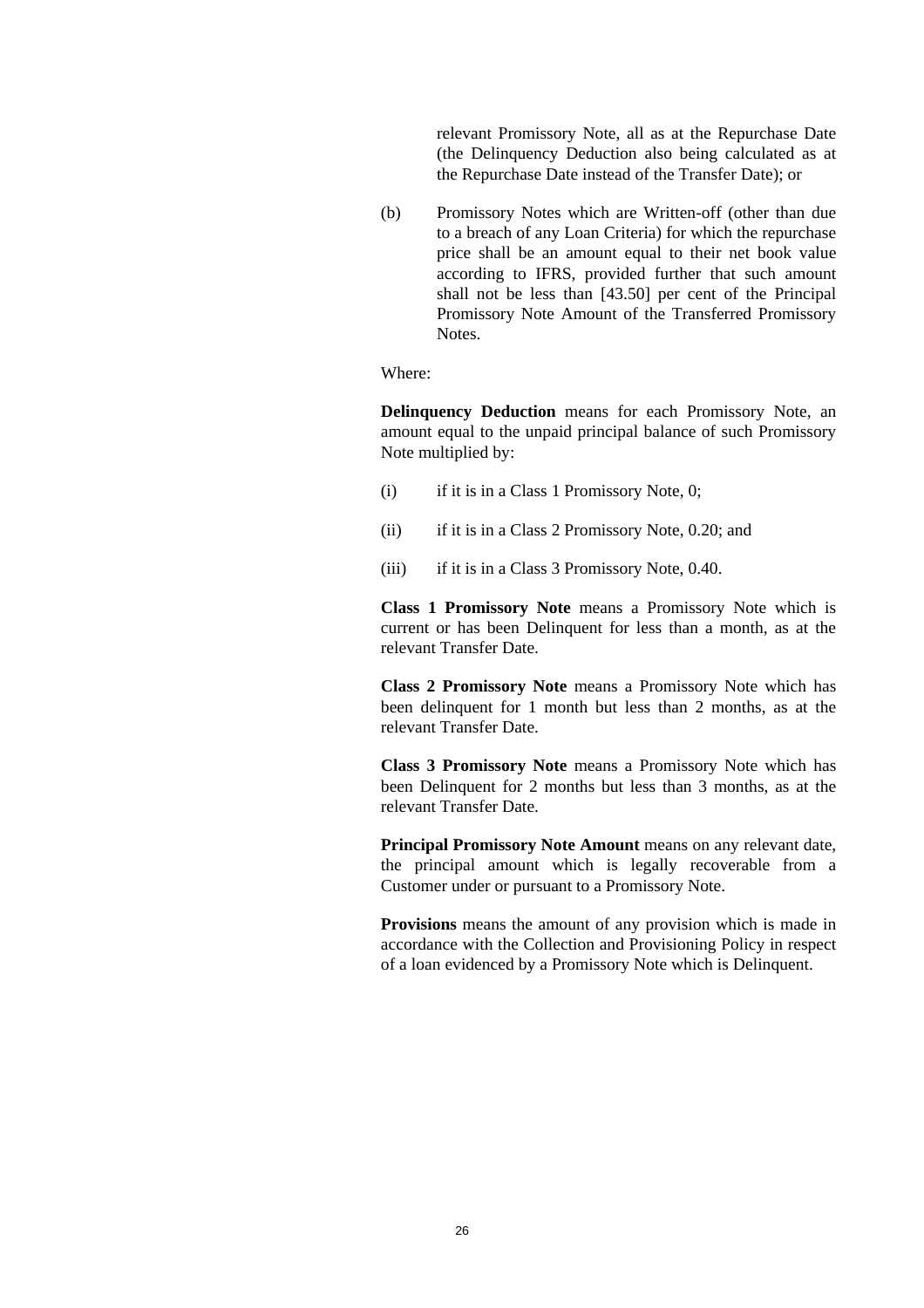relevant Promissory Note, all as at the Repurchase Date (the Delinquency Deduction also being calculated as at the Repurchase Date instead of the Transfer Date); or

(b) Promissory Notes which are Written-off (other than due to a breach of any Loan Criteria) for which the repurchase price shall be an amount equal to their net book value according to IFRS, provided further that such amount shall not be less than [43.50] per cent of the Principal Promissory Note Amount of the Transferred Promissory Notes.

Where:

**Delinquency Deduction** means for each Promissory Note, an amount equal to the unpaid principal balance of such Promissory Note multiplied by:

(i) if it is in a Class 1 Promissory Note, 0;

(ii) if it is in a Class 2 Promissory Note, 0.20; and

(iii) if it is in a Class 3 Promissory Note, 0.40.

**Class 1 Promissory Note** means a Promissory Note which is current or has been Delinquent for less than a month, as at the relevant Transfer Date.

**Class 2 Promissory Note** means a Promissory Note which has been delinquent for 1 month but less than 2 months, as at the relevant Transfer Date.

**Class 3 Promissory Note** means a Promissory Note which has been Delinquent for 2 months but less than 3 months, as at the relevant Transfer Date.

**Principal Promissory Note Amount** means on any relevant date, the principal amount which is legally recoverable from a Customer under or pursuant to a Promissory Note.

**Provisions** means the amount of any provision which is made in accordance with the Collection and Provisioning Policy in respect of a loan evidenced by a Promissory Note which is Delinquent.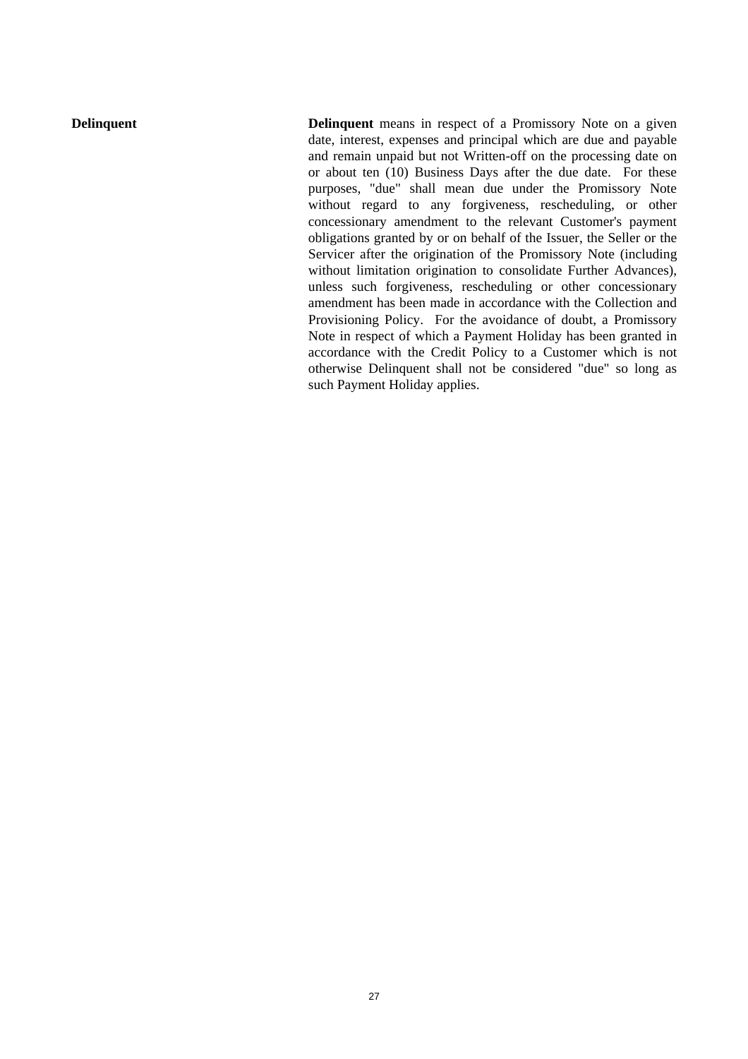**Delinquent**

**Delinquent** means in respect of a Promissory Note on a given date, interest, expenses and principal which are due and payable and remain unpaid but not Written-off on the processing date on or about ten (10) Business Days after the due date. For these purposes, "due" shall mean due under the Promissory Note without regard to any forgiveness, rescheduling, or other concessionary amendment to the relevant Customer's payment obligations granted by or on behalf of the Issuer, the Seller or the Servicer after the origination of the Promissory Note (including without limitation origination to consolidate Further Advances), unless such forgiveness, rescheduling or other concessionary amendment has been made in accordance with the Collection and Provisioning Policy. For the avoidance of doubt, a Promissory Note in respect of which a Payment Holiday has been granted in accordance with the Credit Policy to a Customer which is not otherwise Delinquent shall not be considered "due" so long as such Payment Holiday applies.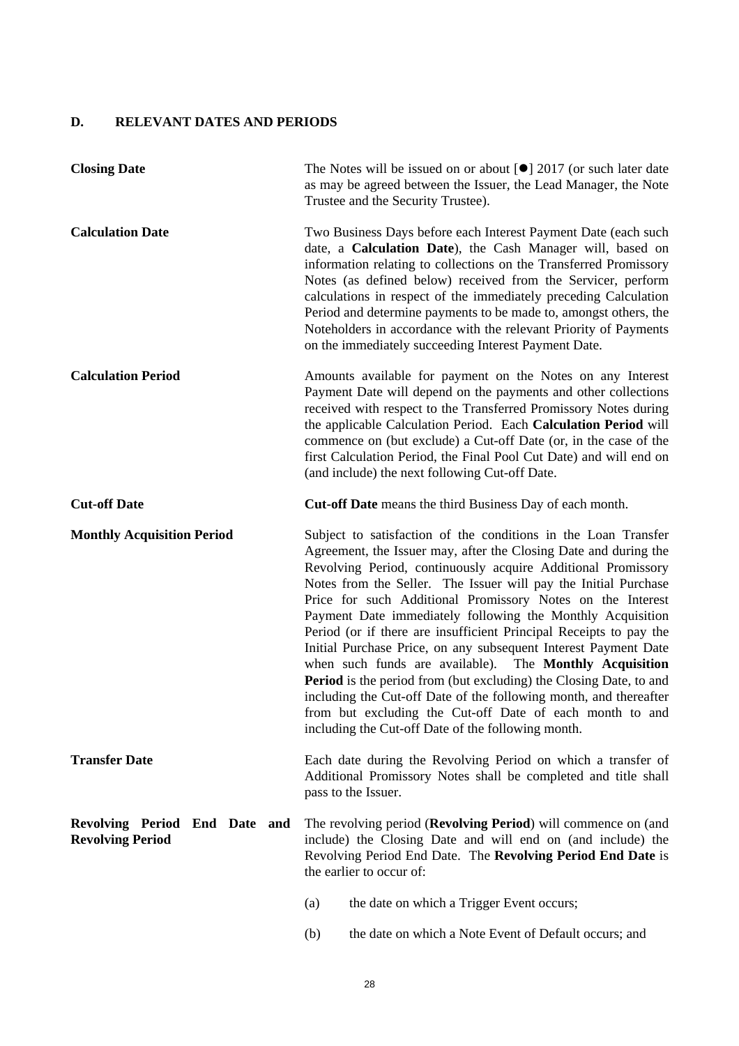## D. RELEVANT DATES AND PERIODS

**Closing Date**

The Notes will be issued on or about [●] 2017 (or such later date as may be agreed between the Issuer, the Lead Manager, the Note Trustee and the Security Trustee).

**Calculation Date**

Two Business Days before each Interest Payment Date (each such date, a **Calculation Date**), the Cash Manager will, based on information relating to collections on the Transferred Promissory Notes (as defined below) received from the Servicer, perform calculations in respect of the immediately preceding Calculation Period and determine payments to be made to, amongst others, the Noteholders in accordance with the relevant Priority of Payments on the immediately succeeding Interest Payment Date.

**Calculation Period**

Amounts available for payment on the Notes on any Interest Payment Date will depend on the payments and other collections received with respect to the Transferred Promissory Notes during the applicable Calculation Period. Each **Calculation Period** will commence on (but exclude) a Cut-off Date (or, in the case of the first Calculation Period, the Final Pool Cut Date) and will end on (and include) the next following Cut-off Date.

**Cut-off Date**

**Cut-off Date** means the third Business Day of each month.

**Monthly Acquisition Period**

Subject to satisfaction of the conditions in the Loan Transfer Agreement, the Issuer may, after the Closing Date and during the Revolving Period, continuously acquire Additional Promissory Notes from the Seller. The Issuer will pay the Initial Purchase Price for such Additional Promissory Notes on the Interest Payment Date immediately following the Monthly Acquisition Period (or if there are insufficient Principal Receipts to pay the Initial Purchase Price, on any subsequent Interest Payment Date when such funds are available). The **Monthly Acquisition Period** is the period from (but excluding) the Closing Date, to and including the Cut-off Date of the following month, and thereafter from but excluding the Cut-off Date of each month to and including the Cut-off Date of the following month.

**Transfer Date**

Each date during the Revolving Period on which a transfer of Additional Promissory Notes shall be completed and title shall pass to the Issuer.

**Revolving Period End Date and Revolving Period**

The revolving period (**Revolving Period**) will commence on (and include) the Closing Date and will end on (and include) the Revolving Period End Date. The **Revolving Period End Date** is the earlier to occur of:

(a) the date on which a Trigger Event occurs;

(b) the date on which a Note Event of Default occurs; and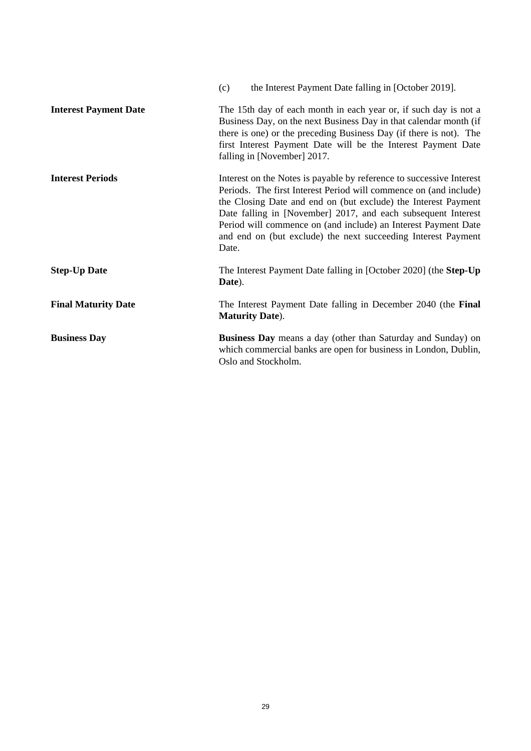(c) the Interest Payment Date falling in [October 2019].

| | |
|---|---|
| **Interest Payment Date** | The 15th day of each month in each year or, if such day is not a Business Day, on the next Business Day in that calendar month (if there is one) or the preceding Business Day (if there is not). The first Interest Payment Date will be the Interest Payment Date falling in [November] 2017. |
| **Interest Periods** | Interest on the Notes is payable by reference to successive Interest Periods. The first Interest Period will commence on (and include) the Closing Date and end on (but exclude) the Interest Payment Date falling in [November] 2017, and each subsequent Interest Period will commence on (and include) an Interest Payment Date and end on (but exclude) the next succeeding Interest Payment Date. |
| **Step-Up Date** | The Interest Payment Date falling in [October 2020] (the **Step-Up Date**). |
| **Final Maturity Date** | The Interest Payment Date falling in December 2040 (the **Final Maturity Date**). |
| **Business Day** | **Business Day** means a day (other than Saturday and Sunday) on which commercial banks are open for business in London, Dublin, Oslo and Stockholm. |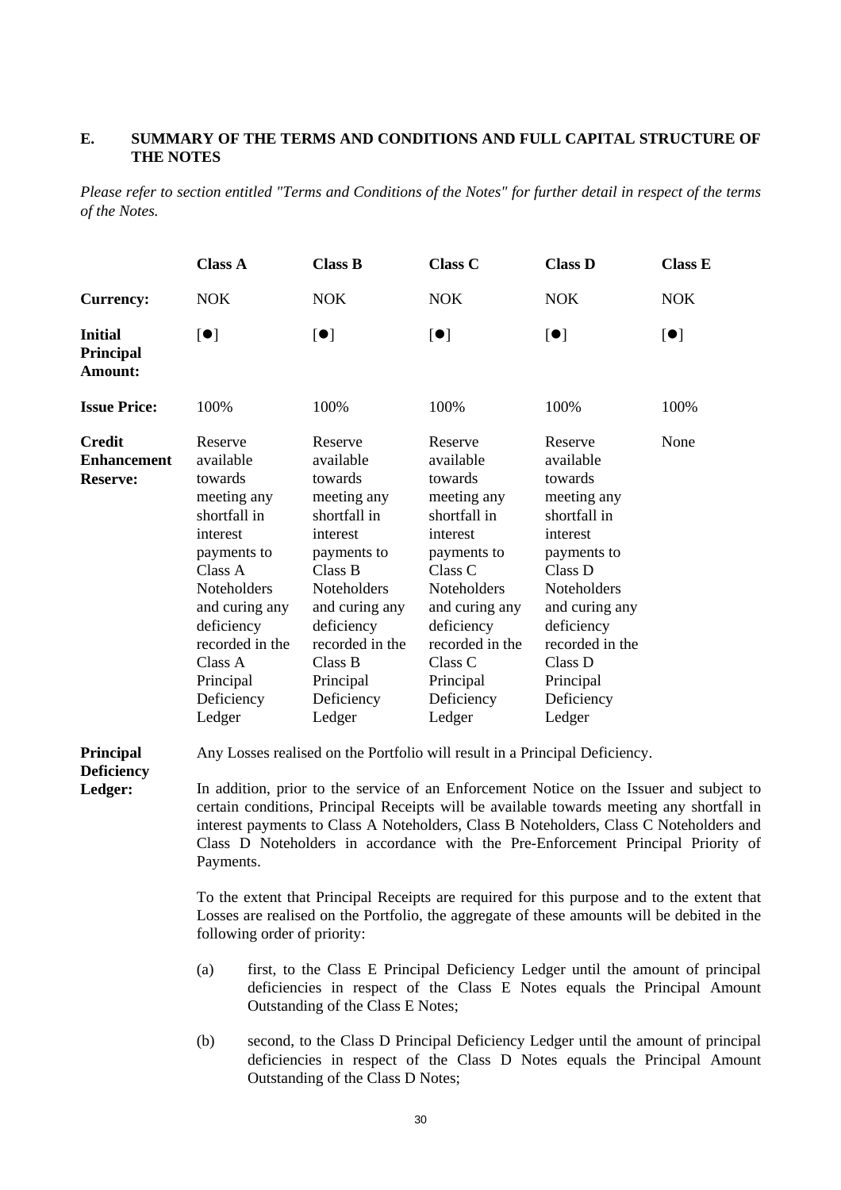## E. SUMMARY OF THE TERMS AND CONDITIONS AND FULL CAPITAL STRUCTURE OF THE NOTES

*Please refer to section entitled "Terms and Conditions of the Notes" for further detail in respect of the terms of the Notes.*

| | **Class A** | **Class B** | **Class C** | **Class D** | **Class E** |
|---|---|---|---|---|---|
| **Currency:** | NOK | NOK | NOK | NOK | NOK |
| **Initial Principal Amount:** | [●] | [●] | [●] | [●] | [●] |
| **Issue Price:** | 100% | 100% | 100% | 100% | 100% |
| **Credit Enhancement Reserve:** | Reserve available towards meeting any shortfall in interest payments to Class A Noteholders and curing any deficiency recorded in the Class A Principal Deficiency Ledger | Reserve available towards meeting any shortfall in interest payments to Class B Noteholders and curing any deficiency recorded in the Class B Principal Deficiency Ledger | Reserve available towards meeting any shortfall in interest payments to Class C Noteholders and curing any deficiency recorded in the Class C Principal Deficiency Ledger | Reserve available towards meeting any shortfall in interest payments to Class D Noteholders and curing any deficiency recorded in the Class D Principal Deficiency Ledger | None |

**Principal Deficiency Ledger:**

Any Losses realised on the Portfolio will result in a Principal Deficiency.

In addition, prior to the service of an Enforcement Notice on the Issuer and subject to certain conditions, Principal Receipts will be available towards meeting any shortfall in interest payments to Class A Noteholders, Class B Noteholders, Class C Noteholders and Class D Noteholders in accordance with the Pre-Enforcement Principal Priority of Payments.

To the extent that Principal Receipts are required for this purpose and to the extent that Losses are realised on the Portfolio, the aggregate of these amounts will be debited in the following order of priority:

(a) first, to the Class E Principal Deficiency Ledger until the amount of principal deficiencies in respect of the Class E Notes equals the Principal Amount Outstanding of the Class E Notes;

(b) second, to the Class D Principal Deficiency Ledger until the amount of principal deficiencies in respect of the Class D Notes equals the Principal Amount Outstanding of the Class D Notes;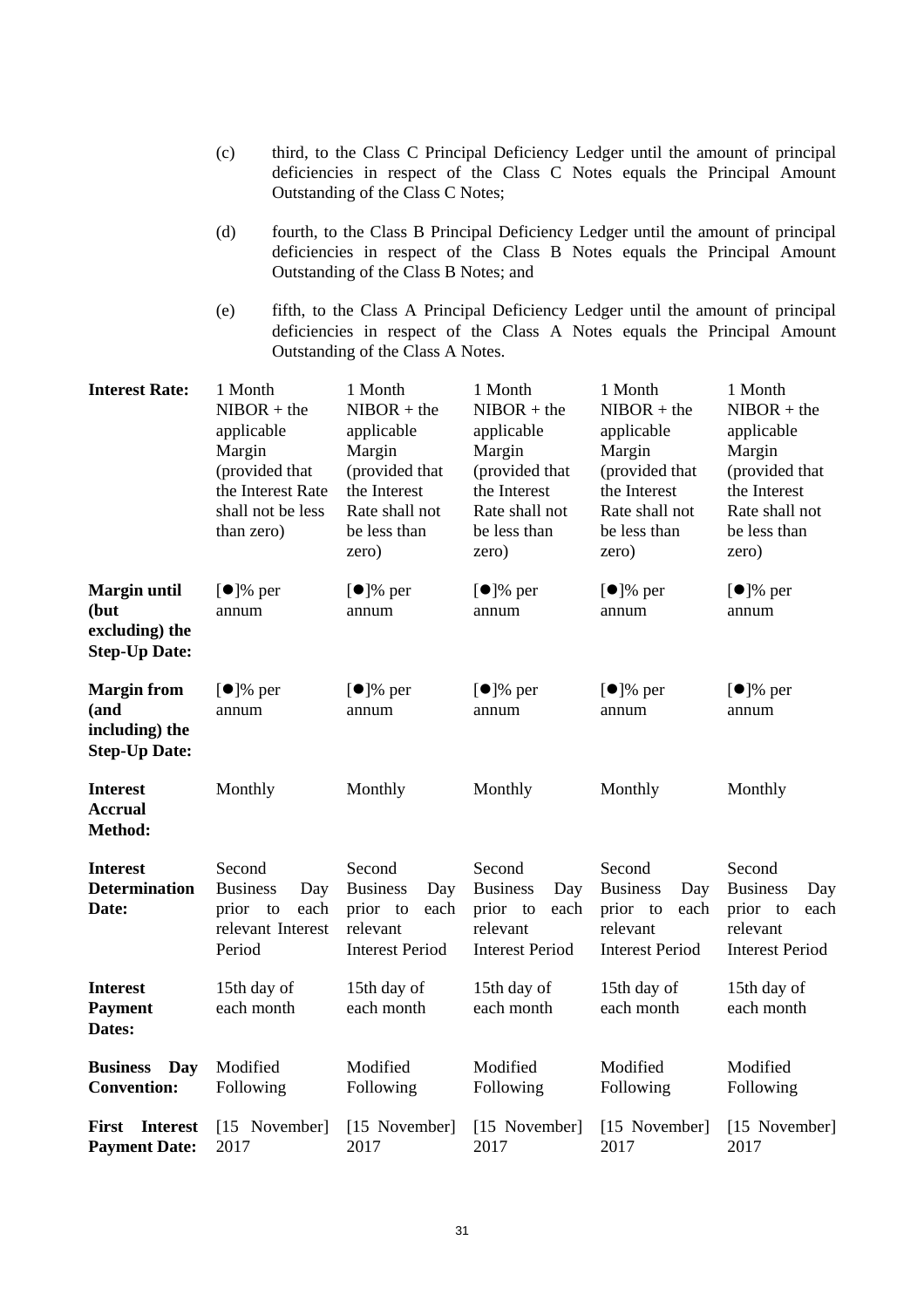(c) third, to the Class C Principal Deficiency Ledger until the amount of principal deficiencies in respect of the Class C Notes equals the Principal Amount Outstanding of the Class C Notes;

(d) fourth, to the Class B Principal Deficiency Ledger until the amount of principal deficiencies in respect of the Class B Notes equals the Principal Amount Outstanding of the Class B Notes; and

(e) fifth, to the Class A Principal Deficiency Ledger until the amount of principal deficiencies in respect of the Class A Notes equals the Principal Amount Outstanding of the Class A Notes.

| | | | | | |
|---|---|---|---|---|---|
| **Interest Rate:** | 1 Month NIBOR + the applicable Margin (provided that the Interest Rate shall not be less than zero) | 1 Month NIBOR + the applicable Margin (provided that the Interest Rate shall not be less than zero) | 1 Month NIBOR + the applicable Margin (provided that the Interest Rate shall not be less than zero) | 1 Month NIBOR + the applicable Margin (provided that the Interest Rate shall not be less than zero) | 1 Month NIBOR + the applicable Margin (provided that the Interest Rate shall not be less than zero) |
| **Margin until (but excluding) the Step-Up Date:** | [●]% per annum | [●]% per annum | [●]% per annum | [●]% per annum | [●]% per annum |
| **Margin from (and including) the Step-Up Date:** | [●]% per annum | [●]% per annum | [●]% per annum | [●]% per annum | [●]% per annum |
| **Interest Accrual Method:** | Monthly | Monthly | Monthly | Monthly | Monthly |
| **Interest Determination Date:** | Second Business Day prior to each relevant Interest Period | Second Business Day prior to each relevant Interest Period | Second Business Day prior to each relevant Interest Period | Second Business Day prior to each relevant Interest Period | Second Business Day prior to each relevant Interest Period |
| **Interest Payment Dates:** | 15th day of each month | 15th day of each month | 15th day of each month | 15th day of each month | 15th day of each month |
| **Business Day Convention:** | Modified Following | Modified Following | Modified Following | Modified Following | Modified Following |
| **First Interest Payment Date:** | [15 November] 2017 | [15 November] 2017 | [15 November] 2017 | [15 November] 2017 | [15 November] 2017 |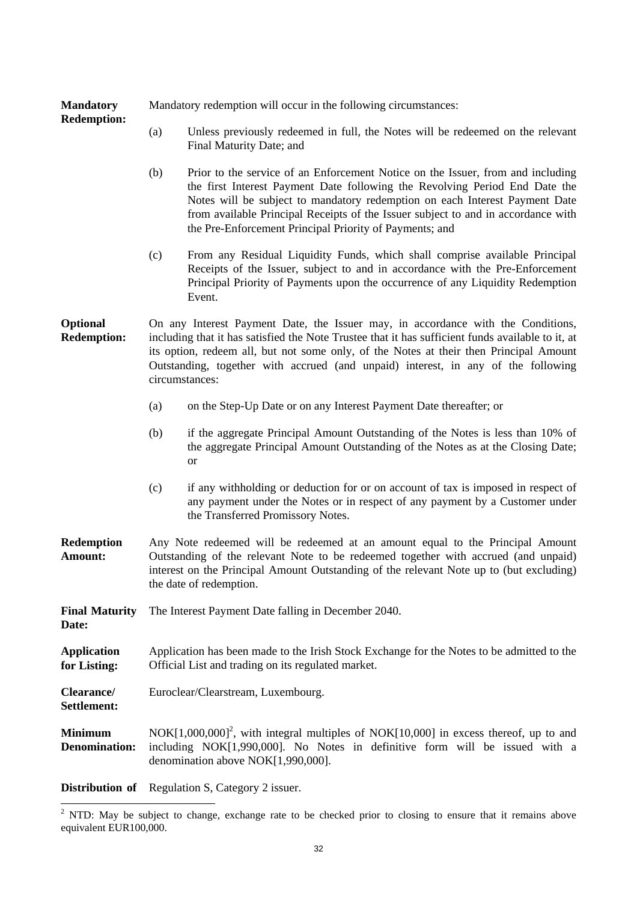**Mandatory Redemption:** Mandatory redemption will occur in the following circumstances:

(a) Unless previously redeemed in full, the Notes will be redeemed on the relevant Final Maturity Date; and

(b) Prior to the service of an Enforcement Notice on the Issuer, from and including the first Interest Payment Date following the Revolving Period End Date the Notes will be subject to mandatory redemption on each Interest Payment Date from available Principal Receipts of the Issuer subject to and in accordance with the Pre-Enforcement Principal Priority of Payments; and

(c) From any Residual Liquidity Funds, which shall comprise available Principal Receipts of the Issuer, subject to and in accordance with the Pre-Enforcement Principal Priority of Payments upon the occurrence of any Liquidity Redemption Event.

**Optional Redemption:** On any Interest Payment Date, the Issuer may, in accordance with the Conditions, including that it has satisfied the Note Trustee that it has sufficient funds available to it, at its option, redeem all, but not some only, of the Notes at their then Principal Amount Outstanding, together with accrued (and unpaid) interest, in any of the following circumstances:

(a) on the Step-Up Date or on any Interest Payment Date thereafter; or

(b) if the aggregate Principal Amount Outstanding of the Notes is less than 10% of the aggregate Principal Amount Outstanding of the Notes as at the Closing Date; or

(c) if any withholding or deduction for or on account of tax is imposed in respect of any payment under the Notes or in respect of any payment by a Customer under the Transferred Promissory Notes.

**Redemption Amount:** Any Note redeemed will be redeemed at an amount equal to the Principal Amount Outstanding of the relevant Note to be redeemed together with accrued (and unpaid) interest on the Principal Amount Outstanding of the relevant Note up to (but excluding) the date of redemption.

**Final Maturity Date:** The Interest Payment Date falling in December 2040.

**Application for Listing:** Application has been made to the Irish Stock Exchange for the Notes to be admitted to the Official List and trading on its regulated market.

**Clearance/ Settlement:** Euroclear/Clearstream, Luxembourg.

**Minimum Denomination:** NOK[1,000,000][2], with integral multiples of NOK[10,000] in excess thereof, up to and including NOK[1,990,000]. No Notes in definitive form will be issued with a denomination above NOK[1,990,000].

**Distribution of** Regulation S, Category 2 issuer.

[2] NTD: May be subject to change, exchange rate to be checked prior to closing to ensure that it remains above equivalent EUR100,000.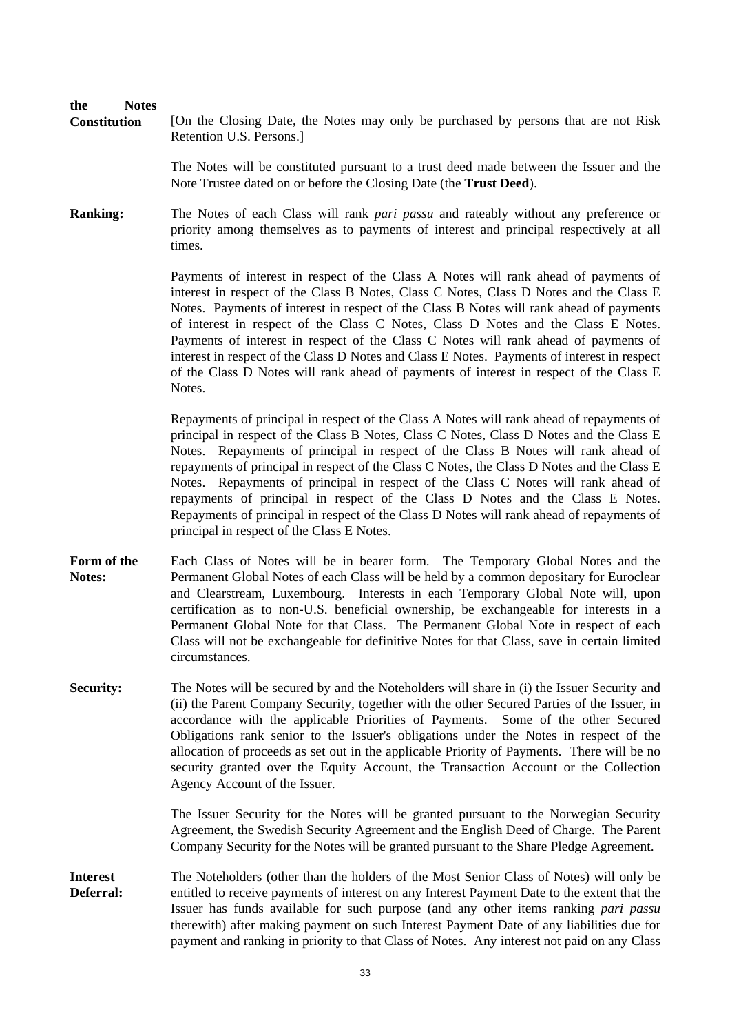**the Notes Constitution**

[On the Closing Date, the Notes may only be purchased by persons that are not Risk Retention U.S. Persons.]

The Notes will be constituted pursuant to a trust deed made between the Issuer and the Note Trustee dated on or before the Closing Date (the **Trust Deed**).

**Ranking:**

The Notes of each Class will rank *pari passu* and rateably without any preference or priority among themselves as to payments of interest and principal respectively at all times.

Payments of interest in respect of the Class A Notes will rank ahead of payments of interest in respect of the Class B Notes, Class C Notes, Class D Notes and the Class E Notes. Payments of interest in respect of the Class B Notes will rank ahead of payments of interest in respect of the Class C Notes, Class D Notes and the Class E Notes. Payments of interest in respect of the Class C Notes will rank ahead of payments of interest in respect of the Class D Notes and Class E Notes. Payments of interest in respect of the Class D Notes will rank ahead of payments of interest in respect of the Class E Notes.

Repayments of principal in respect of the Class A Notes will rank ahead of repayments of principal in respect of the Class B Notes, Class C Notes, Class D Notes and the Class E Notes. Repayments of principal in respect of the Class B Notes will rank ahead of repayments of principal in respect of the Class C Notes, the Class D Notes and the Class E Notes. Repayments of principal in respect of the Class C Notes will rank ahead of repayments of principal in respect of the Class D Notes and the Class E Notes. Repayments of principal in respect of the Class D Notes will rank ahead of repayments of principal in respect of the Class E Notes.

**Form of the Notes:**

Each Class of Notes will be in bearer form. The Temporary Global Notes and the Permanent Global Notes of each Class will be held by a common depositary for Euroclear and Clearstream, Luxembourg. Interests in each Temporary Global Note will, upon certification as to non-U.S. beneficial ownership, be exchangeable for interests in a Permanent Global Note for that Class. The Permanent Global Note in respect of each Class will not be exchangeable for definitive Notes for that Class, save in certain limited circumstances.

**Security:**

The Notes will be secured by and the Noteholders will share in (i) the Issuer Security and (ii) the Parent Company Security, together with the other Secured Parties of the Issuer, in accordance with the applicable Priorities of Payments. Some of the other Secured Obligations rank senior to the Issuer's obligations under the Notes in respect of the allocation of proceeds as set out in the applicable Priority of Payments. There will be no security granted over the Equity Account, the Transaction Account or the Collection Agency Account of the Issuer.

The Issuer Security for the Notes will be granted pursuant to the Norwegian Security Agreement, the Swedish Security Agreement and the English Deed of Charge. The Parent Company Security for the Notes will be granted pursuant to the Share Pledge Agreement.

**Interest Deferral:**

The Noteholders (other than the holders of the Most Senior Class of Notes) will only be entitled to receive payments of interest on any Interest Payment Date to the extent that the Issuer has funds available for such purpose (and any other items ranking *pari passu* therewith) after making payment on such Interest Payment Date of any liabilities due for payment and ranking in priority to that Class of Notes. Any interest not paid on any Class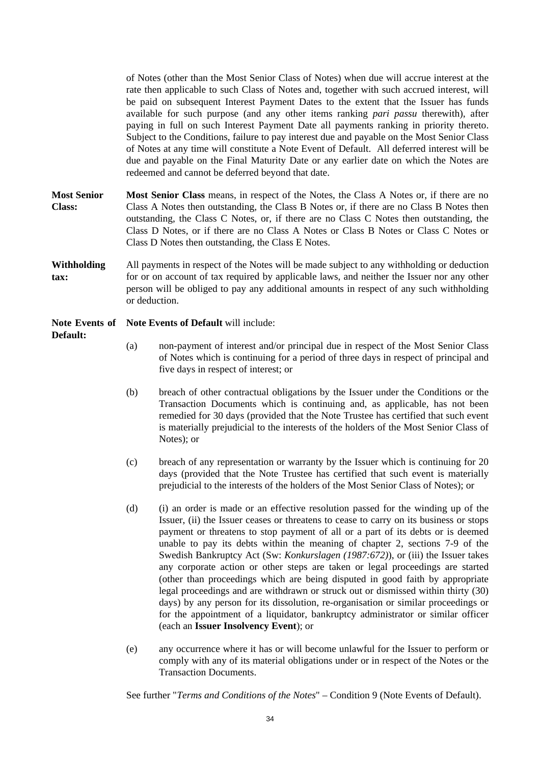of Notes (other than the Most Senior Class of Notes) when due will accrue interest at the rate then applicable to such Class of Notes and, together with such accrued interest, will be paid on subsequent Interest Payment Dates to the extent that the Issuer has funds available for such purpose (and any other items ranking *pari passu* therewith), after paying in full on such Interest Payment Date all payments ranking in priority thereto. Subject to the Conditions, failure to pay interest due and payable on the Most Senior Class of Notes at any time will constitute a Note Event of Default. All deferred interest will be due and payable on the Final Maturity Date or any earlier date on which the Notes are redeemed and cannot be deferred beyond that date.

**Most Senior Class:** **Most Senior Class** means, in respect of the Notes, the Class A Notes or, if there are no Class A Notes then outstanding, the Class B Notes or, if there are no Class B Notes then outstanding, the Class C Notes, or, if there are no Class C Notes then outstanding, the Class D Notes, or if there are no Class A Notes or Class B Notes or Class C Notes or Class D Notes then outstanding, the Class E Notes.

**Withholding tax:** All payments in respect of the Notes will be made subject to any withholding or deduction for or on account of tax required by applicable laws, and neither the Issuer nor any other person will be obliged to pay any additional amounts in respect of any such withholding or deduction.

**Note Events of Default:** **Note Events of Default** will include:

(a) non-payment of interest and/or principal due in respect of the Most Senior Class of Notes which is continuing for a period of three days in respect of principal and five days in respect of interest; or

(b) breach of other contractual obligations by the Issuer under the Conditions or the Transaction Documents which is continuing and, as applicable, has not been remedied for 30 days (provided that the Note Trustee has certified that such event is materially prejudicial to the interests of the holders of the Most Senior Class of Notes); or

(c) breach of any representation or warranty by the Issuer which is continuing for 20 days (provided that the Note Trustee has certified that such event is materially prejudicial to the interests of the holders of the Most Senior Class of Notes); or

(d) (i) an order is made or an effective resolution passed for the winding up of the Issuer, (ii) the Issuer ceases or threatens to cease to carry on its business or stops payment or threatens to stop payment of all or a part of its debts or is deemed unable to pay its debts within the meaning of chapter 2, sections 7-9 of the Swedish Bankruptcy Act (Sw: *Konkurslagen (1987:672)*), or (iii) the Issuer takes any corporate action or other steps are taken or legal proceedings are started (other than proceedings which are being disputed in good faith by appropriate legal proceedings and are withdrawn or struck out or dismissed within thirty (30) days) by any person for its dissolution, re-organisation or similar proceedings or for the appointment of a liquidator, bankruptcy administrator or similar officer (each an **Issuer Insolvency Event**); or

(e) any occurrence where it has or will become unlawful for the Issuer to perform or comply with any of its material obligations under or in respect of the Notes or the Transaction Documents.

See further "*Terms and Conditions of the Notes*" – Condition 9 (Note Events of Default).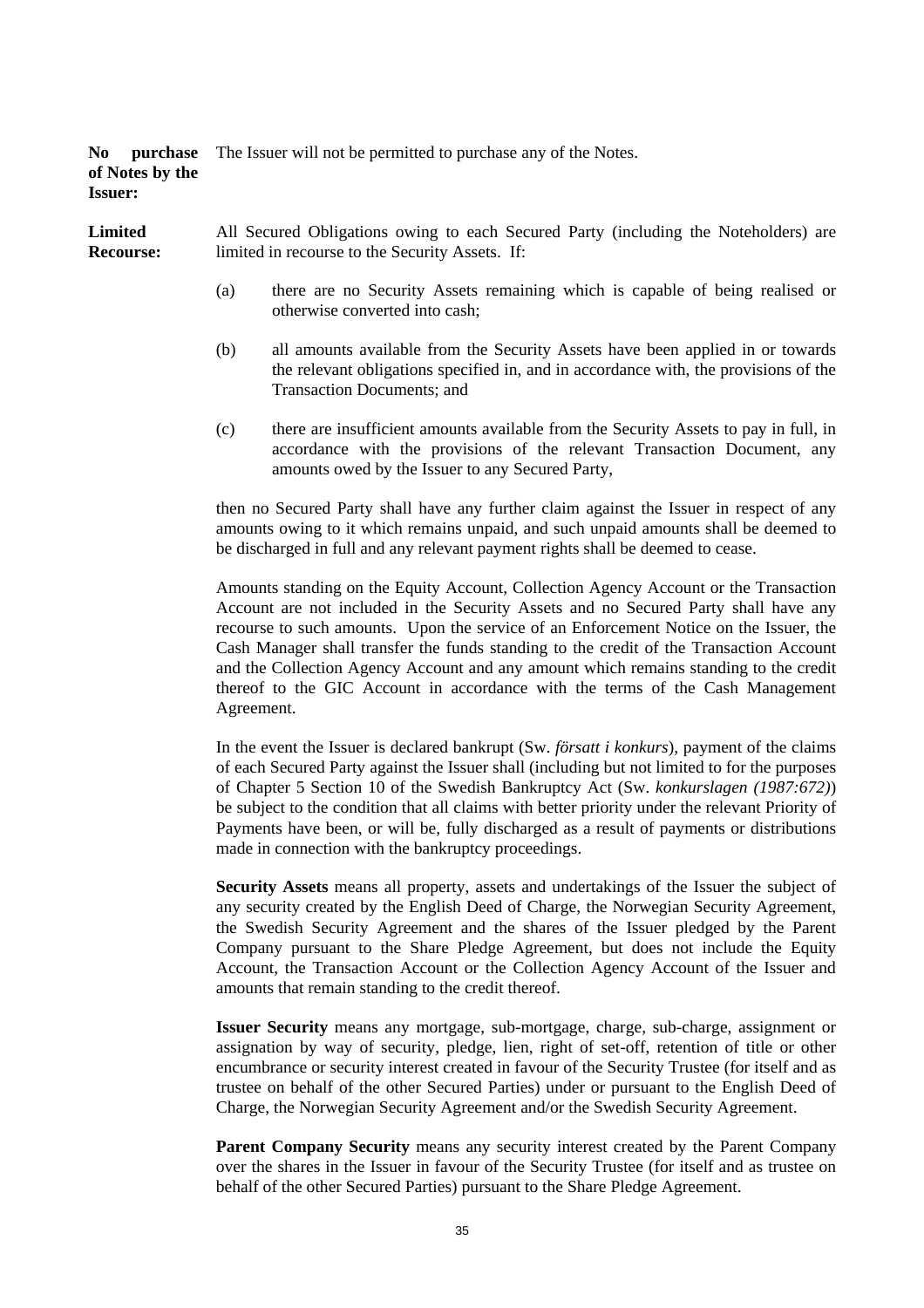**No purchase of Notes by the Issuer:** The Issuer will not be permitted to purchase any of the Notes.

**Limited Recourse:** All Secured Obligations owing to each Secured Party (including the Noteholders) are limited in recourse to the Security Assets. If:

(a) there are no Security Assets remaining which is capable of being realised or otherwise converted into cash;

(b) all amounts available from the Security Assets have been applied in or towards the relevant obligations specified in, and in accordance with, the provisions of the Transaction Documents; and

(c) there are insufficient amounts available from the Security Assets to pay in full, in accordance with the provisions of the relevant Transaction Document, any amounts owed by the Issuer to any Secured Party,

then no Secured Party shall have any further claim against the Issuer in respect of any amounts owing to it which remains unpaid, and such unpaid amounts shall be deemed to be discharged in full and any relevant payment rights shall be deemed to cease.

Amounts standing on the Equity Account, Collection Agency Account or the Transaction Account are not included in the Security Assets and no Secured Party shall have any recourse to such amounts. Upon the service of an Enforcement Notice on the Issuer, the Cash Manager shall transfer the funds standing to the credit of the Transaction Account and the Collection Agency Account and any amount which remains standing to the credit thereof to the GIC Account in accordance with the terms of the Cash Management Agreement.

In the event the Issuer is declared bankrupt (Sw. *försatt i konkurs*), payment of the claims of each Secured Party against the Issuer shall (including but not limited to for the purposes of Chapter 5 Section 10 of the Swedish Bankruptcy Act (Sw. *konkurslagen (1987:672)*) be subject to the condition that all claims with better priority under the relevant Priority of Payments have been, or will be, fully discharged as a result of payments or distributions made in connection with the bankruptcy proceedings.

**Security Assets** means all property, assets and undertakings of the Issuer the subject of any security created by the English Deed of Charge, the Norwegian Security Agreement, the Swedish Security Agreement and the shares of the Issuer pledged by the Parent Company pursuant to the Share Pledge Agreement, but does not include the Equity Account, the Transaction Account or the Collection Agency Account of the Issuer and amounts that remain standing to the credit thereof.

**Issuer Security** means any mortgage, sub-mortgage, charge, sub-charge, assignment or assignation by way of security, pledge, lien, right of set-off, retention of title or other encumbrance or security interest created in favour of the Security Trustee (for itself and as trustee on behalf of the other Secured Parties) under or pursuant to the English Deed of Charge, the Norwegian Security Agreement and/or the Swedish Security Agreement.

**Parent Company Security** means any security interest created by the Parent Company over the shares in the Issuer in favour of the Security Trustee (for itself and as trustee on behalf of the other Secured Parties) pursuant to the Share Pledge Agreement.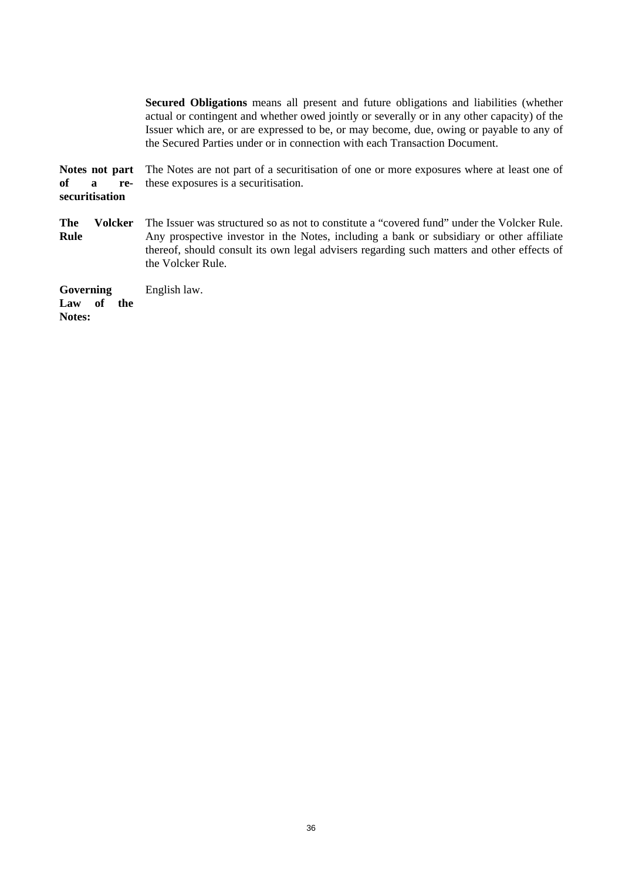**Secured Obligations** means all present and future obligations and liabilities (whether actual or contingent and whether owed jointly or severally or in any other capacity) of the Issuer which are, or are expressed to be, or may become, due, owing or payable to any of the Secured Parties under or in connection with each Transaction Document.

| | |
|---|---|
| **Notes not part of a re-securitisation** | The Notes are not part of a securitisation of one or more exposures where at least one of these exposures is a securitisation. |
| **The Volcker Rule** | The Issuer was structured so as not to constitute a "covered fund" under the Volcker Rule. Any prospective investor in the Notes, including a bank or subsidiary or other affiliate thereof, should consult its own legal advisers regarding such matters and other effects of the Volcker Rule. |
| **Governing Law of the Notes:** | English law. |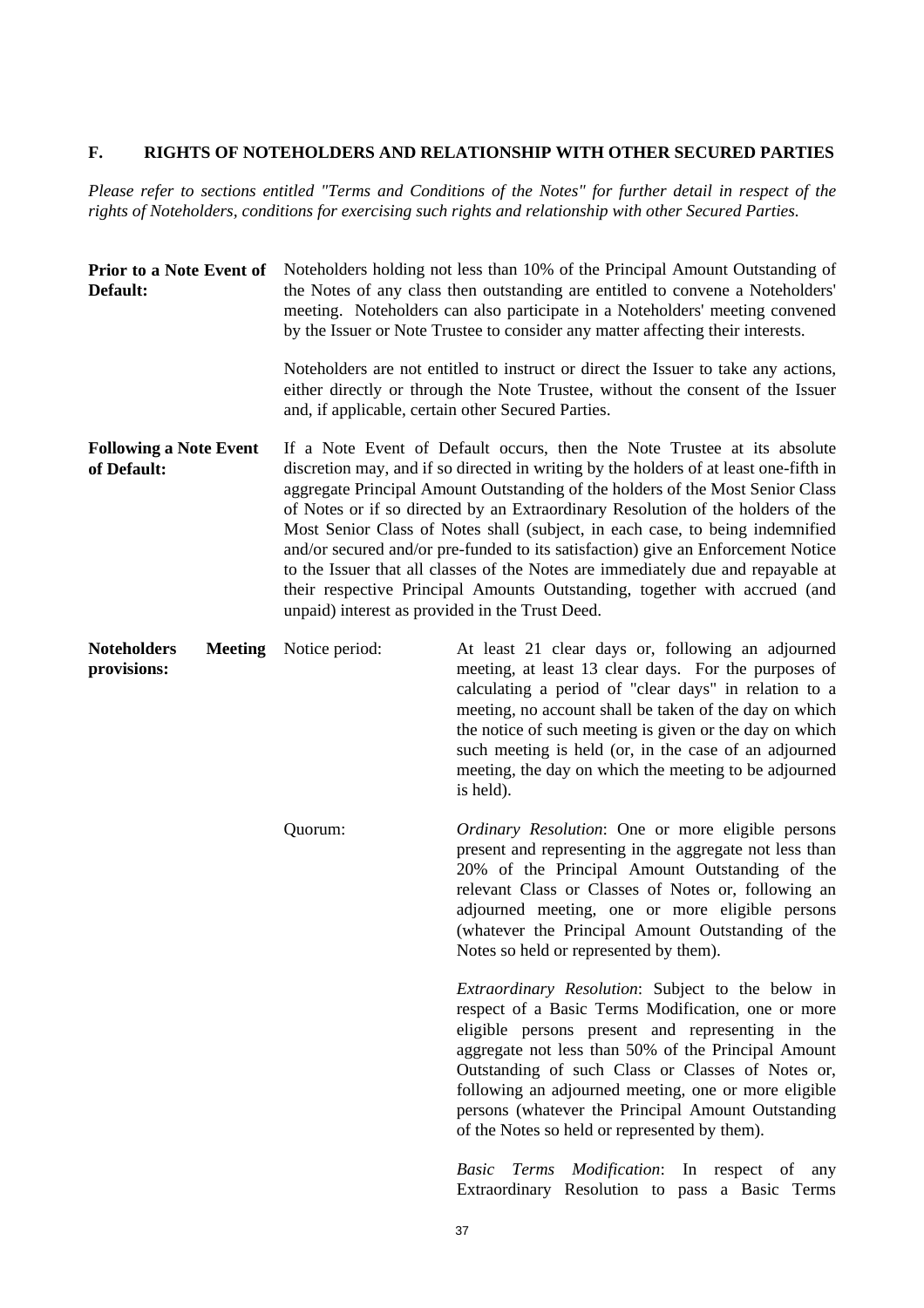## F. RIGHTS OF NOTEHOLDERS AND RELATIONSHIP WITH OTHER SECURED PARTIES

*Please refer to sections entitled "Terms and Conditions of the Notes" for further detail in respect of the rights of Noteholders, conditions for exercising such rights and relationship with other Secured Parties.*

| | | |
|---|---|---|
| **Prior to a Note Event of Default:** | Noteholders holding not less than 10% of the Principal Amount Outstanding of the Notes of any class then outstanding are entitled to convene a Noteholders' meeting. Noteholders can also participate in a Noteholders' meeting convened by the Issuer or Note Trustee to consider any matter affecting their interests.<br><br>Noteholders are not entitled to instruct or direct the Issuer to take any actions, either directly or through the Note Trustee, without the consent of the Issuer and, if applicable, certain other Secured Parties. | |
| **Following a Note Event of Default:** | If a Note Event of Default occurs, then the Note Trustee at its absolute discretion may, and if so directed in writing by the holders of at least one-fifth in aggregate Principal Amount Outstanding of the holders of the Most Senior Class of Notes or if so directed by an Extraordinary Resolution of the holders of the Most Senior Class of Notes shall (subject, in each case, to being indemnified and/or secured and/or pre-funded to its satisfaction) give an Enforcement Notice to the Issuer that all classes of the Notes are immediately due and repayable at their respective Principal Amounts Outstanding, together with accrued (and unpaid) interest as provided in the Trust Deed. | |
| **Noteholders Meeting provisions:** | Notice period: | At least 21 clear days or, following an adjourned meeting, at least 13 clear days. For the purposes of calculating a period of "clear days" in relation to a meeting, no account shall be taken of the day on which the notice of such meeting is given or the day on which such meeting is held (or, in the case of an adjourned meeting, the day on which the meeting to be adjourned is held). |
| | Quorum: | *Ordinary Resolution*: One or more eligible persons present and representing in the aggregate not less than 20% of the Principal Amount Outstanding of the relevant Class or Classes of Notes or, following an adjourned meeting, one or more eligible persons (whatever the Principal Amount Outstanding of the Notes so held or represented by them).<br><br>*Extraordinary Resolution*: Subject to the below in respect of a Basic Terms Modification, one or more eligible persons present and representing in the aggregate not less than 50% of the Principal Amount Outstanding of such Class or Classes of Notes or, following an adjourned meeting, one or more eligible persons (whatever the Principal Amount Outstanding of the Notes so held or represented by them).<br><br>*Basic Terms Modification*: In respect of any Extraordinary Resolution to pass a Basic Terms |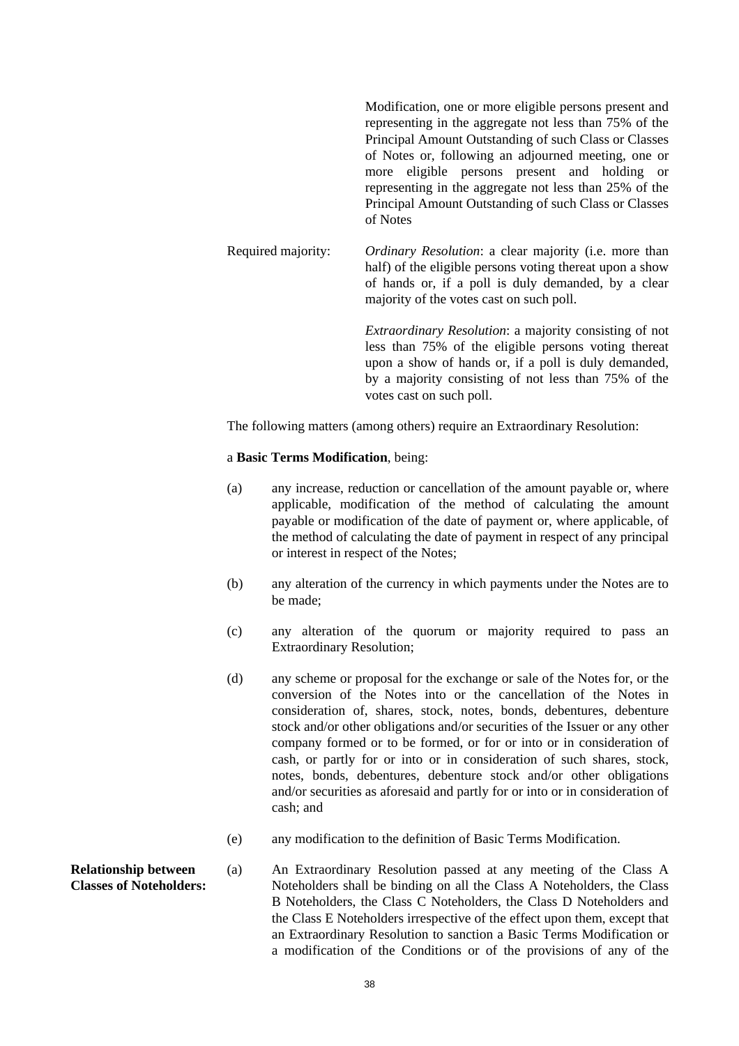Modification, one or more eligible persons present and representing in the aggregate not less than 75% of the Principal Amount Outstanding of such Class or Classes of Notes or, following an adjourned meeting, one or more eligible persons present and holding or representing in the aggregate not less than 25% of the Principal Amount Outstanding of such Class or Classes of Notes

Required majority: *Ordinary Resolution*: a clear majority (i.e. more than half) of the eligible persons voting thereat upon a show of hands or, if a poll is duly demanded, by a clear majority of the votes cast on such poll.

*Extraordinary Resolution*: a majority consisting of not less than 75% of the eligible persons voting thereat upon a show of hands or, if a poll is duly demanded, by a majority consisting of not less than 75% of the votes cast on such poll.

The following matters (among others) require an Extraordinary Resolution:

a **Basic Terms Modification**, being:

(a) any increase, reduction or cancellation of the amount payable or, where applicable, modification of the method of calculating the amount payable or modification of the date of payment or, where applicable, of the method of calculating the date of payment in respect of any principal or interest in respect of the Notes;

(b) any alteration of the currency in which payments under the Notes are to be made;

(c) any alteration of the quorum or majority required to pass an Extraordinary Resolution;

(d) any scheme or proposal for the exchange or sale of the Notes for, or the conversion of the Notes into or the cancellation of the Notes in consideration of, shares, stock, notes, bonds, debentures, debenture stock and/or other obligations and/or securities of the Issuer or any other company formed or to be formed, or for or into or in consideration of cash, or partly for or into or in consideration of such shares, stock, notes, bonds, debentures, debenture stock and/or other obligations and/or securities as aforesaid and partly for or into or in consideration of cash; and

(e) any modification to the definition of Basic Terms Modification.

**Relationship between Classes of Noteholders:**

(a) An Extraordinary Resolution passed at any meeting of the Class A Noteholders shall be binding on all the Class A Noteholders, the Class B Noteholders, the Class C Noteholders, the Class D Noteholders and the Class E Noteholders irrespective of the effect upon them, except that an Extraordinary Resolution to sanction a Basic Terms Modification or a modification of the Conditions or of the provisions of any of the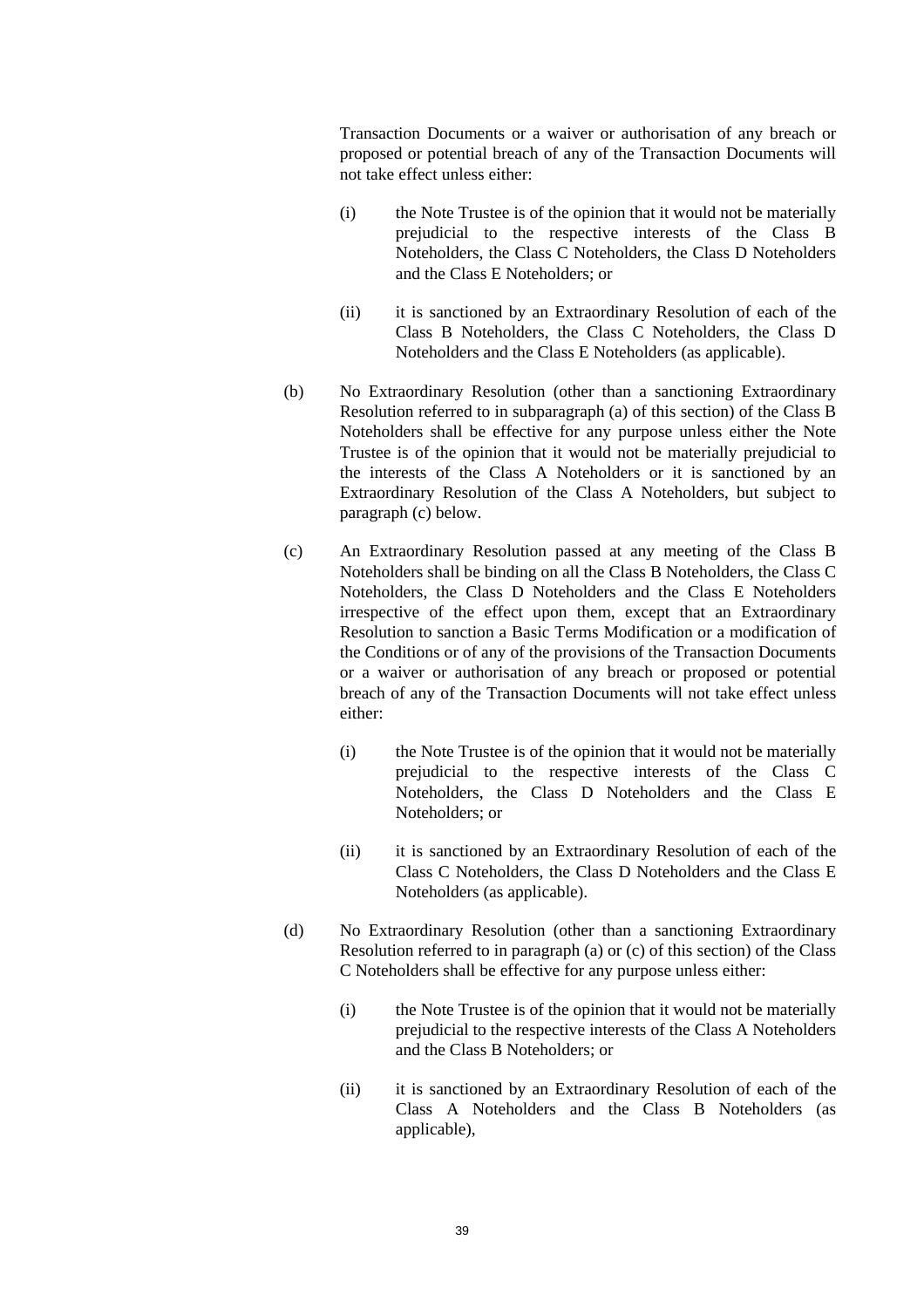Transaction Documents or a waiver or authorisation of any breach or proposed or potential breach of any of the Transaction Documents will not take effect unless either:

(i) the Note Trustee is of the opinion that it would not be materially prejudicial to the respective interests of the Class B Noteholders, the Class C Noteholders, the Class D Noteholders and the Class E Noteholders; or

(ii) it is sanctioned by an Extraordinary Resolution of each of the Class B Noteholders, the Class C Noteholders, the Class D Noteholders and the Class E Noteholders (as applicable).

(b) No Extraordinary Resolution (other than a sanctioning Extraordinary Resolution referred to in subparagraph (a) of this section) of the Class B Noteholders shall be effective for any purpose unless either the Note Trustee is of the opinion that it would not be materially prejudicial to the interests of the Class A Noteholders or it is sanctioned by an Extraordinary Resolution of the Class A Noteholders, but subject to paragraph (c) below.

(c) An Extraordinary Resolution passed at any meeting of the Class B Noteholders shall be binding on all the Class B Noteholders, the Class C Noteholders, the Class D Noteholders and the Class E Noteholders irrespective of the effect upon them, except that an Extraordinary Resolution to sanction a Basic Terms Modification or a modification of the Conditions or of any of the provisions of the Transaction Documents or a waiver or authorisation of any breach or proposed or potential breach of any of the Transaction Documents will not take effect unless either:

(i) the Note Trustee is of the opinion that it would not be materially prejudicial to the respective interests of the Class C Noteholders, the Class D Noteholders and the Class E Noteholders; or

(ii) it is sanctioned by an Extraordinary Resolution of each of the Class C Noteholders, the Class D Noteholders and the Class E Noteholders (as applicable).

(d) No Extraordinary Resolution (other than a sanctioning Extraordinary Resolution referred to in paragraph (a) or (c) of this section) of the Class C Noteholders shall be effective for any purpose unless either:

(i) the Note Trustee is of the opinion that it would not be materially prejudicial to the respective interests of the Class A Noteholders and the Class B Noteholders; or

(ii) it is sanctioned by an Extraordinary Resolution of each of the Class A Noteholders and the Class B Noteholders (as applicable),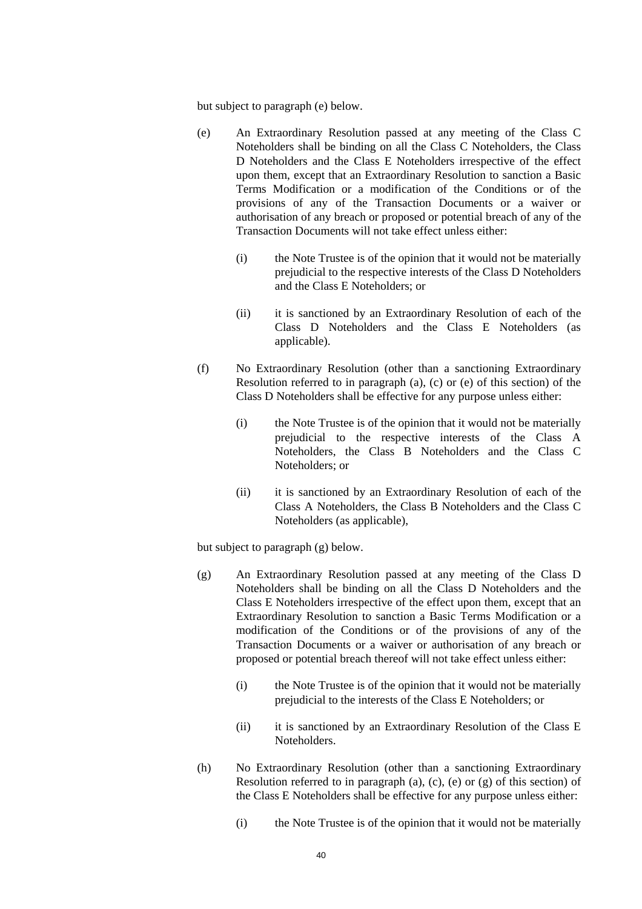but subject to paragraph (e) below.

(e) An Extraordinary Resolution passed at any meeting of the Class C Noteholders shall be binding on all the Class C Noteholders, the Class D Noteholders and the Class E Noteholders irrespective of the effect upon them, except that an Extraordinary Resolution to sanction a Basic Terms Modification or a modification of the Conditions or of the provisions of any of the Transaction Documents or a waiver or authorisation of any breach or proposed or potential breach of any of the Transaction Documents will not take effect unless either:

   (i) the Note Trustee is of the opinion that it would not be materially prejudicial to the respective interests of the Class D Noteholders and the Class E Noteholders; or

   (ii) it is sanctioned by an Extraordinary Resolution of each of the Class D Noteholders and the Class E Noteholders (as applicable).

(f) No Extraordinary Resolution (other than a sanctioning Extraordinary Resolution referred to in paragraph (a), (c) or (e) of this section) of the Class D Noteholders shall be effective for any purpose unless either:

   (i) the Note Trustee is of the opinion that it would not be materially prejudicial to the respective interests of the Class A Noteholders, the Class B Noteholders and the Class C Noteholders; or

   (ii) it is sanctioned by an Extraordinary Resolution of each of the Class A Noteholders, the Class B Noteholders and the Class C Noteholders (as applicable),

but subject to paragraph (g) below.

(g) An Extraordinary Resolution passed at any meeting of the Class D Noteholders shall be binding on all the Class D Noteholders and the Class E Noteholders irrespective of the effect upon them, except that an Extraordinary Resolution to sanction a Basic Terms Modification or a modification of the Conditions or of the provisions of any of the Transaction Documents or a waiver or authorisation of any breach or proposed or potential breach thereof will not take effect unless either:

   (i) the Note Trustee is of the opinion that it would not be materially prejudicial to the interests of the Class E Noteholders; or

   (ii) it is sanctioned by an Extraordinary Resolution of the Class E Noteholders.

(h) No Extraordinary Resolution (other than a sanctioning Extraordinary Resolution referred to in paragraph (a), (c), (e) or (g) of this section) of the Class E Noteholders shall be effective for any purpose unless either:

   (i) the Note Trustee is of the opinion that it would not be materially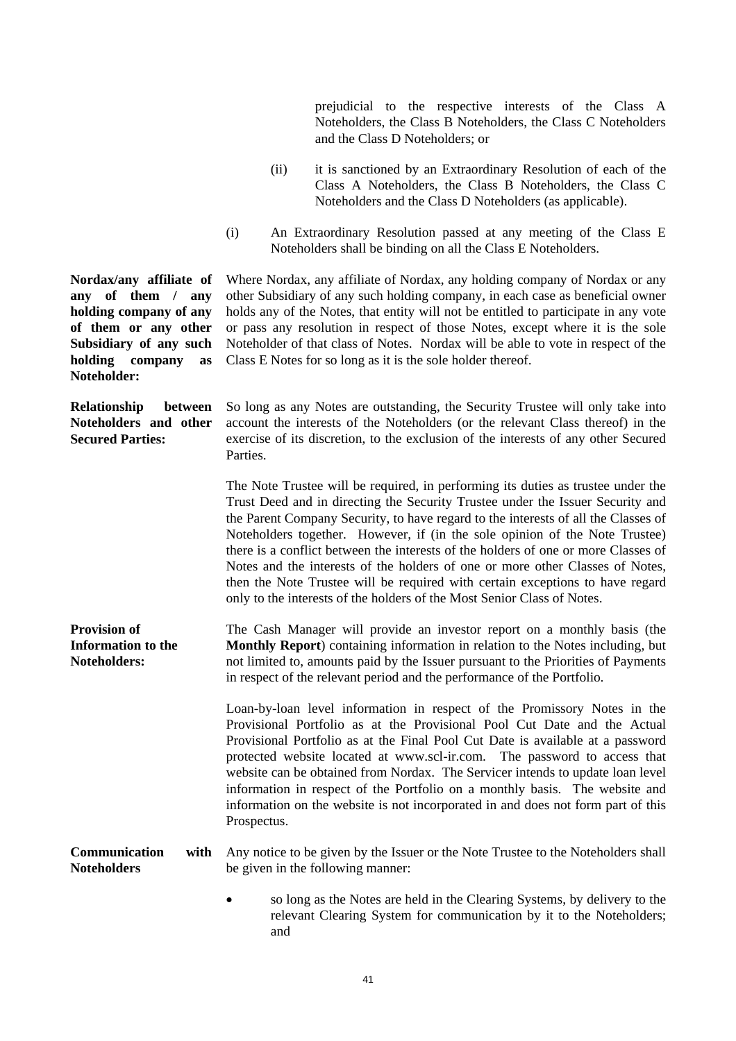prejudicial to the respective interests of the Class A Noteholders, the Class B Noteholders, the Class C Noteholders and the Class D Noteholders; or

(ii) it is sanctioned by an Extraordinary Resolution of each of the Class A Noteholders, the Class B Noteholders, the Class C Noteholders and the Class D Noteholders (as applicable).

(i) An Extraordinary Resolution passed at any meeting of the Class E Noteholders shall be binding on all the Class E Noteholders.

**Nordax/any affiliate of any of them / any holding company of any of them or any other Subsidiary of any such holding company as Noteholder:**

Where Nordax, any affiliate of Nordax, any holding company of Nordax or any other Subsidiary of any such holding company, in each case as beneficial owner holds any of the Notes, that entity will not be entitled to participate in any vote or pass any resolution in respect of those Notes, except where it is the sole Noteholder of that class of Notes. Nordax will be able to vote in respect of the Class E Notes for so long as it is the sole holder thereof.

**Relationship between Noteholders and other Secured Parties:**

So long as any Notes are outstanding, the Security Trustee will only take into account the interests of the Noteholders (or the relevant Class thereof) in the exercise of its discretion, to the exclusion of the interests of any other Secured Parties.

The Note Trustee will be required, in performing its duties as trustee under the Trust Deed and in directing the Security Trustee under the Issuer Security and the Parent Company Security, to have regard to the interests of all the Classes of Noteholders together. However, if (in the sole opinion of the Note Trustee) there is a conflict between the interests of the holders of one or more Classes of Notes and the interests of the holders of one or more other Classes of Notes, then the Note Trustee will be required with certain exceptions to have regard only to the interests of the holders of the Most Senior Class of Notes.

**Provision of Information to the Noteholders:**

The Cash Manager will provide an investor report on a monthly basis (the **Monthly Report**) containing information in relation to the Notes including, but not limited to, amounts paid by the Issuer pursuant to the Priorities of Payments in respect of the relevant period and the performance of the Portfolio.

Loan-by-loan level information in respect of the Promissory Notes in the Provisional Portfolio as at the Provisional Pool Cut Date and the Actual Provisional Portfolio as at the Final Pool Cut Date is available at a password protected website located at www.scl-ir.com. The password to access that website can be obtained from Nordax. The Servicer intends to update loan level information in respect of the Portfolio on a monthly basis. The website and information on the website is not incorporated in and does not form part of this Prospectus.

**Communication with Noteholders**

Any notice to be given by the Issuer or the Note Trustee to the Noteholders shall be given in the following manner:

- so long as the Notes are held in the Clearing Systems, by delivery to the relevant Clearing System for communication by it to the Noteholders; and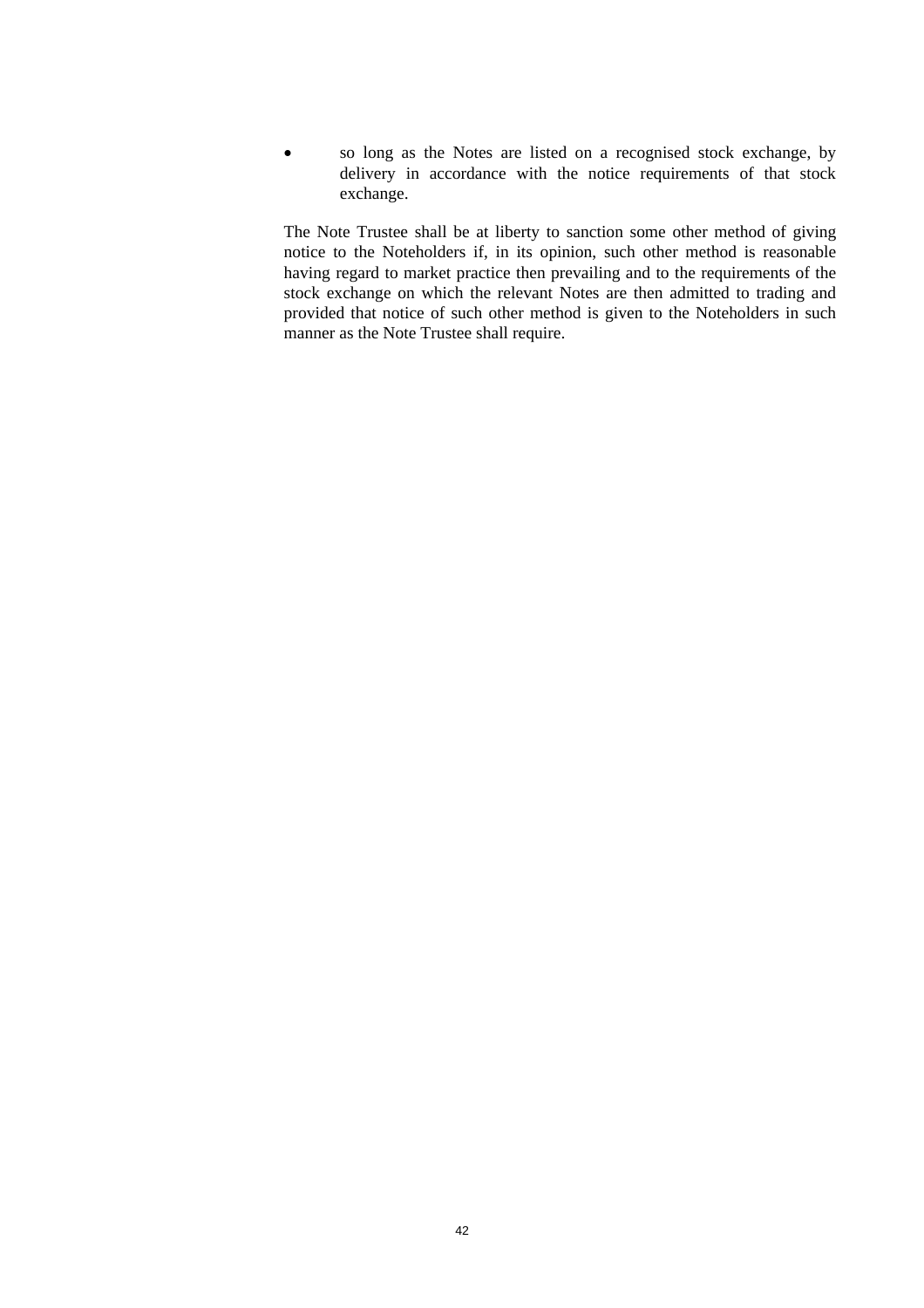- so long as the Notes are listed on a recognised stock exchange, by delivery in accordance with the notice requirements of that stock exchange.

The Note Trustee shall be at liberty to sanction some other method of giving notice to the Noteholders if, in its opinion, such other method is reasonable having regard to market practice then prevailing and to the requirements of the stock exchange on which the relevant Notes are then admitted to trading and provided that notice of such other method is given to the Noteholders in such manner as the Note Trustee shall require.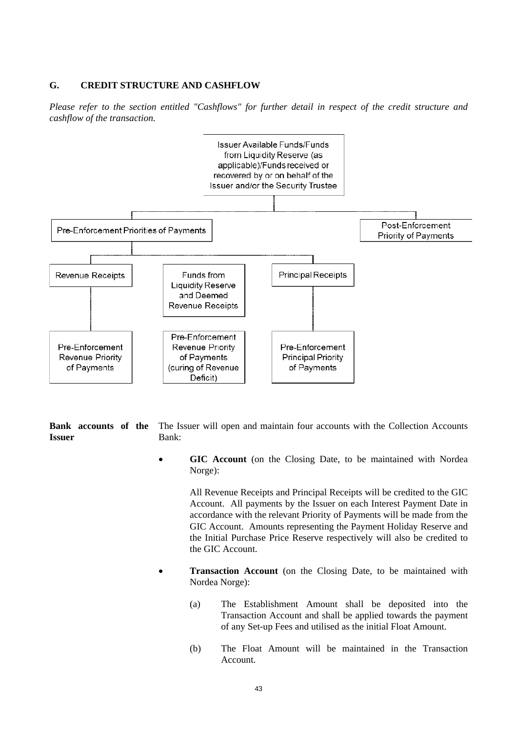## G. CREDIT STRUCTURE AND CASHFLOW

*Please refer to the section entitled "Cashflows" for further detail in respect of the credit structure and cashflow of the transaction.*

Issuer Available Funds/Funds from Liquidity Reserve (as applicable)/Funds received or recovered by or on behalf of the Issuer and/or the Security Trustee

Pre-Enforcement Priorities of Payments

Post-Enforcement Priority of Payments

Revenue Receipts

Funds from Liquidity Reserve and Deemed Revenue Receipts

Principal Receipts

Pre-Enforcement Revenue Priority of Payments

Pre-Enforcement Revenue Priority of Payments (curing of Revenue Deficit)

Pre-Enforcement Principal Priority of Payments

**Bank accounts of the Issuer**

The Issuer will open and maintain four accounts with the Collection Accounts Bank:

- **GIC Account** (on the Closing Date, to be maintained with Nordea Norge):

  All Revenue Receipts and Principal Receipts will be credited to the GIC Account. All payments by the Issuer on each Interest Payment Date in accordance with the relevant Priority of Payments will be made from the GIC Account. Amounts representing the Payment Holiday Reserve and the Initial Purchase Price Reserve respectively will also be credited to the GIC Account.

- **Transaction Account** (on the Closing Date, to be maintained with Nordea Norge):

  (a) The Establishment Amount shall be deposited into the Transaction Account and shall be applied towards the payment of any Set-up Fees and utilised as the initial Float Amount.

  (b) The Float Amount will be maintained in the Transaction Account.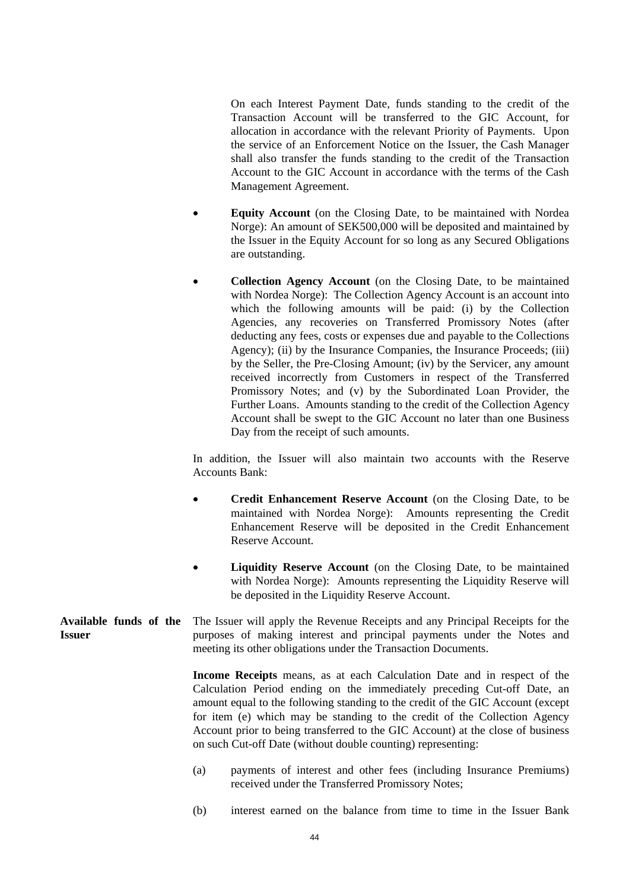On each Interest Payment Date, funds standing to the credit of the Transaction Account will be transferred to the GIC Account, for allocation in accordance with the relevant Priority of Payments. Upon the service of an Enforcement Notice on the Issuer, the Cash Manager shall also transfer the funds standing to the credit of the Transaction Account to the GIC Account in accordance with the terms of the Cash Management Agreement.

- **Equity Account** (on the Closing Date, to be maintained with Nordea Norge): An amount of SEK500,000 will be deposited and maintained by the Issuer in the Equity Account for so long as any Secured Obligations are outstanding.
- **Collection Agency Account** (on the Closing Date, to be maintained with Nordea Norge): The Collection Agency Account is an account into which the following amounts will be paid: (i) by the Collection Agencies, any recoveries on Transferred Promissory Notes (after deducting any fees, costs or expenses due and payable to the Collections Agency); (ii) by the Insurance Companies, the Insurance Proceeds; (iii) by the Seller, the Pre-Closing Amount; (iv) by the Servicer, any amount received incorrectly from Customers in respect of the Transferred Promissory Notes; and (v) by the Subordinated Loan Provider, the Further Loans. Amounts standing to the credit of the Collection Agency Account shall be swept to the GIC Account no later than one Business Day from the receipt of such amounts.

In addition, the Issuer will also maintain two accounts with the Reserve Accounts Bank:

- **Credit Enhancement Reserve Account** (on the Closing Date, to be maintained with Nordea Norge): Amounts representing the Credit Enhancement Reserve will be deposited in the Credit Enhancement Reserve Account.
- **Liquidity Reserve Account** (on the Closing Date, to be maintained with Nordea Norge): Amounts representing the Liquidity Reserve will be deposited in the Liquidity Reserve Account.

**Available funds of the Issuer**

The Issuer will apply the Revenue Receipts and any Principal Receipts for the purposes of making interest and principal payments under the Notes and meeting its other obligations under the Transaction Documents.

**Income Receipts** means, as at each Calculation Date and in respect of the Calculation Period ending on the immediately preceding Cut-off Date, an amount equal to the following standing to the credit of the GIC Account (except for item (e) which may be standing to the credit of the Collection Agency Account prior to being transferred to the GIC Account) at the close of business on such Cut-off Date (without double counting) representing:

(a) payments of interest and other fees (including Insurance Premiums) received under the Transferred Promissory Notes;

(b) interest earned on the balance from time to time in the Issuer Bank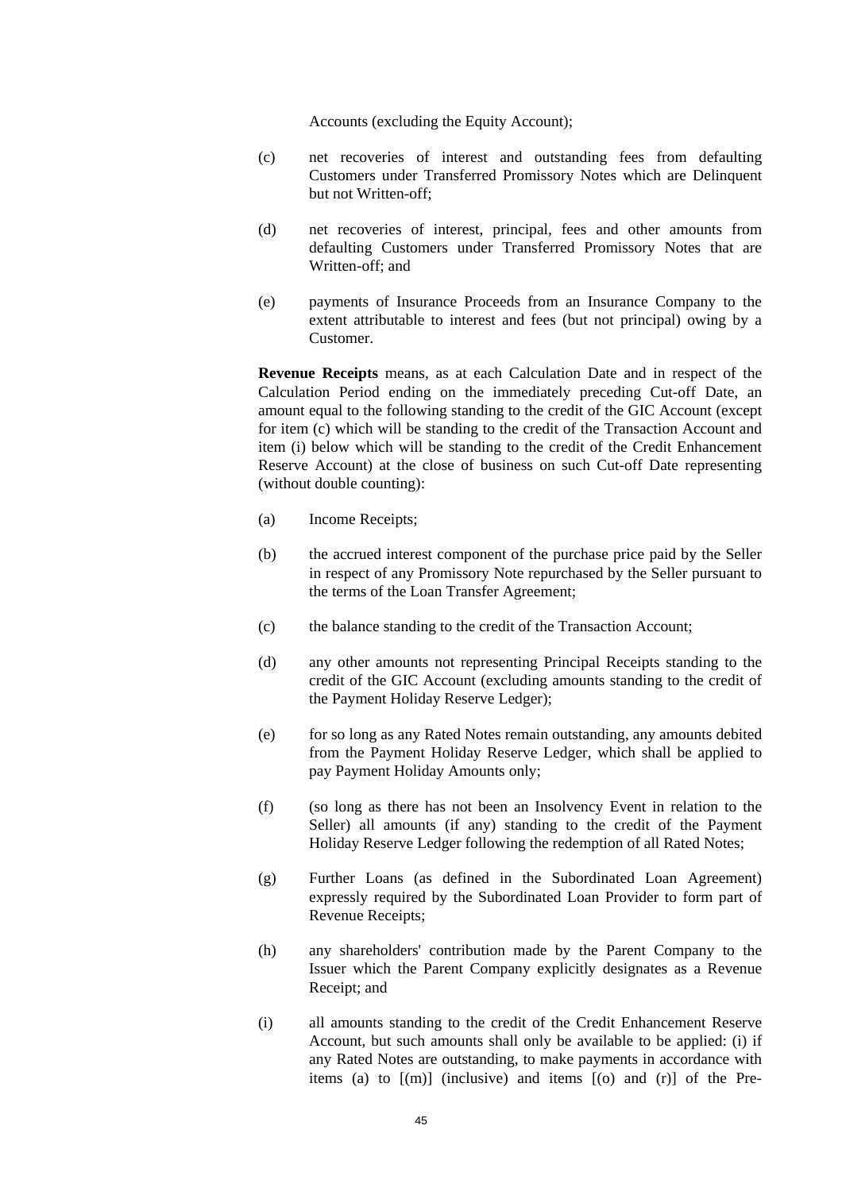Accounts (excluding the Equity Account);

(c) net recoveries of interest and outstanding fees from defaulting Customers under Transferred Promissory Notes which are Delinquent but not Written-off;

(d) net recoveries of interest, principal, fees and other amounts from defaulting Customers under Transferred Promissory Notes that are Written-off; and

(e) payments of Insurance Proceeds from an Insurance Company to the extent attributable to interest and fees (but not principal) owing by a Customer.

**Revenue Receipts** means, as at each Calculation Date and in respect of the Calculation Period ending on the immediately preceding Cut-off Date, an amount equal to the following standing to the credit of the GIC Account (except for item (c) which will be standing to the credit of the Transaction Account and item (i) below which will be standing to the credit of the Credit Enhancement Reserve Account) at the close of business on such Cut-off Date representing (without double counting):

(a) Income Receipts;

(b) the accrued interest component of the purchase price paid by the Seller in respect of any Promissory Note repurchased by the Seller pursuant to the terms of the Loan Transfer Agreement;

(c) the balance standing to the credit of the Transaction Account;

(d) any other amounts not representing Principal Receipts standing to the credit of the GIC Account (excluding amounts standing to the credit of the Payment Holiday Reserve Ledger);

(e) for so long as any Rated Notes remain outstanding, any amounts debited from the Payment Holiday Reserve Ledger, which shall be applied to pay Payment Holiday Amounts only;

(f) (so long as there has not been an Insolvency Event in relation to the Seller) all amounts (if any) standing to the credit of the Payment Holiday Reserve Ledger following the redemption of all Rated Notes;

(g) Further Loans (as defined in the Subordinated Loan Agreement) expressly required by the Subordinated Loan Provider to form part of Revenue Receipts;

(h) any shareholders' contribution made by the Parent Company to the Issuer which the Parent Company explicitly designates as a Revenue Receipt; and

(i) all amounts standing to the credit of the Credit Enhancement Reserve Account, but such amounts shall only be available to be applied: (i) if any Rated Notes are outstanding, to make payments in accordance with items (a) to [(m)] (inclusive) and items [(o) and (r)] of the Pre-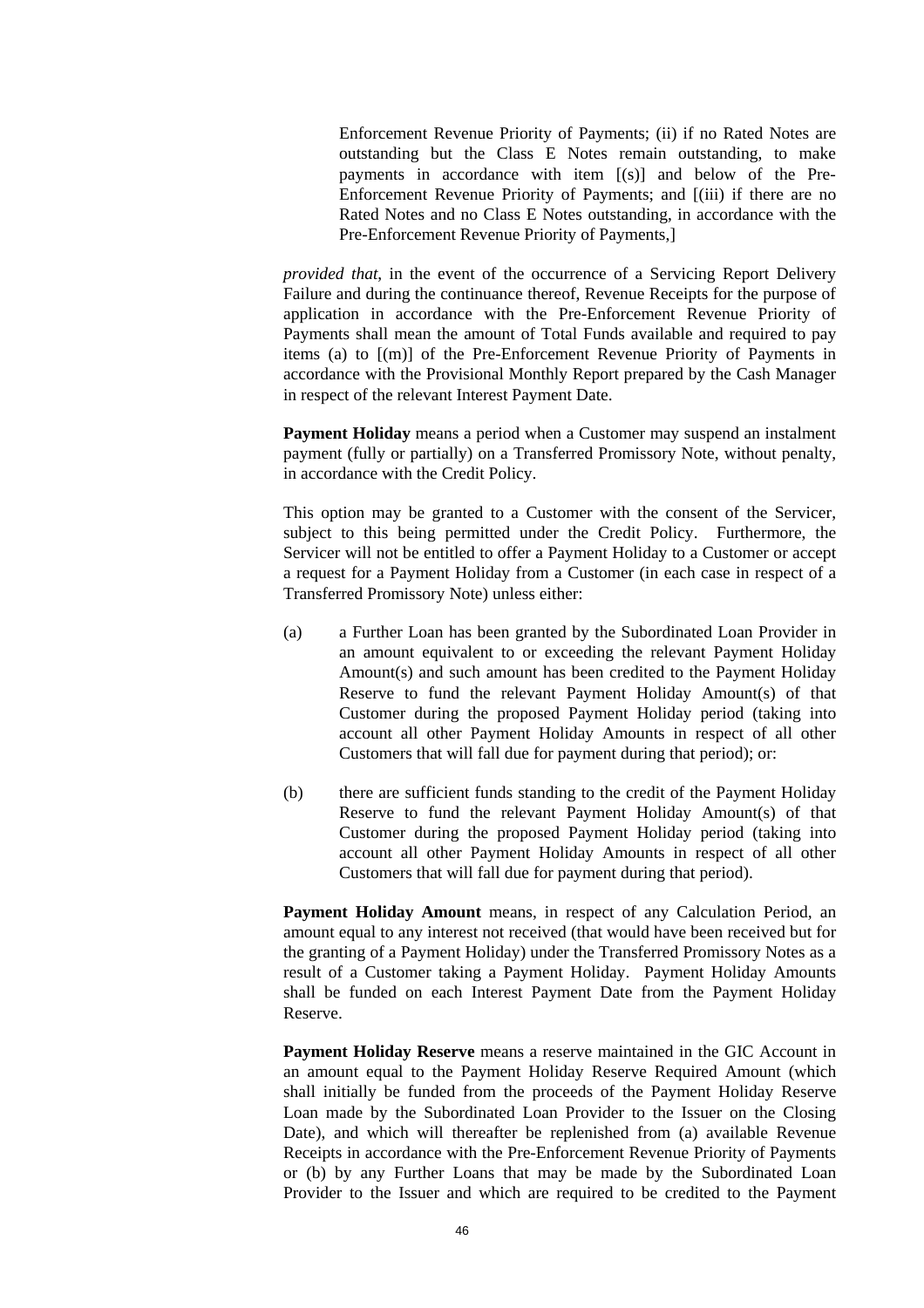Enforcement Revenue Priority of Payments; (ii) if no Rated Notes are outstanding but the Class E Notes remain outstanding, to make payments in accordance with item [(s)] and below of the Pre-Enforcement Revenue Priority of Payments; and [(iii) if there are no Rated Notes and no Class E Notes outstanding, in accordance with the Pre-Enforcement Revenue Priority of Payments,]

*provided that*, in the event of the occurrence of a Servicing Report Delivery Failure and during the continuance thereof, Revenue Receipts for the purpose of application in accordance with the Pre-Enforcement Revenue Priority of Payments shall mean the amount of Total Funds available and required to pay items (a) to [(m)] of the Pre-Enforcement Revenue Priority of Payments in accordance with the Provisional Monthly Report prepared by the Cash Manager in respect of the relevant Interest Payment Date.

**Payment Holiday** means a period when a Customer may suspend an instalment payment (fully or partially) on a Transferred Promissory Note, without penalty, in accordance with the Credit Policy.

This option may be granted to a Customer with the consent of the Servicer, subject to this being permitted under the Credit Policy. Furthermore, the Servicer will not be entitled to offer a Payment Holiday to a Customer or accept a request for a Payment Holiday from a Customer (in each case in respect of a Transferred Promissory Note) unless either:

(a) a Further Loan has been granted by the Subordinated Loan Provider in an amount equivalent to or exceeding the relevant Payment Holiday Amount(s) and such amount has been credited to the Payment Holiday Reserve to fund the relevant Payment Holiday Amount(s) of that Customer during the proposed Payment Holiday period (taking into account all other Payment Holiday Amounts in respect of all other Customers that will fall due for payment during that period); or:

(b) there are sufficient funds standing to the credit of the Payment Holiday Reserve to fund the relevant Payment Holiday Amount(s) of that Customer during the proposed Payment Holiday period (taking into account all other Payment Holiday Amounts in respect of all other Customers that will fall due for payment during that period).

**Payment Holiday Amount** means, in respect of any Calculation Period, an amount equal to any interest not received (that would have been received but for the granting of a Payment Holiday) under the Transferred Promissory Notes as a result of a Customer taking a Payment Holiday. Payment Holiday Amounts shall be funded on each Interest Payment Date from the Payment Holiday Reserve.

**Payment Holiday Reserve** means a reserve maintained in the GIC Account in an amount equal to the Payment Holiday Reserve Required Amount (which shall initially be funded from the proceeds of the Payment Holiday Reserve Loan made by the Subordinated Loan Provider to the Issuer on the Closing Date), and which will thereafter be replenished from (a) available Revenue Receipts in accordance with the Pre-Enforcement Revenue Priority of Payments or (b) by any Further Loans that may be made by the Subordinated Loan Provider to the Issuer and which are required to be credited to the Payment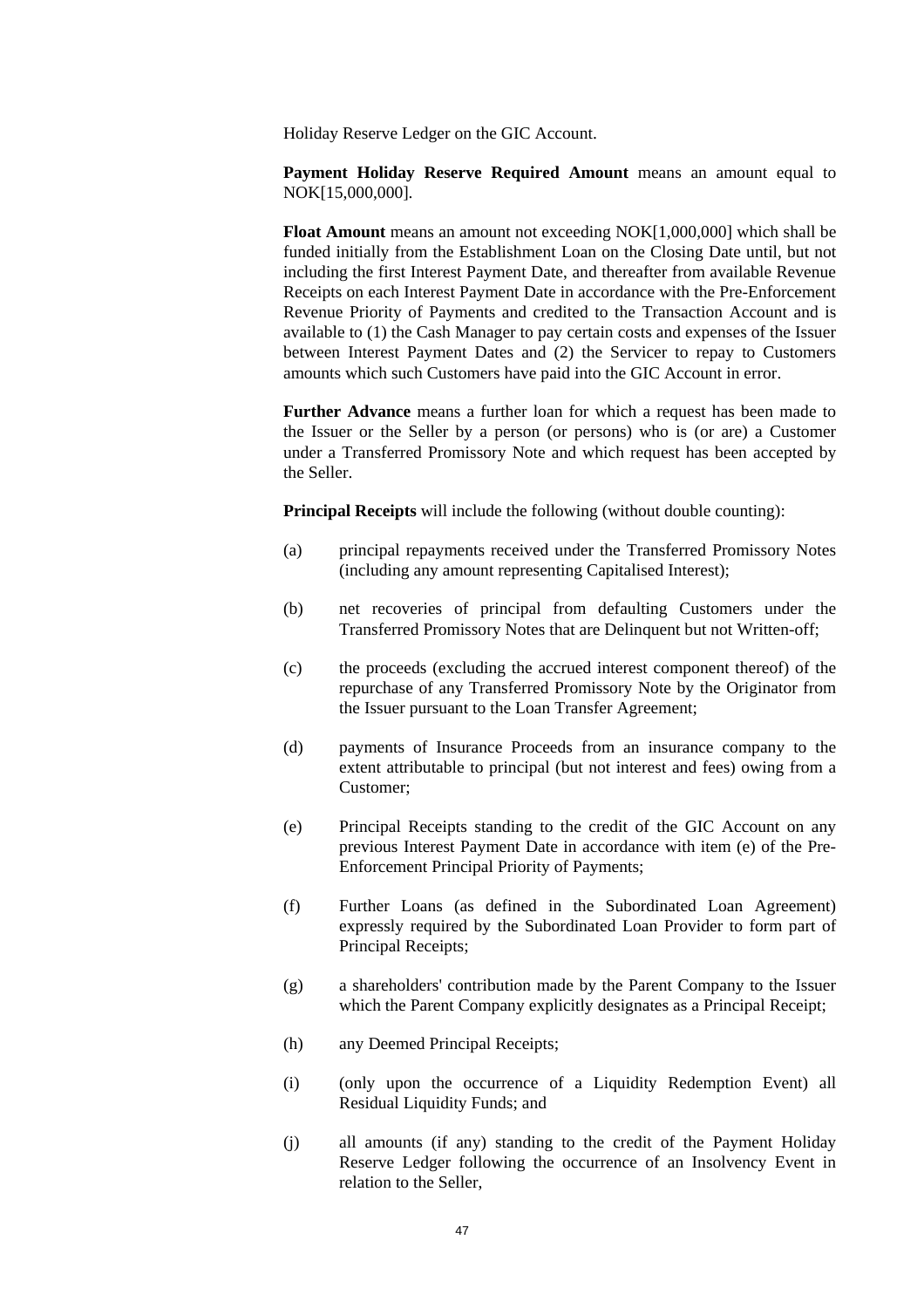Holiday Reserve Ledger on the GIC Account.

**Payment Holiday Reserve Required Amount** means an amount equal to NOK[15,000,000].

**Float Amount** means an amount not exceeding NOK[1,000,000] which shall be funded initially from the Establishment Loan on the Closing Date until, but not including the first Interest Payment Date, and thereafter from available Revenue Receipts on each Interest Payment Date in accordance with the Pre-Enforcement Revenue Priority of Payments and credited to the Transaction Account and is available to (1) the Cash Manager to pay certain costs and expenses of the Issuer between Interest Payment Dates and (2) the Servicer to repay to Customers amounts which such Customers have paid into the GIC Account in error.

**Further Advance** means a further loan for which a request has been made to the Issuer or the Seller by a person (or persons) who is (or are) a Customer under a Transferred Promissory Note and which request has been accepted by the Seller.

**Principal Receipts** will include the following (without double counting):

(a) principal repayments received under the Transferred Promissory Notes (including any amount representing Capitalised Interest);

(b) net recoveries of principal from defaulting Customers under the Transferred Promissory Notes that are Delinquent but not Written-off;

(c) the proceeds (excluding the accrued interest component thereof) of the repurchase of any Transferred Promissory Note by the Originator from the Issuer pursuant to the Loan Transfer Agreement;

(d) payments of Insurance Proceeds from an insurance company to the extent attributable to principal (but not interest and fees) owing from a Customer;

(e) Principal Receipts standing to the credit of the GIC Account on any previous Interest Payment Date in accordance with item (e) of the Pre-Enforcement Principal Priority of Payments;

(f) Further Loans (as defined in the Subordinated Loan Agreement) expressly required by the Subordinated Loan Provider to form part of Principal Receipts;

(g) a shareholders' contribution made by the Parent Company to the Issuer which the Parent Company explicitly designates as a Principal Receipt;

(h) any Deemed Principal Receipts;

(i) (only upon the occurrence of a Liquidity Redemption Event) all Residual Liquidity Funds; and

(j) all amounts (if any) standing to the credit of the Payment Holiday Reserve Ledger following the occurrence of an Insolvency Event in relation to the Seller,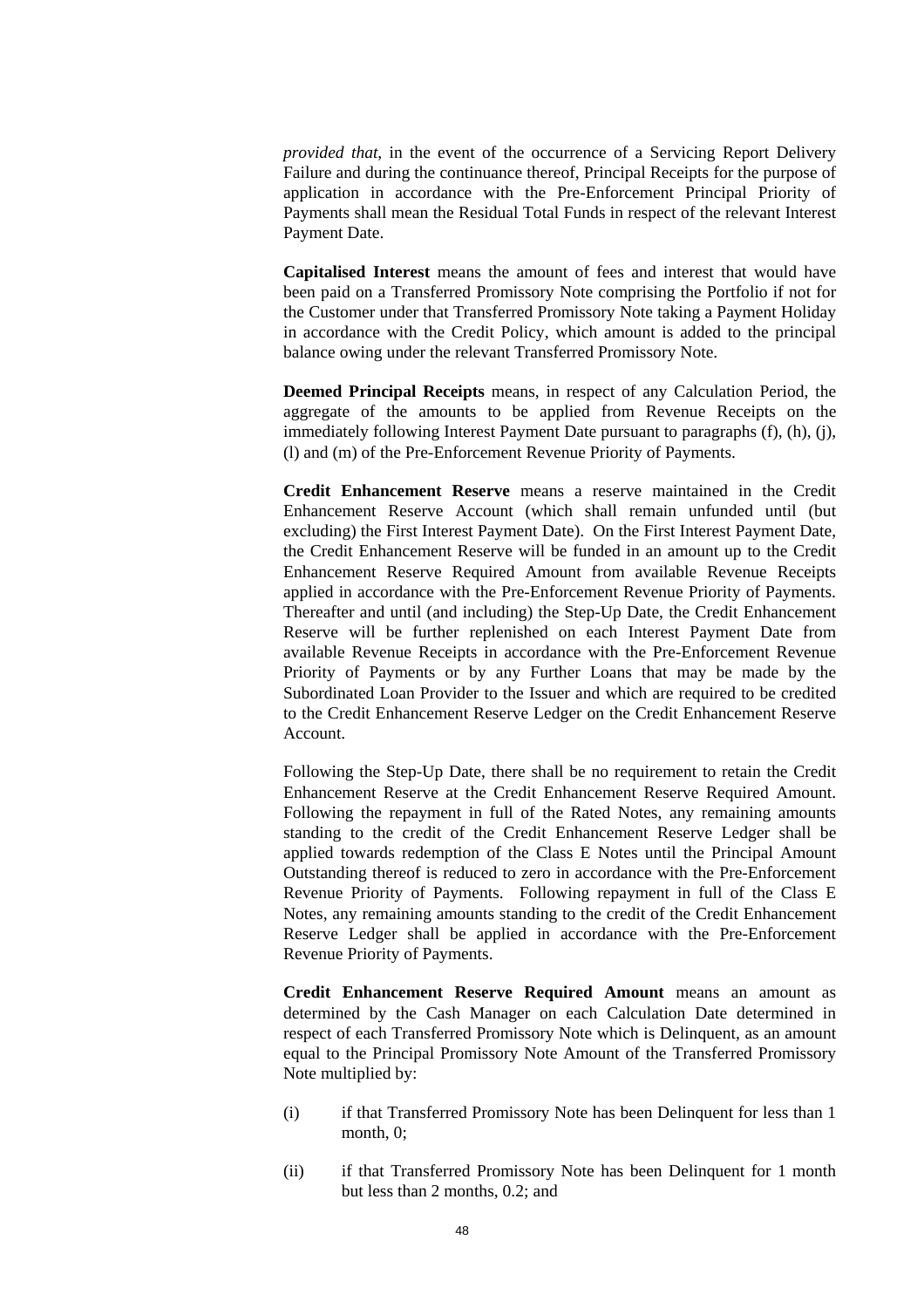*provided that*, in the event of the occurrence of a Servicing Report Delivery Failure and during the continuance thereof, Principal Receipts for the purpose of application in accordance with the Pre-Enforcement Principal Priority of Payments shall mean the Residual Total Funds in respect of the relevant Interest Payment Date.

**Capitalised Interest** means the amount of fees and interest that would have been paid on a Transferred Promissory Note comprising the Portfolio if not for the Customer under that Transferred Promissory Note taking a Payment Holiday in accordance with the Credit Policy, which amount is added to the principal balance owing under the relevant Transferred Promissory Note.

**Deemed Principal Receipts** means, in respect of any Calculation Period, the aggregate of the amounts to be applied from Revenue Receipts on the immediately following Interest Payment Date pursuant to paragraphs (f), (h), (j), (l) and (m) of the Pre-Enforcement Revenue Priority of Payments.

**Credit Enhancement Reserve** means a reserve maintained in the Credit Enhancement Reserve Account (which shall remain unfunded until (but excluding) the First Interest Payment Date). On the First Interest Payment Date, the Credit Enhancement Reserve will be funded in an amount up to the Credit Enhancement Reserve Required Amount from available Revenue Receipts applied in accordance with the Pre-Enforcement Revenue Priority of Payments. Thereafter and until (and including) the Step-Up Date, the Credit Enhancement Reserve will be further replenished on each Interest Payment Date from available Revenue Receipts in accordance with the Pre-Enforcement Revenue Priority of Payments or by any Further Loans that may be made by the Subordinated Loan Provider to the Issuer and which are required to be credited to the Credit Enhancement Reserve Ledger on the Credit Enhancement Reserve Account.

Following the Step-Up Date, there shall be no requirement to retain the Credit Enhancement Reserve at the Credit Enhancement Reserve Required Amount. Following the repayment in full of the Rated Notes, any remaining amounts standing to the credit of the Credit Enhancement Reserve Ledger shall be applied towards redemption of the Class E Notes until the Principal Amount Outstanding thereof is reduced to zero in accordance with the Pre-Enforcement Revenue Priority of Payments. Following repayment in full of the Class E Notes, any remaining amounts standing to the credit of the Credit Enhancement Reserve Ledger shall be applied in accordance with the Pre-Enforcement Revenue Priority of Payments.

**Credit Enhancement Reserve Required Amount** means an amount as determined by the Cash Manager on each Calculation Date determined in respect of each Transferred Promissory Note which is Delinquent, as an amount equal to the Principal Promissory Note Amount of the Transferred Promissory Note multiplied by:

(i) if that Transferred Promissory Note has been Delinquent for less than 1 month, 0;

(ii) if that Transferred Promissory Note has been Delinquent for 1 month but less than 2 months, 0.2; and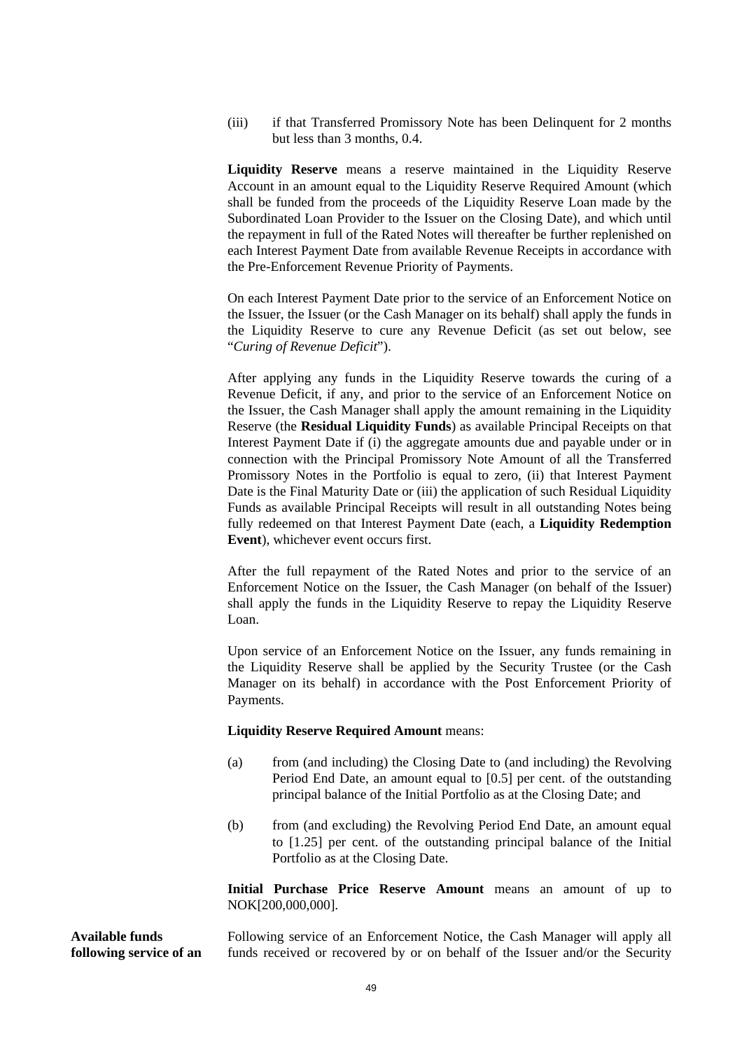(iii) if that Transferred Promissory Note has been Delinquent for 2 months but less than 3 months, 0.4.

**Liquidity Reserve** means a reserve maintained in the Liquidity Reserve Account in an amount equal to the Liquidity Reserve Required Amount (which shall be funded from the proceeds of the Liquidity Reserve Loan made by the Subordinated Loan Provider to the Issuer on the Closing Date), and which until the repayment in full of the Rated Notes will thereafter be further replenished on each Interest Payment Date from available Revenue Receipts in accordance with the Pre-Enforcement Revenue Priority of Payments.

On each Interest Payment Date prior to the service of an Enforcement Notice on the Issuer, the Issuer (or the Cash Manager on its behalf) shall apply the funds in the Liquidity Reserve to cure any Revenue Deficit (as set out below, see "*Curing of Revenue Deficit*").

After applying any funds in the Liquidity Reserve towards the curing of a Revenue Deficit, if any, and prior to the service of an Enforcement Notice on the Issuer, the Cash Manager shall apply the amount remaining in the Liquidity Reserve (the **Residual Liquidity Funds**) as available Principal Receipts on that Interest Payment Date if (i) the aggregate amounts due and payable under or in connection with the Principal Promissory Note Amount of all the Transferred Promissory Notes in the Portfolio is equal to zero, (ii) that Interest Payment Date is the Final Maturity Date or (iii) the application of such Residual Liquidity Funds as available Principal Receipts will result in all outstanding Notes being fully redeemed on that Interest Payment Date (each, a **Liquidity Redemption Event**), whichever event occurs first.

After the full repayment of the Rated Notes and prior to the service of an Enforcement Notice on the Issuer, the Cash Manager (on behalf of the Issuer) shall apply the funds in the Liquidity Reserve to repay the Liquidity Reserve Loan.

Upon service of an Enforcement Notice on the Issuer, any funds remaining in the Liquidity Reserve shall be applied by the Security Trustee (or the Cash Manager on its behalf) in accordance with the Post Enforcement Priority of Payments.

**Liquidity Reserve Required Amount** means:

(a) from (and including) the Closing Date to (and including) the Revolving Period End Date, an amount equal to [0.5] per cent. of the outstanding principal balance of the Initial Portfolio as at the Closing Date; and

(b) from (and excluding) the Revolving Period End Date, an amount equal to [1.25] per cent. of the outstanding principal balance of the Initial Portfolio as at the Closing Date.

**Initial Purchase Price Reserve Amount** means an amount of up to NOK[200,000,000].

**Available funds following service of an**

Following service of an Enforcement Notice, the Cash Manager will apply all funds received or recovered by or on behalf of the Issuer and/or the Security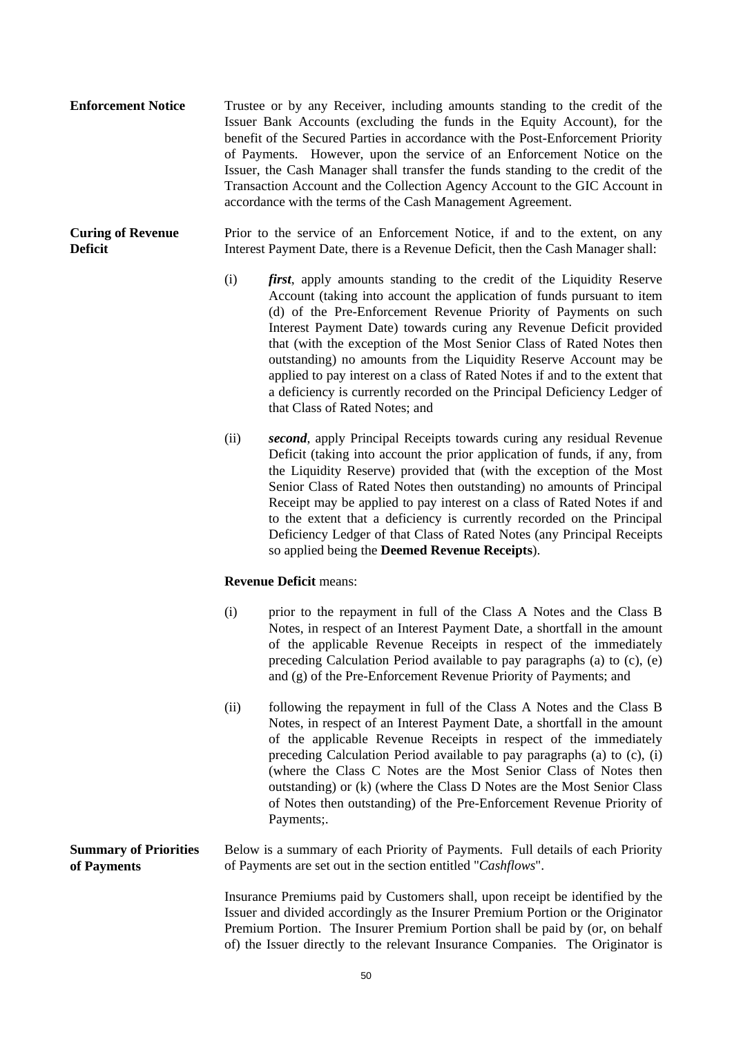**Enforcement Notice** Trustee or by any Receiver, including amounts standing to the credit of the Issuer Bank Accounts (excluding the funds in the Equity Account), for the benefit of the Secured Parties in accordance with the Post-Enforcement Priority of Payments. However, upon the service of an Enforcement Notice on the Issuer, the Cash Manager shall transfer the funds standing to the credit of the Transaction Account and the Collection Agency Account to the GIC Account in accordance with the terms of the Cash Management Agreement.

**Curing of Revenue Deficit**

Prior to the service of an Enforcement Notice, if and to the extent, on any Interest Payment Date, there is a Revenue Deficit, then the Cash Manager shall:

(i) ***first***, apply amounts standing to the credit of the Liquidity Reserve Account (taking into account the application of funds pursuant to item (d) of the Pre-Enforcement Revenue Priority of Payments on such Interest Payment Date) towards curing any Revenue Deficit provided that (with the exception of the Most Senior Class of Rated Notes then outstanding) no amounts from the Liquidity Reserve Account may be applied to pay interest on a class of Rated Notes if and to the extent that a deficiency is currently recorded on the Principal Deficiency Ledger of that Class of Rated Notes; and

(ii) ***second***, apply Principal Receipts towards curing any residual Revenue Deficit (taking into account the prior application of funds, if any, from the Liquidity Reserve) provided that (with the exception of the Most Senior Class of Rated Notes then outstanding) no amounts of Principal Receipt may be applied to pay interest on a class of Rated Notes if and to the extent that a deficiency is currently recorded on the Principal Deficiency Ledger of that Class of Rated Notes (any Principal Receipts so applied being the **Deemed Revenue Receipts**).

**Revenue Deficit** means:

(i) prior to the repayment in full of the Class A Notes and the Class B Notes, in respect of an Interest Payment Date, a shortfall in the amount of the applicable Revenue Receipts in respect of the immediately preceding Calculation Period available to pay paragraphs (a) to (c), (e) and (g) of the Pre-Enforcement Revenue Priority of Payments; and

(ii) following the repayment in full of the Class A Notes and the Class B Notes, in respect of an Interest Payment Date, a shortfall in the amount of the applicable Revenue Receipts in respect of the immediately preceding Calculation Period available to pay paragraphs (a) to (c), (i) (where the Class C Notes are the Most Senior Class of Notes then outstanding) or (k) (where the Class D Notes are the Most Senior Class of Notes then outstanding) of the Pre-Enforcement Revenue Priority of Payments;.

**Summary of Priorities of Payments**

Below is a summary of each Priority of Payments. Full details of each Priority of Payments are set out in the section entitled "*Cashflows*".

Insurance Premiums paid by Customers shall, upon receipt be identified by the Issuer and divided accordingly as the Insurer Premium Portion or the Originator Premium Portion. The Insurer Premium Portion shall be paid by (or, on behalf of) the Issuer directly to the relevant Insurance Companies. The Originator is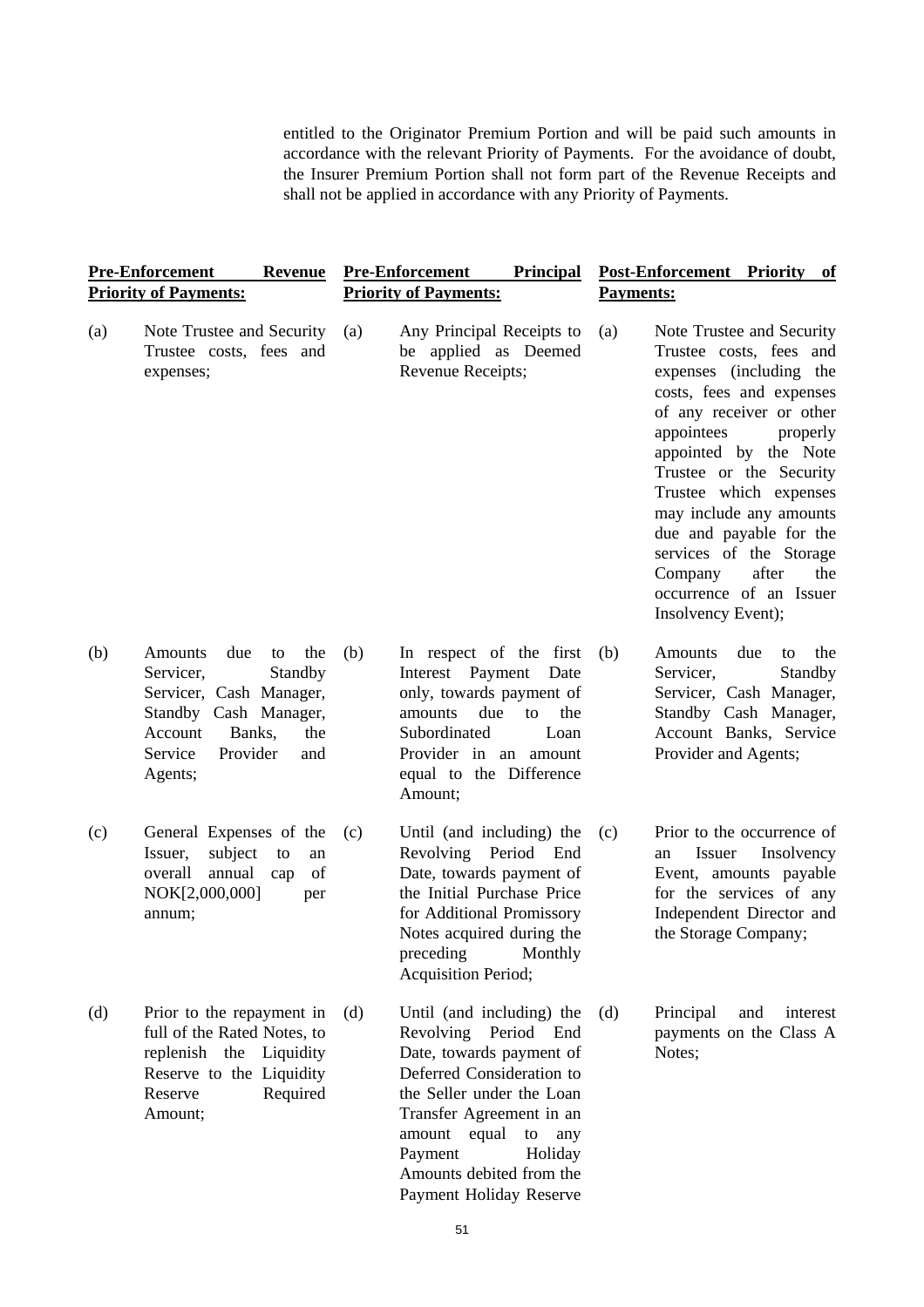entitled to the Originator Premium Portion and will be paid such amounts in accordance with the relevant Priority of Payments. For the avoidance of doubt, the Insurer Premium Portion shall not form part of the Revenue Receipts and shall not be applied in accordance with any Priority of Payments.

| **Pre-Enforcement Revenue Priority of Payments:** | **Pre-Enforcement Principal Priority of Payments:** | **Post-Enforcement Priority of Payments:** |
|---|---|---|
| (a) Note Trustee and Security Trustee costs, fees and expenses; | (a) Any Principal Receipts to be applied as Deemed Revenue Receipts; | (a) Note Trustee and Security Trustee costs, fees and expenses (including the costs, fees and expenses of any receiver or other appointees properly appointed by the Note Trustee or the Security Trustee which expenses may include any amounts due and payable for the services of the Storage Company after the occurrence of an Issuer Insolvency Event); |
| (b) Amounts due to the Servicer, Standby Servicer, Cash Manager, Standby Cash Manager, Account Banks, the Service Provider and Agents; | (b) In respect of the first Interest Payment Date only, towards payment of amounts due to the Subordinated Loan Provider in an amount equal to the Difference Amount; | (b) Amounts due to the Servicer, Standby Servicer, Cash Manager, Standby Cash Manager, Account Banks, Service Provider and Agents; |
| (c) General Expenses of the Issuer, subject to an overall annual cap of NOK[2,000,000] per annum; | (c) Until (and including) the Revolving Period End Date, towards payment of the Initial Purchase Price for Additional Promissory Notes acquired during the preceding Monthly Acquisition Period; | (c) Prior to the occurrence of an Issuer Insolvency Event, amounts payable for the services of any Independent Director and the Storage Company; |
| (d) Prior to the repayment in full of the Rated Notes, to replenish the Liquidity Reserve to the Liquidity Reserve Required Amount; | (d) Until (and including) the Revolving Period End Date, towards payment of Deferred Consideration to the Seller under the Loan Transfer Agreement in an amount equal to any Payment Holiday Amounts debited from the Payment Holiday Reserve | (d) Principal and interest payments on the Class A Notes; |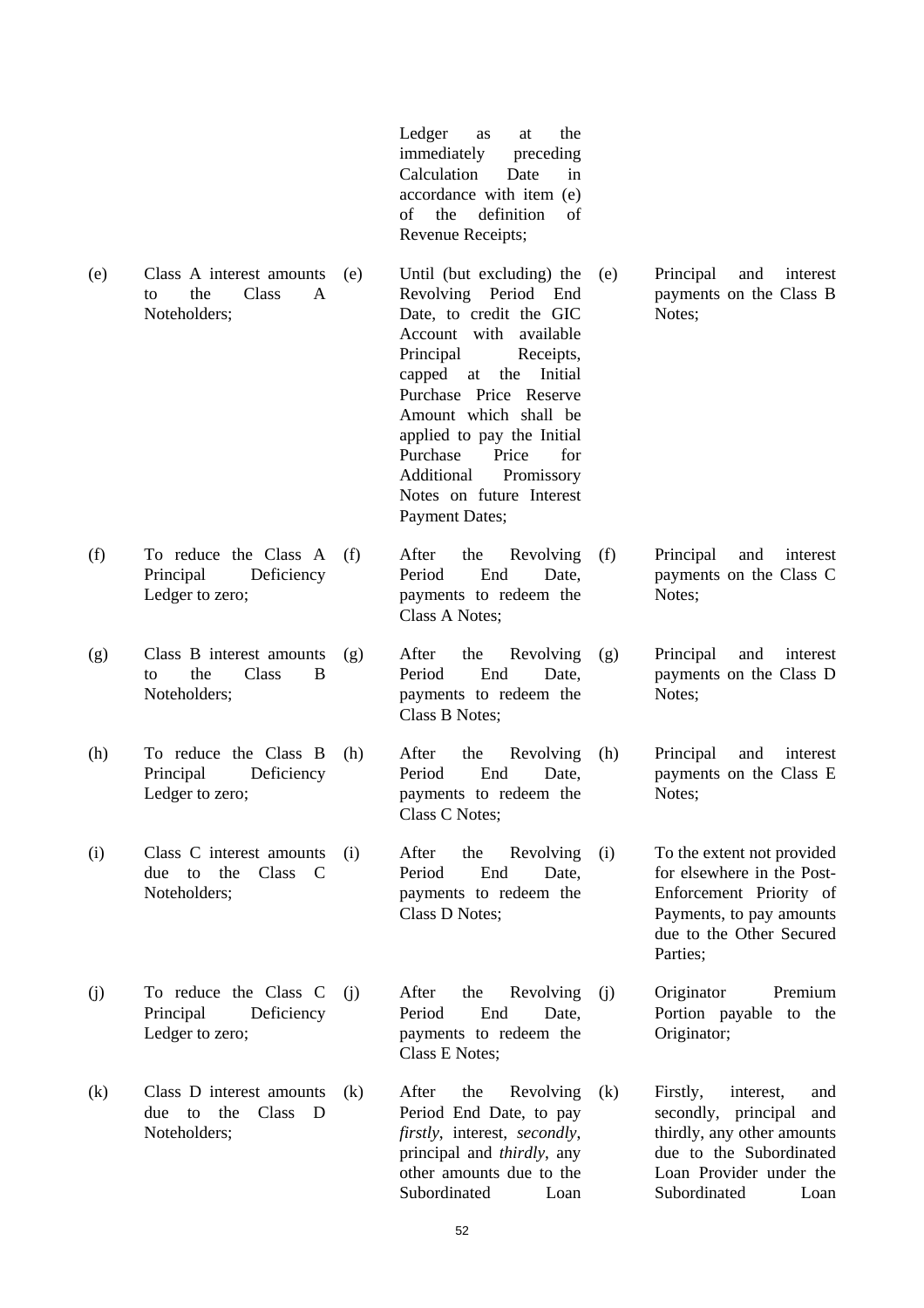| | | | | | |
|---|---|---|---|---|---|
| | | | Ledger as at the immediately preceding Calculation Date in accordance with item (e) of the definition of Revenue Receipts; | | |
| (e) | Class A interest amounts to the Class A Noteholders; | (e) | Until (but excluding) the Revolving Period End Date, to credit the GIC Account with available Principal Receipts, capped at the Initial Purchase Price Reserve Amount which shall be applied to pay the Initial Purchase Price for Additional Promissory Notes on future Interest Payment Dates; | (e) | Principal and interest payments on the Class B Notes; |
| (f) | To reduce the Class A Principal Deficiency Ledger to zero; | (f) | After the Revolving Period End Date, payments to redeem the Class A Notes; | (f) | Principal and interest payments on the Class C Notes; |
| (g) | Class B interest amounts to the Class B Noteholders; | (g) | After the Revolving Period End Date, payments to redeem the Class B Notes; | (g) | Principal and interest payments on the Class D Notes; |
| (h) | To reduce the Class B Principal Deficiency Ledger to zero; | (h) | After the Revolving Period End Date, payments to redeem the Class C Notes; | (h) | Principal and interest payments on the Class E Notes; |
| (i) | Class C interest amounts due to the Class C Noteholders; | (i) | After the Revolving Period End Date, payments to redeem the Class D Notes; | (i) | To the extent not provided for elsewhere in the Post-Enforcement Priority of Payments, to pay amounts due to the Other Secured Parties; |
| (j) | To reduce the Class C Principal Deficiency Ledger to zero; | (j) | After the Revolving Period End Date, payments to redeem the Class E Notes; | (j) | Originator Premium Portion payable to the Originator; |
| (k) | Class D interest amounts due to the Class D Noteholders; | (k) | After the Revolving Period End Date, to pay *firstly*, interest, *secondly*, principal and *thirdly*, any other amounts due to the Subordinated Loan | (k) | Firstly, interest, and secondly, principal and thirdly, any other amounts due to the Subordinated Loan Provider under the Subordinated Loan |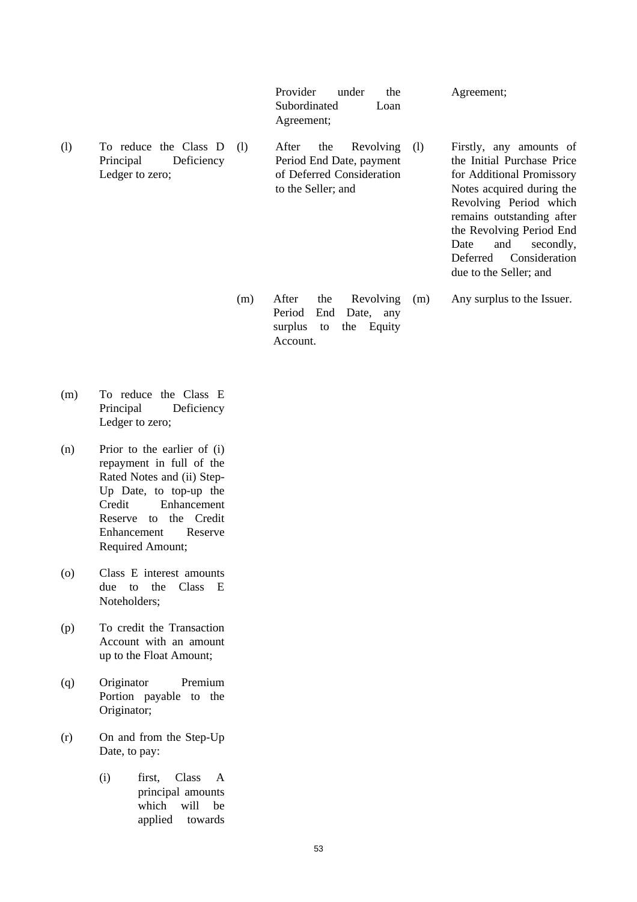| | | | | | |
|---|---|---|---|---|---|
| | | | Provider under the Subordinated Loan Agreement; | | Agreement; |
| (l) | To reduce the Class D Principal Deficiency Ledger to zero; | (l) | After the Revolving Period End Date, payment of Deferred Consideration to the Seller; and | (l) | Firstly, any amounts of the Initial Purchase Price for Additional Promissory Notes acquired during the Revolving Period which remains outstanding after the Revolving Period End Date and secondly, Deferred Consideration due to the Seller; and |
| | | (m) | After the Revolving Period End Date, any surplus to the Equity Account. | (m) | Any surplus to the Issuer. |
| (m) | To reduce the Class E Principal Deficiency Ledger to zero; | | | | |
| (n) | Prior to the earlier of (i) repayment in full of the Rated Notes and (ii) Step-Up Date, to top-up the Credit Enhancement Reserve to the Credit Enhancement Reserve Required Amount; | | | | |
| (o) | Class E interest amounts due to the Class E Noteholders; | | | | |
| (p) | To credit the Transaction Account with an amount up to the Float Amount; | | | | |
| (q) | Originator Premium Portion payable to the Originator; | | | | |
| (r) | On and from the Step-Up Date, to pay:<br>(i) first, Class A principal amounts which will be applied towards | | | | |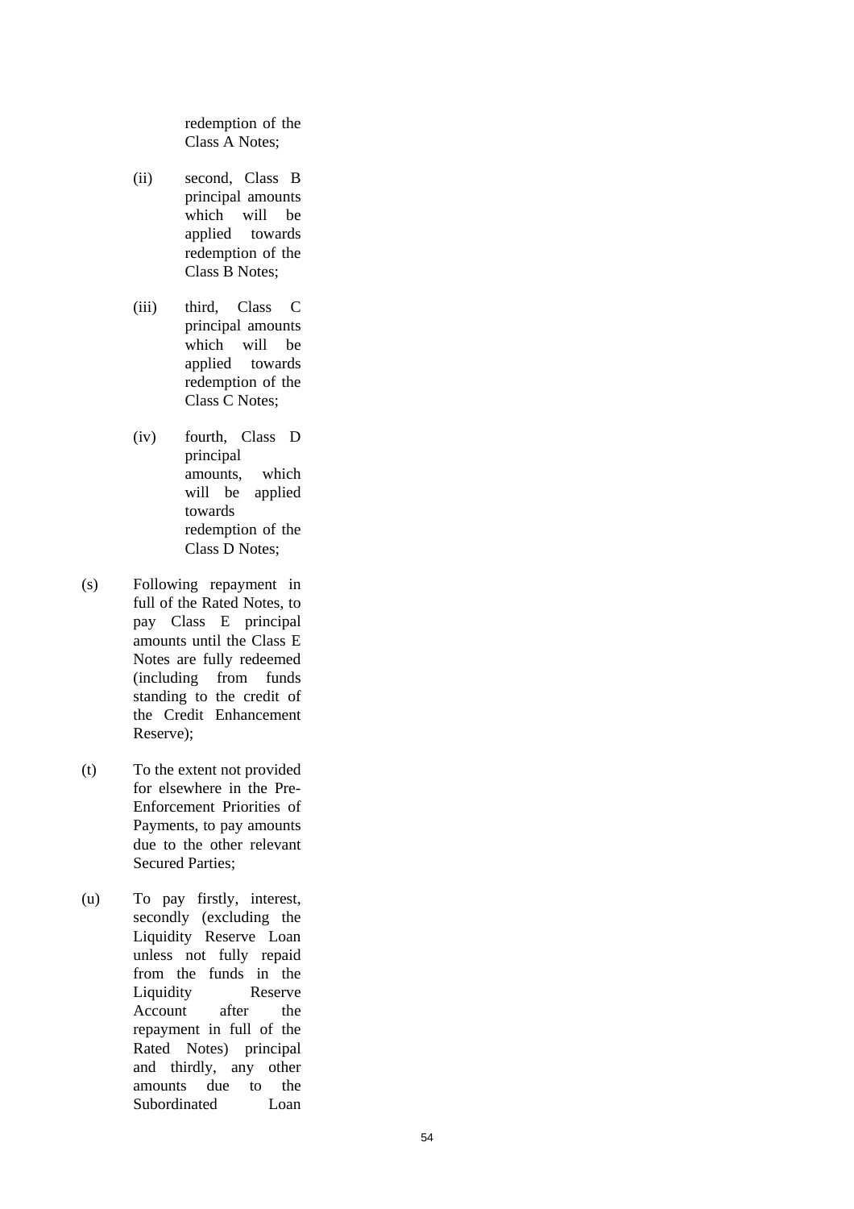redemption of the Class A Notes;

(ii) second, Class B principal amounts which will be applied towards redemption of the Class B Notes;

(iii) third, Class C principal amounts which will be applied towards redemption of the Class C Notes;

(iv) fourth, Class D principal amounts, which will be applied towards redemption of the Class D Notes;

(s) Following repayment in full of the Rated Notes, to pay Class E principal amounts until the Class E Notes are fully redeemed (including from funds standing to the credit of the Credit Enhancement Reserve);

(t) To the extent not provided for elsewhere in the Pre-Enforcement Priorities of Payments, to pay amounts due to the other relevant Secured Parties;

(u) To pay firstly, interest, secondly (excluding the Liquidity Reserve Loan unless not fully repaid from the funds in the Liquidity Reserve Account after the repayment in full of the Rated Notes) principal and thirdly, any other amounts due to the Subordinated Loan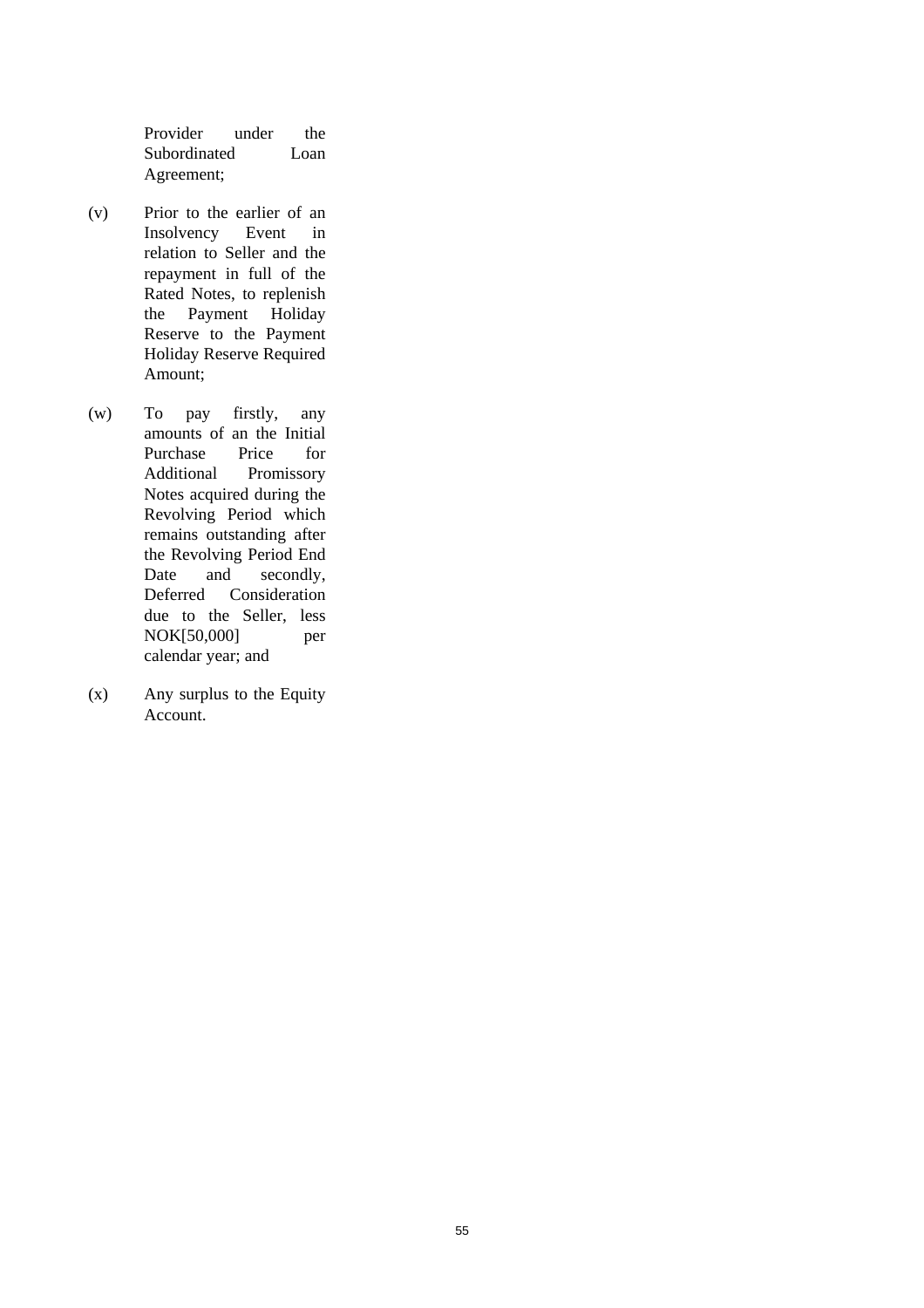Provider under the Subordinated Loan Agreement;

(v) Prior to the earlier of an Insolvency Event in relation to Seller and the repayment in full of the Rated Notes, to replenish the Payment Holiday Reserve to the Payment Holiday Reserve Required Amount;

(w) To pay firstly, any amounts of an the Initial Purchase Price for Additional Promissory Notes acquired during the Revolving Period which remains outstanding after the Revolving Period End Date and secondly, Deferred Consideration due to the Seller, less NOK[50,000] per calendar year; and

(x) Any surplus to the Equity Account.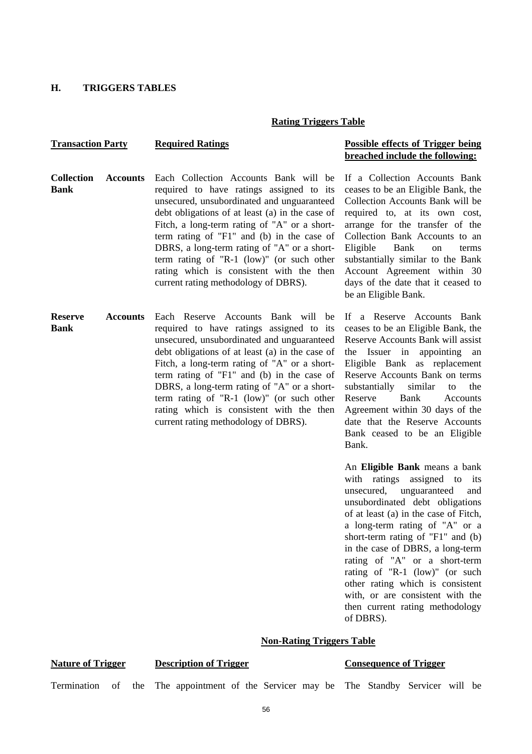## H. TRIGGERS TABLES

**Rating Triggers Table**

| **Transaction Party** | **Required Ratings** | **Possible effects of Trigger being breached include the following:** |
|---|---|---|
| **Collection Accounts Bank** | Each Collection Accounts Bank will be required to have ratings assigned to its unsecured, unsubordinated and unguaranteed debt obligations of at least (a) in the case of Fitch, a long-term rating of "A" or a short-term rating of "F1" and (b) in the case of DBRS, a long-term rating of "A" or a short-term rating of "R-1 (low)" (or such other rating which is consistent with the then current rating methodology of DBRS). | If a Collection Accounts Bank ceases to be an Eligible Bank, the Collection Accounts Bank will be required to, at its own cost, arrange for the transfer of the Collection Bank Accounts to an Eligible Bank on terms substantially similar to the Bank Account Agreement within 30 days of the date that it ceased to be an Eligible Bank. |
| **Reserve Accounts Bank** | Each Reserve Accounts Bank will be required to have ratings assigned to its unsecured, unsubordinated and unguaranteed debt obligations of at least (a) in the case of Fitch, a long-term rating of "A" or a short-term rating of "F1" and (b) in the case of DBRS, a long-term rating of "A" or a short-term rating of "R-1 (low)" (or such other rating which is consistent with the then current rating methodology of DBRS). | If a Reserve Accounts Bank ceases to be an Eligible Bank, the Reserve Accounts Bank will assist the Issuer in appointing an Eligible Bank as replacement Reserve Accounts Bank on terms substantially similar to the Reserve Bank Accounts Agreement within 30 days of the date that the Reserve Accounts Bank ceased to be an Eligible Bank.<br><br>An **Eligible Bank** means a bank with ratings assigned to its unsecured, unguaranteed and unsubordinated debt obligations of at least (a) in the case of Fitch, a long-term rating of "A" or a short-term rating of "F1" and (b) in the case of DBRS, a long-term rating of "A" or a short-term rating of "R-1 (low)" (or such other rating which is consistent with, or are consistent with the then current rating methodology of DBRS). |

**Non-Rating Triggers Table**

| **Nature of Trigger** | **Description of Trigger** | **Consequence of Trigger** |
|---|---|---|
| Termination of the | The appointment of the Servicer may be | The Standby Servicer will be |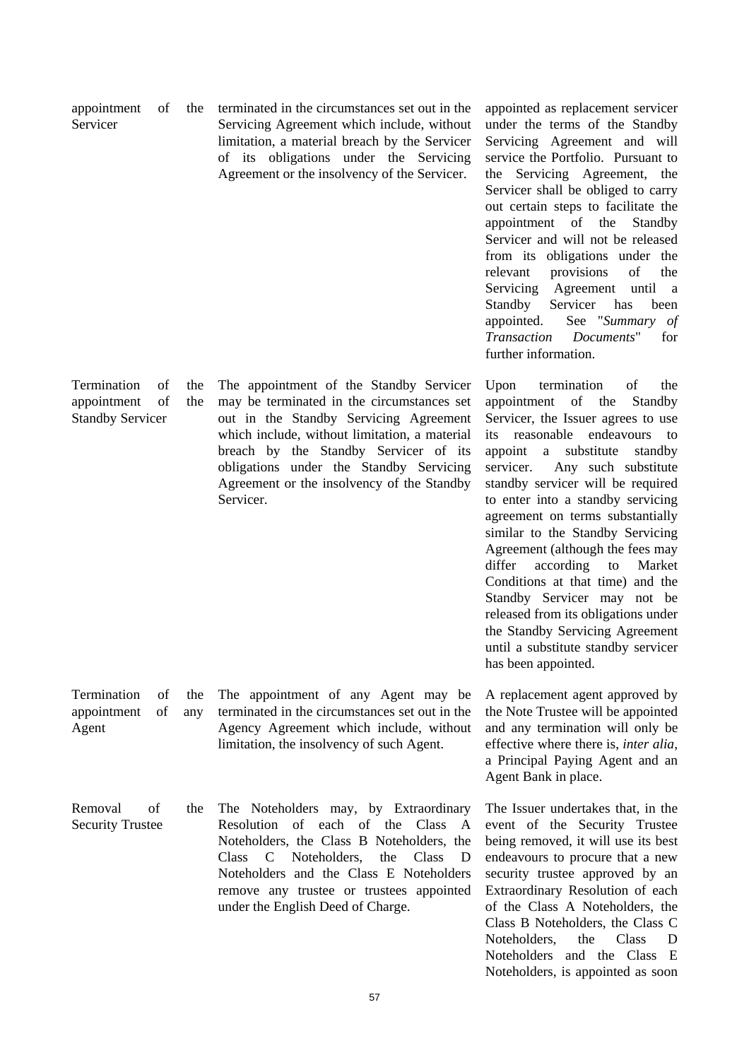| | | |
|---|---|---|
| appointment of the Servicer | terminated in the circumstances set out in the Servicing Agreement which include, without limitation, a material breach by the Servicer of its obligations under the Servicing Agreement or the insolvency of the Servicer. | appointed as replacement servicer under the terms of the Standby Servicing Agreement and will service the Portfolio. Pursuant to the Servicing Agreement, the Servicer shall be obliged to carry out certain steps to facilitate the appointment of the Standby Servicer and will not be released from its obligations under the relevant provisions of the Servicing Agreement until a Standby Servicer has been appointed. See "*Summary of Transaction Documents*" for further information. |
| Termination of the appointment of the Standby Servicer | The appointment of the Standby Servicer may be terminated in the circumstances set out in the Standby Servicing Agreement which include, without limitation, a material breach by the Standby Servicer of its obligations under the Standby Servicing Agreement or the insolvency of the Standby Servicer. | Upon termination of the appointment of the Standby Servicer, the Issuer agrees to use its reasonable endeavours to appoint a substitute standby servicer. Any such substitute standby servicer will be required to enter into a standby servicing agreement on terms substantially similar to the Standby Servicing Agreement (although the fees may differ according to Market Conditions at that time) and the Standby Servicer may not be released from its obligations under the Standby Servicing Agreement until a substitute standby servicer has been appointed. |
| Termination of the appointment of any Agent | The appointment of any Agent may be terminated in the circumstances set out in the Agency Agreement which include, without limitation, the insolvency of such Agent. | A replacement agent approved by the Note Trustee will be appointed and any termination will only be effective where there is, *inter alia*, a Principal Paying Agent and an Agent Bank in place. |
| Removal of the Security Trustee | The Noteholders may, by Extraordinary Resolution of each of the Class A Noteholders, the Class B Noteholders, the Class C Noteholders, the Class D Noteholders and the Class E Noteholders remove any trustee or trustees appointed under the English Deed of Charge. | The Issuer undertakes that, in the event of the Security Trustee being removed, it will use its best endeavours to procure that a new security trustee approved by an Extraordinary Resolution of each of the Class A Noteholders, the Class B Noteholders, the Class C Noteholders, the Class D Noteholders and the Class E Noteholders, is appointed as soon |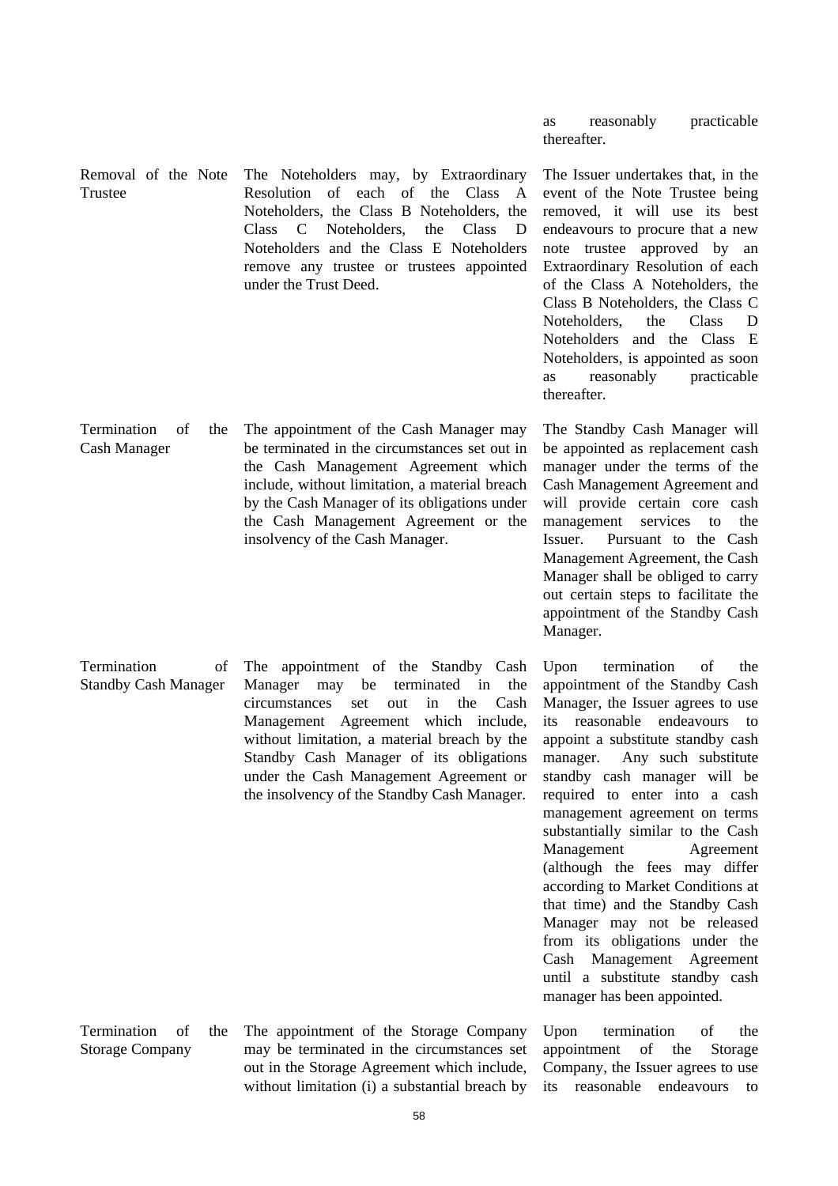| | | |
|---|---|---|
| | | as reasonably practicable thereafter. |
| Removal of the Note Trustee | The Noteholders may, by Extraordinary Resolution of each of the Class A Noteholders, the Class B Noteholders, the Class C Noteholders, the Class D Noteholders and the Class E Noteholders remove any trustee or trustees appointed under the Trust Deed. | The Issuer undertakes that, in the event of the Note Trustee being removed, it will use its best endeavours to procure that a new note trustee approved by an Extraordinary Resolution of each of the Class A Noteholders, the Class B Noteholders, the Class C Noteholders, the Class D Noteholders and the Class E Noteholders, is appointed as soon as reasonably practicable thereafter. |
| Termination of the Cash Manager | The appointment of the Cash Manager may be terminated in the circumstances set out in the Cash Management Agreement which include, without limitation, a material breach by the Cash Manager of its obligations under the Cash Management Agreement or the insolvency of the Cash Manager. | The Standby Cash Manager will be appointed as replacement cash manager under the terms of the Cash Management Agreement and will provide certain core cash management services to the Issuer. Pursuant to the Cash Management Agreement, the Cash Manager shall be obliged to carry out certain steps to facilitate the appointment of the Standby Cash Manager. |
| Termination of Standby Cash Manager | The appointment of the Standby Cash Manager may be terminated in the circumstances set out in the Cash Management Agreement which include, without limitation, a material breach by the Standby Cash Manager of its obligations under the Cash Management Agreement or the insolvency of the Standby Cash Manager. | Upon termination of the appointment of the Standby Cash Manager, the Issuer agrees to use its reasonable endeavours to appoint a substitute standby cash manager. Any such substitute standby cash manager will be required to enter into a cash management agreement on terms substantially similar to the Cash Management Agreement (although the fees may differ according to Market Conditions at that time) and the Standby Cash Manager may not be released from its obligations under the Cash Management Agreement until a substitute standby cash manager has been appointed. |
| Termination of the Storage Company | The appointment of the Storage Company may be terminated in the circumstances set out in the Storage Agreement which include, without limitation (i) a substantial breach by | Upon termination of the appointment of the Storage Company, the Issuer agrees to use its reasonable endeavours to |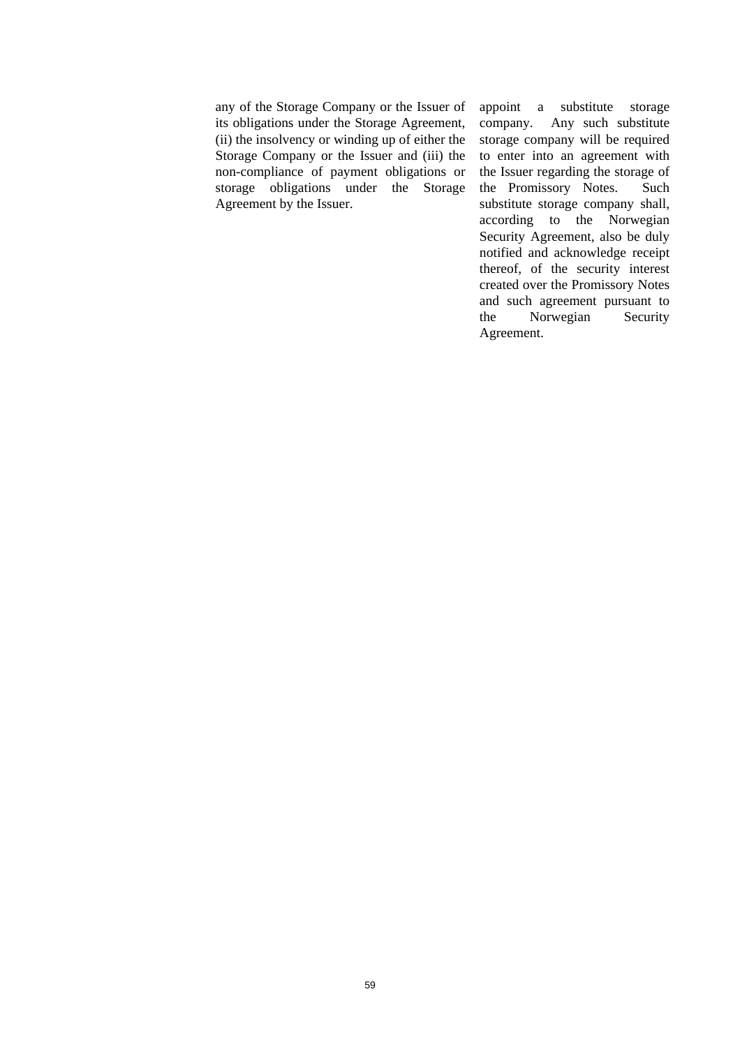any of the Storage Company or the Issuer of its obligations under the Storage Agreement, (ii) the insolvency or winding up of either the Storage Company or the Issuer and (iii) the non-compliance of payment obligations or storage obligations under the Storage Agreement by the Issuer.

appoint a substitute storage company. Any such substitute storage company will be required to enter into an agreement with the Issuer regarding the storage of the Promissory Notes. Such substitute storage company shall, according to the Norwegian Security Agreement, also be duly notified and acknowledge receipt thereof, of the security interest created over the Promissory Notes and such agreement pursuant to the Norwegian Security Agreement.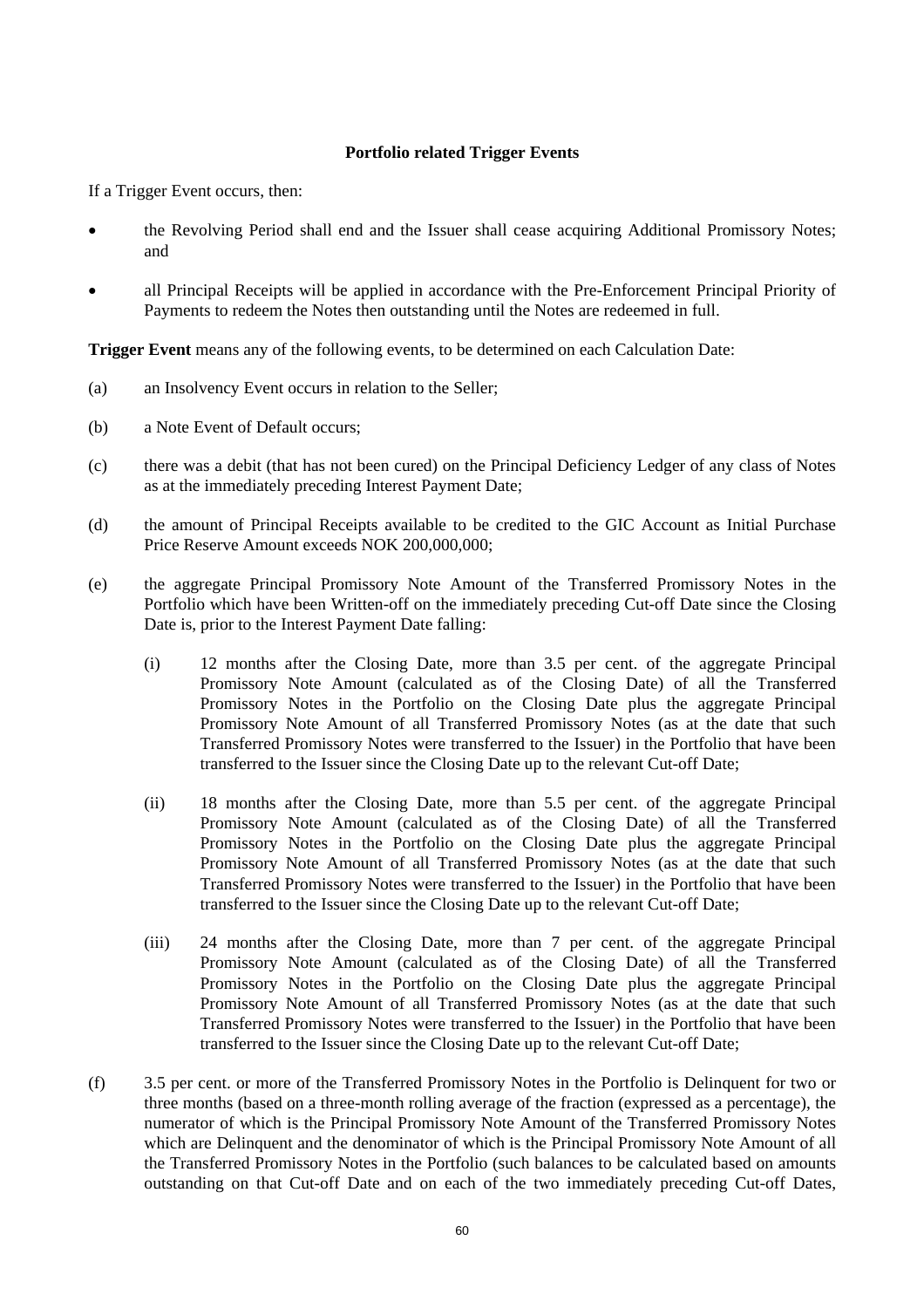**Portfolio related Trigger Events**

If a Trigger Event occurs, then:

- the Revolving Period shall end and the Issuer shall cease acquiring Additional Promissory Notes; and
- all Principal Receipts will be applied in accordance with the Pre-Enforcement Principal Priority of Payments to redeem the Notes then outstanding until the Notes are redeemed in full.

**Trigger Event** means any of the following events, to be determined on each Calculation Date:

(a) an Insolvency Event occurs in relation to the Seller;

(b) a Note Event of Default occurs;

(c) there was a debit (that has not been cured) on the Principal Deficiency Ledger of any class of Notes as at the immediately preceding Interest Payment Date;

(d) the amount of Principal Receipts available to be credited to the GIC Account as Initial Purchase Price Reserve Amount exceeds NOK 200,000,000;

(e) the aggregate Principal Promissory Note Amount of the Transferred Promissory Notes in the Portfolio which have been Written-off on the immediately preceding Cut-off Date since the Closing Date is, prior to the Interest Payment Date falling:

  (i) 12 months after the Closing Date, more than 3.5 per cent. of the aggregate Principal Promissory Note Amount (calculated as of the Closing Date) of all the Transferred Promissory Notes in the Portfolio on the Closing Date plus the aggregate Principal Promissory Note Amount of all Transferred Promissory Notes (as at the date that such Transferred Promissory Notes were transferred to the Issuer) in the Portfolio that have been transferred to the Issuer since the Closing Date up to the relevant Cut-off Date;

  (ii) 18 months after the Closing Date, more than 5.5 per cent. of the aggregate Principal Promissory Note Amount (calculated as of the Closing Date) of all the Transferred Promissory Notes in the Portfolio on the Closing Date plus the aggregate Principal Promissory Note Amount of all Transferred Promissory Notes (as at the date that such Transferred Promissory Notes were transferred to the Issuer) in the Portfolio that have been transferred to the Issuer since the Closing Date up to the relevant Cut-off Date;

  (iii) 24 months after the Closing Date, more than 7 per cent. of the aggregate Principal Promissory Note Amount (calculated as of the Closing Date) of all the Transferred Promissory Notes in the Portfolio on the Closing Date plus the aggregate Principal Promissory Note Amount of all Transferred Promissory Notes (as at the date that such Transferred Promissory Notes were transferred to the Issuer) in the Portfolio that have been transferred to the Issuer since the Closing Date up to the relevant Cut-off Date;

(f) 3.5 per cent. or more of the Transferred Promissory Notes in the Portfolio is Delinquent for two or three months (based on a three-month rolling average of the fraction (expressed as a percentage), the numerator of which is the Principal Promissory Note Amount of the Transferred Promissory Notes which are Delinquent and the denominator of which is the Principal Promissory Note Amount of all the Transferred Promissory Notes in the Portfolio (such balances to be calculated based on amounts outstanding on that Cut-off Date and on each of the two immediately preceding Cut-off Dates,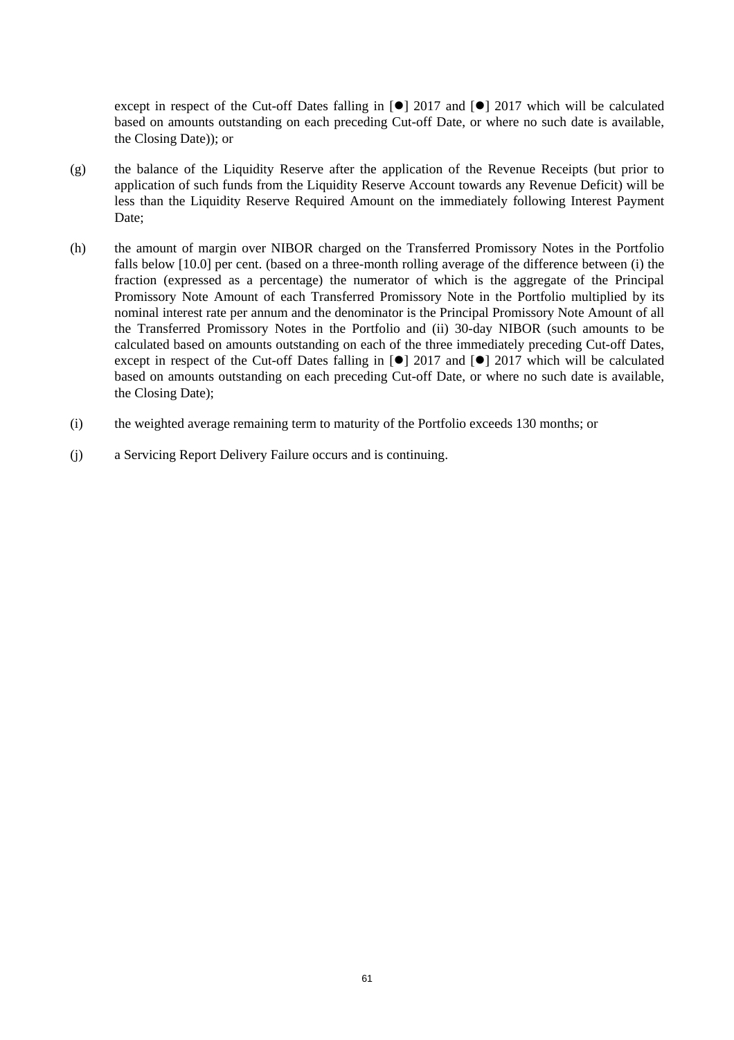except in respect of the Cut-off Dates falling in [●] 2017 and [●] 2017 which will be calculated based on amounts outstanding on each preceding Cut-off Date, or where no such date is available, the Closing Date)); or

(g) the balance of the Liquidity Reserve after the application of the Revenue Receipts (but prior to application of such funds from the Liquidity Reserve Account towards any Revenue Deficit) will be less than the Liquidity Reserve Required Amount on the immediately following Interest Payment Date;

(h) the amount of margin over NIBOR charged on the Transferred Promissory Notes in the Portfolio falls below [10.0] per cent. (based on a three-month rolling average of the difference between (i) the fraction (expressed as a percentage) the numerator of which is the aggregate of the Principal Promissory Note Amount of each Transferred Promissory Note in the Portfolio multiplied by its nominal interest rate per annum and the denominator is the Principal Promissory Note Amount of all the Transferred Promissory Notes in the Portfolio and (ii) 30-day NIBOR (such amounts to be calculated based on amounts outstanding on each of the three immediately preceding Cut-off Dates, except in respect of the Cut-off Dates falling in [●] 2017 and [●] 2017 which will be calculated based on amounts outstanding on each preceding Cut-off Date, or where no such date is available, the Closing Date);

(i) the weighted average remaining term to maturity of the Portfolio exceeds 130 months; or

(j) a Servicing Report Delivery Failure occurs and is continuing.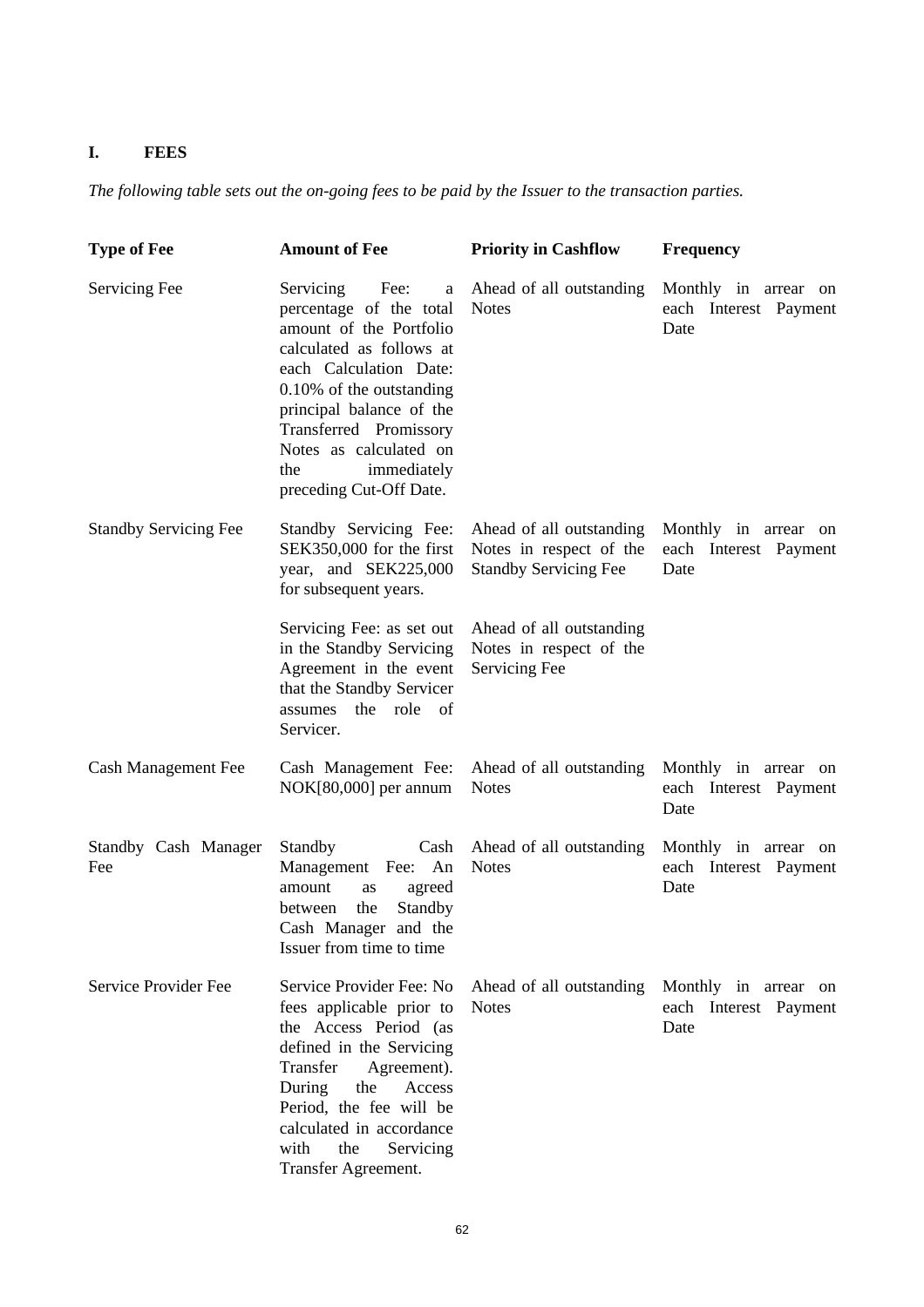## I. FEES

*The following table sets out the on-going fees to be paid by the Issuer to the transaction parties.*

| Type of Fee | Amount of Fee | Priority in Cashflow | Frequency |
|---|---|---|---|
| Servicing Fee | Servicing Fee: a percentage of the total amount of the Portfolio calculated as follows at each Calculation Date: 0.10% of the outstanding principal balance of the Transferred Promissory Notes as calculated on the immediately preceding Cut-Off Date. | Ahead of all outstanding Notes | Monthly in arrear on each Interest Payment Date |
| Standby Servicing Fee | Standby Servicing Fee: SEK350,000 for the first year, and SEK225,000 for subsequent years. | Ahead of all outstanding Notes in respect of the Standby Servicing Fee | Monthly in arrear on each Interest Payment Date |
| | Servicing Fee: as set out in the Standby Servicing Agreement in the event that the Standby Servicer assumes the role of Servicer. | Ahead of all outstanding Notes in respect of the Servicing Fee | |
| Cash Management Fee | Cash Management Fee: NOK[80,000] per annum | Ahead of all outstanding Notes | Monthly in arrear on each Interest Payment Date |
| Standby Cash Manager Fee | Standby Cash Management Fee: An amount as agreed between the Standby Cash Manager and the Issuer from time to time | Ahead of all outstanding Notes | Monthly in arrear on each Interest Payment Date |
| Service Provider Fee | Service Provider Fee: No fees applicable prior to the Access Period (as defined in the Servicing Transfer Agreement). During the Access Period, the fee will be calculated in accordance with the Servicing Transfer Agreement. | Ahead of all outstanding Notes | Monthly in arrear on each Interest Payment Date |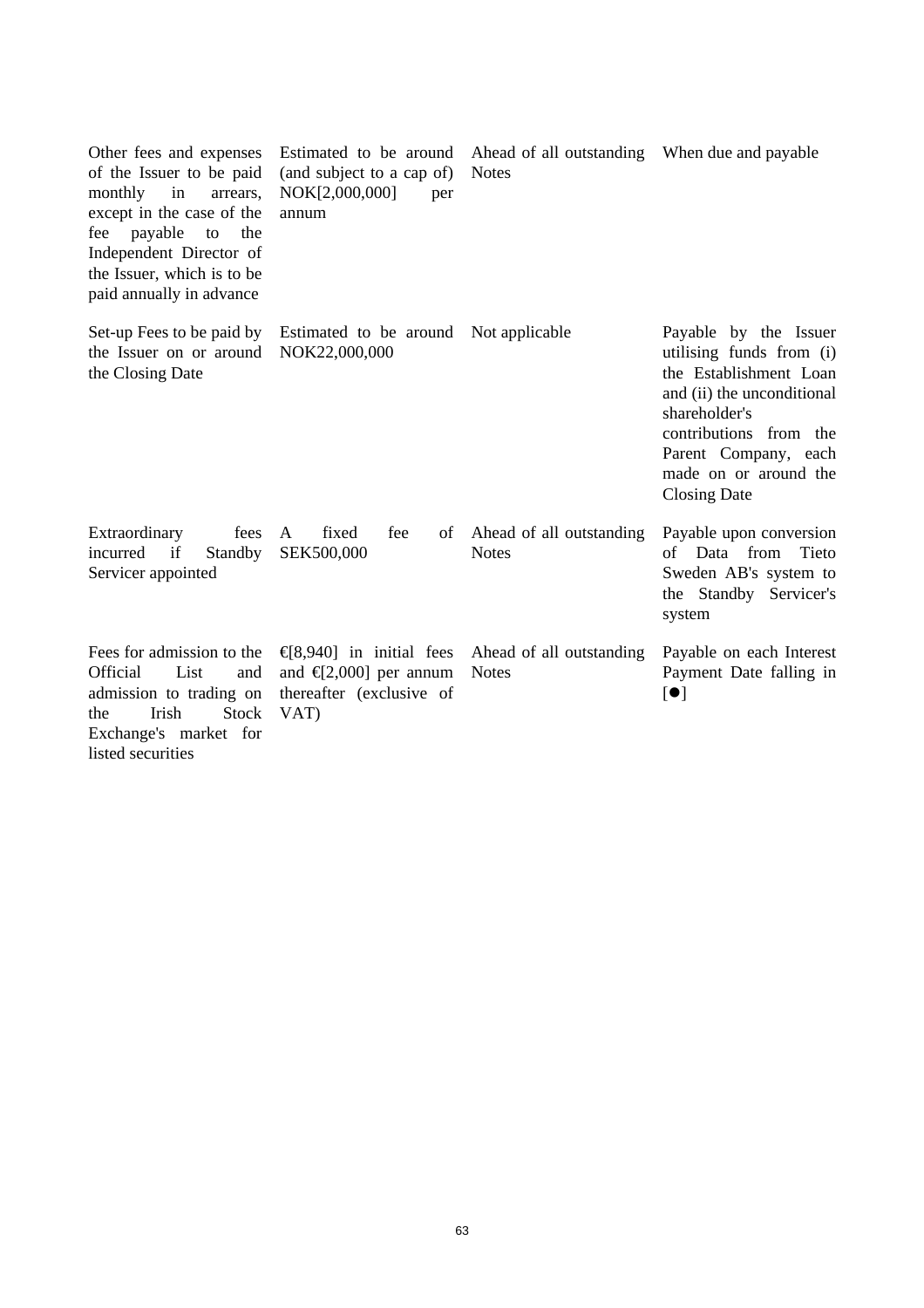| | | | |
|---|---|---|---|
| Other fees and expenses of the Issuer to be paid monthly in arrears, except in the case of the fee payable to the Independent Director of the Issuer, which is to be paid annually in advance | Estimated to be around (and subject to a cap of) NOK[2,000,000] per annum | Ahead of all outstanding Notes | When due and payable |
| Set-up Fees to be paid by the Issuer on or around the Closing Date | Estimated to be around NOK22,000,000 | Not applicable | Payable by the Issuer utilising funds from (i) the Establishment Loan and (ii) the unconditional shareholder's contributions from the Parent Company, each made on or around the Closing Date |
| Extraordinary fees incurred if Standby Servicer appointed | A fixed fee of SEK500,000 | Ahead of all outstanding Notes | Payable upon conversion of Data from Tieto Sweden AB's system to the Standby Servicer's system |
| Fees for admission to the Official List and admission to trading on the Irish Stock Exchange's market for listed securities | €[8,940] in initial fees and €[2,000] per annum thereafter (exclusive of VAT) | Ahead of all outstanding Notes | Payable on each Interest Payment Date falling in [●] |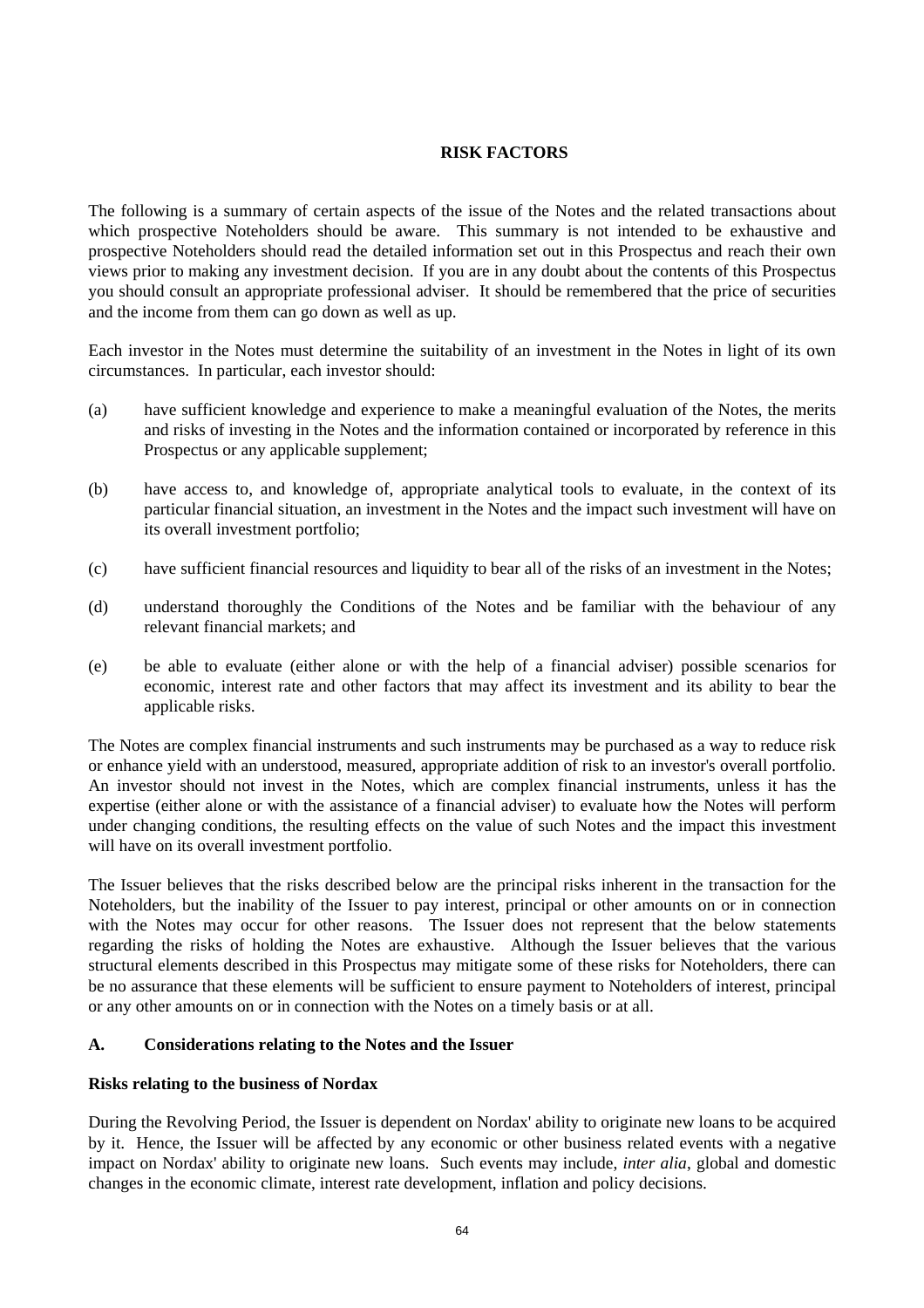# RISK FACTORS

The following is a summary of certain aspects of the issue of the Notes and the related transactions about which prospective Noteholders should be aware. This summary is not intended to be exhaustive and prospective Noteholders should read the detailed information set out in this Prospectus and reach their own views prior to making any investment decision. If you are in any doubt about the contents of this Prospectus you should consult an appropriate professional adviser. It should be remembered that the price of securities and the income from them can go down as well as up.

Each investor in the Notes must determine the suitability of an investment in the Notes in light of its own circumstances. In particular, each investor should:

(a) have sufficient knowledge and experience to make a meaningful evaluation of the Notes, the merits and risks of investing in the Notes and the information contained or incorporated by reference in this Prospectus or any applicable supplement;

(b) have access to, and knowledge of, appropriate analytical tools to evaluate, in the context of its particular financial situation, an investment in the Notes and the impact such investment will have on its overall investment portfolio;

(c) have sufficient financial resources and liquidity to bear all of the risks of an investment in the Notes;

(d) understand thoroughly the Conditions of the Notes and be familiar with the behaviour of any relevant financial markets; and

(e) be able to evaluate (either alone or with the help of a financial adviser) possible scenarios for economic, interest rate and other factors that may affect its investment and its ability to bear the applicable risks.

The Notes are complex financial instruments and such instruments may be purchased as a way to reduce risk or enhance yield with an understood, measured, appropriate addition of risk to an investor's overall portfolio. An investor should not invest in the Notes, which are complex financial instruments, unless it has the expertise (either alone or with the assistance of a financial adviser) to evaluate how the Notes will perform under changing conditions, the resulting effects on the value of such Notes and the impact this investment will have on its overall investment portfolio.

The Issuer believes that the risks described below are the principal risks inherent in the transaction for the Noteholders, but the inability of the Issuer to pay interest, principal or other amounts on or in connection with the Notes may occur for other reasons. The Issuer does not represent that the below statements regarding the risks of holding the Notes are exhaustive. Although the Issuer believes that the various structural elements described in this Prospectus may mitigate some of these risks for Noteholders, there can be no assurance that these elements will be sufficient to ensure payment to Noteholders of interest, principal or any other amounts on or in connection with the Notes on a timely basis or at all.

## A. Considerations relating to the Notes and the Issuer

### Risks relating to the business of Nordax

During the Revolving Period, the Issuer is dependent on Nordax' ability to originate new loans to be acquired by it. Hence, the Issuer will be affected by any economic or other business related events with a negative impact on Nordax' ability to originate new loans. Such events may include, *inter alia*, global and domestic changes in the economic climate, interest rate development, inflation and policy decisions.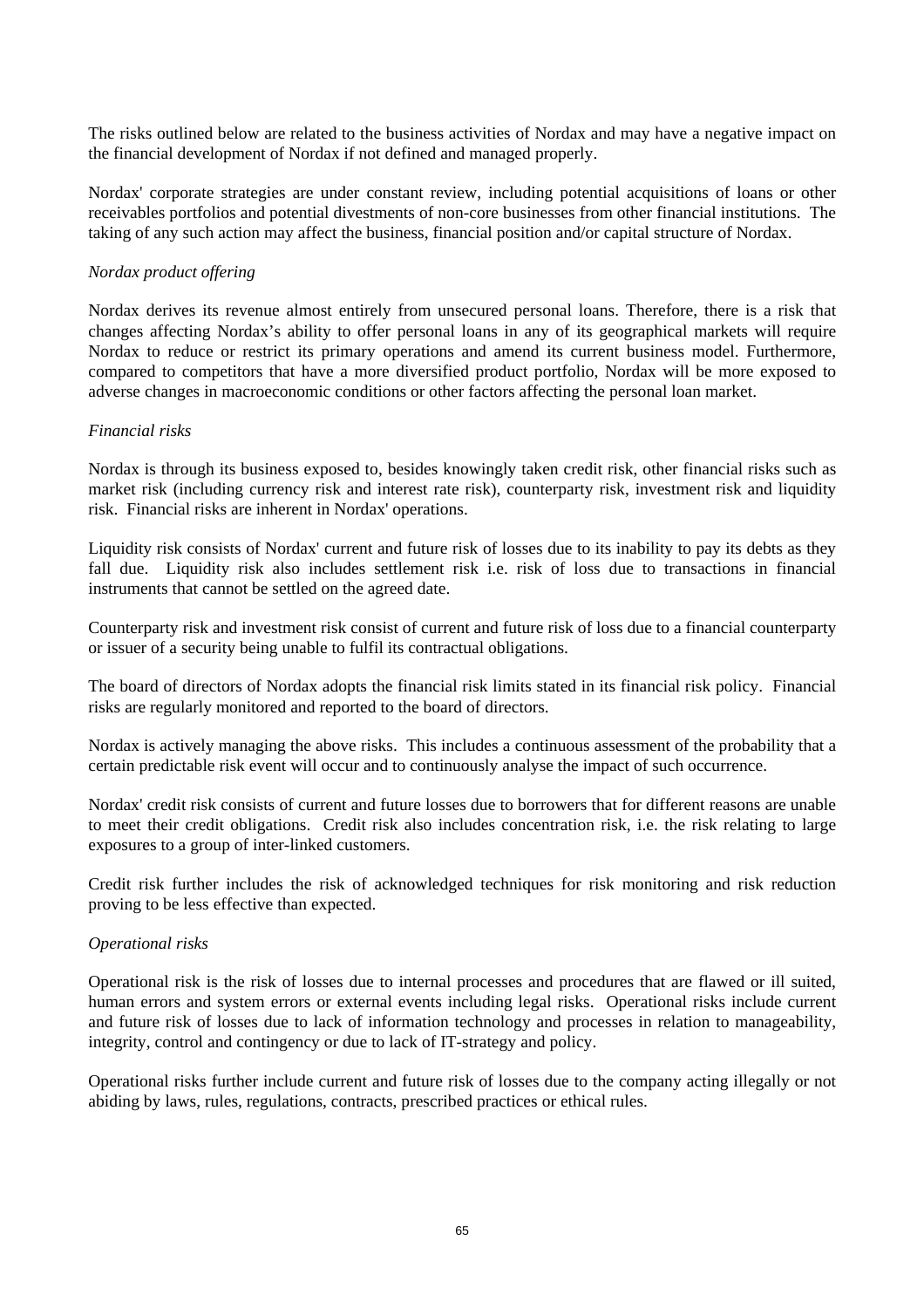The risks outlined below are related to the business activities of Nordax and may have a negative impact on the financial development of Nordax if not defined and managed properly.

Nordax' corporate strategies are under constant review, including potential acquisitions of loans or other receivables portfolios and potential divestments of non-core businesses from other financial institutions. The taking of any such action may affect the business, financial position and/or capital structure of Nordax.

*Nordax product offering*

Nordax derives its revenue almost entirely from unsecured personal loans. Therefore, there is a risk that changes affecting Nordax's ability to offer personal loans in any of its geographical markets will require Nordax to reduce or restrict its primary operations and amend its current business model. Furthermore, compared to competitors that have a more diversified product portfolio, Nordax will be more exposed to adverse changes in macroeconomic conditions or other factors affecting the personal loan market.

*Financial risks*

Nordax is through its business exposed to, besides knowingly taken credit risk, other financial risks such as market risk (including currency risk and interest rate risk), counterparty risk, investment risk and liquidity risk. Financial risks are inherent in Nordax' operations.

Liquidity risk consists of Nordax' current and future risk of losses due to its inability to pay its debts as they fall due. Liquidity risk also includes settlement risk i.e. risk of loss due to transactions in financial instruments that cannot be settled on the agreed date.

Counterparty risk and investment risk consist of current and future risk of loss due to a financial counterparty or issuer of a security being unable to fulfil its contractual obligations.

The board of directors of Nordax adopts the financial risk limits stated in its financial risk policy. Financial risks are regularly monitored and reported to the board of directors.

Nordax is actively managing the above risks. This includes a continuous assessment of the probability that a certain predictable risk event will occur and to continuously analyse the impact of such occurrence.

Nordax' credit risk consists of current and future losses due to borrowers that for different reasons are unable to meet their credit obligations. Credit risk also includes concentration risk, i.e. the risk relating to large exposures to a group of inter-linked customers.

Credit risk further includes the risk of acknowledged techniques for risk monitoring and risk reduction proving to be less effective than expected.

*Operational risks*

Operational risk is the risk of losses due to internal processes and procedures that are flawed or ill suited, human errors and system errors or external events including legal risks. Operational risks include current and future risk of losses due to lack of information technology and processes in relation to manageability, integrity, control and contingency or due to lack of IT-strategy and policy.

Operational risks further include current and future risk of losses due to the company acting illegally or not abiding by laws, rules, regulations, contracts, prescribed practices or ethical rules.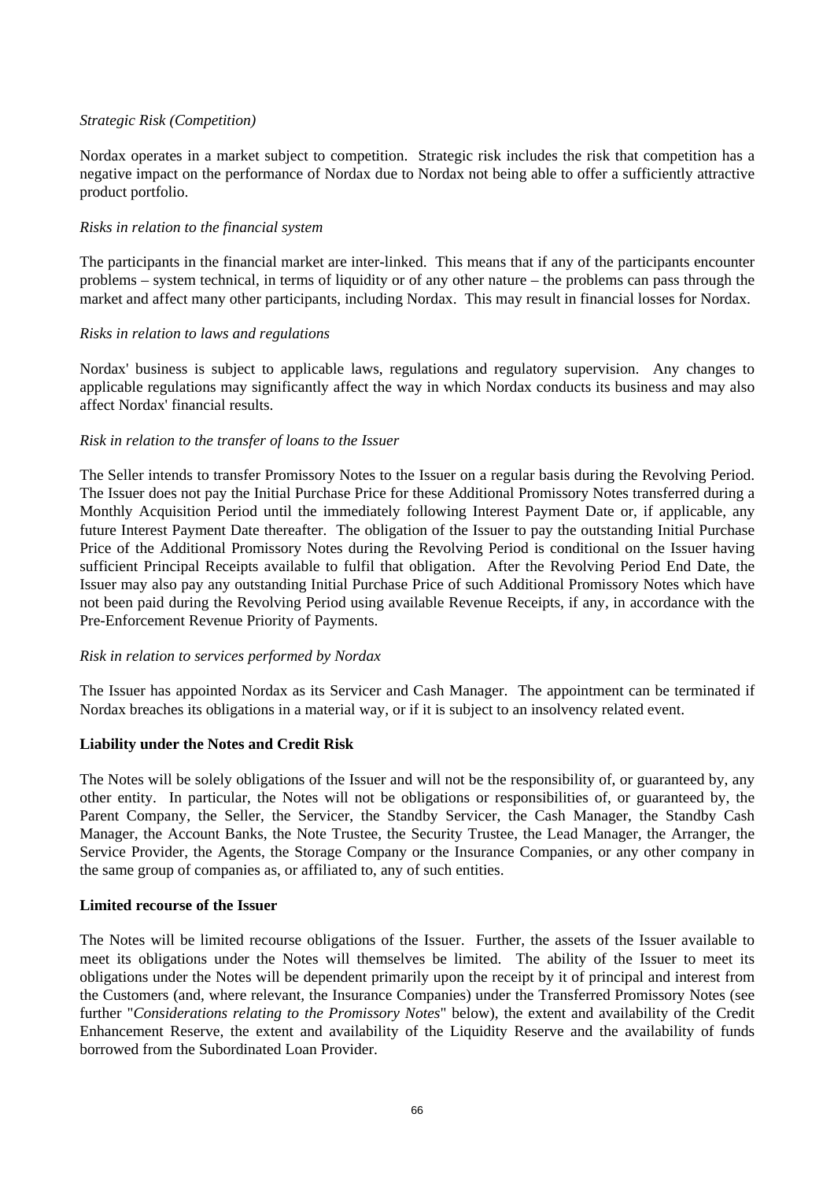*Strategic Risk (Competition)*

Nordax operates in a market subject to competition. Strategic risk includes the risk that competition has a negative impact on the performance of Nordax due to Nordax not being able to offer a sufficiently attractive product portfolio.

*Risks in relation to the financial system*

The participants in the financial market are inter-linked. This means that if any of the participants encounter problems – system technical, in terms of liquidity or of any other nature – the problems can pass through the market and affect many other participants, including Nordax. This may result in financial losses for Nordax.

*Risks in relation to laws and regulations*

Nordax' business is subject to applicable laws, regulations and regulatory supervision. Any changes to applicable regulations may significantly affect the way in which Nordax conducts its business and may also affect Nordax' financial results.

*Risk in relation to the transfer of loans to the Issuer*

The Seller intends to transfer Promissory Notes to the Issuer on a regular basis during the Revolving Period. The Issuer does not pay the Initial Purchase Price for these Additional Promissory Notes transferred during a Monthly Acquisition Period until the immediately following Interest Payment Date or, if applicable, any future Interest Payment Date thereafter. The obligation of the Issuer to pay the outstanding Initial Purchase Price of the Additional Promissory Notes during the Revolving Period is conditional on the Issuer having sufficient Principal Receipts available to fulfil that obligation. After the Revolving Period End Date, the Issuer may also pay any outstanding Initial Purchase Price of such Additional Promissory Notes which have not been paid during the Revolving Period using available Revenue Receipts, if any, in accordance with the Pre-Enforcement Revenue Priority of Payments.

*Risk in relation to services performed by Nordax*

The Issuer has appointed Nordax as its Servicer and Cash Manager. The appointment can be terminated if Nordax breaches its obligations in a material way, or if it is subject to an insolvency related event.

**Liability under the Notes and Credit Risk**

The Notes will be solely obligations of the Issuer and will not be the responsibility of, or guaranteed by, any other entity. In particular, the Notes will not be obligations or responsibilities of, or guaranteed by, the Parent Company, the Seller, the Servicer, the Standby Servicer, the Cash Manager, the Standby Cash Manager, the Account Banks, the Note Trustee, the Security Trustee, the Lead Manager, the Arranger, the Service Provider, the Agents, the Storage Company or the Insurance Companies, or any other company in the same group of companies as, or affiliated to, any of such entities.

**Limited recourse of the Issuer**

The Notes will be limited recourse obligations of the Issuer. Further, the assets of the Issuer available to meet its obligations under the Notes will themselves be limited. The ability of the Issuer to meet its obligations under the Notes will be dependent primarily upon the receipt by it of principal and interest from the Customers (and, where relevant, the Insurance Companies) under the Transferred Promissory Notes (see further "*Considerations relating to the Promissory Notes*" below), the extent and availability of the Credit Enhancement Reserve, the extent and availability of the Liquidity Reserve and the availability of funds borrowed from the Subordinated Loan Provider.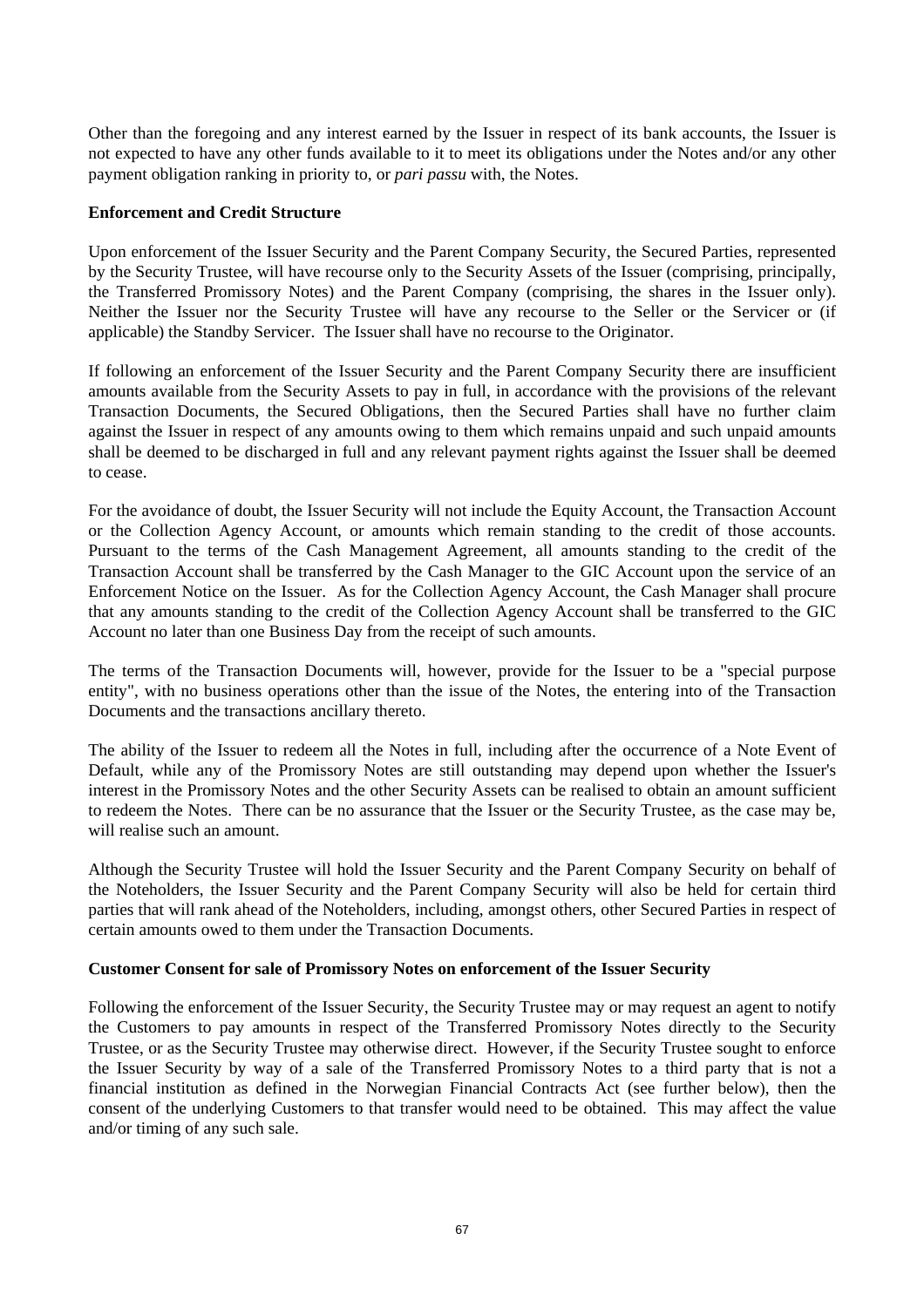Other than the foregoing and any interest earned by the Issuer in respect of its bank accounts, the Issuer is not expected to have any other funds available to it to meet its obligations under the Notes and/or any other payment obligation ranking in priority to, or *pari passu* with, the Notes.

**Enforcement and Credit Structure**

Upon enforcement of the Issuer Security and the Parent Company Security, the Secured Parties, represented by the Security Trustee, will have recourse only to the Security Assets of the Issuer (comprising, principally, the Transferred Promissory Notes) and the Parent Company (comprising, the shares in the Issuer only). Neither the Issuer nor the Security Trustee will have any recourse to the Seller or the Servicer or (if applicable) the Standby Servicer. The Issuer shall have no recourse to the Originator.

If following an enforcement of the Issuer Security and the Parent Company Security there are insufficient amounts available from the Security Assets to pay in full, in accordance with the provisions of the relevant Transaction Documents, the Secured Obligations, then the Secured Parties shall have no further claim against the Issuer in respect of any amounts owing to them which remains unpaid and such unpaid amounts shall be deemed to be discharged in full and any relevant payment rights against the Issuer shall be deemed to cease.

For the avoidance of doubt, the Issuer Security will not include the Equity Account, the Transaction Account or the Collection Agency Account, or amounts which remain standing to the credit of those accounts. Pursuant to the terms of the Cash Management Agreement, all amounts standing to the credit of the Transaction Account shall be transferred by the Cash Manager to the GIC Account upon the service of an Enforcement Notice on the Issuer. As for the Collection Agency Account, the Cash Manager shall procure that any amounts standing to the credit of the Collection Agency Account shall be transferred to the GIC Account no later than one Business Day from the receipt of such amounts.

The terms of the Transaction Documents will, however, provide for the Issuer to be a "special purpose entity", with no business operations other than the issue of the Notes, the entering into of the Transaction Documents and the transactions ancillary thereto.

The ability of the Issuer to redeem all the Notes in full, including after the occurrence of a Note Event of Default, while any of the Promissory Notes are still outstanding may depend upon whether the Issuer's interest in the Promissory Notes and the other Security Assets can be realised to obtain an amount sufficient to redeem the Notes. There can be no assurance that the Issuer or the Security Trustee, as the case may be, will realise such an amount.

Although the Security Trustee will hold the Issuer Security and the Parent Company Security on behalf of the Noteholders, the Issuer Security and the Parent Company Security will also be held for certain third parties that will rank ahead of the Noteholders, including, amongst others, other Secured Parties in respect of certain amounts owed to them under the Transaction Documents.

**Customer Consent for sale of Promissory Notes on enforcement of the Issuer Security**

Following the enforcement of the Issuer Security, the Security Trustee may or may request an agent to notify the Customers to pay amounts in respect of the Transferred Promissory Notes directly to the Security Trustee, or as the Security Trustee may otherwise direct. However, if the Security Trustee sought to enforce the Issuer Security by way of a sale of the Transferred Promissory Notes to a third party that is not a financial institution as defined in the Norwegian Financial Contracts Act (see further below), then the consent of the underlying Customers to that transfer would need to be obtained. This may affect the value and/or timing of any such sale.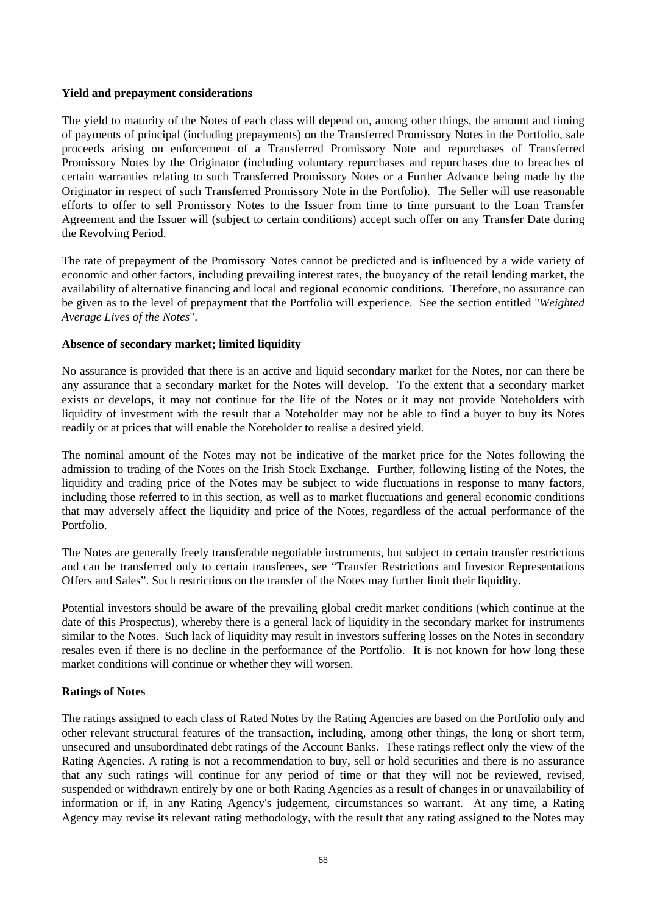**Yield and prepayment considerations**

The yield to maturity of the Notes of each class will depend on, among other things, the amount and timing of payments of principal (including prepayments) on the Transferred Promissory Notes in the Portfolio, sale proceeds arising on enforcement of a Transferred Promissory Note and repurchases of Transferred Promissory Notes by the Originator (including voluntary repurchases and repurchases due to breaches of certain warranties relating to such Transferred Promissory Notes or a Further Advance being made by the Originator in respect of such Transferred Promissory Note in the Portfolio). The Seller will use reasonable efforts to offer to sell Promissory Notes to the Issuer from time to time pursuant to the Loan Transfer Agreement and the Issuer will (subject to certain conditions) accept such offer on any Transfer Date during the Revolving Period.

The rate of prepayment of the Promissory Notes cannot be predicted and is influenced by a wide variety of economic and other factors, including prevailing interest rates, the buoyancy of the retail lending market, the availability of alternative financing and local and regional economic conditions. Therefore, no assurance can be given as to the level of prepayment that the Portfolio will experience. See the section entitled "*Weighted Average Lives of the Notes*".

**Absence of secondary market; limited liquidity**

No assurance is provided that there is an active and liquid secondary market for the Notes, nor can there be any assurance that a secondary market for the Notes will develop. To the extent that a secondary market exists or develops, it may not continue for the life of the Notes or it may not provide Noteholders with liquidity of investment with the result that a Noteholder may not be able to find a buyer to buy its Notes readily or at prices that will enable the Noteholder to realise a desired yield.

The nominal amount of the Notes may not be indicative of the market price for the Notes following the admission to trading of the Notes on the Irish Stock Exchange. Further, following listing of the Notes, the liquidity and trading price of the Notes may be subject to wide fluctuations in response to many factors, including those referred to in this section, as well as to market fluctuations and general economic conditions that may adversely affect the liquidity and price of the Notes, regardless of the actual performance of the Portfolio.

The Notes are generally freely transferable negotiable instruments, but subject to certain transfer restrictions and can be transferred only to certain transferees, see "Transfer Restrictions and Investor Representations Offers and Sales". Such restrictions on the transfer of the Notes may further limit their liquidity.

Potential investors should be aware of the prevailing global credit market conditions (which continue at the date of this Prospectus), whereby there is a general lack of liquidity in the secondary market for instruments similar to the Notes. Such lack of liquidity may result in investors suffering losses on the Notes in secondary resales even if there is no decline in the performance of the Portfolio. It is not known for how long these market conditions will continue or whether they will worsen.

**Ratings of Notes**

The ratings assigned to each class of Rated Notes by the Rating Agencies are based on the Portfolio only and other relevant structural features of the transaction, including, among other things, the long or short term, unsecured and unsubordinated debt ratings of the Account Banks. These ratings reflect only the view of the Rating Agencies. A rating is not a recommendation to buy, sell or hold securities and there is no assurance that any such ratings will continue for any period of time or that they will not be reviewed, revised, suspended or withdrawn entirely by one or both Rating Agencies as a result of changes in or unavailability of information or if, in any Rating Agency's judgement, circumstances so warrant. At any time, a Rating Agency may revise its relevant rating methodology, with the result that any rating assigned to the Notes may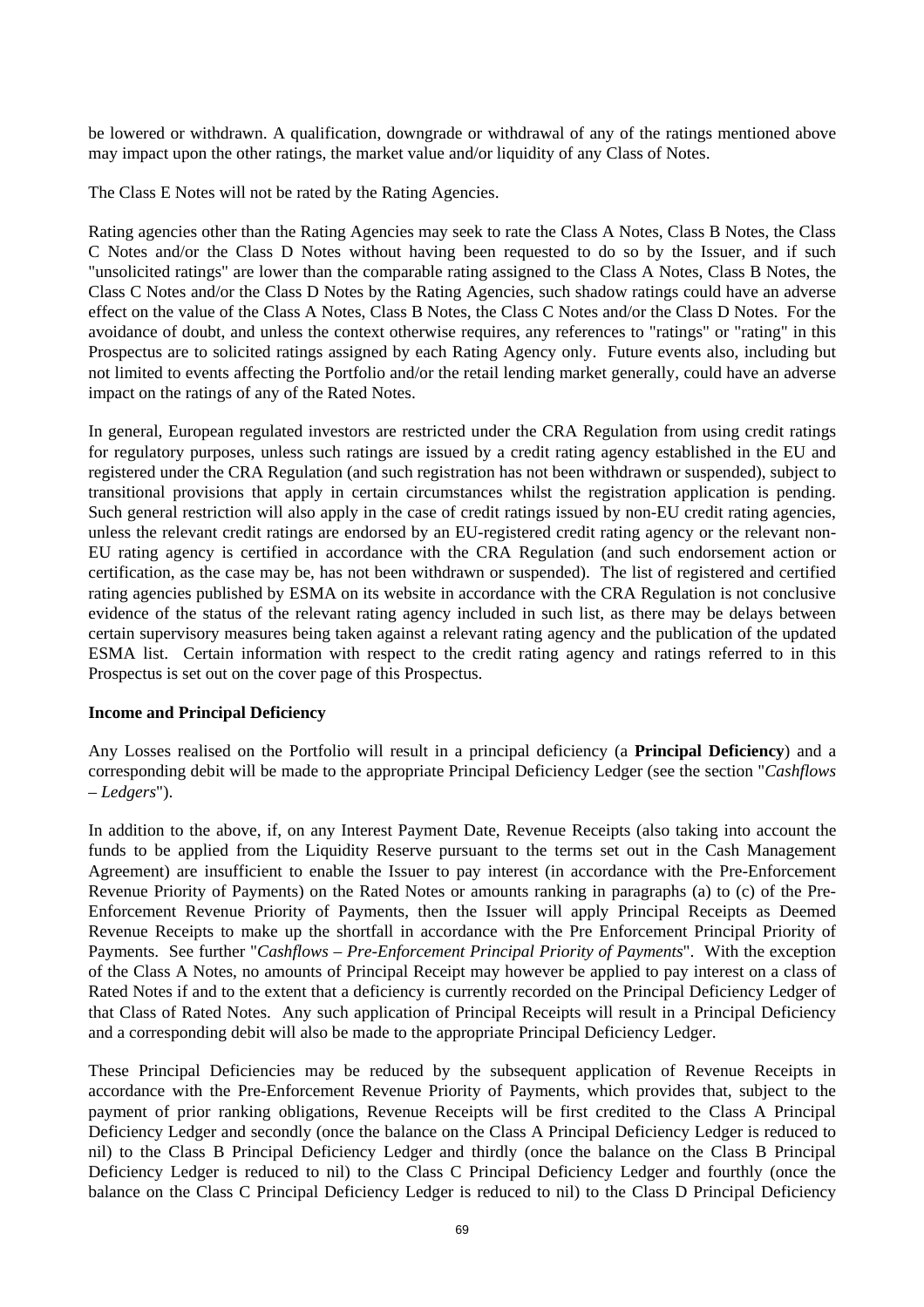be lowered or withdrawn. A qualification, downgrade or withdrawal of any of the ratings mentioned above may impact upon the other ratings, the market value and/or liquidity of any Class of Notes.

The Class E Notes will not be rated by the Rating Agencies.

Rating agencies other than the Rating Agencies may seek to rate the Class A Notes, Class B Notes, the Class C Notes and/or the Class D Notes without having been requested to do so by the Issuer, and if such "unsolicited ratings" are lower than the comparable rating assigned to the Class A Notes, Class B Notes, the Class C Notes and/or the Class D Notes by the Rating Agencies, such shadow ratings could have an adverse effect on the value of the Class A Notes, Class B Notes, the Class C Notes and/or the Class D Notes. For the avoidance of doubt, and unless the context otherwise requires, any references to "ratings" or "rating" in this Prospectus are to solicited ratings assigned by each Rating Agency only. Future events also, including but not limited to events affecting the Portfolio and/or the retail lending market generally, could have an adverse impact on the ratings of any of the Rated Notes.

In general, European regulated investors are restricted under the CRA Regulation from using credit ratings for regulatory purposes, unless such ratings are issued by a credit rating agency established in the EU and registered under the CRA Regulation (and such registration has not been withdrawn or suspended), subject to transitional provisions that apply in certain circumstances whilst the registration application is pending. Such general restriction will also apply in the case of credit ratings issued by non-EU credit rating agencies, unless the relevant credit ratings are endorsed by an EU-registered credit rating agency or the relevant non-EU rating agency is certified in accordance with the CRA Regulation (and such endorsement action or certification, as the case may be, has not been withdrawn or suspended). The list of registered and certified rating agencies published by ESMA on its website in accordance with the CRA Regulation is not conclusive evidence of the status of the relevant rating agency included in such list, as there may be delays between certain supervisory measures being taken against a relevant rating agency and the publication of the updated ESMA list. Certain information with respect to the credit rating agency and ratings referred to in this Prospectus is set out on the cover page of this Prospectus.

**Income and Principal Deficiency**

Any Losses realised on the Portfolio will result in a principal deficiency (a **Principal Deficiency**) and a corresponding debit will be made to the appropriate Principal Deficiency Ledger (see the section "*Cashflows – Ledgers*").

In addition to the above, if, on any Interest Payment Date, Revenue Receipts (also taking into account the funds to be applied from the Liquidity Reserve pursuant to the terms set out in the Cash Management Agreement) are insufficient to enable the Issuer to pay interest (in accordance with the Pre-Enforcement Revenue Priority of Payments) on the Rated Notes or amounts ranking in paragraphs (a) to (c) of the Pre-Enforcement Revenue Priority of Payments, then the Issuer will apply Principal Receipts as Deemed Revenue Receipts to make up the shortfall in accordance with the Pre Enforcement Principal Priority of Payments. See further "*Cashflows – Pre-Enforcement Principal Priority of Payments*". With the exception of the Class A Notes, no amounts of Principal Receipt may however be applied to pay interest on a class of Rated Notes if and to the extent that a deficiency is currently recorded on the Principal Deficiency Ledger of that Class of Rated Notes. Any such application of Principal Receipts will result in a Principal Deficiency and a corresponding debit will also be made to the appropriate Principal Deficiency Ledger.

These Principal Deficiencies may be reduced by the subsequent application of Revenue Receipts in accordance with the Pre-Enforcement Revenue Priority of Payments, which provides that, subject to the payment of prior ranking obligations, Revenue Receipts will be first credited to the Class A Principal Deficiency Ledger and secondly (once the balance on the Class A Principal Deficiency Ledger is reduced to nil) to the Class B Principal Deficiency Ledger and thirdly (once the balance on the Class B Principal Deficiency Ledger is reduced to nil) to the Class C Principal Deficiency Ledger and fourthly (once the balance on the Class C Principal Deficiency Ledger is reduced to nil) to the Class D Principal Deficiency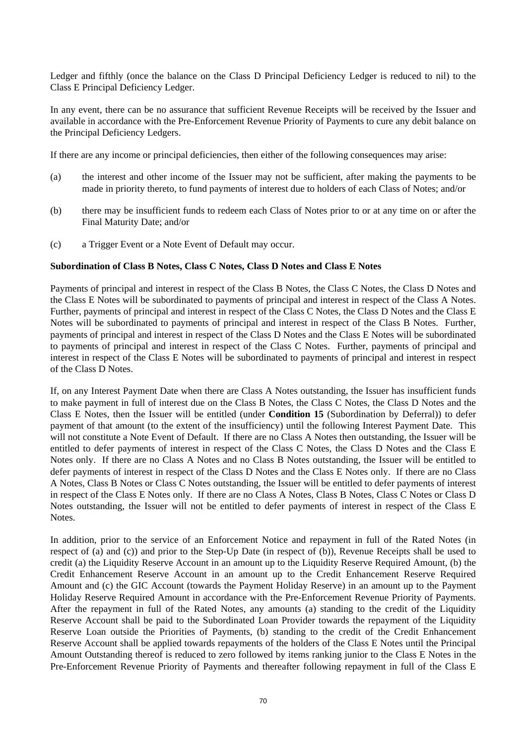Ledger and fifthly (once the balance on the Class D Principal Deficiency Ledger is reduced to nil) to the Class E Principal Deficiency Ledger.

In any event, there can be no assurance that sufficient Revenue Receipts will be received by the Issuer and available in accordance with the Pre-Enforcement Revenue Priority of Payments to cure any debit balance on the Principal Deficiency Ledgers.

If there are any income or principal deficiencies, then either of the following consequences may arise:

(a) the interest and other income of the Issuer may not be sufficient, after making the payments to be made in priority thereto, to fund payments of interest due to holders of each Class of Notes; and/or

(b) there may be insufficient funds to redeem each Class of Notes prior to or at any time on or after the Final Maturity Date; and/or

(c) a Trigger Event or a Note Event of Default may occur.

**Subordination of Class B Notes, Class C Notes, Class D Notes and Class E Notes**

Payments of principal and interest in respect of the Class B Notes, the Class C Notes, the Class D Notes and the Class E Notes will be subordinated to payments of principal and interest in respect of the Class A Notes. Further, payments of principal and interest in respect of the Class C Notes, the Class D Notes and the Class E Notes will be subordinated to payments of principal and interest in respect of the Class B Notes. Further, payments of principal and interest in respect of the Class D Notes and the Class E Notes will be subordinated to payments of principal and interest in respect of the Class C Notes. Further, payments of principal and interest in respect of the Class E Notes will be subordinated to payments of principal and interest in respect of the Class D Notes.

If, on any Interest Payment Date when there are Class A Notes outstanding, the Issuer has insufficient funds to make payment in full of interest due on the Class B Notes, the Class C Notes, the Class D Notes and the Class E Notes, then the Issuer will be entitled (under **Condition 15** (Subordination by Deferral)) to defer payment of that amount (to the extent of the insufficiency) until the following Interest Payment Date. This will not constitute a Note Event of Default. If there are no Class A Notes then outstanding, the Issuer will be entitled to defer payments of interest in respect of the Class C Notes, the Class D Notes and the Class E Notes only. If there are no Class A Notes and no Class B Notes outstanding, the Issuer will be entitled to defer payments of interest in respect of the Class D Notes and the Class E Notes only. If there are no Class A Notes, Class B Notes or Class C Notes outstanding, the Issuer will be entitled to defer payments of interest in respect of the Class E Notes only. If there are no Class A Notes, Class B Notes, Class C Notes or Class D Notes outstanding, the Issuer will not be entitled to defer payments of interest in respect of the Class E Notes.

In addition, prior to the service of an Enforcement Notice and repayment in full of the Rated Notes (in respect of (a) and (c)) and prior to the Step-Up Date (in respect of (b)), Revenue Receipts shall be used to credit (a) the Liquidity Reserve Account in an amount up to the Liquidity Reserve Required Amount, (b) the Credit Enhancement Reserve Account in an amount up to the Credit Enhancement Reserve Required Amount and (c) the GIC Account (towards the Payment Holiday Reserve) in an amount up to the Payment Holiday Reserve Required Amount in accordance with the Pre-Enforcement Revenue Priority of Payments. After the repayment in full of the Rated Notes, any amounts (a) standing to the credit of the Liquidity Reserve Account shall be paid to the Subordinated Loan Provider towards the repayment of the Liquidity Reserve Loan outside the Priorities of Payments, (b) standing to the credit of the Credit Enhancement Reserve Account shall be applied towards repayments of the holders of the Class E Notes until the Principal Amount Outstanding thereof is reduced to zero followed by items ranking junior to the Class E Notes in the Pre-Enforcement Revenue Priority of Payments and thereafter following repayment in full of the Class E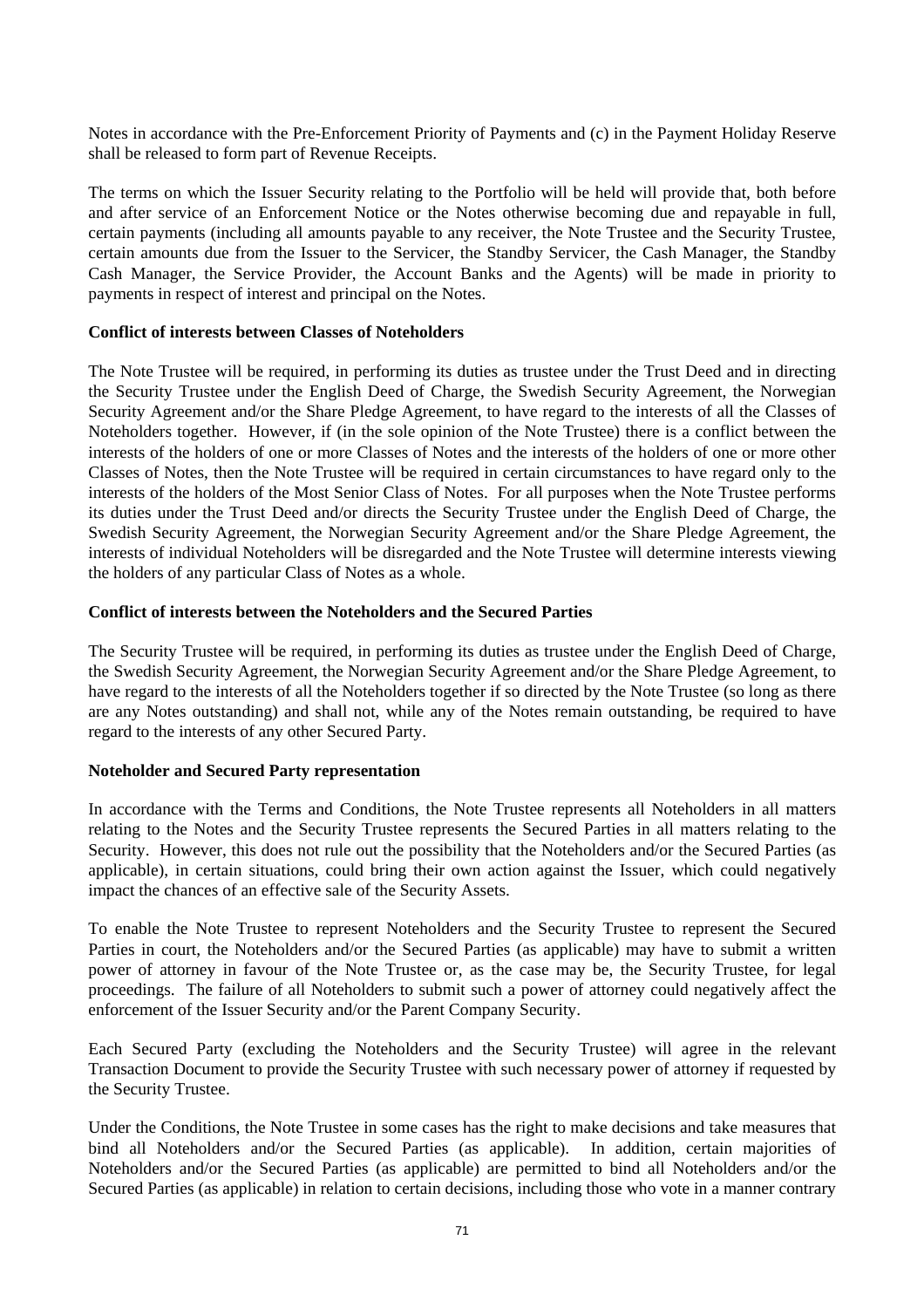Notes in accordance with the Pre-Enforcement Priority of Payments and (c) in the Payment Holiday Reserve shall be released to form part of Revenue Receipts.

The terms on which the Issuer Security relating to the Portfolio will be held will provide that, both before and after service of an Enforcement Notice or the Notes otherwise becoming due and repayable in full, certain payments (including all amounts payable to any receiver, the Note Trustee and the Security Trustee, certain amounts due from the Issuer to the Servicer, the Standby Servicer, the Cash Manager, the Standby Cash Manager, the Service Provider, the Account Banks and the Agents) will be made in priority to payments in respect of interest and principal on the Notes.

**Conflict of interests between Classes of Noteholders**

The Note Trustee will be required, in performing its duties as trustee under the Trust Deed and in directing the Security Trustee under the English Deed of Charge, the Swedish Security Agreement, the Norwegian Security Agreement and/or the Share Pledge Agreement, to have regard to the interests of all the Classes of Noteholders together. However, if (in the sole opinion of the Note Trustee) there is a conflict between the interests of the holders of one or more Classes of Notes and the interests of the holders of one or more other Classes of Notes, then the Note Trustee will be required in certain circumstances to have regard only to the interests of the holders of the Most Senior Class of Notes. For all purposes when the Note Trustee performs its duties under the Trust Deed and/or directs the Security Trustee under the English Deed of Charge, the Swedish Security Agreement, the Norwegian Security Agreement and/or the Share Pledge Agreement, the interests of individual Noteholders will be disregarded and the Note Trustee will determine interests viewing the holders of any particular Class of Notes as a whole.

**Conflict of interests between the Noteholders and the Secured Parties**

The Security Trustee will be required, in performing its duties as trustee under the English Deed of Charge, the Swedish Security Agreement, the Norwegian Security Agreement and/or the Share Pledge Agreement, to have regard to the interests of all the Noteholders together if so directed by the Note Trustee (so long as there are any Notes outstanding) and shall not, while any of the Notes remain outstanding, be required to have regard to the interests of any other Secured Party.

**Noteholder and Secured Party representation**

In accordance with the Terms and Conditions, the Note Trustee represents all Noteholders in all matters relating to the Notes and the Security Trustee represents the Secured Parties in all matters relating to the Security. However, this does not rule out the possibility that the Noteholders and/or the Secured Parties (as applicable), in certain situations, could bring their own action against the Issuer, which could negatively impact the chances of an effective sale of the Security Assets.

To enable the Note Trustee to represent Noteholders and the Security Trustee to represent the Secured Parties in court, the Noteholders and/or the Secured Parties (as applicable) may have to submit a written power of attorney in favour of the Note Trustee or, as the case may be, the Security Trustee, for legal proceedings. The failure of all Noteholders to submit such a power of attorney could negatively affect the enforcement of the Issuer Security and/or the Parent Company Security.

Each Secured Party (excluding the Noteholders and the Security Trustee) will agree in the relevant Transaction Document to provide the Security Trustee with such necessary power of attorney if requested by the Security Trustee.

Under the Conditions, the Note Trustee in some cases has the right to make decisions and take measures that bind all Noteholders and/or the Secured Parties (as applicable). In addition, certain majorities of Noteholders and/or the Secured Parties (as applicable) are permitted to bind all Noteholders and/or the Secured Parties (as applicable) in relation to certain decisions, including those who vote in a manner contrary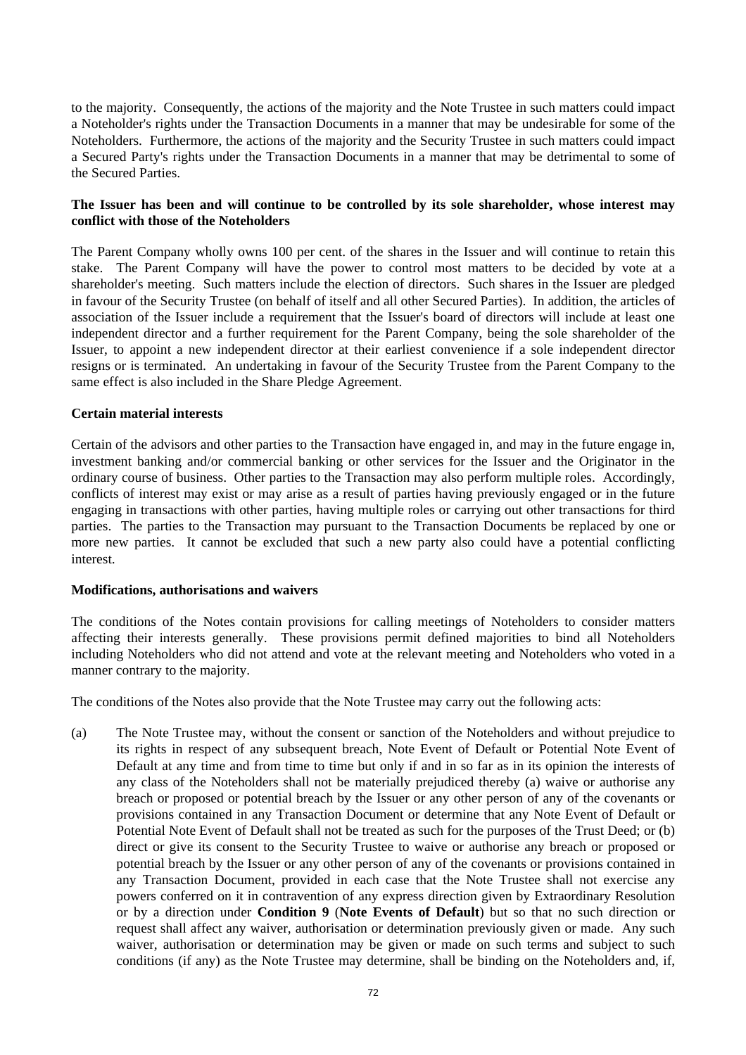to the majority. Consequently, the actions of the majority and the Note Trustee in such matters could impact a Noteholder's rights under the Transaction Documents in a manner that may be undesirable for some of the Noteholders. Furthermore, the actions of the majority and the Security Trustee in such matters could impact a Secured Party's rights under the Transaction Documents in a manner that may be detrimental to some of the Secured Parties.

**The Issuer has been and will continue to be controlled by its sole shareholder, whose interest may conflict with those of the Noteholders**

The Parent Company wholly owns 100 per cent. of the shares in the Issuer and will continue to retain this stake. The Parent Company will have the power to control most matters to be decided by vote at a shareholder's meeting. Such matters include the election of directors. Such shares in the Issuer are pledged in favour of the Security Trustee (on behalf of itself and all other Secured Parties). In addition, the articles of association of the Issuer include a requirement that the Issuer's board of directors will include at least one independent director and a further requirement for the Parent Company, being the sole shareholder of the Issuer, to appoint a new independent director at their earliest convenience if a sole independent director resigns or is terminated. An undertaking in favour of the Security Trustee from the Parent Company to the same effect is also included in the Share Pledge Agreement.

**Certain material interests**

Certain of the advisors and other parties to the Transaction have engaged in, and may in the future engage in, investment banking and/or commercial banking or other services for the Issuer and the Originator in the ordinary course of business. Other parties to the Transaction may also perform multiple roles. Accordingly, conflicts of interest may exist or may arise as a result of parties having previously engaged or in the future engaging in transactions with other parties, having multiple roles or carrying out other transactions for third parties. The parties to the Transaction may pursuant to the Transaction Documents be replaced by one or more new parties. It cannot be excluded that such a new party also could have a potential conflicting interest.

**Modifications, authorisations and waivers**

The conditions of the Notes contain provisions for calling meetings of Noteholders to consider matters affecting their interests generally. These provisions permit defined majorities to bind all Noteholders including Noteholders who did not attend and vote at the relevant meeting and Noteholders who voted in a manner contrary to the majority.

The conditions of the Notes also provide that the Note Trustee may carry out the following acts:

(a) The Note Trustee may, without the consent or sanction of the Noteholders and without prejudice to its rights in respect of any subsequent breach, Note Event of Default or Potential Note Event of Default at any time and from time to time but only if and in so far as in its opinion the interests of any class of the Noteholders shall not be materially prejudiced thereby (a) waive or authorise any breach or proposed or potential breach by the Issuer or any other person of any of the covenants or provisions contained in any Transaction Document or determine that any Note Event of Default or Potential Note Event of Default shall not be treated as such for the purposes of the Trust Deed; or (b) direct or give its consent to the Security Trustee to waive or authorise any breach or proposed or potential breach by the Issuer or any other person of any of the covenants or provisions contained in any Transaction Document, provided in each case that the Note Trustee shall not exercise any powers conferred on it in contravention of any express direction given by Extraordinary Resolution or by a direction under **Condition 9** (**Note Events of Default**) but so that no such direction or request shall affect any waiver, authorisation or determination previously given or made. Any such waiver, authorisation or determination may be given or made on such terms and subject to such conditions (if any) as the Note Trustee may determine, shall be binding on the Noteholders and, if,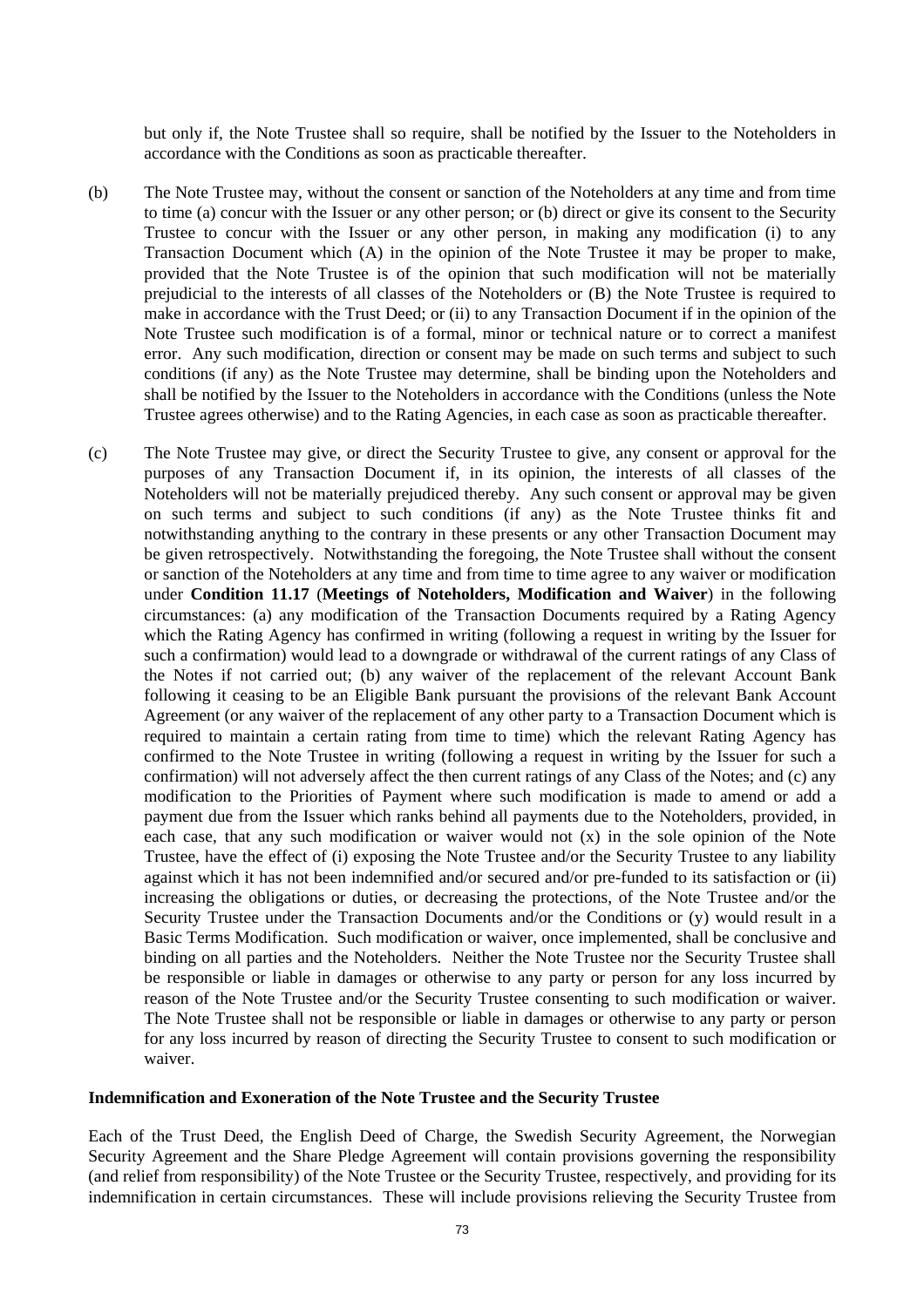but only if, the Note Trustee shall so require, shall be notified by the Issuer to the Noteholders in accordance with the Conditions as soon as practicable thereafter.

(b) The Note Trustee may, without the consent or sanction of the Noteholders at any time and from time to time (a) concur with the Issuer or any other person; or (b) direct or give its consent to the Security Trustee to concur with the Issuer or any other person, in making any modification (i) to any Transaction Document which (A) in the opinion of the Note Trustee it may be proper to make, provided that the Note Trustee is of the opinion that such modification will not be materially prejudicial to the interests of all classes of the Noteholders or (B) the Note Trustee is required to make in accordance with the Trust Deed; or (ii) to any Transaction Document if in the opinion of the Note Trustee such modification is of a formal, minor or technical nature or to correct a manifest error. Any such modification, direction or consent may be made on such terms and subject to such conditions (if any) as the Note Trustee may determine, shall be binding upon the Noteholders and shall be notified by the Issuer to the Noteholders in accordance with the Conditions (unless the Note Trustee agrees otherwise) and to the Rating Agencies, in each case as soon as practicable thereafter.

(c) The Note Trustee may give, or direct the Security Trustee to give, any consent or approval for the purposes of any Transaction Document if, in its opinion, the interests of all classes of the Noteholders will not be materially prejudiced thereby. Any such consent or approval may be given on such terms and subject to such conditions (if any) as the Note Trustee thinks fit and notwithstanding anything to the contrary in these presents or any other Transaction Document may be given retrospectively. Notwithstanding the foregoing, the Note Trustee shall without the consent or sanction of the Noteholders at any time and from time to time agree to any waiver or modification under **Condition 11.17** (**Meetings of Noteholders, Modification and Waiver**) in the following circumstances: (a) any modification of the Transaction Documents required by a Rating Agency which the Rating Agency has confirmed in writing (following a request in writing by the Issuer for such a confirmation) would lead to a downgrade or withdrawal of the current ratings of any Class of the Notes if not carried out; (b) any waiver of the replacement of the relevant Account Bank following it ceasing to be an Eligible Bank pursuant the provisions of the relevant Bank Account Agreement (or any waiver of the replacement of any other party to a Transaction Document which is required to maintain a certain rating from time to time) which the relevant Rating Agency has confirmed to the Note Trustee in writing (following a request in writing by the Issuer for such a confirmation) will not adversely affect the then current ratings of any Class of the Notes; and (c) any modification to the Priorities of Payment where such modification is made to amend or add a payment due from the Issuer which ranks behind all payments due to the Noteholders, provided, in each case, that any such modification or waiver would not (x) in the sole opinion of the Note Trustee, have the effect of (i) exposing the Note Trustee and/or the Security Trustee to any liability against which it has not been indemnified and/or secured and/or pre-funded to its satisfaction or (ii) increasing the obligations or duties, or decreasing the protections, of the Note Trustee and/or the Security Trustee under the Transaction Documents and/or the Conditions or (y) would result in a Basic Terms Modification. Such modification or waiver, once implemented, shall be conclusive and binding on all parties and the Noteholders. Neither the Note Trustee nor the Security Trustee shall be responsible or liable in damages or otherwise to any party or person for any loss incurred by reason of the Note Trustee and/or the Security Trustee consenting to such modification or waiver. The Note Trustee shall not be responsible or liable in damages or otherwise to any party or person for any loss incurred by reason of directing the Security Trustee to consent to such modification or waiver.

**Indemnification and Exoneration of the Note Trustee and the Security Trustee**

Each of the Trust Deed, the English Deed of Charge, the Swedish Security Agreement, the Norwegian Security Agreement and the Share Pledge Agreement will contain provisions governing the responsibility (and relief from responsibility) of the Note Trustee or the Security Trustee, respectively, and providing for its indemnification in certain circumstances. These will include provisions relieving the Security Trustee from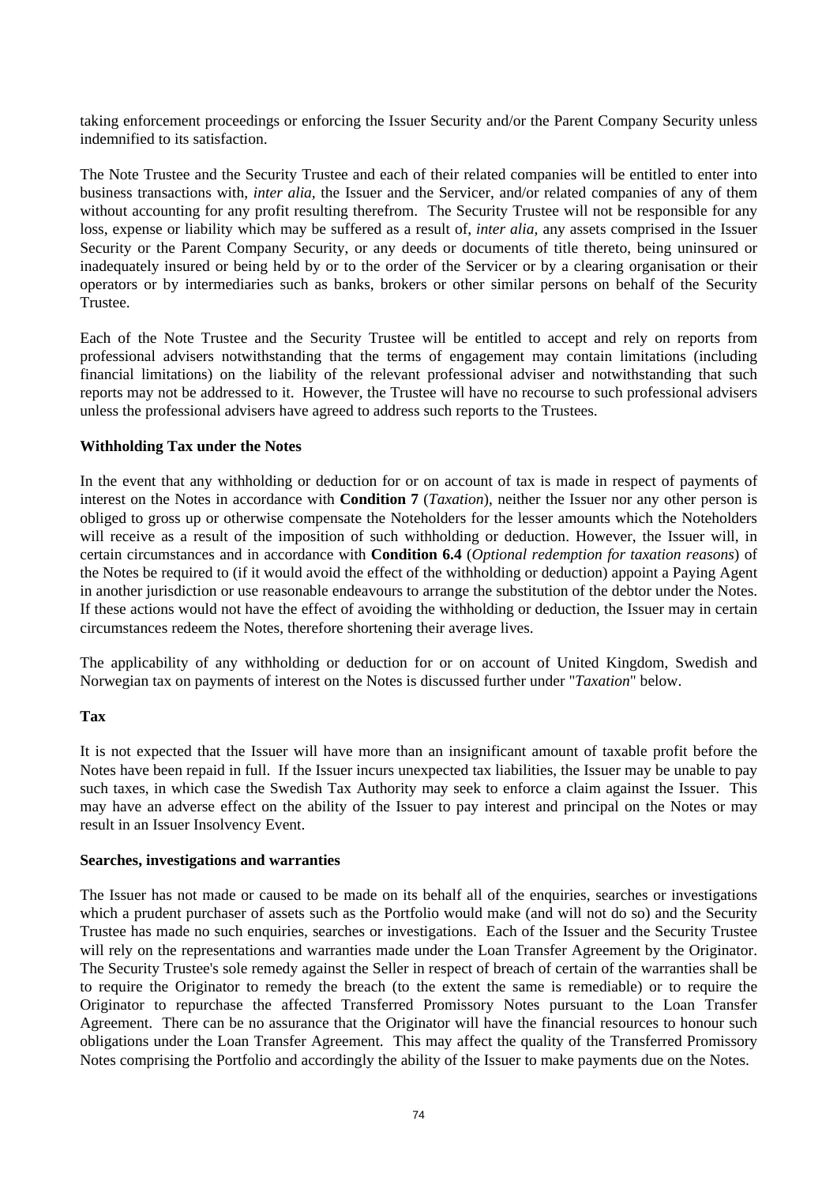taking enforcement proceedings or enforcing the Issuer Security and/or the Parent Company Security unless indemnified to its satisfaction.

The Note Trustee and the Security Trustee and each of their related companies will be entitled to enter into business transactions with, *inter alia*, the Issuer and the Servicer, and/or related companies of any of them without accounting for any profit resulting therefrom. The Security Trustee will not be responsible for any loss, expense or liability which may be suffered as a result of, *inter alia*, any assets comprised in the Issuer Security or the Parent Company Security, or any deeds or documents of title thereto, being uninsured or inadequately insured or being held by or to the order of the Servicer or by a clearing organisation or their operators or by intermediaries such as banks, brokers or other similar persons on behalf of the Security Trustee.

Each of the Note Trustee and the Security Trustee will be entitled to accept and rely on reports from professional advisers notwithstanding that the terms of engagement may contain limitations (including financial limitations) on the liability of the relevant professional adviser and notwithstanding that such reports may not be addressed to it. However, the Trustee will have no recourse to such professional advisers unless the professional advisers have agreed to address such reports to the Trustees.

**Withholding Tax under the Notes**

In the event that any withholding or deduction for or on account of tax is made in respect of payments of interest on the Notes in accordance with **Condition 7** (*Taxation*), neither the Issuer nor any other person is obliged to gross up or otherwise compensate the Noteholders for the lesser amounts which the Noteholders will receive as a result of the imposition of such withholding or deduction. However, the Issuer will, in certain circumstances and in accordance with **Condition 6.4** (*Optional redemption for taxation reasons*) of the Notes be required to (if it would avoid the effect of the withholding or deduction) appoint a Paying Agent in another jurisdiction or use reasonable endeavours to arrange the substitution of the debtor under the Notes. If these actions would not have the effect of avoiding the withholding or deduction, the Issuer may in certain circumstances redeem the Notes, therefore shortening their average lives.

The applicability of any withholding or deduction for or on account of United Kingdom, Swedish and Norwegian tax on payments of interest on the Notes is discussed further under "*Taxation*" below.

**Tax**

It is not expected that the Issuer will have more than an insignificant amount of taxable profit before the Notes have been repaid in full. If the Issuer incurs unexpected tax liabilities, the Issuer may be unable to pay such taxes, in which case the Swedish Tax Authority may seek to enforce a claim against the Issuer. This may have an adverse effect on the ability of the Issuer to pay interest and principal on the Notes or may result in an Issuer Insolvency Event.

**Searches, investigations and warranties**

The Issuer has not made or caused to be made on its behalf all of the enquiries, searches or investigations which a prudent purchaser of assets such as the Portfolio would make (and will not do so) and the Security Trustee has made no such enquiries, searches or investigations. Each of the Issuer and the Security Trustee will rely on the representations and warranties made under the Loan Transfer Agreement by the Originator. The Security Trustee's sole remedy against the Seller in respect of breach of certain of the warranties shall be to require the Originator to remedy the breach (to the extent the same is remediable) or to require the Originator to repurchase the affected Transferred Promissory Notes pursuant to the Loan Transfer Agreement. There can be no assurance that the Originator will have the financial resources to honour such obligations under the Loan Transfer Agreement. This may affect the quality of the Transferred Promissory Notes comprising the Portfolio and accordingly the ability of the Issuer to make payments due on the Notes.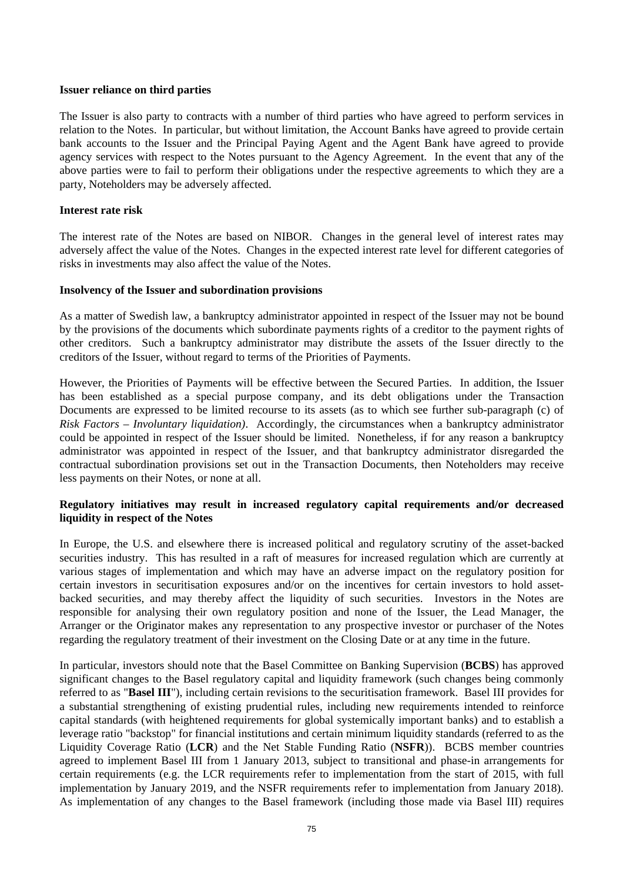**Issuer reliance on third parties**

The Issuer is also party to contracts with a number of third parties who have agreed to perform services in relation to the Notes. In particular, but without limitation, the Account Banks have agreed to provide certain bank accounts to the Issuer and the Principal Paying Agent and the Agent Bank have agreed to provide agency services with respect to the Notes pursuant to the Agency Agreement. In the event that any of the above parties were to fail to perform their obligations under the respective agreements to which they are a party, Noteholders may be adversely affected.

**Interest rate risk**

The interest rate of the Notes are based on NIBOR. Changes in the general level of interest rates may adversely affect the value of the Notes. Changes in the expected interest rate level for different categories of risks in investments may also affect the value of the Notes.

**Insolvency of the Issuer and subordination provisions**

As a matter of Swedish law, a bankruptcy administrator appointed in respect of the Issuer may not be bound by the provisions of the documents which subordinate payments rights of a creditor to the payment rights of other creditors. Such a bankruptcy administrator may distribute the assets of the Issuer directly to the creditors of the Issuer, without regard to terms of the Priorities of Payments.

However, the Priorities of Payments will be effective between the Secured Parties. In addition, the Issuer has been established as a special purpose company, and its debt obligations under the Transaction Documents are expressed to be limited recourse to its assets (as to which see further sub-paragraph (c) of *Risk Factors – Involuntary liquidation)*. Accordingly, the circumstances when a bankruptcy administrator could be appointed in respect of the Issuer should be limited. Nonetheless, if for any reason a bankruptcy administrator was appointed in respect of the Issuer, and that bankruptcy administrator disregarded the contractual subordination provisions set out in the Transaction Documents, then Noteholders may receive less payments on their Notes, or none at all.

**Regulatory initiatives may result in increased regulatory capital requirements and/or decreased liquidity in respect of the Notes**

In Europe, the U.S. and elsewhere there is increased political and regulatory scrutiny of the asset-backed securities industry. This has resulted in a raft of measures for increased regulation which are currently at various stages of implementation and which may have an adverse impact on the regulatory position for certain investors in securitisation exposures and/or on the incentives for certain investors to hold asset-backed securities, and may thereby affect the liquidity of such securities. Investors in the Notes are responsible for analysing their own regulatory position and none of the Issuer, the Lead Manager, the Arranger or the Originator makes any representation to any prospective investor or purchaser of the Notes regarding the regulatory treatment of their investment on the Closing Date or at any time in the future.

In particular, investors should note that the Basel Committee on Banking Supervision (**BCBS**) has approved significant changes to the Basel regulatory capital and liquidity framework (such changes being commonly referred to as "**Basel III**"), including certain revisions to the securitisation framework. Basel III provides for a substantial strengthening of existing prudential rules, including new requirements intended to reinforce capital standards (with heightened requirements for global systemically important banks) and to establish a leverage ratio "backstop" for financial institutions and certain minimum liquidity standards (referred to as the Liquidity Coverage Ratio (**LCR**) and the Net Stable Funding Ratio (**NSFR**)). BCBS member countries agreed to implement Basel III from 1 January 2013, subject to transitional and phase-in arrangements for certain requirements (e.g. the LCR requirements refer to implementation from the start of 2015, with full implementation by January 2019, and the NSFR requirements refer to implementation from January 2018). As implementation of any changes to the Basel framework (including those made via Basel III) requires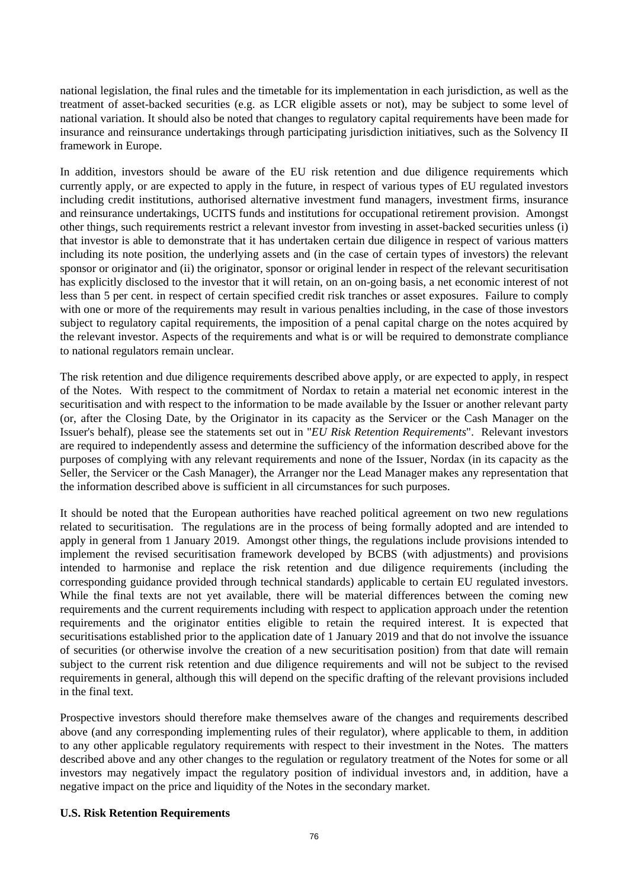national legislation, the final rules and the timetable for its implementation in each jurisdiction, as well as the treatment of asset-backed securities (e.g. as LCR eligible assets or not), may be subject to some level of national variation. It should also be noted that changes to regulatory capital requirements have been made for insurance and reinsurance undertakings through participating jurisdiction initiatives, such as the Solvency II framework in Europe.

In addition, investors should be aware of the EU risk retention and due diligence requirements which currently apply, or are expected to apply in the future, in respect of various types of EU regulated investors including credit institutions, authorised alternative investment fund managers, investment firms, insurance and reinsurance undertakings, UCITS funds and institutions for occupational retirement provision. Amongst other things, such requirements restrict a relevant investor from investing in asset-backed securities unless (i) that investor is able to demonstrate that it has undertaken certain due diligence in respect of various matters including its note position, the underlying assets and (in the case of certain types of investors) the relevant sponsor or originator and (ii) the originator, sponsor or original lender in respect of the relevant securitisation has explicitly disclosed to the investor that it will retain, on an on-going basis, a net economic interest of not less than 5 per cent. in respect of certain specified credit risk tranches or asset exposures. Failure to comply with one or more of the requirements may result in various penalties including, in the case of those investors subject to regulatory capital requirements, the imposition of a penal capital charge on the notes acquired by the relevant investor. Aspects of the requirements and what is or will be required to demonstrate compliance to national regulators remain unclear.

The risk retention and due diligence requirements described above apply, or are expected to apply, in respect of the Notes. With respect to the commitment of Nordax to retain a material net economic interest in the securitisation and with respect to the information to be made available by the Issuer or another relevant party (or, after the Closing Date, by the Originator in its capacity as the Servicer or the Cash Manager on the Issuer's behalf), please see the statements set out in "*EU Risk Retention Requirements*". Relevant investors are required to independently assess and determine the sufficiency of the information described above for the purposes of complying with any relevant requirements and none of the Issuer, Nordax (in its capacity as the Seller, the Servicer or the Cash Manager), the Arranger nor the Lead Manager makes any representation that the information described above is sufficient in all circumstances for such purposes.

It should be noted that the European authorities have reached political agreement on two new regulations related to securitisation. The regulations are in the process of being formally adopted and are intended to apply in general from 1 January 2019. Amongst other things, the regulations include provisions intended to implement the revised securitisation framework developed by BCBS (with adjustments) and provisions intended to harmonise and replace the risk retention and due diligence requirements (including the corresponding guidance provided through technical standards) applicable to certain EU regulated investors. While the final texts are not yet available, there will be material differences between the coming new requirements and the current requirements including with respect to application approach under the retention requirements and the originator entities eligible to retain the required interest. It is expected that securitisations established prior to the application date of 1 January 2019 and that do not involve the issuance of securities (or otherwise involve the creation of a new securitisation position) from that date will remain subject to the current risk retention and due diligence requirements and will not be subject to the revised requirements in general, although this will depend on the specific drafting of the relevant provisions included in the final text.

Prospective investors should therefore make themselves aware of the changes and requirements described above (and any corresponding implementing rules of their regulator), where applicable to them, in addition to any other applicable regulatory requirements with respect to their investment in the Notes. The matters described above and any other changes to the regulation or regulatory treatment of the Notes for some or all investors may negatively impact the regulatory position of individual investors and, in addition, have a negative impact on the price and liquidity of the Notes in the secondary market.

**U.S. Risk Retention Requirements**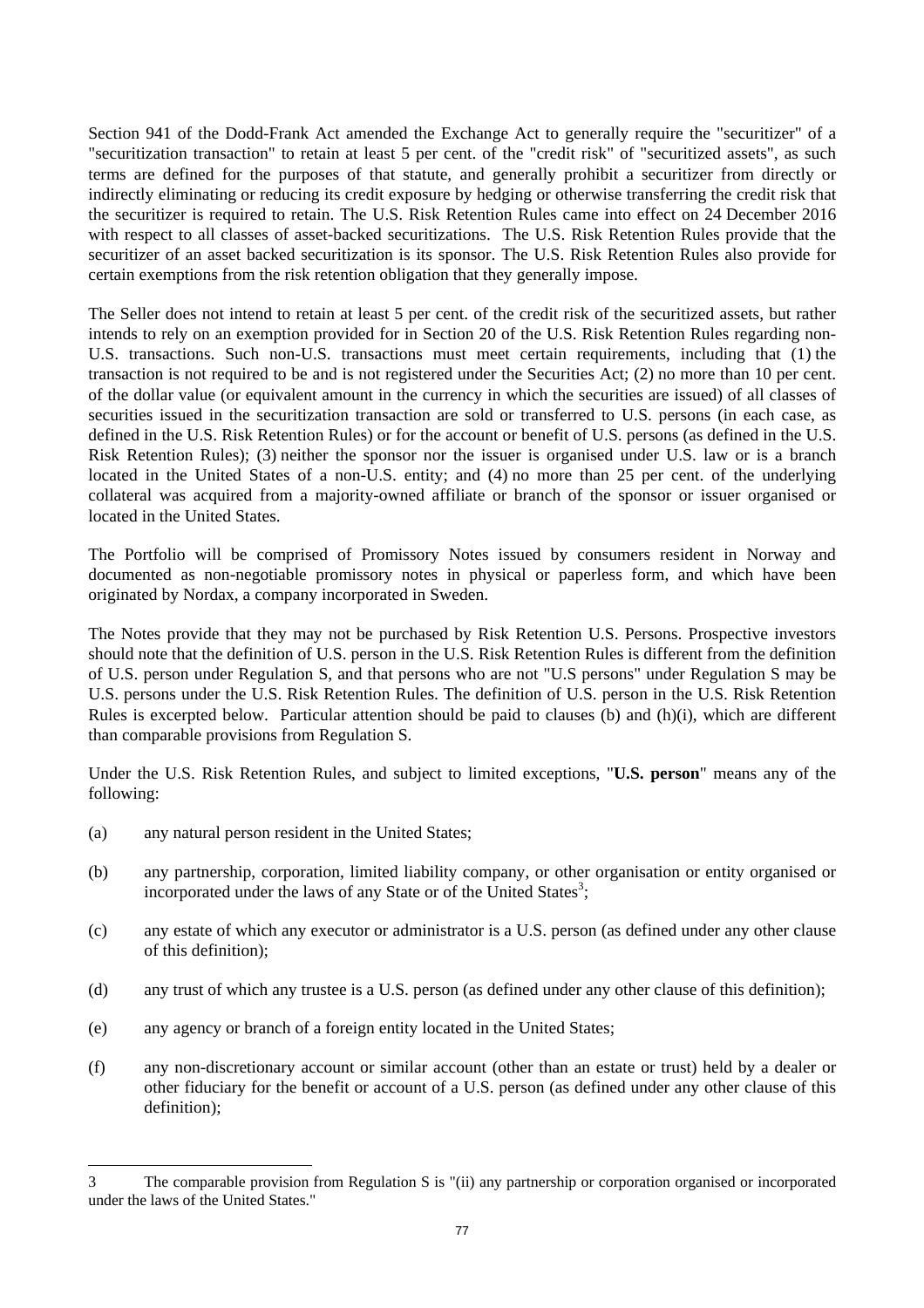Section 941 of the Dodd-Frank Act amended the Exchange Act to generally require the "securitizer" of a "securitization transaction" to retain at least 5 per cent. of the "credit risk" of "securitized assets", as such terms are defined for the purposes of that statute, and generally prohibit a securitizer from directly or indirectly eliminating or reducing its credit exposure by hedging or otherwise transferring the credit risk that the securitizer is required to retain. The U.S. Risk Retention Rules came into effect on 24 December 2016 with respect to all classes of asset-backed securitizations. The U.S. Risk Retention Rules provide that the securitizer of an asset backed securitization is its sponsor. The U.S. Risk Retention Rules also provide for certain exemptions from the risk retention obligation that they generally impose.

The Seller does not intend to retain at least 5 per cent. of the credit risk of the securitized assets, but rather intends to rely on an exemption provided for in Section 20 of the U.S. Risk Retention Rules regarding non-U.S. transactions. Such non-U.S. transactions must meet certain requirements, including that (1) the transaction is not required to be and is not registered under the Securities Act; (2) no more than 10 per cent. of the dollar value (or equivalent amount in the currency in which the securities are issued) of all classes of securities issued in the securitization transaction are sold or transferred to U.S. persons (in each case, as defined in the U.S. Risk Retention Rules) or for the account or benefit of U.S. persons (as defined in the U.S. Risk Retention Rules); (3) neither the sponsor nor the issuer is organised under U.S. law or is a branch located in the United States of a non-U.S. entity; and (4) no more than 25 per cent. of the underlying collateral was acquired from a majority-owned affiliate or branch of the sponsor or issuer organised or located in the United States.

The Portfolio will be comprised of Promissory Notes issued by consumers resident in Norway and documented as non-negotiable promissory notes in physical or paperless form, and which have been originated by Nordax, a company incorporated in Sweden.

The Notes provide that they may not be purchased by Risk Retention U.S. Persons. Prospective investors should note that the definition of U.S. person in the U.S. Risk Retention Rules is different from the definition of U.S. person under Regulation S, and that persons who are not "U.S persons" under Regulation S may be U.S. persons under the U.S. Risk Retention Rules. The definition of U.S. person in the U.S. Risk Retention Rules is excerpted below. Particular attention should be paid to clauses (b) and (h)(i), which are different than comparable provisions from Regulation S.

Under the U.S. Risk Retention Rules, and subject to limited exceptions, "**U.S. person**" means any of the following:

(a) any natural person resident in the United States;

(b) any partnership, corporation, limited liability company, or other organisation or entity organised or incorporated under the laws of any State or of the United States[3];

(c) any estate of which any executor or administrator is a U.S. person (as defined under any other clause of this definition);

(d) any trust of which any trustee is a U.S. person (as defined under any other clause of this definition);

(e) any agency or branch of a foreign entity located in the United States;

(f) any non-discretionary account or similar account (other than an estate or trust) held by a dealer or other fiduciary for the benefit or account of a U.S. person (as defined under any other clause of this definition);

---

3 The comparable provision from Regulation S is "(ii) any partnership or corporation organised or incorporated under the laws of the United States."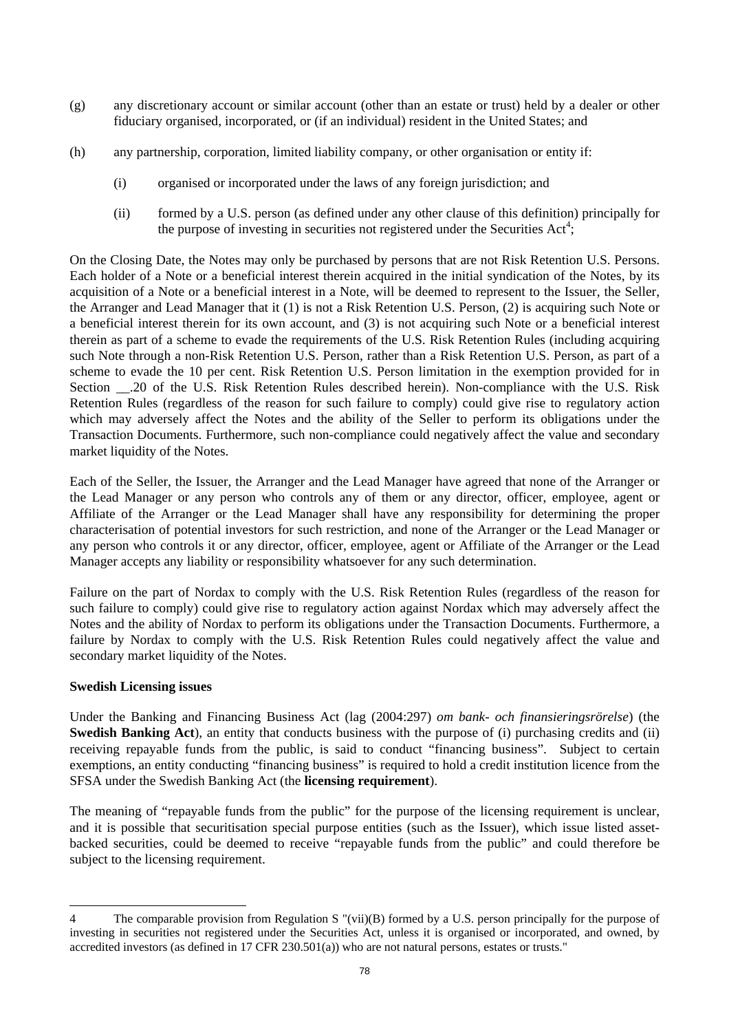(g) any discretionary account or similar account (other than an estate or trust) held by a dealer or other fiduciary organised, incorporated, or (if an individual) resident in the United States; and

(h) any partnership, corporation, limited liability company, or other organisation or entity if:

  (i) organised or incorporated under the laws of any foreign jurisdiction; and

  (ii) formed by a U.S. person (as defined under any other clause of this definition) principally for the purpose of investing in securities not registered under the Securities Act[4];

On the Closing Date, the Notes may only be purchased by persons that are not Risk Retention U.S. Persons. Each holder of a Note or a beneficial interest therein acquired in the initial syndication of the Notes, by its acquisition of a Note or a beneficial interest in a Note, will be deemed to represent to the Issuer, the Seller, the Arranger and Lead Manager that it (1) is not a Risk Retention U.S. Person, (2) is acquiring such Note or a beneficial interest therein for its own account, and (3) is not acquiring such Note or a beneficial interest therein as part of a scheme to evade the requirements of the U.S. Risk Retention Rules (including acquiring such Note through a non-Risk Retention U.S. Person, rather than a Risk Retention U.S. Person, as part of a scheme to evade the 10 per cent. Risk Retention U.S. Person limitation in the exemption provided for in Section __.20 of the U.S. Risk Retention Rules described herein). Non-compliance with the U.S. Risk Retention Rules (regardless of the reason for such failure to comply) could give rise to regulatory action which may adversely affect the Notes and the ability of the Seller to perform its obligations under the Transaction Documents. Furthermore, such non-compliance could negatively affect the value and secondary market liquidity of the Notes.

Each of the Seller, the Issuer, the Arranger and the Lead Manager have agreed that none of the Arranger or the Lead Manager or any person who controls any of them or any director, officer, employee, agent or Affiliate of the Arranger or the Lead Manager shall have any responsibility for determining the proper characterisation of potential investors for such restriction, and none of the Arranger or the Lead Manager or any person who controls it or any director, officer, employee, agent or Affiliate of the Arranger or the Lead Manager accepts any liability or responsibility whatsoever for any such determination.

Failure on the part of Nordax to comply with the U.S. Risk Retention Rules (regardless of the reason for such failure to comply) could give rise to regulatory action against Nordax which may adversely affect the Notes and the ability of Nordax to perform its obligations under the Transaction Documents. Furthermore, a failure by Nordax to comply with the U.S. Risk Retention Rules could negatively affect the value and secondary market liquidity of the Notes.

**Swedish Licensing issues**

Under the Banking and Financing Business Act (lag (2004:297) *om bank- och finansieringsrörelse*) (the **Swedish Banking Act**), an entity that conducts business with the purpose of (i) purchasing credits and (ii) receiving repayable funds from the public, is said to conduct "financing business". Subject to certain exemptions, an entity conducting "financing business" is required to hold a credit institution licence from the SFSA under the Swedish Banking Act (the **licensing requirement**).

The meaning of "repayable funds from the public" for the purpose of the licensing requirement is unclear, and it is possible that securitisation special purpose entities (such as the Issuer), which issue listed asset-backed securities, could be deemed to receive "repayable funds from the public" and could therefore be subject to the licensing requirement.

---

4 The comparable provision from Regulation S "(vii)(B) formed by a U.S. person principally for the purpose of investing in securities not registered under the Securities Act, unless it is organised or incorporated, and owned, by accredited investors (as defined in 17 CFR 230.501(a)) who are not natural persons, estates or trusts."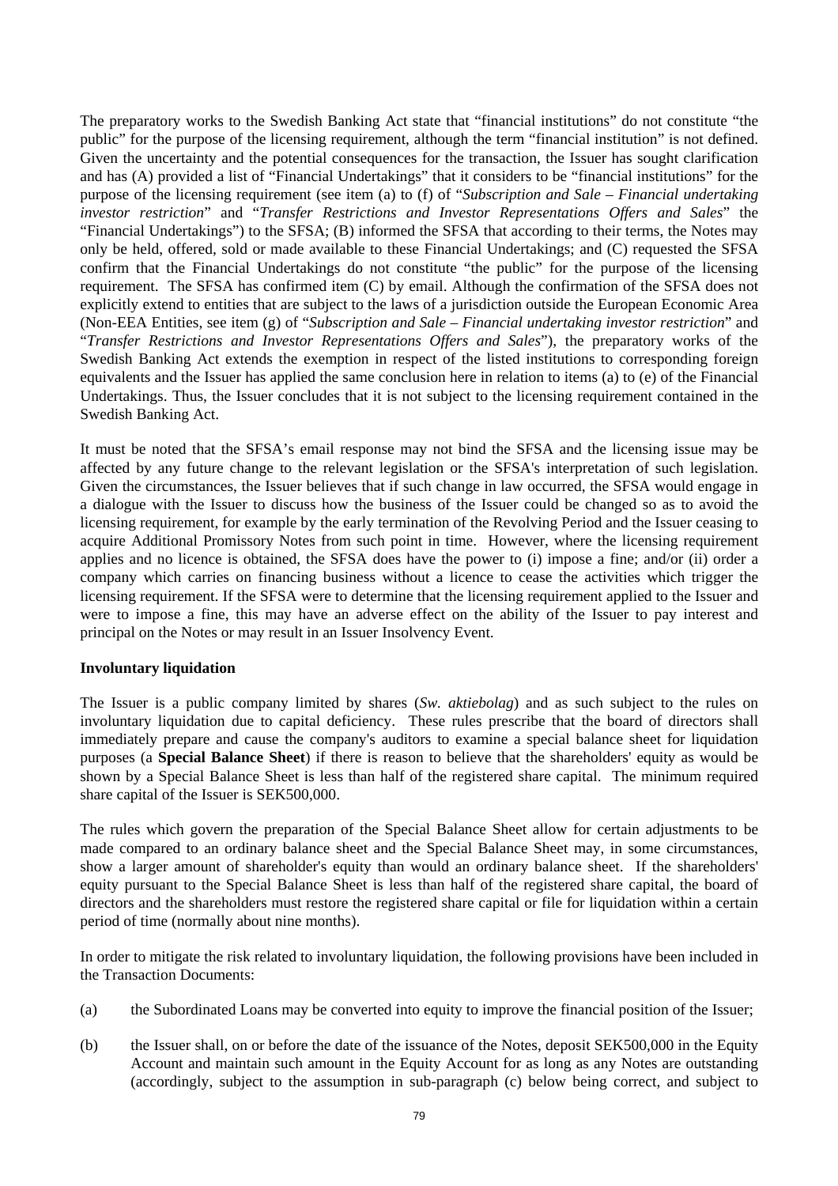The preparatory works to the Swedish Banking Act state that "financial institutions" do not constitute "the public" for the purpose of the licensing requirement, although the term "financial institution" is not defined. Given the uncertainty and the potential consequences for the transaction, the Issuer has sought clarification and has (A) provided a list of "Financial Undertakings" that it considers to be "financial institutions" for the purpose of the licensing requirement (see item (a) to (f) of "*Subscription and Sale – Financial undertaking investor restriction*" and "*Transfer Restrictions and Investor Representations Offers and Sales*" the "Financial Undertakings") to the SFSA; (B) informed the SFSA that according to their terms, the Notes may only be held, offered, sold or made available to these Financial Undertakings; and (C) requested the SFSA confirm that the Financial Undertakings do not constitute "the public" for the purpose of the licensing requirement. The SFSA has confirmed item (C) by email. Although the confirmation of the SFSA does not explicitly extend to entities that are subject to the laws of a jurisdiction outside the European Economic Area (Non-EEA Entities, see item (g) of "*Subscription and Sale – Financial undertaking investor restriction*" and "*Transfer Restrictions and Investor Representations Offers and Sales*"), the preparatory works of the Swedish Banking Act extends the exemption in respect of the listed institutions to corresponding foreign equivalents and the Issuer has applied the same conclusion here in relation to items (a) to (e) of the Financial Undertakings. Thus, the Issuer concludes that it is not subject to the licensing requirement contained in the Swedish Banking Act.

It must be noted that the SFSA's email response may not bind the SFSA and the licensing issue may be affected by any future change to the relevant legislation or the SFSA's interpretation of such legislation. Given the circumstances, the Issuer believes that if such change in law occurred, the SFSA would engage in a dialogue with the Issuer to discuss how the business of the Issuer could be changed so as to avoid the licensing requirement, for example by the early termination of the Revolving Period and the Issuer ceasing to acquire Additional Promissory Notes from such point in time. However, where the licensing requirement applies and no licence is obtained, the SFSA does have the power to (i) impose a fine; and/or (ii) order a company which carries on financing business without a licence to cease the activities which trigger the licensing requirement. If the SFSA were to determine that the licensing requirement applied to the Issuer and were to impose a fine, this may have an adverse effect on the ability of the Issuer to pay interest and principal on the Notes or may result in an Issuer Insolvency Event.

**Involuntary liquidation**

The Issuer is a public company limited by shares (*Sw. aktiebolag*) and as such subject to the rules on involuntary liquidation due to capital deficiency. These rules prescribe that the board of directors shall immediately prepare and cause the company's auditors to examine a special balance sheet for liquidation purposes (a **Special Balance Sheet**) if there is reason to believe that the shareholders' equity as would be shown by a Special Balance Sheet is less than half of the registered share capital. The minimum required share capital of the Issuer is SEK500,000.

The rules which govern the preparation of the Special Balance Sheet allow for certain adjustments to be made compared to an ordinary balance sheet and the Special Balance Sheet may, in some circumstances, show a larger amount of shareholder's equity than would an ordinary balance sheet. If the shareholders' equity pursuant to the Special Balance Sheet is less than half of the registered share capital, the board of directors and the shareholders must restore the registered share capital or file for liquidation within a certain period of time (normally about nine months).

In order to mitigate the risk related to involuntary liquidation, the following provisions have been included in the Transaction Documents:

(a) the Subordinated Loans may be converted into equity to improve the financial position of the Issuer;

(b) the Issuer shall, on or before the date of the issuance of the Notes, deposit SEK500,000 in the Equity Account and maintain such amount in the Equity Account for as long as any Notes are outstanding (accordingly, subject to the assumption in sub-paragraph (c) below being correct, and subject to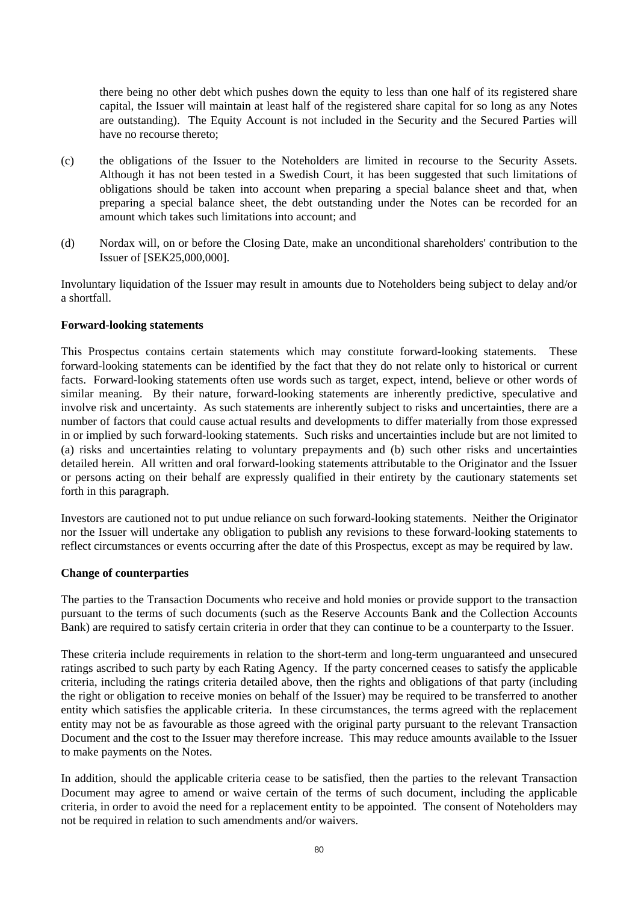there being no other debt which pushes down the equity to less than one half of its registered share capital, the Issuer will maintain at least half of the registered share capital for so long as any Notes are outstanding). The Equity Account is not included in the Security and the Secured Parties will have no recourse thereto;

(c) the obligations of the Issuer to the Noteholders are limited in recourse to the Security Assets. Although it has not been tested in a Swedish Court, it has been suggested that such limitations of obligations should be taken into account when preparing a special balance sheet and that, when preparing a special balance sheet, the debt outstanding under the Notes can be recorded for an amount which takes such limitations into account; and

(d) Nordax will, on or before the Closing Date, make an unconditional shareholders' contribution to the Issuer of [SEK25,000,000].

Involuntary liquidation of the Issuer may result in amounts due to Noteholders being subject to delay and/or a shortfall.

**Forward-looking statements**

This Prospectus contains certain statements which may constitute forward-looking statements. These forward-looking statements can be identified by the fact that they do not relate only to historical or current facts. Forward-looking statements often use words such as target, expect, intend, believe or other words of similar meaning. By their nature, forward-looking statements are inherently predictive, speculative and involve risk and uncertainty. As such statements are inherently subject to risks and uncertainties, there are a number of factors that could cause actual results and developments to differ materially from those expressed in or implied by such forward-looking statements. Such risks and uncertainties include but are not limited to (a) risks and uncertainties relating to voluntary prepayments and (b) such other risks and uncertainties detailed herein. All written and oral forward-looking statements attributable to the Originator and the Issuer or persons acting on their behalf are expressly qualified in their entirety by the cautionary statements set forth in this paragraph.

Investors are cautioned not to put undue reliance on such forward-looking statements. Neither the Originator nor the Issuer will undertake any obligation to publish any revisions to these forward-looking statements to reflect circumstances or events occurring after the date of this Prospectus, except as may be required by law.

**Change of counterparties**

The parties to the Transaction Documents who receive and hold monies or provide support to the transaction pursuant to the terms of such documents (such as the Reserve Accounts Bank and the Collection Accounts Bank) are required to satisfy certain criteria in order that they can continue to be a counterparty to the Issuer.

These criteria include requirements in relation to the short-term and long-term unguaranteed and unsecured ratings ascribed to such party by each Rating Agency. If the party concerned ceases to satisfy the applicable criteria, including the ratings criteria detailed above, then the rights and obligations of that party (including the right or obligation to receive monies on behalf of the Issuer) may be required to be transferred to another entity which satisfies the applicable criteria. In these circumstances, the terms agreed with the replacement entity may not be as favourable as those agreed with the original party pursuant to the relevant Transaction Document and the cost to the Issuer may therefore increase. This may reduce amounts available to the Issuer to make payments on the Notes.

In addition, should the applicable criteria cease to be satisfied, then the parties to the relevant Transaction Document may agree to amend or waive certain of the terms of such document, including the applicable criteria, in order to avoid the need for a replacement entity to be appointed. The consent of Noteholders may not be required in relation to such amendments and/or waivers.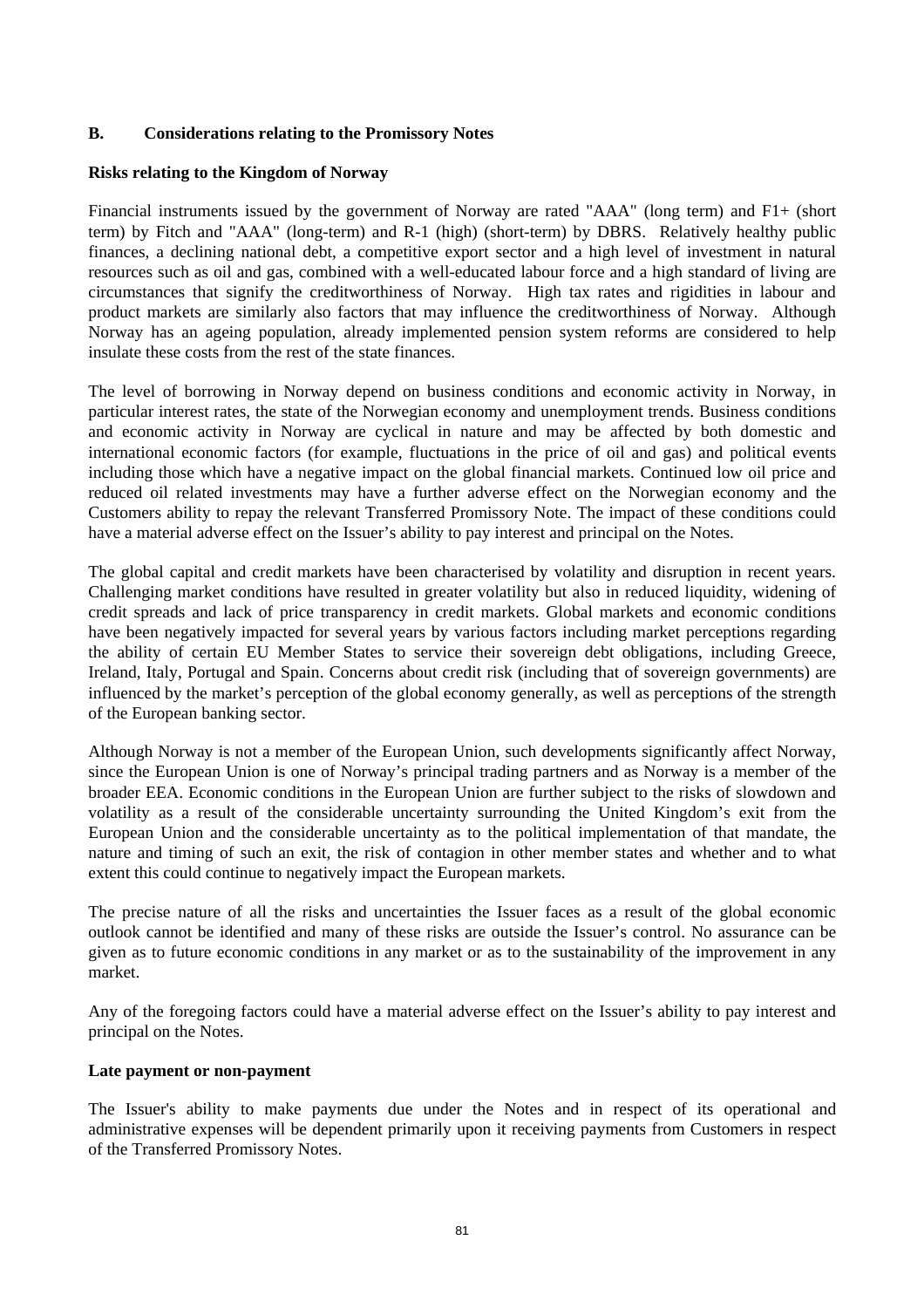## B. Considerations relating to the Promissory Notes

**Risks relating to the Kingdom of Norway**

Financial instruments issued by the government of Norway are rated "AAA" (long term) and F1+ (short term) by Fitch and "AAA" (long-term) and R-1 (high) (short-term) by DBRS. Relatively healthy public finances, a declining national debt, a competitive export sector and a high level of investment in natural resources such as oil and gas, combined with a well-educated labour force and a high standard of living are circumstances that signify the creditworthiness of Norway. High tax rates and rigidities in labour and product markets are similarly also factors that may influence the creditworthiness of Norway. Although Norway has an ageing population, already implemented pension system reforms are considered to help insulate these costs from the rest of the state finances.

The level of borrowing in Norway depend on business conditions and economic activity in Norway, in particular interest rates, the state of the Norwegian economy and unemployment trends. Business conditions and economic activity in Norway are cyclical in nature and may be affected by both domestic and international economic factors (for example, fluctuations in the price of oil and gas) and political events including those which have a negative impact on the global financial markets. Continued low oil price and reduced oil related investments may have a further adverse effect on the Norwegian economy and the Customers ability to repay the relevant Transferred Promissory Note. The impact of these conditions could have a material adverse effect on the Issuer's ability to pay interest and principal on the Notes.

The global capital and credit markets have been characterised by volatility and disruption in recent years. Challenging market conditions have resulted in greater volatility but also in reduced liquidity, widening of credit spreads and lack of price transparency in credit markets. Global markets and economic conditions have been negatively impacted for several years by various factors including market perceptions regarding the ability of certain EU Member States to service their sovereign debt obligations, including Greece, Ireland, Italy, Portugal and Spain. Concerns about credit risk (including that of sovereign governments) are influenced by the market's perception of the global economy generally, as well as perceptions of the strength of the European banking sector.

Although Norway is not a member of the European Union, such developments significantly affect Norway, since the European Union is one of Norway's principal trading partners and as Norway is a member of the broader EEA. Economic conditions in the European Union are further subject to the risks of slowdown and volatility as a result of the considerable uncertainty surrounding the United Kingdom's exit from the European Union and the considerable uncertainty as to the political implementation of that mandate, the nature and timing of such an exit, the risk of contagion in other member states and whether and to what extent this could continue to negatively impact the European markets.

The precise nature of all the risks and uncertainties the Issuer faces as a result of the global economic outlook cannot be identified and many of these risks are outside the Issuer's control. No assurance can be given as to future economic conditions in any market or as to the sustainability of the improvement in any market.

Any of the foregoing factors could have a material adverse effect on the Issuer's ability to pay interest and principal on the Notes.

**Late payment or non-payment**

The Issuer's ability to make payments due under the Notes and in respect of its operational and administrative expenses will be dependent primarily upon it receiving payments from Customers in respect of the Transferred Promissory Notes.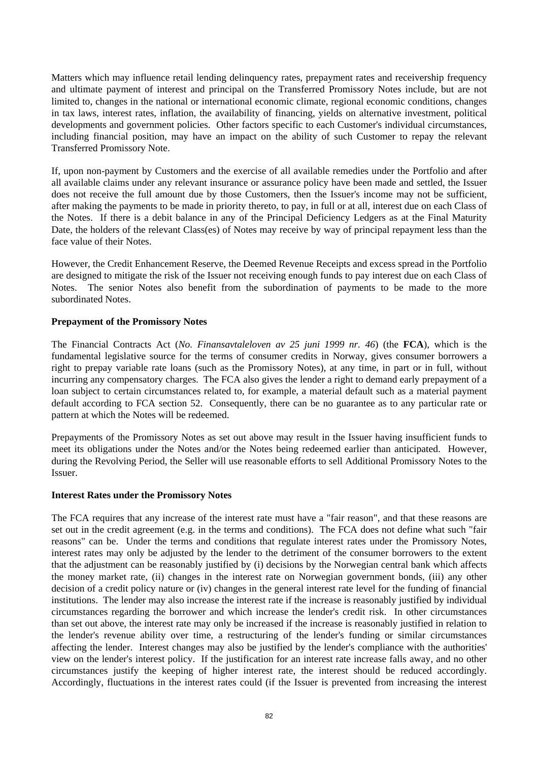Matters which may influence retail lending delinquency rates, prepayment rates and receivership frequency and ultimate payment of interest and principal on the Transferred Promissory Notes include, but are not limited to, changes in the national or international economic climate, regional economic conditions, changes in tax laws, interest rates, inflation, the availability of financing, yields on alternative investment, political developments and government policies. Other factors specific to each Customer's individual circumstances, including financial position, may have an impact on the ability of such Customer to repay the relevant Transferred Promissory Note.

If, upon non-payment by Customers and the exercise of all available remedies under the Portfolio and after all available claims under any relevant insurance or assurance policy have been made and settled, the Issuer does not receive the full amount due by those Customers, then the Issuer's income may not be sufficient, after making the payments to be made in priority thereto, to pay, in full or at all, interest due on each Class of the Notes. If there is a debit balance in any of the Principal Deficiency Ledgers as at the Final Maturity Date, the holders of the relevant Class(es) of Notes may receive by way of principal repayment less than the face value of their Notes.

However, the Credit Enhancement Reserve, the Deemed Revenue Receipts and excess spread in the Portfolio are designed to mitigate the risk of the Issuer not receiving enough funds to pay interest due on each Class of Notes. The senior Notes also benefit from the subordination of payments to be made to the more subordinated Notes.

**Prepayment of the Promissory Notes**

The Financial Contracts Act (*No. Finansavtaleloven av 25 juni 1999 nr. 46*) (the **FCA**), which is the fundamental legislative source for the terms of consumer credits in Norway, gives consumer borrowers a right to prepay variable rate loans (such as the Promissory Notes), at any time, in part or in full, without incurring any compensatory charges. The FCA also gives the lender a right to demand early prepayment of a loan subject to certain circumstances related to, for example, a material default such as a material payment default according to FCA section 52. Consequently, there can be no guarantee as to any particular rate or pattern at which the Notes will be redeemed.

Prepayments of the Promissory Notes as set out above may result in the Issuer having insufficient funds to meet its obligations under the Notes and/or the Notes being redeemed earlier than anticipated. However, during the Revolving Period, the Seller will use reasonable efforts to sell Additional Promissory Notes to the Issuer.

**Interest Rates under the Promissory Notes**

The FCA requires that any increase of the interest rate must have a "fair reason", and that these reasons are set out in the credit agreement (e.g. in the terms and conditions). The FCA does not define what such "fair reasons" can be. Under the terms and conditions that regulate interest rates under the Promissory Notes, interest rates may only be adjusted by the lender to the detriment of the consumer borrowers to the extent that the adjustment can be reasonably justified by (i) decisions by the Norwegian central bank which affects the money market rate, (ii) changes in the interest rate on Norwegian government bonds, (iii) any other decision of a credit policy nature or (iv) changes in the general interest rate level for the funding of financial institutions. The lender may also increase the interest rate if the increase is reasonably justified by individual circumstances regarding the borrower and which increase the lender's credit risk. In other circumstances than set out above, the interest rate may only be increased if the increase is reasonably justified in relation to the lender's revenue ability over time, a restructuring of the lender's funding or similar circumstances affecting the lender. Interest changes may also be justified by the lender's compliance with the authorities' view on the lender's interest policy. If the justification for an interest rate increase falls away, and no other circumstances justify the keeping of higher interest rate, the interest should be reduced accordingly. Accordingly, fluctuations in the interest rates could (if the Issuer is prevented from increasing the interest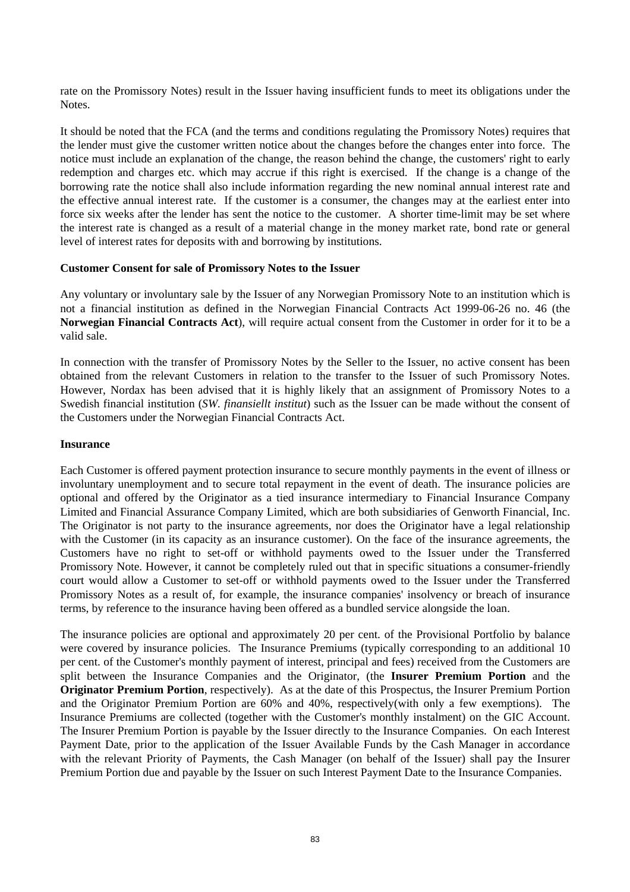rate on the Promissory Notes) result in the Issuer having insufficient funds to meet its obligations under the Notes.

It should be noted that the FCA (and the terms and conditions regulating the Promissory Notes) requires that the lender must give the customer written notice about the changes before the changes enter into force. The notice must include an explanation of the change, the reason behind the change, the customers' right to early redemption and charges etc. which may accrue if this right is exercised. If the change is a change of the borrowing rate the notice shall also include information regarding the new nominal annual interest rate and the effective annual interest rate. If the customer is a consumer, the changes may at the earliest enter into force six weeks after the lender has sent the notice to the customer. A shorter time-limit may be set where the interest rate is changed as a result of a material change in the money market rate, bond rate or general level of interest rates for deposits with and borrowing by institutions.

**Customer Consent for sale of Promissory Notes to the Issuer**

Any voluntary or involuntary sale by the Issuer of any Norwegian Promissory Note to an institution which is not a financial institution as defined in the Norwegian Financial Contracts Act 1999-06-26 no. 46 (the **Norwegian Financial Contracts Act**), will require actual consent from the Customer in order for it to be a valid sale.

In connection with the transfer of Promissory Notes by the Seller to the Issuer, no active consent has been obtained from the relevant Customers in relation to the transfer to the Issuer of such Promissory Notes. However, Nordax has been advised that it is highly likely that an assignment of Promissory Notes to a Swedish financial institution (*SW. finansiellt institut*) such as the Issuer can be made without the consent of the Customers under the Norwegian Financial Contracts Act.

**Insurance**

Each Customer is offered payment protection insurance to secure monthly payments in the event of illness or involuntary unemployment and to secure total repayment in the event of death. The insurance policies are optional and offered by the Originator as a tied insurance intermediary to Financial Insurance Company Limited and Financial Assurance Company Limited, which are both subsidiaries of Genworth Financial, Inc. The Originator is not party to the insurance agreements, nor does the Originator have a legal relationship with the Customer (in its capacity as an insurance customer). On the face of the insurance agreements, the Customers have no right to set-off or withhold payments owed to the Issuer under the Transferred Promissory Note. However, it cannot be completely ruled out that in specific situations a consumer-friendly court would allow a Customer to set-off or withhold payments owed to the Issuer under the Transferred Promissory Notes as a result of, for example, the insurance companies' insolvency or breach of insurance terms, by reference to the insurance having been offered as a bundled service alongside the loan.

The insurance policies are optional and approximately 20 per cent. of the Provisional Portfolio by balance were covered by insurance policies. The Insurance Premiums (typically corresponding to an additional 10 per cent. of the Customer's monthly payment of interest, principal and fees) received from the Customers are split between the Insurance Companies and the Originator, (the **Insurer Premium Portion** and the **Originator Premium Portion**, respectively). As at the date of this Prospectus, the Insurer Premium Portion and the Originator Premium Portion are 60% and 40%, respectively(with only a few exemptions). The Insurance Premiums are collected (together with the Customer's monthly instalment) on the GIC Account. The Insurer Premium Portion is payable by the Issuer directly to the Insurance Companies. On each Interest Payment Date, prior to the application of the Issuer Available Funds by the Cash Manager in accordance with the relevant Priority of Payments, the Cash Manager (on behalf of the Issuer) shall pay the Insurer Premium Portion due and payable by the Issuer on such Interest Payment Date to the Insurance Companies.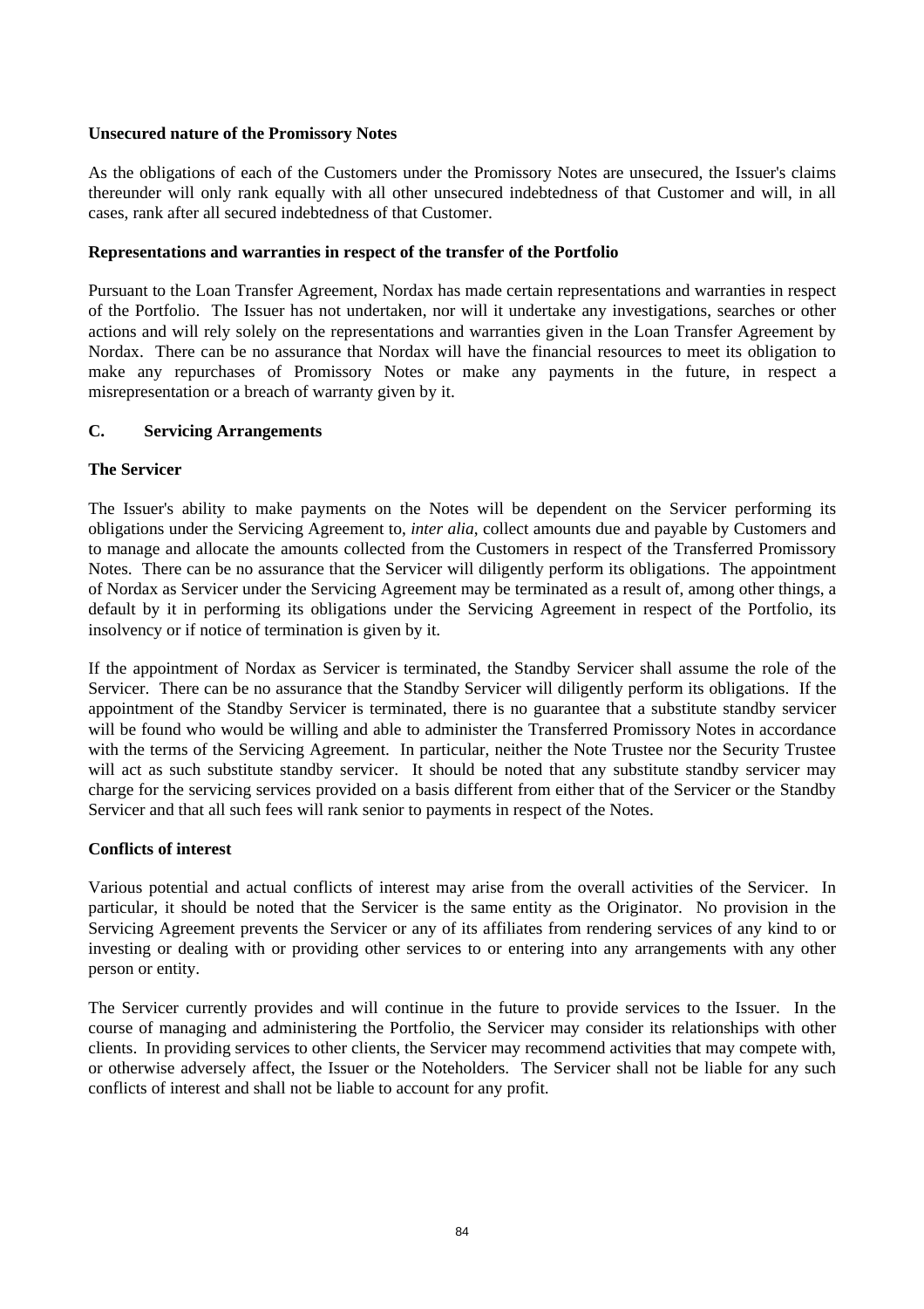**Unsecured nature of the Promissory Notes**

As the obligations of each of the Customers under the Promissory Notes are unsecured, the Issuer's claims thereunder will only rank equally with all other unsecured indebtedness of that Customer and will, in all cases, rank after all secured indebtedness of that Customer.

**Representations and warranties in respect of the transfer of the Portfolio**

Pursuant to the Loan Transfer Agreement, Nordax has made certain representations and warranties in respect of the Portfolio. The Issuer has not undertaken, nor will it undertake any investigations, searches or other actions and will rely solely on the representations and warranties given in the Loan Transfer Agreement by Nordax. There can be no assurance that Nordax will have the financial resources to meet its obligation to make any repurchases of Promissory Notes or make any payments in the future, in respect a misrepresentation or a breach of warranty given by it.

## C. Servicing Arrangements

**The Servicer**

The Issuer's ability to make payments on the Notes will be dependent on the Servicer performing its obligations under the Servicing Agreement to, *inter alia*, collect amounts due and payable by Customers and to manage and allocate the amounts collected from the Customers in respect of the Transferred Promissory Notes. There can be no assurance that the Servicer will diligently perform its obligations. The appointment of Nordax as Servicer under the Servicing Agreement may be terminated as a result of, among other things, a default by it in performing its obligations under the Servicing Agreement in respect of the Portfolio, its insolvency or if notice of termination is given by it.

If the appointment of Nordax as Servicer is terminated, the Standby Servicer shall assume the role of the Servicer. There can be no assurance that the Standby Servicer will diligently perform its obligations. If the appointment of the Standby Servicer is terminated, there is no guarantee that a substitute standby servicer will be found who would be willing and able to administer the Transferred Promissory Notes in accordance with the terms of the Servicing Agreement. In particular, neither the Note Trustee nor the Security Trustee will act as such substitute standby servicer. It should be noted that any substitute standby servicer may charge for the servicing services provided on a basis different from either that of the Servicer or the Standby Servicer and that all such fees will rank senior to payments in respect of the Notes.

**Conflicts of interest**

Various potential and actual conflicts of interest may arise from the overall activities of the Servicer. In particular, it should be noted that the Servicer is the same entity as the Originator. No provision in the Servicing Agreement prevents the Servicer or any of its affiliates from rendering services of any kind to or investing or dealing with or providing other services to or entering into any arrangements with any other person or entity.

The Servicer currently provides and will continue in the future to provide services to the Issuer. In the course of managing and administering the Portfolio, the Servicer may consider its relationships with other clients. In providing services to other clients, the Servicer may recommend activities that may compete with, or otherwise adversely affect, the Issuer or the Noteholders. The Servicer shall not be liable for any such conflicts of interest and shall not be liable to account for any profit.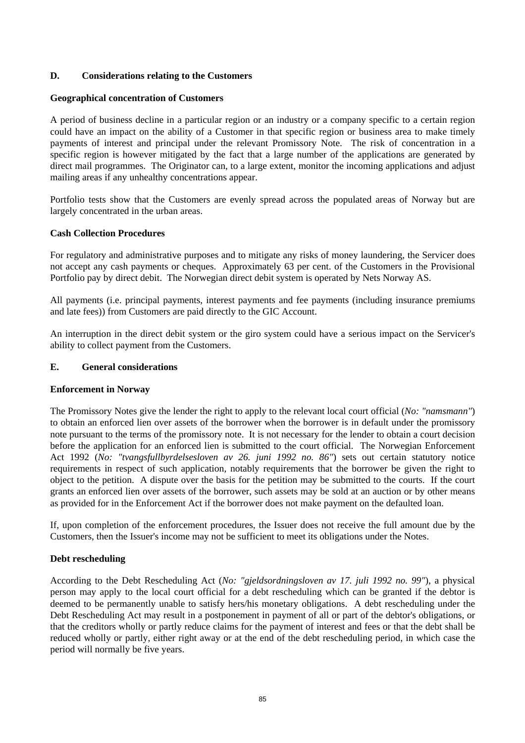## D. Considerations relating to the Customers

**Geographical concentration of Customers**

A period of business decline in a particular region or an industry or a company specific to a certain region could have an impact on the ability of a Customer in that specific region or business area to make timely payments of interest and principal under the relevant Promissory Note. The risk of concentration in a specific region is however mitigated by the fact that a large number of the applications are generated by direct mail programmes. The Originator can, to a large extent, monitor the incoming applications and adjust mailing areas if any unhealthy concentrations appear.

Portfolio tests show that the Customers are evenly spread across the populated areas of Norway but are largely concentrated in the urban areas.

**Cash Collection Procedures**

For regulatory and administrative purposes and to mitigate any risks of money laundering, the Servicer does not accept any cash payments or cheques. Approximately 63 per cent. of the Customers in the Provisional Portfolio pay by direct debit. The Norwegian direct debit system is operated by Nets Norway AS.

All payments (i.e. principal payments, interest payments and fee payments (including insurance premiums and late fees)) from Customers are paid directly to the GIC Account.

An interruption in the direct debit system or the giro system could have a serious impact on the Servicer's ability to collect payment from the Customers.

## E. General considerations

**Enforcement in Norway**

The Promissory Notes give the lender the right to apply to the relevant local court official (*No: "namsmann"*) to obtain an enforced lien over assets of the borrower when the borrower is in default under the promissory note pursuant to the terms of the promissory note. It is not necessary for the lender to obtain a court decision before the application for an enforced lien is submitted to the court official. The Norwegian Enforcement Act 1992 (*No: "tvangsfullbyrdelsesloven av 26. juni 1992 no. 86"*) sets out certain statutory notice requirements in respect of such application, notably requirements that the borrower be given the right to object to the petition. A dispute over the basis for the petition may be submitted to the courts. If the court grants an enforced lien over assets of the borrower, such assets may be sold at an auction or by other means as provided for in the Enforcement Act if the borrower does not make payment on the defaulted loan.

If, upon completion of the enforcement procedures, the Issuer does not receive the full amount due by the Customers, then the Issuer's income may not be sufficient to meet its obligations under the Notes.

**Debt rescheduling**

According to the Debt Rescheduling Act (*No: "gjeldsordningsloven av 17. juli 1992 no. 99"*), a physical person may apply to the local court official for a debt rescheduling which can be granted if the debtor is deemed to be permanently unable to satisfy hers/his monetary obligations. A debt rescheduling under the Debt Rescheduling Act may result in a postponement in payment of all or part of the debtor's obligations, or that the creditors wholly or partly reduce claims for the payment of interest and fees or that the debt shall be reduced wholly or partly, either right away or at the end of the debt rescheduling period, in which case the period will normally be five years.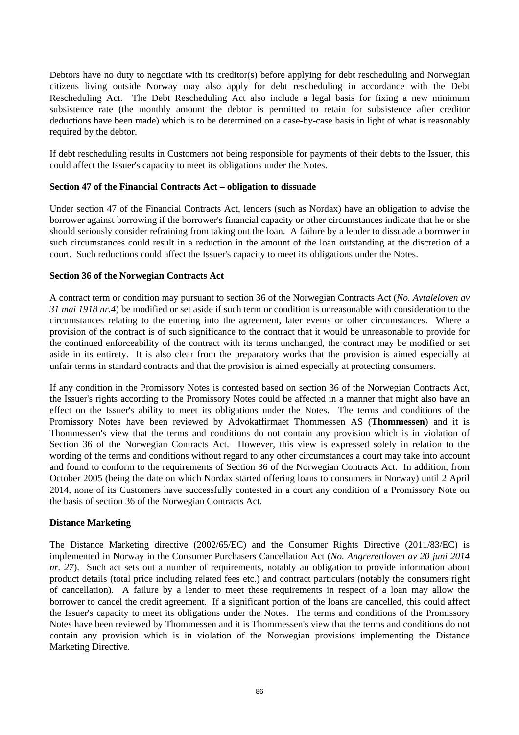Debtors have no duty to negotiate with its creditor(s) before applying for debt rescheduling and Norwegian citizens living outside Norway may also apply for debt rescheduling in accordance with the Debt Rescheduling Act. The Debt Rescheduling Act also include a legal basis for fixing a new minimum subsistence rate (the monthly amount the debtor is permitted to retain for subsistence after creditor deductions have been made) which is to be determined on a case-by-case basis in light of what is reasonably required by the debtor.

If debt rescheduling results in Customers not being responsible for payments of their debts to the Issuer, this could affect the Issuer's capacity to meet its obligations under the Notes.

**Section 47 of the Financial Contracts Act – obligation to dissuade**

Under section 47 of the Financial Contracts Act, lenders (such as Nordax) have an obligation to advise the borrower against borrowing if the borrower's financial capacity or other circumstances indicate that he or she should seriously consider refraining from taking out the loan. A failure by a lender to dissuade a borrower in such circumstances could result in a reduction in the amount of the loan outstanding at the discretion of a court. Such reductions could affect the Issuer's capacity to meet its obligations under the Notes.

**Section 36 of the Norwegian Contracts Act**

A contract term or condition may pursuant to section 36 of the Norwegian Contracts Act (*No. Avtaleloven av 31 mai 1918 nr.4*) be modified or set aside if such term or condition is unreasonable with consideration to the circumstances relating to the entering into the agreement, later events or other circumstances. Where a provision of the contract is of such significance to the contract that it would be unreasonable to provide for the continued enforceability of the contract with its terms unchanged, the contract may be modified or set aside in its entirety. It is also clear from the preparatory works that the provision is aimed especially at unfair terms in standard contracts and that the provision is aimed especially at protecting consumers.

If any condition in the Promissory Notes is contested based on section 36 of the Norwegian Contracts Act, the Issuer's rights according to the Promissory Notes could be affected in a manner that might also have an effect on the Issuer's ability to meet its obligations under the Notes. The terms and conditions of the Promissory Notes have been reviewed by Advokatfirmaet Thommessen AS (**Thommessen**) and it is Thommessen's view that the terms and conditions do not contain any provision which is in violation of Section 36 of the Norwegian Contracts Act. However, this view is expressed solely in relation to the wording of the terms and conditions without regard to any other circumstances a court may take into account and found to conform to the requirements of Section 36 of the Norwegian Contracts Act. In addition, from October 2005 (being the date on which Nordax started offering loans to consumers in Norway) until 2 April 2014, none of its Customers have successfully contested in a court any condition of a Promissory Note on the basis of section 36 of the Norwegian Contracts Act.

**Distance Marketing**

The Distance Marketing directive (2002/65/EC) and the Consumer Rights Directive (2011/83/EC) is implemented in Norway in the Consumer Purchasers Cancellation Act (*No. Angrerettloven av 20 juni 2014 nr. 27*). Such act sets out a number of requirements, notably an obligation to provide information about product details (total price including related fees etc.) and contract particulars (notably the consumers right of cancellation). A failure by a lender to meet these requirements in respect of a loan may allow the borrower to cancel the credit agreement. If a significant portion of the loans are cancelled, this could affect the Issuer's capacity to meet its obligations under the Notes. The terms and conditions of the Promissory Notes have been reviewed by Thommessen and it is Thommessen's view that the terms and conditions do not contain any provision which is in violation of the Norwegian provisions implementing the Distance Marketing Directive.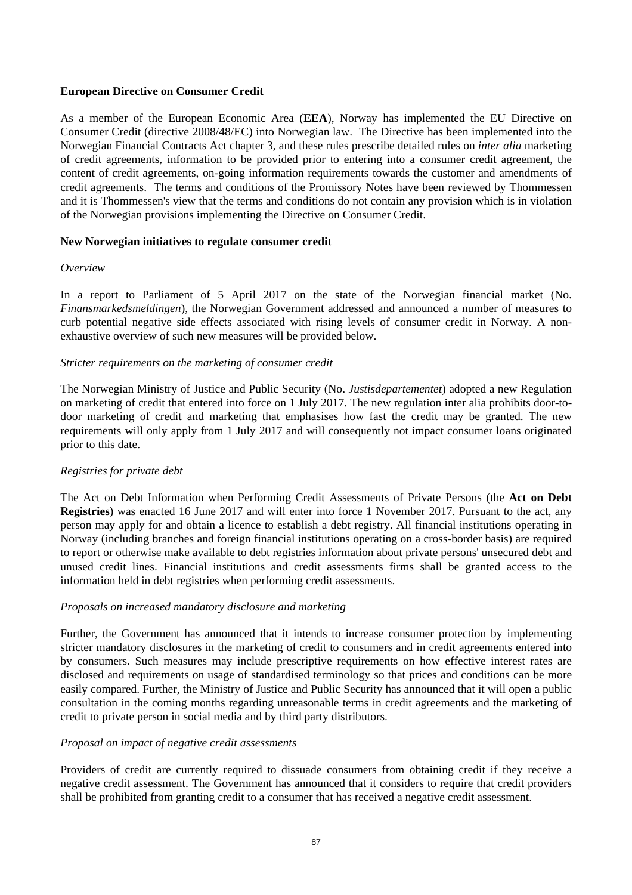**European Directive on Consumer Credit**

As a member of the European Economic Area (**EEA**), Norway has implemented the EU Directive on Consumer Credit (directive 2008/48/EC) into Norwegian law. The Directive has been implemented into the Norwegian Financial Contracts Act chapter 3, and these rules prescribe detailed rules on *inter alia* marketing of credit agreements, information to be provided prior to entering into a consumer credit agreement, the content of credit agreements, on-going information requirements towards the customer and amendments of credit agreements. The terms and conditions of the Promissory Notes have been reviewed by Thommessen and it is Thommessen's view that the terms and conditions do not contain any provision which is in violation of the Norwegian provisions implementing the Directive on Consumer Credit.

**New Norwegian initiatives to regulate consumer credit**

*Overview*

In a report to Parliament of 5 April 2017 on the state of the Norwegian financial market (No. *Finansmarkedsmeldingen*), the Norwegian Government addressed and announced a number of measures to curb potential negative side effects associated with rising levels of consumer credit in Norway. A non-exhaustive overview of such new measures will be provided below.

*Stricter requirements on the marketing of consumer credit*

The Norwegian Ministry of Justice and Public Security (No. *Justisdepartementet*) adopted a new Regulation on marketing of credit that entered into force on 1 July 2017. The new regulation inter alia prohibits door-to-door marketing of credit and marketing that emphasises how fast the credit may be granted. The new requirements will only apply from 1 July 2017 and will consequently not impact consumer loans originated prior to this date.

*Registries for private debt*

The Act on Debt Information when Performing Credit Assessments of Private Persons (the **Act on Debt Registries**) was enacted 16 June 2017 and will enter into force 1 November 2017. Pursuant to the act, any person may apply for and obtain a licence to establish a debt registry. All financial institutions operating in Norway (including branches and foreign financial institutions operating on a cross-border basis) are required to report or otherwise make available to debt registries information about private persons' unsecured debt and unused credit lines. Financial institutions and credit assessments firms shall be granted access to the information held in debt registries when performing credit assessments.

*Proposals on increased mandatory disclosure and marketing*

Further, the Government has announced that it intends to increase consumer protection by implementing stricter mandatory disclosures in the marketing of credit to consumers and in credit agreements entered into by consumers. Such measures may include prescriptive requirements on how effective interest rates are disclosed and requirements on usage of standardised terminology so that prices and conditions can be more easily compared. Further, the Ministry of Justice and Public Security has announced that it will open a public consultation in the coming months regarding unreasonable terms in credit agreements and the marketing of credit to private person in social media and by third party distributors.

*Proposal on impact of negative credit assessments*

Providers of credit are currently required to dissuade consumers from obtaining credit if they receive a negative credit assessment. The Government has announced that it considers to require that credit providers shall be prohibited from granting credit to a consumer that has received a negative credit assessment.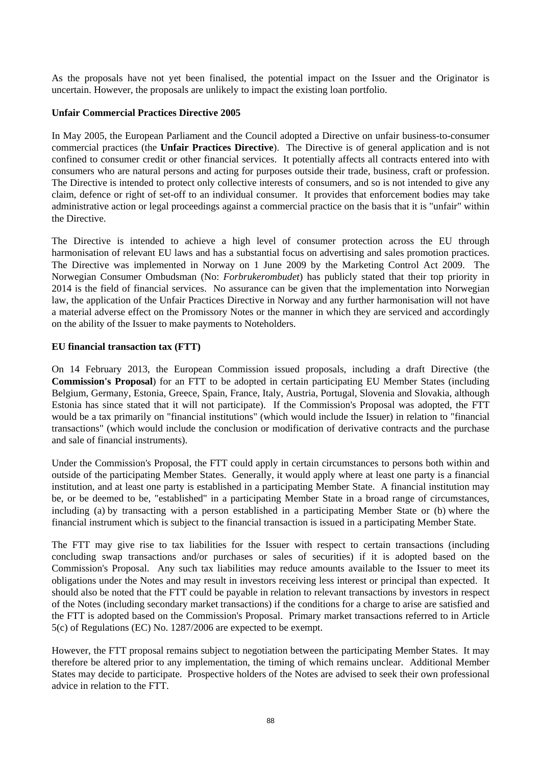As the proposals have not yet been finalised, the potential impact on the Issuer and the Originator is uncertain. However, the proposals are unlikely to impact the existing loan portfolio.

**Unfair Commercial Practices Directive 2005**

In May 2005, the European Parliament and the Council adopted a Directive on unfair business-to-consumer commercial practices (the **Unfair Practices Directive**). The Directive is of general application and is not confined to consumer credit or other financial services. It potentially affects all contracts entered into with consumers who are natural persons and acting for purposes outside their trade, business, craft or profession. The Directive is intended to protect only collective interests of consumers, and so is not intended to give any claim, defence or right of set-off to an individual consumer. It provides that enforcement bodies may take administrative action or legal proceedings against a commercial practice on the basis that it is "unfair" within the Directive.

The Directive is intended to achieve a high level of consumer protection across the EU through harmonisation of relevant EU laws and has a substantial focus on advertising and sales promotion practices. The Directive was implemented in Norway on 1 June 2009 by the Marketing Control Act 2009. The Norwegian Consumer Ombudsman (No: *Forbrukerombudet*) has publicly stated that their top priority in 2014 is the field of financial services. No assurance can be given that the implementation into Norwegian law, the application of the Unfair Practices Directive in Norway and any further harmonisation will not have a material adverse effect on the Promissory Notes or the manner in which they are serviced and accordingly on the ability of the Issuer to make payments to Noteholders.

**EU financial transaction tax (FTT)**

On 14 February 2013, the European Commission issued proposals, including a draft Directive (the **Commission's Proposal**) for an FTT to be adopted in certain participating EU Member States (including Belgium, Germany, Estonia, Greece, Spain, France, Italy, Austria, Portugal, Slovenia and Slovakia, although Estonia has since stated that it will not participate). If the Commission's Proposal was adopted, the FTT would be a tax primarily on "financial institutions" (which would include the Issuer) in relation to "financial transactions" (which would include the conclusion or modification of derivative contracts and the purchase and sale of financial instruments).

Under the Commission's Proposal, the FTT could apply in certain circumstances to persons both within and outside of the participating Member States. Generally, it would apply where at least one party is a financial institution, and at least one party is established in a participating Member State. A financial institution may be, or be deemed to be, "established" in a participating Member State in a broad range of circumstances, including (a) by transacting with a person established in a participating Member State or (b) where the financial instrument which is subject to the financial transaction is issued in a participating Member State.

The FTT may give rise to tax liabilities for the Issuer with respect to certain transactions (including concluding swap transactions and/or purchases or sales of securities) if it is adopted based on the Commission's Proposal. Any such tax liabilities may reduce amounts available to the Issuer to meet its obligations under the Notes and may result in investors receiving less interest or principal than expected. It should also be noted that the FTT could be payable in relation to relevant transactions by investors in respect of the Notes (including secondary market transactions) if the conditions for a charge to arise are satisfied and the FTT is adopted based on the Commission's Proposal. Primary market transactions referred to in Article 5(c) of Regulations (EC) No. 1287/2006 are expected to be exempt.

However, the FTT proposal remains subject to negotiation between the participating Member States. It may therefore be altered prior to any implementation, the timing of which remains unclear. Additional Member States may decide to participate. Prospective holders of the Notes are advised to seek their own professional advice in relation to the FTT.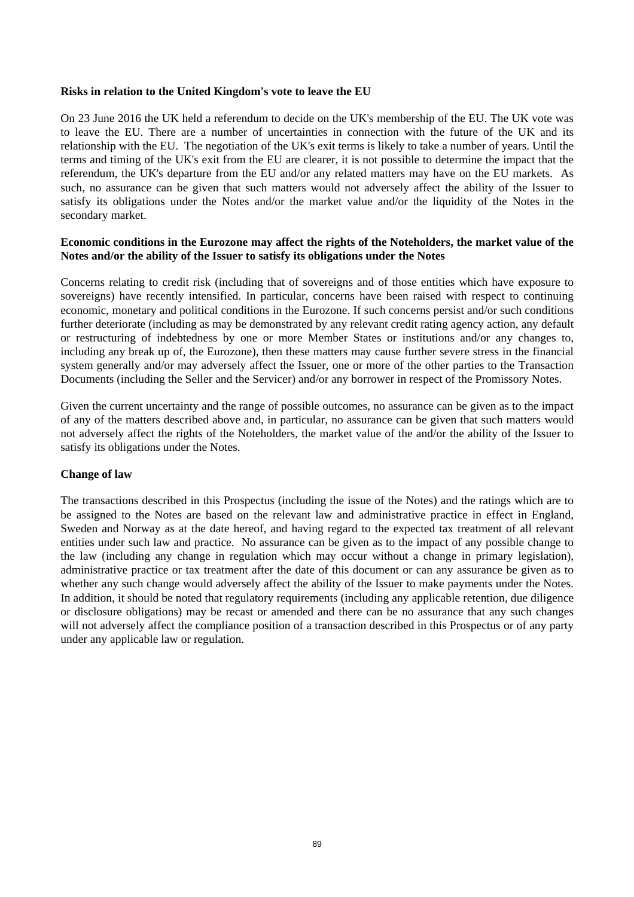**Risks in relation to the United Kingdom's vote to leave the EU**

On 23 June 2016 the UK held a referendum to decide on the UK's membership of the EU. The UK vote was to leave the EU. There are a number of uncertainties in connection with the future of the UK and its relationship with the EU. The negotiation of the UK's exit terms is likely to take a number of years. Until the terms and timing of the UK's exit from the EU are clearer, it is not possible to determine the impact that the referendum, the UK's departure from the EU and/or any related matters may have on the EU markets. As such, no assurance can be given that such matters would not adversely affect the ability of the Issuer to satisfy its obligations under the Notes and/or the market value and/or the liquidity of the Notes in the secondary market.

**Economic conditions in the Eurozone may affect the rights of the Noteholders, the market value of the Notes and/or the ability of the Issuer to satisfy its obligations under the Notes**

Concerns relating to credit risk (including that of sovereigns and of those entities which have exposure to sovereigns) have recently intensified. In particular, concerns have been raised with respect to continuing economic, monetary and political conditions in the Eurozone. If such concerns persist and/or such conditions further deteriorate (including as may be demonstrated by any relevant credit rating agency action, any default or restructuring of indebtedness by one or more Member States or institutions and/or any changes to, including any break up of, the Eurozone), then these matters may cause further severe stress in the financial system generally and/or may adversely affect the Issuer, one or more of the other parties to the Transaction Documents (including the Seller and the Servicer) and/or any borrower in respect of the Promissory Notes.

Given the current uncertainty and the range of possible outcomes, no assurance can be given as to the impact of any of the matters described above and, in particular, no assurance can be given that such matters would not adversely affect the rights of the Noteholders, the market value of the and/or the ability of the Issuer to satisfy its obligations under the Notes.

**Change of law**

The transactions described in this Prospectus (including the issue of the Notes) and the ratings which are to be assigned to the Notes are based on the relevant law and administrative practice in effect in England, Sweden and Norway as at the date hereof, and having regard to the expected tax treatment of all relevant entities under such law and practice. No assurance can be given as to the impact of any possible change to the law (including any change in regulation which may occur without a change in primary legislation), administrative practice or tax treatment after the date of this document or can any assurance be given as to whether any such change would adversely affect the ability of the Issuer to make payments under the Notes. In addition, it should be noted that regulatory requirements (including any applicable retention, due diligence or disclosure obligations) may be recast or amended and there can be no assurance that any such changes will not adversely affect the compliance position of a transaction described in this Prospectus or of any party under any applicable law or regulation.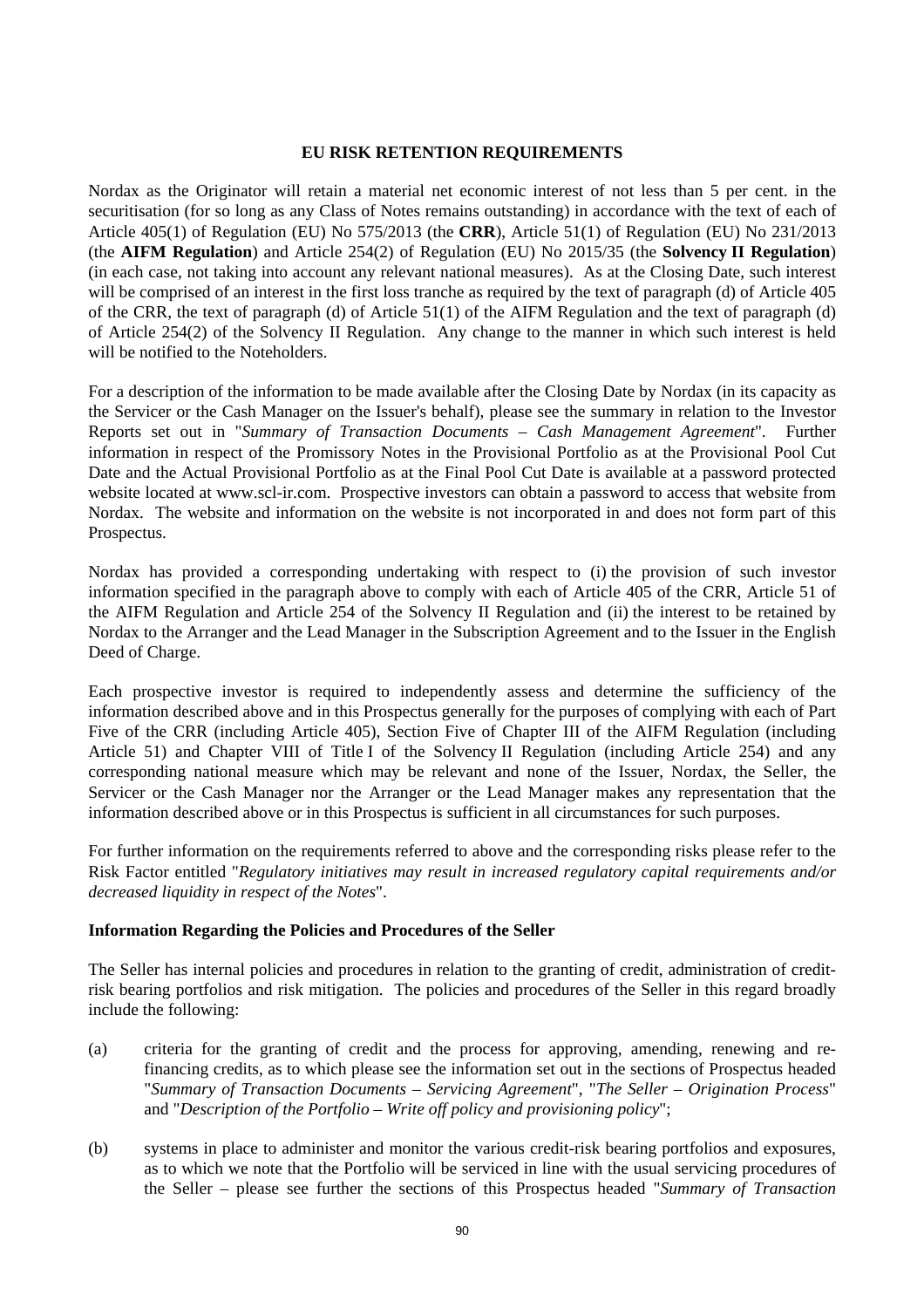# EU RISK RETENTION REQUIREMENTS

Nordax as the Originator will retain a material net economic interest of not less than 5 per cent. in the securitisation (for so long as any Class of Notes remains outstanding) in accordance with the text of each of Article 405(1) of Regulation (EU) No 575/2013 (the **CRR**), Article 51(1) of Regulation (EU) No 231/2013 (the **AIFM Regulation**) and Article 254(2) of Regulation (EU) No 2015/35 (the **Solvency II Regulation**) (in each case, not taking into account any relevant national measures). As at the Closing Date, such interest will be comprised of an interest in the first loss tranche as required by the text of paragraph (d) of Article 405 of the CRR, the text of paragraph (d) of Article 51(1) of the AIFM Regulation and the text of paragraph (d) of Article 254(2) of the Solvency II Regulation. Any change to the manner in which such interest is held will be notified to the Noteholders.

For a description of the information to be made available after the Closing Date by Nordax (in its capacity as the Servicer or the Cash Manager on the Issuer's behalf), please see the summary in relation to the Investor Reports set out in "*Summary of Transaction Documents – Cash Management Agreement*". Further information in respect of the Promissory Notes in the Provisional Portfolio as at the Provisional Pool Cut Date and the Actual Provisional Portfolio as at the Final Pool Cut Date is available at a password protected website located at www.scl-ir.com. Prospective investors can obtain a password to access that website from Nordax. The website and information on the website is not incorporated in and does not form part of this Prospectus.

Nordax has provided a corresponding undertaking with respect to (i) the provision of such investor information specified in the paragraph above to comply with each of Article 405 of the CRR, Article 51 of the AIFM Regulation and Article 254 of the Solvency II Regulation and (ii) the interest to be retained by Nordax to the Arranger and the Lead Manager in the Subscription Agreement and to the Issuer in the English Deed of Charge.

Each prospective investor is required to independently assess and determine the sufficiency of the information described above and in this Prospectus generally for the purposes of complying with each of Part Five of the CRR (including Article 405), Section Five of Chapter III of the AIFM Regulation (including Article 51) and Chapter VIII of Title I of the Solvency II Regulation (including Article 254) and any corresponding national measure which may be relevant and none of the Issuer, Nordax, the Seller, the Servicer or the Cash Manager nor the Arranger or the Lead Manager makes any representation that the information described above or in this Prospectus is sufficient in all circumstances for such purposes.

For further information on the requirements referred to above and the corresponding risks please refer to the Risk Factor entitled "*Regulatory initiatives may result in increased regulatory capital requirements and/or decreased liquidity in respect of the Notes*".

**Information Regarding the Policies and Procedures of the Seller**

The Seller has internal policies and procedures in relation to the granting of credit, administration of credit-risk bearing portfolios and risk mitigation. The policies and procedures of the Seller in this regard broadly include the following:

(a) criteria for the granting of credit and the process for approving, amending, renewing and re-financing credits, as to which please see the information set out in the sections of Prospectus headed "*Summary of Transaction Documents – Servicing Agreement*", "*The Seller – Origination Process*" and "*Description of the Portfolio – Write off policy and provisioning policy*";

(b) systems in place to administer and monitor the various credit-risk bearing portfolios and exposures, as to which we note that the Portfolio will be serviced in line with the usual servicing procedures of the Seller – please see further the sections of this Prospectus headed "*Summary of Transaction*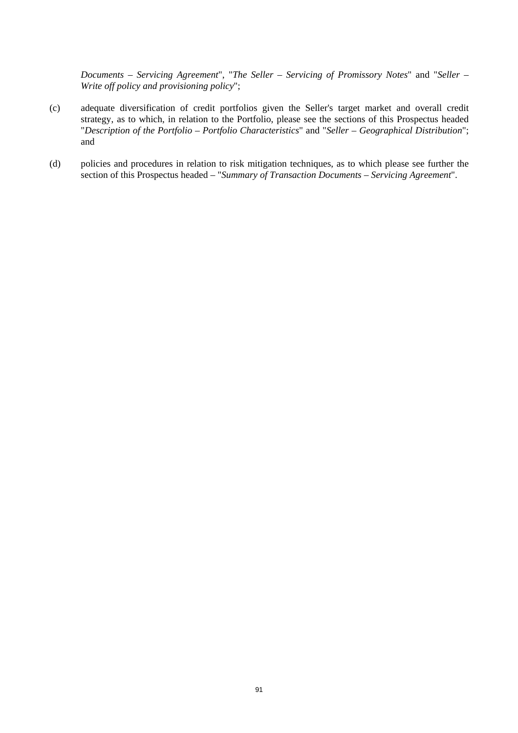*Documents – Servicing Agreement*", "*The Seller – Servicing of Promissory Notes*" and "*Seller – Write off policy and provisioning policy*";

(c) adequate diversification of credit portfolios given the Seller's target market and overall credit strategy, as to which, in relation to the Portfolio, please see the sections of this Prospectus headed "*Description of the Portfolio – Portfolio Characteristics*" and "*Seller – Geographical Distribution*"; and

(d) policies and procedures in relation to risk mitigation techniques, as to which please see further the section of this Prospectus headed – "*Summary of Transaction Documents – Servicing Agreement*".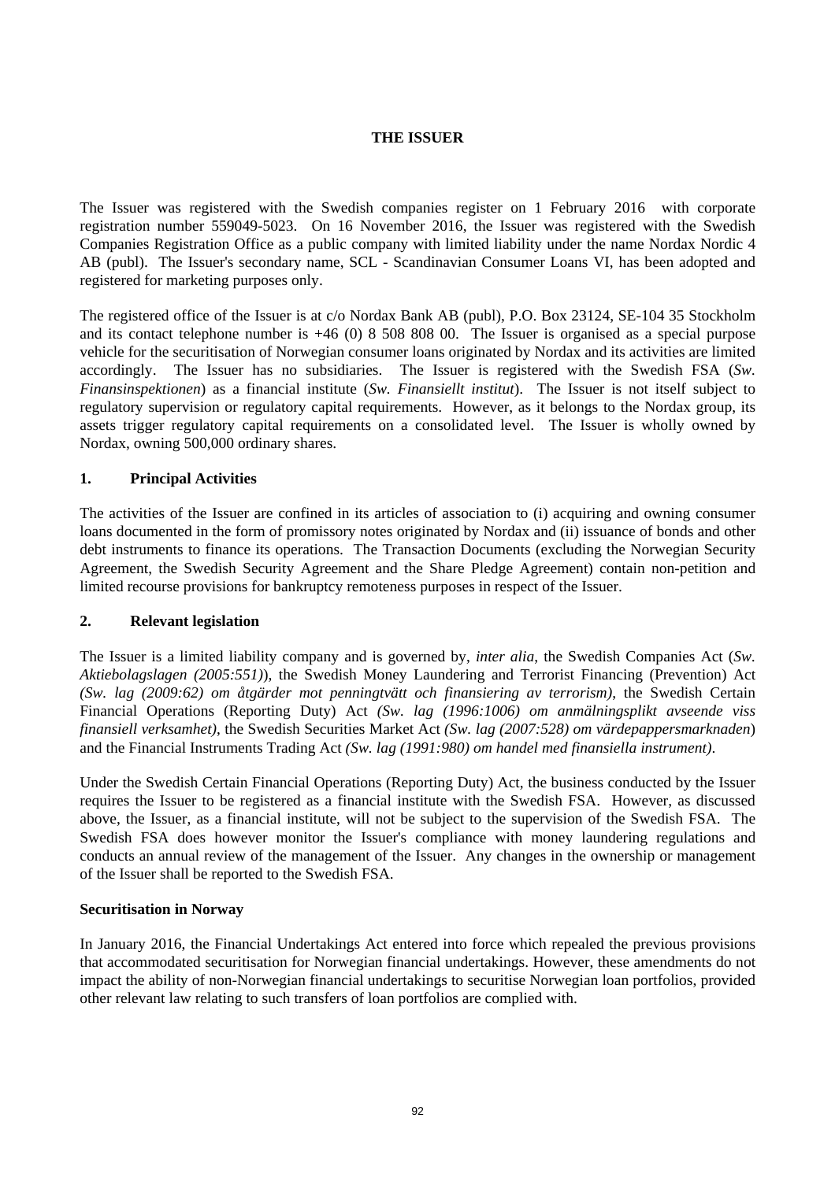# THE ISSUER

The Issuer was registered with the Swedish companies register on 1 February 2016 with corporate registration number 559049-5023. On 16 November 2016, the Issuer was registered with the Swedish Companies Registration Office as a public company with limited liability under the name Nordax Nordic 4 AB (publ). The Issuer's secondary name, SCL - Scandinavian Consumer Loans VI, has been adopted and registered for marketing purposes only.

The registered office of the Issuer is at c/o Nordax Bank AB (publ), P.O. Box 23124, SE-104 35 Stockholm and its contact telephone number is +46 (0) 8 508 808 00. The Issuer is organised as a special purpose vehicle for the securitisation of Norwegian consumer loans originated by Nordax and its activities are limited accordingly. The Issuer has no subsidiaries. The Issuer is registered with the Swedish FSA (*Sw. Finansinspektionen*) as a financial institute (*Sw. Finansiellt institut*). The Issuer is not itself subject to regulatory supervision or regulatory capital requirements. However, as it belongs to the Nordax group, its assets trigger regulatory capital requirements on a consolidated level. The Issuer is wholly owned by Nordax, owning 500,000 ordinary shares.

## 1. Principal Activities

The activities of the Issuer are confined in its articles of association to (i) acquiring and owning consumer loans documented in the form of promissory notes originated by Nordax and (ii) issuance of bonds and other debt instruments to finance its operations. The Transaction Documents (excluding the Norwegian Security Agreement, the Swedish Security Agreement and the Share Pledge Agreement) contain non-petition and limited recourse provisions for bankruptcy remoteness purposes in respect of the Issuer.

## 2. Relevant legislation

The Issuer is a limited liability company and is governed by, *inter alia*, the Swedish Companies Act (*Sw. Aktiebolagslagen (2005:551)*), the Swedish Money Laundering and Terrorist Financing (Prevention) Act *(Sw. lag (2009:62) om åtgärder mot penningtvätt och finansiering av terrorism)*, the Swedish Certain Financial Operations (Reporting Duty) Act *(Sw. lag (1996:1006) om anmälningsplikt avseende viss finansiell verksamhet)*, the Swedish Securities Market Act *(Sw. lag (2007:528) om värdepappersmarknaden*) and the Financial Instruments Trading Act *(Sw. lag (1991:980) om handel med finansiella instrument)*.

Under the Swedish Certain Financial Operations (Reporting Duty) Act, the business conducted by the Issuer requires the Issuer to be registered as a financial institute with the Swedish FSA. However, as discussed above, the Issuer, as a financial institute, will not be subject to the supervision of the Swedish FSA. The Swedish FSA does however monitor the Issuer's compliance with money laundering regulations and conducts an annual review of the management of the Issuer. Any changes in the ownership or management of the Issuer shall be reported to the Swedish FSA.

**Securitisation in Norway**

In January 2016, the Financial Undertakings Act entered into force which repealed the previous provisions that accommodated securitisation for Norwegian financial undertakings. However, these amendments do not impact the ability of non-Norwegian financial undertakings to securitise Norwegian loan portfolios, provided other relevant law relating to such transfers of loan portfolios are complied with.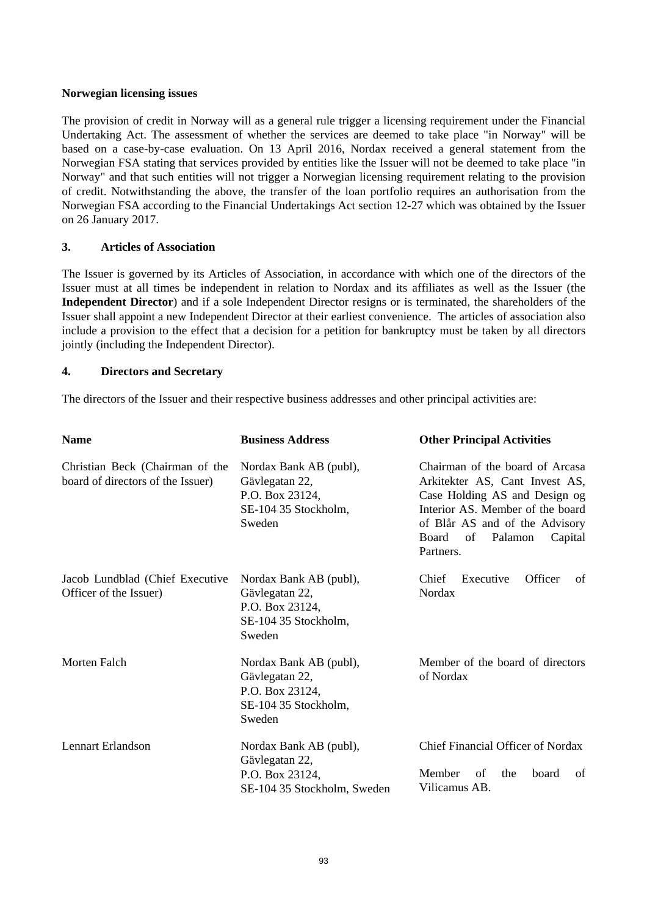**Norwegian licensing issues**

The provision of credit in Norway will as a general rule trigger a licensing requirement under the Financial Undertaking Act. The assessment of whether the services are deemed to take place "in Norway" will be based on a case-by-case evaluation. On 13 April 2016, Nordax received a general statement from the Norwegian FSA stating that services provided by entities like the Issuer will not be deemed to take place "in Norway" and that such entities will not trigger a Norwegian licensing requirement relating to the provision of credit. Notwithstanding the above, the transfer of the loan portfolio requires an authorisation from the Norwegian FSA according to the Financial Undertakings Act section 12-27 which was obtained by the Issuer on 26 January 2017.

## 3. Articles of Association

The Issuer is governed by its Articles of Association, in accordance with which one of the directors of the Issuer must at all times be independent in relation to Nordax and its affiliates as well as the Issuer (the **Independent Director**) and if a sole Independent Director resigns or is terminated, the shareholders of the Issuer shall appoint a new Independent Director at their earliest convenience. The articles of association also include a provision to the effect that a decision for a petition for bankruptcy must be taken by all directors jointly (including the Independent Director).

## 4. Directors and Secretary

The directors of the Issuer and their respective business addresses and other principal activities are:

| Name | Business Address | Other Principal Activities |
|---|---|---|
| Christian Beck (Chairman of the board of directors of the Issuer) | Nordax Bank AB (publ), Gävlegatan 22, P.O. Box 23124, SE-104 35 Stockholm, Sweden | Chairman of the board of Arcasa Arkitekter AS, Cant Invest AS, Case Holding AS and Design og Interior AS. Member of the board of Blår AS and of the Advisory Board of Palamon Capital Partners. |
| Jacob Lundblad (Chief Executive Officer of the Issuer) | Nordax Bank AB (publ), Gävlegatan 22, P.O. Box 23124, SE-104 35 Stockholm, Sweden | Chief Executive Officer of Nordax |
| Morten Falch | Nordax Bank AB (publ), Gävlegatan 22, P.O. Box 23124, SE-104 35 Stockholm, Sweden | Member of the board of directors of Nordax |
| Lennart Erlandson | Nordax Bank AB (publ), Gävlegatan 22, P.O. Box 23124, SE-104 35 Stockholm, Sweden | Chief Financial Officer of Nordax<br><br>Member of the board of Vilicamus AB. |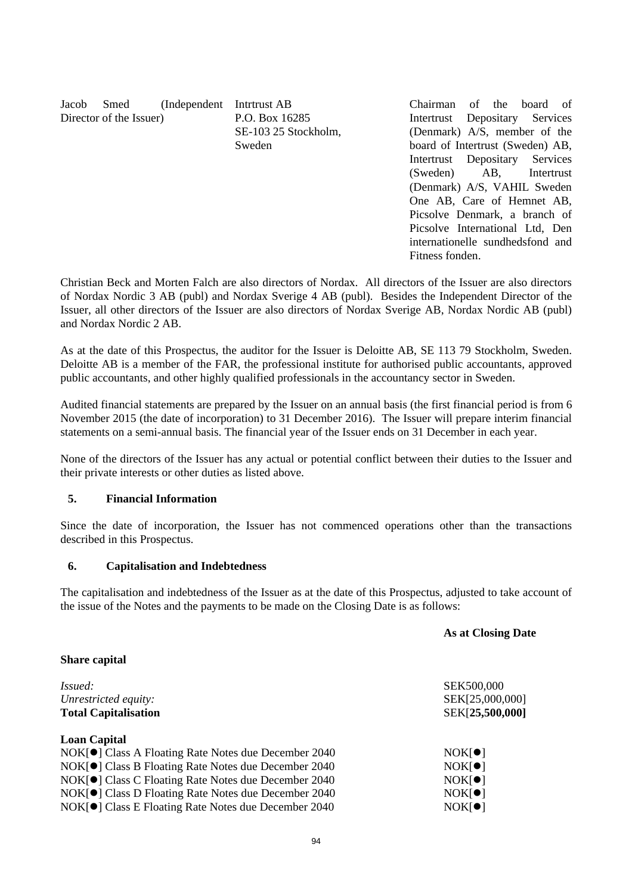| | | |
|---|---|---|
| Jacob Smed (Independent Director of the Issuer) | Intrtrust AB<br>P.O. Box 16285<br>SE-103 25 Stockholm, Sweden | Chairman of the board of Intertrust Depositary Services (Denmark) A/S, member of the board of Intertrust (Sweden) AB, Intertrust Depositary Services (Sweden) AB, Intertrust (Denmark) A/S, VAHIL Sweden One AB, Care of Hemnet AB, Picsolve Denmark, a branch of Picsolve International Ltd, Den internationelle sundhedsfond and Fitness fonden. |

Christian Beck and Morten Falch are also directors of Nordax. All directors of the Issuer are also directors of Nordax Nordic 3 AB (publ) and Nordax Sverige 4 AB (publ). Besides the Independent Director of the Issuer, all other directors of the Issuer are also directors of Nordax Sverige AB, Nordax Nordic AB (publ) and Nordax Nordic 2 AB.

As at the date of this Prospectus, the auditor for the Issuer is Deloitte AB, SE 113 79 Stockholm, Sweden. Deloitte AB is a member of the FAR, the professional institute for authorised public accountants, approved public accountants, and other highly qualified professionals in the accountancy sector in Sweden.

Audited financial statements are prepared by the Issuer on an annual basis (the first financial period is from 6 November 2015 (the date of incorporation) to 31 December 2016). The Issuer will prepare interim financial statements on a semi-annual basis. The financial year of the Issuer ends on 31 December in each year.

None of the directors of the Issuer has any actual or potential conflict between their duties to the Issuer and their private interests or other duties as listed above.

## 5. Financial Information

Since the date of incorporation, the Issuer has not commenced operations other than the transactions described in this Prospectus.

## 6. Capitalisation and Indebtedness

The capitalisation and indebtedness of the Issuer as at the date of this Prospectus, adjusted to take account of the issue of the Notes and the payments to be made on the Closing Date is as follows:

| | **As at Closing Date** |
|---|---|
| **Share capital** | |
| *Issued:* | SEK500,000 |
| *Unrestricted equity:* | SEK[25,000,000] |
| **Total Capitalisation** | SEK[**25,500,000]** |
| **Loan Capital** | |
| NOK[●] Class A Floating Rate Notes due December 2040 | NOK[●] |
| NOK[●] Class B Floating Rate Notes due December 2040 | NOK[●] |
| NOK[●] Class C Floating Rate Notes due December 2040 | NOK[●] |
| NOK[●] Class D Floating Rate Notes due December 2040 | NOK[●] |
| NOK[●] Class E Floating Rate Notes due December 2040 | NOK[●] |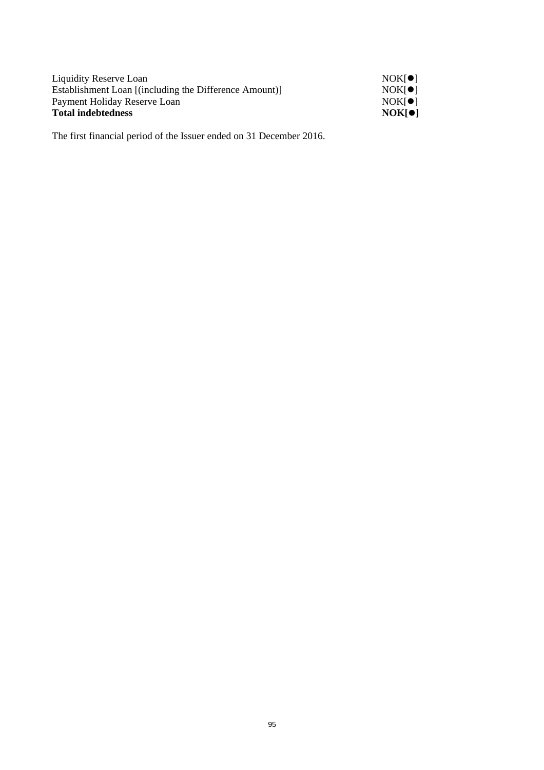| | |
|---|---|
| Liquidity Reserve Loan | NOK[●] |
| Establishment Loan [(including the Difference Amount)] | NOK[●] |
| Payment Holiday Reserve Loan | NOK[●] |
| **Total indebtedness** | **NOK[●]** |

The first financial period of the Issuer ended on 31 December 2016.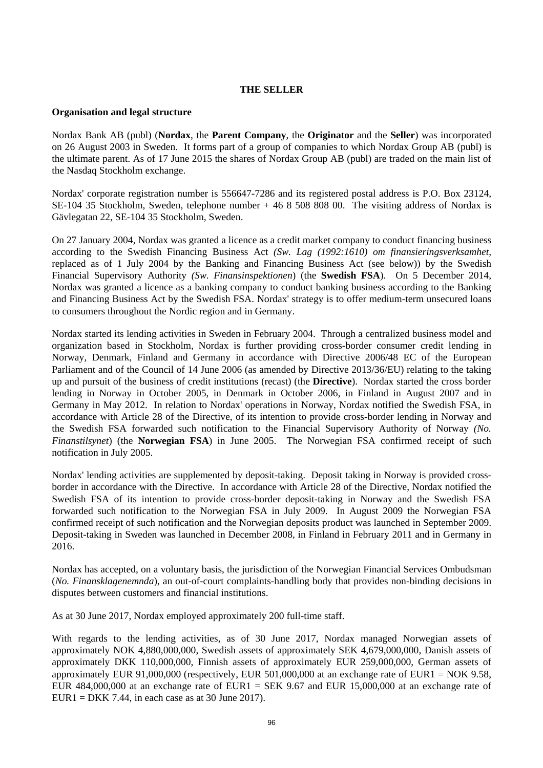# THE SELLER

**Organisation and legal structure**

Nordax Bank AB (publ) (**Nordax**, the **Parent Company**, the **Originator** and the **Seller**) was incorporated on 26 August 2003 in Sweden. It forms part of a group of companies to which Nordax Group AB (publ) is the ultimate parent. As of 17 June 2015 the shares of Nordax Group AB (publ) are traded on the main list of the Nasdaq Stockholm exchange.

Nordax' corporate registration number is 556647-7286 and its registered postal address is P.O. Box 23124, SE-104 35 Stockholm, Sweden, telephone number + 46 8 508 808 00. The visiting address of Nordax is Gävlegatan 22, SE-104 35 Stockholm, Sweden.

On 27 January 2004, Nordax was granted a licence as a credit market company to conduct financing business according to the Swedish Financing Business Act *(Sw. Lag (1992:1610) om finansieringsverksamhet,* replaced as of 1 July 2004 by the Banking and Financing Business Act (see below)) by the Swedish Financial Supervisory Authority *(Sw. Finansinspektionen*) (the **Swedish FSA**). On 5 December 2014, Nordax was granted a licence as a banking company to conduct banking business according to the Banking and Financing Business Act by the Swedish FSA. Nordax' strategy is to offer medium-term unsecured loans to consumers throughout the Nordic region and in Germany.

Nordax started its lending activities in Sweden in February 2004. Through a centralized business model and organization based in Stockholm, Nordax is further providing cross-border consumer credit lending in Norway, Denmark, Finland and Germany in accordance with Directive 2006/48 EC of the European Parliament and of the Council of 14 June 2006 (as amended by Directive 2013/36/EU) relating to the taking up and pursuit of the business of credit institutions (recast) (the **Directive**). Nordax started the cross border lending in Norway in October 2005, in Denmark in October 2006, in Finland in August 2007 and in Germany in May 2012. In relation to Nordax' operations in Norway, Nordax notified the Swedish FSA, in accordance with Article 28 of the Directive, of its intention to provide cross-border lending in Norway and the Swedish FSA forwarded such notification to the Financial Supervisory Authority of Norway *(No. Finanstilsynet*) (the **Norwegian FSA**) in June 2005. The Norwegian FSA confirmed receipt of such notification in July 2005.

Nordax' lending activities are supplemented by deposit-taking. Deposit taking in Norway is provided cross-border in accordance with the Directive. In accordance with Article 28 of the Directive, Nordax notified the Swedish FSA of its intention to provide cross-border deposit-taking in Norway and the Swedish FSA forwarded such notification to the Norwegian FSA in July 2009. In August 2009 the Norwegian FSA confirmed receipt of such notification and the Norwegian deposits product was launched in September 2009. Deposit-taking in Sweden was launched in December 2008, in Finland in February 2011 and in Germany in 2016.

Nordax has accepted, on a voluntary basis, the jurisdiction of the Norwegian Financial Services Ombudsman (*No. Finansklagenemnda*), an out-of-court complaints-handling body that provides non-binding decisions in disputes between customers and financial institutions.

As at 30 June 2017, Nordax employed approximately 200 full-time staff.

With regards to the lending activities, as of 30 June 2017, Nordax managed Norwegian assets of approximately NOK 4,880,000,000, Swedish assets of approximately SEK 4,679,000,000, Danish assets of approximately DKK 110,000,000, Finnish assets of approximately EUR 259,000,000, German assets of approximately EUR 91,000,000 (respectively, EUR 501,000,000 at an exchange rate of EUR1 = NOK 9.58, EUR 484,000,000 at an exchange rate of EUR1 = SEK 9.67 and EUR 15,000,000 at an exchange rate of EUR1 = DKK 7.44, in each case as at 30 June 2017).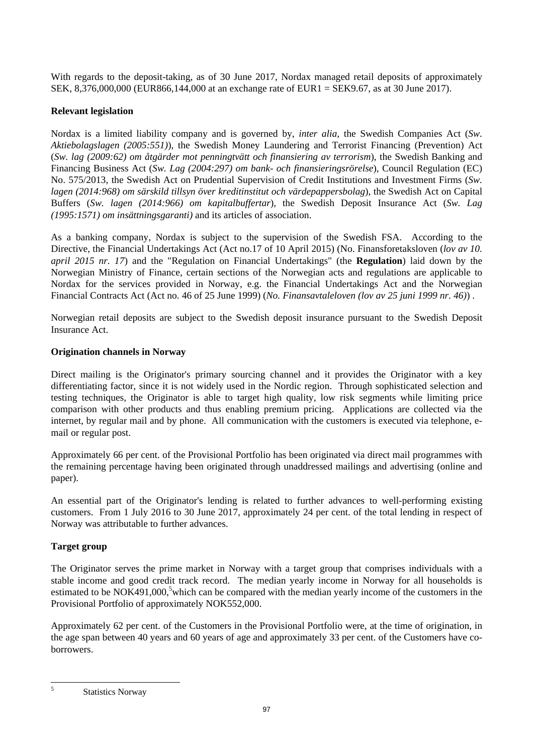With regards to the deposit-taking, as of 30 June 2017, Nordax managed retail deposits of approximately SEK, 8,376,000,000 (EUR866,144,000 at an exchange rate of EUR1 = SEK9.67, as at 30 June 2017).

**Relevant legislation**

Nordax is a limited liability company and is governed by, *inter alia*, the Swedish Companies Act (*Sw. Aktiebolagslagen (2005:551)*), the Swedish Money Laundering and Terrorist Financing (Prevention) Act (*Sw. lag (2009:62) om åtgärder mot penningtvätt och finansiering av terrorism*), the Swedish Banking and Financing Business Act (*Sw. Lag (2004:297) om bank- och finansieringsrörelse*), Council Regulation (EC) No. 575/2013, the Swedish Act on Prudential Supervision of Credit Institutions and Investment Firms (*Sw. lagen (2014:968) om särskild tillsyn över kreditinstitut och värdepappersbolag*), the Swedish Act on Capital Buffers (*Sw. lagen (2014:966) om kapitalbuffertar*), the Swedish Deposit Insurance Act (*Sw. Lag (1995:1571) om insättningsgaranti)* and its articles of association.

As a banking company, Nordax is subject to the supervision of the Swedish FSA. According to the Directive, the Financial Undertakings Act (Act no.17 of 10 April 2015) (No. Finansforetaksloven (*lov av 10. april 2015 nr. 17*) and the "Regulation on Financial Undertakings" (the **Regulation**) laid down by the Norwegian Ministry of Finance, certain sections of the Norwegian acts and regulations are applicable to Nordax for the services provided in Norway, e.g. the Financial Undertakings Act and the Norwegian Financial Contracts Act (Act no. 46 of 25 June 1999) (*No. Finansavtaleloven (lov av 25 juni 1999 nr. 46)*) .

Norwegian retail deposits are subject to the Swedish deposit insurance pursuant to the Swedish Deposit Insurance Act.

**Origination channels in Norway**

Direct mailing is the Originator's primary sourcing channel and it provides the Originator with a key differentiating factor, since it is not widely used in the Nordic region. Through sophisticated selection and testing techniques, the Originator is able to target high quality, low risk segments while limiting price comparison with other products and thus enabling premium pricing. Applications are collected via the internet, by regular mail and by phone. All communication with the customers is executed via telephone, e-mail or regular post.

Approximately 66 per cent. of the Provisional Portfolio has been originated via direct mail programmes with the remaining percentage having been originated through unaddressed mailings and advertising (online and paper).

An essential part of the Originator's lending is related to further advances to well-performing existing customers. From 1 July 2016 to 30 June 2017, approximately 24 per cent. of the total lending in respect of Norway was attributable to further advances.

**Target group**

The Originator serves the prime market in Norway with a target group that comprises individuals with a stable income and good credit track record. The median yearly income in Norway for all households is estimated to be NOK491,000,[5] which can be compared with the median yearly income of the customers in the Provisional Portfolio of approximately NOK552,000.

Approximately 62 per cent. of the Customers in the Provisional Portfolio were, at the time of origination, in the age span between 40 years and 60 years of age and approximately 33 per cent. of the Customers have co-borrowers.

[5] Statistics Norway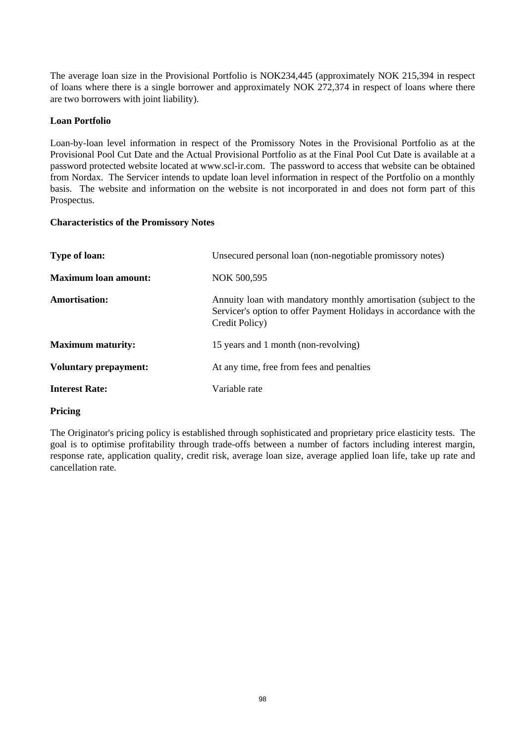The average loan size in the Provisional Portfolio is NOK234,445 (approximately NOK 215,394 in respect of loans where there is a single borrower and approximately NOK 272,374 in respect of loans where there are two borrowers with joint liability).

**Loan Portfolio**

Loan-by-loan level information in respect of the Promissory Notes in the Provisional Portfolio as at the Provisional Pool Cut Date and the Actual Provisional Portfolio as at the Final Pool Cut Date is available at a password protected website located at www.scl-ir.com. The password to access that website can be obtained from Nordax. The Servicer intends to update loan level information in respect of the Portfolio on a monthly basis. The website and information on the website is not incorporated in and does not form part of this Prospectus.

**Characteristics of the Promissory Notes**

| | |
|---|---|
| **Type of loan:** | Unsecured personal loan (non-negotiable promissory notes) |
| **Maximum loan amount:** | NOK 500,595 |
| **Amortisation:** | Annuity loan with mandatory monthly amortisation (subject to the Servicer's option to offer Payment Holidays in accordance with the Credit Policy) |
| **Maximum maturity:** | 15 years and 1 month (non-revolving) |
| **Voluntary prepayment:** | At any time, free from fees and penalties |
| **Interest Rate:** | Variable rate |

**Pricing**

The Originator's pricing policy is established through sophisticated and proprietary price elasticity tests. The goal is to optimise profitability through trade-offs between a number of factors including interest margin, response rate, application quality, credit risk, average loan size, average applied loan life, take up rate and cancellation rate.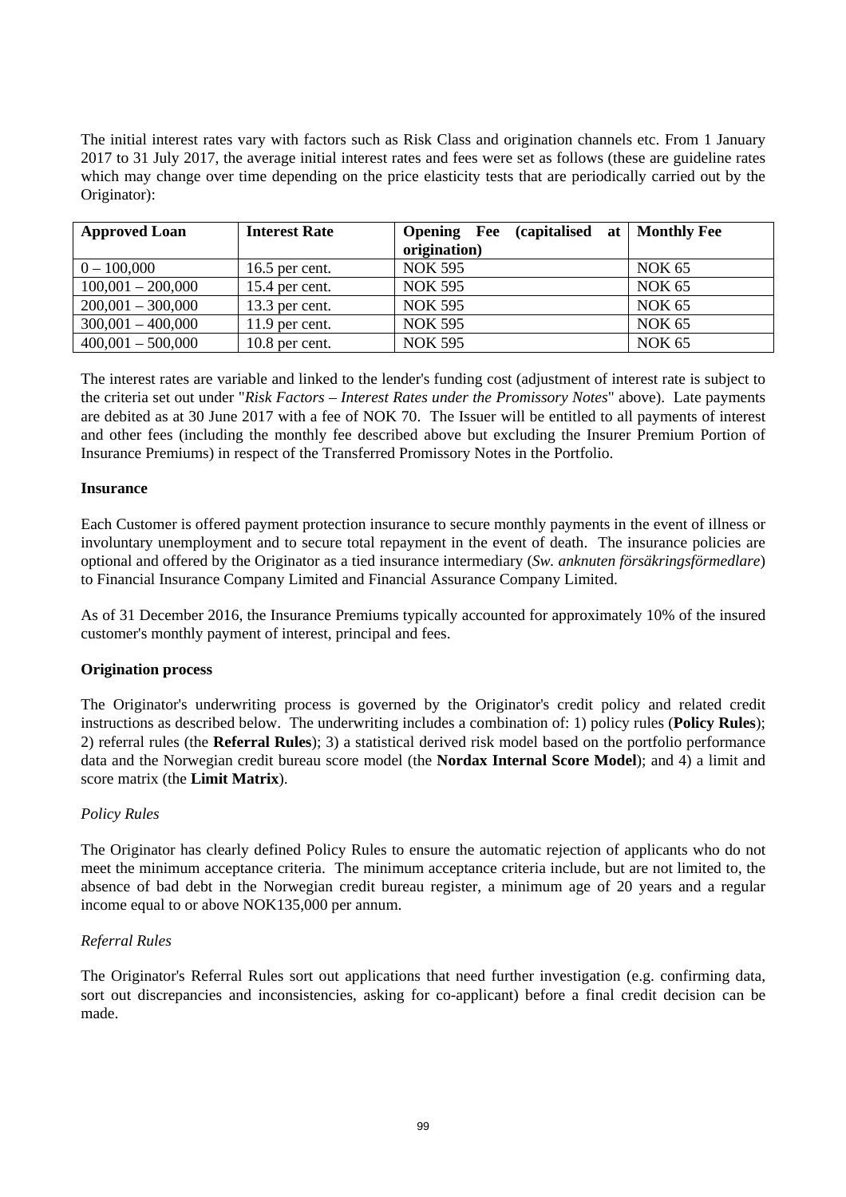The initial interest rates vary with factors such as Risk Class and origination channels etc. From 1 January 2017 to 31 July 2017, the average initial interest rates and fees were set as follows (these are guideline rates which may change over time depending on the price elasticity tests that are periodically carried out by the Originator):

| **Approved Loan** | **Interest Rate** | **Opening Fee (capitalised at origination)** | **Monthly Fee** |
|---|---|---|---|
| 0 – 100,000 | 16.5 per cent. | NOK 595 | NOK 65 |
| 100,001 – 200,000 | 15.4 per cent. | NOK 595 | NOK 65 |
| 200,001 – 300,000 | 13.3 per cent. | NOK 595 | NOK 65 |
| 300,001 – 400,000 | 11.9 per cent. | NOK 595 | NOK 65 |
| 400,001 – 500,000 | 10.8 per cent. | NOK 595 | NOK 65 |

The interest rates are variable and linked to the lender's funding cost (adjustment of interest rate is subject to the criteria set out under "*Risk Factors – Interest Rates under the Promissory Notes*" above). Late payments are debited as at 30 June 2017 with a fee of NOK 70. The Issuer will be entitled to all payments of interest and other fees (including the monthly fee described above but excluding the Insurer Premium Portion of Insurance Premiums) in respect of the Transferred Promissory Notes in the Portfolio.

**Insurance**

Each Customer is offered payment protection insurance to secure monthly payments in the event of illness or involuntary unemployment and to secure total repayment in the event of death. The insurance policies are optional and offered by the Originator as a tied insurance intermediary (*Sw. anknuten försäkringsförmedlare*) to Financial Insurance Company Limited and Financial Assurance Company Limited.

As of 31 December 2016, the Insurance Premiums typically accounted for approximately 10% of the insured customer's monthly payment of interest, principal and fees.

**Origination process**

The Originator's underwriting process is governed by the Originator's credit policy and related credit instructions as described below. The underwriting includes a combination of: 1) policy rules (**Policy Rules**); 2) referral rules (the **Referral Rules**); 3) a statistical derived risk model based on the portfolio performance data and the Norwegian credit bureau score model (the **Nordax Internal Score Model**); and 4) a limit and score matrix (the **Limit Matrix**).

*Policy Rules*

The Originator has clearly defined Policy Rules to ensure the automatic rejection of applicants who do not meet the minimum acceptance criteria. The minimum acceptance criteria include, but are not limited to, the absence of bad debt in the Norwegian credit bureau register, a minimum age of 20 years and a regular income equal to or above NOK135,000 per annum.

*Referral Rules*

The Originator's Referral Rules sort out applications that need further investigation (e.g. confirming data, sort out discrepancies and inconsistencies, asking for co-applicant) before a final credit decision can be made.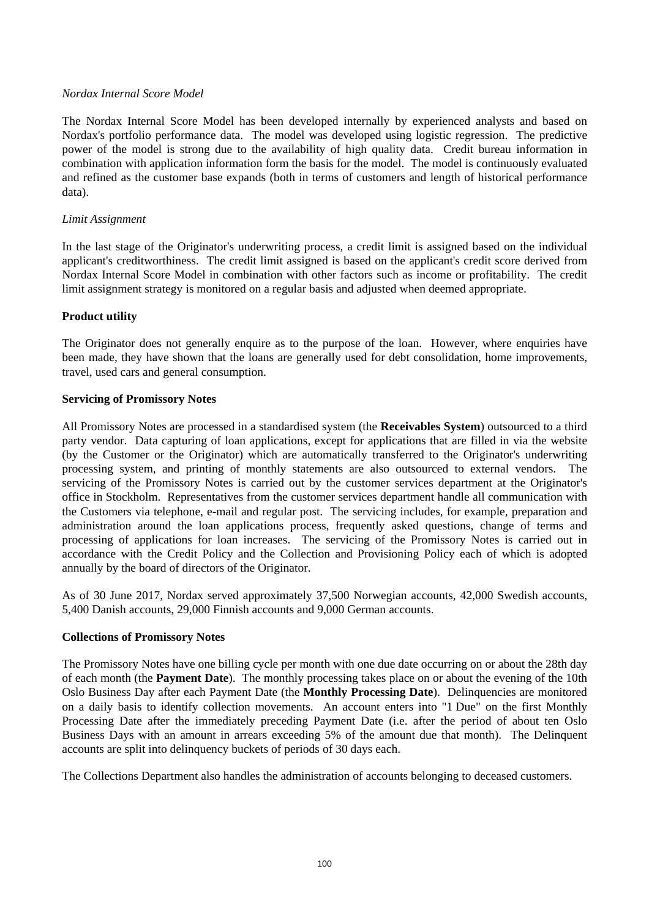*Nordax Internal Score Model*

The Nordax Internal Score Model has been developed internally by experienced analysts and based on Nordax's portfolio performance data. The model was developed using logistic regression. The predictive power of the model is strong due to the availability of high quality data. Credit bureau information in combination with application information form the basis for the model. The model is continuously evaluated and refined as the customer base expands (both in terms of customers and length of historical performance data).

*Limit Assignment*

In the last stage of the Originator's underwriting process, a credit limit is assigned based on the individual applicant's creditworthiness. The credit limit assigned is based on the applicant's credit score derived from Nordax Internal Score Model in combination with other factors such as income or profitability. The credit limit assignment strategy is monitored on a regular basis and adjusted when deemed appropriate.

**Product utility**

The Originator does not generally enquire as to the purpose of the loan. However, where enquiries have been made, they have shown that the loans are generally used for debt consolidation, home improvements, travel, used cars and general consumption.

**Servicing of Promissory Notes**

All Promissory Notes are processed in a standardised system (the **Receivables System**) outsourced to a third party vendor. Data capturing of loan applications, except for applications that are filled in via the website (by the Customer or the Originator) which are automatically transferred to the Originator's underwriting processing system, and printing of monthly statements are also outsourced to external vendors. The servicing of the Promissory Notes is carried out by the customer services department at the Originator's office in Stockholm. Representatives from the customer services department handle all communication with the Customers via telephone, e-mail and regular post. The servicing includes, for example, preparation and administration around the loan applications process, frequently asked questions, change of terms and processing of applications for loan increases. The servicing of the Promissory Notes is carried out in accordance with the Credit Policy and the Collection and Provisioning Policy each of which is adopted annually by the board of directors of the Originator.

As of 30 June 2017, Nordax served approximately 37,500 Norwegian accounts, 42,000 Swedish accounts, 5,400 Danish accounts, 29,000 Finnish accounts and 9,000 German accounts.

**Collections of Promissory Notes**

The Promissory Notes have one billing cycle per month with one due date occurring on or about the 28th day of each month (the **Payment Date**). The monthly processing takes place on or about the evening of the 10th Oslo Business Day after each Payment Date (the **Monthly Processing Date**). Delinquencies are monitored on a daily basis to identify collection movements. An account enters into "1 Due" on the first Monthly Processing Date after the immediately preceding Payment Date (i.e. after the period of about ten Oslo Business Days with an amount in arrears exceeding 5% of the amount due that month). The Delinquent accounts are split into delinquency buckets of periods of 30 days each.

The Collections Department also handles the administration of accounts belonging to deceased customers.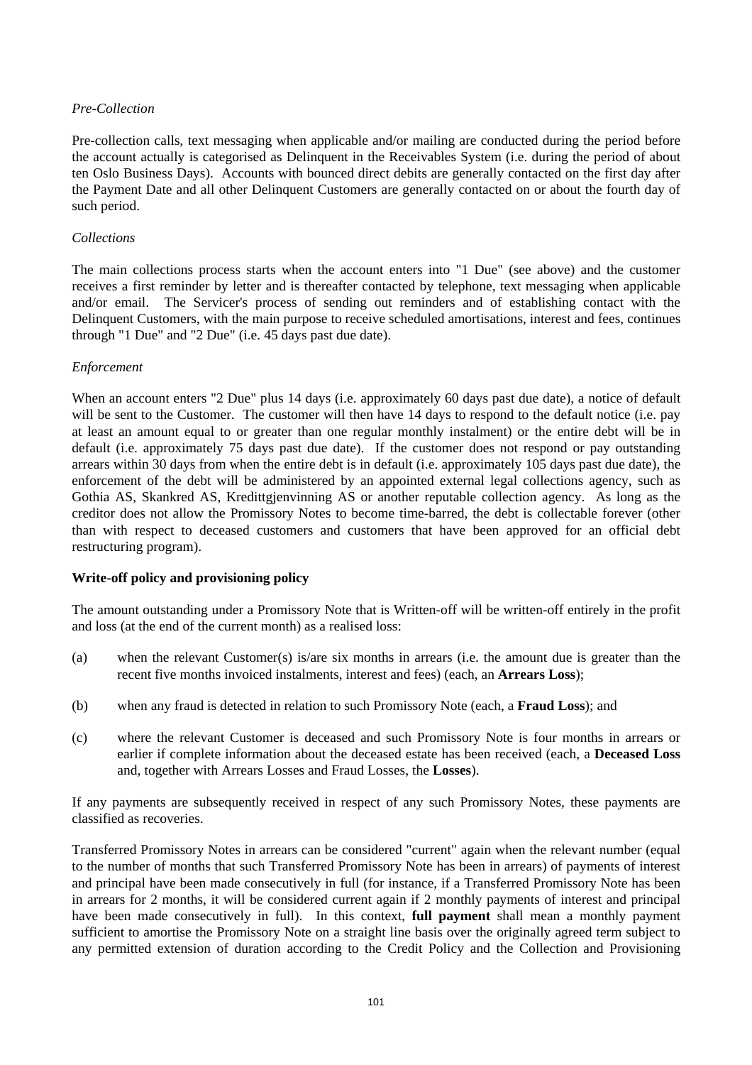*Pre-Collection*

Pre-collection calls, text messaging when applicable and/or mailing are conducted during the period before the account actually is categorised as Delinquent in the Receivables System (i.e. during the period of about ten Oslo Business Days). Accounts with bounced direct debits are generally contacted on the first day after the Payment Date and all other Delinquent Customers are generally contacted on or about the fourth day of such period.

*Collections*

The main collections process starts when the account enters into "1 Due" (see above) and the customer receives a first reminder by letter and is thereafter contacted by telephone, text messaging when applicable and/or email. The Servicer's process of sending out reminders and of establishing contact with the Delinquent Customers, with the main purpose to receive scheduled amortisations, interest and fees, continues through "1 Due" and "2 Due" (i.e. 45 days past due date).

*Enforcement*

When an account enters "2 Due" plus 14 days (i.e. approximately 60 days past due date), a notice of default will be sent to the Customer. The customer will then have 14 days to respond to the default notice (i.e. pay at least an amount equal to or greater than one regular monthly instalment) or the entire debt will be in default (i.e. approximately 75 days past due date). If the customer does not respond or pay outstanding arrears within 30 days from when the entire debt is in default (i.e. approximately 105 days past due date), the enforcement of the debt will be administered by an appointed external legal collections agency, such as Gothia AS, Skankred AS, Kredittgjenvinning AS or another reputable collection agency. As long as the creditor does not allow the Promissory Notes to become time-barred, the debt is collectable forever (other than with respect to deceased customers and customers that have been approved for an official debt restructuring program).

**Write-off policy and provisioning policy**

The amount outstanding under a Promissory Note that is Written-off will be written-off entirely in the profit and loss (at the end of the current month) as a realised loss:

(a) when the relevant Customer(s) is/are six months in arrears (i.e. the amount due is greater than the recent five months invoiced instalments, interest and fees) (each, an **Arrears Loss**);

(b) when any fraud is detected in relation to such Promissory Note (each, a **Fraud Loss**); and

(c) where the relevant Customer is deceased and such Promissory Note is four months in arrears or earlier if complete information about the deceased estate has been received (each, a **Deceased Loss** and, together with Arrears Losses and Fraud Losses, the **Losses**).

If any payments are subsequently received in respect of any such Promissory Notes, these payments are classified as recoveries.

Transferred Promissory Notes in arrears can be considered "current" again when the relevant number (equal to the number of months that such Transferred Promissory Note has been in arrears) of payments of interest and principal have been made consecutively in full (for instance, if a Transferred Promissory Note has been in arrears for 2 months, it will be considered current again if 2 monthly payments of interest and principal have been made consecutively in full). In this context, **full payment** shall mean a monthly payment sufficient to amortise the Promissory Note on a straight line basis over the originally agreed term subject to any permitted extension of duration according to the Credit Policy and the Collection and Provisioning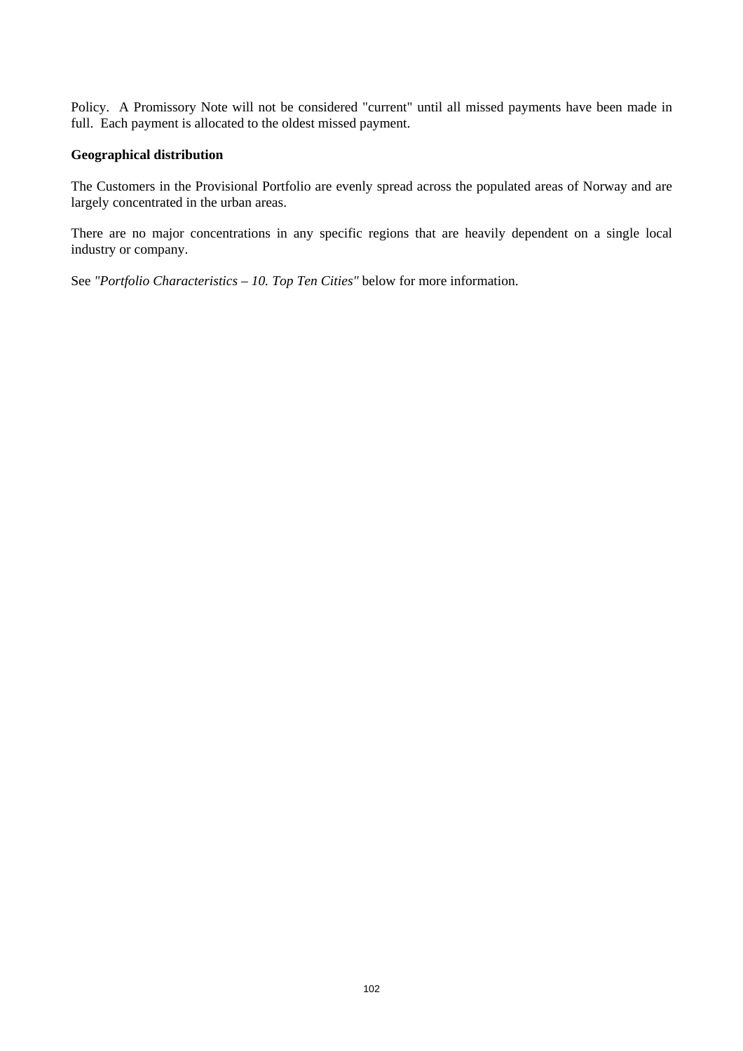Policy. A Promissory Note will not be considered "current" until all missed payments have been made in full. Each payment is allocated to the oldest missed payment.

**Geographical distribution**

The Customers in the Provisional Portfolio are evenly spread across the populated areas of Norway and are largely concentrated in the urban areas.

There are no major concentrations in any specific regions that are heavily dependent on a single local industry or company.

See *"Portfolio Characteristics – 10. Top Ten Cities"* below for more information.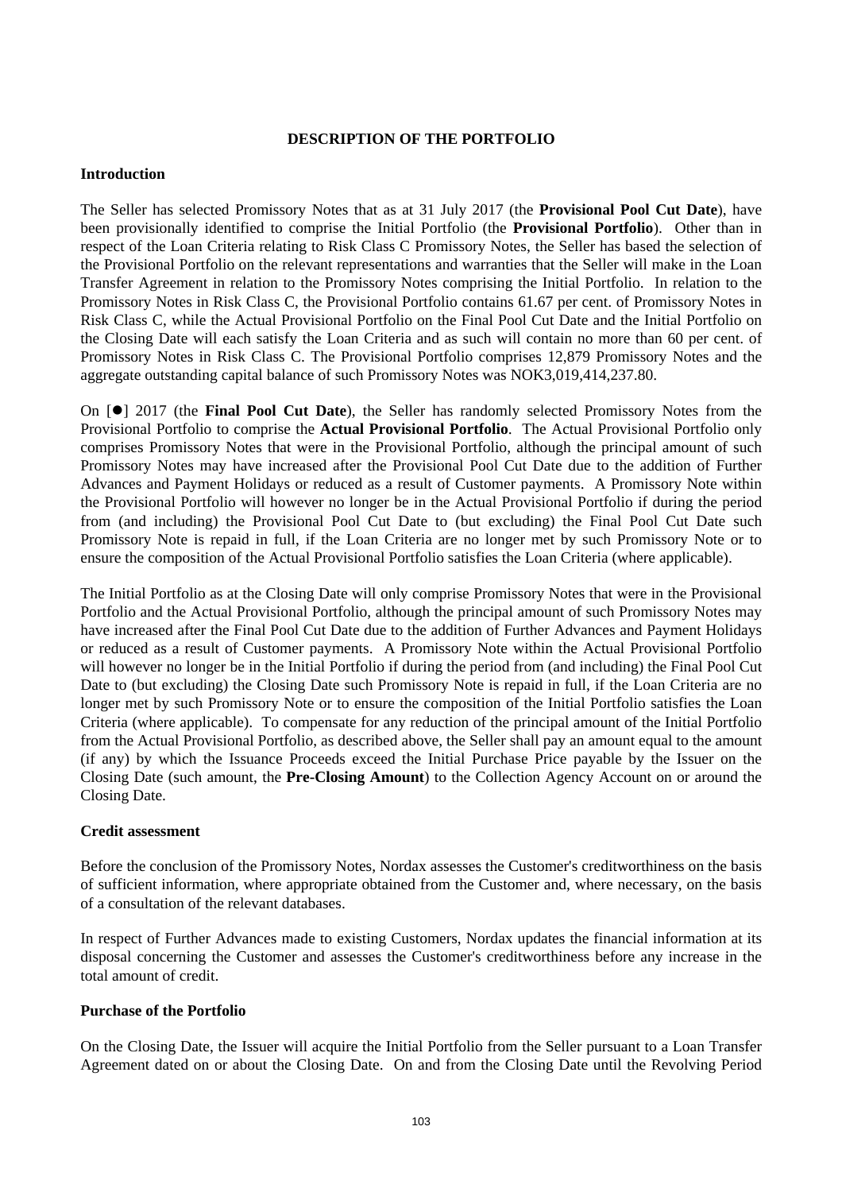## DESCRIPTION OF THE PORTFOLIO

### Introduction

The Seller has selected Promissory Notes that as at 31 July 2017 (the **Provisional Pool Cut Date**), have been provisionally identified to comprise the Initial Portfolio (the **Provisional Portfolio**). Other than in respect of the Loan Criteria relating to Risk Class C Promissory Notes, the Seller has based the selection of the Provisional Portfolio on the relevant representations and warranties that the Seller will make in the Loan Transfer Agreement in relation to the Promissory Notes comprising the Initial Portfolio. In relation to the Promissory Notes in Risk Class C, the Provisional Portfolio contains 61.67 per cent. of Promissory Notes in Risk Class C, while the Actual Provisional Portfolio on the Final Pool Cut Date and the Initial Portfolio on the Closing Date will each satisfy the Loan Criteria and as such will contain no more than 60 per cent. of Promissory Notes in Risk Class C. The Provisional Portfolio comprises 12,879 Promissory Notes and the aggregate outstanding capital balance of such Promissory Notes was NOK3,019,414,237.80.

On [●] 2017 (the **Final Pool Cut Date**), the Seller has randomly selected Promissory Notes from the Provisional Portfolio to comprise the **Actual Provisional Portfolio**. The Actual Provisional Portfolio only comprises Promissory Notes that were in the Provisional Portfolio, although the principal amount of such Promissory Notes may have increased after the Provisional Pool Cut Date due to the addition of Further Advances and Payment Holidays or reduced as a result of Customer payments. A Promissory Note within the Provisional Portfolio will however no longer be in the Actual Provisional Portfolio if during the period from (and including) the Provisional Pool Cut Date to (but excluding) the Final Pool Cut Date such Promissory Note is repaid in full, if the Loan Criteria are no longer met by such Promissory Note or to ensure the composition of the Actual Provisional Portfolio satisfies the Loan Criteria (where applicable).

The Initial Portfolio as at the Closing Date will only comprise Promissory Notes that were in the Provisional Portfolio and the Actual Provisional Portfolio, although the principal amount of such Promissory Notes may have increased after the Final Pool Cut Date due to the addition of Further Advances and Payment Holidays or reduced as a result of Customer payments. A Promissory Note within the Actual Provisional Portfolio will however no longer be in the Initial Portfolio if during the period from (and including) the Final Pool Cut Date to (but excluding) the Closing Date such Promissory Note is repaid in full, if the Loan Criteria are no longer met by such Promissory Note or to ensure the composition of the Initial Portfolio satisfies the Loan Criteria (where applicable). To compensate for any reduction of the principal amount of the Initial Portfolio from the Actual Provisional Portfolio, as described above, the Seller shall pay an amount equal to the amount (if any) by which the Issuance Proceeds exceed the Initial Purchase Price payable by the Issuer on the Closing Date (such amount, the **Pre-Closing Amount**) to the Collection Agency Account on or around the Closing Date.

### Credit assessment

Before the conclusion of the Promissory Notes, Nordax assesses the Customer's creditworthiness on the basis of sufficient information, where appropriate obtained from the Customer and, where necessary, on the basis of a consultation of the relevant databases.

In respect of Further Advances made to existing Customers, Nordax updates the financial information at its disposal concerning the Customer and assesses the Customer's creditworthiness before any increase in the total amount of credit.

### Purchase of the Portfolio

On the Closing Date, the Issuer will acquire the Initial Portfolio from the Seller pursuant to a Loan Transfer Agreement dated on or about the Closing Date. On and from the Closing Date until the Revolving Period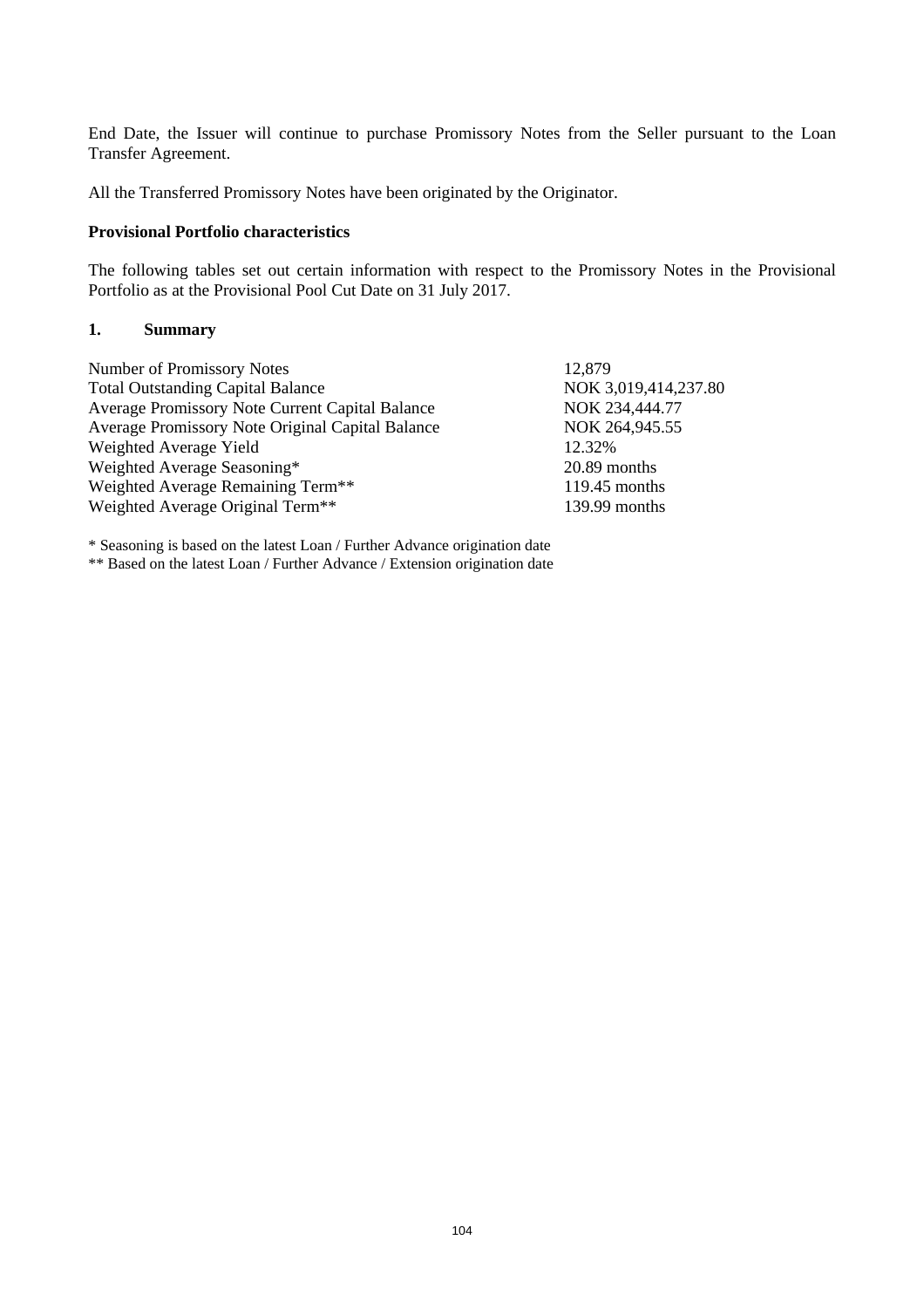End Date, the Issuer will continue to purchase Promissory Notes from the Seller pursuant to the Loan Transfer Agreement.

All the Transferred Promissory Notes have been originated by the Originator.

**Provisional Portfolio characteristics**

The following tables set out certain information with respect to the Promissory Notes in the Provisional Portfolio as at the Provisional Pool Cut Date on 31 July 2017.

**1. Summary**

| | |
|---|---|
| Number of Promissory Notes | 12,879 |
| Total Outstanding Capital Balance | NOK 3,019,414,237.80 |
| Average Promissory Note Current Capital Balance | NOK 234,444.77 |
| Average Promissory Note Original Capital Balance | NOK 264,945.55 |
| Weighted Average Yield | 12.32% |
| Weighted Average Seasoning* | 20.89 months |
| Weighted Average Remaining Term** | 119.45 months |
| Weighted Average Original Term** | 139.99 months |

* Seasoning is based on the latest Loan / Further Advance origination date

** Based on the latest Loan / Further Advance / Extension origination date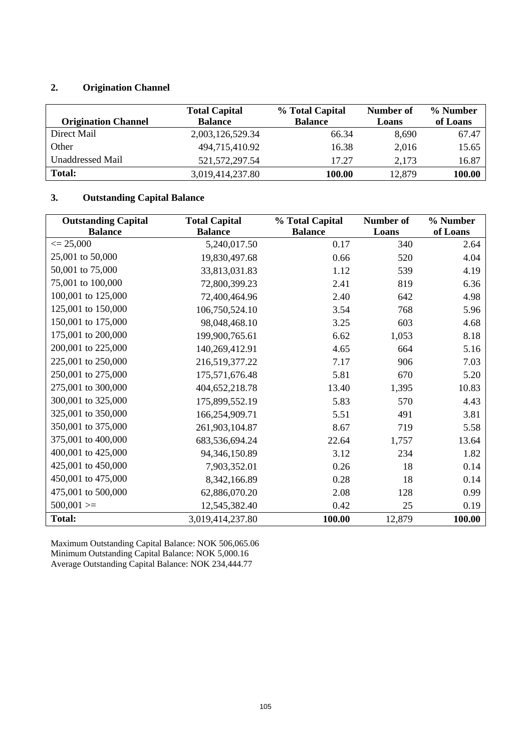## 2. Origination Channel

| Origination Channel | Total Capital Balance | % Total Capital Balance | Number of Loans | % Number of Loans |
|---|---|---|---|---|
| Direct Mail | 2,003,126,529.34 | 66.34 | 8,690 | 67.47 |
| Other | 494,715,410.92 | 16.38 | 2,016 | 15.65 |
| Unaddressed Mail | 521,572,297.54 | 17.27 | 2,173 | 16.87 |
| **Total:** | 3,019,414,237.80 | **100.00** | 12,879 | **100.00** |

## 3. Outstanding Capital Balance

| Outstanding Capital Balance | Total Capital Balance | % Total Capital Balance | Number of Loans | % Number of Loans |
|---|---|---|---|---|
| <= 25,000 | 5,240,017.50 | 0.17 | 340 | 2.64 |
| 25,001 to 50,000 | 19,830,497.68 | 0.66 | 520 | 4.04 |
| 50,001 to 75,000 | 33,813,031.83 | 1.12 | 539 | 4.19 |
| 75,001 to 100,000 | 72,800,399.23 | 2.41 | 819 | 6.36 |
| 100,001 to 125,000 | 72,400,464.96 | 2.40 | 642 | 4.98 |
| 125,001 to 150,000 | 106,750,524.10 | 3.54 | 768 | 5.96 |
| 150,001 to 175,000 | 98,048,468.10 | 3.25 | 603 | 4.68 |
| 175,001 to 200,000 | 199,900,765.61 | 6.62 | 1,053 | 8.18 |
| 200,001 to 225,000 | 140,269,412.91 | 4.65 | 664 | 5.16 |
| 225,001 to 250,000 | 216,519,377.22 | 7.17 | 906 | 7.03 |
| 250,001 to 275,000 | 175,571,676.48 | 5.81 | 670 | 5.20 |
| 275,001 to 300,000 | 404,652,218.78 | 13.40 | 1,395 | 10.83 |
| 300,001 to 325,000 | 175,899,552.19 | 5.83 | 570 | 4.43 |
| 325,001 to 350,000 | 166,254,909.71 | 5.51 | 491 | 3.81 |
| 350,001 to 375,000 | 261,903,104.87 | 8.67 | 719 | 5.58 |
| 375,001 to 400,000 | 683,536,694.24 | 22.64 | 1,757 | 13.64 |
| 400,001 to 425,000 | 94,346,150.89 | 3.12 | 234 | 1.82 |
| 425,001 to 450,000 | 7,903,352.01 | 0.26 | 18 | 0.14 |
| 450,001 to 475,000 | 8,342,166.89 | 0.28 | 18 | 0.14 |
| 475,001 to 500,000 | 62,886,070.20 | 2.08 | 128 | 0.99 |
| 500,001 >= | 12,545,382.40 | 0.42 | 25 | 0.19 |
| **Total:** | 3,019,414,237.80 | **100.00** | 12,879 | **100.00** |

Maximum Outstanding Capital Balance: NOK 506,065.06
Minimum Outstanding Capital Balance: NOK 5,000.16
Average Outstanding Capital Balance: NOK 234,444.77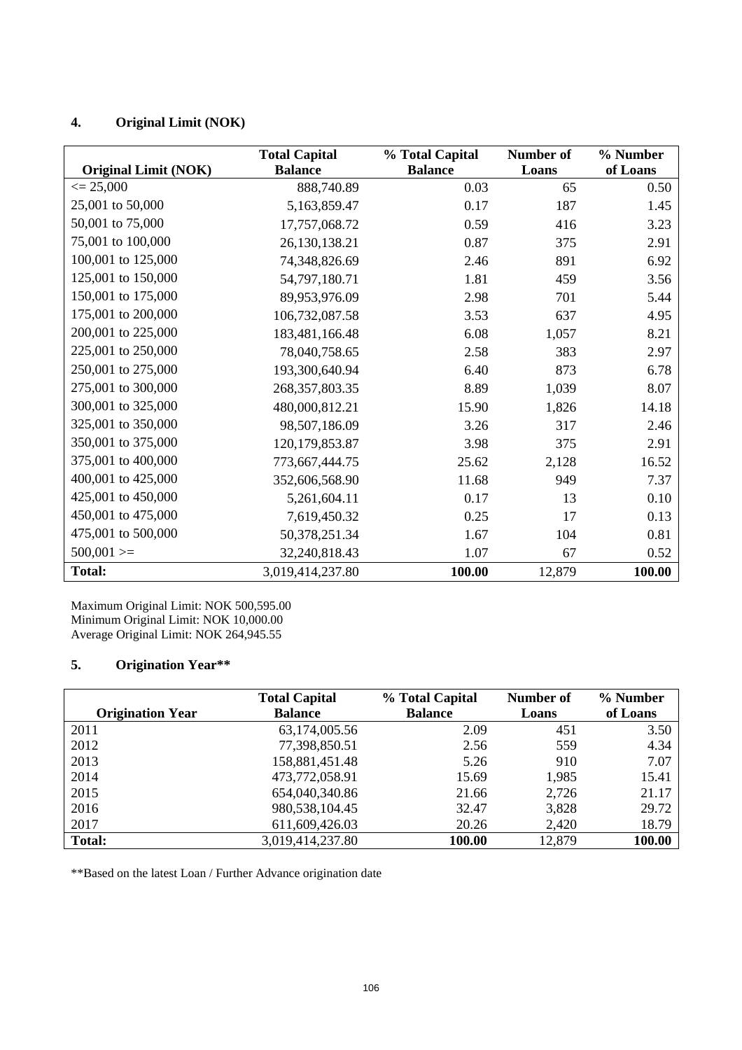## 4. Original Limit (NOK)

| Original Limit (NOK) | Total Capital Balance | % Total Capital Balance | Number of Loans | % Number of Loans |
|---|---|---|---|---|
| <= 25,000 | 888,740.89 | 0.03 | 65 | 0.50 |
| 25,001 to 50,000 | 5,163,859.47 | 0.17 | 187 | 1.45 |
| 50,001 to 75,000 | 17,757,068.72 | 0.59 | 416 | 3.23 |
| 75,001 to 100,000 | 26,130,138.21 | 0.87 | 375 | 2.91 |
| 100,001 to 125,000 | 74,348,826.69 | 2.46 | 891 | 6.92 |
| 125,001 to 150,000 | 54,797,180.71 | 1.81 | 459 | 3.56 |
| 150,001 to 175,000 | 89,953,976.09 | 2.98 | 701 | 5.44 |
| 175,001 to 200,000 | 106,732,087.58 | 3.53 | 637 | 4.95 |
| 200,001 to 225,000 | 183,481,166.48 | 6.08 | 1,057 | 8.21 |
| 225,001 to 250,000 | 78,040,758.65 | 2.58 | 383 | 2.97 |
| 250,001 to 275,000 | 193,300,640.94 | 6.40 | 873 | 6.78 |
| 275,001 to 300,000 | 268,357,803.35 | 8.89 | 1,039 | 8.07 |
| 300,001 to 325,000 | 480,000,812.21 | 15.90 | 1,826 | 14.18 |
| 325,001 to 350,000 | 98,507,186.09 | 3.26 | 317 | 2.46 |
| 350,001 to 375,000 | 120,179,853.87 | 3.98 | 375 | 2.91 |
| 375,001 to 400,000 | 773,667,444.75 | 25.62 | 2,128 | 16.52 |
| 400,001 to 425,000 | 352,606,568.90 | 11.68 | 949 | 7.37 |
| 425,001 to 450,000 | 5,261,604.11 | 0.17 | 13 | 0.10 |
| 450,001 to 475,000 | 7,619,450.32 | 0.25 | 17 | 0.13 |
| 475,001 to 500,000 | 50,378,251.34 | 1.67 | 104 | 0.81 |
| 500,001 >= | 32,240,818.43 | 1.07 | 67 | 0.52 |
| **Total:** | 3,019,414,237.80 | **100.00** | 12,879 | **100.00** |

Maximum Original Limit: NOK 500,595.00
Minimum Original Limit: NOK 10,000.00
Average Original Limit: NOK 264,945.55

## 5. Origination Year**

| Origination Year | Total Capital Balance | % Total Capital Balance | Number of Loans | % Number of Loans |
|---|---|---|---|---|
| 2011 | 63,174,005.56 | 2.09 | 451 | 3.50 |
| 2012 | 77,398,850.51 | 2.56 | 559 | 4.34 |
| 2013 | 158,881,451.48 | 5.26 | 910 | 7.07 |
| 2014 | 473,772,058.91 | 15.69 | 1,985 | 15.41 |
| 2015 | 654,040,340.86 | 21.66 | 2,726 | 21.17 |
| 2016 | 980,538,104.45 | 32.47 | 3,828 | 29.72 |
| 2017 | 611,609,426.03 | 20.26 | 2,420 | 18.79 |
| **Total:** | 3,019,414,237.80 | **100.00** | 12,879 | **100.00** |

**Based on the latest Loan / Further Advance origination date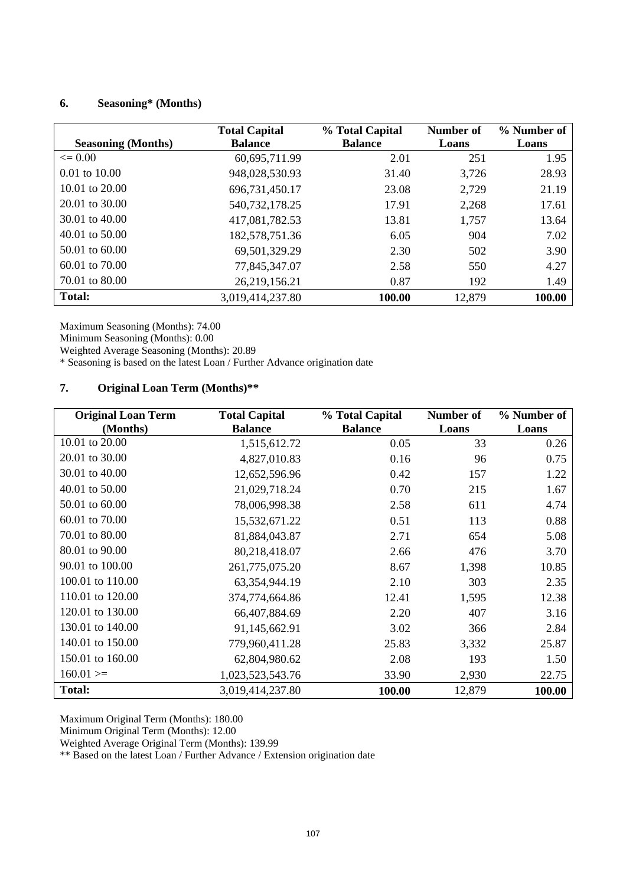## 6. Seasoning* (Months)

| Seasoning (Months) | Total Capital Balance | % Total Capital Balance | Number of Loans | % Number of Loans |
|---|---|---|---|---|
| <= 0.00 | 60,695,711.99 | 2.01 | 251 | 1.95 |
| 0.01 to 10.00 | 948,028,530.93 | 31.40 | 3,726 | 28.93 |
| 10.01 to 20.00 | 696,731,450.17 | 23.08 | 2,729 | 21.19 |
| 20.01 to 30.00 | 540,732,178.25 | 17.91 | 2,268 | 17.61 |
| 30.01 to 40.00 | 417,081,782.53 | 13.81 | 1,757 | 13.64 |
| 40.01 to 50.00 | 182,578,751.36 | 6.05 | 904 | 7.02 |
| 50.01 to 60.00 | 69,501,329.29 | 2.30 | 502 | 3.90 |
| 60.01 to 70.00 | 77,845,347.07 | 2.58 | 550 | 4.27 |
| 70.01 to 80.00 | 26,219,156.21 | 0.87 | 192 | 1.49 |
| **Total:** | 3,019,414,237.80 | **100.00** | 12,879 | **100.00** |

Maximum Seasoning (Months): 74.00
Minimum Seasoning (Months): 0.00
Weighted Average Seasoning (Months): 20.89
* Seasoning is based on the latest Loan / Further Advance origination date

## 7. Original Loan Term (Months)**

| Original Loan Term (Months) | Total Capital Balance | % Total Capital Balance | Number of Loans | % Number of Loans |
|---|---|---|---|---|
| 10.01 to 20.00 | 1,515,612.72 | 0.05 | 33 | 0.26 |
| 20.01 to 30.00 | 4,827,010.83 | 0.16 | 96 | 0.75 |
| 30.01 to 40.00 | 12,652,596.96 | 0.42 | 157 | 1.22 |
| 40.01 to 50.00 | 21,029,718.24 | 0.70 | 215 | 1.67 |
| 50.01 to 60.00 | 78,006,998.38 | 2.58 | 611 | 4.74 |
| 60.01 to 70.00 | 15,532,671.22 | 0.51 | 113 | 0.88 |
| 70.01 to 80.00 | 81,884,043.87 | 2.71 | 654 | 5.08 |
| 80.01 to 90.00 | 80,218,418.07 | 2.66 | 476 | 3.70 |
| 90.01 to 100.00 | 261,775,075.20 | 8.67 | 1,398 | 10.85 |
| 100.01 to 110.00 | 63,354,944.19 | 2.10 | 303 | 2.35 |
| 110.01 to 120.00 | 374,774,664.86 | 12.41 | 1,595 | 12.38 |
| 120.01 to 130.00 | 66,407,884.69 | 2.20 | 407 | 3.16 |
| 130.01 to 140.00 | 91,145,662.91 | 3.02 | 366 | 2.84 |
| 140.01 to 150.00 | 779,960,411.28 | 25.83 | 3,332 | 25.87 |
| 150.01 to 160.00 | 62,804,980.62 | 2.08 | 193 | 1.50 |
| 160.01 >= | 1,023,523,543.76 | 33.90 | 2,930 | 22.75 |
| **Total:** | 3,019,414,237.80 | **100.00** | 12,879 | **100.00** |

Maximum Original Term (Months): 180.00
Minimum Original Term (Months): 12.00
Weighted Average Original Term (Months): 139.99
** Based on the latest Loan / Further Advance / Extension origination date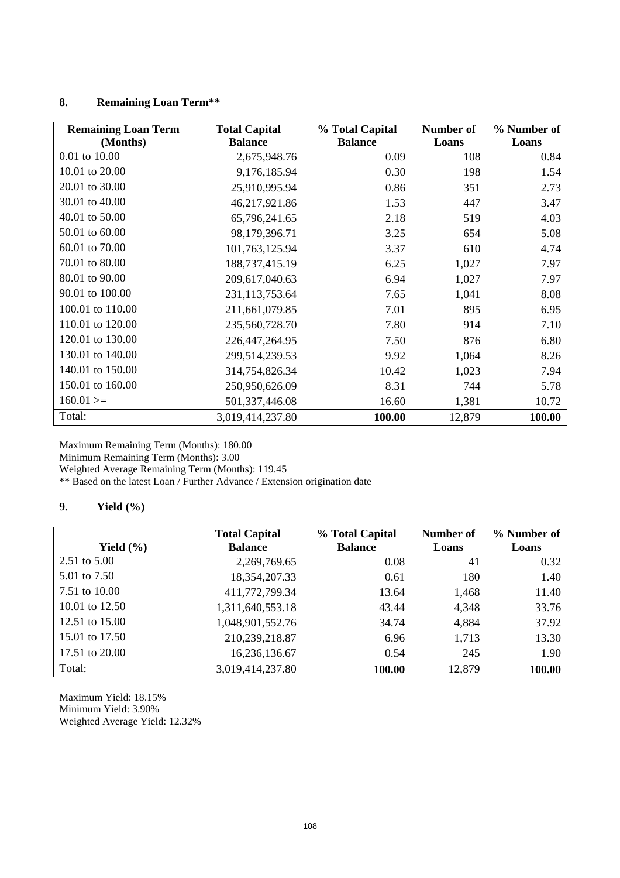## 8. Remaining Loan Term**

| Remaining Loan Term (Months) | Total Capital Balance | % Total Capital Balance | Number of Loans | % Number of Loans |
|---|---|---|---|---|
| 0.01 to 10.00 | 2,675,948.76 | 0.09 | 108 | 0.84 |
| 10.01 to 20.00 | 9,176,185.94 | 0.30 | 198 | 1.54 |
| 20.01 to 30.00 | 25,910,995.94 | 0.86 | 351 | 2.73 |
| 30.01 to 40.00 | 46,217,921.86 | 1.53 | 447 | 3.47 |
| 40.01 to 50.00 | 65,796,241.65 | 2.18 | 519 | 4.03 |
| 50.01 to 60.00 | 98,179,396.71 | 3.25 | 654 | 5.08 |
| 60.01 to 70.00 | 101,763,125.94 | 3.37 | 610 | 4.74 |
| 70.01 to 80.00 | 188,737,415.19 | 6.25 | 1,027 | 7.97 |
| 80.01 to 90.00 | 209,617,040.63 | 6.94 | 1,027 | 7.97 |
| 90.01 to 100.00 | 231,113,753.64 | 7.65 | 1,041 | 8.08 |
| 100.01 to 110.00 | 211,661,079.85 | 7.01 | 895 | 6.95 |
| 110.01 to 120.00 | 235,560,728.70 | 7.80 | 914 | 7.10 |
| 120.01 to 130.00 | 226,447,264.95 | 7.50 | 876 | 6.80 |
| 130.01 to 140.00 | 299,514,239.53 | 9.92 | 1,064 | 8.26 |
| 140.01 to 150.00 | 314,754,826.34 | 10.42 | 1,023 | 7.94 |
| 150.01 to 160.00 | 250,950,626.09 | 8.31 | 744 | 5.78 |
| 160.01 >= | 501,337,446.08 | 16.60 | 1,381 | 10.72 |
| Total: | 3,019,414,237.80 | **100.00** | 12,879 | **100.00** |

Maximum Remaining Term (Months): 180.00
Minimum Remaining Term (Months): 3.00
Weighted Average Remaining Term (Months): 119.45
** Based on the latest Loan / Further Advance / Extension origination date

## 9. Yield (%)

| Yield (%) | Total Capital Balance | % Total Capital Balance | Number of Loans | % Number of Loans |
|---|---|---|---|---|
| 2.51 to 5.00 | 2,269,769.65 | 0.08 | 41 | 0.32 |
| 5.01 to 7.50 | 18,354,207.33 | 0.61 | 180 | 1.40 |
| 7.51 to 10.00 | 411,772,799.34 | 13.64 | 1,468 | 11.40 |
| 10.01 to 12.50 | 1,311,640,553.18 | 43.44 | 4,348 | 33.76 |
| 12.51 to 15.00 | 1,048,901,552.76 | 34.74 | 4,884 | 37.92 |
| 15.01 to 17.50 | 210,239,218.87 | 6.96 | 1,713 | 13.30 |
| 17.51 to 20.00 | 16,236,136.67 | 0.54 | 245 | 1.90 |
| Total: | 3,019,414,237.80 | **100.00** | 12,879 | **100.00** |

Maximum Yield: 18.15%
Minimum Yield: 3.90%
Weighted Average Yield: 12.32%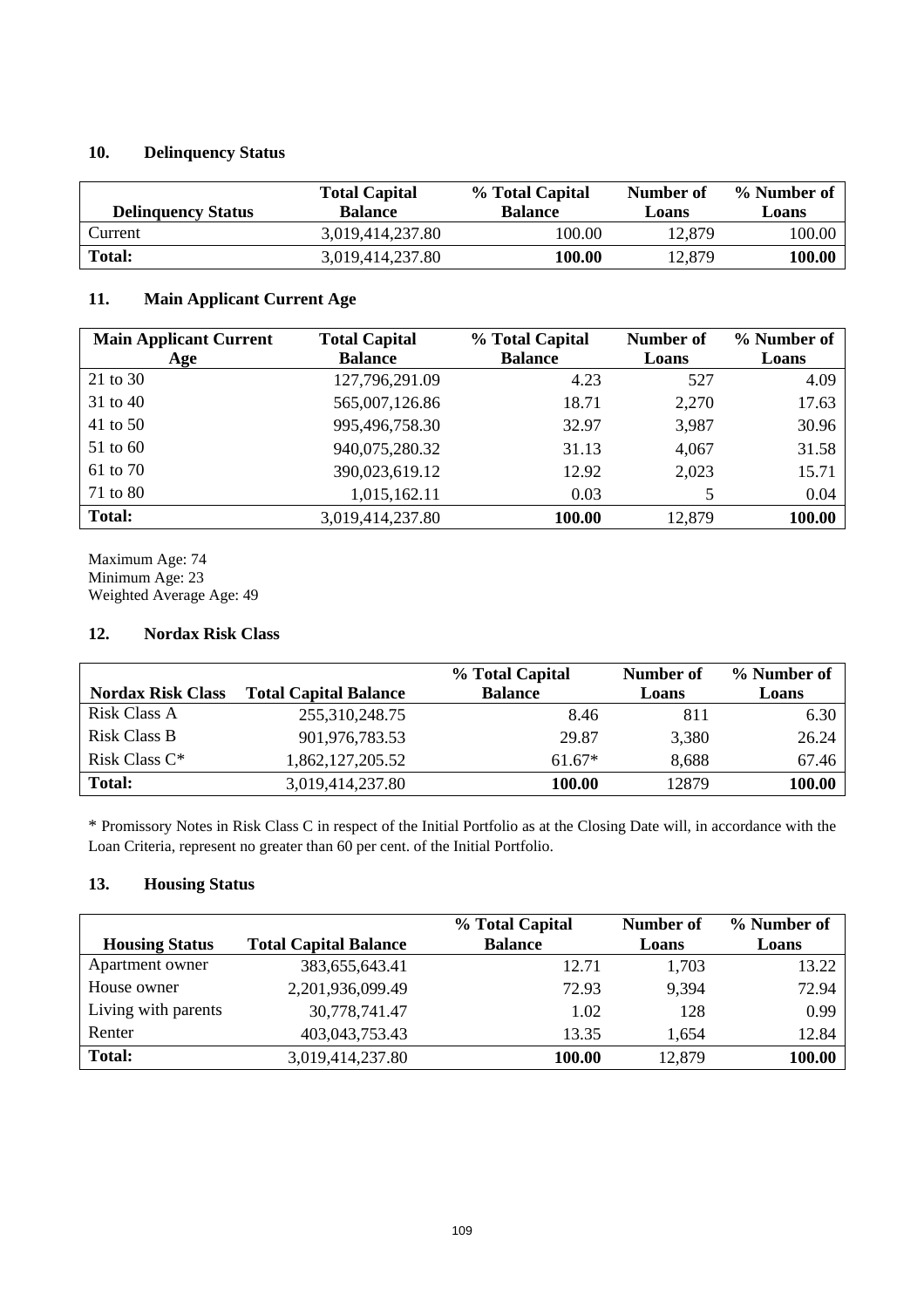## 10. Delinquency Status

| Delinquency Status | Total Capital Balance | % Total Capital Balance | Number of Loans | % Number of Loans |
|---|---|---|---|---|
| Current | 3,019,414,237.80 | 100.00 | 12,879 | 100.00 |
| **Total:** | 3,019,414,237.80 | **100.00** | 12,879 | **100.00** |

## 11. Main Applicant Current Age

| Main Applicant Current Age | Total Capital Balance | % Total Capital Balance | Number of Loans | % Number of Loans |
|---|---|---|---|---|
| 21 to 30 | 127,796,291.09 | 4.23 | 527 | 4.09 |
| 31 to 40 | 565,007,126.86 | 18.71 | 2,270 | 17.63 |
| 41 to 50 | 995,496,758.30 | 32.97 | 3,987 | 30.96 |
| 51 to 60 | 940,075,280.32 | 31.13 | 4,067 | 31.58 |
| 61 to 70 | 390,023,619.12 | 12.92 | 2,023 | 15.71 |
| 71 to 80 | 1,015,162.11 | 0.03 | 5 | 0.04 |
| **Total:** | 3,019,414,237.80 | **100.00** | 12,879 | **100.00** |

Maximum Age: 74
Minimum Age: 23
Weighted Average Age: 49

## 12. Nordax Risk Class

| Nordax Risk Class | Total Capital Balance | % Total Capital Balance | Number of Loans | % Number of Loans |
|---|---|---|---|---|
| Risk Class A | 255,310,248.75 | 8.46 | 811 | 6.30 |
| Risk Class B | 901,976,783.53 | 29.87 | 3,380 | 26.24 |
| Risk Class C* | 1,862,127,205.52 | 61.67* | 8,688 | 67.46 |
| **Total:** | 3,019,414,237.80 | **100.00** | 12879 | **100.00** |

* Promissory Notes in Risk Class C in respect of the Initial Portfolio as at the Closing Date will, in accordance with the Loan Criteria, represent no greater than 60 per cent. of the Initial Portfolio.

## 13. Housing Status

| Housing Status | Total Capital Balance | % Total Capital Balance | Number of Loans | % Number of Loans |
|---|---|---|---|---|
| Apartment owner | 383,655,643.41 | 12.71 | 1,703 | 13.22 |
| House owner | 2,201,936,099.49 | 72.93 | 9,394 | 72.94 |
| Living with parents | 30,778,741.47 | 1.02 | 128 | 0.99 |
| Renter | 403,043,753.43 | 13.35 | 1,654 | 12.84 |
| **Total:** | 3,019,414,237.80 | **100.00** | 12,879 | **100.00** |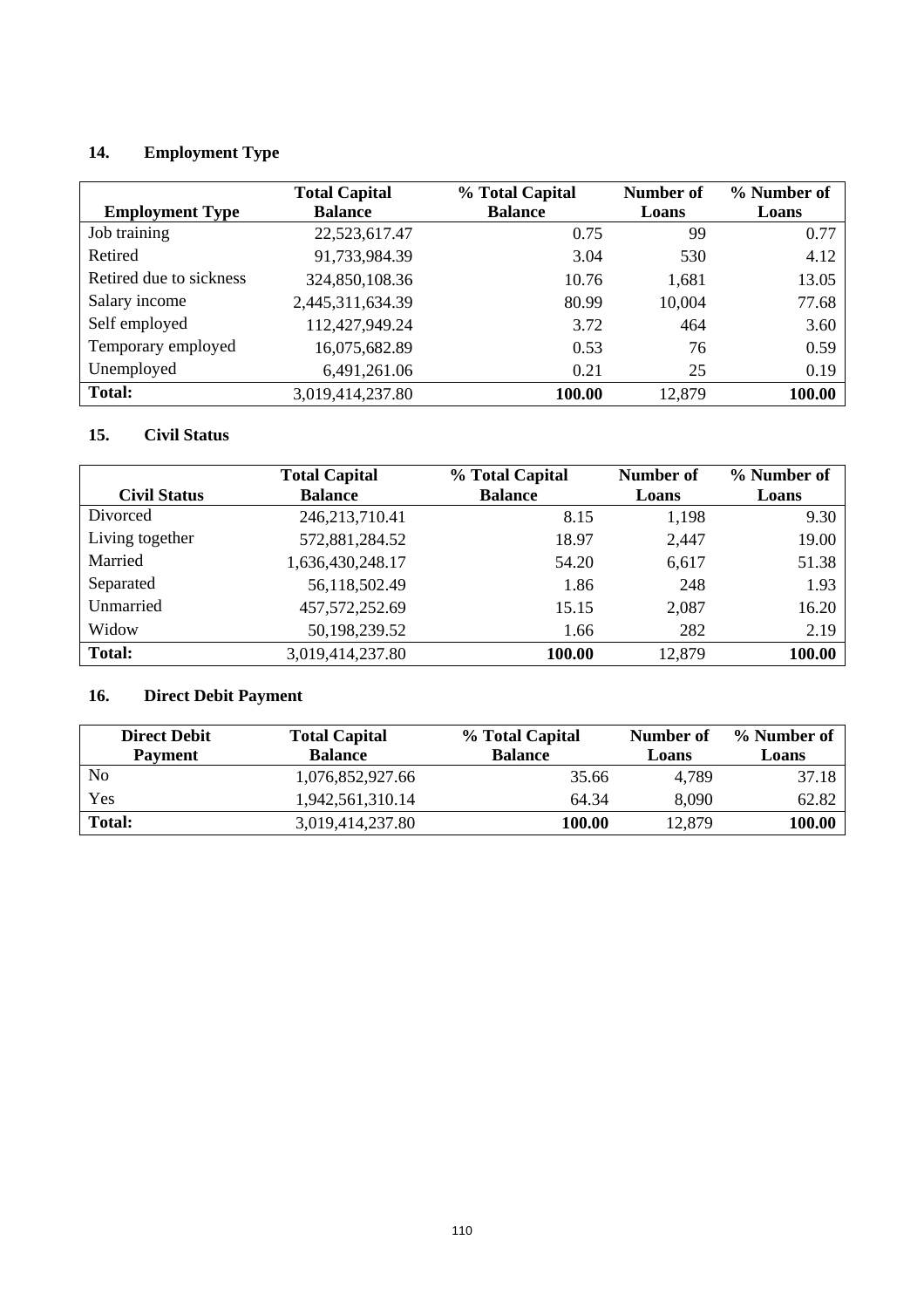### 14. Employment Type

| Employment Type | Total Capital Balance | % Total Capital Balance | Number of Loans | % Number of Loans |
|---|---|---|---|---|
| Job training | 22,523,617.47 | 0.75 | 99 | 0.77 |
| Retired | 91,733,984.39 | 3.04 | 530 | 4.12 |
| Retired due to sickness | 324,850,108.36 | 10.76 | 1,681 | 13.05 |
| Salary income | 2,445,311,634.39 | 80.99 | 10,004 | 77.68 |
| Self employed | 112,427,949.24 | 3.72 | 464 | 3.60 |
| Temporary employed | 16,075,682.89 | 0.53 | 76 | 0.59 |
| Unemployed | 6,491,261.06 | 0.21 | 25 | 0.19 |
| **Total:** | 3,019,414,237.80 | **100.00** | 12,879 | **100.00** |

### 15. Civil Status

| Civil Status | Total Capital Balance | % Total Capital Balance | Number of Loans | % Number of Loans |
|---|---|---|---|---|
| Divorced | 246,213,710.41 | 8.15 | 1,198 | 9.30 |
| Living together | 572,881,284.52 | 18.97 | 2,447 | 19.00 |
| Married | 1,636,430,248.17 | 54.20 | 6,617 | 51.38 |
| Separated | 56,118,502.49 | 1.86 | 248 | 1.93 |
| Unmarried | 457,572,252.69 | 15.15 | 2,087 | 16.20 |
| Widow | 50,198,239.52 | 1.66 | 282 | 2.19 |
| **Total:** | 3,019,414,237.80 | **100.00** | 12,879 | **100.00** |

### 16. Direct Debit Payment

| Direct Debit Payment | Total Capital Balance | % Total Capital Balance | Number of Loans | % Number of Loans |
|---|---|---|---|---|
| No | 1,076,852,927.66 | 35.66 | 4,789 | 37.18 |
| Yes | 1,942,561,310.14 | 64.34 | 8,090 | 62.82 |
| **Total:** | 3,019,414,237.80 | **100.00** | 12,879 | **100.00** |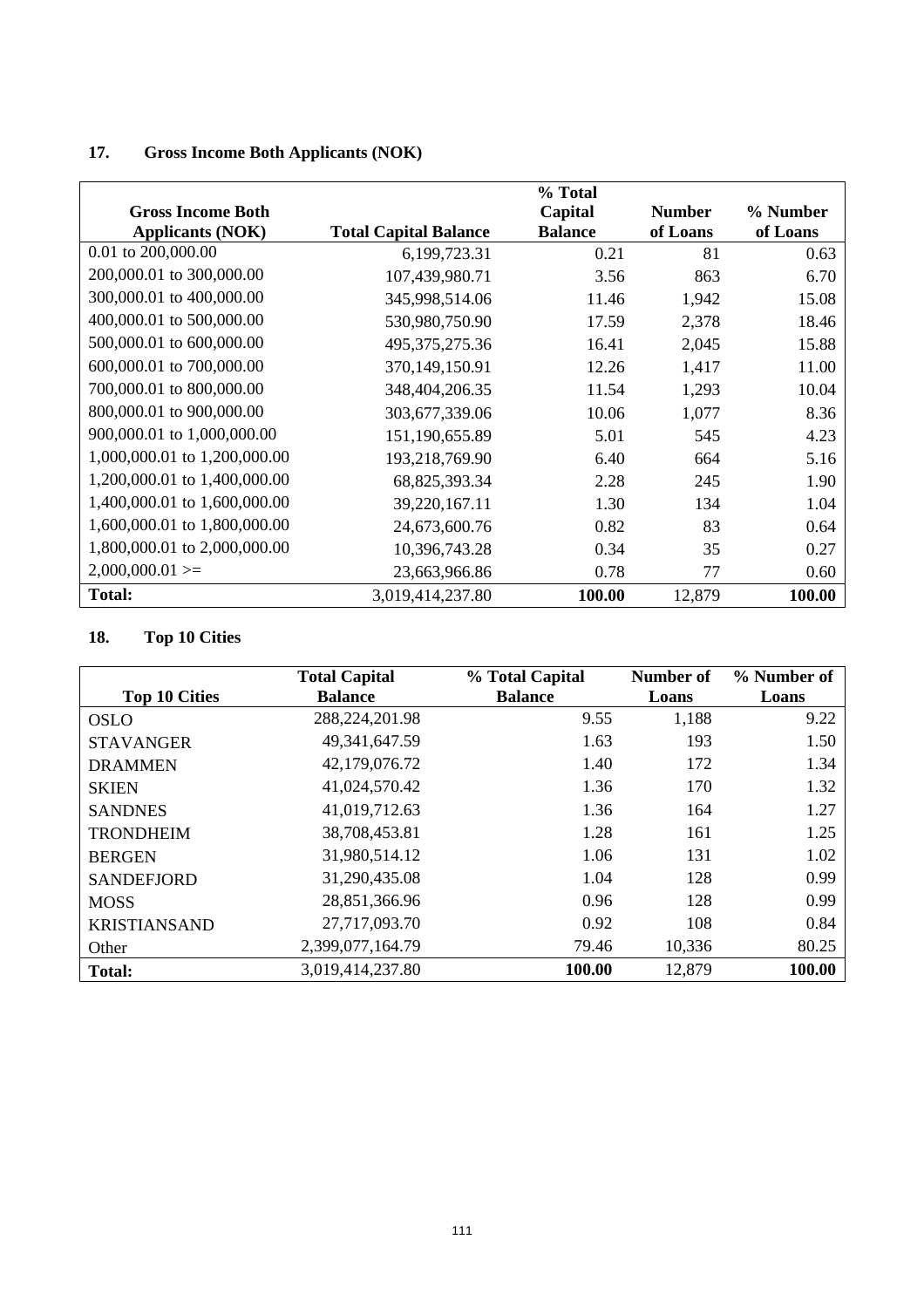## 17. Gross Income Both Applicants (NOK)

| Gross Income Both Applicants (NOK) | Total Capital Balance | % Total Capital Balance | Number of Loans | % Number of Loans |
|---|---|---|---|---|
| 0.01 to 200,000.00 | 6,199,723.31 | 0.21 | 81 | 0.63 |
| 200,000.01 to 300,000.00 | 107,439,980.71 | 3.56 | 863 | 6.70 |
| 300,000.01 to 400,000.00 | 345,998,514.06 | 11.46 | 1,942 | 15.08 |
| 400,000.01 to 500,000.00 | 530,980,750.90 | 17.59 | 2,378 | 18.46 |
| 500,000.01 to 600,000.00 | 495,375,275.36 | 16.41 | 2,045 | 15.88 |
| 600,000.01 to 700,000.00 | 370,149,150.91 | 12.26 | 1,417 | 11.00 |
| 700,000.01 to 800,000.00 | 348,404,206.35 | 11.54 | 1,293 | 10.04 |
| 800,000.01 to 900,000.00 | 303,677,339.06 | 10.06 | 1,077 | 8.36 |
| 900,000.01 to 1,000,000.00 | 151,190,655.89 | 5.01 | 545 | 4.23 |
| 1,000,000.01 to 1,200,000.00 | 193,218,769.90 | 6.40 | 664 | 5.16 |
| 1,200,000.01 to 1,400,000.00 | 68,825,393.34 | 2.28 | 245 | 1.90 |
| 1,400,000.01 to 1,600,000.00 | 39,220,167.11 | 1.30 | 134 | 1.04 |
| 1,600,000.01 to 1,800,000.00 | 24,673,600.76 | 0.82 | 83 | 0.64 |
| 1,800,000.01 to 2,000,000.00 | 10,396,743.28 | 0.34 | 35 | 0.27 |
| 2,000,000.01 >= | 23,663,966.86 | 0.78 | 77 | 0.60 |
| **Total:** | 3,019,414,237.80 | **100.00** | 12,879 | **100.00** |

## 18. Top 10 Cities

| Top 10 Cities | Total Capital Balance | % Total Capital Balance | Number of Loans | % Number of Loans |
|---|---|---|---|---|
| OSLO | 288,224,201.98 | 9.55 | 1,188 | 9.22 |
| STAVANGER | 49,341,647.59 | 1.63 | 193 | 1.50 |
| DRAMMEN | 42,179,076.72 | 1.40 | 172 | 1.34 |
| SKIEN | 41,024,570.42 | 1.36 | 170 | 1.32 |
| SANDNES | 41,019,712.63 | 1.36 | 164 | 1.27 |
| TRONDHEIM | 38,708,453.81 | 1.28 | 161 | 1.25 |
| BERGEN | 31,980,514.12 | 1.06 | 131 | 1.02 |
| SANDEFJORD | 31,290,435.08 | 1.04 | 128 | 0.99 |
| MOSS | 28,851,366.96 | 0.96 | 128 | 0.99 |
| KRISTIANSAND | 27,717,093.70 | 0.92 | 108 | 0.84 |
| Other | 2,399,077,164.79 | 79.46 | 10,336 | 80.25 |
| **Total:** | 3,019,414,237.80 | **100.00** | 12,879 | **100.00** |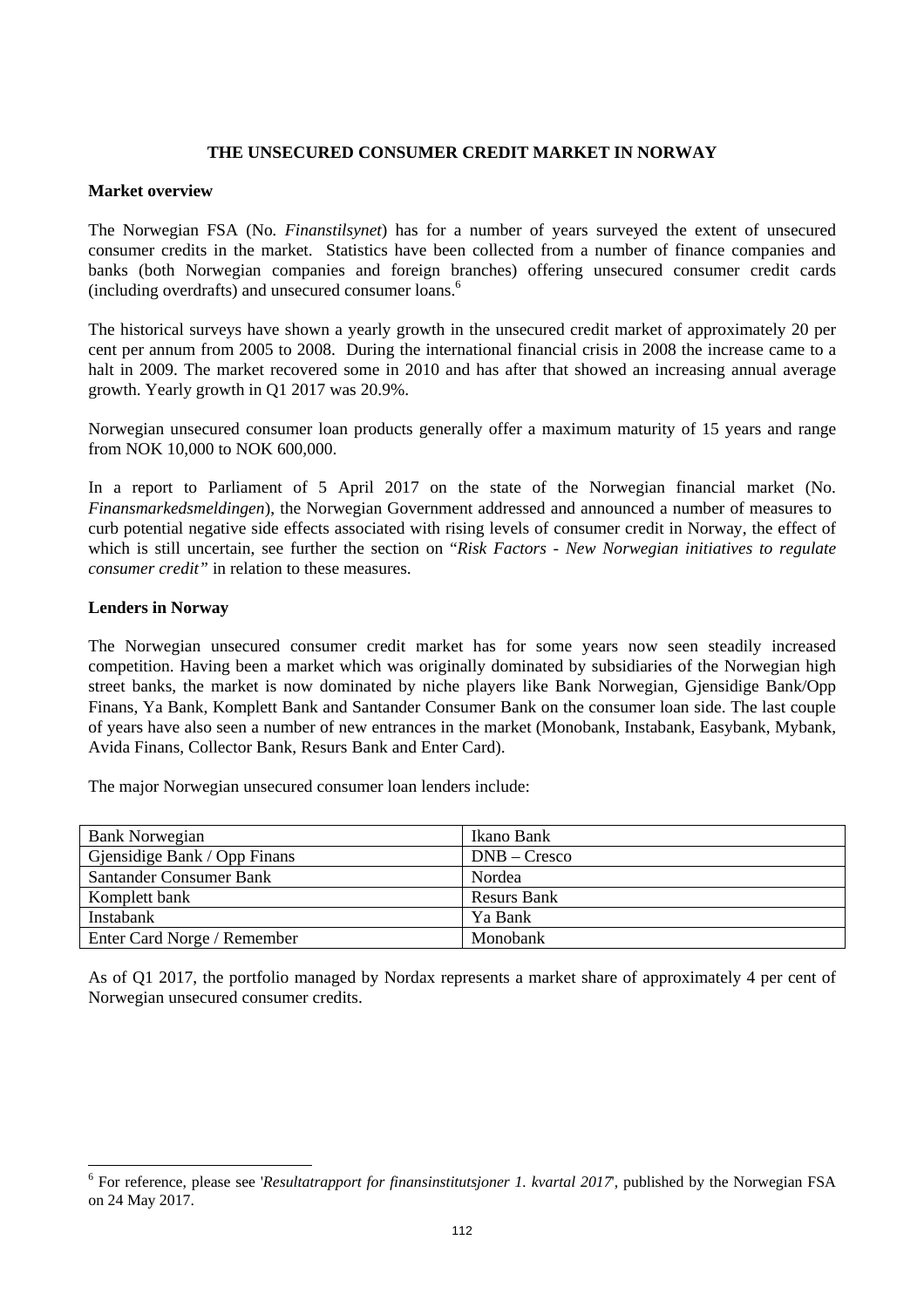## THE UNSECURED CONSUMER CREDIT MARKET IN NORWAY

### Market overview

The Norwegian FSA (No. *Finanstilsynet*) has for a number of years surveyed the extent of unsecured consumer credits in the market. Statistics have been collected from a number of finance companies and banks (both Norwegian companies and foreign branches) offering unsecured consumer credit cards (including overdrafts) and unsecured consumer loans.[6]

The historical surveys have shown a yearly growth in the unsecured credit market of approximately 20 per cent per annum from 2005 to 2008. During the international financial crisis in 2008 the increase came to a halt in 2009. The market recovered some in 2010 and has after that showed an increasing annual average growth. Yearly growth in Q1 2017 was 20.9%.

Norwegian unsecured consumer loan products generally offer a maximum maturity of 15 years and range from NOK 10,000 to NOK 600,000.

In a report to Parliament of 5 April 2017 on the state of the Norwegian financial market (No. *Finansmarkedsmeldingen*), the Norwegian Government addressed and announced a number of measures to curb potential negative side effects associated with rising levels of consumer credit in Norway, the effect of which is still uncertain, see further the section on "*Risk Factors - New Norwegian initiatives to regulate consumer credit"* in relation to these measures.

### Lenders in Norway

The Norwegian unsecured consumer credit market has for some years now seen steadily increased competition. Having been a market which was originally dominated by subsidiaries of the Norwegian high street banks, the market is now dominated by niche players like Bank Norwegian, Gjensidige Bank/Opp Finans, Ya Bank, Komplett Bank and Santander Consumer Bank on the consumer loan side. The last couple of years have also seen a number of new entrances in the market (Monobank, Instabank, Easybank, Mybank, Avida Finans, Collector Bank, Resurs Bank and Enter Card).

The major Norwegian unsecured consumer loan lenders include:

| | |
|---|---|
| Bank Norwegian | Ikano Bank |
| Gjensidige Bank / Opp Finans | DNB – Cresco |
| Santander Consumer Bank | Nordea |
| Komplett bank | Resurs Bank |
| Instabank | Ya Bank |
| Enter Card Norge / Remember | Monobank |

As of Q1 2017, the portfolio managed by Nordax represents a market share of approximately 4 per cent of Norwegian unsecured consumer credits.

[6] For reference, please see '*Resultatrapport for finansinstitutsjoner 1. kvartal 2017*', published by the Norwegian FSA on 24 May 2017.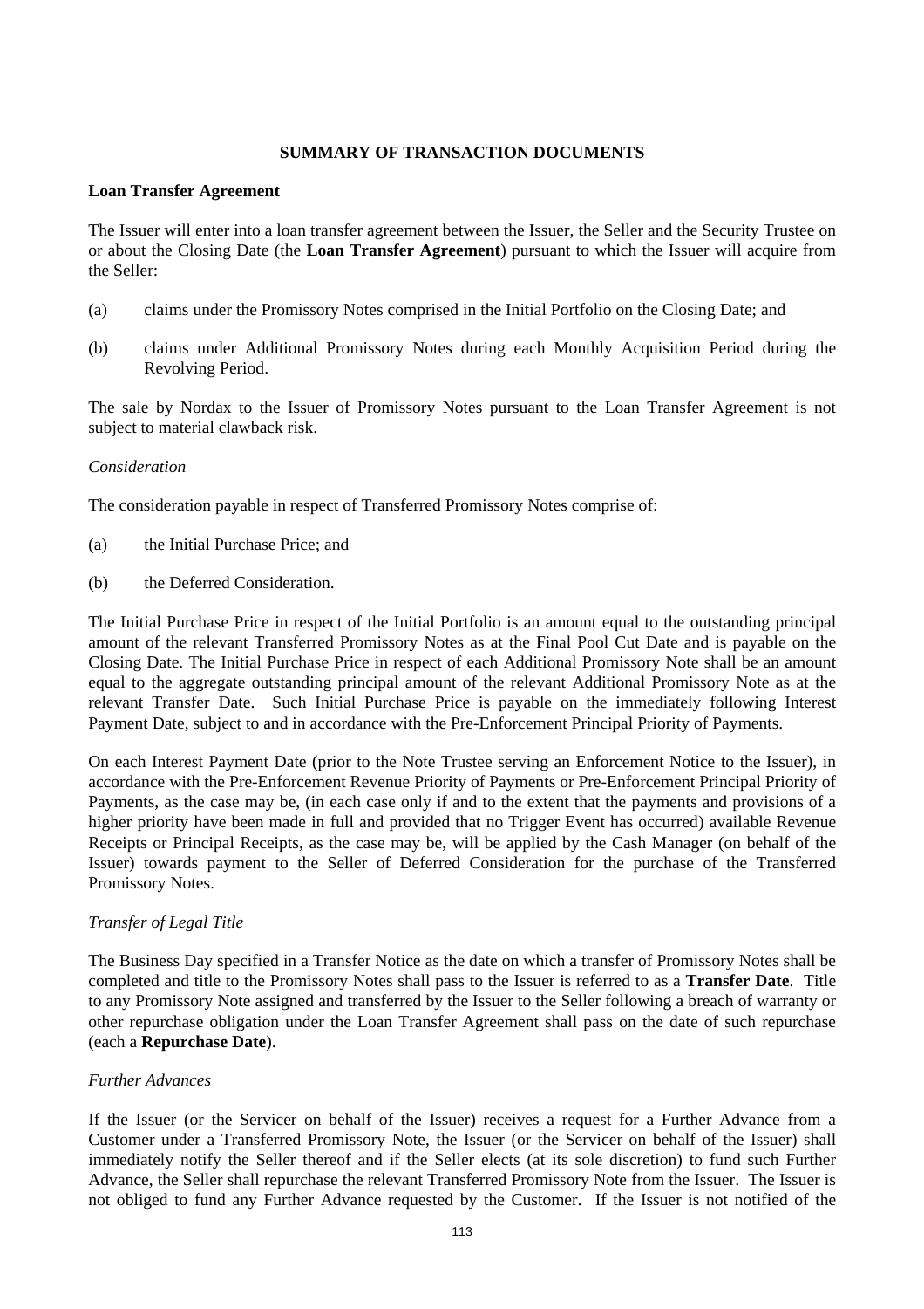## SUMMARY OF TRANSACTION DOCUMENTS

### Loan Transfer Agreement

The Issuer will enter into a loan transfer agreement between the Issuer, the Seller and the Security Trustee on or about the Closing Date (the **Loan Transfer Agreement**) pursuant to which the Issuer will acquire from the Seller:

(a) claims under the Promissory Notes comprised in the Initial Portfolio on the Closing Date; and

(b) claims under Additional Promissory Notes during each Monthly Acquisition Period during the Revolving Period.

The sale by Nordax to the Issuer of Promissory Notes pursuant to the Loan Transfer Agreement is not subject to material clawback risk.

*Consideration*

The consideration payable in respect of Transferred Promissory Notes comprise of:

(a) the Initial Purchase Price; and

(b) the Deferred Consideration.

The Initial Purchase Price in respect of the Initial Portfolio is an amount equal to the outstanding principal amount of the relevant Transferred Promissory Notes as at the Final Pool Cut Date and is payable on the Closing Date. The Initial Purchase Price in respect of each Additional Promissory Note shall be an amount equal to the aggregate outstanding principal amount of the relevant Additional Promissory Note as at the relevant Transfer Date. Such Initial Purchase Price is payable on the immediately following Interest Payment Date, subject to and in accordance with the Pre-Enforcement Principal Priority of Payments.

On each Interest Payment Date (prior to the Note Trustee serving an Enforcement Notice to the Issuer), in accordance with the Pre-Enforcement Revenue Priority of Payments or Pre-Enforcement Principal Priority of Payments, as the case may be, (in each case only if and to the extent that the payments and provisions of a higher priority have been made in full and provided that no Trigger Event has occurred) available Revenue Receipts or Principal Receipts, as the case may be, will be applied by the Cash Manager (on behalf of the Issuer) towards payment to the Seller of Deferred Consideration for the purchase of the Transferred Promissory Notes.

*Transfer of Legal Title*

The Business Day specified in a Transfer Notice as the date on which a transfer of Promissory Notes shall be completed and title to the Promissory Notes shall pass to the Issuer is referred to as a **Transfer Date**. Title to any Promissory Note assigned and transferred by the Issuer to the Seller following a breach of warranty or other repurchase obligation under the Loan Transfer Agreement shall pass on the date of such repurchase (each a **Repurchase Date**).

*Further Advances*

If the Issuer (or the Servicer on behalf of the Issuer) receives a request for a Further Advance from a Customer under a Transferred Promissory Note, the Issuer (or the Servicer on behalf of the Issuer) shall immediately notify the Seller thereof and if the Seller elects (at its sole discretion) to fund such Further Advance, the Seller shall repurchase the relevant Transferred Promissory Note from the Issuer. The Issuer is not obliged to fund any Further Advance requested by the Customer. If the Issuer is not notified of the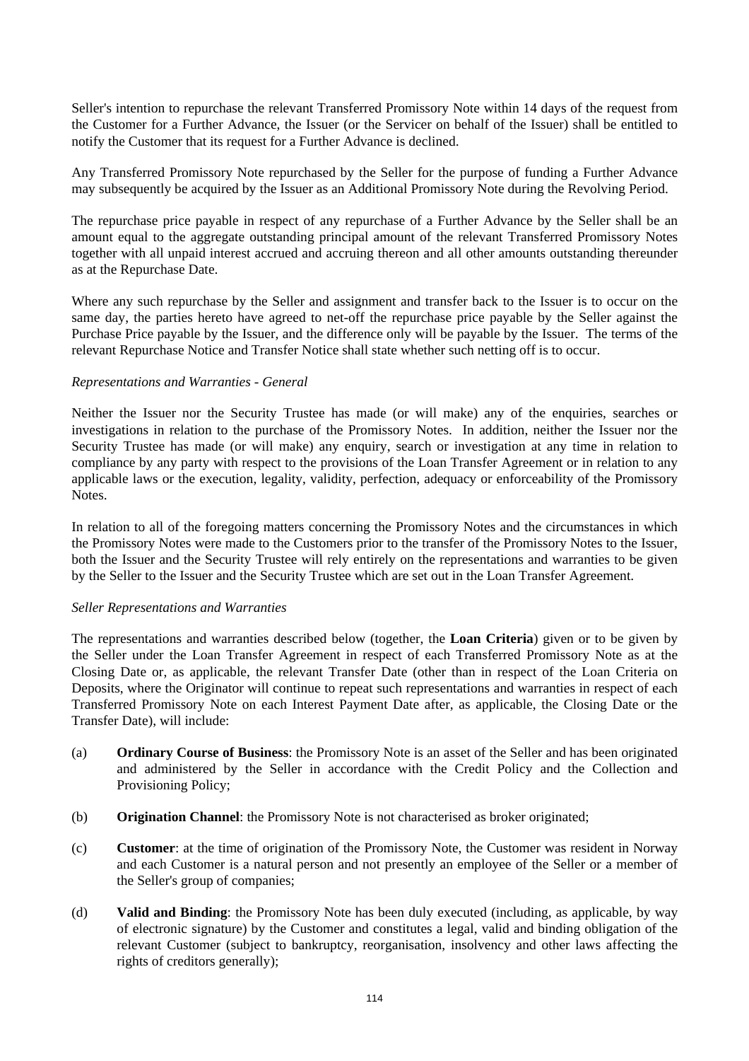Seller's intention to repurchase the relevant Transferred Promissory Note within 14 days of the request from the Customer for a Further Advance, the Issuer (or the Servicer on behalf of the Issuer) shall be entitled to notify the Customer that its request for a Further Advance is declined.

Any Transferred Promissory Note repurchased by the Seller for the purpose of funding a Further Advance may subsequently be acquired by the Issuer as an Additional Promissory Note during the Revolving Period.

The repurchase price payable in respect of any repurchase of a Further Advance by the Seller shall be an amount equal to the aggregate outstanding principal amount of the relevant Transferred Promissory Notes together with all unpaid interest accrued and accruing thereon and all other amounts outstanding thereunder as at the Repurchase Date.

Where any such repurchase by the Seller and assignment and transfer back to the Issuer is to occur on the same day, the parties hereto have agreed to net-off the repurchase price payable by the Seller against the Purchase Price payable by the Issuer, and the difference only will be payable by the Issuer. The terms of the relevant Repurchase Notice and Transfer Notice shall state whether such netting off is to occur.

*Representations and Warranties - General*

Neither the Issuer nor the Security Trustee has made (or will make) any of the enquiries, searches or investigations in relation to the purchase of the Promissory Notes. In addition, neither the Issuer nor the Security Trustee has made (or will make) any enquiry, search or investigation at any time in relation to compliance by any party with respect to the provisions of the Loan Transfer Agreement or in relation to any applicable laws or the execution, legality, validity, perfection, adequacy or enforceability of the Promissory Notes.

In relation to all of the foregoing matters concerning the Promissory Notes and the circumstances in which the Promissory Notes were made to the Customers prior to the transfer of the Promissory Notes to the Issuer, both the Issuer and the Security Trustee will rely entirely on the representations and warranties to be given by the Seller to the Issuer and the Security Trustee which are set out in the Loan Transfer Agreement.

*Seller Representations and Warranties*

The representations and warranties described below (together, the **Loan Criteria**) given or to be given by the Seller under the Loan Transfer Agreement in respect of each Transferred Promissory Note as at the Closing Date or, as applicable, the relevant Transfer Date (other than in respect of the Loan Criteria on Deposits, where the Originator will continue to repeat such representations and warranties in respect of each Transferred Promissory Note on each Interest Payment Date after, as applicable, the Closing Date or the Transfer Date), will include:

(a) **Ordinary Course of Business**: the Promissory Note is an asset of the Seller and has been originated and administered by the Seller in accordance with the Credit Policy and the Collection and Provisioning Policy;

(b) **Origination Channel**: the Promissory Note is not characterised as broker originated;

(c) **Customer**: at the time of origination of the Promissory Note, the Customer was resident in Norway and each Customer is a natural person and not presently an employee of the Seller or a member of the Seller's group of companies;

(d) **Valid and Binding**: the Promissory Note has been duly executed (including, as applicable, by way of electronic signature) by the Customer and constitutes a legal, valid and binding obligation of the relevant Customer (subject to bankruptcy, reorganisation, insolvency and other laws affecting the rights of creditors generally);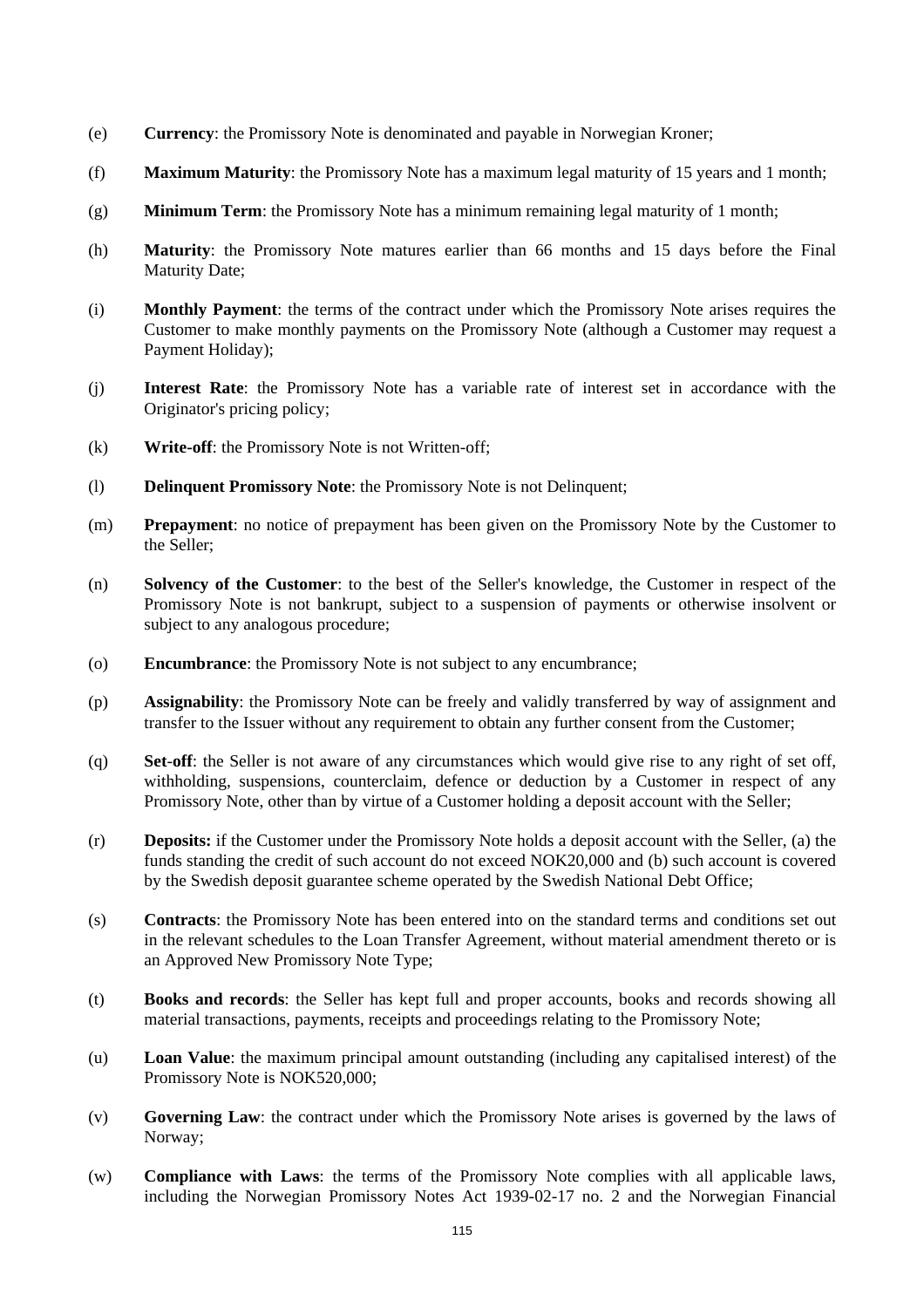(e) **Currency**: the Promissory Note is denominated and payable in Norwegian Kroner;

(f) **Maximum Maturity**: the Promissory Note has a maximum legal maturity of 15 years and 1 month;

(g) **Minimum Term**: the Promissory Note has a minimum remaining legal maturity of 1 month;

(h) **Maturity**: the Promissory Note matures earlier than 66 months and 15 days before the Final Maturity Date;

(i) **Monthly Payment**: the terms of the contract under which the Promissory Note arises requires the Customer to make monthly payments on the Promissory Note (although a Customer may request a Payment Holiday);

(j) **Interest Rate**: the Promissory Note has a variable rate of interest set in accordance with the Originator's pricing policy;

(k) **Write-off**: the Promissory Note is not Written-off;

(l) **Delinquent Promissory Note**: the Promissory Note is not Delinquent;

(m) **Prepayment**: no notice of prepayment has been given on the Promissory Note by the Customer to the Seller;

(n) **Solvency of the Customer**: to the best of the Seller's knowledge, the Customer in respect of the Promissory Note is not bankrupt, subject to a suspension of payments or otherwise insolvent or subject to any analogous procedure;

(o) **Encumbrance**: the Promissory Note is not subject to any encumbrance;

(p) **Assignability**: the Promissory Note can be freely and validly transferred by way of assignment and transfer to the Issuer without any requirement to obtain any further consent from the Customer;

(q) **Set-off**: the Seller is not aware of any circumstances which would give rise to any right of set off, withholding, suspensions, counterclaim, defence or deduction by a Customer in respect of any Promissory Note, other than by virtue of a Customer holding a deposit account with the Seller;

(r) **Deposits:** if the Customer under the Promissory Note holds a deposit account with the Seller, (a) the funds standing the credit of such account do not exceed NOK20,000 and (b) such account is covered by the Swedish deposit guarantee scheme operated by the Swedish National Debt Office;

(s) **Contracts**: the Promissory Note has been entered into on the standard terms and conditions set out in the relevant schedules to the Loan Transfer Agreement, without material amendment thereto or is an Approved New Promissory Note Type;

(t) **Books and records**: the Seller has kept full and proper accounts, books and records showing all material transactions, payments, receipts and proceedings relating to the Promissory Note;

(u) **Loan Value**: the maximum principal amount outstanding (including any capitalised interest) of the Promissory Note is NOK520,000;

(v) **Governing Law**: the contract under which the Promissory Note arises is governed by the laws of Norway;

(w) **Compliance with Laws**: the terms of the Promissory Note complies with all applicable laws, including the Norwegian Promissory Notes Act 1939-02-17 no. 2 and the Norwegian Financial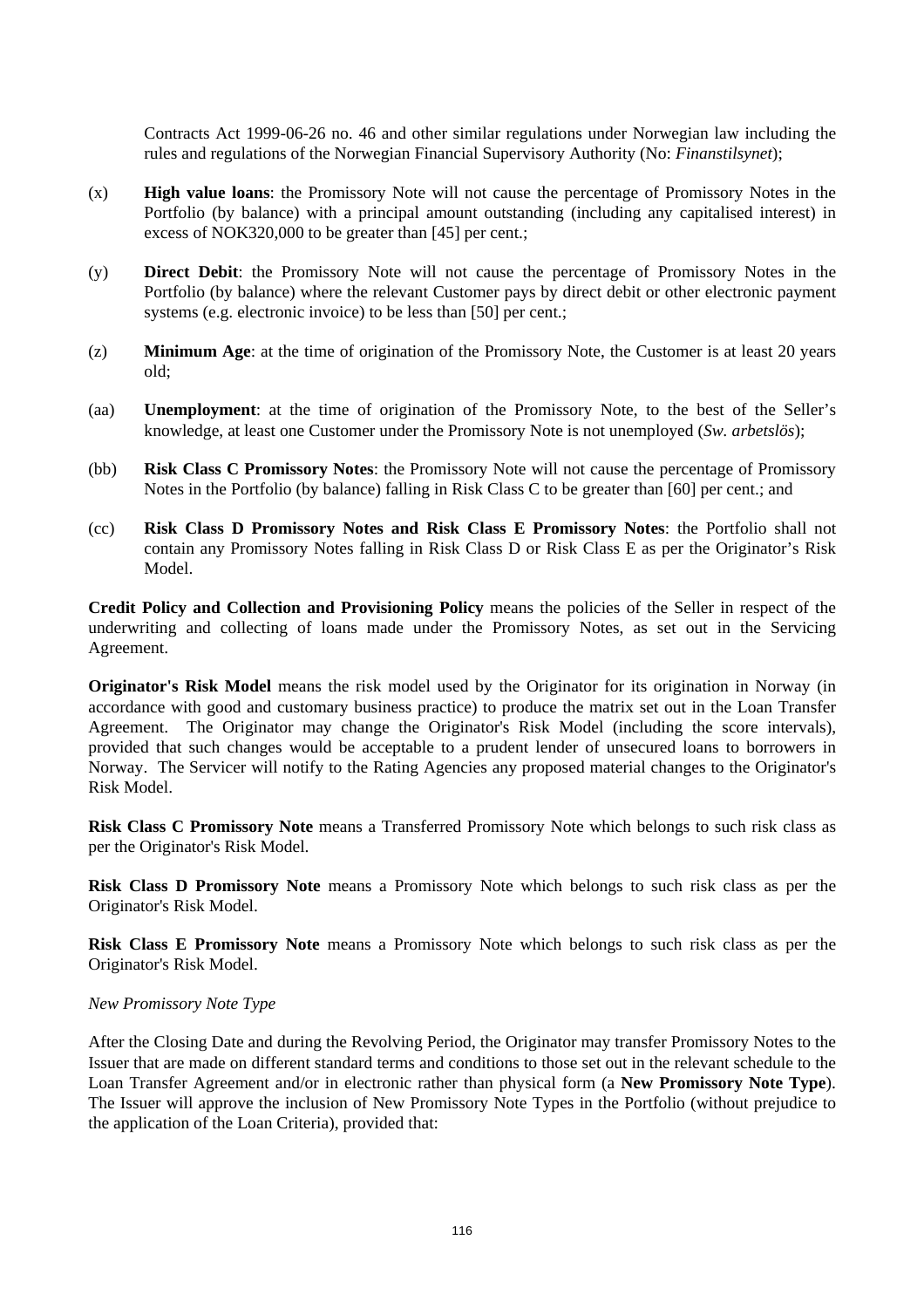Contracts Act 1999-06-26 no. 46 and other similar regulations under Norwegian law including the rules and regulations of the Norwegian Financial Supervisory Authority (No: *Finanstilsynet*);

(x) **High value loans**: the Promissory Note will not cause the percentage of Promissory Notes in the Portfolio (by balance) with a principal amount outstanding (including any capitalised interest) in excess of NOK320,000 to be greater than [45] per cent.;

(y) **Direct Debit**: the Promissory Note will not cause the percentage of Promissory Notes in the Portfolio (by balance) where the relevant Customer pays by direct debit or other electronic payment systems (e.g. electronic invoice) to be less than [50] per cent.;

(z) **Minimum Age**: at the time of origination of the Promissory Note, the Customer is at least 20 years old;

(aa) **Unemployment**: at the time of origination of the Promissory Note, to the best of the Seller's knowledge, at least one Customer under the Promissory Note is not unemployed (*Sw. arbetslös*);

(bb) **Risk Class C Promissory Notes**: the Promissory Note will not cause the percentage of Promissory Notes in the Portfolio (by balance) falling in Risk Class C to be greater than [60] per cent.; and

(cc) **Risk Class D Promissory Notes and Risk Class E Promissory Notes**: the Portfolio shall not contain any Promissory Notes falling in Risk Class D or Risk Class E as per the Originator's Risk Model.

**Credit Policy and Collection and Provisioning Policy** means the policies of the Seller in respect of the underwriting and collecting of loans made under the Promissory Notes, as set out in the Servicing Agreement.

**Originator's Risk Model** means the risk model used by the Originator for its origination in Norway (in accordance with good and customary business practice) to produce the matrix set out in the Loan Transfer Agreement. The Originator may change the Originator's Risk Model (including the score intervals), provided that such changes would be acceptable to a prudent lender of unsecured loans to borrowers in Norway. The Servicer will notify to the Rating Agencies any proposed material changes to the Originator's Risk Model.

**Risk Class C Promissory Note** means a Transferred Promissory Note which belongs to such risk class as per the Originator's Risk Model.

**Risk Class D Promissory Note** means a Promissory Note which belongs to such risk class as per the Originator's Risk Model.

**Risk Class E Promissory Note** means a Promissory Note which belongs to such risk class as per the Originator's Risk Model.

*New Promissory Note Type*

After the Closing Date and during the Revolving Period, the Originator may transfer Promissory Notes to the Issuer that are made on different standard terms and conditions to those set out in the relevant schedule to the Loan Transfer Agreement and/or in electronic rather than physical form (a **New Promissory Note Type**). The Issuer will approve the inclusion of New Promissory Note Types in the Portfolio (without prejudice to the application of the Loan Criteria), provided that: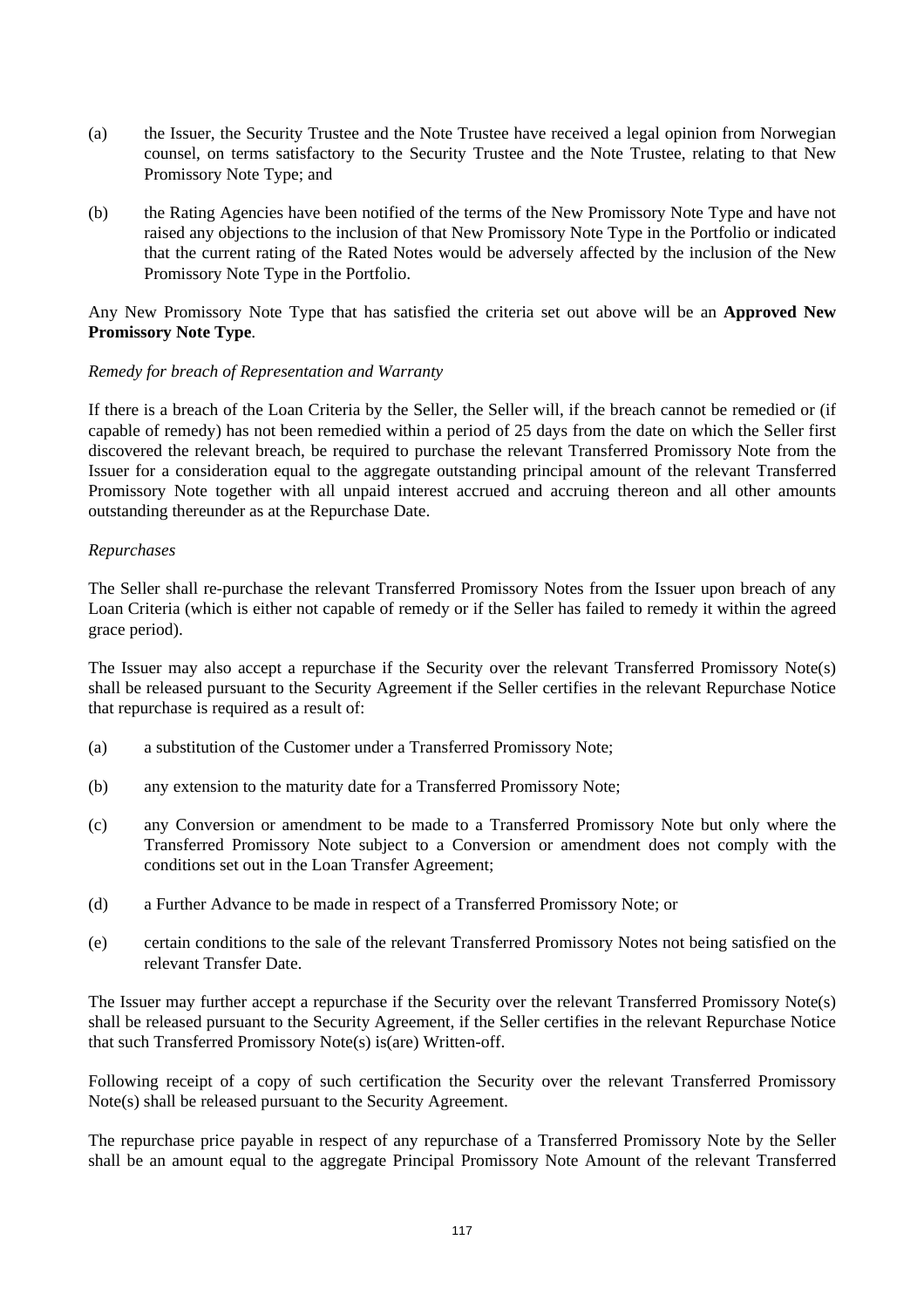(a) the Issuer, the Security Trustee and the Note Trustee have received a legal opinion from Norwegian counsel, on terms satisfactory to the Security Trustee and the Note Trustee, relating to that New Promissory Note Type; and

(b) the Rating Agencies have been notified of the terms of the New Promissory Note Type and have not raised any objections to the inclusion of that New Promissory Note Type in the Portfolio or indicated that the current rating of the Rated Notes would be adversely affected by the inclusion of the New Promissory Note Type in the Portfolio.

Any New Promissory Note Type that has satisfied the criteria set out above will be an **Approved New Promissory Note Type**.

*Remedy for breach of Representation and Warranty*

If there is a breach of the Loan Criteria by the Seller, the Seller will, if the breach cannot be remedied or (if capable of remedy) has not been remedied within a period of 25 days from the date on which the Seller first discovered the relevant breach, be required to purchase the relevant Transferred Promissory Note from the Issuer for a consideration equal to the aggregate outstanding principal amount of the relevant Transferred Promissory Note together with all unpaid interest accrued and accruing thereon and all other amounts outstanding thereunder as at the Repurchase Date.

*Repurchases*

The Seller shall re-purchase the relevant Transferred Promissory Notes from the Issuer upon breach of any Loan Criteria (which is either not capable of remedy or if the Seller has failed to remedy it within the agreed grace period).

The Issuer may also accept a repurchase if the Security over the relevant Transferred Promissory Note(s) shall be released pursuant to the Security Agreement if the Seller certifies in the relevant Repurchase Notice that repurchase is required as a result of:

(a) a substitution of the Customer under a Transferred Promissory Note;

(b) any extension to the maturity date for a Transferred Promissory Note;

(c) any Conversion or amendment to be made to a Transferred Promissory Note but only where the Transferred Promissory Note subject to a Conversion or amendment does not comply with the conditions set out in the Loan Transfer Agreement;

(d) a Further Advance to be made in respect of a Transferred Promissory Note; or

(e) certain conditions to the sale of the relevant Transferred Promissory Notes not being satisfied on the relevant Transfer Date.

The Issuer may further accept a repurchase if the Security over the relevant Transferred Promissory Note(s) shall be released pursuant to the Security Agreement, if the Seller certifies in the relevant Repurchase Notice that such Transferred Promissory Note(s) is(are) Written-off.

Following receipt of a copy of such certification the Security over the relevant Transferred Promissory Note(s) shall be released pursuant to the Security Agreement.

The repurchase price payable in respect of any repurchase of a Transferred Promissory Note by the Seller shall be an amount equal to the aggregate Principal Promissory Note Amount of the relevant Transferred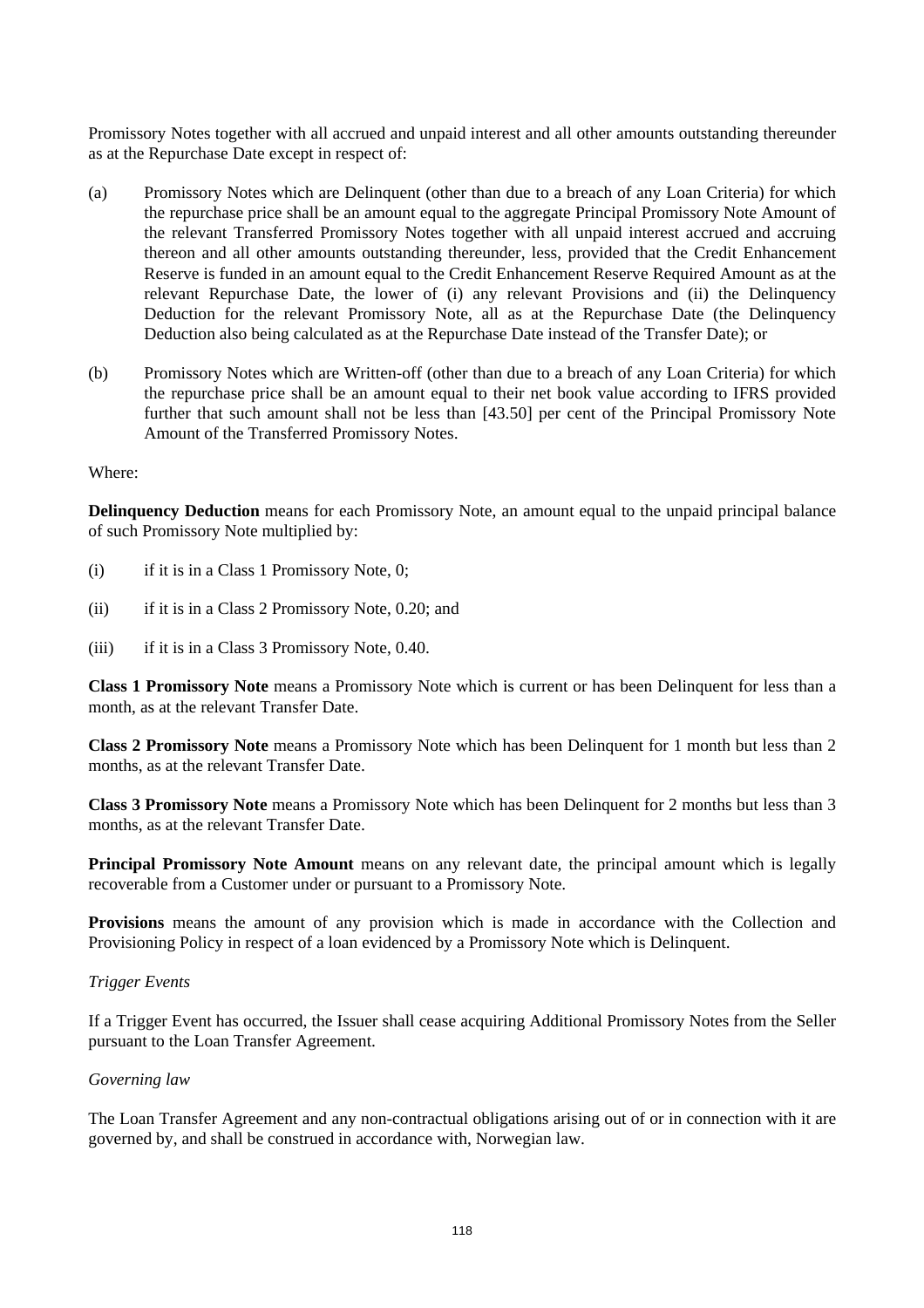Promissory Notes together with all accrued and unpaid interest and all other amounts outstanding thereunder as at the Repurchase Date except in respect of:

(a) Promissory Notes which are Delinquent (other than due to a breach of any Loan Criteria) for which the repurchase price shall be an amount equal to the aggregate Principal Promissory Note Amount of the relevant Transferred Promissory Notes together with all unpaid interest accrued and accruing thereon and all other amounts outstanding thereunder, less, provided that the Credit Enhancement Reserve is funded in an amount equal to the Credit Enhancement Reserve Required Amount as at the relevant Repurchase Date, the lower of (i) any relevant Provisions and (ii) the Delinquency Deduction for the relevant Promissory Note, all as at the Repurchase Date (the Delinquency Deduction also being calculated as at the Repurchase Date instead of the Transfer Date); or

(b) Promissory Notes which are Written-off (other than due to a breach of any Loan Criteria) for which the repurchase price shall be an amount equal to their net book value according to IFRS provided further that such amount shall not be less than [43.50] per cent of the Principal Promissory Note Amount of the Transferred Promissory Notes.

Where:

**Delinquency Deduction** means for each Promissory Note, an amount equal to the unpaid principal balance of such Promissory Note multiplied by:

(i) if it is in a Class 1 Promissory Note, 0;

(ii) if it is in a Class 2 Promissory Note, 0.20; and

(iii) if it is in a Class 3 Promissory Note, 0.40.

**Class 1 Promissory Note** means a Promissory Note which is current or has been Delinquent for less than a month, as at the relevant Transfer Date.

**Class 2 Promissory Note** means a Promissory Note which has been Delinquent for 1 month but less than 2 months, as at the relevant Transfer Date.

**Class 3 Promissory Note** means a Promissory Note which has been Delinquent for 2 months but less than 3 months, as at the relevant Transfer Date.

**Principal Promissory Note Amount** means on any relevant date, the principal amount which is legally recoverable from a Customer under or pursuant to a Promissory Note.

**Provisions** means the amount of any provision which is made in accordance with the Collection and Provisioning Policy in respect of a loan evidenced by a Promissory Note which is Delinquent.

*Trigger Events*

If a Trigger Event has occurred, the Issuer shall cease acquiring Additional Promissory Notes from the Seller pursuant to the Loan Transfer Agreement.

*Governing law*

The Loan Transfer Agreement and any non-contractual obligations arising out of or in connection with it are governed by, and shall be construed in accordance with, Norwegian law.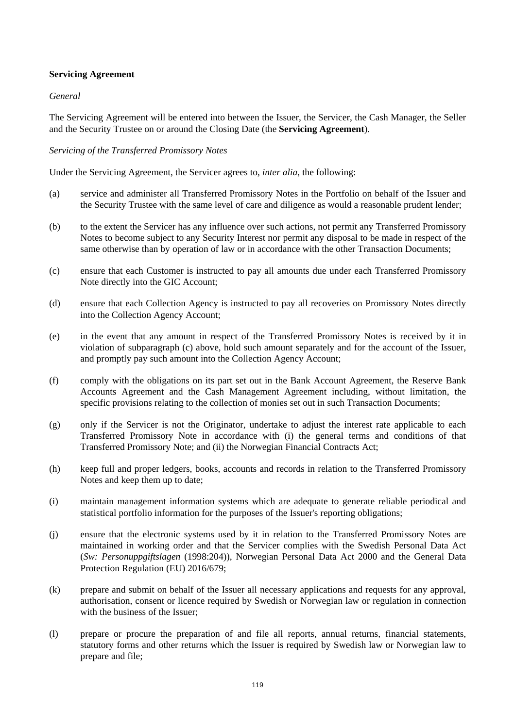**Servicing Agreement**

*General*

The Servicing Agreement will be entered into between the Issuer, the Servicer, the Cash Manager, the Seller and the Security Trustee on or around the Closing Date (the **Servicing Agreement**).

*Servicing of the Transferred Promissory Notes*

Under the Servicing Agreement, the Servicer agrees to, *inter alia*, the following:

(a) service and administer all Transferred Promissory Notes in the Portfolio on behalf of the Issuer and the Security Trustee with the same level of care and diligence as would a reasonable prudent lender;

(b) to the extent the Servicer has any influence over such actions, not permit any Transferred Promissory Notes to become subject to any Security Interest nor permit any disposal to be made in respect of the same otherwise than by operation of law or in accordance with the other Transaction Documents;

(c) ensure that each Customer is instructed to pay all amounts due under each Transferred Promissory Note directly into the GIC Account;

(d) ensure that each Collection Agency is instructed to pay all recoveries on Promissory Notes directly into the Collection Agency Account;

(e) in the event that any amount in respect of the Transferred Promissory Notes is received by it in violation of subparagraph (c) above, hold such amount separately and for the account of the Issuer, and promptly pay such amount into the Collection Agency Account;

(f) comply with the obligations on its part set out in the Bank Account Agreement, the Reserve Bank Accounts Agreement and the Cash Management Agreement including, without limitation, the specific provisions relating to the collection of monies set out in such Transaction Documents;

(g) only if the Servicer is not the Originator, undertake to adjust the interest rate applicable to each Transferred Promissory Note in accordance with (i) the general terms and conditions of that Transferred Promissory Note; and (ii) the Norwegian Financial Contracts Act;

(h) keep full and proper ledgers, books, accounts and records in relation to the Transferred Promissory Notes and keep them up to date;

(i) maintain management information systems which are adequate to generate reliable periodical and statistical portfolio information for the purposes of the Issuer's reporting obligations;

(j) ensure that the electronic systems used by it in relation to the Transferred Promissory Notes are maintained in working order and that the Servicer complies with the Swedish Personal Data Act (*Sw: Personuppgiftslagen* (1998:204)), Norwegian Personal Data Act 2000 and the General Data Protection Regulation (EU) 2016/679;

(k) prepare and submit on behalf of the Issuer all necessary applications and requests for any approval, authorisation, consent or licence required by Swedish or Norwegian law or regulation in connection with the business of the Issuer;

(l) prepare or procure the preparation of and file all reports, annual returns, financial statements, statutory forms and other returns which the Issuer is required by Swedish law or Norwegian law to prepare and file;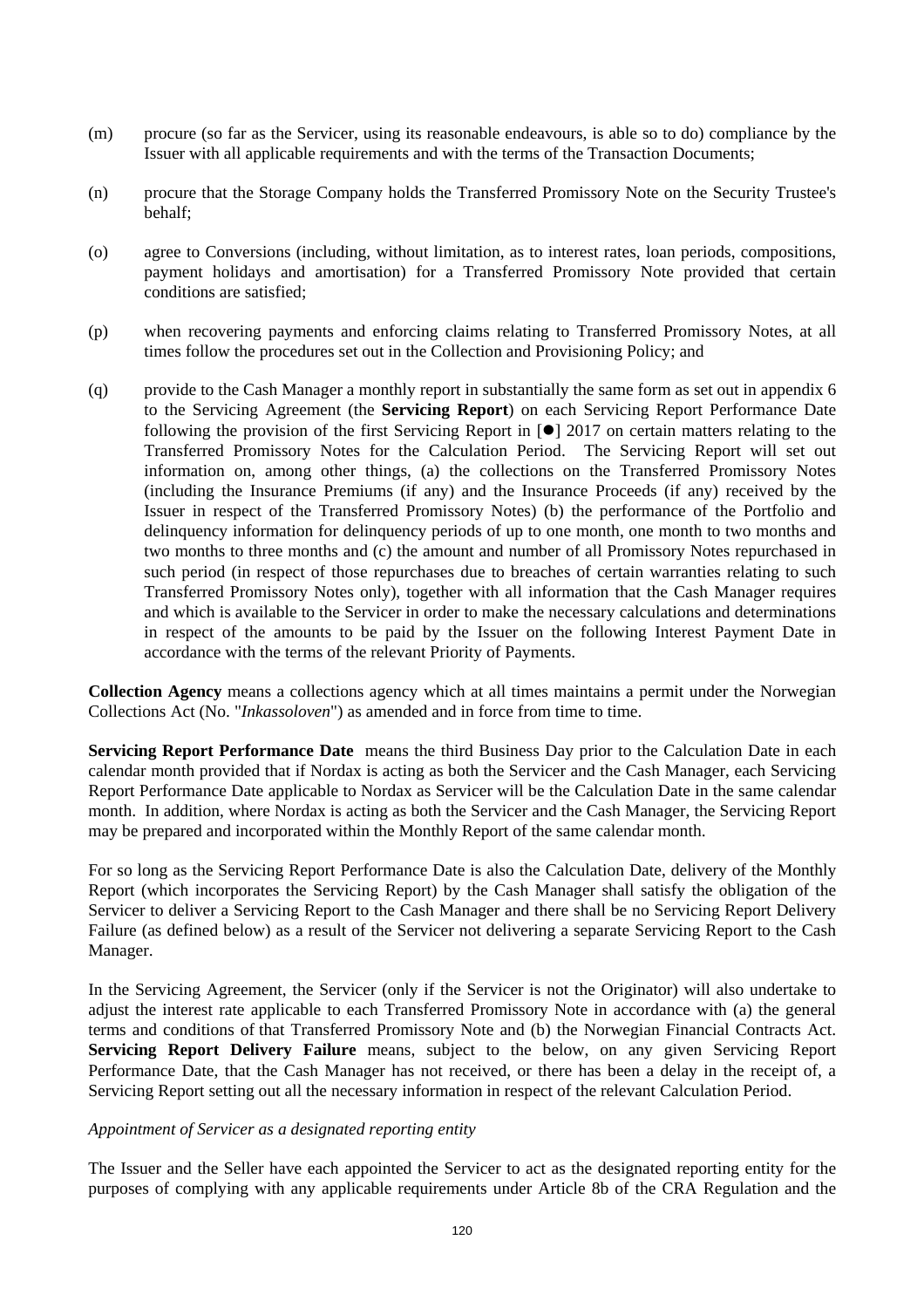(m) procure (so far as the Servicer, using its reasonable endeavours, is able so to do) compliance by the Issuer with all applicable requirements and with the terms of the Transaction Documents;

(n) procure that the Storage Company holds the Transferred Promissory Note on the Security Trustee's behalf;

(o) agree to Conversions (including, without limitation, as to interest rates, loan periods, compositions, payment holidays and amortisation) for a Transferred Promissory Note provided that certain conditions are satisfied;

(p) when recovering payments and enforcing claims relating to Transferred Promissory Notes, at all times follow the procedures set out in the Collection and Provisioning Policy; and

(q) provide to the Cash Manager a monthly report in substantially the same form as set out in appendix 6 to the Servicing Agreement (the **Servicing Report**) on each Servicing Report Performance Date following the provision of the first Servicing Report in [●] 2017 on certain matters relating to the Transferred Promissory Notes for the Calculation Period. The Servicing Report will set out information on, among other things, (a) the collections on the Transferred Promissory Notes (including the Insurance Premiums (if any) and the Insurance Proceeds (if any) received by the Issuer in respect of the Transferred Promissory Notes) (b) the performance of the Portfolio and delinquency information for delinquency periods of up to one month, one month to two months and two months to three months and (c) the amount and number of all Promissory Notes repurchased in such period (in respect of those repurchases due to breaches of certain warranties relating to such Transferred Promissory Notes only), together with all information that the Cash Manager requires and which is available to the Servicer in order to make the necessary calculations and determinations in respect of the amounts to be paid by the Issuer on the following Interest Payment Date in accordance with the terms of the relevant Priority of Payments.

**Collection Agency** means a collections agency which at all times maintains a permit under the Norwegian Collections Act (No. "*Inkassoloven*") as amended and in force from time to time.

**Servicing Report Performance Date** means the third Business Day prior to the Calculation Date in each calendar month provided that if Nordax is acting as both the Servicer and the Cash Manager, each Servicing Report Performance Date applicable to Nordax as Servicer will be the Calculation Date in the same calendar month. In addition, where Nordax is acting as both the Servicer and the Cash Manager, the Servicing Report may be prepared and incorporated within the Monthly Report of the same calendar month.

For so long as the Servicing Report Performance Date is also the Calculation Date, delivery of the Monthly Report (which incorporates the Servicing Report) by the Cash Manager shall satisfy the obligation of the Servicer to deliver a Servicing Report to the Cash Manager and there shall be no Servicing Report Delivery Failure (as defined below) as a result of the Servicer not delivering a separate Servicing Report to the Cash Manager.

In the Servicing Agreement, the Servicer (only if the Servicer is not the Originator) will also undertake to adjust the interest rate applicable to each Transferred Promissory Note in accordance with (a) the general terms and conditions of that Transferred Promissory Note and (b) the Norwegian Financial Contracts Act. **Servicing Report Delivery Failure** means, subject to the below, on any given Servicing Report Performance Date, that the Cash Manager has not received, or there has been a delay in the receipt of, a Servicing Report setting out all the necessary information in respect of the relevant Calculation Period.

*Appointment of Servicer as a designated reporting entity*

The Issuer and the Seller have each appointed the Servicer to act as the designated reporting entity for the purposes of complying with any applicable requirements under Article 8b of the CRA Regulation and the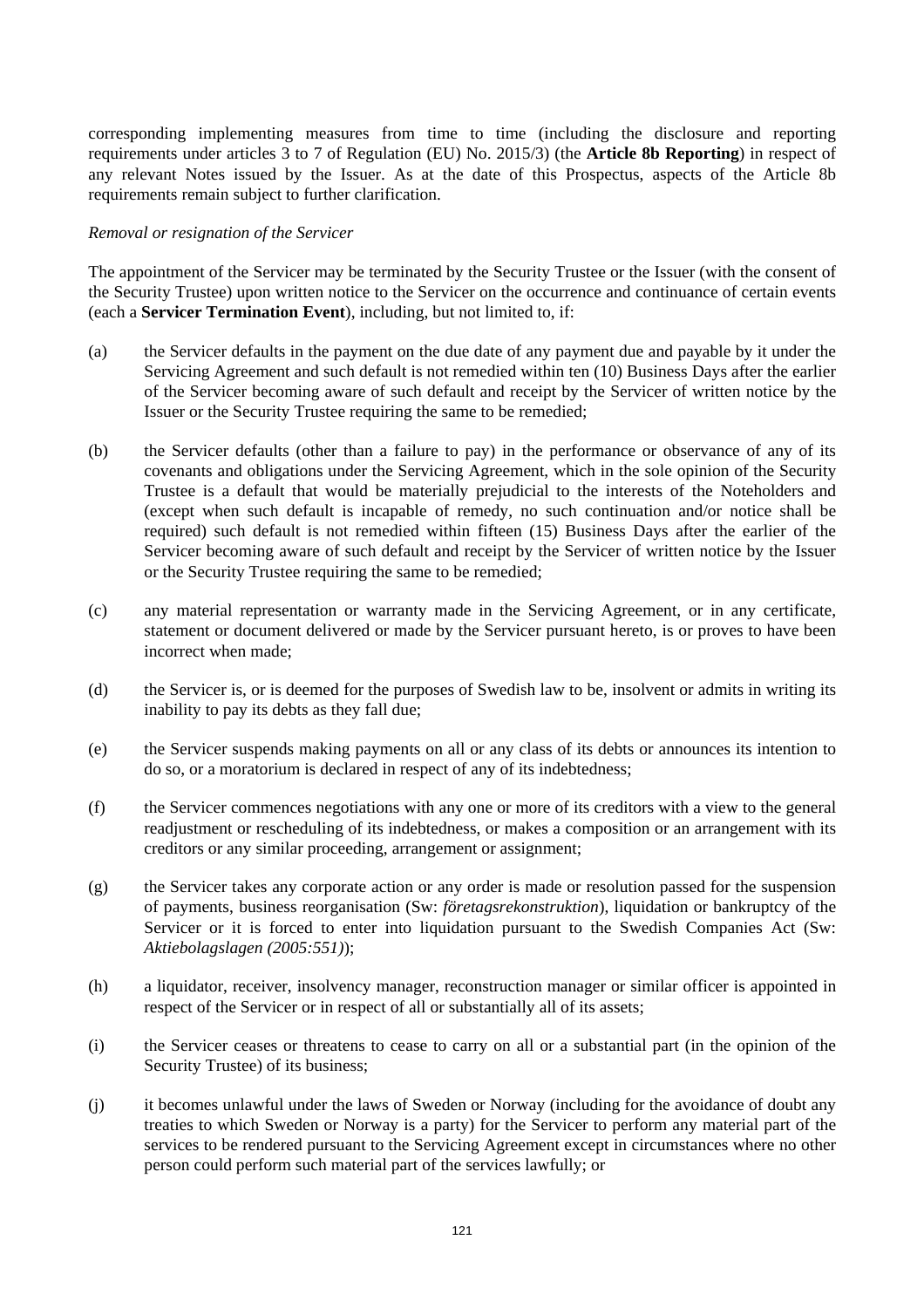corresponding implementing measures from time to time (including the disclosure and reporting requirements under articles 3 to 7 of Regulation (EU) No. 2015/3) (the **Article 8b Reporting**) in respect of any relevant Notes issued by the Issuer. As at the date of this Prospectus, aspects of the Article 8b requirements remain subject to further clarification.

*Removal or resignation of the Servicer*

The appointment of the Servicer may be terminated by the Security Trustee or the Issuer (with the consent of the Security Trustee) upon written notice to the Servicer on the occurrence and continuance of certain events (each a **Servicer Termination Event**), including, but not limited to, if:

(a) the Servicer defaults in the payment on the due date of any payment due and payable by it under the Servicing Agreement and such default is not remedied within ten (10) Business Days after the earlier of the Servicer becoming aware of such default and receipt by the Servicer of written notice by the Issuer or the Security Trustee requiring the same to be remedied;

(b) the Servicer defaults (other than a failure to pay) in the performance or observance of any of its covenants and obligations under the Servicing Agreement, which in the sole opinion of the Security Trustee is a default that would be materially prejudicial to the interests of the Noteholders and (except when such default is incapable of remedy, no such continuation and/or notice shall be required) such default is not remedied within fifteen (15) Business Days after the earlier of the Servicer becoming aware of such default and receipt by the Servicer of written notice by the Issuer or the Security Trustee requiring the same to be remedied;

(c) any material representation or warranty made in the Servicing Agreement, or in any certificate, statement or document delivered or made by the Servicer pursuant hereto, is or proves to have been incorrect when made;

(d) the Servicer is, or is deemed for the purposes of Swedish law to be, insolvent or admits in writing its inability to pay its debts as they fall due;

(e) the Servicer suspends making payments on all or any class of its debts or announces its intention to do so, or a moratorium is declared in respect of any of its indebtedness;

(f) the Servicer commences negotiations with any one or more of its creditors with a view to the general readjustment or rescheduling of its indebtedness, or makes a composition or an arrangement with its creditors or any similar proceeding, arrangement or assignment;

(g) the Servicer takes any corporate action or any order is made or resolution passed for the suspension of payments, business reorganisation (Sw: *företagsrekonstruktion*), liquidation or bankruptcy of the Servicer or it is forced to enter into liquidation pursuant to the Swedish Companies Act (Sw: *Aktiebolagslagen (2005:551)*);

(h) a liquidator, receiver, insolvency manager, reconstruction manager or similar officer is appointed in respect of the Servicer or in respect of all or substantially all of its assets;

(i) the Servicer ceases or threatens to cease to carry on all or a substantial part (in the opinion of the Security Trustee) of its business;

(j) it becomes unlawful under the laws of Sweden or Norway (including for the avoidance of doubt any treaties to which Sweden or Norway is a party) for the Servicer to perform any material part of the services to be rendered pursuant to the Servicing Agreement except in circumstances where no other person could perform such material part of the services lawfully; or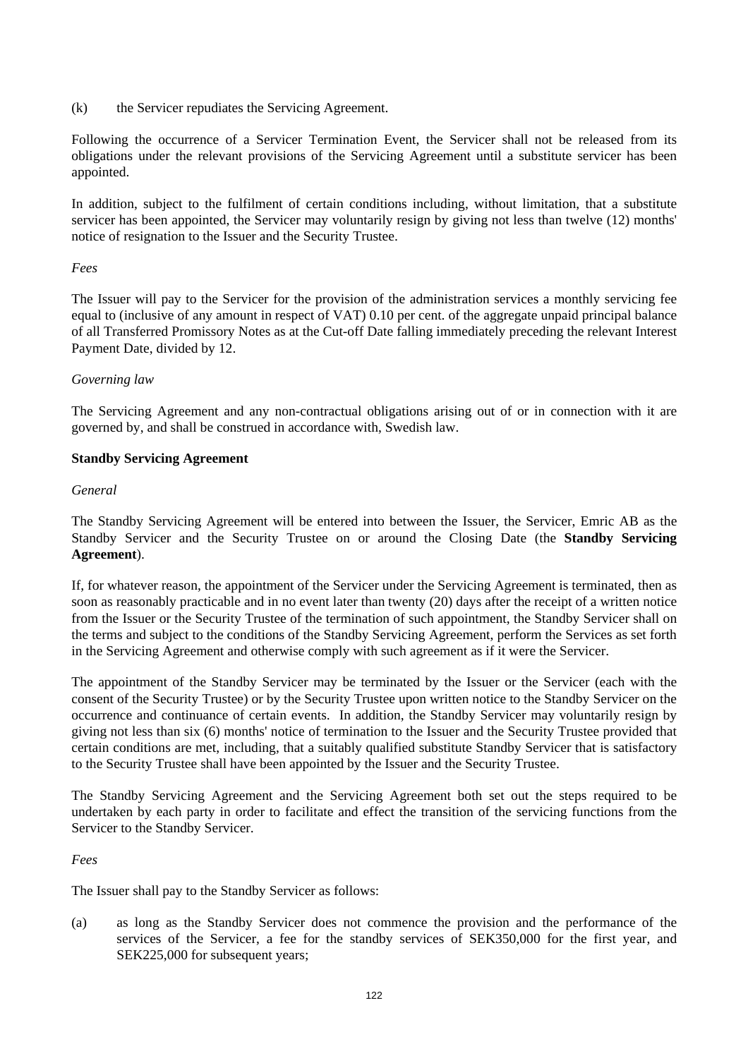(k) the Servicer repudiates the Servicing Agreement.

Following the occurrence of a Servicer Termination Event, the Servicer shall not be released from its obligations under the relevant provisions of the Servicing Agreement until a substitute servicer has been appointed.

In addition, subject to the fulfilment of certain conditions including, without limitation, that a substitute servicer has been appointed, the Servicer may voluntarily resign by giving not less than twelve (12) months' notice of resignation to the Issuer and the Security Trustee.

*Fees*

The Issuer will pay to the Servicer for the provision of the administration services a monthly servicing fee equal to (inclusive of any amount in respect of VAT) 0.10 per cent. of the aggregate unpaid principal balance of all Transferred Promissory Notes as at the Cut-off Date falling immediately preceding the relevant Interest Payment Date, divided by 12.

*Governing law*

The Servicing Agreement and any non-contractual obligations arising out of or in connection with it are governed by, and shall be construed in accordance with, Swedish law.

**Standby Servicing Agreement**

*General*

The Standby Servicing Agreement will be entered into between the Issuer, the Servicer, Emric AB as the Standby Servicer and the Security Trustee on or around the Closing Date (the **Standby Servicing Agreement**).

If, for whatever reason, the appointment of the Servicer under the Servicing Agreement is terminated, then as soon as reasonably practicable and in no event later than twenty (20) days after the receipt of a written notice from the Issuer or the Security Trustee of the termination of such appointment, the Standby Servicer shall on the terms and subject to the conditions of the Standby Servicing Agreement, perform the Services as set forth in the Servicing Agreement and otherwise comply with such agreement as if it were the Servicer.

The appointment of the Standby Servicer may be terminated by the Issuer or the Servicer (each with the consent of the Security Trustee) or by the Security Trustee upon written notice to the Standby Servicer on the occurrence and continuance of certain events. In addition, the Standby Servicer may voluntarily resign by giving not less than six (6) months' notice of termination to the Issuer and the Security Trustee provided that certain conditions are met, including, that a suitably qualified substitute Standby Servicer that is satisfactory to the Security Trustee shall have been appointed by the Issuer and the Security Trustee.

The Standby Servicing Agreement and the Servicing Agreement both set out the steps required to be undertaken by each party in order to facilitate and effect the transition of the servicing functions from the Servicer to the Standby Servicer.

*Fees*

The Issuer shall pay to the Standby Servicer as follows:

(a) as long as the Standby Servicer does not commence the provision and the performance of the services of the Servicer, a fee for the standby services of SEK350,000 for the first year, and SEK225,000 for subsequent years;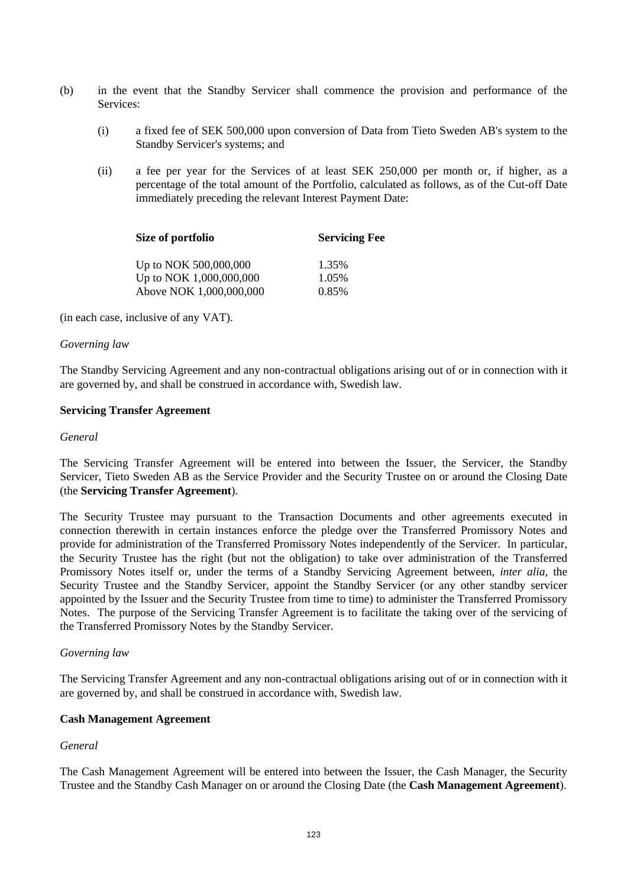(b) in the event that the Standby Servicer shall commence the provision and performance of the Services:

   (i) a fixed fee of SEK 500,000 upon conversion of Data from Tieto Sweden AB's system to the Standby Servicer's systems; and

   (ii) a fee per year for the Services of at least SEK 250,000 per month or, if higher, as a percentage of the total amount of the Portfolio, calculated as follows, as of the Cut-off Date immediately preceding the relevant Interest Payment Date:

| Size of portfolio | Servicing Fee |
|---|---|
| Up to NOK 500,000,000 | 1.35% |
| Up to NOK 1,000,000,000 | 1.05% |
| Above NOK 1,000,000,000 | 0.85% |

(in each case, inclusive of any VAT).

*Governing law*

The Standby Servicing Agreement and any non-contractual obligations arising out of or in connection with it are governed by, and shall be construed in accordance with, Swedish law.

**Servicing Transfer Agreement**

*General*

The Servicing Transfer Agreement will be entered into between the Issuer, the Servicer, the Standby Servicer, Tieto Sweden AB as the Service Provider and the Security Trustee on or around the Closing Date (the **Servicing Transfer Agreement**).

The Security Trustee may pursuant to the Transaction Documents and other agreements executed in connection therewith in certain instances enforce the pledge over the Transferred Promissory Notes and provide for administration of the Transferred Promissory Notes independently of the Servicer. In particular, the Security Trustee has the right (but not the obligation) to take over administration of the Transferred Promissory Notes itself or, under the terms of a Standby Servicing Agreement between, *inter alia*, the Security Trustee and the Standby Servicer, appoint the Standby Servicer (or any other standby servicer appointed by the Issuer and the Security Trustee from time to time) to administer the Transferred Promissory Notes. The purpose of the Servicing Transfer Agreement is to facilitate the taking over of the servicing of the Transferred Promissory Notes by the Standby Servicer.

*Governing law*

The Servicing Transfer Agreement and any non-contractual obligations arising out of or in connection with it are governed by, and shall be construed in accordance with, Swedish law.

**Cash Management Agreement**

*General*

The Cash Management Agreement will be entered into between the Issuer, the Cash Manager, the Security Trustee and the Standby Cash Manager on or around the Closing Date (the **Cash Management Agreement**).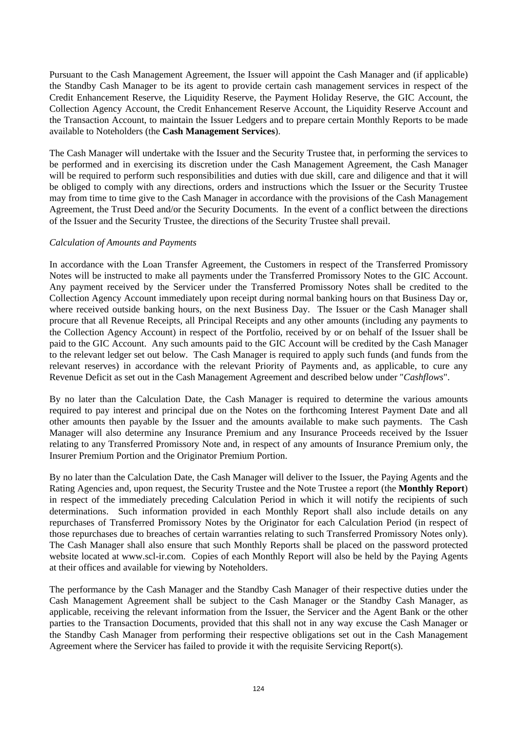Pursuant to the Cash Management Agreement, the Issuer will appoint the Cash Manager and (if applicable) the Standby Cash Manager to be its agent to provide certain cash management services in respect of the Credit Enhancement Reserve, the Liquidity Reserve, the Payment Holiday Reserve, the GIC Account, the Collection Agency Account, the Credit Enhancement Reserve Account, the Liquidity Reserve Account and the Transaction Account, to maintain the Issuer Ledgers and to prepare certain Monthly Reports to be made available to Noteholders (the **Cash Management Services**).

The Cash Manager will undertake with the Issuer and the Security Trustee that, in performing the services to be performed and in exercising its discretion under the Cash Management Agreement, the Cash Manager will be required to perform such responsibilities and duties with due skill, care and diligence and that it will be obliged to comply with any directions, orders and instructions which the Issuer or the Security Trustee may from time to time give to the Cash Manager in accordance with the provisions of the Cash Management Agreement, the Trust Deed and/or the Security Documents. In the event of a conflict between the directions of the Issuer and the Security Trustee, the directions of the Security Trustee shall prevail.

*Calculation of Amounts and Payments*

In accordance with the Loan Transfer Agreement, the Customers in respect of the Transferred Promissory Notes will be instructed to make all payments under the Transferred Promissory Notes to the GIC Account. Any payment received by the Servicer under the Transferred Promissory Notes shall be credited to the Collection Agency Account immediately upon receipt during normal banking hours on that Business Day or, where received outside banking hours, on the next Business Day. The Issuer or the Cash Manager shall procure that all Revenue Receipts, all Principal Receipts and any other amounts (including any payments to the Collection Agency Account) in respect of the Portfolio, received by or on behalf of the Issuer shall be paid to the GIC Account. Any such amounts paid to the GIC Account will be credited by the Cash Manager to the relevant ledger set out below. The Cash Manager is required to apply such funds (and funds from the relevant reserves) in accordance with the relevant Priority of Payments and, as applicable, to cure any Revenue Deficit as set out in the Cash Management Agreement and described below under "*Cashflows*".

By no later than the Calculation Date, the Cash Manager is required to determine the various amounts required to pay interest and principal due on the Notes on the forthcoming Interest Payment Date and all other amounts then payable by the Issuer and the amounts available to make such payments. The Cash Manager will also determine any Insurance Premium and any Insurance Proceeds received by the Issuer relating to any Transferred Promissory Note and, in respect of any amounts of Insurance Premium only, the Insurer Premium Portion and the Originator Premium Portion.

By no later than the Calculation Date, the Cash Manager will deliver to the Issuer, the Paying Agents and the Rating Agencies and, upon request, the Security Trustee and the Note Trustee a report (the **Monthly Report**) in respect of the immediately preceding Calculation Period in which it will notify the recipients of such determinations. Such information provided in each Monthly Report shall also include details on any repurchases of Transferred Promissory Notes by the Originator for each Calculation Period (in respect of those repurchases due to breaches of certain warranties relating to such Transferred Promissory Notes only). The Cash Manager shall also ensure that such Monthly Reports shall be placed on the password protected website located at www.scl-ir.com. Copies of each Monthly Report will also be held by the Paying Agents at their offices and available for viewing by Noteholders.

The performance by the Cash Manager and the Standby Cash Manager of their respective duties under the Cash Management Agreement shall be subject to the Cash Manager or the Standby Cash Manager, as applicable, receiving the relevant information from the Issuer, the Servicer and the Agent Bank or the other parties to the Transaction Documents, provided that this shall not in any way excuse the Cash Manager or the Standby Cash Manager from performing their respective obligations set out in the Cash Management Agreement where the Servicer has failed to provide it with the requisite Servicing Report(s).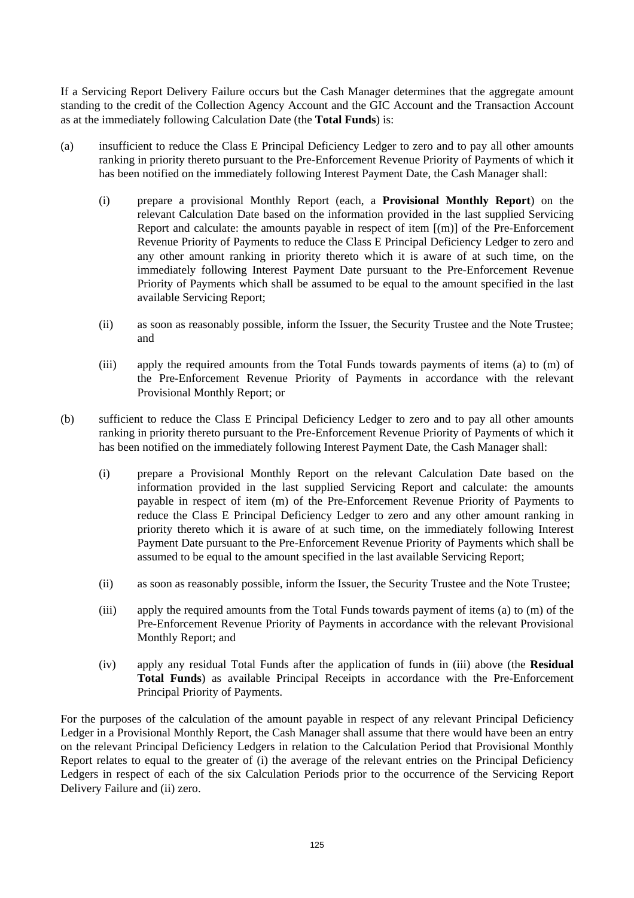If a Servicing Report Delivery Failure occurs but the Cash Manager determines that the aggregate amount standing to the credit of the Collection Agency Account and the GIC Account and the Transaction Account as at the immediately following Calculation Date (the **Total Funds**) is:

(a) insufficient to reduce the Class E Principal Deficiency Ledger to zero and to pay all other amounts ranking in priority thereto pursuant to the Pre-Enforcement Revenue Priority of Payments of which it has been notified on the immediately following Interest Payment Date, the Cash Manager shall:

   (i) prepare a provisional Monthly Report (each, a **Provisional Monthly Report**) on the relevant Calculation Date based on the information provided in the last supplied Servicing Report and calculate: the amounts payable in respect of item [(m)] of the Pre-Enforcement Revenue Priority of Payments to reduce the Class E Principal Deficiency Ledger to zero and any other amount ranking in priority thereto which it is aware of at such time, on the immediately following Interest Payment Date pursuant to the Pre-Enforcement Revenue Priority of Payments which shall be assumed to be equal to the amount specified in the last available Servicing Report;

   (ii) as soon as reasonably possible, inform the Issuer, the Security Trustee and the Note Trustee; and

   (iii) apply the required amounts from the Total Funds towards payments of items (a) to (m) of the Pre-Enforcement Revenue Priority of Payments in accordance with the relevant Provisional Monthly Report; or

(b) sufficient to reduce the Class E Principal Deficiency Ledger to zero and to pay all other amounts ranking in priority thereto pursuant to the Pre-Enforcement Revenue Priority of Payments of which it has been notified on the immediately following Interest Payment Date, the Cash Manager shall:

   (i) prepare a Provisional Monthly Report on the relevant Calculation Date based on the information provided in the last supplied Servicing Report and calculate: the amounts payable in respect of item (m) of the Pre-Enforcement Revenue Priority of Payments to reduce the Class E Principal Deficiency Ledger to zero and any other amount ranking in priority thereto which it is aware of at such time, on the immediately following Interest Payment Date pursuant to the Pre-Enforcement Revenue Priority of Payments which shall be assumed to be equal to the amount specified in the last available Servicing Report;

   (ii) as soon as reasonably possible, inform the Issuer, the Security Trustee and the Note Trustee;

   (iii) apply the required amounts from the Total Funds towards payment of items (a) to (m) of the Pre-Enforcement Revenue Priority of Payments in accordance with the relevant Provisional Monthly Report; and

   (iv) apply any residual Total Funds after the application of funds in (iii) above (the **Residual Total Funds**) as available Principal Receipts in accordance with the Pre-Enforcement Principal Priority of Payments.

For the purposes of the calculation of the amount payable in respect of any relevant Principal Deficiency Ledger in a Provisional Monthly Report, the Cash Manager shall assume that there would have been an entry on the relevant Principal Deficiency Ledgers in relation to the Calculation Period that Provisional Monthly Report relates to equal to the greater of (i) the average of the relevant entries on the Principal Deficiency Ledgers in respect of each of the six Calculation Periods prior to the occurrence of the Servicing Report Delivery Failure and (ii) zero.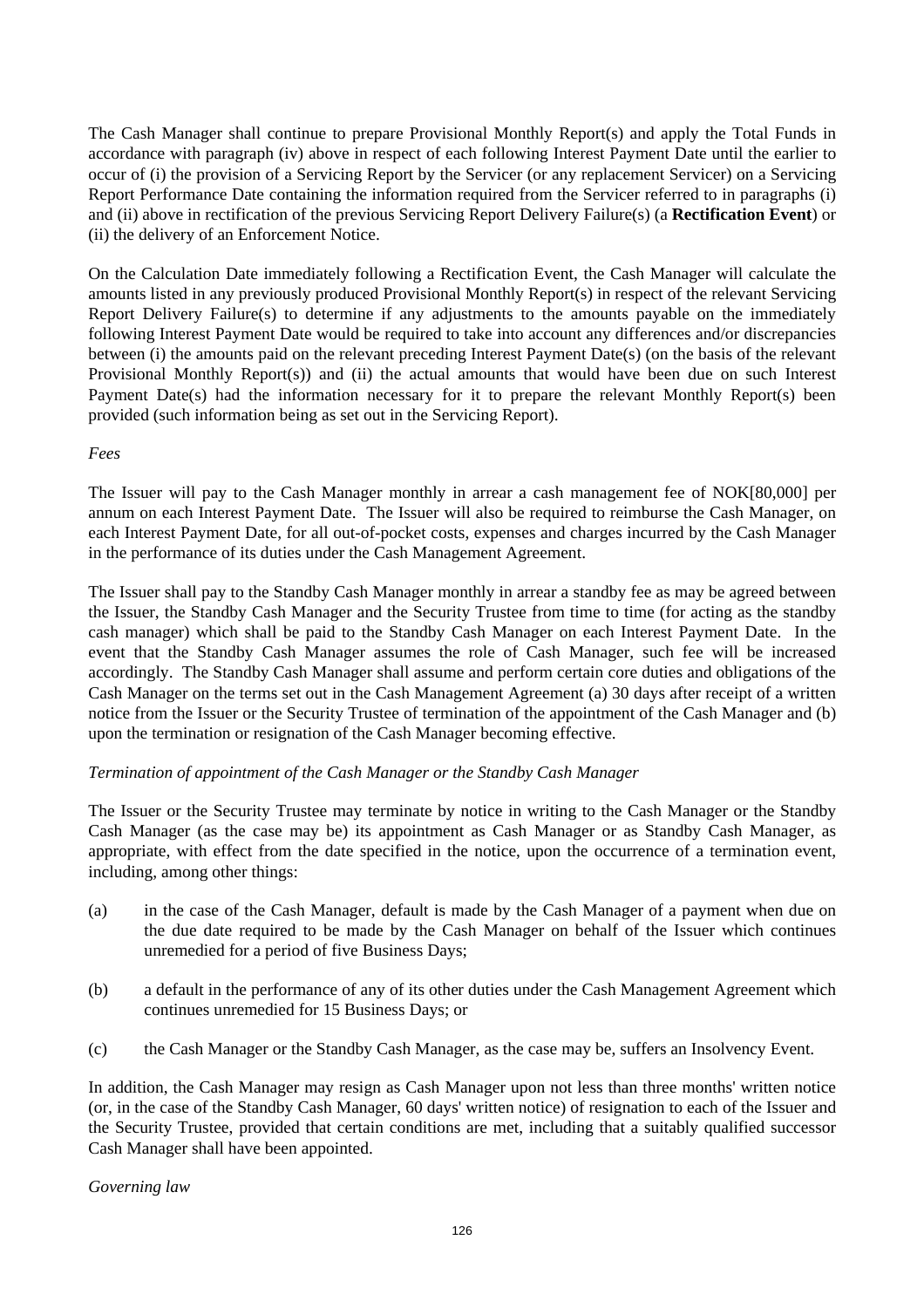The Cash Manager shall continue to prepare Provisional Monthly Report(s) and apply the Total Funds in accordance with paragraph (iv) above in respect of each following Interest Payment Date until the earlier to occur of (i) the provision of a Servicing Report by the Servicer (or any replacement Servicer) on a Servicing Report Performance Date containing the information required from the Servicer referred to in paragraphs (i) and (ii) above in rectification of the previous Servicing Report Delivery Failure(s) (a **Rectification Event**) or (ii) the delivery of an Enforcement Notice.

On the Calculation Date immediately following a Rectification Event, the Cash Manager will calculate the amounts listed in any previously produced Provisional Monthly Report(s) in respect of the relevant Servicing Report Delivery Failure(s) to determine if any adjustments to the amounts payable on the immediately following Interest Payment Date would be required to take into account any differences and/or discrepancies between (i) the amounts paid on the relevant preceding Interest Payment Date(s) (on the basis of the relevant Provisional Monthly Report(s)) and (ii) the actual amounts that would have been due on such Interest Payment Date(s) had the information necessary for it to prepare the relevant Monthly Report(s) been provided (such information being as set out in the Servicing Report).

*Fees*

The Issuer will pay to the Cash Manager monthly in arrear a cash management fee of NOK[80,000] per annum on each Interest Payment Date. The Issuer will also be required to reimburse the Cash Manager, on each Interest Payment Date, for all out-of-pocket costs, expenses and charges incurred by the Cash Manager in the performance of its duties under the Cash Management Agreement.

The Issuer shall pay to the Standby Cash Manager monthly in arrear a standby fee as may be agreed between the Issuer, the Standby Cash Manager and the Security Trustee from time to time (for acting as the standby cash manager) which shall be paid to the Standby Cash Manager on each Interest Payment Date. In the event that the Standby Cash Manager assumes the role of Cash Manager, such fee will be increased accordingly. The Standby Cash Manager shall assume and perform certain core duties and obligations of the Cash Manager on the terms set out in the Cash Management Agreement (a) 30 days after receipt of a written notice from the Issuer or the Security Trustee of termination of the appointment of the Cash Manager and (b) upon the termination or resignation of the Cash Manager becoming effective.

*Termination of appointment of the Cash Manager or the Standby Cash Manager*

The Issuer or the Security Trustee may terminate by notice in writing to the Cash Manager or the Standby Cash Manager (as the case may be) its appointment as Cash Manager or as Standby Cash Manager, as appropriate, with effect from the date specified in the notice, upon the occurrence of a termination event, including, among other things:

(a) in the case of the Cash Manager, default is made by the Cash Manager of a payment when due on the due date required to be made by the Cash Manager on behalf of the Issuer which continues unremedied for a period of five Business Days;

(b) a default in the performance of any of its other duties under the Cash Management Agreement which continues unremedied for 15 Business Days; or

(c) the Cash Manager or the Standby Cash Manager, as the case may be, suffers an Insolvency Event.

In addition, the Cash Manager may resign as Cash Manager upon not less than three months' written notice (or, in the case of the Standby Cash Manager, 60 days' written notice) of resignation to each of the Issuer and the Security Trustee, provided that certain conditions are met, including that a suitably qualified successor Cash Manager shall have been appointed.

*Governing law*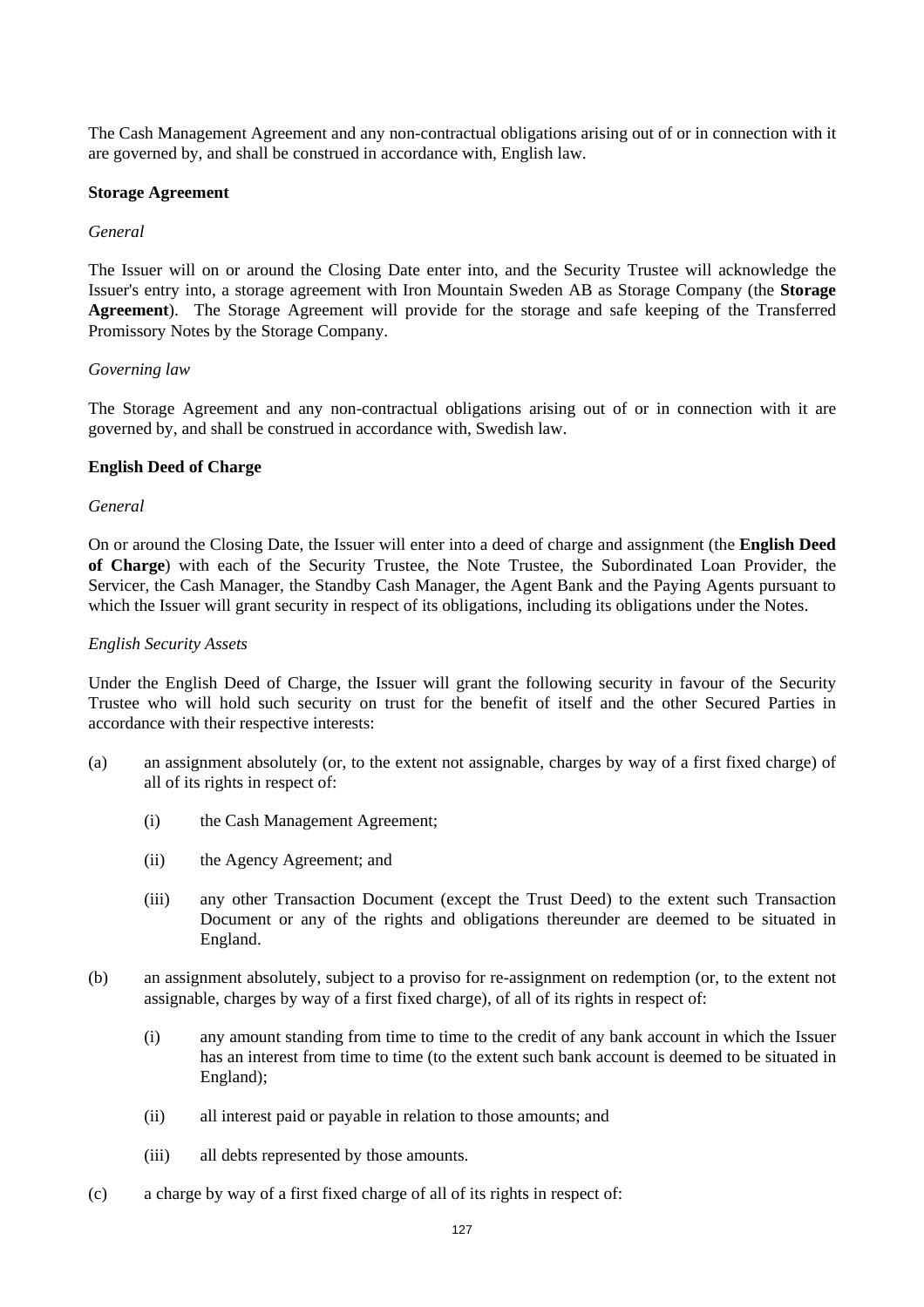The Cash Management Agreement and any non-contractual obligations arising out of or in connection with it are governed by, and shall be construed in accordance with, English law.

**Storage Agreement**

*General*

The Issuer will on or around the Closing Date enter into, and the Security Trustee will acknowledge the Issuer's entry into, a storage agreement with Iron Mountain Sweden AB as Storage Company (the **Storage Agreement**). The Storage Agreement will provide for the storage and safe keeping of the Transferred Promissory Notes by the Storage Company.

*Governing law*

The Storage Agreement and any non-contractual obligations arising out of or in connection with it are governed by, and shall be construed in accordance with, Swedish law.

**English Deed of Charge**

*General*

On or around the Closing Date, the Issuer will enter into a deed of charge and assignment (the **English Deed of Charge**) with each of the Security Trustee, the Note Trustee, the Subordinated Loan Provider, the Servicer, the Cash Manager, the Standby Cash Manager, the Agent Bank and the Paying Agents pursuant to which the Issuer will grant security in respect of its obligations, including its obligations under the Notes.

*English Security Assets*

Under the English Deed of Charge, the Issuer will grant the following security in favour of the Security Trustee who will hold such security on trust for the benefit of itself and the other Secured Parties in accordance with their respective interests:

(a) an assignment absolutely (or, to the extent not assignable, charges by way of a first fixed charge) of all of its rights in respect of:

  (i) the Cash Management Agreement;

  (ii) the Agency Agreement; and

  (iii) any other Transaction Document (except the Trust Deed) to the extent such Transaction Document or any of the rights and obligations thereunder are deemed to be situated in England.

(b) an assignment absolutely, subject to a proviso for re-assignment on redemption (or, to the extent not assignable, charges by way of a first fixed charge), of all of its rights in respect of:

  (i) any amount standing from time to time to the credit of any bank account in which the Issuer has an interest from time to time (to the extent such bank account is deemed to be situated in England);

  (ii) all interest paid or payable in relation to those amounts; and

  (iii) all debts represented by those amounts.

(c) a charge by way of a first fixed charge of all of its rights in respect of: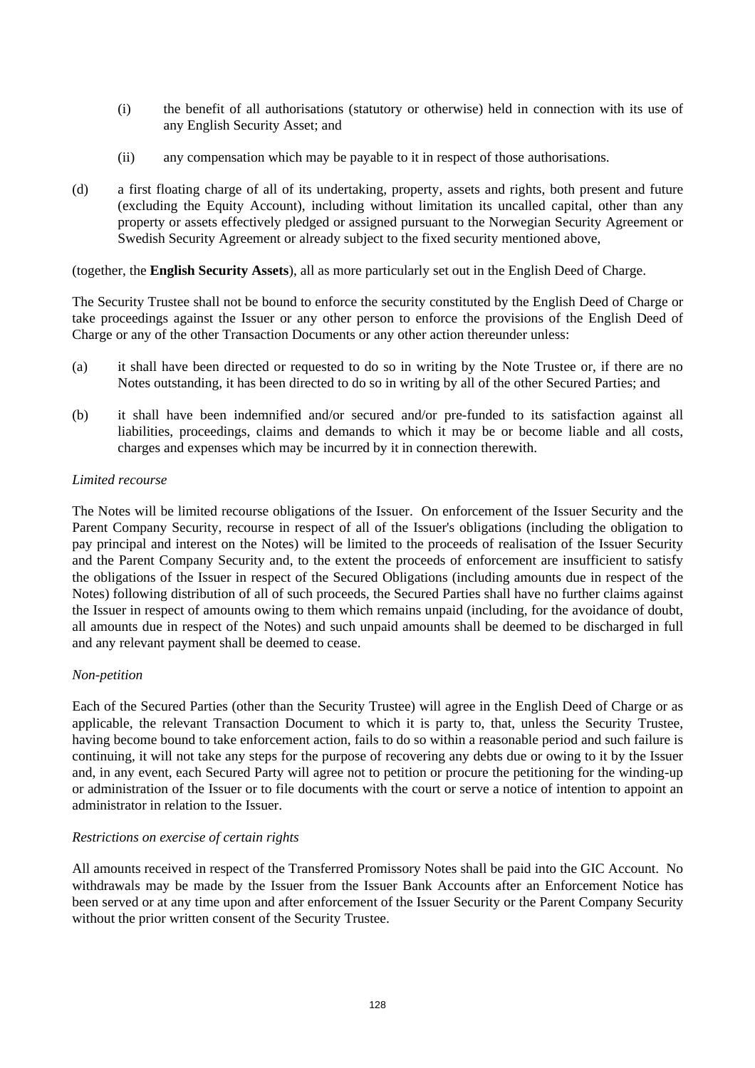(i) the benefit of all authorisations (statutory or otherwise) held in connection with its use of any English Security Asset; and

(ii) any compensation which may be payable to it in respect of those authorisations.

(d) a first floating charge of all of its undertaking, property, assets and rights, both present and future (excluding the Equity Account), including without limitation its uncalled capital, other than any property or assets effectively pledged or assigned pursuant to the Norwegian Security Agreement or Swedish Security Agreement or already subject to the fixed security mentioned above,

(together, the **English Security Assets**), all as more particularly set out in the English Deed of Charge.

The Security Trustee shall not be bound to enforce the security constituted by the English Deed of Charge or take proceedings against the Issuer or any other person to enforce the provisions of the English Deed of Charge or any of the other Transaction Documents or any other action thereunder unless:

(a) it shall have been directed or requested to do so in writing by the Note Trustee or, if there are no Notes outstanding, it has been directed to do so in writing by all of the other Secured Parties; and

(b) it shall have been indemnified and/or secured and/or pre-funded to its satisfaction against all liabilities, proceedings, claims and demands to which it may be or become liable and all costs, charges and expenses which may be incurred by it in connection therewith.

*Limited recourse*

The Notes will be limited recourse obligations of the Issuer. On enforcement of the Issuer Security and the Parent Company Security, recourse in respect of all of the Issuer's obligations (including the obligation to pay principal and interest on the Notes) will be limited to the proceeds of realisation of the Issuer Security and the Parent Company Security and, to the extent the proceeds of enforcement are insufficient to satisfy the obligations of the Issuer in respect of the Secured Obligations (including amounts due in respect of the Notes) following distribution of all of such proceeds, the Secured Parties shall have no further claims against the Issuer in respect of amounts owing to them which remains unpaid (including, for the avoidance of doubt, all amounts due in respect of the Notes) and such unpaid amounts shall be deemed to be discharged in full and any relevant payment shall be deemed to cease.

*Non-petition*

Each of the Secured Parties (other than the Security Trustee) will agree in the English Deed of Charge or as applicable, the relevant Transaction Document to which it is party to, that, unless the Security Trustee, having become bound to take enforcement action, fails to do so within a reasonable period and such failure is continuing, it will not take any steps for the purpose of recovering any debts due or owing to it by the Issuer and, in any event, each Secured Party will agree not to petition or procure the petitioning for the winding-up or administration of the Issuer or to file documents with the court or serve a notice of intention to appoint an administrator in relation to the Issuer.

*Restrictions on exercise of certain rights*

All amounts received in respect of the Transferred Promissory Notes shall be paid into the GIC Account. No withdrawals may be made by the Issuer from the Issuer Bank Accounts after an Enforcement Notice has been served or at any time upon and after enforcement of the Issuer Security or the Parent Company Security without the prior written consent of the Security Trustee.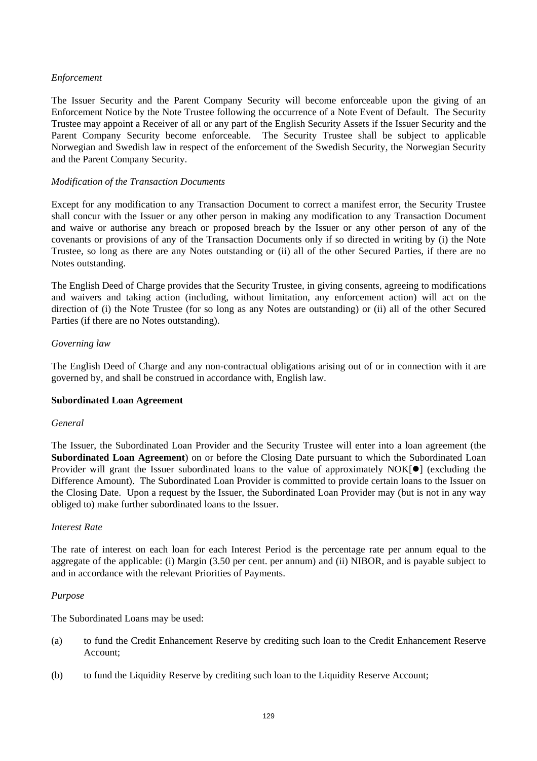*Enforcement*

The Issuer Security and the Parent Company Security will become enforceable upon the giving of an Enforcement Notice by the Note Trustee following the occurrence of a Note Event of Default. The Security Trustee may appoint a Receiver of all or any part of the English Security Assets if the Issuer Security and the Parent Company Security become enforceable. The Security Trustee shall be subject to applicable Norwegian and Swedish law in respect of the enforcement of the Swedish Security, the Norwegian Security and the Parent Company Security.

*Modification of the Transaction Documents*

Except for any modification to any Transaction Document to correct a manifest error, the Security Trustee shall concur with the Issuer or any other person in making any modification to any Transaction Document and waive or authorise any breach or proposed breach by the Issuer or any other person of any of the covenants or provisions of any of the Transaction Documents only if so directed in writing by (i) the Note Trustee, so long as there are any Notes outstanding or (ii) all of the other Secured Parties, if there are no Notes outstanding.

The English Deed of Charge provides that the Security Trustee, in giving consents, agreeing to modifications and waivers and taking action (including, without limitation, any enforcement action) will act on the direction of (i) the Note Trustee (for so long as any Notes are outstanding) or (ii) all of the other Secured Parties (if there are no Notes outstanding).

*Governing law*

The English Deed of Charge and any non-contractual obligations arising out of or in connection with it are governed by, and shall be construed in accordance with, English law.

**Subordinated Loan Agreement**

*General*

The Issuer, the Subordinated Loan Provider and the Security Trustee will enter into a loan agreement (the **Subordinated Loan Agreement**) on or before the Closing Date pursuant to which the Subordinated Loan Provider will grant the Issuer subordinated loans to the value of approximately NOK[●] (excluding the Difference Amount). The Subordinated Loan Provider is committed to provide certain loans to the Issuer on the Closing Date. Upon a request by the Issuer, the Subordinated Loan Provider may (but is not in any way obliged to) make further subordinated loans to the Issuer.

*Interest Rate*

The rate of interest on each loan for each Interest Period is the percentage rate per annum equal to the aggregate of the applicable: (i) Margin (3.50 per cent. per annum) and (ii) NIBOR, and is payable subject to and in accordance with the relevant Priorities of Payments.

*Purpose*

The Subordinated Loans may be used:

(a) to fund the Credit Enhancement Reserve by crediting such loan to the Credit Enhancement Reserve Account;

(b) to fund the Liquidity Reserve by crediting such loan to the Liquidity Reserve Account;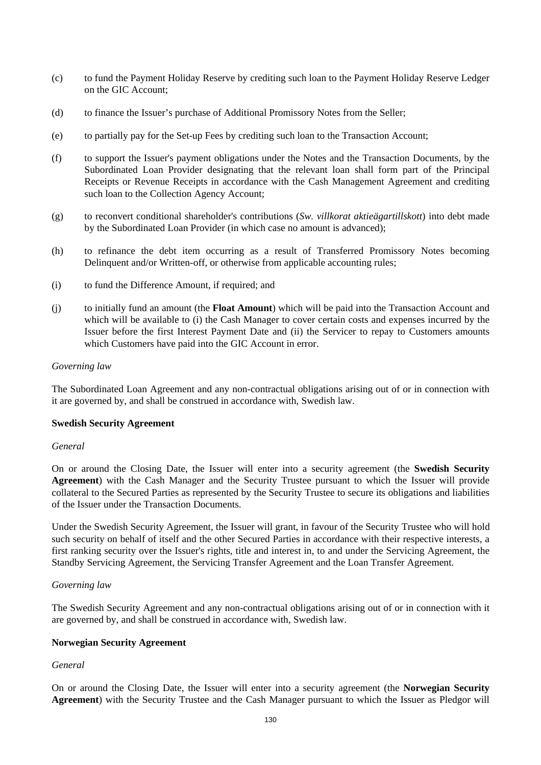(c) to fund the Payment Holiday Reserve by crediting such loan to the Payment Holiday Reserve Ledger on the GIC Account;

(d) to finance the Issuer's purchase of Additional Promissory Notes from the Seller;

(e) to partially pay for the Set-up Fees by crediting such loan to the Transaction Account;

(f) to support the Issuer's payment obligations under the Notes and the Transaction Documents, by the Subordinated Loan Provider designating that the relevant loan shall form part of the Principal Receipts or Revenue Receipts in accordance with the Cash Management Agreement and crediting such loan to the Collection Agency Account;

(g) to reconvert conditional shareholder's contributions (*Sw. villkorat aktieägartillskott*) into debt made by the Subordinated Loan Provider (in which case no amount is advanced);

(h) to refinance the debt item occurring as a result of Transferred Promissory Notes becoming Delinquent and/or Written-off, or otherwise from applicable accounting rules;

(i) to fund the Difference Amount, if required; and

(j) to initially fund an amount (the **Float Amount**) which will be paid into the Transaction Account and which will be available to (i) the Cash Manager to cover certain costs and expenses incurred by the Issuer before the first Interest Payment Date and (ii) the Servicer to repay to Customers amounts which Customers have paid into the GIC Account in error.

*Governing law*

The Subordinated Loan Agreement and any non-contractual obligations arising out of or in connection with it are governed by, and shall be construed in accordance with, Swedish law.

**Swedish Security Agreement**

*General*

On or around the Closing Date, the Issuer will enter into a security agreement (the **Swedish Security Agreement**) with the Cash Manager and the Security Trustee pursuant to which the Issuer will provide collateral to the Secured Parties as represented by the Security Trustee to secure its obligations and liabilities of the Issuer under the Transaction Documents.

Under the Swedish Security Agreement, the Issuer will grant, in favour of the Security Trustee who will hold such security on behalf of itself and the other Secured Parties in accordance with their respective interests, a first ranking security over the Issuer's rights, title and interest in, to and under the Servicing Agreement, the Standby Servicing Agreement, the Servicing Transfer Agreement and the Loan Transfer Agreement.

*Governing law*

The Swedish Security Agreement and any non-contractual obligations arising out of or in connection with it are governed by, and shall be construed in accordance with, Swedish law.

**Norwegian Security Agreement**

*General*

On or around the Closing Date, the Issuer will enter into a security agreement (the **Norwegian Security Agreement**) with the Security Trustee and the Cash Manager pursuant to which the Issuer as Pledgor will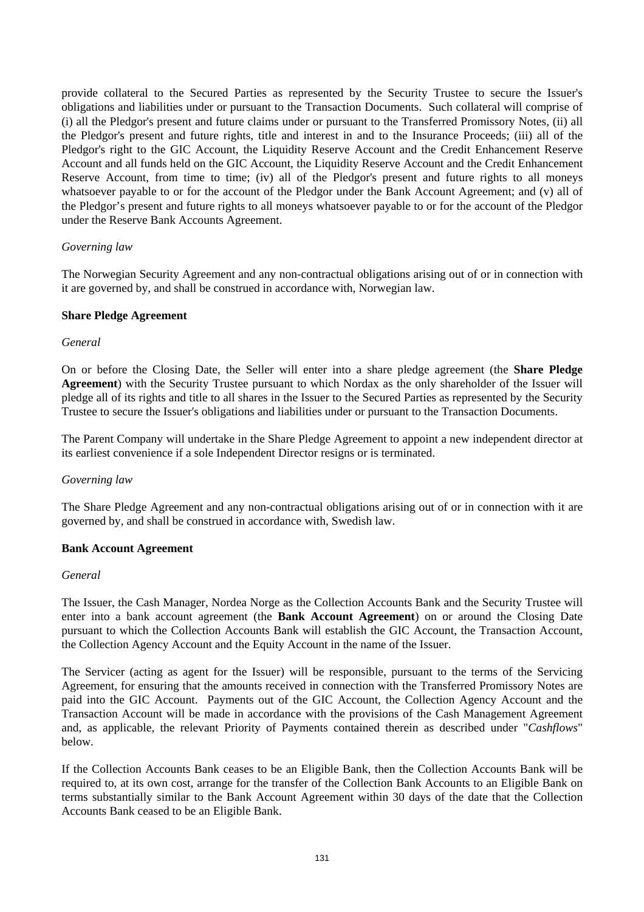provide collateral to the Secured Parties as represented by the Security Trustee to secure the Issuer's obligations and liabilities under or pursuant to the Transaction Documents. Such collateral will comprise of (i) all the Pledgor's present and future claims under or pursuant to the Transferred Promissory Notes, (ii) all the Pledgor's present and future rights, title and interest in and to the Insurance Proceeds; (iii) all of the Pledgor's right to the GIC Account, the Liquidity Reserve Account and the Credit Enhancement Reserve Account and all funds held on the GIC Account, the Liquidity Reserve Account and the Credit Enhancement Reserve Account, from time to time; (iv) all of the Pledgor's present and future rights to all moneys whatsoever payable to or for the account of the Pledgor under the Bank Account Agreement; and (v) all of the Pledgor's present and future rights to all moneys whatsoever payable to or for the account of the Pledgor under the Reserve Bank Accounts Agreement.

*Governing law*

The Norwegian Security Agreement and any non-contractual obligations arising out of or in connection with it are governed by, and shall be construed in accordance with, Norwegian law.

**Share Pledge Agreement**

*General*

On or before the Closing Date, the Seller will enter into a share pledge agreement (the **Share Pledge Agreement**) with the Security Trustee pursuant to which Nordax as the only shareholder of the Issuer will pledge all of its rights and title to all shares in the Issuer to the Secured Parties as represented by the Security Trustee to secure the Issuer's obligations and liabilities under or pursuant to the Transaction Documents.

The Parent Company will undertake in the Share Pledge Agreement to appoint a new independent director at its earliest convenience if a sole Independent Director resigns or is terminated.

*Governing law*

The Share Pledge Agreement and any non-contractual obligations arising out of or in connection with it are governed by, and shall be construed in accordance with, Swedish law.

**Bank Account Agreement**

*General*

The Issuer, the Cash Manager, Nordea Norge as the Collection Accounts Bank and the Security Trustee will enter into a bank account agreement (the **Bank Account Agreement**) on or around the Closing Date pursuant to which the Collection Accounts Bank will establish the GIC Account, the Transaction Account, the Collection Agency Account and the Equity Account in the name of the Issuer.

The Servicer (acting as agent for the Issuer) will be responsible, pursuant to the terms of the Servicing Agreement, for ensuring that the amounts received in connection with the Transferred Promissory Notes are paid into the GIC Account. Payments out of the GIC Account, the Collection Agency Account and the Transaction Account will be made in accordance with the provisions of the Cash Management Agreement and, as applicable, the relevant Priority of Payments contained therein as described under "*Cashflows*" below.

If the Collection Accounts Bank ceases to be an Eligible Bank, then the Collection Accounts Bank will be required to, at its own cost, arrange for the transfer of the Collection Bank Accounts to an Eligible Bank on terms substantially similar to the Bank Account Agreement within 30 days of the date that the Collection Accounts Bank ceased to be an Eligible Bank.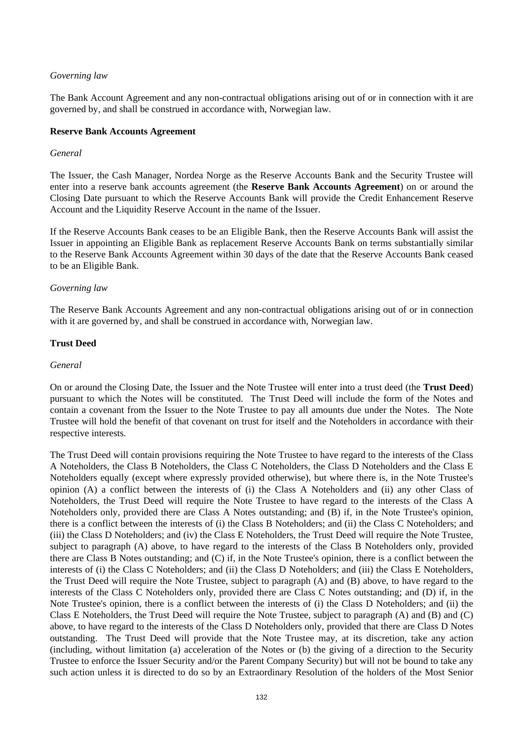*Governing law*

The Bank Account Agreement and any non-contractual obligations arising out of or in connection with it are governed by, and shall be construed in accordance with, Norwegian law.

**Reserve Bank Accounts Agreement**

*General*

The Issuer, the Cash Manager, Nordea Norge as the Reserve Accounts Bank and the Security Trustee will enter into a reserve bank accounts agreement (the **Reserve Bank Accounts Agreement**) on or around the Closing Date pursuant to which the Reserve Accounts Bank will provide the Credit Enhancement Reserve Account and the Liquidity Reserve Account in the name of the Issuer.

If the Reserve Accounts Bank ceases to be an Eligible Bank, then the Reserve Accounts Bank will assist the Issuer in appointing an Eligible Bank as replacement Reserve Accounts Bank on terms substantially similar to the Reserve Bank Accounts Agreement within 30 days of the date that the Reserve Accounts Bank ceased to be an Eligible Bank.

*Governing law*

The Reserve Bank Accounts Agreement and any non-contractual obligations arising out of or in connection with it are governed by, and shall be construed in accordance with, Norwegian law.

**Trust Deed**

*General*

On or around the Closing Date, the Issuer and the Note Trustee will enter into a trust deed (the **Trust Deed**) pursuant to which the Notes will be constituted. The Trust Deed will include the form of the Notes and contain a covenant from the Issuer to the Note Trustee to pay all amounts due under the Notes. The Note Trustee will hold the benefit of that covenant on trust for itself and the Noteholders in accordance with their respective interests.

The Trust Deed will contain provisions requiring the Note Trustee to have regard to the interests of the Class A Noteholders, the Class B Noteholders, the Class C Noteholders, the Class D Noteholders and the Class E Noteholders equally (except where expressly provided otherwise), but where there is, in the Note Trustee's opinion (A) a conflict between the interests of (i) the Class A Noteholders and (ii) any other Class of Noteholders, the Trust Deed will require the Note Trustee to have regard to the interests of the Class A Noteholders only, provided there are Class A Notes outstanding; and (B) if, in the Note Trustee's opinion, there is a conflict between the interests of (i) the Class B Noteholders; and (ii) the Class C Noteholders; and (iii) the Class D Noteholders; and (iv) the Class E Noteholders, the Trust Deed will require the Note Trustee, subject to paragraph (A) above, to have regard to the interests of the Class B Noteholders only, provided there are Class B Notes outstanding; and (C) if, in the Note Trustee's opinion, there is a conflict between the interests of (i) the Class C Noteholders; and (ii) the Class D Noteholders; and (iii) the Class E Noteholders, the Trust Deed will require the Note Trustee, subject to paragraph (A) and (B) above, to have regard to the interests of the Class C Noteholders only, provided there are Class C Notes outstanding; and (D) if, in the Note Trustee's opinion, there is a conflict between the interests of (i) the Class D Noteholders; and (ii) the Class E Noteholders, the Trust Deed will require the Note Trustee, subject to paragraph (A) and (B) and (C) above, to have regard to the interests of the Class D Noteholders only, provided that there are Class D Notes outstanding. The Trust Deed will provide that the Note Trustee may, at its discretion, take any action (including, without limitation (a) acceleration of the Notes or (b) the giving of a direction to the Security Trustee to enforce the Issuer Security and/or the Parent Company Security) but will not be bound to take any such action unless it is directed to do so by an Extraordinary Resolution of the holders of the Most Senior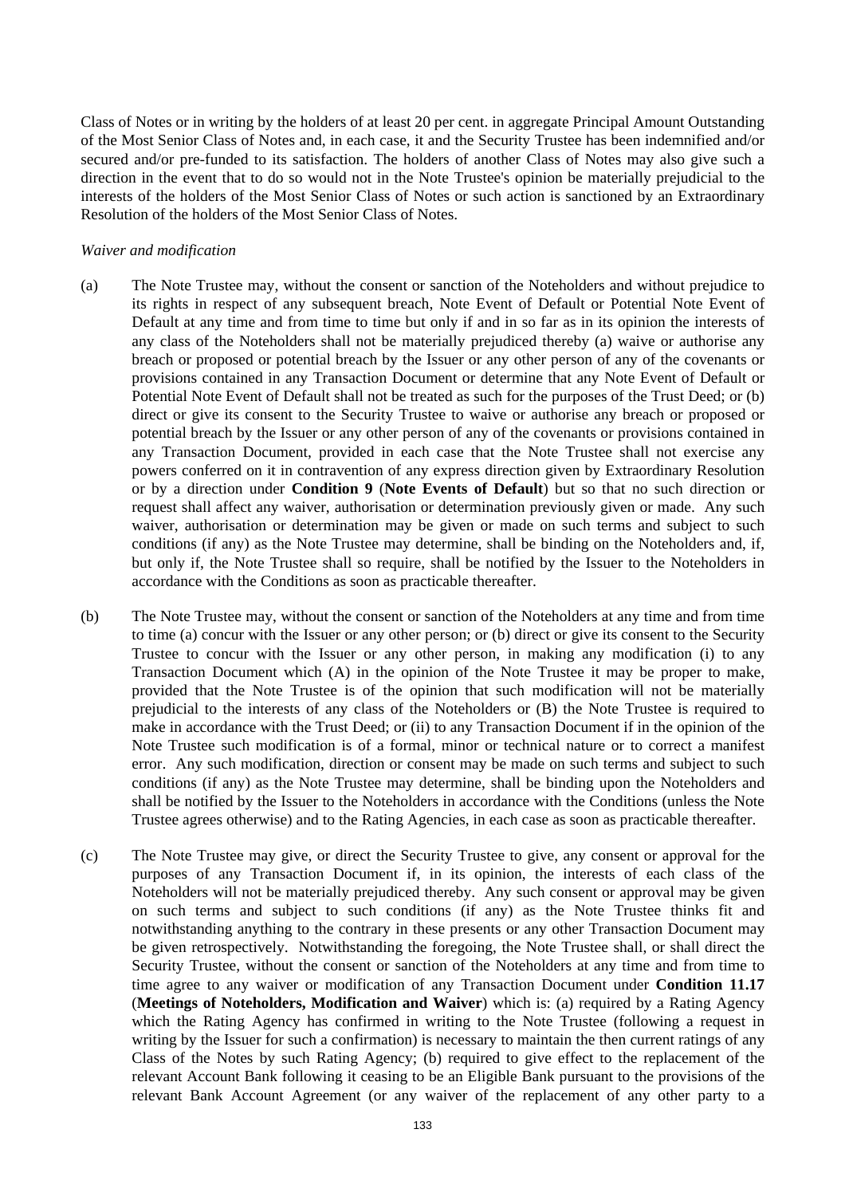Class of Notes or in writing by the holders of at least 20 per cent. in aggregate Principal Amount Outstanding of the Most Senior Class of Notes and, in each case, it and the Security Trustee has been indemnified and/or secured and/or pre-funded to its satisfaction. The holders of another Class of Notes may also give such a direction in the event that to do so would not in the Note Trustee's opinion be materially prejudicial to the interests of the holders of the Most Senior Class of Notes or such action is sanctioned by an Extraordinary Resolution of the holders of the Most Senior Class of Notes.

*Waiver and modification*

(a) The Note Trustee may, without the consent or sanction of the Noteholders and without prejudice to its rights in respect of any subsequent breach, Note Event of Default or Potential Note Event of Default at any time and from time to time but only if and in so far as in its opinion the interests of any class of the Noteholders shall not be materially prejudiced thereby (a) waive or authorise any breach or proposed or potential breach by the Issuer or any other person of any of the covenants or provisions contained in any Transaction Document or determine that any Note Event of Default or Potential Note Event of Default shall not be treated as such for the purposes of the Trust Deed; or (b) direct or give its consent to the Security Trustee to waive or authorise any breach or proposed or potential breach by the Issuer or any other person of any of the covenants or provisions contained in any Transaction Document, provided in each case that the Note Trustee shall not exercise any powers conferred on it in contravention of any express direction given by Extraordinary Resolution or by a direction under **Condition 9** (**Note Events of Default**) but so that no such direction or request shall affect any waiver, authorisation or determination previously given or made. Any such waiver, authorisation or determination may be given or made on such terms and subject to such conditions (if any) as the Note Trustee may determine, shall be binding on the Noteholders and, if, but only if, the Note Trustee shall so require, shall be notified by the Issuer to the Noteholders in accordance with the Conditions as soon as practicable thereafter.

(b) The Note Trustee may, without the consent or sanction of the Noteholders at any time and from time to time (a) concur with the Issuer or any other person; or (b) direct or give its consent to the Security Trustee to concur with the Issuer or any other person, in making any modification (i) to any Transaction Document which (A) in the opinion of the Note Trustee it may be proper to make, provided that the Note Trustee is of the opinion that such modification will not be materially prejudicial to the interests of any class of the Noteholders or (B) the Note Trustee is required to make in accordance with the Trust Deed; or (ii) to any Transaction Document if in the opinion of the Note Trustee such modification is of a formal, minor or technical nature or to correct a manifest error. Any such modification, direction or consent may be made on such terms and subject to such conditions (if any) as the Note Trustee may determine, shall be binding upon the Noteholders and shall be notified by the Issuer to the Noteholders in accordance with the Conditions (unless the Note Trustee agrees otherwise) and to the Rating Agencies, in each case as soon as practicable thereafter.

(c) The Note Trustee may give, or direct the Security Trustee to give, any consent or approval for the purposes of any Transaction Document if, in its opinion, the interests of each class of the Noteholders will not be materially prejudiced thereby. Any such consent or approval may be given on such terms and subject to such conditions (if any) as the Note Trustee thinks fit and notwithstanding anything to the contrary in these presents or any other Transaction Document may be given retrospectively. Notwithstanding the foregoing, the Note Trustee shall, or shall direct the Security Trustee, without the consent or sanction of the Noteholders at any time and from time to time agree to any waiver or modification of any Transaction Document under **Condition 11.17** (**Meetings of Noteholders, Modification and Waiver**) which is: (a) required by a Rating Agency which the Rating Agency has confirmed in writing to the Note Trustee (following a request in writing by the Issuer for such a confirmation) is necessary to maintain the then current ratings of any Class of the Notes by such Rating Agency; (b) required to give effect to the replacement of the relevant Account Bank following it ceasing to be an Eligible Bank pursuant to the provisions of the relevant Bank Account Agreement (or any waiver of the replacement of any other party to a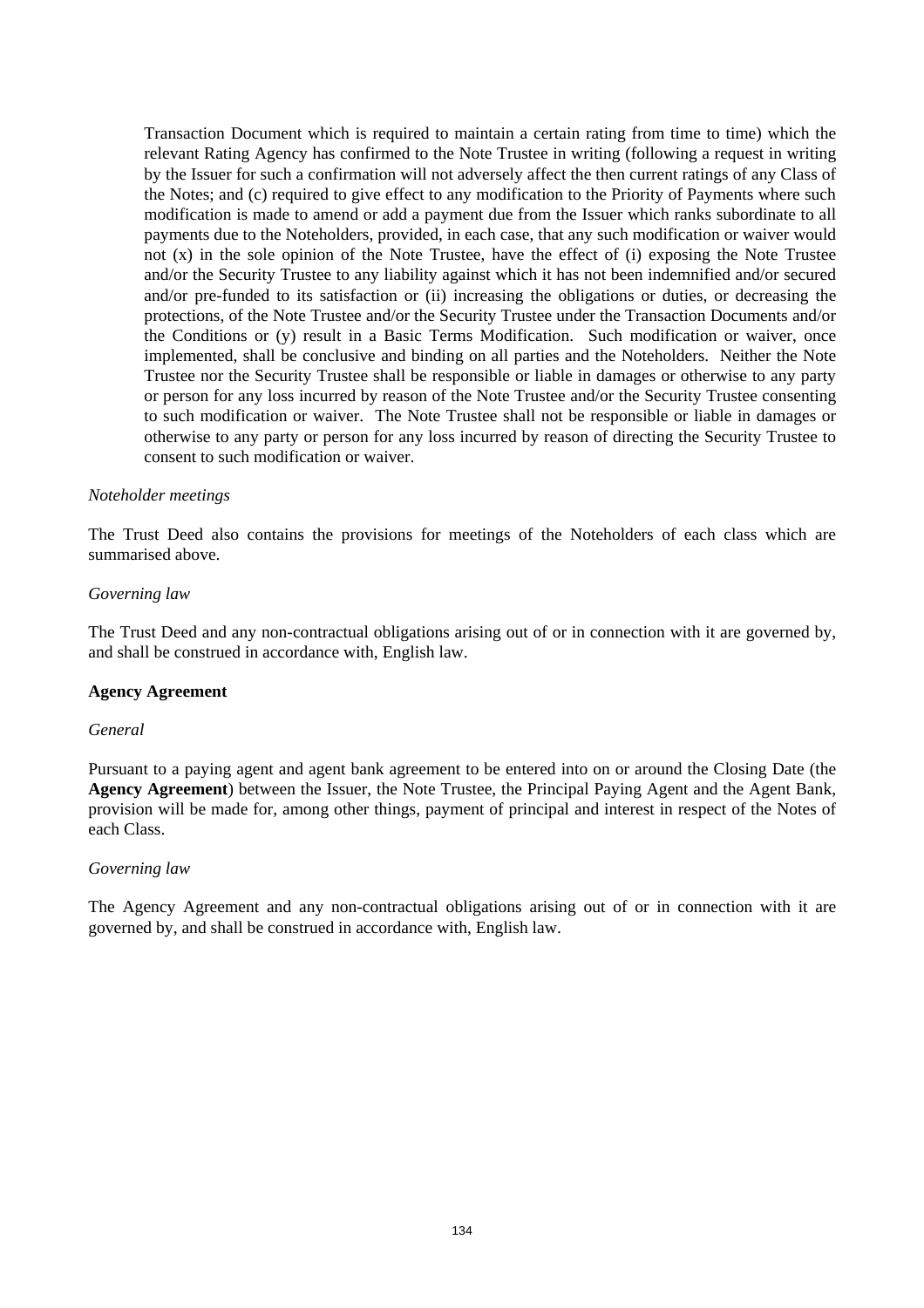Transaction Document which is required to maintain a certain rating from time to time) which the relevant Rating Agency has confirmed to the Note Trustee in writing (following a request in writing by the Issuer for such a confirmation will not adversely affect the then current ratings of any Class of the Notes; and (c) required to give effect to any modification to the Priority of Payments where such modification is made to amend or add a payment due from the Issuer which ranks subordinate to all payments due to the Noteholders, provided, in each case, that any such modification or waiver would not (x) in the sole opinion of the Note Trustee, have the effect of (i) exposing the Note Trustee and/or the Security Trustee to any liability against which it has not been indemnified and/or secured and/or pre-funded to its satisfaction or (ii) increasing the obligations or duties, or decreasing the protections, of the Note Trustee and/or the Security Trustee under the Transaction Documents and/or the Conditions or (y) result in a Basic Terms Modification. Such modification or waiver, once implemented, shall be conclusive and binding on all parties and the Noteholders. Neither the Note Trustee nor the Security Trustee shall be responsible or liable in damages or otherwise to any party or person for any loss incurred by reason of the Note Trustee and/or the Security Trustee consenting to such modification or waiver. The Note Trustee shall not be responsible or liable in damages or otherwise to any party or person for any loss incurred by reason of directing the Security Trustee to consent to such modification or waiver.

*Noteholder meetings*

The Trust Deed also contains the provisions for meetings of the Noteholders of each class which are summarised above.

*Governing law*

The Trust Deed and any non-contractual obligations arising out of or in connection with it are governed by, and shall be construed in accordance with, English law.

**Agency Agreement**

*General*

Pursuant to a paying agent and agent bank agreement to be entered into on or around the Closing Date (the **Agency Agreement**) between the Issuer, the Note Trustee, the Principal Paying Agent and the Agent Bank, provision will be made for, among other things, payment of principal and interest in respect of the Notes of each Class.

*Governing law*

The Agency Agreement and any non-contractual obligations arising out of or in connection with it are governed by, and shall be construed in accordance with, English law.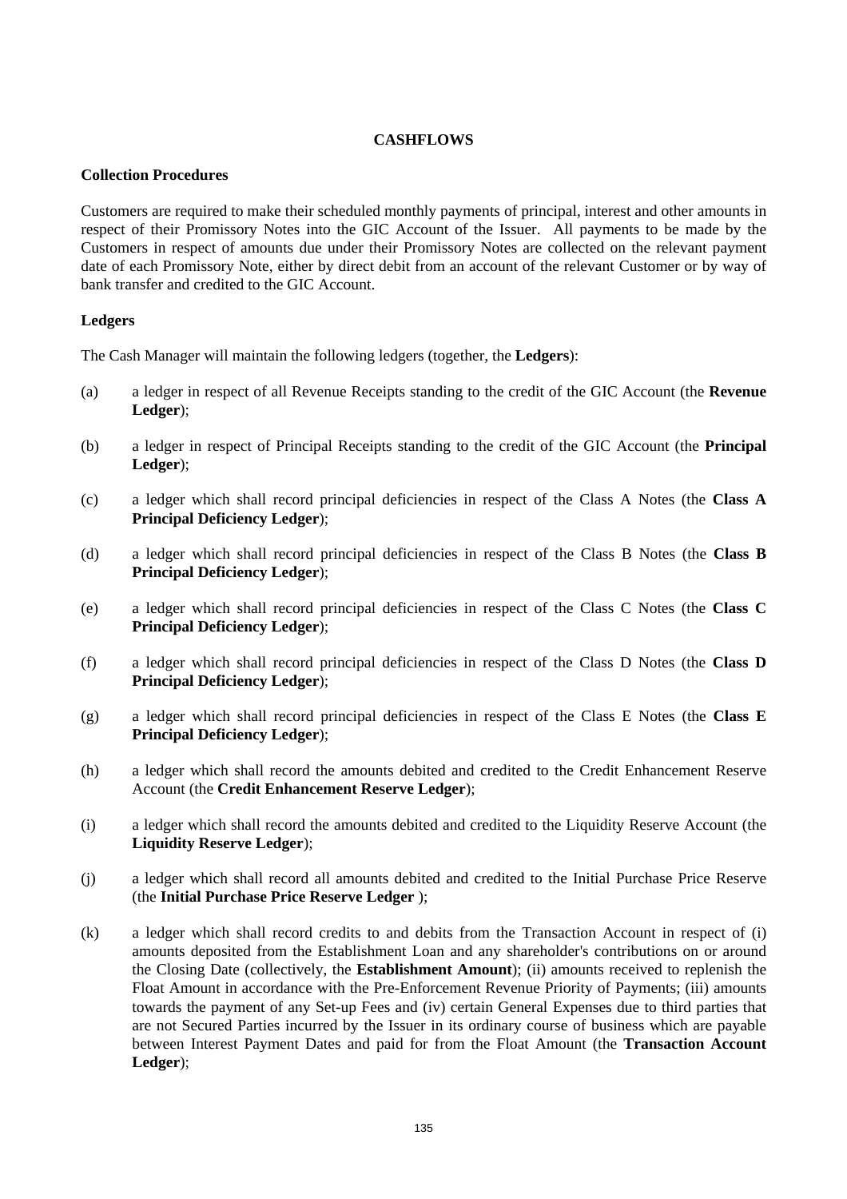# CASHFLOWS

**Collection Procedures**

Customers are required to make their scheduled monthly payments of principal, interest and other amounts in respect of their Promissory Notes into the GIC Account of the Issuer. All payments to be made by the Customers in respect of amounts due under their Promissory Notes are collected on the relevant payment date of each Promissory Note, either by direct debit from an account of the relevant Customer or by way of bank transfer and credited to the GIC Account.

**Ledgers**

The Cash Manager will maintain the following ledgers (together, the **Ledgers**):

(a) a ledger in respect of all Revenue Receipts standing to the credit of the GIC Account (the **Revenue Ledger**);

(b) a ledger in respect of Principal Receipts standing to the credit of the GIC Account (the **Principal Ledger**);

(c) a ledger which shall record principal deficiencies in respect of the Class A Notes (the **Class A Principal Deficiency Ledger**);

(d) a ledger which shall record principal deficiencies in respect of the Class B Notes (the **Class B Principal Deficiency Ledger**);

(e) a ledger which shall record principal deficiencies in respect of the Class C Notes (the **Class C Principal Deficiency Ledger**);

(f) a ledger which shall record principal deficiencies in respect of the Class D Notes (the **Class D Principal Deficiency Ledger**);

(g) a ledger which shall record principal deficiencies in respect of the Class E Notes (the **Class E Principal Deficiency Ledger**);

(h) a ledger which shall record the amounts debited and credited to the Credit Enhancement Reserve Account (the **Credit Enhancement Reserve Ledger**);

(i) a ledger which shall record the amounts debited and credited to the Liquidity Reserve Account (the **Liquidity Reserve Ledger**);

(j) a ledger which shall record all amounts debited and credited to the Initial Purchase Price Reserve (the **Initial Purchase Price Reserve Ledger** );

(k) a ledger which shall record credits to and debits from the Transaction Account in respect of (i) amounts deposited from the Establishment Loan and any shareholder's contributions on or around the Closing Date (collectively, the **Establishment Amount**); (ii) amounts received to replenish the Float Amount in accordance with the Pre-Enforcement Revenue Priority of Payments; (iii) amounts towards the payment of any Set-up Fees and (iv) certain General Expenses due to third parties that are not Secured Parties incurred by the Issuer in its ordinary course of business which are payable between Interest Payment Dates and paid for from the Float Amount (the **Transaction Account Ledger**);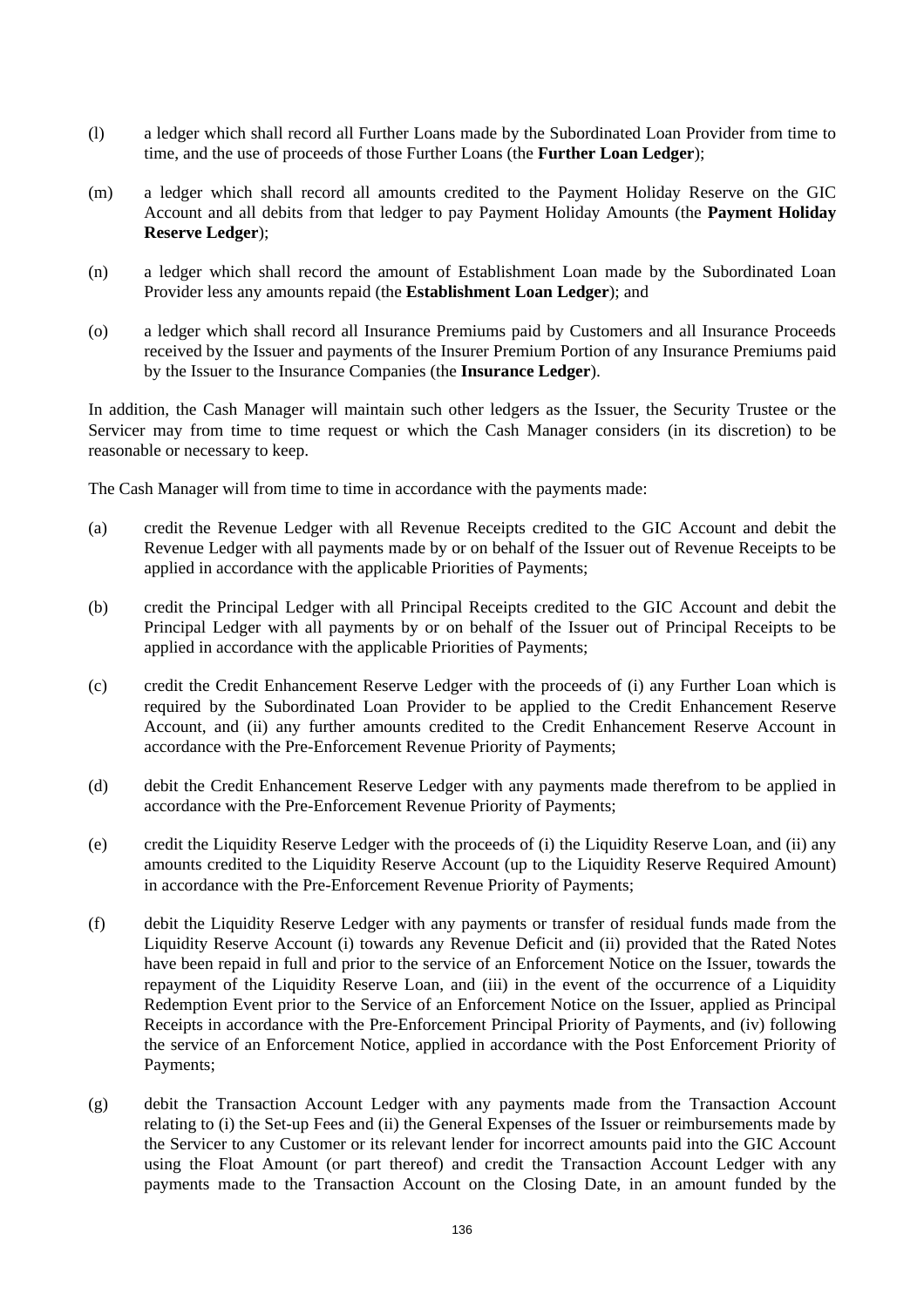(l) a ledger which shall record all Further Loans made by the Subordinated Loan Provider from time to time, and the use of proceeds of those Further Loans (the **Further Loan Ledger**);

(m) a ledger which shall record all amounts credited to the Payment Holiday Reserve on the GIC Account and all debits from that ledger to pay Payment Holiday Amounts (the **Payment Holiday Reserve Ledger**);

(n) a ledger which shall record the amount of Establishment Loan made by the Subordinated Loan Provider less any amounts repaid (the **Establishment Loan Ledger**); and

(o) a ledger which shall record all Insurance Premiums paid by Customers and all Insurance Proceeds received by the Issuer and payments of the Insurer Premium Portion of any Insurance Premiums paid by the Issuer to the Insurance Companies (the **Insurance Ledger**).

In addition, the Cash Manager will maintain such other ledgers as the Issuer, the Security Trustee or the Servicer may from time to time request or which the Cash Manager considers (in its discretion) to be reasonable or necessary to keep.

The Cash Manager will from time to time in accordance with the payments made:

(a) credit the Revenue Ledger with all Revenue Receipts credited to the GIC Account and debit the Revenue Ledger with all payments made by or on behalf of the Issuer out of Revenue Receipts to be applied in accordance with the applicable Priorities of Payments;

(b) credit the Principal Ledger with all Principal Receipts credited to the GIC Account and debit the Principal Ledger with all payments by or on behalf of the Issuer out of Principal Receipts to be applied in accordance with the applicable Priorities of Payments;

(c) credit the Credit Enhancement Reserve Ledger with the proceeds of (i) any Further Loan which is required by the Subordinated Loan Provider to be applied to the Credit Enhancement Reserve Account, and (ii) any further amounts credited to the Credit Enhancement Reserve Account in accordance with the Pre-Enforcement Revenue Priority of Payments;

(d) debit the Credit Enhancement Reserve Ledger with any payments made therefrom to be applied in accordance with the Pre-Enforcement Revenue Priority of Payments;

(e) credit the Liquidity Reserve Ledger with the proceeds of (i) the Liquidity Reserve Loan, and (ii) any amounts credited to the Liquidity Reserve Account (up to the Liquidity Reserve Required Amount) in accordance with the Pre-Enforcement Revenue Priority of Payments;

(f) debit the Liquidity Reserve Ledger with any payments or transfer of residual funds made from the Liquidity Reserve Account (i) towards any Revenue Deficit and (ii) provided that the Rated Notes have been repaid in full and prior to the service of an Enforcement Notice on the Issuer, towards the repayment of the Liquidity Reserve Loan, and (iii) in the event of the occurrence of a Liquidity Redemption Event prior to the Service of an Enforcement Notice on the Issuer, applied as Principal Receipts in accordance with the Pre-Enforcement Principal Priority of Payments, and (iv) following the service of an Enforcement Notice, applied in accordance with the Post Enforcement Priority of Payments;

(g) debit the Transaction Account Ledger with any payments made from the Transaction Account relating to (i) the Set-up Fees and (ii) the General Expenses of the Issuer or reimbursements made by the Servicer to any Customer or its relevant lender for incorrect amounts paid into the GIC Account using the Float Amount (or part thereof) and credit the Transaction Account Ledger with any payments made to the Transaction Account on the Closing Date, in an amount funded by the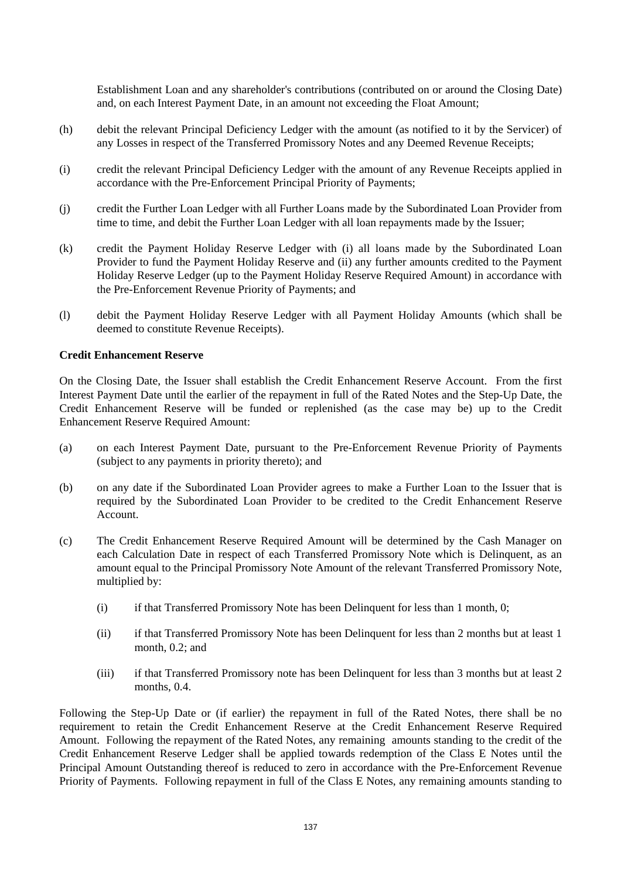Establishment Loan and any shareholder's contributions (contributed on or around the Closing Date) and, on each Interest Payment Date, in an amount not exceeding the Float Amount;

(h) debit the relevant Principal Deficiency Ledger with the amount (as notified to it by the Servicer) of any Losses in respect of the Transferred Promissory Notes and any Deemed Revenue Receipts;

(i) credit the relevant Principal Deficiency Ledger with the amount of any Revenue Receipts applied in accordance with the Pre-Enforcement Principal Priority of Payments;

(j) credit the Further Loan Ledger with all Further Loans made by the Subordinated Loan Provider from time to time, and debit the Further Loan Ledger with all loan repayments made by the Issuer;

(k) credit the Payment Holiday Reserve Ledger with (i) all loans made by the Subordinated Loan Provider to fund the Payment Holiday Reserve and (ii) any further amounts credited to the Payment Holiday Reserve Ledger (up to the Payment Holiday Reserve Required Amount) in accordance with the Pre-Enforcement Revenue Priority of Payments; and

(l) debit the Payment Holiday Reserve Ledger with all Payment Holiday Amounts (which shall be deemed to constitute Revenue Receipts).

**Credit Enhancement Reserve**

On the Closing Date, the Issuer shall establish the Credit Enhancement Reserve Account. From the first Interest Payment Date until the earlier of the repayment in full of the Rated Notes and the Step-Up Date, the Credit Enhancement Reserve will be funded or replenished (as the case may be) up to the Credit Enhancement Reserve Required Amount:

(a) on each Interest Payment Date, pursuant to the Pre-Enforcement Revenue Priority of Payments (subject to any payments in priority thereto); and

(b) on any date if the Subordinated Loan Provider agrees to make a Further Loan to the Issuer that is required by the Subordinated Loan Provider to be credited to the Credit Enhancement Reserve Account.

(c) The Credit Enhancement Reserve Required Amount will be determined by the Cash Manager on each Calculation Date in respect of each Transferred Promissory Note which is Delinquent, as an amount equal to the Principal Promissory Note Amount of the relevant Transferred Promissory Note, multiplied by:

  (i) if that Transferred Promissory Note has been Delinquent for less than 1 month, 0;

  (ii) if that Transferred Promissory Note has been Delinquent for less than 2 months but at least 1 month, 0.2; and

  (iii) if that Transferred Promissory note has been Delinquent for less than 3 months but at least 2 months, 0.4.

Following the Step-Up Date or (if earlier) the repayment in full of the Rated Notes, there shall be no requirement to retain the Credit Enhancement Reserve at the Credit Enhancement Reserve Required Amount. Following the repayment of the Rated Notes, any remaining amounts standing to the credit of the Credit Enhancement Reserve Ledger shall be applied towards redemption of the Class E Notes until the Principal Amount Outstanding thereof is reduced to zero in accordance with the Pre-Enforcement Revenue Priority of Payments. Following repayment in full of the Class E Notes, any remaining amounts standing to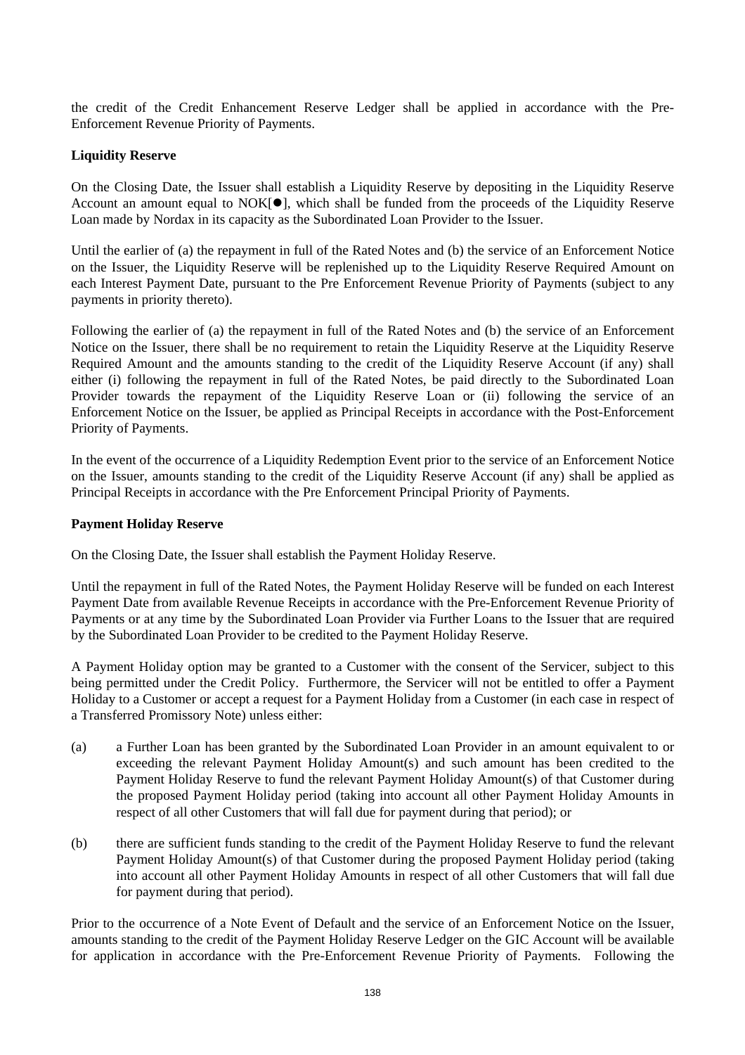the credit of the Credit Enhancement Reserve Ledger shall be applied in accordance with the Pre-Enforcement Revenue Priority of Payments.

**Liquidity Reserve**

On the Closing Date, the Issuer shall establish a Liquidity Reserve by depositing in the Liquidity Reserve Account an amount equal to NOK[●], which shall be funded from the proceeds of the Liquidity Reserve Loan made by Nordax in its capacity as the Subordinated Loan Provider to the Issuer.

Until the earlier of (a) the repayment in full of the Rated Notes and (b) the service of an Enforcement Notice on the Issuer, the Liquidity Reserve will be replenished up to the Liquidity Reserve Required Amount on each Interest Payment Date, pursuant to the Pre Enforcement Revenue Priority of Payments (subject to any payments in priority thereto).

Following the earlier of (a) the repayment in full of the Rated Notes and (b) the service of an Enforcement Notice on the Issuer, there shall be no requirement to retain the Liquidity Reserve at the Liquidity Reserve Required Amount and the amounts standing to the credit of the Liquidity Reserve Account (if any) shall either (i) following the repayment in full of the Rated Notes, be paid directly to the Subordinated Loan Provider towards the repayment of the Liquidity Reserve Loan or (ii) following the service of an Enforcement Notice on the Issuer, be applied as Principal Receipts in accordance with the Post-Enforcement Priority of Payments.

In the event of the occurrence of a Liquidity Redemption Event prior to the service of an Enforcement Notice on the Issuer, amounts standing to the credit of the Liquidity Reserve Account (if any) shall be applied as Principal Receipts in accordance with the Pre Enforcement Principal Priority of Payments.

**Payment Holiday Reserve**

On the Closing Date, the Issuer shall establish the Payment Holiday Reserve.

Until the repayment in full of the Rated Notes, the Payment Holiday Reserve will be funded on each Interest Payment Date from available Revenue Receipts in accordance with the Pre-Enforcement Revenue Priority of Payments or at any time by the Subordinated Loan Provider via Further Loans to the Issuer that are required by the Subordinated Loan Provider to be credited to the Payment Holiday Reserve.

A Payment Holiday option may be granted to a Customer with the consent of the Servicer, subject to this being permitted under the Credit Policy. Furthermore, the Servicer will not be entitled to offer a Payment Holiday to a Customer or accept a request for a Payment Holiday from a Customer (in each case in respect of a Transferred Promissory Note) unless either:

(a) a Further Loan has been granted by the Subordinated Loan Provider in an amount equivalent to or exceeding the relevant Payment Holiday Amount(s) and such amount has been credited to the Payment Holiday Reserve to fund the relevant Payment Holiday Amount(s) of that Customer during the proposed Payment Holiday period (taking into account all other Payment Holiday Amounts in respect of all other Customers that will fall due for payment during that period); or

(b) there are sufficient funds standing to the credit of the Payment Holiday Reserve to fund the relevant Payment Holiday Amount(s) of that Customer during the proposed Payment Holiday period (taking into account all other Payment Holiday Amounts in respect of all other Customers that will fall due for payment during that period).

Prior to the occurrence of a Note Event of Default and the service of an Enforcement Notice on the Issuer, amounts standing to the credit of the Payment Holiday Reserve Ledger on the GIC Account will be available for application in accordance with the Pre-Enforcement Revenue Priority of Payments. Following the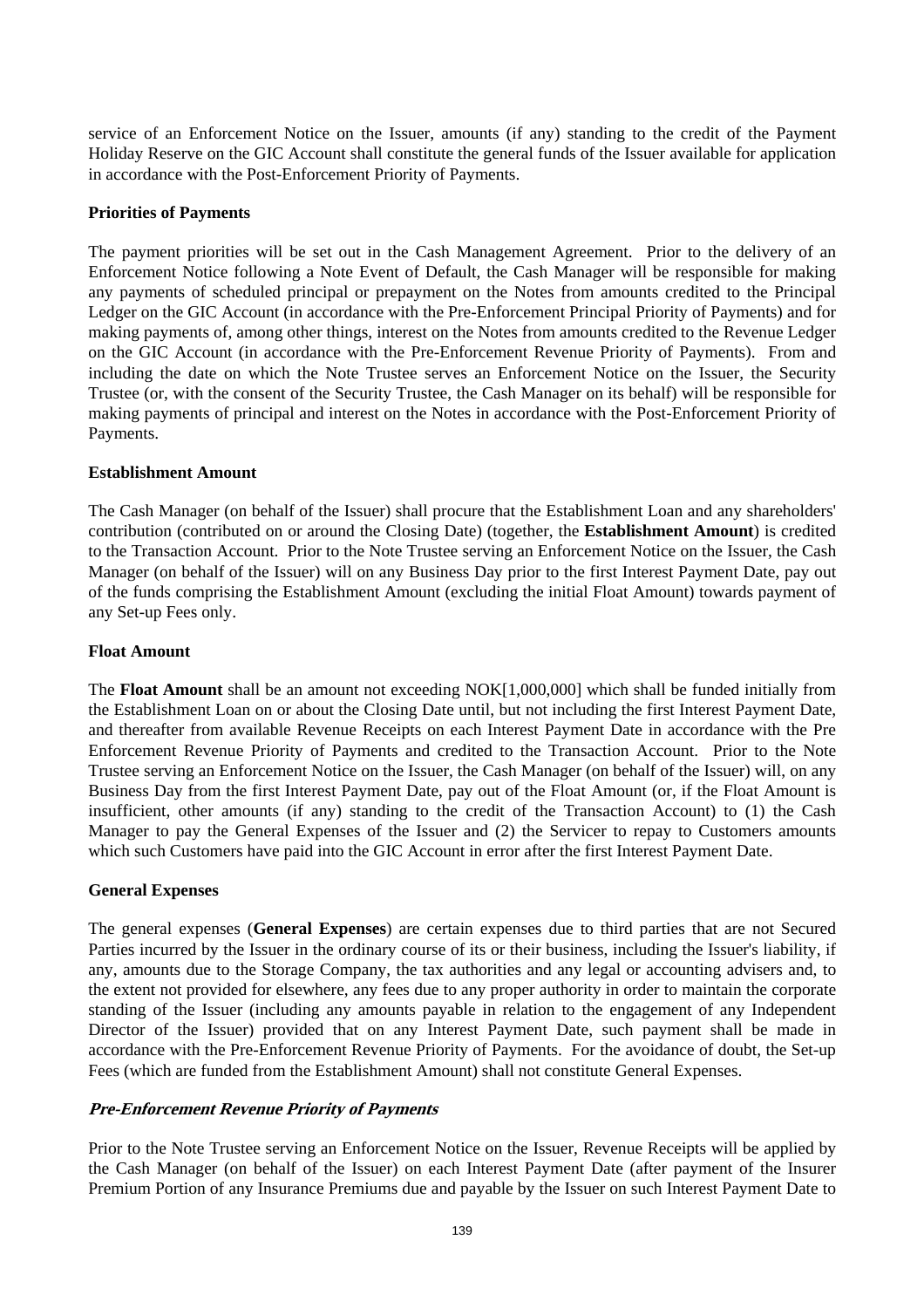service of an Enforcement Notice on the Issuer, amounts (if any) standing to the credit of the Payment Holiday Reserve on the GIC Account shall constitute the general funds of the Issuer available for application in accordance with the Post-Enforcement Priority of Payments.

**Priorities of Payments**

The payment priorities will be set out in the Cash Management Agreement. Prior to the delivery of an Enforcement Notice following a Note Event of Default, the Cash Manager will be responsible for making any payments of scheduled principal or prepayment on the Notes from amounts credited to the Principal Ledger on the GIC Account (in accordance with the Pre-Enforcement Principal Priority of Payments) and for making payments of, among other things, interest on the Notes from amounts credited to the Revenue Ledger on the GIC Account (in accordance with the Pre-Enforcement Revenue Priority of Payments). From and including the date on which the Note Trustee serves an Enforcement Notice on the Issuer, the Security Trustee (or, with the consent of the Security Trustee, the Cash Manager on its behalf) will be responsible for making payments of principal and interest on the Notes in accordance with the Post-Enforcement Priority of Payments.

**Establishment Amount**

The Cash Manager (on behalf of the Issuer) shall procure that the Establishment Loan and any shareholders' contribution (contributed on or around the Closing Date) (together, the **Establishment Amount**) is credited to the Transaction Account. Prior to the Note Trustee serving an Enforcement Notice on the Issuer, the Cash Manager (on behalf of the Issuer) will on any Business Day prior to the first Interest Payment Date, pay out of the funds comprising the Establishment Amount (excluding the initial Float Amount) towards payment of any Set-up Fees only.

**Float Amount**

The **Float Amount** shall be an amount not exceeding NOK[1,000,000] which shall be funded initially from the Establishment Loan on or about the Closing Date until, but not including the first Interest Payment Date, and thereafter from available Revenue Receipts on each Interest Payment Date in accordance with the Pre Enforcement Revenue Priority of Payments and credited to the Transaction Account. Prior to the Note Trustee serving an Enforcement Notice on the Issuer, the Cash Manager (on behalf of the Issuer) will, on any Business Day from the first Interest Payment Date, pay out of the Float Amount (or, if the Float Amount is insufficient, other amounts (if any) standing to the credit of the Transaction Account) to (1) the Cash Manager to pay the General Expenses of the Issuer and (2) the Servicer to repay to Customers amounts which such Customers have paid into the GIC Account in error after the first Interest Payment Date.

**General Expenses**

The general expenses (**General Expenses**) are certain expenses due to third parties that are not Secured Parties incurred by the Issuer in the ordinary course of its or their business, including the Issuer's liability, if any, amounts due to the Storage Company, the tax authorities and any legal or accounting advisers and, to the extent not provided for elsewhere, any fees due to any proper authority in order to maintain the corporate standing of the Issuer (including any amounts payable in relation to the engagement of any Independent Director of the Issuer) provided that on any Interest Payment Date, such payment shall be made in accordance with the Pre-Enforcement Revenue Priority of Payments. For the avoidance of doubt, the Set-up Fees (which are funded from the Establishment Amount) shall not constitute General Expenses.

***Pre-Enforcement Revenue Priority of Payments***

Prior to the Note Trustee serving an Enforcement Notice on the Issuer, Revenue Receipts will be applied by the Cash Manager (on behalf of the Issuer) on each Interest Payment Date (after payment of the Insurer Premium Portion of any Insurance Premiums due and payable by the Issuer on such Interest Payment Date to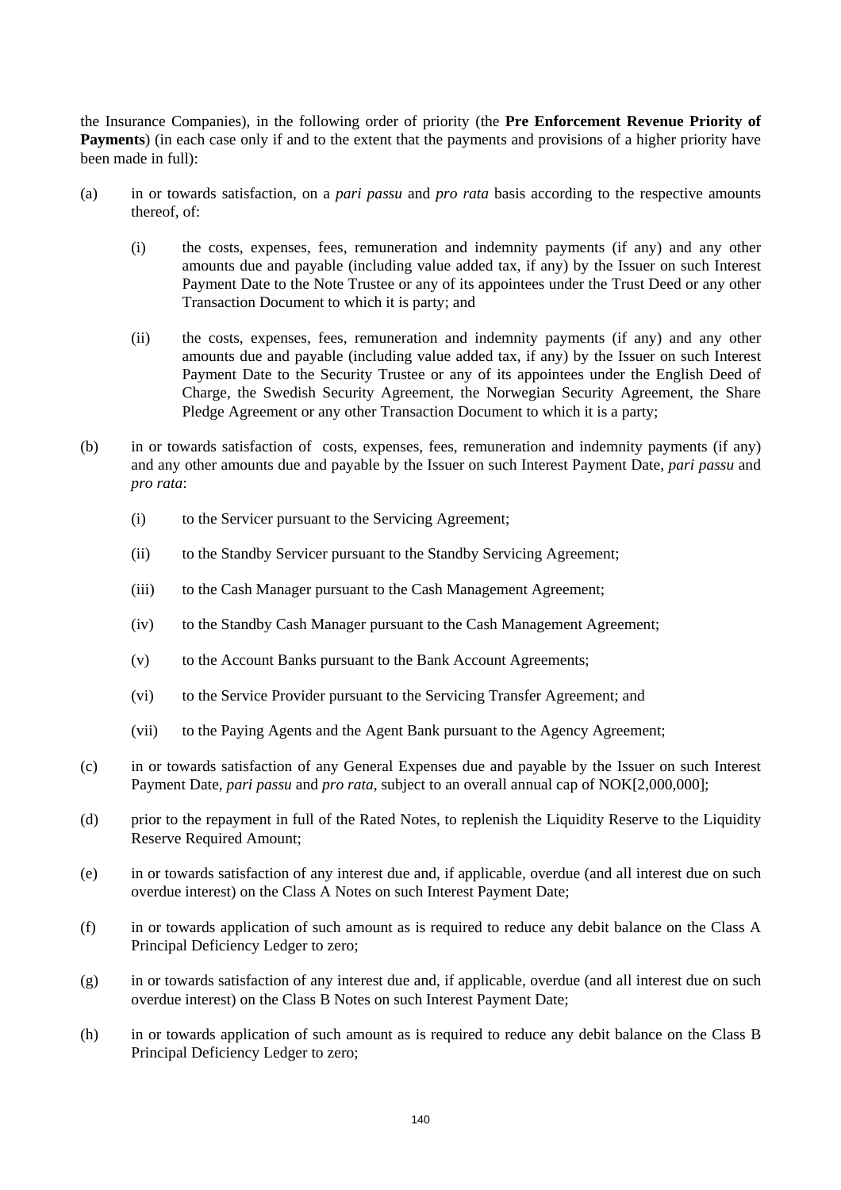the Insurance Companies), in the following order of priority (the **Pre Enforcement Revenue Priority of Payments**) (in each case only if and to the extent that the payments and provisions of a higher priority have been made in full):

(a) in or towards satisfaction, on a *pari passu* and *pro rata* basis according to the respective amounts thereof, of:

 (i) the costs, expenses, fees, remuneration and indemnity payments (if any) and any other amounts due and payable (including value added tax, if any) by the Issuer on such Interest Payment Date to the Note Trustee or any of its appointees under the Trust Deed or any other Transaction Document to which it is party; and

 (ii) the costs, expenses, fees, remuneration and indemnity payments (if any) and any other amounts due and payable (including value added tax, if any) by the Issuer on such Interest Payment Date to the Security Trustee or any of its appointees under the English Deed of Charge, the Swedish Security Agreement, the Norwegian Security Agreement, the Share Pledge Agreement or any other Transaction Document to which it is a party;

(b) in or towards satisfaction of costs, expenses, fees, remuneration and indemnity payments (if any) and any other amounts due and payable by the Issuer on such Interest Payment Date, *pari passu* and *pro rata*:

 (i) to the Servicer pursuant to the Servicing Agreement;

 (ii) to the Standby Servicer pursuant to the Standby Servicing Agreement;

 (iii) to the Cash Manager pursuant to the Cash Management Agreement;

 (iv) to the Standby Cash Manager pursuant to the Cash Management Agreement;

 (v) to the Account Banks pursuant to the Bank Account Agreements;

 (vi) to the Service Provider pursuant to the Servicing Transfer Agreement; and

 (vii) to the Paying Agents and the Agent Bank pursuant to the Agency Agreement;

(c) in or towards satisfaction of any General Expenses due and payable by the Issuer on such Interest Payment Date, *pari passu* and *pro rata*, subject to an overall annual cap of NOK[2,000,000];

(d) prior to the repayment in full of the Rated Notes, to replenish the Liquidity Reserve to the Liquidity Reserve Required Amount;

(e) in or towards satisfaction of any interest due and, if applicable, overdue (and all interest due on such overdue interest) on the Class A Notes on such Interest Payment Date;

(f) in or towards application of such amount as is required to reduce any debit balance on the Class A Principal Deficiency Ledger to zero;

(g) in or towards satisfaction of any interest due and, if applicable, overdue (and all interest due on such overdue interest) on the Class B Notes on such Interest Payment Date;

(h) in or towards application of such amount as is required to reduce any debit balance on the Class B Principal Deficiency Ledger to zero;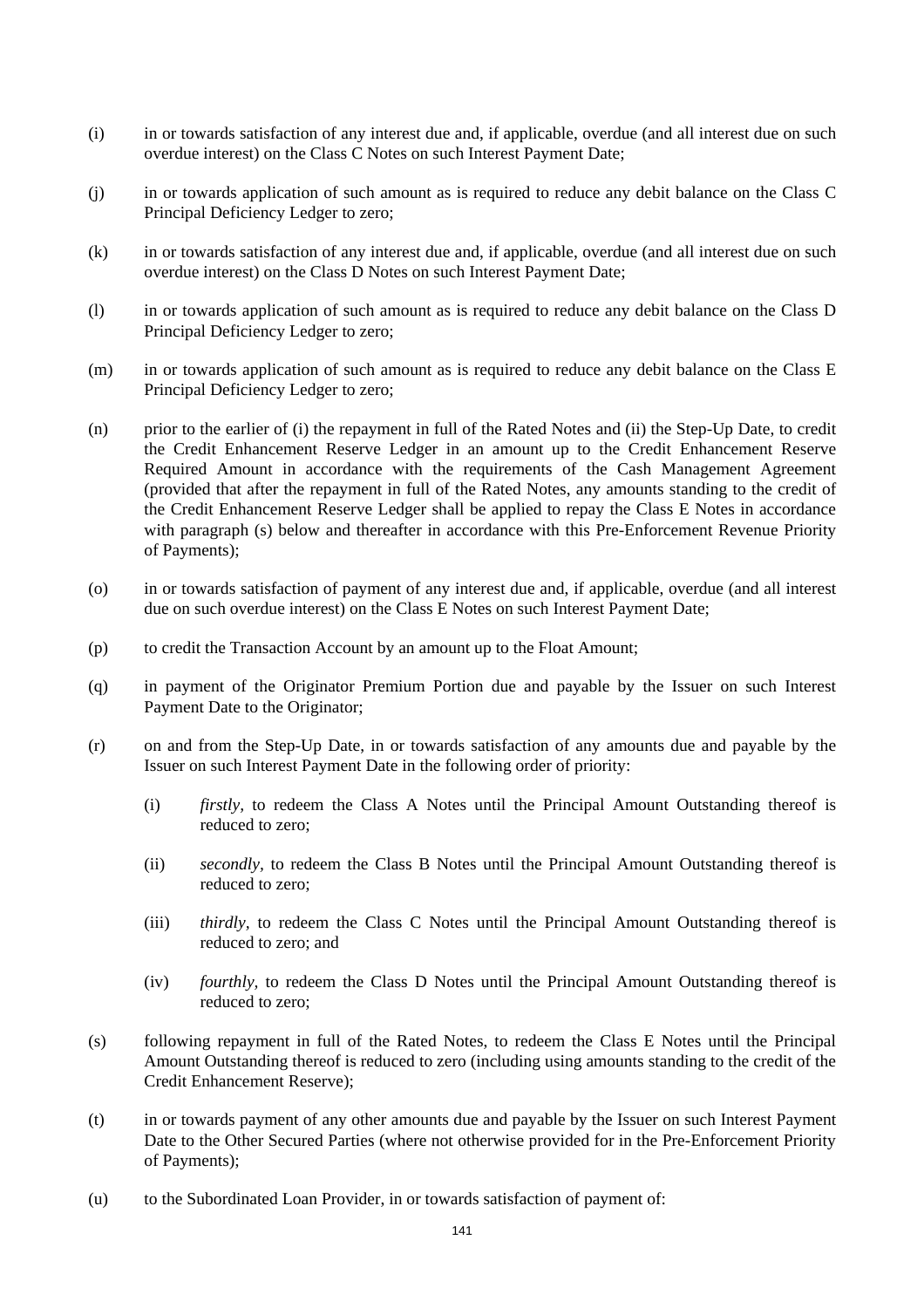(i) in or towards satisfaction of any interest due and, if applicable, overdue (and all interest due on such overdue interest) on the Class C Notes on such Interest Payment Date;

(j) in or towards application of such amount as is required to reduce any debit balance on the Class C Principal Deficiency Ledger to zero;

(k) in or towards satisfaction of any interest due and, if applicable, overdue (and all interest due on such overdue interest) on the Class D Notes on such Interest Payment Date;

(l) in or towards application of such amount as is required to reduce any debit balance on the Class D Principal Deficiency Ledger to zero;

(m) in or towards application of such amount as is required to reduce any debit balance on the Class E Principal Deficiency Ledger to zero;

(n) prior to the earlier of (i) the repayment in full of the Rated Notes and (ii) the Step-Up Date, to credit the Credit Enhancement Reserve Ledger in an amount up to the Credit Enhancement Reserve Required Amount in accordance with the requirements of the Cash Management Agreement (provided that after the repayment in full of the Rated Notes, any amounts standing to the credit of the Credit Enhancement Reserve Ledger shall be applied to repay the Class E Notes in accordance with paragraph (s) below and thereafter in accordance with this Pre-Enforcement Revenue Priority of Payments);

(o) in or towards satisfaction of payment of any interest due and, if applicable, overdue (and all interest due on such overdue interest) on the Class E Notes on such Interest Payment Date;

(p) to credit the Transaction Account by an amount up to the Float Amount;

(q) in payment of the Originator Premium Portion due and payable by the Issuer on such Interest Payment Date to the Originator;

(r) on and from the Step-Up Date, in or towards satisfaction of any amounts due and payable by the Issuer on such Interest Payment Date in the following order of priority:

   (i) *firstly*, to redeem the Class A Notes until the Principal Amount Outstanding thereof is reduced to zero;

   (ii) *secondly*, to redeem the Class B Notes until the Principal Amount Outstanding thereof is reduced to zero;

   (iii) *thirdly*, to redeem the Class C Notes until the Principal Amount Outstanding thereof is reduced to zero; and

   (iv) *fourthly*, to redeem the Class D Notes until the Principal Amount Outstanding thereof is reduced to zero;

(s) following repayment in full of the Rated Notes, to redeem the Class E Notes until the Principal Amount Outstanding thereof is reduced to zero (including using amounts standing to the credit of the Credit Enhancement Reserve);

(t) in or towards payment of any other amounts due and payable by the Issuer on such Interest Payment Date to the Other Secured Parties (where not otherwise provided for in the Pre-Enforcement Priority of Payments);

(u) to the Subordinated Loan Provider, in or towards satisfaction of payment of: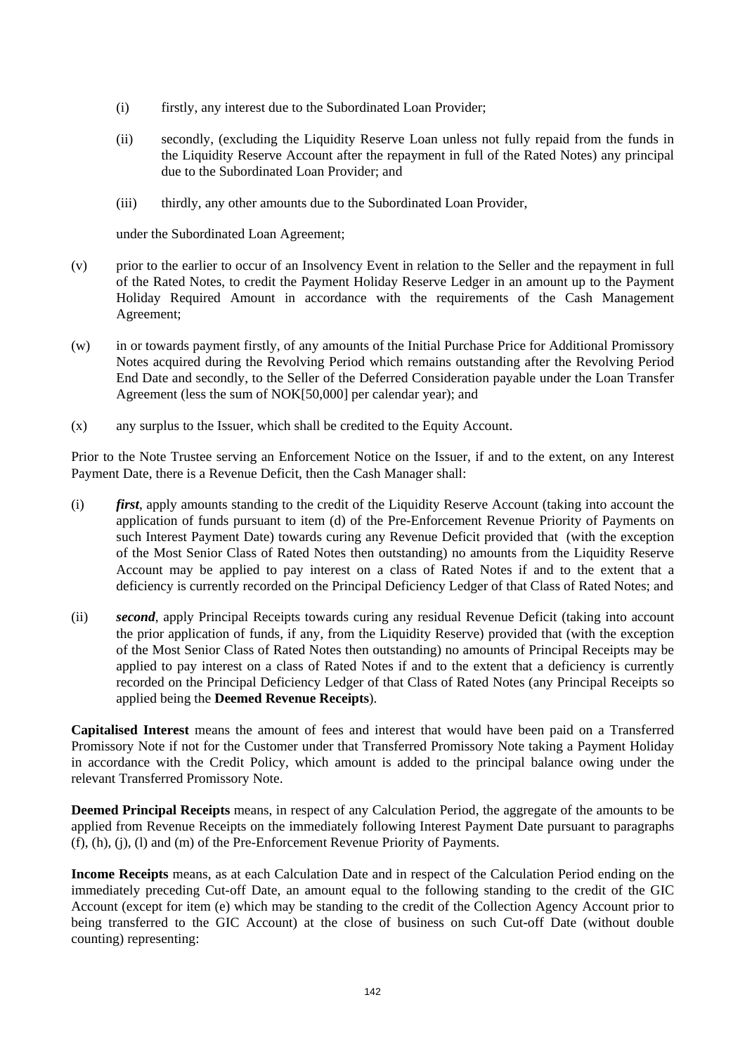(i) firstly, any interest due to the Subordinated Loan Provider;

(ii) secondly, (excluding the Liquidity Reserve Loan unless not fully repaid from the funds in the Liquidity Reserve Account after the repayment in full of the Rated Notes) any principal due to the Subordinated Loan Provider; and

(iii) thirdly, any other amounts due to the Subordinated Loan Provider,

under the Subordinated Loan Agreement;

(v) prior to the earlier to occur of an Insolvency Event in relation to the Seller and the repayment in full of the Rated Notes, to credit the Payment Holiday Reserve Ledger in an amount up to the Payment Holiday Required Amount in accordance with the requirements of the Cash Management Agreement;

(w) in or towards payment firstly, of any amounts of the Initial Purchase Price for Additional Promissory Notes acquired during the Revolving Period which remains outstanding after the Revolving Period End Date and secondly, to the Seller of the Deferred Consideration payable under the Loan Transfer Agreement (less the sum of NOK[50,000] per calendar year); and

(x) any surplus to the Issuer, which shall be credited to the Equity Account.

Prior to the Note Trustee serving an Enforcement Notice on the Issuer, if and to the extent, on any Interest Payment Date, there is a Revenue Deficit, then the Cash Manager shall:

(i) ***first***, apply amounts standing to the credit of the Liquidity Reserve Account (taking into account the application of funds pursuant to item (d) of the Pre-Enforcement Revenue Priority of Payments on such Interest Payment Date) towards curing any Revenue Deficit provided that (with the exception of the Most Senior Class of Rated Notes then outstanding) no amounts from the Liquidity Reserve Account may be applied to pay interest on a class of Rated Notes if and to the extent that a deficiency is currently recorded on the Principal Deficiency Ledger of that Class of Rated Notes; and

(ii) ***second***, apply Principal Receipts towards curing any residual Revenue Deficit (taking into account the prior application of funds, if any, from the Liquidity Reserve) provided that (with the exception of the Most Senior Class of Rated Notes then outstanding) no amounts of Principal Receipts may be applied to pay interest on a class of Rated Notes if and to the extent that a deficiency is currently recorded on the Principal Deficiency Ledger of that Class of Rated Notes (any Principal Receipts so applied being the **Deemed Revenue Receipts**).

**Capitalised Interest** means the amount of fees and interest that would have been paid on a Transferred Promissory Note if not for the Customer under that Transferred Promissory Note taking a Payment Holiday in accordance with the Credit Policy, which amount is added to the principal balance owing under the relevant Transferred Promissory Note.

**Deemed Principal Receipts** means, in respect of any Calculation Period, the aggregate of the amounts to be applied from Revenue Receipts on the immediately following Interest Payment Date pursuant to paragraphs (f), (h), (j), (l) and (m) of the Pre-Enforcement Revenue Priority of Payments.

**Income Receipts** means, as at each Calculation Date and in respect of the Calculation Period ending on the immediately preceding Cut-off Date, an amount equal to the following standing to the credit of the GIC Account (except for item (e) which may be standing to the credit of the Collection Agency Account prior to being transferred to the GIC Account) at the close of business on such Cut-off Date (without double counting) representing: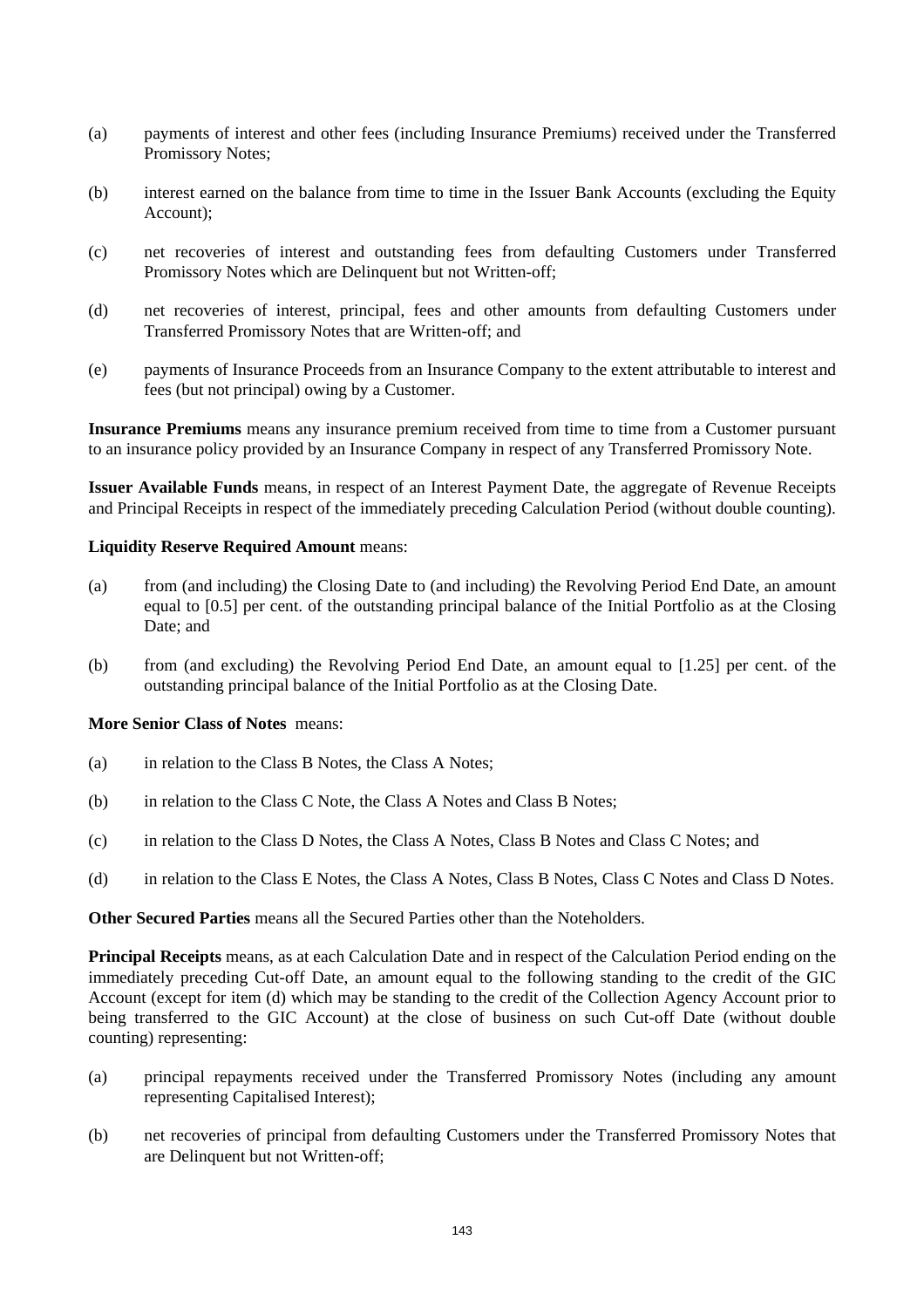(a) payments of interest and other fees (including Insurance Premiums) received under the Transferred Promissory Notes;

(b) interest earned on the balance from time to time in the Issuer Bank Accounts (excluding the Equity Account);

(c) net recoveries of interest and outstanding fees from defaulting Customers under Transferred Promissory Notes which are Delinquent but not Written-off;

(d) net recoveries of interest, principal, fees and other amounts from defaulting Customers under Transferred Promissory Notes that are Written-off; and

(e) payments of Insurance Proceeds from an Insurance Company to the extent attributable to interest and fees (but not principal) owing by a Customer.

**Insurance Premiums** means any insurance premium received from time to time from a Customer pursuant to an insurance policy provided by an Insurance Company in respect of any Transferred Promissory Note.

**Issuer Available Funds** means, in respect of an Interest Payment Date, the aggregate of Revenue Receipts and Principal Receipts in respect of the immediately preceding Calculation Period (without double counting).

**Liquidity Reserve Required Amount** means:

(a) from (and including) the Closing Date to (and including) the Revolving Period End Date, an amount equal to [0.5] per cent. of the outstanding principal balance of the Initial Portfolio as at the Closing Date; and

(b) from (and excluding) the Revolving Period End Date, an amount equal to [1.25] per cent. of the outstanding principal balance of the Initial Portfolio as at the Closing Date.

**More Senior Class of Notes** means:

(a) in relation to the Class B Notes, the Class A Notes;

(b) in relation to the Class C Note, the Class A Notes and Class B Notes;

(c) in relation to the Class D Notes, the Class A Notes, Class B Notes and Class C Notes; and

(d) in relation to the Class E Notes, the Class A Notes, Class B Notes, Class C Notes and Class D Notes.

**Other Secured Parties** means all the Secured Parties other than the Noteholders.

**Principal Receipts** means, as at each Calculation Date and in respect of the Calculation Period ending on the immediately preceding Cut-off Date, an amount equal to the following standing to the credit of the GIC Account (except for item (d) which may be standing to the credit of the Collection Agency Account prior to being transferred to the GIC Account) at the close of business on such Cut-off Date (without double counting) representing:

(a) principal repayments received under the Transferred Promissory Notes (including any amount representing Capitalised Interest);

(b) net recoveries of principal from defaulting Customers under the Transferred Promissory Notes that are Delinquent but not Written-off;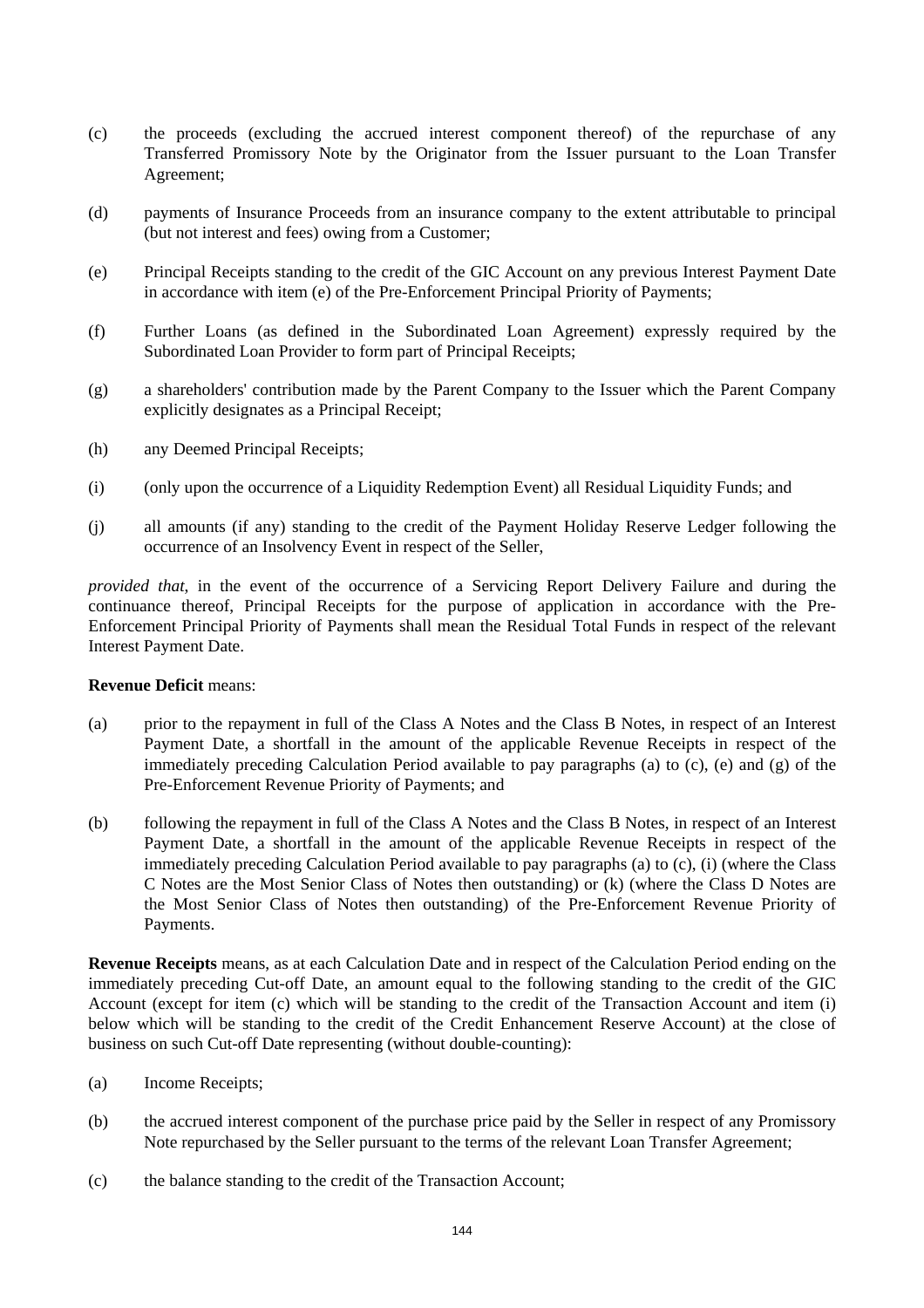(c) the proceeds (excluding the accrued interest component thereof) of the repurchase of any Transferred Promissory Note by the Originator from the Issuer pursuant to the Loan Transfer Agreement;

(d) payments of Insurance Proceeds from an insurance company to the extent attributable to principal (but not interest and fees) owing from a Customer;

(e) Principal Receipts standing to the credit of the GIC Account on any previous Interest Payment Date in accordance with item (e) of the Pre-Enforcement Principal Priority of Payments;

(f) Further Loans (as defined in the Subordinated Loan Agreement) expressly required by the Subordinated Loan Provider to form part of Principal Receipts;

(g) a shareholders' contribution made by the Parent Company to the Issuer which the Parent Company explicitly designates as a Principal Receipt;

(h) any Deemed Principal Receipts;

(i) (only upon the occurrence of a Liquidity Redemption Event) all Residual Liquidity Funds; and

(j) all amounts (if any) standing to the credit of the Payment Holiday Reserve Ledger following the occurrence of an Insolvency Event in respect of the Seller,

*provided that*, in the event of the occurrence of a Servicing Report Delivery Failure and during the continuance thereof, Principal Receipts for the purpose of application in accordance with the Pre-Enforcement Principal Priority of Payments shall mean the Residual Total Funds in respect of the relevant Interest Payment Date.

**Revenue Deficit** means:

(a) prior to the repayment in full of the Class A Notes and the Class B Notes, in respect of an Interest Payment Date, a shortfall in the amount of the applicable Revenue Receipts in respect of the immediately preceding Calculation Period available to pay paragraphs (a) to (c), (e) and (g) of the Pre-Enforcement Revenue Priority of Payments; and

(b) following the repayment in full of the Class A Notes and the Class B Notes, in respect of an Interest Payment Date, a shortfall in the amount of the applicable Revenue Receipts in respect of the immediately preceding Calculation Period available to pay paragraphs (a) to (c), (i) (where the Class C Notes are the Most Senior Class of Notes then outstanding) or (k) (where the Class D Notes are the Most Senior Class of Notes then outstanding) of the Pre-Enforcement Revenue Priority of Payments.

**Revenue Receipts** means, as at each Calculation Date and in respect of the Calculation Period ending on the immediately preceding Cut-off Date, an amount equal to the following standing to the credit of the GIC Account (except for item (c) which will be standing to the credit of the Transaction Account and item (i) below which will be standing to the credit of the Credit Enhancement Reserve Account) at the close of business on such Cut-off Date representing (without double-counting):

(a) Income Receipts;

(b) the accrued interest component of the purchase price paid by the Seller in respect of any Promissory Note repurchased by the Seller pursuant to the terms of the relevant Loan Transfer Agreement;

(c) the balance standing to the credit of the Transaction Account;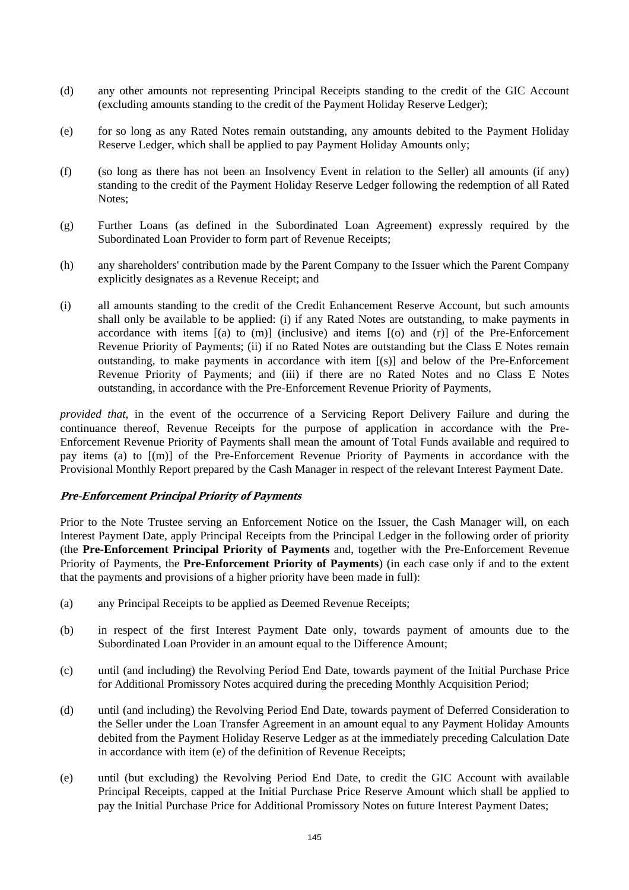(d) any other amounts not representing Principal Receipts standing to the credit of the GIC Account (excluding amounts standing to the credit of the Payment Holiday Reserve Ledger);

(e) for so long as any Rated Notes remain outstanding, any amounts debited to the Payment Holiday Reserve Ledger, which shall be applied to pay Payment Holiday Amounts only;

(f) (so long as there has not been an Insolvency Event in relation to the Seller) all amounts (if any) standing to the credit of the Payment Holiday Reserve Ledger following the redemption of all Rated Notes;

(g) Further Loans (as defined in the Subordinated Loan Agreement) expressly required by the Subordinated Loan Provider to form part of Revenue Receipts;

(h) any shareholders' contribution made by the Parent Company to the Issuer which the Parent Company explicitly designates as a Revenue Receipt; and

(i) all amounts standing to the credit of the Credit Enhancement Reserve Account, but such amounts shall only be available to be applied: (i) if any Rated Notes are outstanding, to make payments in accordance with items [(a) to (m)] (inclusive) and items [(o) and (r)] of the Pre-Enforcement Revenue Priority of Payments; (ii) if no Rated Notes are outstanding but the Class E Notes remain outstanding, to make payments in accordance with item [(s)] and below of the Pre-Enforcement Revenue Priority of Payments; and (iii) if there are no Rated Notes and no Class E Notes outstanding, in accordance with the Pre-Enforcement Revenue Priority of Payments,

*provided that*, in the event of the occurrence of a Servicing Report Delivery Failure and during the continuance thereof, Revenue Receipts for the purpose of application in accordance with the Pre-Enforcement Revenue Priority of Payments shall mean the amount of Total Funds available and required to pay items (a) to [(m)] of the Pre-Enforcement Revenue Priority of Payments in accordance with the Provisional Monthly Report prepared by the Cash Manager in respect of the relevant Interest Payment Date.

### *Pre-Enforcement Principal Priority of Payments*

Prior to the Note Trustee serving an Enforcement Notice on the Issuer, the Cash Manager will, on each Interest Payment Date, apply Principal Receipts from the Principal Ledger in the following order of priority (the **Pre-Enforcement Principal Priority of Payments** and, together with the Pre-Enforcement Revenue Priority of Payments, the **Pre-Enforcement Priority of Payments**) (in each case only if and to the extent that the payments and provisions of a higher priority have been made in full):

(a) any Principal Receipts to be applied as Deemed Revenue Receipts;

(b) in respect of the first Interest Payment Date only, towards payment of amounts due to the Subordinated Loan Provider in an amount equal to the Difference Amount;

(c) until (and including) the Revolving Period End Date, towards payment of the Initial Purchase Price for Additional Promissory Notes acquired during the preceding Monthly Acquisition Period;

(d) until (and including) the Revolving Period End Date, towards payment of Deferred Consideration to the Seller under the Loan Transfer Agreement in an amount equal to any Payment Holiday Amounts debited from the Payment Holiday Reserve Ledger as at the immediately preceding Calculation Date in accordance with item (e) of the definition of Revenue Receipts;

(e) until (but excluding) the Revolving Period End Date, to credit the GIC Account with available Principal Receipts, capped at the Initial Purchase Price Reserve Amount which shall be applied to pay the Initial Purchase Price for Additional Promissory Notes on future Interest Payment Dates;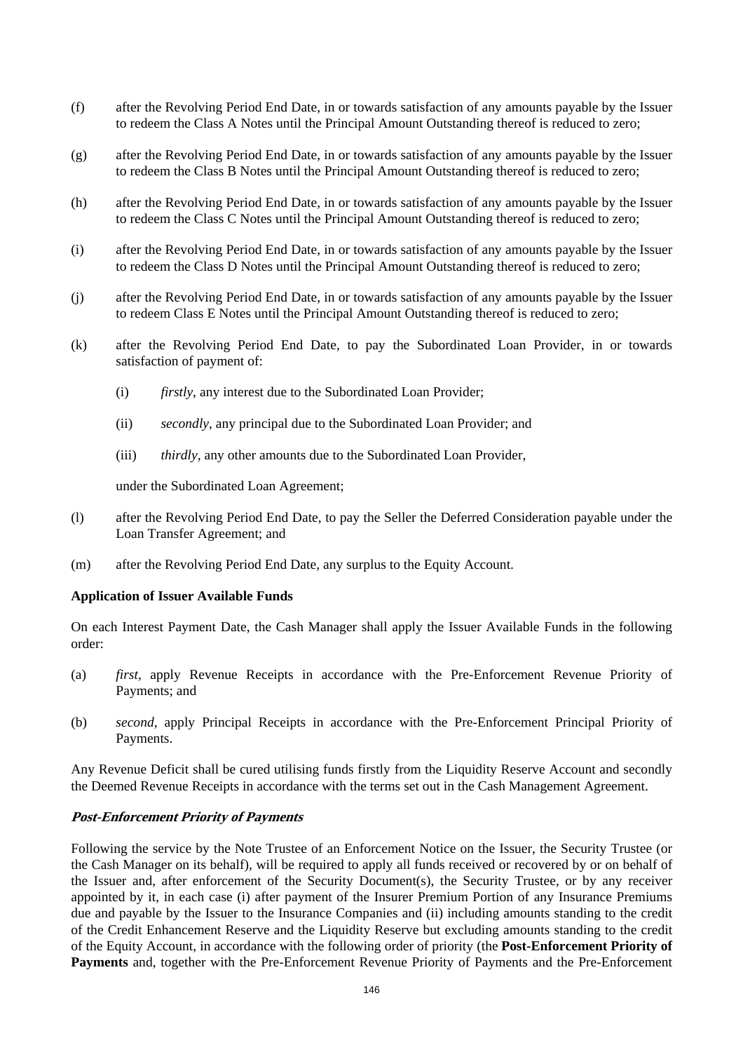(f) after the Revolving Period End Date, in or towards satisfaction of any amounts payable by the Issuer to redeem the Class A Notes until the Principal Amount Outstanding thereof is reduced to zero;

(g) after the Revolving Period End Date, in or towards satisfaction of any amounts payable by the Issuer to redeem the Class B Notes until the Principal Amount Outstanding thereof is reduced to zero;

(h) after the Revolving Period End Date, in or towards satisfaction of any amounts payable by the Issuer to redeem the Class C Notes until the Principal Amount Outstanding thereof is reduced to zero;

(i) after the Revolving Period End Date, in or towards satisfaction of any amounts payable by the Issuer to redeem the Class D Notes until the Principal Amount Outstanding thereof is reduced to zero;

(j) after the Revolving Period End Date, in or towards satisfaction of any amounts payable by the Issuer to redeem Class E Notes until the Principal Amount Outstanding thereof is reduced to zero;

(k) after the Revolving Period End Date, to pay the Subordinated Loan Provider, in or towards satisfaction of payment of:

  (i) *firstly*, any interest due to the Subordinated Loan Provider;

  (ii) *secondly*, any principal due to the Subordinated Loan Provider; and

  (iii) *thirdly*, any other amounts due to the Subordinated Loan Provider,

  under the Subordinated Loan Agreement;

(l) after the Revolving Period End Date, to pay the Seller the Deferred Consideration payable under the Loan Transfer Agreement; and

(m) after the Revolving Period End Date, any surplus to the Equity Account.

**Application of Issuer Available Funds**

On each Interest Payment Date, the Cash Manager shall apply the Issuer Available Funds in the following order:

(a) *first*, apply Revenue Receipts in accordance with the Pre-Enforcement Revenue Priority of Payments; and

(b) *second*, apply Principal Receipts in accordance with the Pre-Enforcement Principal Priority of Payments.

Any Revenue Deficit shall be cured utilising funds firstly from the Liquidity Reserve Account and secondly the Deemed Revenue Receipts in accordance with the terms set out in the Cash Management Agreement.

***Post-Enforcement Priority of Payments***

Following the service by the Note Trustee of an Enforcement Notice on the Issuer, the Security Trustee (or the Cash Manager on its behalf), will be required to apply all funds received or recovered by or on behalf of the Issuer and, after enforcement of the Security Document(s), the Security Trustee, or by any receiver appointed by it, in each case (i) after payment of the Insurer Premium Portion of any Insurance Premiums due and payable by the Issuer to the Insurance Companies and (ii) including amounts standing to the credit of the Credit Enhancement Reserve and the Liquidity Reserve but excluding amounts standing to the credit of the Equity Account, in accordance with the following order of priority (the **Post-Enforcement Priority of Payments** and, together with the Pre-Enforcement Revenue Priority of Payments and the Pre-Enforcement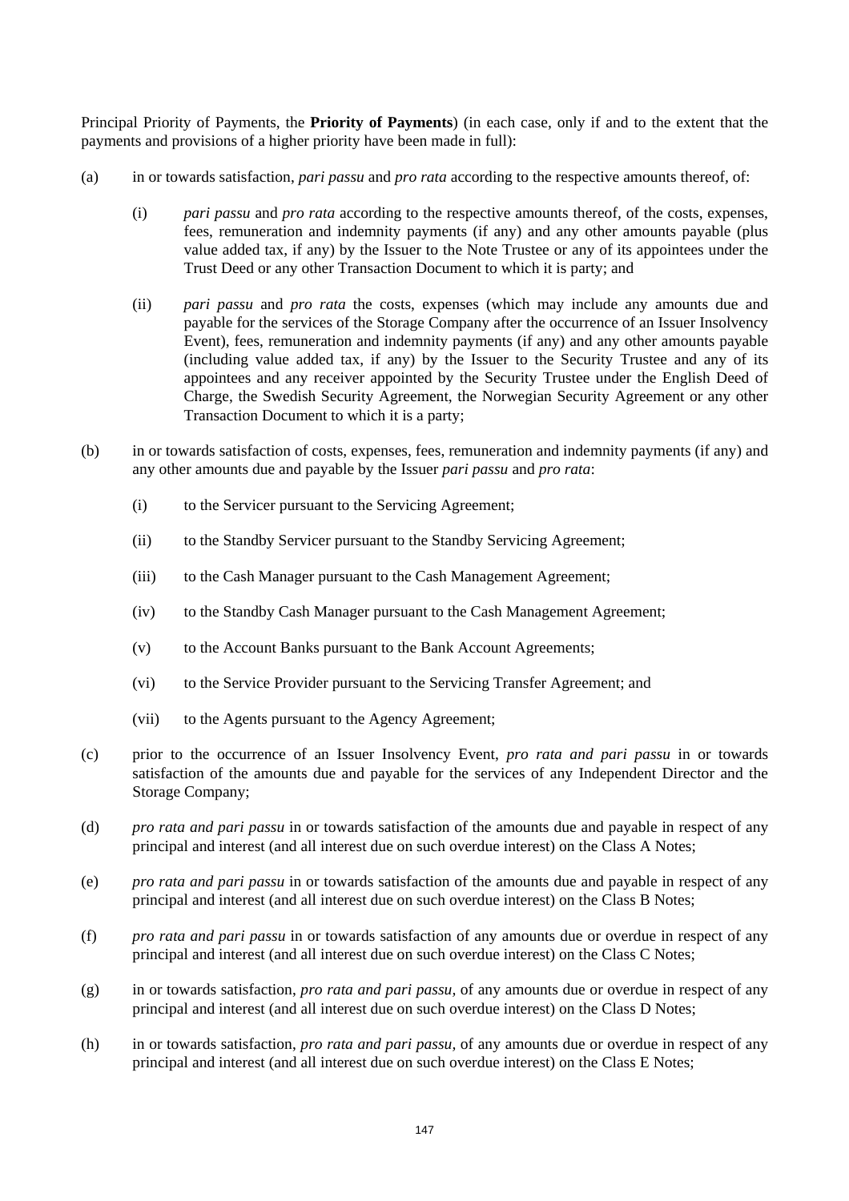Principal Priority of Payments, the **Priority of Payments**) (in each case, only if and to the extent that the payments and provisions of a higher priority have been made in full):

(a) in or towards satisfaction, *pari passu* and *pro rata* according to the respective amounts thereof, of:

  (i) *pari passu* and *pro rata* according to the respective amounts thereof, of the costs, expenses, fees, remuneration and indemnity payments (if any) and any other amounts payable (plus value added tax, if any) by the Issuer to the Note Trustee or any of its appointees under the Trust Deed or any other Transaction Document to which it is party; and

  (ii) *pari passu* and *pro rata* the costs, expenses (which may include any amounts due and payable for the services of the Storage Company after the occurrence of an Issuer Insolvency Event), fees, remuneration and indemnity payments (if any) and any other amounts payable (including value added tax, if any) by the Issuer to the Security Trustee and any of its appointees and any receiver appointed by the Security Trustee under the English Deed of Charge, the Swedish Security Agreement, the Norwegian Security Agreement or any other Transaction Document to which it is a party;

(b) in or towards satisfaction of costs, expenses, fees, remuneration and indemnity payments (if any) and any other amounts due and payable by the Issuer *pari passu* and *pro rata*:

  (i) to the Servicer pursuant to the Servicing Agreement;

  (ii) to the Standby Servicer pursuant to the Standby Servicing Agreement;

  (iii) to the Cash Manager pursuant to the Cash Management Agreement;

  (iv) to the Standby Cash Manager pursuant to the Cash Management Agreement;

  (v) to the Account Banks pursuant to the Bank Account Agreements;

  (vi) to the Service Provider pursuant to the Servicing Transfer Agreement; and

  (vii) to the Agents pursuant to the Agency Agreement;

(c) prior to the occurrence of an Issuer Insolvency Event, *pro rata and pari passu* in or towards satisfaction of the amounts due and payable for the services of any Independent Director and the Storage Company;

(d) *pro rata and pari passu* in or towards satisfaction of the amounts due and payable in respect of any principal and interest (and all interest due on such overdue interest) on the Class A Notes;

(e) *pro rata and pari passu* in or towards satisfaction of the amounts due and payable in respect of any principal and interest (and all interest due on such overdue interest) on the Class B Notes;

(f) *pro rata and pari passu* in or towards satisfaction of any amounts due or overdue in respect of any principal and interest (and all interest due on such overdue interest) on the Class C Notes;

(g) in or towards satisfaction, *pro rata and pari passu,* of any amounts due or overdue in respect of any principal and interest (and all interest due on such overdue interest) on the Class D Notes;

(h) in or towards satisfaction, *pro rata and pari passu,* of any amounts due or overdue in respect of any principal and interest (and all interest due on such overdue interest) on the Class E Notes;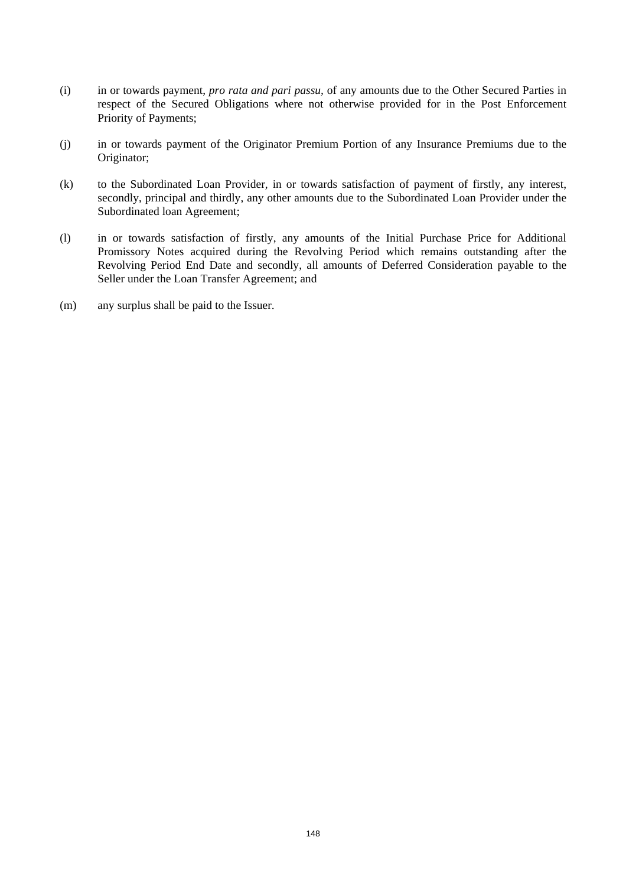(i) in or towards payment, *pro rata and pari passu,* of any amounts due to the Other Secured Parties in respect of the Secured Obligations where not otherwise provided for in the Post Enforcement Priority of Payments;

(j) in or towards payment of the Originator Premium Portion of any Insurance Premiums due to the Originator;

(k) to the Subordinated Loan Provider, in or towards satisfaction of payment of firstly, any interest, secondly, principal and thirdly, any other amounts due to the Subordinated Loan Provider under the Subordinated loan Agreement;

(l) in or towards satisfaction of firstly, any amounts of the Initial Purchase Price for Additional Promissory Notes acquired during the Revolving Period which remains outstanding after the Revolving Period End Date and secondly, all amounts of Deferred Consideration payable to the Seller under the Loan Transfer Agreement; and

(m) any surplus shall be paid to the Issuer.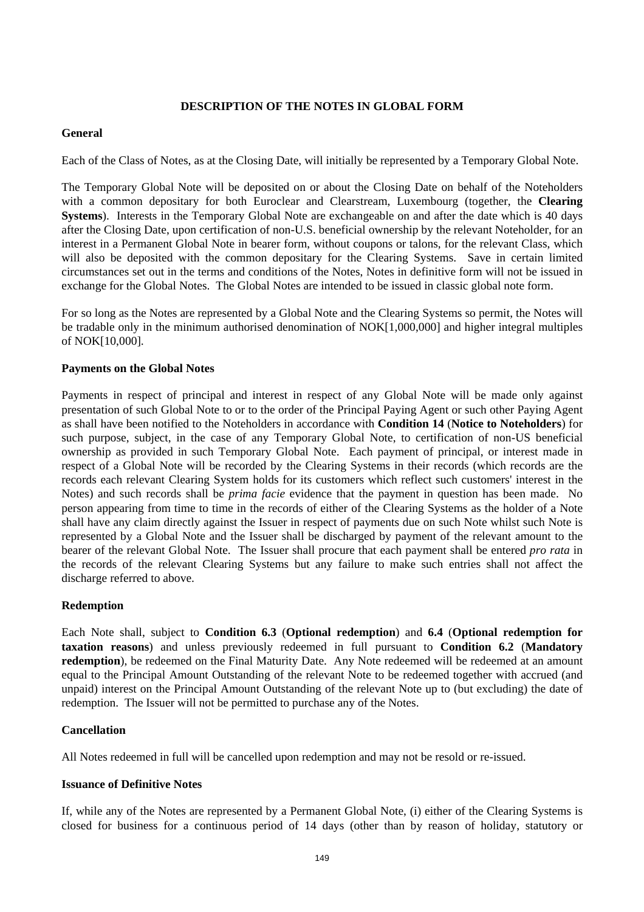## DESCRIPTION OF THE NOTES IN GLOBAL FORM

### General

Each of the Class of Notes, as at the Closing Date, will initially be represented by a Temporary Global Note.

The Temporary Global Note will be deposited on or about the Closing Date on behalf of the Noteholders with a common depositary for both Euroclear and Clearstream, Luxembourg (together, the **Clearing Systems**). Interests in the Temporary Global Note are exchangeable on and after the date which is 40 days after the Closing Date, upon certification of non-U.S. beneficial ownership by the relevant Noteholder, for an interest in a Permanent Global Note in bearer form, without coupons or talons, for the relevant Class, which will also be deposited with the common depositary for the Clearing Systems. Save in certain limited circumstances set out in the terms and conditions of the Notes, Notes in definitive form will not be issued in exchange for the Global Notes. The Global Notes are intended to be issued in classic global note form.

For so long as the Notes are represented by a Global Note and the Clearing Systems so permit, the Notes will be tradable only in the minimum authorised denomination of NOK[1,000,000] and higher integral multiples of NOK[10,000].

### Payments on the Global Notes

Payments in respect of principal and interest in respect of any Global Note will be made only against presentation of such Global Note to or to the order of the Principal Paying Agent or such other Paying Agent as shall have been notified to the Noteholders in accordance with **Condition 14** (**Notice to Noteholders**) for such purpose, subject, in the case of any Temporary Global Note, to certification of non-US beneficial ownership as provided in such Temporary Global Note. Each payment of principal, or interest made in respect of a Global Note will be recorded by the Clearing Systems in their records (which records are the records each relevant Clearing System holds for its customers which reflect such customers' interest in the Notes) and such records shall be *prima facie* evidence that the payment in question has been made. No person appearing from time to time in the records of either of the Clearing Systems as the holder of a Note shall have any claim directly against the Issuer in respect of payments due on such Note whilst such Note is represented by a Global Note and the Issuer shall be discharged by payment of the relevant amount to the bearer of the relevant Global Note. The Issuer shall procure that each payment shall be entered *pro rata* in the records of the relevant Clearing Systems but any failure to make such entries shall not affect the discharge referred to above.

### Redemption

Each Note shall, subject to **Condition 6.3** (**Optional redemption**) and **6.4** (**Optional redemption for taxation reasons**) and unless previously redeemed in full pursuant to **Condition 6.2** (**Mandatory redemption**), be redeemed on the Final Maturity Date. Any Note redeemed will be redeemed at an amount equal to the Principal Amount Outstanding of the relevant Note to be redeemed together with accrued (and unpaid) interest on the Principal Amount Outstanding of the relevant Note up to (but excluding) the date of redemption. The Issuer will not be permitted to purchase any of the Notes.

### Cancellation

All Notes redeemed in full will be cancelled upon redemption and may not be resold or re-issued.

### Issuance of Definitive Notes

If, while any of the Notes are represented by a Permanent Global Note, (i) either of the Clearing Systems is closed for business for a continuous period of 14 days (other than by reason of holiday, statutory or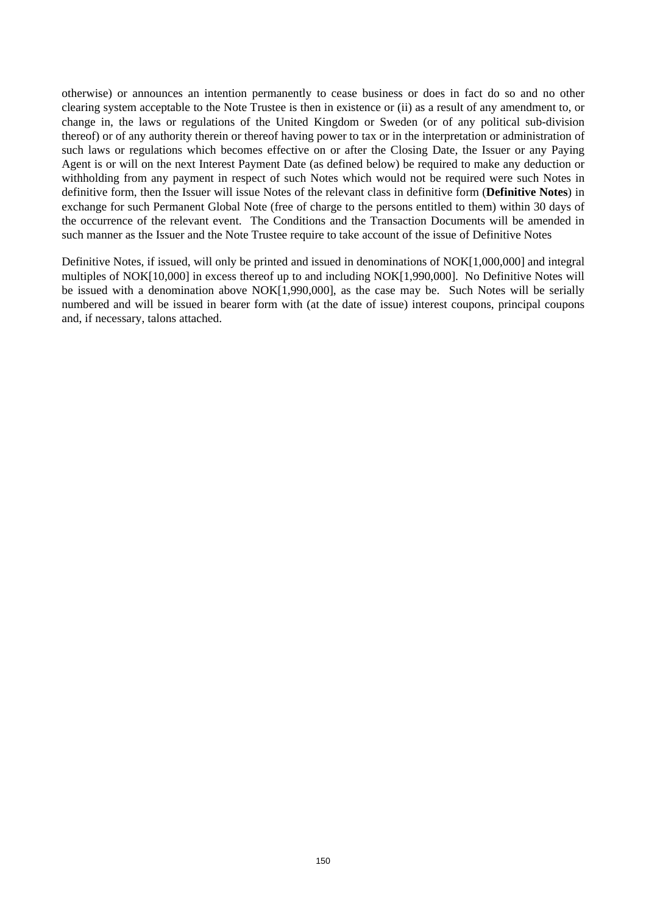otherwise) or announces an intention permanently to cease business or does in fact do so and no other clearing system acceptable to the Note Trustee is then in existence or (ii) as a result of any amendment to, or change in, the laws or regulations of the United Kingdom or Sweden (or of any political sub-division thereof) or of any authority therein or thereof having power to tax or in the interpretation or administration of such laws or regulations which becomes effective on or after the Closing Date, the Issuer or any Paying Agent is or will on the next Interest Payment Date (as defined below) be required to make any deduction or withholding from any payment in respect of such Notes which would not be required were such Notes in definitive form, then the Issuer will issue Notes of the relevant class in definitive form (**Definitive Notes**) in exchange for such Permanent Global Note (free of charge to the persons entitled to them) within 30 days of the occurrence of the relevant event. The Conditions and the Transaction Documents will be amended in such manner as the Issuer and the Note Trustee require to take account of the issue of Definitive Notes

Definitive Notes, if issued, will only be printed and issued in denominations of NOK[1,000,000] and integral multiples of NOK[10,000] in excess thereof up to and including NOK[1,990,000]. No Definitive Notes will be issued with a denomination above NOK[1,990,000], as the case may be. Such Notes will be serially numbered and will be issued in bearer form with (at the date of issue) interest coupons, principal coupons and, if necessary, talons attached.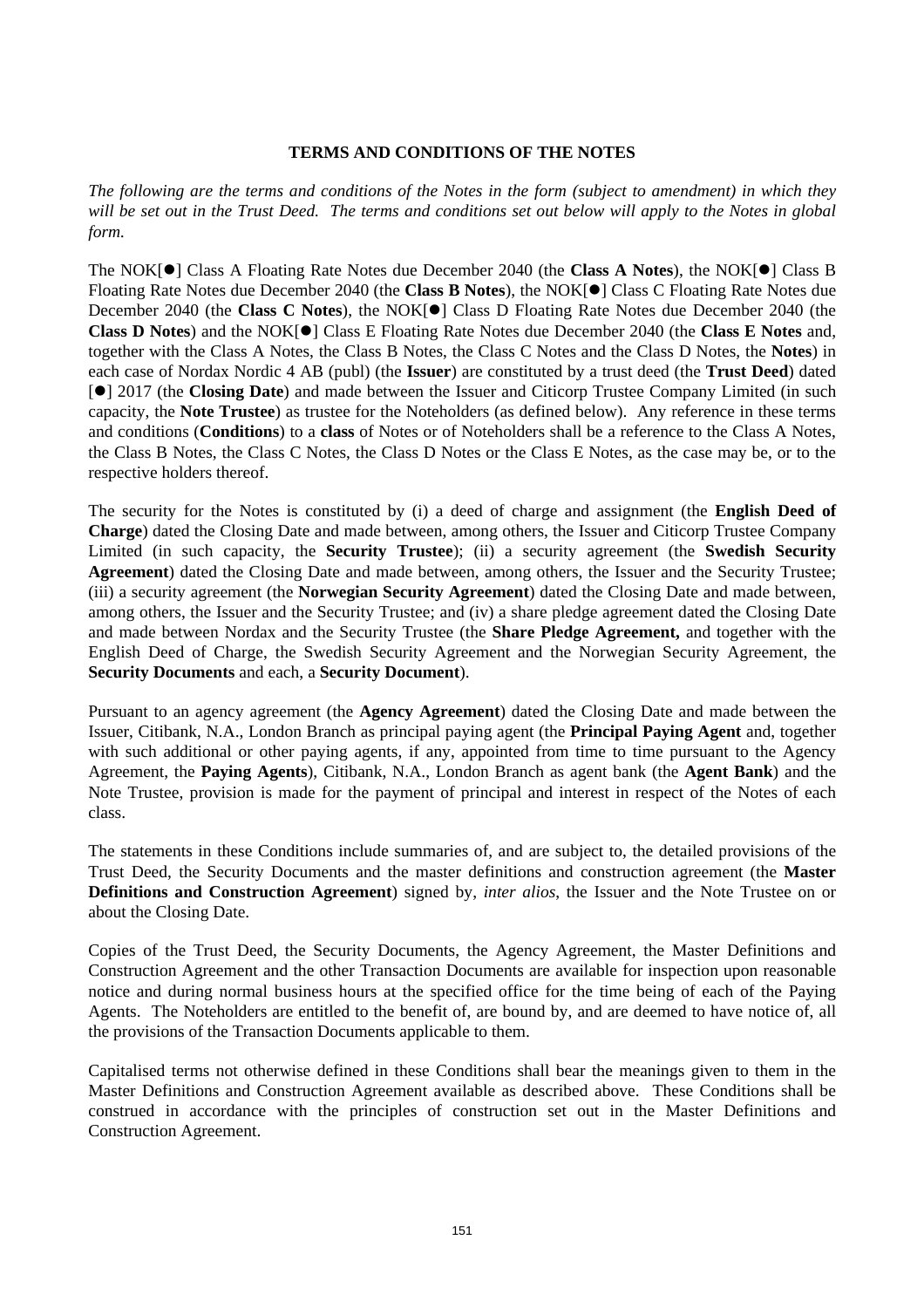## TERMS AND CONDITIONS OF THE NOTES

*The following are the terms and conditions of the Notes in the form (subject to amendment) in which they will be set out in the Trust Deed. The terms and conditions set out below will apply to the Notes in global form.*

The NOK[●] Class A Floating Rate Notes due December 2040 (the **Class A Notes**), the NOK[●] Class B Floating Rate Notes due December 2040 (the **Class B Notes**), the NOK[●] Class C Floating Rate Notes due December 2040 (the **Class C Notes**), the NOK[●] Class D Floating Rate Notes due December 2040 (the **Class D Notes**) and the NOK[●] Class E Floating Rate Notes due December 2040 (the **Class E Notes** and, together with the Class A Notes, the Class B Notes, the Class C Notes and the Class D Notes, the **Notes**) in each case of Nordax Nordic 4 AB (publ) (the **Issuer**) are constituted by a trust deed (the **Trust Deed**) dated [●] 2017 (the **Closing Date**) and made between the Issuer and Citicorp Trustee Company Limited (in such capacity, the **Note Trustee**) as trustee for the Noteholders (as defined below). Any reference in these terms and conditions (**Conditions**) to a **class** of Notes or of Noteholders shall be a reference to the Class A Notes, the Class B Notes, the Class C Notes, the Class D Notes or the Class E Notes, as the case may be, or to the respective holders thereof.

The security for the Notes is constituted by (i) a deed of charge and assignment (the **English Deed of Charge**) dated the Closing Date and made between, among others, the Issuer and Citicorp Trustee Company Limited (in such capacity, the **Security Trustee**); (ii) a security agreement (the **Swedish Security Agreement**) dated the Closing Date and made between, among others, the Issuer and the Security Trustee; (iii) a security agreement (the **Norwegian Security Agreement**) dated the Closing Date and made between, among others, the Issuer and the Security Trustee; and (iv) a share pledge agreement dated the Closing Date and made between Nordax and the Security Trustee (the **Share Pledge Agreement,** and together with the English Deed of Charge, the Swedish Security Agreement and the Norwegian Security Agreement, the **Security Documents** and each, a **Security Document**).

Pursuant to an agency agreement (the **Agency Agreement**) dated the Closing Date and made between the Issuer, Citibank, N.A., London Branch as principal paying agent (the **Principal Paying Agent** and, together with such additional or other paying agents, if any, appointed from time to time pursuant to the Agency Agreement, the **Paying Agents**), Citibank, N.A., London Branch as agent bank (the **Agent Bank**) and the Note Trustee, provision is made for the payment of principal and interest in respect of the Notes of each class.

The statements in these Conditions include summaries of, and are subject to, the detailed provisions of the Trust Deed, the Security Documents and the master definitions and construction agreement (the **Master Definitions and Construction Agreement**) signed by, *inter alios*, the Issuer and the Note Trustee on or about the Closing Date.

Copies of the Trust Deed, the Security Documents, the Agency Agreement, the Master Definitions and Construction Agreement and the other Transaction Documents are available for inspection upon reasonable notice and during normal business hours at the specified office for the time being of each of the Paying Agents. The Noteholders are entitled to the benefit of, are bound by, and are deemed to have notice of, all the provisions of the Transaction Documents applicable to them.

Capitalised terms not otherwise defined in these Conditions shall bear the meanings given to them in the Master Definitions and Construction Agreement available as described above. These Conditions shall be construed in accordance with the principles of construction set out in the Master Definitions and Construction Agreement.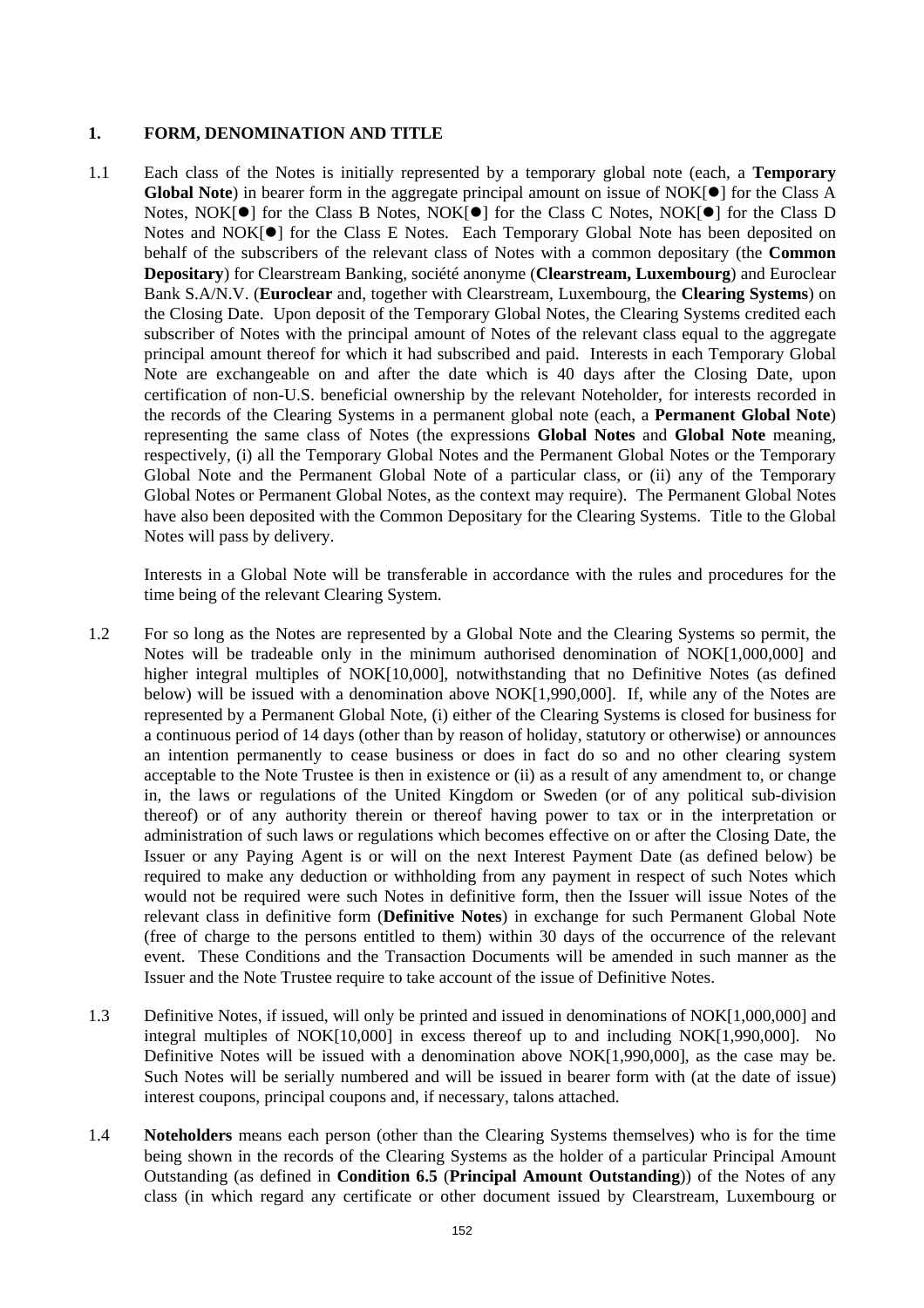## 1. FORM, DENOMINATION AND TITLE

1.1 Each class of the Notes is initially represented by a temporary global note (each, a **Temporary Global Note**) in bearer form in the aggregate principal amount on issue of NOK[●] for the Class A Notes, NOK[●] for the Class B Notes, NOK[●] for the Class C Notes, NOK[●] for the Class D Notes and NOK[●] for the Class E Notes. Each Temporary Global Note has been deposited on behalf of the subscribers of the relevant class of Notes with a common depositary (the **Common Depositary**) for Clearstream Banking, société anonyme (**Clearstream, Luxembourg**) and Euroclear Bank S.A/N.V. (**Euroclear** and, together with Clearstream, Luxembourg, the **Clearing Systems**) on the Closing Date. Upon deposit of the Temporary Global Notes, the Clearing Systems credited each subscriber of Notes with the principal amount of Notes of the relevant class equal to the aggregate principal amount thereof for which it had subscribed and paid. Interests in each Temporary Global Note are exchangeable on and after the date which is 40 days after the Closing Date, upon certification of non-U.S. beneficial ownership by the relevant Noteholder, for interests recorded in the records of the Clearing Systems in a permanent global note (each, a **Permanent Global Note**) representing the same class of Notes (the expressions **Global Notes** and **Global Note** meaning, respectively, (i) all the Temporary Global Notes and the Permanent Global Notes or the Temporary Global Note and the Permanent Global Note of a particular class, or (ii) any of the Temporary Global Notes or Permanent Global Notes, as the context may require). The Permanent Global Notes have also been deposited with the Common Depositary for the Clearing Systems. Title to the Global Notes will pass by delivery.

Interests in a Global Note will be transferable in accordance with the rules and procedures for the time being of the relevant Clearing System.

1.2 For so long as the Notes are represented by a Global Note and the Clearing Systems so permit, the Notes will be tradeable only in the minimum authorised denomination of NOK[1,000,000] and higher integral multiples of NOK[10,000], notwithstanding that no Definitive Notes (as defined below) will be issued with a denomination above NOK[1,990,000]. If, while any of the Notes are represented by a Permanent Global Note, (i) either of the Clearing Systems is closed for business for a continuous period of 14 days (other than by reason of holiday, statutory or otherwise) or announces an intention permanently to cease business or does in fact do so and no other clearing system acceptable to the Note Trustee is then in existence or (ii) as a result of any amendment to, or change in, the laws or regulations of the United Kingdom or Sweden (or of any political sub-division thereof) or of any authority therein or thereof having power to tax or in the interpretation or administration of such laws or regulations which becomes effective on or after the Closing Date, the Issuer or any Paying Agent is or will on the next Interest Payment Date (as defined below) be required to make any deduction or withholding from any payment in respect of such Notes which would not be required were such Notes in definitive form, then the Issuer will issue Notes of the relevant class in definitive form (**Definitive Notes**) in exchange for such Permanent Global Note (free of charge to the persons entitled to them) within 30 days of the occurrence of the relevant event. These Conditions and the Transaction Documents will be amended in such manner as the Issuer and the Note Trustee require to take account of the issue of Definitive Notes.

1.3 Definitive Notes, if issued, will only be printed and issued in denominations of NOK[1,000,000] and integral multiples of NOK[10,000] in excess thereof up to and including NOK[1,990,000]. No Definitive Notes will be issued with a denomination above NOK[1,990,000], as the case may be. Such Notes will be serially numbered and will be issued in bearer form with (at the date of issue) interest coupons, principal coupons and, if necessary, talons attached.

1.4 **Noteholders** means each person (other than the Clearing Systems themselves) who is for the time being shown in the records of the Clearing Systems as the holder of a particular Principal Amount Outstanding (as defined in **Condition 6.5** (**Principal Amount Outstanding**)) of the Notes of any class (in which regard any certificate or other document issued by Clearstream, Luxembourg or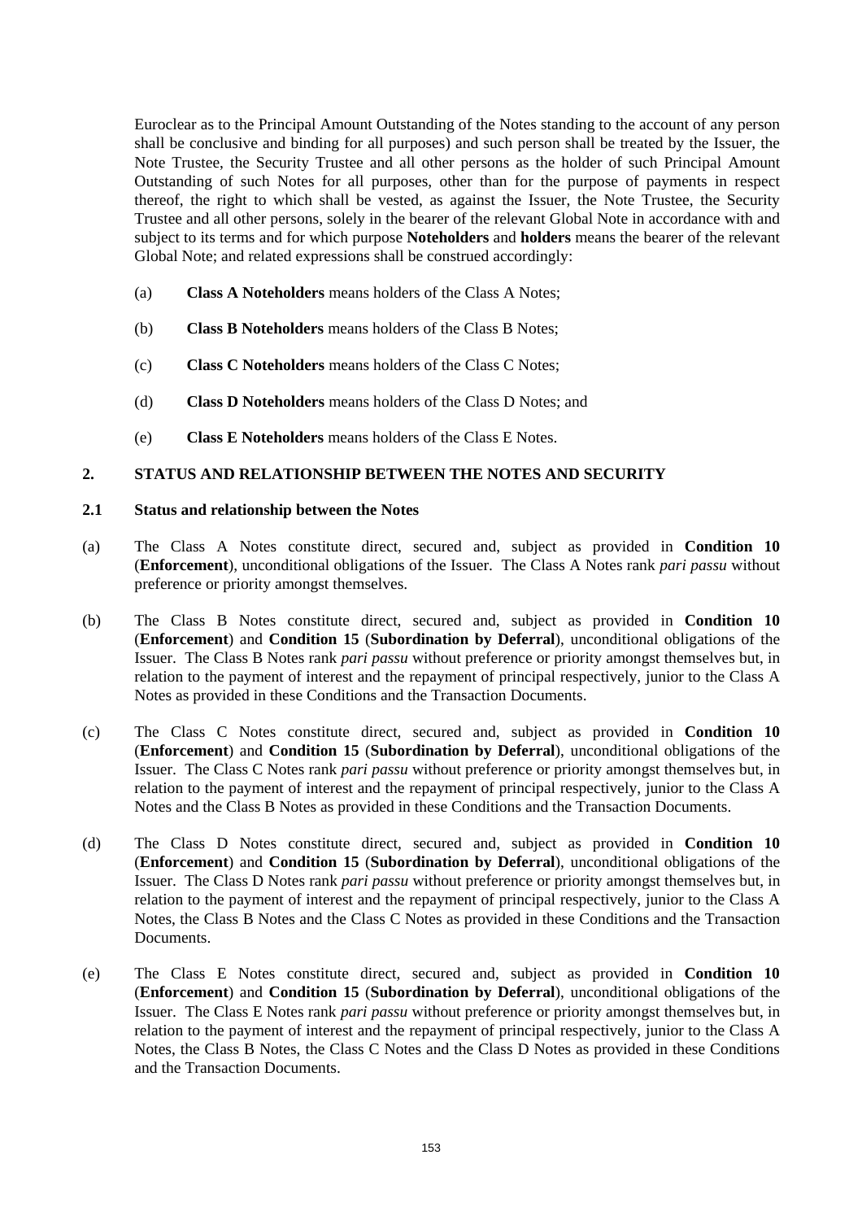Euroclear as to the Principal Amount Outstanding of the Notes standing to the account of any person shall be conclusive and binding for all purposes) and such person shall be treated by the Issuer, the Note Trustee, the Security Trustee and all other persons as the holder of such Principal Amount Outstanding of such Notes for all purposes, other than for the purpose of payments in respect thereof, the right to which shall be vested, as against the Issuer, the Note Trustee, the Security Trustee and all other persons, solely in the bearer of the relevant Global Note in accordance with and subject to its terms and for which purpose **Noteholders** and **holders** means the bearer of the relevant Global Note; and related expressions shall be construed accordingly:

(a) **Class A Noteholders** means holders of the Class A Notes;

(b) **Class B Noteholders** means holders of the Class B Notes;

(c) **Class C Noteholders** means holders of the Class C Notes;

(d) **Class D Noteholders** means holders of the Class D Notes; and

(e) **Class E Noteholders** means holders of the Class E Notes.

## 2. STATUS AND RELATIONSHIP BETWEEN THE NOTES AND SECURITY

### 2.1 Status and relationship between the Notes

(a) The Class A Notes constitute direct, secured and, subject as provided in **Condition 10** (**Enforcement**), unconditional obligations of the Issuer. The Class A Notes rank *pari passu* without preference or priority amongst themselves.

(b) The Class B Notes constitute direct, secured and, subject as provided in **Condition 10** (**Enforcement**) and **Condition 15** (**Subordination by Deferral**), unconditional obligations of the Issuer. The Class B Notes rank *pari passu* without preference or priority amongst themselves but, in relation to the payment of interest and the repayment of principal respectively, junior to the Class A Notes as provided in these Conditions and the Transaction Documents.

(c) The Class C Notes constitute direct, secured and, subject as provided in **Condition 10** (**Enforcement**) and **Condition 15** (**Subordination by Deferral**), unconditional obligations of the Issuer. The Class C Notes rank *pari passu* without preference or priority amongst themselves but, in relation to the payment of interest and the repayment of principal respectively, junior to the Class A Notes and the Class B Notes as provided in these Conditions and the Transaction Documents.

(d) The Class D Notes constitute direct, secured and, subject as provided in **Condition 10** (**Enforcement**) and **Condition 15** (**Subordination by Deferral**), unconditional obligations of the Issuer. The Class D Notes rank *pari passu* without preference or priority amongst themselves but, in relation to the payment of interest and the repayment of principal respectively, junior to the Class A Notes, the Class B Notes and the Class C Notes as provided in these Conditions and the Transaction Documents.

(e) The Class E Notes constitute direct, secured and, subject as provided in **Condition 10** (**Enforcement**) and **Condition 15** (**Subordination by Deferral**), unconditional obligations of the Issuer. The Class E Notes rank *pari passu* without preference or priority amongst themselves but, in relation to the payment of interest and the repayment of principal respectively, junior to the Class A Notes, the Class B Notes, the Class C Notes and the Class D Notes as provided in these Conditions and the Transaction Documents.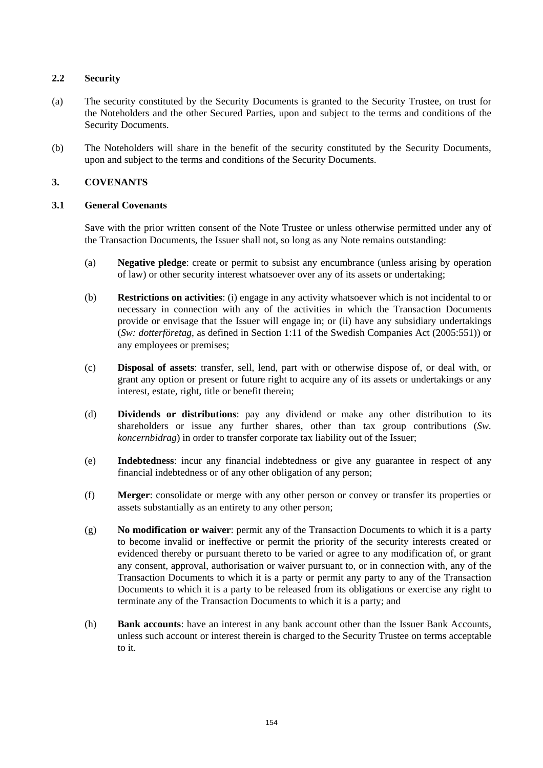### 2.2 Security

(a) The security constituted by the Security Documents is granted to the Security Trustee, on trust for the Noteholders and the other Secured Parties, upon and subject to the terms and conditions of the Security Documents.

(b) The Noteholders will share in the benefit of the security constituted by the Security Documents, upon and subject to the terms and conditions of the Security Documents.

## 3. COVENANTS

### 3.1 General Covenants

Save with the prior written consent of the Note Trustee or unless otherwise permitted under any of the Transaction Documents, the Issuer shall not, so long as any Note remains outstanding:

(a) **Negative pledge**: create or permit to subsist any encumbrance (unless arising by operation of law) or other security interest whatsoever over any of its assets or undertaking;

(b) **Restrictions on activities**: (i) engage in any activity whatsoever which is not incidental to or necessary in connection with any of the activities in which the Transaction Documents provide or envisage that the Issuer will engage in; or (ii) have any subsidiary undertakings (*Sw: dotterföretag*, as defined in Section 1:11 of the Swedish Companies Act (2005:551)) or any employees or premises;

(c) **Disposal of assets**: transfer, sell, lend, part with or otherwise dispose of, or deal with, or grant any option or present or future right to acquire any of its assets or undertakings or any interest, estate, right, title or benefit therein;

(d) **Dividends or distributions**: pay any dividend or make any other distribution to its shareholders or issue any further shares, other than tax group contributions (*Sw. koncernbidrag*) in order to transfer corporate tax liability out of the Issuer;

(e) **Indebtedness**: incur any financial indebtedness or give any guarantee in respect of any financial indebtedness or of any other obligation of any person;

(f) **Merger**: consolidate or merge with any other person or convey or transfer its properties or assets substantially as an entirety to any other person;

(g) **No modification or waiver**: permit any of the Transaction Documents to which it is a party to become invalid or ineffective or permit the priority of the security interests created or evidenced thereby or pursuant thereto to be varied or agree to any modification of, or grant any consent, approval, authorisation or waiver pursuant to, or in connection with, any of the Transaction Documents to which it is a party or permit any party to any of the Transaction Documents to which it is a party to be released from its obligations or exercise any right to terminate any of the Transaction Documents to which it is a party; and

(h) **Bank accounts**: have an interest in any bank account other than the Issuer Bank Accounts, unless such account or interest therein is charged to the Security Trustee on terms acceptable to it.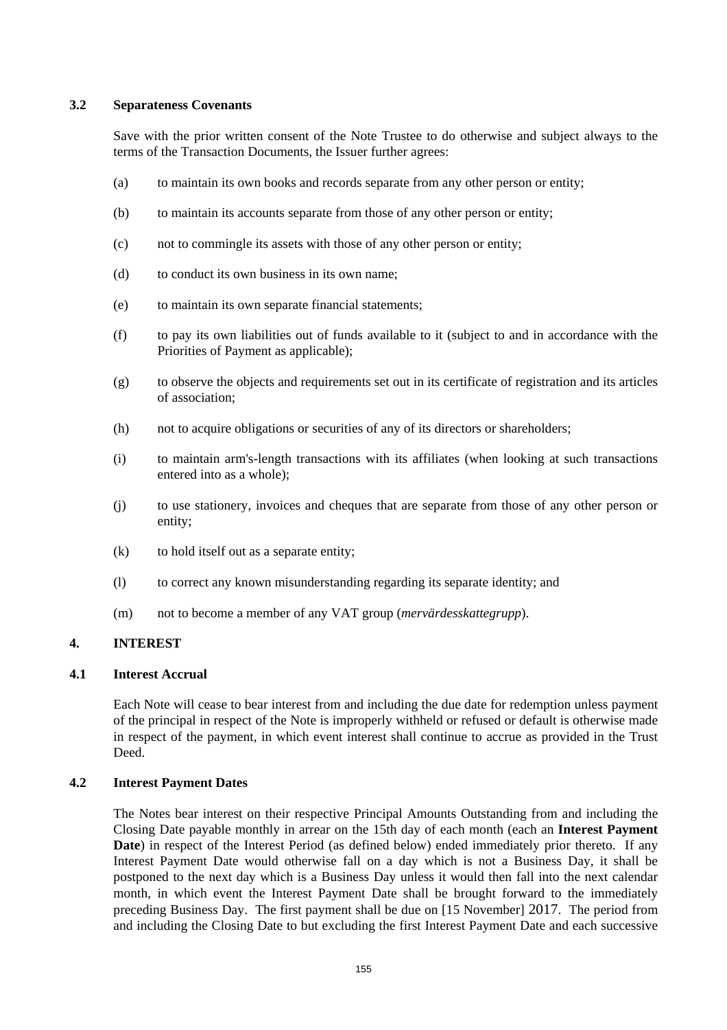### 3.2 Separateness Covenants

Save with the prior written consent of the Note Trustee to do otherwise and subject always to the terms of the Transaction Documents, the Issuer further agrees:

(a) to maintain its own books and records separate from any other person or entity;

(b) to maintain its accounts separate from those of any other person or entity;

(c) not to commingle its assets with those of any other person or entity;

(d) to conduct its own business in its own name;

(e) to maintain its own separate financial statements;

(f) to pay its own liabilities out of funds available to it (subject to and in accordance with the Priorities of Payment as applicable);

(g) to observe the objects and requirements set out in its certificate of registration and its articles of association;

(h) not to acquire obligations or securities of any of its directors or shareholders;

(i) to maintain arm's-length transactions with its affiliates (when looking at such transactions entered into as a whole);

(j) to use stationery, invoices and cheques that are separate from those of any other person or entity;

(k) to hold itself out as a separate entity;

(l) to correct any known misunderstanding regarding its separate identity; and

(m) not to become a member of any VAT group (*mervärdesskattegrupp*).

## 4. INTEREST

### 4.1 Interest Accrual

Each Note will cease to bear interest from and including the due date for redemption unless payment of the principal in respect of the Note is improperly withheld or refused or default is otherwise made in respect of the payment, in which event interest shall continue to accrue as provided in the Trust Deed.

### 4.2 Interest Payment Dates

The Notes bear interest on their respective Principal Amounts Outstanding from and including the Closing Date payable monthly in arrear on the 15th day of each month (each an **Interest Payment Date**) in respect of the Interest Period (as defined below) ended immediately prior thereto. If any Interest Payment Date would otherwise fall on a day which is not a Business Day, it shall be postponed to the next day which is a Business Day unless it would then fall into the next calendar month, in which event the Interest Payment Date shall be brought forward to the immediately preceding Business Day. The first payment shall be due on [15 November] 2017. The period from and including the Closing Date to but excluding the first Interest Payment Date and each successive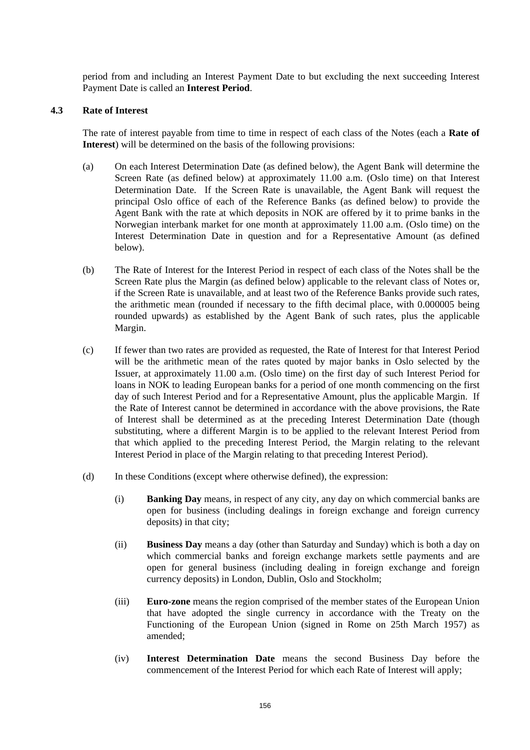period from and including an Interest Payment Date to but excluding the next succeeding Interest Payment Date is called an **Interest Period**.

### 4.3 Rate of Interest

The rate of interest payable from time to time in respect of each class of the Notes (each a **Rate of Interest**) will be determined on the basis of the following provisions:

(a) On each Interest Determination Date (as defined below), the Agent Bank will determine the Screen Rate (as defined below) at approximately 11.00 a.m. (Oslo time) on that Interest Determination Date. If the Screen Rate is unavailable, the Agent Bank will request the principal Oslo office of each of the Reference Banks (as defined below) to provide the Agent Bank with the rate at which deposits in NOK are offered by it to prime banks in the Norwegian interbank market for one month at approximately 11.00 a.m. (Oslo time) on the Interest Determination Date in question and for a Representative Amount (as defined below).

(b) The Rate of Interest for the Interest Period in respect of each class of the Notes shall be the Screen Rate plus the Margin (as defined below) applicable to the relevant class of Notes or, if the Screen Rate is unavailable, and at least two of the Reference Banks provide such rates, the arithmetic mean (rounded if necessary to the fifth decimal place, with 0.000005 being rounded upwards) as established by the Agent Bank of such rates, plus the applicable Margin.

(c) If fewer than two rates are provided as requested, the Rate of Interest for that Interest Period will be the arithmetic mean of the rates quoted by major banks in Oslo selected by the Issuer, at approximately 11.00 a.m. (Oslo time) on the first day of such Interest Period for loans in NOK to leading European banks for a period of one month commencing on the first day of such Interest Period and for a Representative Amount, plus the applicable Margin. If the Rate of Interest cannot be determined in accordance with the above provisions, the Rate of Interest shall be determined as at the preceding Interest Determination Date (though substituting, where a different Margin is to be applied to the relevant Interest Period from that which applied to the preceding Interest Period, the Margin relating to the relevant Interest Period in place of the Margin relating to that preceding Interest Period).

(d) In these Conditions (except where otherwise defined), the expression:

   (i) **Banking Day** means, in respect of any city, any day on which commercial banks are open for business (including dealings in foreign exchange and foreign currency deposits) in that city;

   (ii) **Business Day** means a day (other than Saturday and Sunday) which is both a day on which commercial banks and foreign exchange markets settle payments and are open for general business (including dealing in foreign exchange and foreign currency deposits) in London, Dublin, Oslo and Stockholm;

   (iii) **Euro-zone** means the region comprised of the member states of the European Union that have adopted the single currency in accordance with the Treaty on the Functioning of the European Union (signed in Rome on 25th March 1957) as amended;

   (iv) **Interest Determination Date** means the second Business Day before the commencement of the Interest Period for which each Rate of Interest will apply;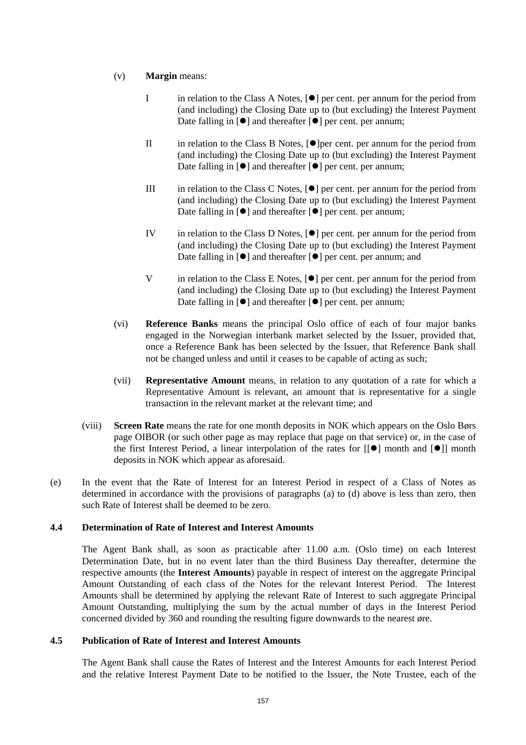(v) **Margin** means:

I in relation to the Class A Notes, [●] per cent. per annum for the period from (and including) the Closing Date up to (but excluding) the Interest Payment Date falling in [●] and thereafter [●] per cent. per annum;

II in relation to the Class B Notes, [●]per cent. per annum for the period from (and including) the Closing Date up to (but excluding) the Interest Payment Date falling in [●] and thereafter [●] per cent. per annum;

III in relation to the Class C Notes, [●] per cent. per annum for the period from (and including) the Closing Date up to (but excluding) the Interest Payment Date falling in [●] and thereafter [●] per cent. per annum;

IV in relation to the Class D Notes, [●] per cent. per annum for the period from (and including) the Closing Date up to (but excluding) the Interest Payment Date falling in [●] and thereafter [●] per cent. per annum; and

V in relation to the Class E Notes, [●] per cent. per annum for the period from (and including) the Closing Date up to (but excluding) the Interest Payment Date falling in [●] and thereafter [●] per cent. per annum;

(vi) **Reference Banks** means the principal Oslo office of each of four major banks engaged in the Norwegian interbank market selected by the Issuer, provided that, once a Reference Bank has been selected by the Issuer, that Reference Bank shall not be changed unless and until it ceases to be capable of acting as such;

(vii) **Representative Amount** means, in relation to any quotation of a rate for which a Representative Amount is relevant, an amount that is representative for a single transaction in the relevant market at the relevant time; and

(viii) **Screen Rate** means the rate for one month deposits in NOK which appears on the Oslo Børs page OIBOR (or such other page as may replace that page on that service) or, in the case of the first Interest Period, a linear interpolation of the rates for [[●] month and [●]] month deposits in NOK which appear as aforesaid.

(e) In the event that the Rate of Interest for an Interest Period in respect of a Class of Notes as determined in accordance with the provisions of paragraphs (a) to (d) above is less than zero, then such Rate of Interest shall be deemed to be zero.

### 4.4 Determination of Rate of Interest and Interest Amounts

The Agent Bank shall, as soon as practicable after 11.00 a.m. (Oslo time) on each Interest Determination Date, but in no event later than the third Business Day thereafter, determine the respective amounts (the **Interest Amounts**) payable in respect of interest on the aggregate Principal Amount Outstanding of each class of the Notes for the relevant Interest Period. The Interest Amounts shall be determined by applying the relevant Rate of Interest to such aggregate Principal Amount Outstanding, multiplying the sum by the actual number of days in the Interest Period concerned divided by 360 and rounding the resulting figure downwards to the nearest øre.

### 4.5 Publication of Rate of Interest and Interest Amounts

The Agent Bank shall cause the Rates of Interest and the Interest Amounts for each Interest Period and the relative Interest Payment Date to be notified to the Issuer, the Note Trustee, each of the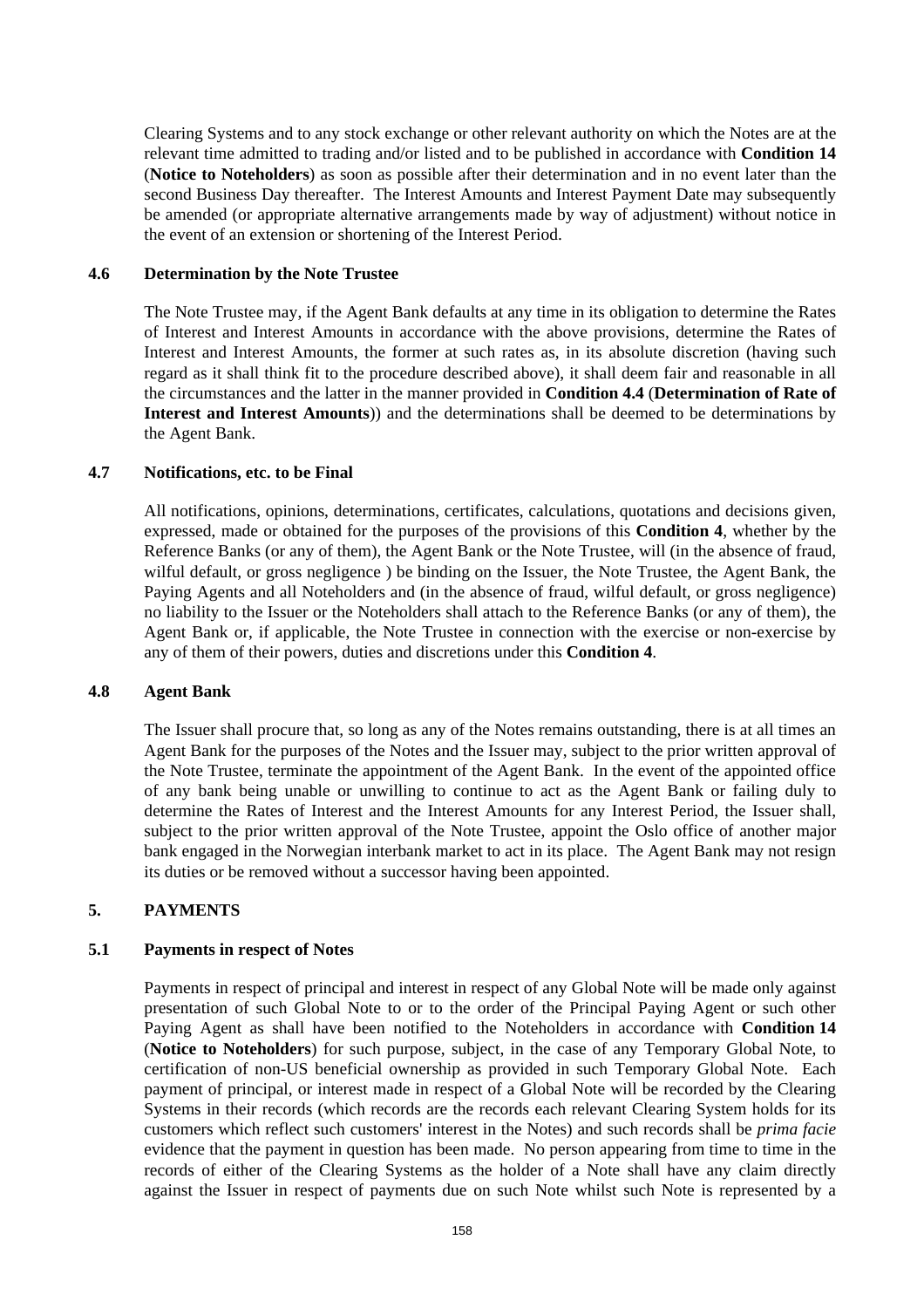Clearing Systems and to any stock exchange or other relevant authority on which the Notes are at the relevant time admitted to trading and/or listed and to be published in accordance with **Condition 14** (**Notice to Noteholders**) as soon as possible after their determination and in no event later than the second Business Day thereafter. The Interest Amounts and Interest Payment Date may subsequently be amended (or appropriate alternative arrangements made by way of adjustment) without notice in the event of an extension or shortening of the Interest Period.

### 4.6 Determination by the Note Trustee

The Note Trustee may, if the Agent Bank defaults at any time in its obligation to determine the Rates of Interest and Interest Amounts in accordance with the above provisions, determine the Rates of Interest and Interest Amounts, the former at such rates as, in its absolute discretion (having such regard as it shall think fit to the procedure described above), it shall deem fair and reasonable in all the circumstances and the latter in the manner provided in **Condition 4.4** (**Determination of Rate of Interest and Interest Amounts**)) and the determinations shall be deemed to be determinations by the Agent Bank.

### 4.7 Notifications, etc. to be Final

All notifications, opinions, determinations, certificates, calculations, quotations and decisions given, expressed, made or obtained for the purposes of the provisions of this **Condition 4**, whether by the Reference Banks (or any of them), the Agent Bank or the Note Trustee, will (in the absence of fraud, wilful default, or gross negligence ) be binding on the Issuer, the Note Trustee, the Agent Bank, the Paying Agents and all Noteholders and (in the absence of fraud, wilful default, or gross negligence) no liability to the Issuer or the Noteholders shall attach to the Reference Banks (or any of them), the Agent Bank or, if applicable, the Note Trustee in connection with the exercise or non-exercise by any of them of their powers, duties and discretions under this **Condition 4**.

### 4.8 Agent Bank

The Issuer shall procure that, so long as any of the Notes remains outstanding, there is at all times an Agent Bank for the purposes of the Notes and the Issuer may, subject to the prior written approval of the Note Trustee, terminate the appointment of the Agent Bank. In the event of the appointed office of any bank being unable or unwilling to continue to act as the Agent Bank or failing duly to determine the Rates of Interest and the Interest Amounts for any Interest Period, the Issuer shall, subject to the prior written approval of the Note Trustee, appoint the Oslo office of another major bank engaged in the Norwegian interbank market to act in its place. The Agent Bank may not resign its duties or be removed without a successor having been appointed.

## 5. PAYMENTS

### 5.1 Payments in respect of Notes

Payments in respect of principal and interest in respect of any Global Note will be made only against presentation of such Global Note to or to the order of the Principal Paying Agent or such other Paying Agent as shall have been notified to the Noteholders in accordance with **Condition 14** (**Notice to Noteholders**) for such purpose, subject, in the case of any Temporary Global Note, to certification of non-US beneficial ownership as provided in such Temporary Global Note. Each payment of principal, or interest made in respect of a Global Note will be recorded by the Clearing Systems in their records (which records are the records each relevant Clearing System holds for its customers which reflect such customers' interest in the Notes) and such records shall be *prima facie* evidence that the payment in question has been made. No person appearing from time to time in the records of either of the Clearing Systems as the holder of a Note shall have any claim directly against the Issuer in respect of payments due on such Note whilst such Note is represented by a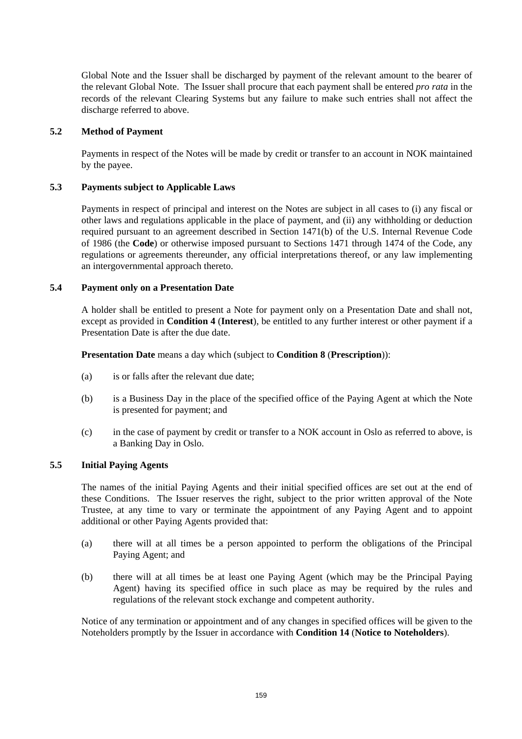Global Note and the Issuer shall be discharged by payment of the relevant amount to the bearer of the relevant Global Note. The Issuer shall procure that each payment shall be entered *pro rata* in the records of the relevant Clearing Systems but any failure to make such entries shall not affect the discharge referred to above.

### 5.2 Method of Payment

Payments in respect of the Notes will be made by credit or transfer to an account in NOK maintained by the payee.

### 5.3 Payments subject to Applicable Laws

Payments in respect of principal and interest on the Notes are subject in all cases to (i) any fiscal or other laws and regulations applicable in the place of payment, and (ii) any withholding or deduction required pursuant to an agreement described in Section 1471(b) of the U.S. Internal Revenue Code of 1986 (the **Code**) or otherwise imposed pursuant to Sections 1471 through 1474 of the Code, any regulations or agreements thereunder, any official interpretations thereof, or any law implementing an intergovernmental approach thereto.

### 5.4 Payment only on a Presentation Date

A holder shall be entitled to present a Note for payment only on a Presentation Date and shall not, except as provided in **Condition 4** (**Interest**), be entitled to any further interest or other payment if a Presentation Date is after the due date.

**Presentation Date** means a day which (subject to **Condition 8** (**Prescription**)):

(a) is or falls after the relevant due date;

(b) is a Business Day in the place of the specified office of the Paying Agent at which the Note is presented for payment; and

(c) in the case of payment by credit or transfer to a NOK account in Oslo as referred to above, is a Banking Day in Oslo.

### 5.5 Initial Paying Agents

The names of the initial Paying Agents and their initial specified offices are set out at the end of these Conditions. The Issuer reserves the right, subject to the prior written approval of the Note Trustee, at any time to vary or terminate the appointment of any Paying Agent and to appoint additional or other Paying Agents provided that:

(a) there will at all times be a person appointed to perform the obligations of the Principal Paying Agent; and

(b) there will at all times be at least one Paying Agent (which may be the Principal Paying Agent) having its specified office in such place as may be required by the rules and regulations of the relevant stock exchange and competent authority.

Notice of any termination or appointment and of any changes in specified offices will be given to the Noteholders promptly by the Issuer in accordance with **Condition 14** (**Notice to Noteholders**).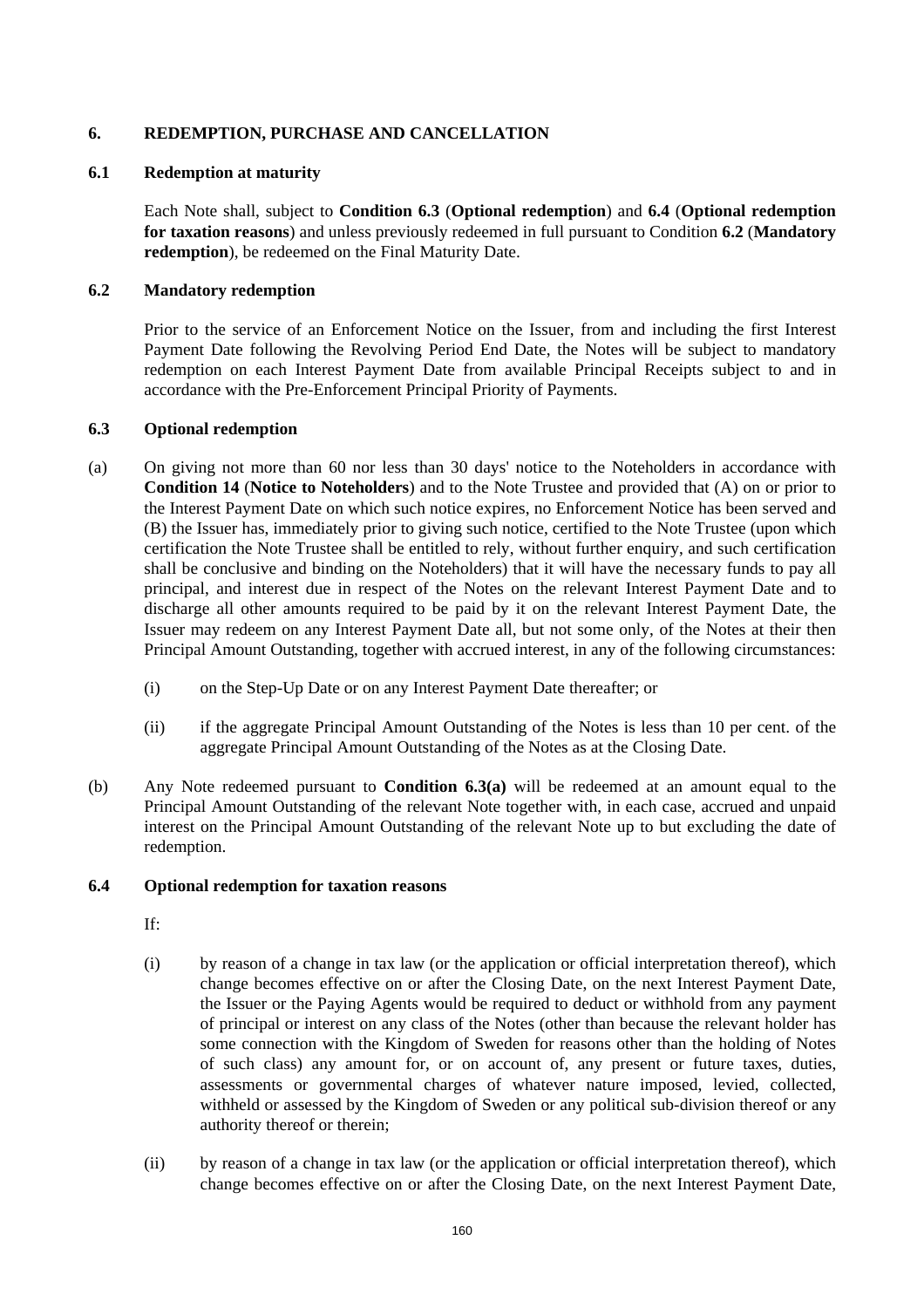## 6. REDEMPTION, PURCHASE AND CANCELLATION

### 6.1 Redemption at maturity

Each Note shall, subject to **Condition 6.3** (**Optional redemption**) and **6.4** (**Optional redemption for taxation reasons**) and unless previously redeemed in full pursuant to Condition **6.2** (**Mandatory redemption**), be redeemed on the Final Maturity Date.

### 6.2 Mandatory redemption

Prior to the service of an Enforcement Notice on the Issuer, from and including the first Interest Payment Date following the Revolving Period End Date, the Notes will be subject to mandatory redemption on each Interest Payment Date from available Principal Receipts subject to and in accordance with the Pre-Enforcement Principal Priority of Payments.

### 6.3 Optional redemption

(a) On giving not more than 60 nor less than 30 days' notice to the Noteholders in accordance with **Condition 14** (**Notice to Noteholders**) and to the Note Trustee and provided that (A) on or prior to the Interest Payment Date on which such notice expires, no Enforcement Notice has been served and (B) the Issuer has, immediately prior to giving such notice, certified to the Note Trustee (upon which certification the Note Trustee shall be entitled to rely, without further enquiry, and such certification shall be conclusive and binding on the Noteholders) that it will have the necessary funds to pay all principal, and interest due in respect of the Notes on the relevant Interest Payment Date and to discharge all other amounts required to be paid by it on the relevant Interest Payment Date, the Issuer may redeem on any Interest Payment Date all, but not some only, of the Notes at their then Principal Amount Outstanding, together with accrued interest, in any of the following circumstances:

   (i) on the Step-Up Date or on any Interest Payment Date thereafter; or

   (ii) if the aggregate Principal Amount Outstanding of the Notes is less than 10 per cent. of the aggregate Principal Amount Outstanding of the Notes as at the Closing Date.

(b) Any Note redeemed pursuant to **Condition 6.3(a)** will be redeemed at an amount equal to the Principal Amount Outstanding of the relevant Note together with, in each case, accrued and unpaid interest on the Principal Amount Outstanding of the relevant Note up to but excluding the date of redemption.

### 6.4 Optional redemption for taxation reasons

If:

   (i) by reason of a change in tax law (or the application or official interpretation thereof), which change becomes effective on or after the Closing Date, on the next Interest Payment Date, the Issuer or the Paying Agents would be required to deduct or withhold from any payment of principal or interest on any class of the Notes (other than because the relevant holder has some connection with the Kingdom of Sweden for reasons other than the holding of Notes of such class) any amount for, or on account of, any present or future taxes, duties, assessments or governmental charges of whatever nature imposed, levied, collected, withheld or assessed by the Kingdom of Sweden or any political sub-division thereof or any authority thereof or therein;

   (ii) by reason of a change in tax law (or the application or official interpretation thereof), which change becomes effective on or after the Closing Date, on the next Interest Payment Date,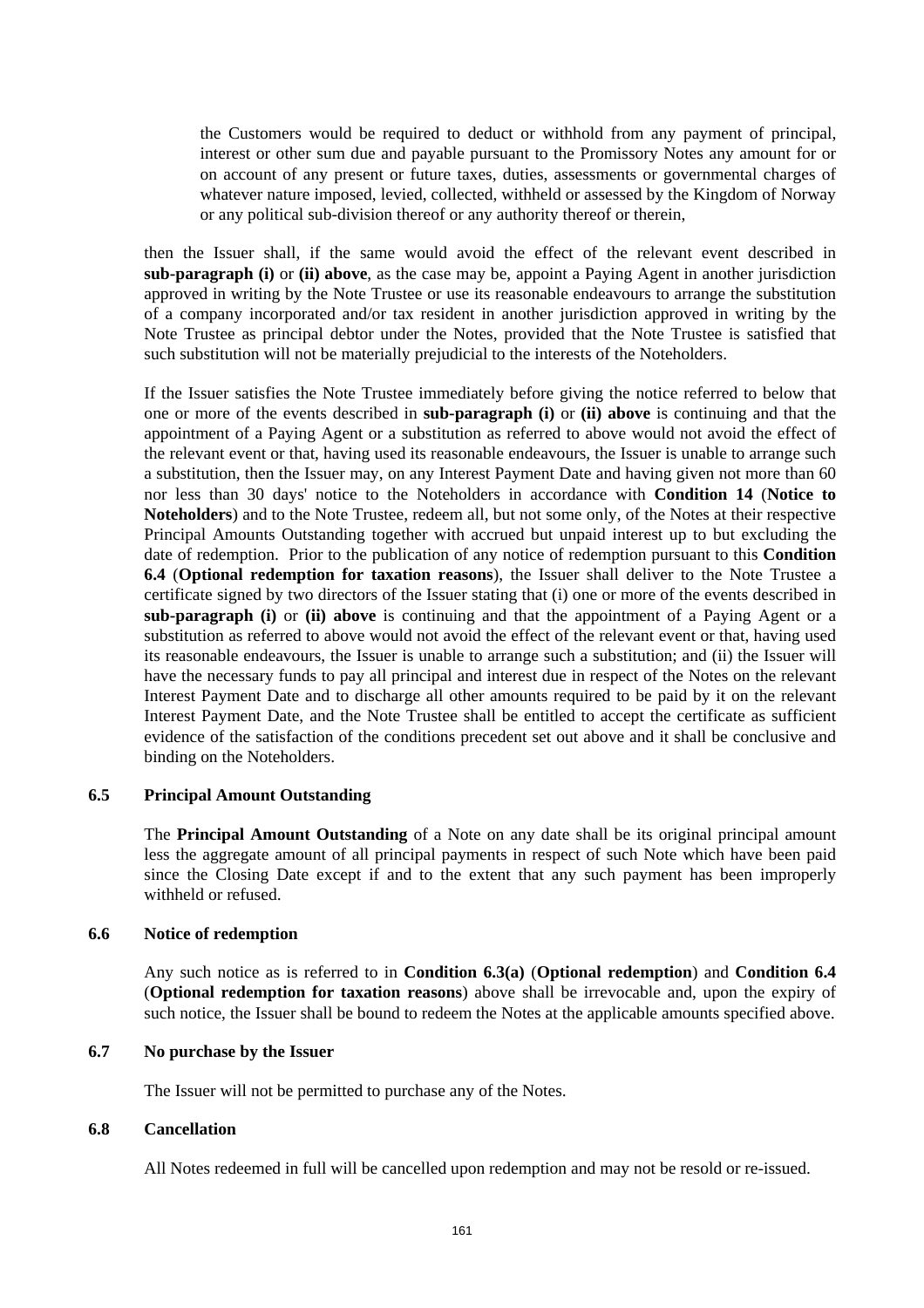the Customers would be required to deduct or withhold from any payment of principal, interest or other sum due and payable pursuant to the Promissory Notes any amount for or on account of any present or future taxes, duties, assessments or governmental charges of whatever nature imposed, levied, collected, withheld or assessed by the Kingdom of Norway or any political sub-division thereof or any authority thereof or therein,

then the Issuer shall, if the same would avoid the effect of the relevant event described in **sub-paragraph (i)** or **(ii) above**, as the case may be, appoint a Paying Agent in another jurisdiction approved in writing by the Note Trustee or use its reasonable endeavours to arrange the substitution of a company incorporated and/or tax resident in another jurisdiction approved in writing by the Note Trustee as principal debtor under the Notes, provided that the Note Trustee is satisfied that such substitution will not be materially prejudicial to the interests of the Noteholders.

If the Issuer satisfies the Note Trustee immediately before giving the notice referred to below that one or more of the events described in **sub-paragraph (i)** or **(ii) above** is continuing and that the appointment of a Paying Agent or a substitution as referred to above would not avoid the effect of the relevant event or that, having used its reasonable endeavours, the Issuer is unable to arrange such a substitution, then the Issuer may, on any Interest Payment Date and having given not more than 60 nor less than 30 days' notice to the Noteholders in accordance with **Condition 14** (**Notice to Noteholders**) and to the Note Trustee, redeem all, but not some only, of the Notes at their respective Principal Amounts Outstanding together with accrued but unpaid interest up to but excluding the date of redemption. Prior to the publication of any notice of redemption pursuant to this **Condition 6.4** (**Optional redemption for taxation reasons**), the Issuer shall deliver to the Note Trustee a certificate signed by two directors of the Issuer stating that (i) one or more of the events described in **sub-paragraph (i)** or **(ii) above** is continuing and that the appointment of a Paying Agent or a substitution as referred to above would not avoid the effect of the relevant event or that, having used its reasonable endeavours, the Issuer is unable to arrange such a substitution; and (ii) the Issuer will have the necessary funds to pay all principal and interest due in respect of the Notes on the relevant Interest Payment Date and to discharge all other amounts required to be paid by it on the relevant Interest Payment Date, and the Note Trustee shall be entitled to accept the certificate as sufficient evidence of the satisfaction of the conditions precedent set out above and it shall be conclusive and binding on the Noteholders.

### 6.5 Principal Amount Outstanding

The **Principal Amount Outstanding** of a Note on any date shall be its original principal amount less the aggregate amount of all principal payments in respect of such Note which have been paid since the Closing Date except if and to the extent that any such payment has been improperly withheld or refused.

### 6.6 Notice of redemption

Any such notice as is referred to in **Condition 6.3(a)** (**Optional redemption**) and **Condition 6.4** (**Optional redemption for taxation reasons**) above shall be irrevocable and, upon the expiry of such notice, the Issuer shall be bound to redeem the Notes at the applicable amounts specified above.

### 6.7 No purchase by the Issuer

The Issuer will not be permitted to purchase any of the Notes.

### 6.8 Cancellation

All Notes redeemed in full will be cancelled upon redemption and may not be resold or re-issued.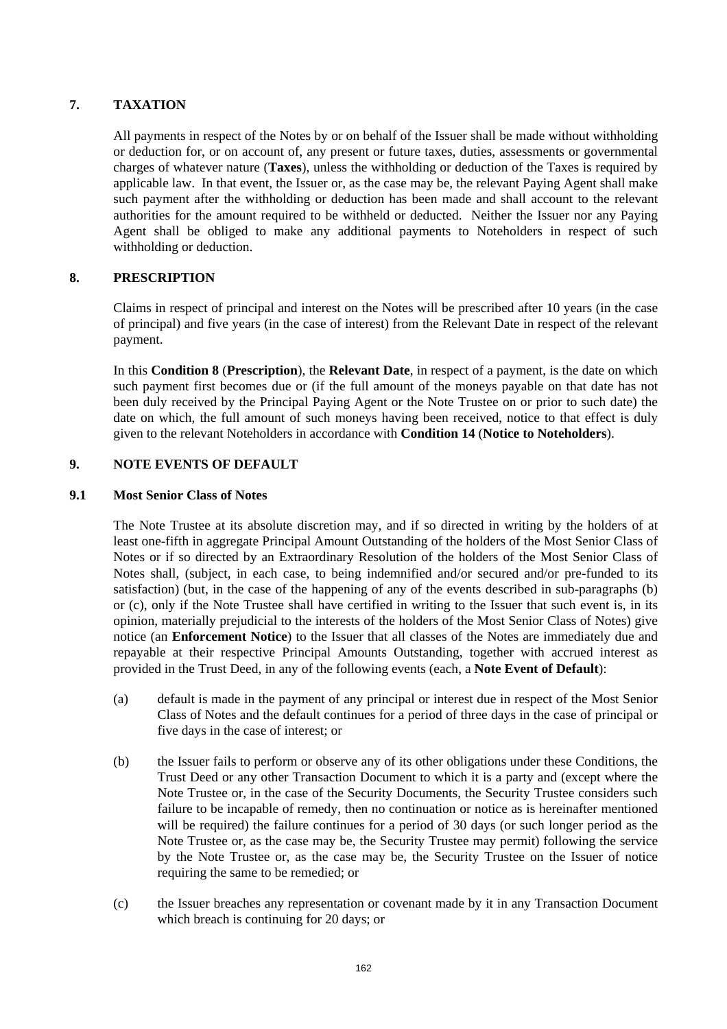## 7. TAXATION

All payments in respect of the Notes by or on behalf of the Issuer shall be made without withholding or deduction for, or on account of, any present or future taxes, duties, assessments or governmental charges of whatever nature (**Taxes**), unless the withholding or deduction of the Taxes is required by applicable law. In that event, the Issuer or, as the case may be, the relevant Paying Agent shall make such payment after the withholding or deduction has been made and shall account to the relevant authorities for the amount required to be withheld or deducted. Neither the Issuer nor any Paying Agent shall be obliged to make any additional payments to Noteholders in respect of such withholding or deduction.

## 8. PRESCRIPTION

Claims in respect of principal and interest on the Notes will be prescribed after 10 years (in the case of principal) and five years (in the case of interest) from the Relevant Date in respect of the relevant payment.

In this **Condition 8** (**Prescription**), the **Relevant Date**, in respect of a payment, is the date on which such payment first becomes due or (if the full amount of the moneys payable on that date has not been duly received by the Principal Paying Agent or the Note Trustee on or prior to such date) the date on which, the full amount of such moneys having been received, notice to that effect is duly given to the relevant Noteholders in accordance with **Condition 14** (**Notice to Noteholders**).

## 9. NOTE EVENTS OF DEFAULT

### 9.1 Most Senior Class of Notes

The Note Trustee at its absolute discretion may, and if so directed in writing by the holders of at least one-fifth in aggregate Principal Amount Outstanding of the holders of the Most Senior Class of Notes or if so directed by an Extraordinary Resolution of the holders of the Most Senior Class of Notes shall, (subject, in each case, to being indemnified and/or secured and/or pre-funded to its satisfaction) (but, in the case of the happening of any of the events described in sub-paragraphs (b) or (c), only if the Note Trustee shall have certified in writing to the Issuer that such event is, in its opinion, materially prejudicial to the interests of the holders of the Most Senior Class of Notes) give notice (an **Enforcement Notice**) to the Issuer that all classes of the Notes are immediately due and repayable at their respective Principal Amounts Outstanding, together with accrued interest as provided in the Trust Deed, in any of the following events (each, a **Note Event of Default**):

(a) default is made in the payment of any principal or interest due in respect of the Most Senior Class of Notes and the default continues for a period of three days in the case of principal or five days in the case of interest; or

(b) the Issuer fails to perform or observe any of its other obligations under these Conditions, the Trust Deed or any other Transaction Document to which it is a party and (except where the Note Trustee or, in the case of the Security Documents, the Security Trustee considers such failure to be incapable of remedy, then no continuation or notice as is hereinafter mentioned will be required) the failure continues for a period of 30 days (or such longer period as the Note Trustee or, as the case may be, the Security Trustee may permit) following the service by the Note Trustee or, as the case may be, the Security Trustee on the Issuer of notice requiring the same to be remedied; or

(c) the Issuer breaches any representation or covenant made by it in any Transaction Document which breach is continuing for 20 days; or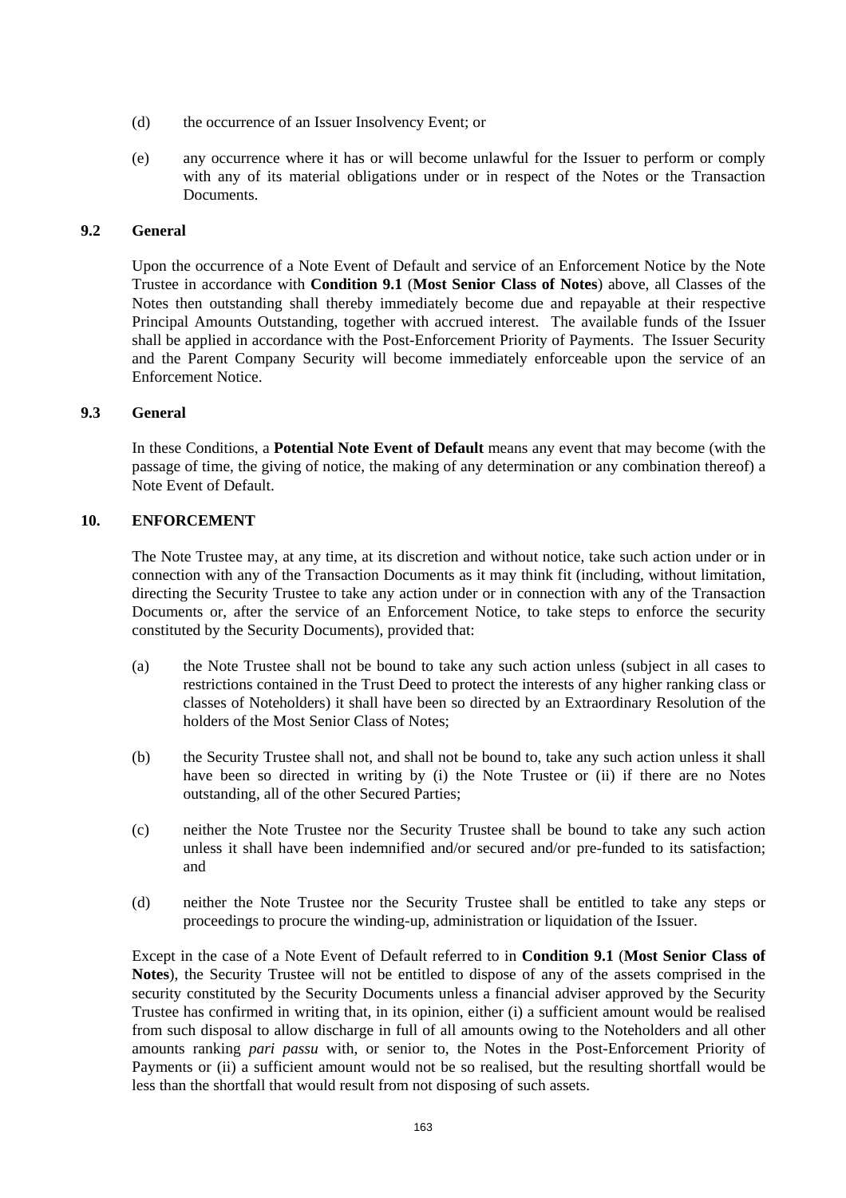(d) the occurrence of an Issuer Insolvency Event; or

(e) any occurrence where it has or will become unlawful for the Issuer to perform or comply with any of its material obligations under or in respect of the Notes or the Transaction Documents.

### 9.2 General

Upon the occurrence of a Note Event of Default and service of an Enforcement Notice by the Note Trustee in accordance with **Condition 9.1** (**Most Senior Class of Notes**) above, all Classes of the Notes then outstanding shall thereby immediately become due and repayable at their respective Principal Amounts Outstanding, together with accrued interest. The available funds of the Issuer shall be applied in accordance with the Post-Enforcement Priority of Payments. The Issuer Security and the Parent Company Security will become immediately enforceable upon the service of an Enforcement Notice.

### 9.3 General

In these Conditions, a **Potential Note Event of Default** means any event that may become (with the passage of time, the giving of notice, the making of any determination or any combination thereof) a Note Event of Default.

## 10. ENFORCEMENT

The Note Trustee may, at any time, at its discretion and without notice, take such action under or in connection with any of the Transaction Documents as it may think fit (including, without limitation, directing the Security Trustee to take any action under or in connection with any of the Transaction Documents or, after the service of an Enforcement Notice, to take steps to enforce the security constituted by the Security Documents), provided that:

(a) the Note Trustee shall not be bound to take any such action unless (subject in all cases to restrictions contained in the Trust Deed to protect the interests of any higher ranking class or classes of Noteholders) it shall have been so directed by an Extraordinary Resolution of the holders of the Most Senior Class of Notes;

(b) the Security Trustee shall not, and shall not be bound to, take any such action unless it shall have been so directed in writing by (i) the Note Trustee or (ii) if there are no Notes outstanding, all of the other Secured Parties;

(c) neither the Note Trustee nor the Security Trustee shall be bound to take any such action unless it shall have been indemnified and/or secured and/or pre-funded to its satisfaction; and

(d) neither the Note Trustee nor the Security Trustee shall be entitled to take any steps or proceedings to procure the winding-up, administration or liquidation of the Issuer.

Except in the case of a Note Event of Default referred to in **Condition 9.1** (**Most Senior Class of Notes**), the Security Trustee will not be entitled to dispose of any of the assets comprised in the security constituted by the Security Documents unless a financial adviser approved by the Security Trustee has confirmed in writing that, in its opinion, either (i) a sufficient amount would be realised from such disposal to allow discharge in full of all amounts owing to the Noteholders and all other amounts ranking *pari passu* with, or senior to, the Notes in the Post-Enforcement Priority of Payments or (ii) a sufficient amount would not be so realised, but the resulting shortfall would be less than the shortfall that would result from not disposing of such assets.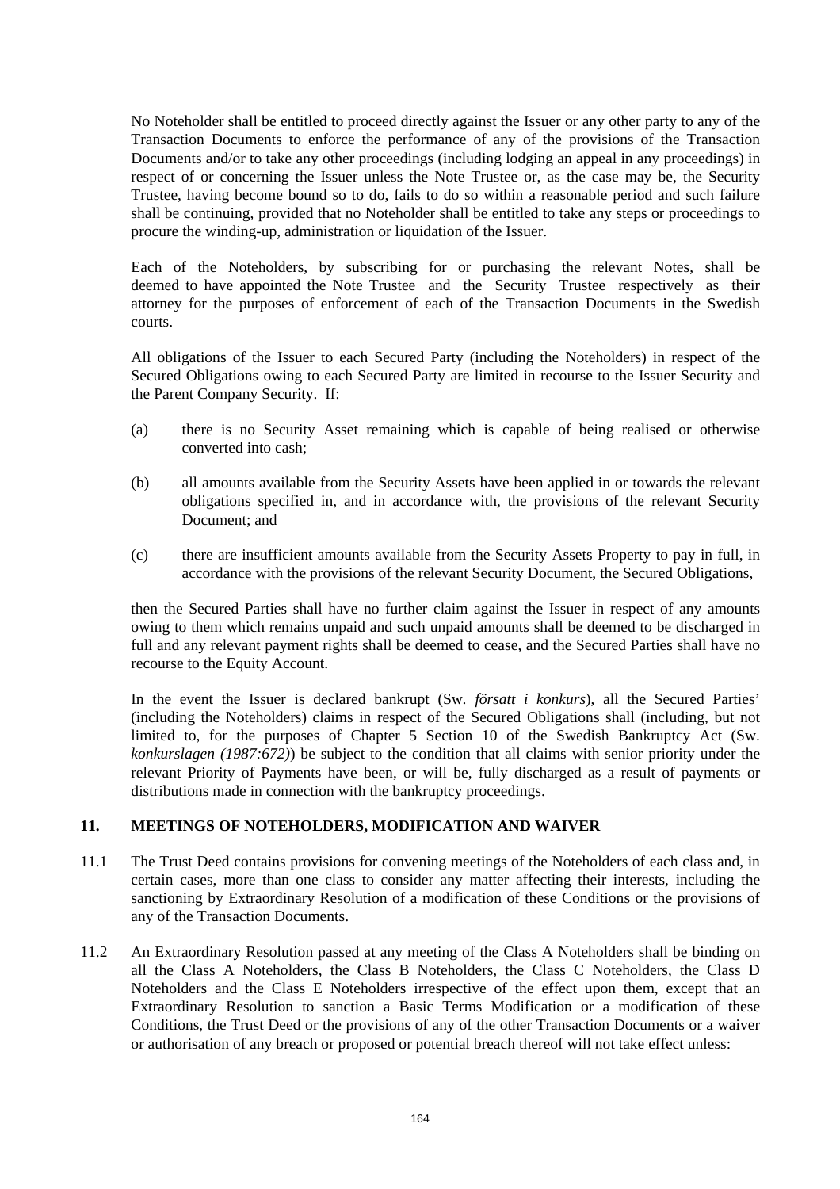No Noteholder shall be entitled to proceed directly against the Issuer or any other party to any of the Transaction Documents to enforce the performance of any of the provisions of the Transaction Documents and/or to take any other proceedings (including lodging an appeal in any proceedings) in respect of or concerning the Issuer unless the Note Trustee or, as the case may be, the Security Trustee, having become bound so to do, fails to do so within a reasonable period and such failure shall be continuing, provided that no Noteholder shall be entitled to take any steps or proceedings to procure the winding-up, administration or liquidation of the Issuer.

Each of the Noteholders, by subscribing for or purchasing the relevant Notes, shall be deemed to have appointed the Note Trustee and the Security Trustee respectively as their attorney for the purposes of enforcement of each of the Transaction Documents in the Swedish courts.

All obligations of the Issuer to each Secured Party (including the Noteholders) in respect of the Secured Obligations owing to each Secured Party are limited in recourse to the Issuer Security and the Parent Company Security. If:

(a) there is no Security Asset remaining which is capable of being realised or otherwise converted into cash;

(b) all amounts available from the Security Assets have been applied in or towards the relevant obligations specified in, and in accordance with, the provisions of the relevant Security Document; and

(c) there are insufficient amounts available from the Security Assets Property to pay in full, in accordance with the provisions of the relevant Security Document, the Secured Obligations,

then the Secured Parties shall have no further claim against the Issuer in respect of any amounts owing to them which remains unpaid and such unpaid amounts shall be deemed to be discharged in full and any relevant payment rights shall be deemed to cease, and the Secured Parties shall have no recourse to the Equity Account.

In the event the Issuer is declared bankrupt (Sw. *försatt i konkurs*), all the Secured Parties' (including the Noteholders) claims in respect of the Secured Obligations shall (including, but not limited to, for the purposes of Chapter 5 Section 10 of the Swedish Bankruptcy Act (Sw. *konkurslagen (1987:672)*) be subject to the condition that all claims with senior priority under the relevant Priority of Payments have been, or will be, fully discharged as a result of payments or distributions made in connection with the bankruptcy proceedings.

## 11. MEETINGS OF NOTEHOLDERS, MODIFICATION AND WAIVER

11.1 The Trust Deed contains provisions for convening meetings of the Noteholders of each class and, in certain cases, more than one class to consider any matter affecting their interests, including the sanctioning by Extraordinary Resolution of a modification of these Conditions or the provisions of any of the Transaction Documents.

11.2 An Extraordinary Resolution passed at any meeting of the Class A Noteholders shall be binding on all the Class A Noteholders, the Class B Noteholders, the Class C Noteholders, the Class D Noteholders and the Class E Noteholders irrespective of the effect upon them, except that an Extraordinary Resolution to sanction a Basic Terms Modification or a modification of these Conditions, the Trust Deed or the provisions of any of the other Transaction Documents or a waiver or authorisation of any breach or proposed or potential breach thereof will not take effect unless: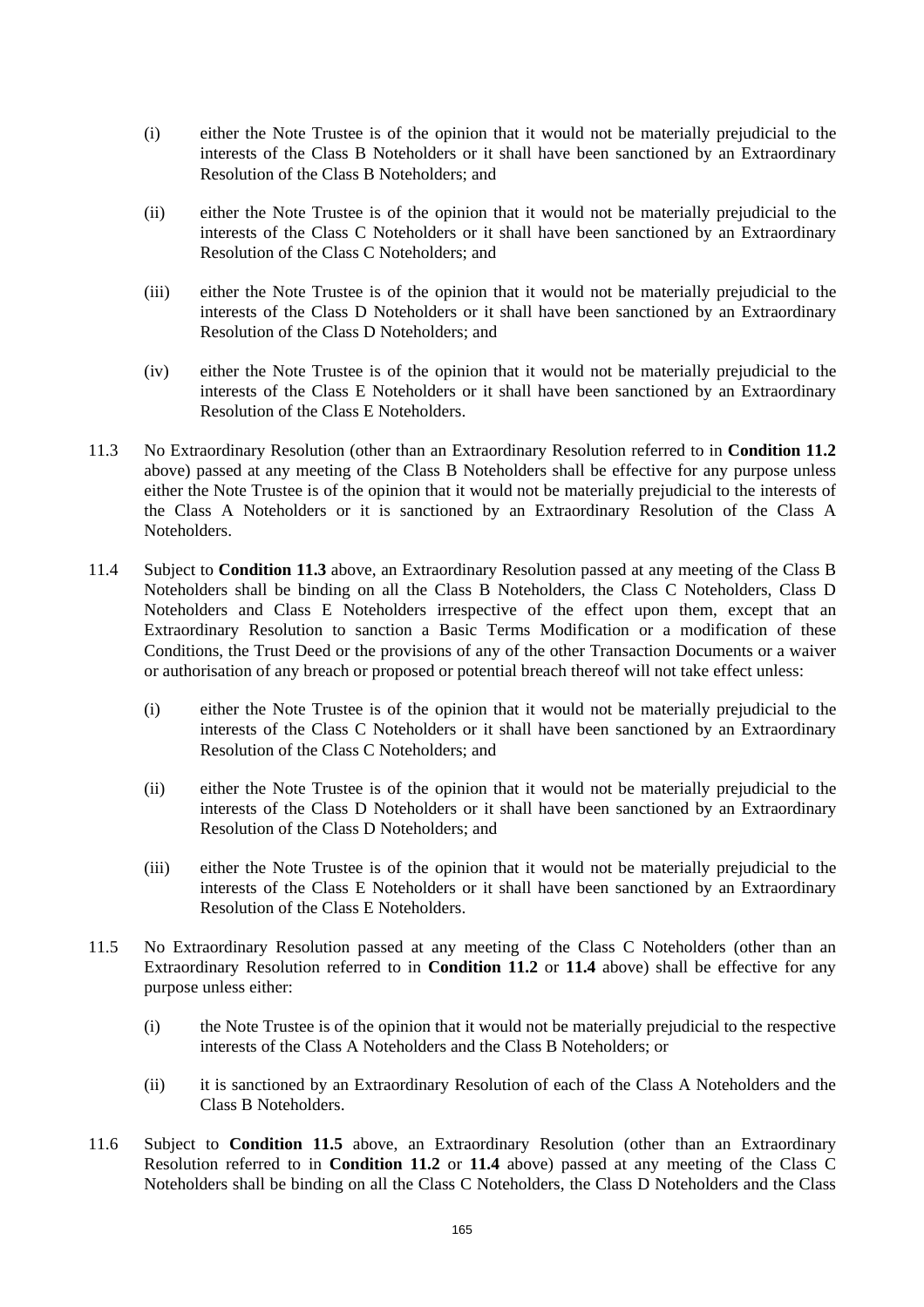(i) either the Note Trustee is of the opinion that it would not be materially prejudicial to the interests of the Class B Noteholders or it shall have been sanctioned by an Extraordinary Resolution of the Class B Noteholders; and

(ii) either the Note Trustee is of the opinion that it would not be materially prejudicial to the interests of the Class C Noteholders or it shall have been sanctioned by an Extraordinary Resolution of the Class C Noteholders; and

(iii) either the Note Trustee is of the opinion that it would not be materially prejudicial to the interests of the Class D Noteholders or it shall have been sanctioned by an Extraordinary Resolution of the Class D Noteholders; and

(iv) either the Note Trustee is of the opinion that it would not be materially prejudicial to the interests of the Class E Noteholders or it shall have been sanctioned by an Extraordinary Resolution of the Class E Noteholders.

11.3 No Extraordinary Resolution (other than an Extraordinary Resolution referred to in **Condition 11.2** above) passed at any meeting of the Class B Noteholders shall be effective for any purpose unless either the Note Trustee is of the opinion that it would not be materially prejudicial to the interests of the Class A Noteholders or it is sanctioned by an Extraordinary Resolution of the Class A Noteholders.

11.4 Subject to **Condition 11.3** above, an Extraordinary Resolution passed at any meeting of the Class B Noteholders shall be binding on all the Class B Noteholders, the Class C Noteholders, Class D Noteholders and Class E Noteholders irrespective of the effect upon them, except that an Extraordinary Resolution to sanction a Basic Terms Modification or a modification of these Conditions, the Trust Deed or the provisions of any of the other Transaction Documents or a waiver or authorisation of any breach or proposed or potential breach thereof will not take effect unless:

(i) either the Note Trustee is of the opinion that it would not be materially prejudicial to the interests of the Class C Noteholders or it shall have been sanctioned by an Extraordinary Resolution of the Class C Noteholders; and

(ii) either the Note Trustee is of the opinion that it would not be materially prejudicial to the interests of the Class D Noteholders or it shall have been sanctioned by an Extraordinary Resolution of the Class D Noteholders; and

(iii) either the Note Trustee is of the opinion that it would not be materially prejudicial to the interests of the Class E Noteholders or it shall have been sanctioned by an Extraordinary Resolution of the Class E Noteholders.

11.5 No Extraordinary Resolution passed at any meeting of the Class C Noteholders (other than an Extraordinary Resolution referred to in **Condition 11.2** or **11.4** above) shall be effective for any purpose unless either:

(i) the Note Trustee is of the opinion that it would not be materially prejudicial to the respective interests of the Class A Noteholders and the Class B Noteholders; or

(ii) it is sanctioned by an Extraordinary Resolution of each of the Class A Noteholders and the Class B Noteholders.

11.6 Subject to **Condition 11.5** above, an Extraordinary Resolution (other than an Extraordinary Resolution referred to in **Condition 11.2** or **11.4** above) passed at any meeting of the Class C Noteholders shall be binding on all the Class C Noteholders, the Class D Noteholders and the Class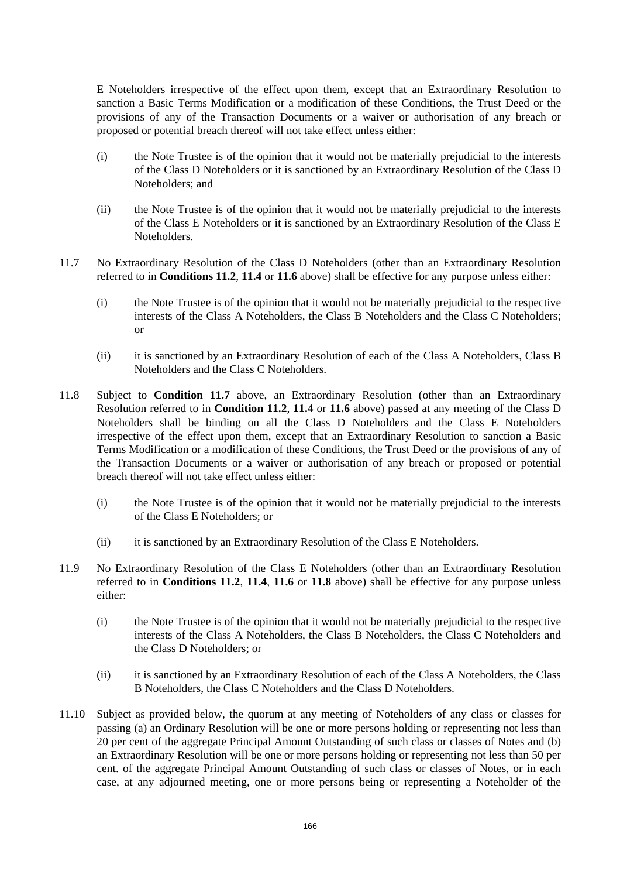E Noteholders irrespective of the effect upon them, except that an Extraordinary Resolution to sanction a Basic Terms Modification or a modification of these Conditions, the Trust Deed or the provisions of any of the Transaction Documents or a waiver or authorisation of any breach or proposed or potential breach thereof will not take effect unless either:

(i) the Note Trustee is of the opinion that it would not be materially prejudicial to the interests of the Class D Noteholders or it is sanctioned by an Extraordinary Resolution of the Class D Noteholders; and

(ii) the Note Trustee is of the opinion that it would not be materially prejudicial to the interests of the Class E Noteholders or it is sanctioned by an Extraordinary Resolution of the Class E Noteholders.

11.7 No Extraordinary Resolution of the Class D Noteholders (other than an Extraordinary Resolution referred to in **Conditions 11.2**, **11.4** or **11.6** above) shall be effective for any purpose unless either:

(i) the Note Trustee is of the opinion that it would not be materially prejudicial to the respective interests of the Class A Noteholders, the Class B Noteholders and the Class C Noteholders; or

(ii) it is sanctioned by an Extraordinary Resolution of each of the Class A Noteholders, Class B Noteholders and the Class C Noteholders.

11.8 Subject to **Condition 11.7** above, an Extraordinary Resolution (other than an Extraordinary Resolution referred to in **Condition 11.2**, **11.4** or **11.6** above) passed at any meeting of the Class D Noteholders shall be binding on all the Class D Noteholders and the Class E Noteholders irrespective of the effect upon them, except that an Extraordinary Resolution to sanction a Basic Terms Modification or a modification of these Conditions, the Trust Deed or the provisions of any of the Transaction Documents or a waiver or authorisation of any breach or proposed or potential breach thereof will not take effect unless either:

(i) the Note Trustee is of the opinion that it would not be materially prejudicial to the interests of the Class E Noteholders; or

(ii) it is sanctioned by an Extraordinary Resolution of the Class E Noteholders.

11.9 No Extraordinary Resolution of the Class E Noteholders (other than an Extraordinary Resolution referred to in **Conditions 11.2**, **11.4**, **11.6** or **11.8** above) shall be effective for any purpose unless either:

(i) the Note Trustee is of the opinion that it would not be materially prejudicial to the respective interests of the Class A Noteholders, the Class B Noteholders, the Class C Noteholders and the Class D Noteholders; or

(ii) it is sanctioned by an Extraordinary Resolution of each of the Class A Noteholders, the Class B Noteholders, the Class C Noteholders and the Class D Noteholders.

11.10 Subject as provided below, the quorum at any meeting of Noteholders of any class or classes for passing (a) an Ordinary Resolution will be one or more persons holding or representing not less than 20 per cent of the aggregate Principal Amount Outstanding of such class or classes of Notes and (b) an Extraordinary Resolution will be one or more persons holding or representing not less than 50 per cent. of the aggregate Principal Amount Outstanding of such class or classes of Notes, or in each case, at any adjourned meeting, one or more persons being or representing a Noteholder of the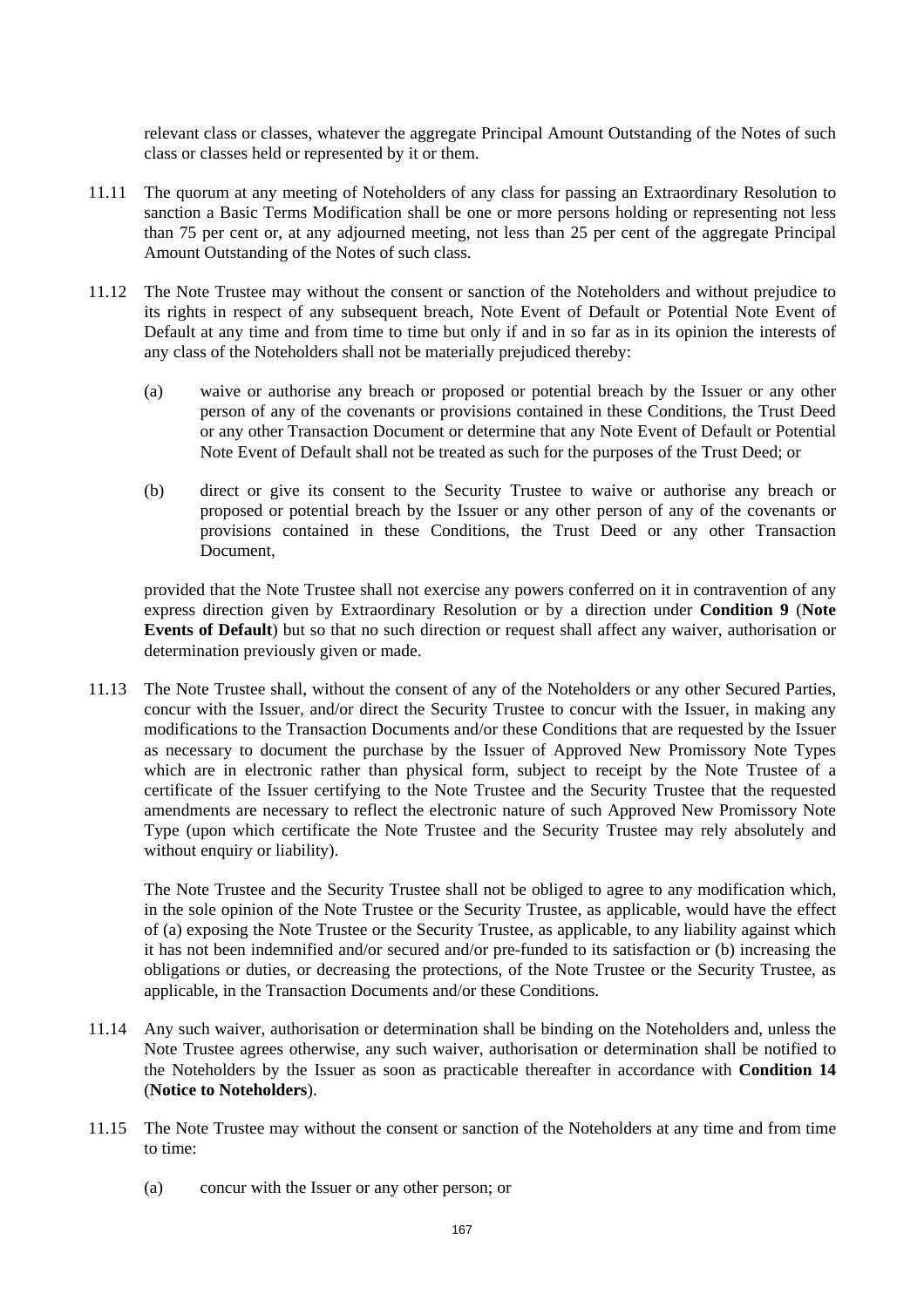relevant class or classes, whatever the aggregate Principal Amount Outstanding of the Notes of such class or classes held or represented by it or them.

11.11 The quorum at any meeting of Noteholders of any class for passing an Extraordinary Resolution to sanction a Basic Terms Modification shall be one or more persons holding or representing not less than 75 per cent or, at any adjourned meeting, not less than 25 per cent of the aggregate Principal Amount Outstanding of the Notes of such class.

11.12 The Note Trustee may without the consent or sanction of the Noteholders and without prejudice to its rights in respect of any subsequent breach, Note Event of Default or Potential Note Event of Default at any time and from time to time but only if and in so far as in its opinion the interests of any class of the Noteholders shall not be materially prejudiced thereby:

(a) waive or authorise any breach or proposed or potential breach by the Issuer or any other person of any of the covenants or provisions contained in these Conditions, the Trust Deed or any other Transaction Document or determine that any Note Event of Default or Potential Note Event of Default shall not be treated as such for the purposes of the Trust Deed; or

(b) direct or give its consent to the Security Trustee to waive or authorise any breach or proposed or potential breach by the Issuer or any other person of any of the covenants or provisions contained in these Conditions, the Trust Deed or any other Transaction Document,

provided that the Note Trustee shall not exercise any powers conferred on it in contravention of any express direction given by Extraordinary Resolution or by a direction under **Condition 9** (**Note Events of Default**) but so that no such direction or request shall affect any waiver, authorisation or determination previously given or made.

11.13 The Note Trustee shall, without the consent of any of the Noteholders or any other Secured Parties, concur with the Issuer, and/or direct the Security Trustee to concur with the Issuer, in making any modifications to the Transaction Documents and/or these Conditions that are requested by the Issuer as necessary to document the purchase by the Issuer of Approved New Promissory Note Types which are in electronic rather than physical form, subject to receipt by the Note Trustee of a certificate of the Issuer certifying to the Note Trustee and the Security Trustee that the requested amendments are necessary to reflect the electronic nature of such Approved New Promissory Note Type (upon which certificate the Note Trustee and the Security Trustee may rely absolutely and without enquiry or liability).

The Note Trustee and the Security Trustee shall not be obliged to agree to any modification which, in the sole opinion of the Note Trustee or the Security Trustee, as applicable, would have the effect of (a) exposing the Note Trustee or the Security Trustee, as applicable, to any liability against which it has not been indemnified and/or secured and/or pre-funded to its satisfaction or (b) increasing the obligations or duties, or decreasing the protections, of the Note Trustee or the Security Trustee, as applicable, in the Transaction Documents and/or these Conditions.

11.14 Any such waiver, authorisation or determination shall be binding on the Noteholders and, unless the Note Trustee agrees otherwise, any such waiver, authorisation or determination shall be notified to the Noteholders by the Issuer as soon as practicable thereafter in accordance with **Condition 14** (**Notice to Noteholders**).

11.15 The Note Trustee may without the consent or sanction of the Noteholders at any time and from time to time:

(a) concur with the Issuer or any other person; or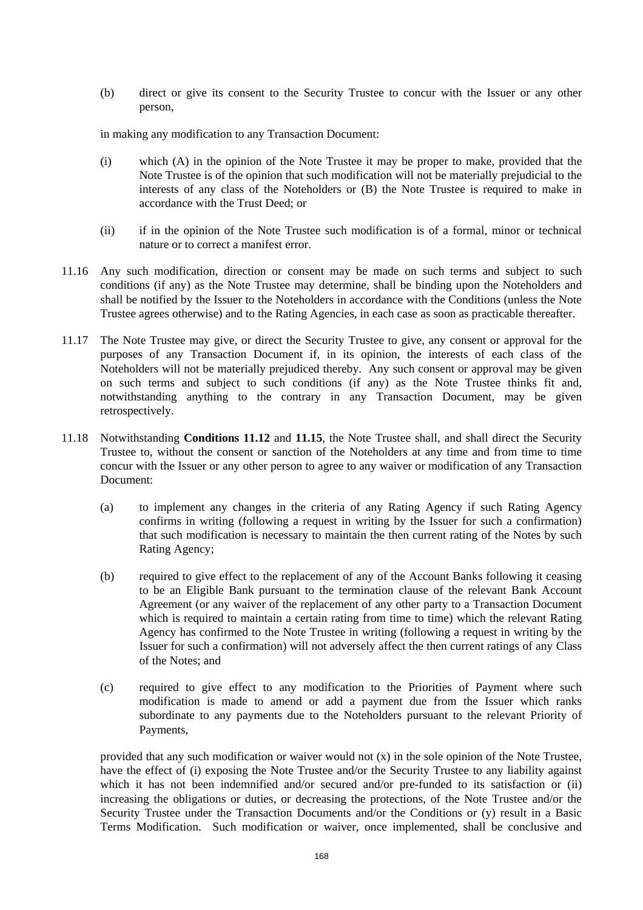(b) direct or give its consent to the Security Trustee to concur with the Issuer or any other person,

in making any modification to any Transaction Document:

(i) which (A) in the opinion of the Note Trustee it may be proper to make, provided that the Note Trustee is of the opinion that such modification will not be materially prejudicial to the interests of any class of the Noteholders or (B) the Note Trustee is required to make in accordance with the Trust Deed; or

(ii) if in the opinion of the Note Trustee such modification is of a formal, minor or technical nature or to correct a manifest error.

11.16 Any such modification, direction or consent may be made on such terms and subject to such conditions (if any) as the Note Trustee may determine, shall be binding upon the Noteholders and shall be notified by the Issuer to the Noteholders in accordance with the Conditions (unless the Note Trustee agrees otherwise) and to the Rating Agencies, in each case as soon as practicable thereafter.

11.17 The Note Trustee may give, or direct the Security Trustee to give, any consent or approval for the purposes of any Transaction Document if, in its opinion, the interests of each class of the Noteholders will not be materially prejudiced thereby. Any such consent or approval may be given on such terms and subject to such conditions (if any) as the Note Trustee thinks fit and, notwithstanding anything to the contrary in any Transaction Document, may be given retrospectively.

11.18 Notwithstanding **Conditions 11.12** and **11.15**, the Note Trustee shall, and shall direct the Security Trustee to, without the consent or sanction of the Noteholders at any time and from time to time concur with the Issuer or any other person to agree to any waiver or modification of any Transaction Document:

(a) to implement any changes in the criteria of any Rating Agency if such Rating Agency confirms in writing (following a request in writing by the Issuer for such a confirmation) that such modification is necessary to maintain the then current rating of the Notes by such Rating Agency;

(b) required to give effect to the replacement of any of the Account Banks following it ceasing to be an Eligible Bank pursuant to the termination clause of the relevant Bank Account Agreement (or any waiver of the replacement of any other party to a Transaction Document which is required to maintain a certain rating from time to time) which the relevant Rating Agency has confirmed to the Note Trustee in writing (following a request in writing by the Issuer for such a confirmation) will not adversely affect the then current ratings of any Class of the Notes; and

(c) required to give effect to any modification to the Priorities of Payment where such modification is made to amend or add a payment due from the Issuer which ranks subordinate to any payments due to the Noteholders pursuant to the relevant Priority of Payments,

provided that any such modification or waiver would not (x) in the sole opinion of the Note Trustee, have the effect of (i) exposing the Note Trustee and/or the Security Trustee to any liability against which it has not been indemnified and/or secured and/or pre-funded to its satisfaction or (ii) increasing the obligations or duties, or decreasing the protections, of the Note Trustee and/or the Security Trustee under the Transaction Documents and/or the Conditions or (y) result in a Basic Terms Modification. Such modification or waiver, once implemented, shall be conclusive and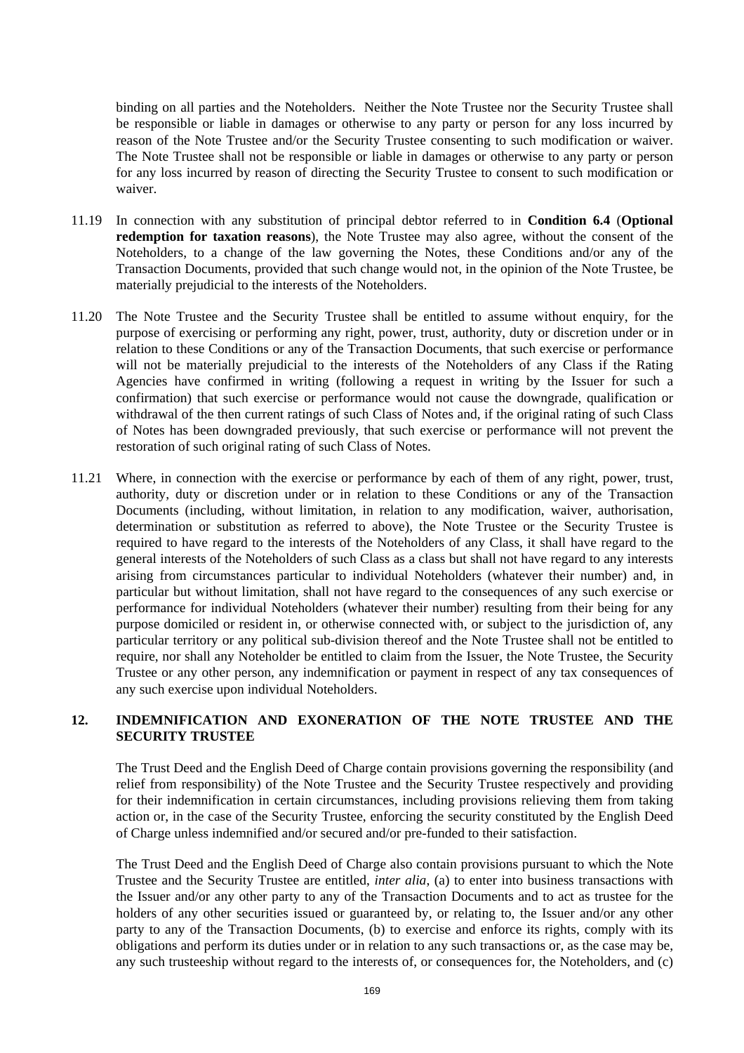binding on all parties and the Noteholders. Neither the Note Trustee nor the Security Trustee shall be responsible or liable in damages or otherwise to any party or person for any loss incurred by reason of the Note Trustee and/or the Security Trustee consenting to such modification or waiver. The Note Trustee shall not be responsible or liable in damages or otherwise to any party or person for any loss incurred by reason of directing the Security Trustee to consent to such modification or waiver.

11.19 In connection with any substitution of principal debtor referred to in **Condition 6.4** (**Optional redemption for taxation reasons**), the Note Trustee may also agree, without the consent of the Noteholders, to a change of the law governing the Notes, these Conditions and/or any of the Transaction Documents, provided that such change would not, in the opinion of the Note Trustee, be materially prejudicial to the interests of the Noteholders.

11.20 The Note Trustee and the Security Trustee shall be entitled to assume without enquiry, for the purpose of exercising or performing any right, power, trust, authority, duty or discretion under or in relation to these Conditions or any of the Transaction Documents, that such exercise or performance will not be materially prejudicial to the interests of the Noteholders of any Class if the Rating Agencies have confirmed in writing (following a request in writing by the Issuer for such a confirmation) that such exercise or performance would not cause the downgrade, qualification or withdrawal of the then current ratings of such Class of Notes and, if the original rating of such Class of Notes has been downgraded previously, that such exercise or performance will not prevent the restoration of such original rating of such Class of Notes.

11.21 Where, in connection with the exercise or performance by each of them of any right, power, trust, authority, duty or discretion under or in relation to these Conditions or any of the Transaction Documents (including, without limitation, in relation to any modification, waiver, authorisation, determination or substitution as referred to above), the Note Trustee or the Security Trustee is required to have regard to the interests of the Noteholders of any Class, it shall have regard to the general interests of the Noteholders of such Class as a class but shall not have regard to any interests arising from circumstances particular to individual Noteholders (whatever their number) and, in particular but without limitation, shall not have regard to the consequences of any such exercise or performance for individual Noteholders (whatever their number) resulting from their being for any purpose domiciled or resident in, or otherwise connected with, or subject to the jurisdiction of, any particular territory or any political sub-division thereof and the Note Trustee shall not be entitled to require, nor shall any Noteholder be entitled to claim from the Issuer, the Note Trustee, the Security Trustee or any other person, any indemnification or payment in respect of any tax consequences of any such exercise upon individual Noteholders.

## 12. INDEMNIFICATION AND EXONERATION OF THE NOTE TRUSTEE AND THE SECURITY TRUSTEE

The Trust Deed and the English Deed of Charge contain provisions governing the responsibility (and relief from responsibility) of the Note Trustee and the Security Trustee respectively and providing for their indemnification in certain circumstances, including provisions relieving them from taking action or, in the case of the Security Trustee, enforcing the security constituted by the English Deed of Charge unless indemnified and/or secured and/or pre-funded to their satisfaction.

The Trust Deed and the English Deed of Charge also contain provisions pursuant to which the Note Trustee and the Security Trustee are entitled, *inter alia*, (a) to enter into business transactions with the Issuer and/or any other party to any of the Transaction Documents and to act as trustee for the holders of any other securities issued or guaranteed by, or relating to, the Issuer and/or any other party to any of the Transaction Documents, (b) to exercise and enforce its rights, comply with its obligations and perform its duties under or in relation to any such transactions or, as the case may be, any such trusteeship without regard to the interests of, or consequences for, the Noteholders, and (c)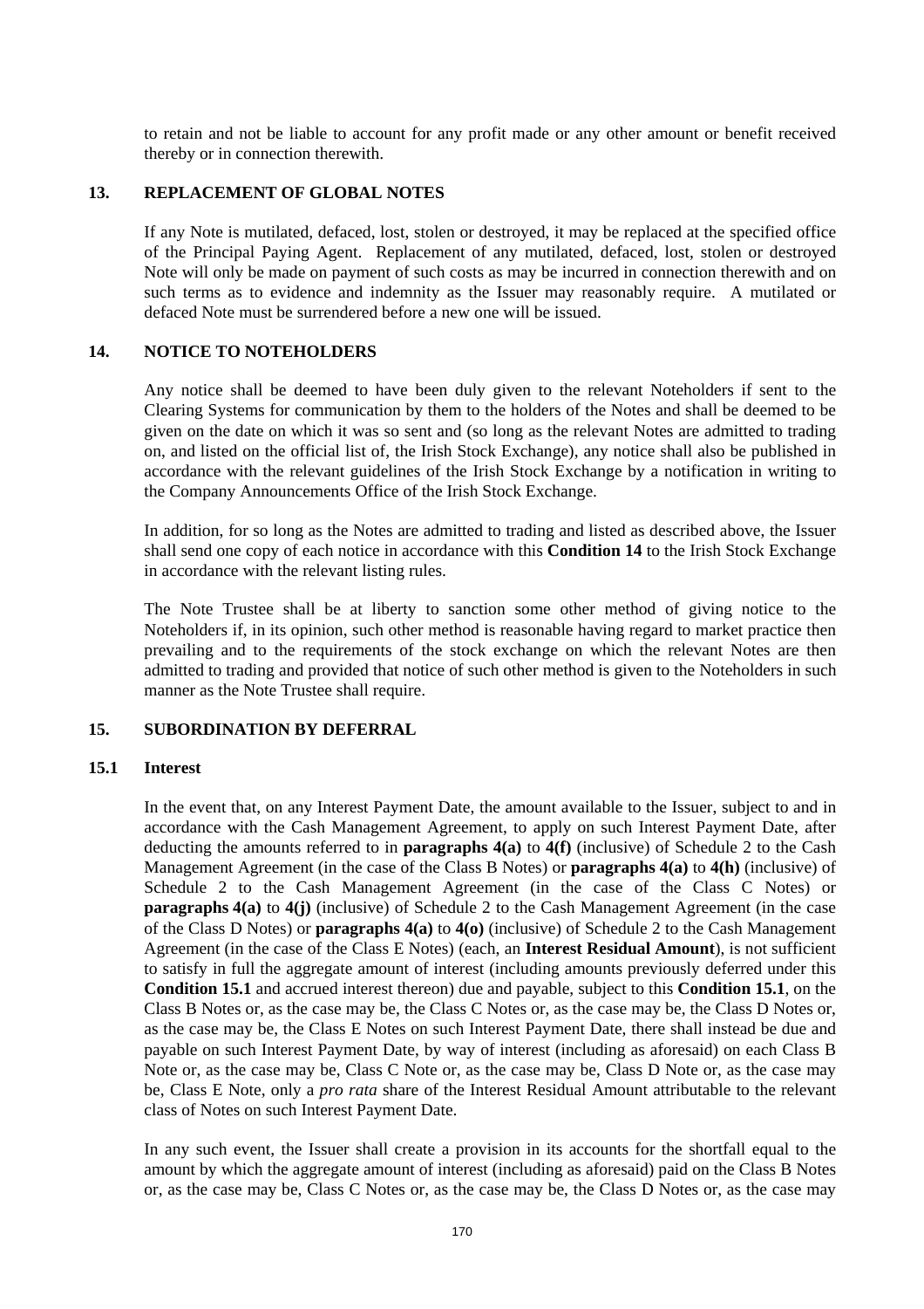to retain and not be liable to account for any profit made or any other amount or benefit received thereby or in connection therewith.

## 13. REPLACEMENT OF GLOBAL NOTES

If any Note is mutilated, defaced, lost, stolen or destroyed, it may be replaced at the specified office of the Principal Paying Agent. Replacement of any mutilated, defaced, lost, stolen or destroyed Note will only be made on payment of such costs as may be incurred in connection therewith and on such terms as to evidence and indemnity as the Issuer may reasonably require. A mutilated or defaced Note must be surrendered before a new one will be issued.

## 14. NOTICE TO NOTEHOLDERS

Any notice shall be deemed to have been duly given to the relevant Noteholders if sent to the Clearing Systems for communication by them to the holders of the Notes and shall be deemed to be given on the date on which it was so sent and (so long as the relevant Notes are admitted to trading on, and listed on the official list of, the Irish Stock Exchange), any notice shall also be published in accordance with the relevant guidelines of the Irish Stock Exchange by a notification in writing to the Company Announcements Office of the Irish Stock Exchange.

In addition, for so long as the Notes are admitted to trading and listed as described above, the Issuer shall send one copy of each notice in accordance with this **Condition 14** to the Irish Stock Exchange in accordance with the relevant listing rules.

The Note Trustee shall be at liberty to sanction some other method of giving notice to the Noteholders if, in its opinion, such other method is reasonable having regard to market practice then prevailing and to the requirements of the stock exchange on which the relevant Notes are then admitted to trading and provided that notice of such other method is given to the Noteholders in such manner as the Note Trustee shall require.

## 15. SUBORDINATION BY DEFERRAL

### 15.1 Interest

In the event that, on any Interest Payment Date, the amount available to the Issuer, subject to and in accordance with the Cash Management Agreement, to apply on such Interest Payment Date, after deducting the amounts referred to in **paragraphs 4(a)** to **4(f)** (inclusive) of Schedule 2 to the Cash Management Agreement (in the case of the Class B Notes) or **paragraphs 4(a)** to **4(h)** (inclusive) of Schedule 2 to the Cash Management Agreement (in the case of the Class C Notes) or **paragraphs 4(a)** to **4(j)** (inclusive) of Schedule 2 to the Cash Management Agreement (in the case of the Class D Notes) or **paragraphs 4(a)** to **4(o)** (inclusive) of Schedule 2 to the Cash Management Agreement (in the case of the Class E Notes) (each, an **Interest Residual Amount**), is not sufficient to satisfy in full the aggregate amount of interest (including amounts previously deferred under this **Condition 15.1** and accrued interest thereon) due and payable, subject to this **Condition 15.1**, on the Class B Notes or, as the case may be, the Class C Notes or, as the case may be, the Class D Notes or, as the case may be, the Class E Notes on such Interest Payment Date, there shall instead be due and payable on such Interest Payment Date, by way of interest (including as aforesaid) on each Class B Note or, as the case may be, Class C Note or, as the case may be, Class D Note or, as the case may be, Class E Note, only a *pro rata* share of the Interest Residual Amount attributable to the relevant class of Notes on such Interest Payment Date.

In any such event, the Issuer shall create a provision in its accounts for the shortfall equal to the amount by which the aggregate amount of interest (including as aforesaid) paid on the Class B Notes or, as the case may be, Class C Notes or, as the case may be, the Class D Notes or, as the case may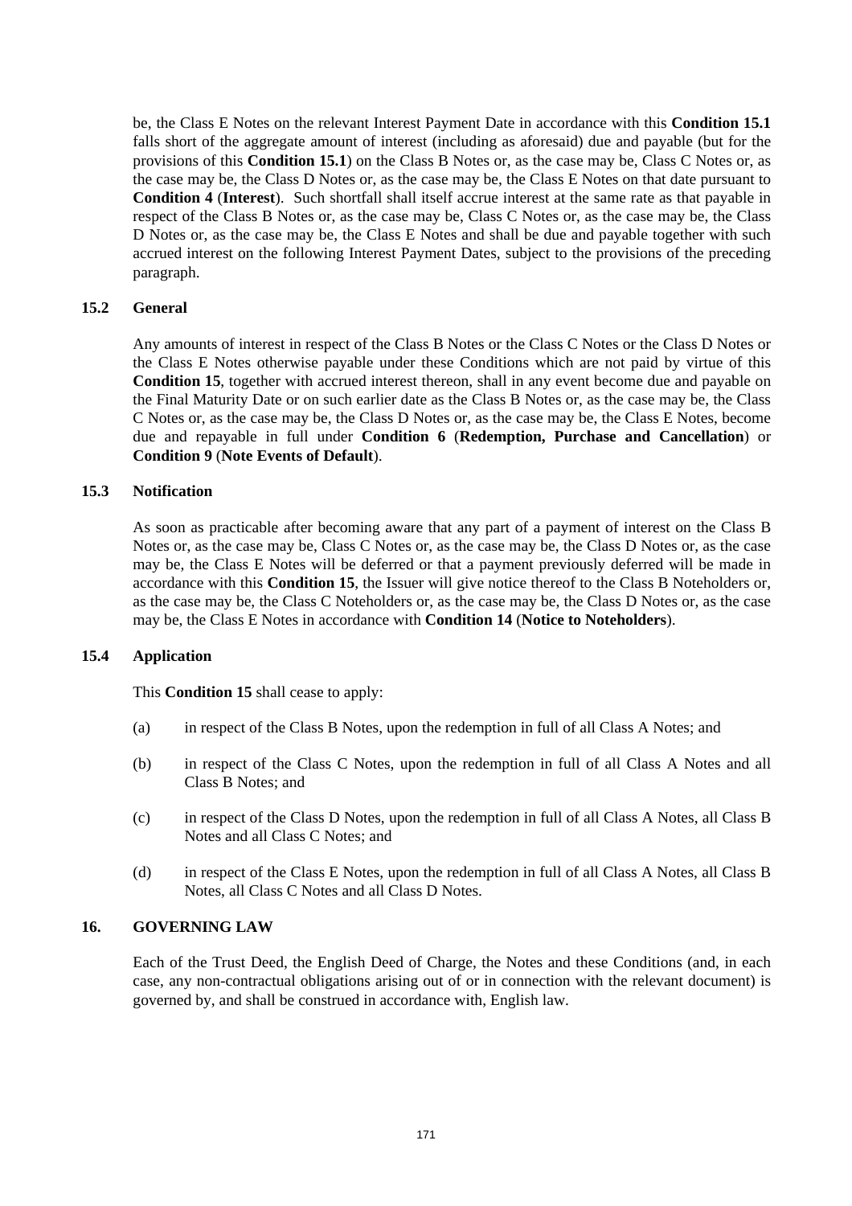be, the Class E Notes on the relevant Interest Payment Date in accordance with this **Condition 15.1** falls short of the aggregate amount of interest (including as aforesaid) due and payable (but for the provisions of this **Condition 15.1**) on the Class B Notes or, as the case may be, Class C Notes or, as the case may be, the Class D Notes or, as the case may be, the Class E Notes on that date pursuant to **Condition 4** (**Interest**). Such shortfall shall itself accrue interest at the same rate as that payable in respect of the Class B Notes or, as the case may be, Class C Notes or, as the case may be, the Class D Notes or, as the case may be, the Class E Notes and shall be due and payable together with such accrued interest on the following Interest Payment Dates, subject to the provisions of the preceding paragraph.

### 15.2 General

Any amounts of interest in respect of the Class B Notes or the Class C Notes or the Class D Notes or the Class E Notes otherwise payable under these Conditions which are not paid by virtue of this **Condition 15**, together with accrued interest thereon, shall in any event become due and payable on the Final Maturity Date or on such earlier date as the Class B Notes or, as the case may be, the Class C Notes or, as the case may be, the Class D Notes or, as the case may be, the Class E Notes, become due and repayable in full under **Condition 6** (**Redemption, Purchase and Cancellation**) or **Condition 9** (**Note Events of Default**).

### 15.3 Notification

As soon as practicable after becoming aware that any part of a payment of interest on the Class B Notes or, as the case may be, Class C Notes or, as the case may be, the Class D Notes or, as the case may be, the Class E Notes will be deferred or that a payment previously deferred will be made in accordance with this **Condition 15**, the Issuer will give notice thereof to the Class B Noteholders or, as the case may be, the Class C Noteholders or, as the case may be, the Class D Notes or, as the case may be, the Class E Notes in accordance with **Condition 14** (**Notice to Noteholders**).

### 15.4 Application

This **Condition 15** shall cease to apply:

(a) in respect of the Class B Notes, upon the redemption in full of all Class A Notes; and

(b) in respect of the Class C Notes, upon the redemption in full of all Class A Notes and all Class B Notes; and

(c) in respect of the Class D Notes, upon the redemption in full of all Class A Notes, all Class B Notes and all Class C Notes; and

(d) in respect of the Class E Notes, upon the redemption in full of all Class A Notes, all Class B Notes, all Class C Notes and all Class D Notes.

## 16. GOVERNING LAW

Each of the Trust Deed, the English Deed of Charge, the Notes and these Conditions (and, in each case, any non-contractual obligations arising out of or in connection with the relevant document) is governed by, and shall be construed in accordance with, English law.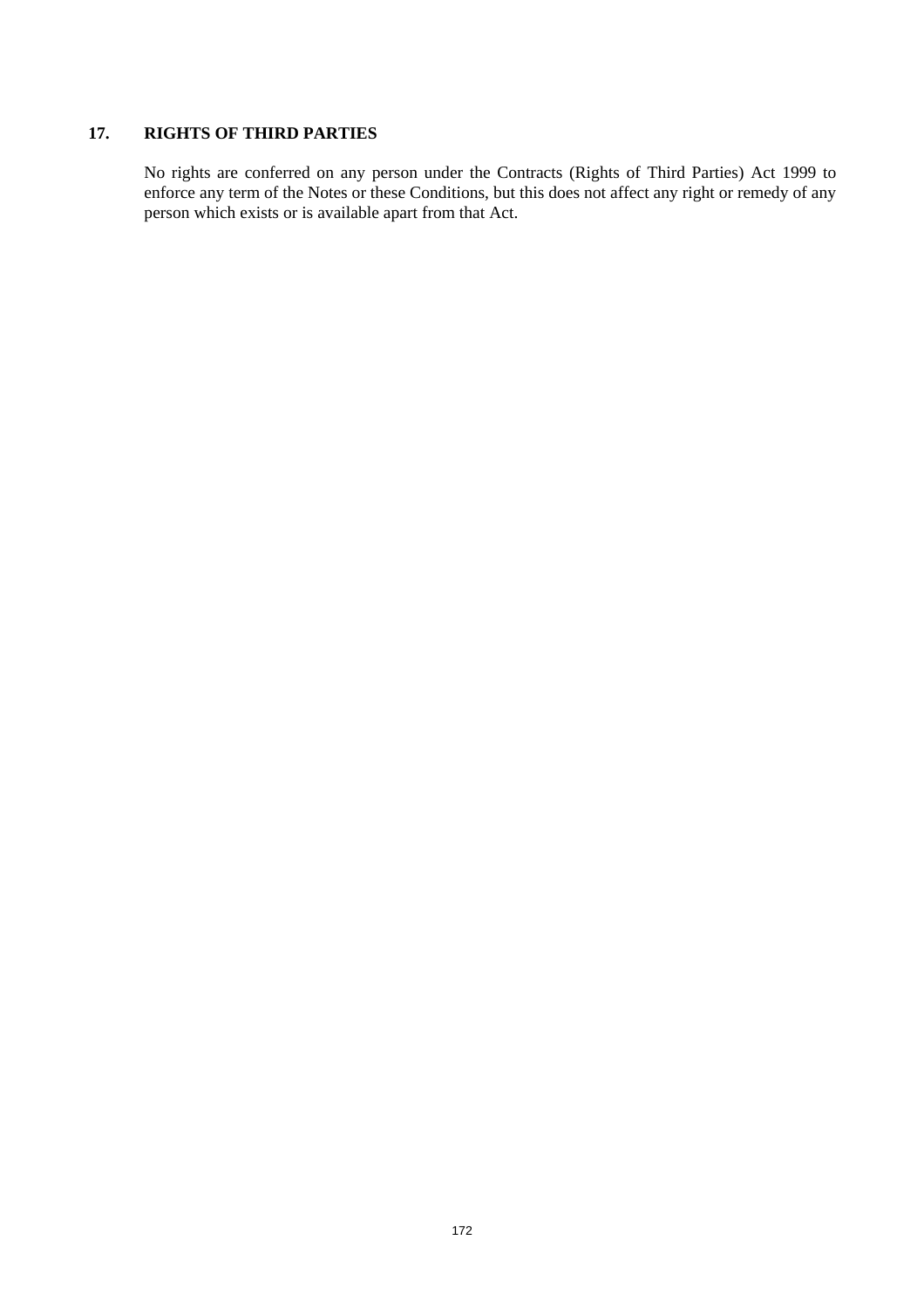## 17. RIGHTS OF THIRD PARTIES

No rights are conferred on any person under the Contracts (Rights of Third Parties) Act 1999 to enforce any term of the Notes or these Conditions, but this does not affect any right or remedy of any person which exists or is available apart from that Act.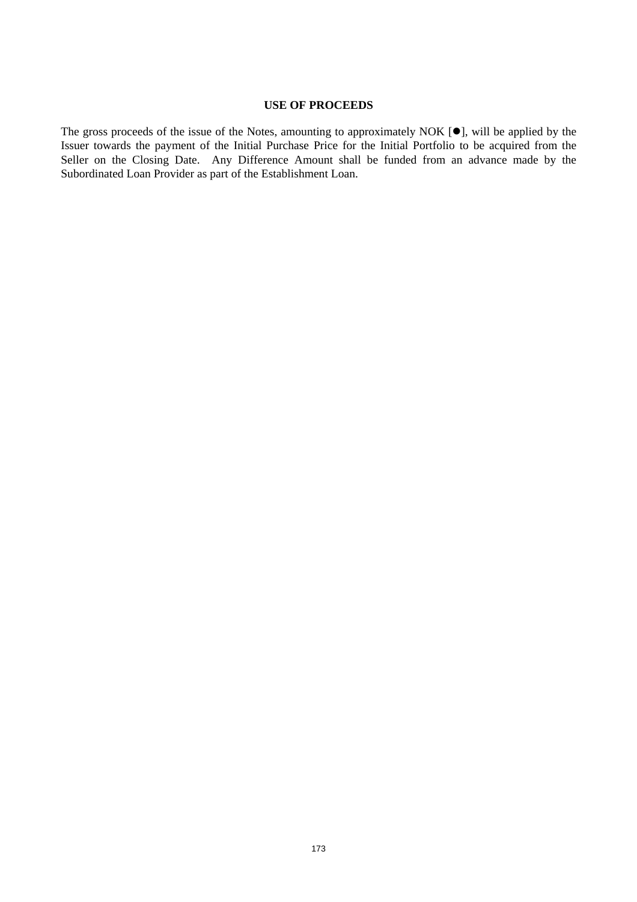# USE OF PROCEEDS

The gross proceeds of the issue of the Notes, amounting to approximately NOK [●], will be applied by the Issuer towards the payment of the Initial Purchase Price for the Initial Portfolio to be acquired from the Seller on the Closing Date. Any Difference Amount shall be funded from an advance made by the Subordinated Loan Provider as part of the Establishment Loan.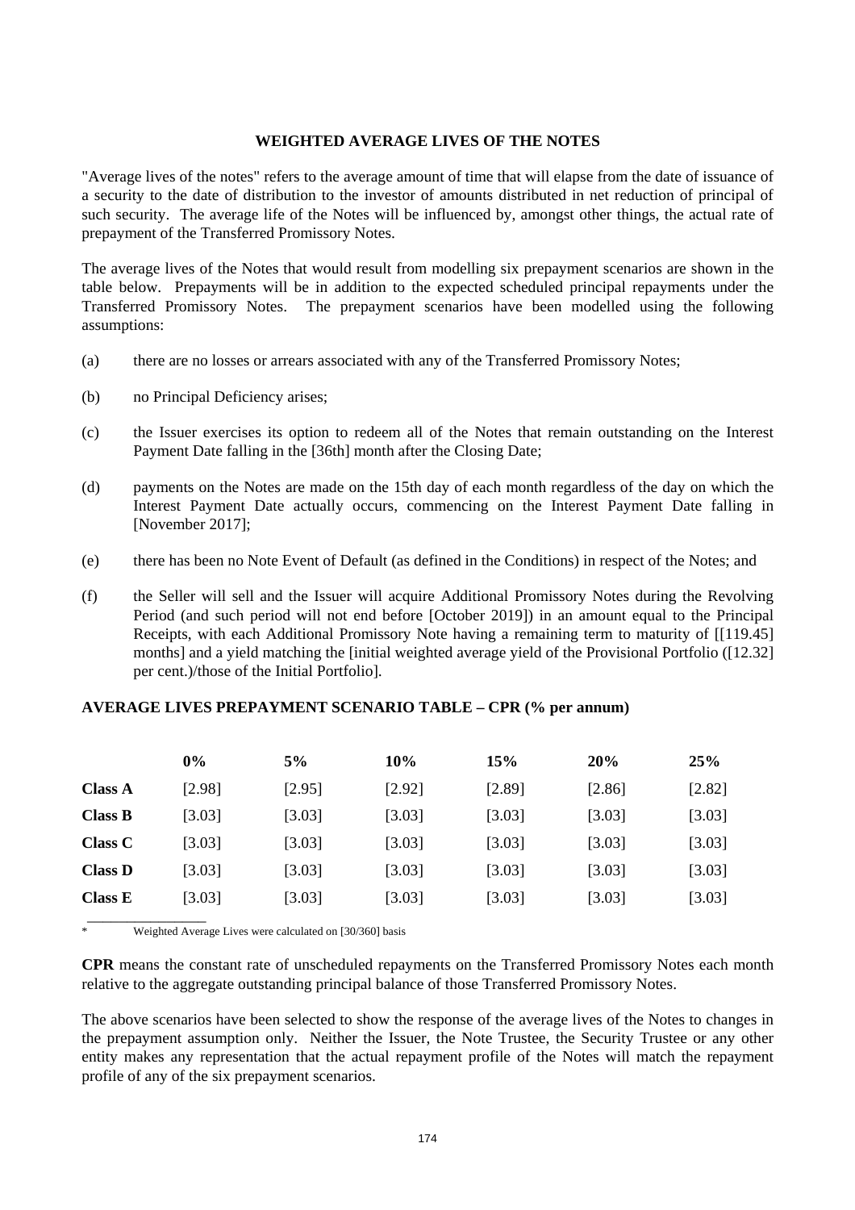## WEIGHTED AVERAGE LIVES OF THE NOTES

"Average lives of the notes" refers to the average amount of time that will elapse from the date of issuance of a security to the date of distribution to the investor of amounts distributed in net reduction of principal of such security. The average life of the Notes will be influenced by, amongst other things, the actual rate of prepayment of the Transferred Promissory Notes.

The average lives of the Notes that would result from modelling six prepayment scenarios are shown in the table below. Prepayments will be in addition to the expected scheduled principal repayments under the Transferred Promissory Notes. The prepayment scenarios have been modelled using the following assumptions:

(a) there are no losses or arrears associated with any of the Transferred Promissory Notes;

(b) no Principal Deficiency arises;

(c) the Issuer exercises its option to redeem all of the Notes that remain outstanding on the Interest Payment Date falling in the [36th] month after the Closing Date;

(d) payments on the Notes are made on the 15th day of each month regardless of the day on which the Interest Payment Date actually occurs, commencing on the Interest Payment Date falling in [November 2017];

(e) there has been no Note Event of Default (as defined in the Conditions) in respect of the Notes; and

(f) the Seller will sell and the Issuer will acquire Additional Promissory Notes during the Revolving Period (and such period will not end before [October 2019]) in an amount equal to the Principal Receipts, with each Additional Promissory Note having a remaining term to maturity of [[119.45] months] and a yield matching the [initial weighted average yield of the Provisional Portfolio ([12.32] per cent.)/those of the Initial Portfolio].

**AVERAGE LIVES PREPAYMENT SCENARIO TABLE – CPR (% per annum)**

| | **0%** | **5%** | **10%** | **15%** | **20%** | **25%** |
|---|---|---|---|---|---|---|
| **Class A** | [2.98] | [2.95] | [2.92] | [2.89] | [2.86] | [2.82] |
| **Class B** | [3.03] | [3.03] | [3.03] | [3.03] | [3.03] | [3.03] |
| **Class C** | [3.03] | [3.03] | [3.03] | [3.03] | [3.03] | [3.03] |
| **Class D** | [3.03] | [3.03] | [3.03] | [3.03] | [3.03] | [3.03] |
| **Class E** | [3.03] | [3.03] | [3.03] | [3.03] | [3.03] | [3.03] |

\* Weighted Average Lives were calculated on [30/360] basis

**CPR** means the constant rate of unscheduled repayments on the Transferred Promissory Notes each month relative to the aggregate outstanding principal balance of those Transferred Promissory Notes.

The above scenarios have been selected to show the response of the average lives of the Notes to changes in the prepayment assumption only. Neither the Issuer, the Note Trustee, the Security Trustee or any other entity makes any representation that the actual repayment profile of the Notes will match the repayment profile of any of the six prepayment scenarios.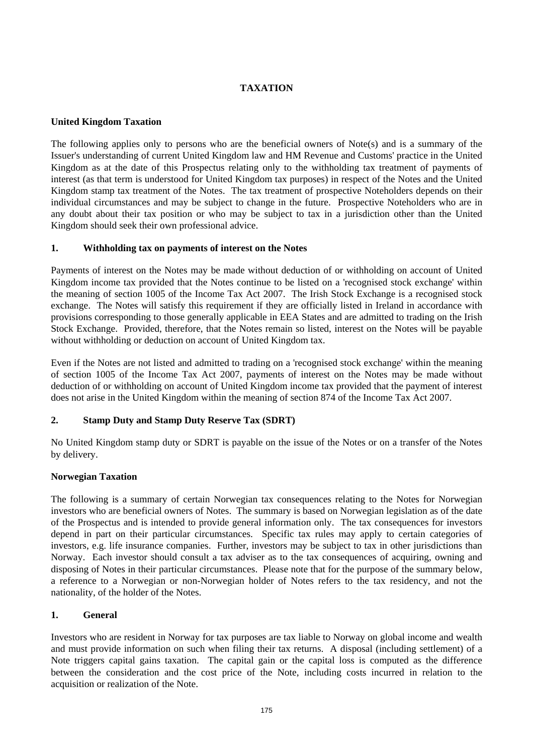# TAXATION

## United Kingdom Taxation

The following applies only to persons who are the beneficial owners of Note(s) and is a summary of the Issuer's understanding of current United Kingdom law and HM Revenue and Customs' practice in the United Kingdom as at the date of this Prospectus relating only to the withholding tax treatment of payments of interest (as that term is understood for United Kingdom tax purposes) in respect of the Notes and the United Kingdom stamp tax treatment of the Notes. The tax treatment of prospective Noteholders depends on their individual circumstances and may be subject to change in the future. Prospective Noteholders who are in any doubt about their tax position or who may be subject to tax in a jurisdiction other than the United Kingdom should seek their own professional advice.

### 1. Withholding tax on payments of interest on the Notes

Payments of interest on the Notes may be made without deduction of or withholding on account of United Kingdom income tax provided that the Notes continue to be listed on a 'recognised stock exchange' within the meaning of section 1005 of the Income Tax Act 2007. The Irish Stock Exchange is a recognised stock exchange. The Notes will satisfy this requirement if they are officially listed in Ireland in accordance with provisions corresponding to those generally applicable in EEA States and are admitted to trading on the Irish Stock Exchange. Provided, therefore, that the Notes remain so listed, interest on the Notes will be payable without withholding or deduction on account of United Kingdom tax.

Even if the Notes are not listed and admitted to trading on a 'recognised stock exchange' within the meaning of section 1005 of the Income Tax Act 2007, payments of interest on the Notes may be made without deduction of or withholding on account of United Kingdom income tax provided that the payment of interest does not arise in the United Kingdom within the meaning of section 874 of the Income Tax Act 2007.

### 2. Stamp Duty and Stamp Duty Reserve Tax (SDRT)

No United Kingdom stamp duty or SDRT is payable on the issue of the Notes or on a transfer of the Notes by delivery.

## Norwegian Taxation

The following is a summary of certain Norwegian tax consequences relating to the Notes for Norwegian investors who are beneficial owners of Notes. The summary is based on Norwegian legislation as of the date of the Prospectus and is intended to provide general information only. The tax consequences for investors depend in part on their particular circumstances. Specific tax rules may apply to certain categories of investors, e.g. life insurance companies. Further, investors may be subject to tax in other jurisdictions than Norway. Each investor should consult a tax adviser as to the tax consequences of acquiring, owning and disposing of Notes in their particular circumstances. Please note that for the purpose of the summary below, a reference to a Norwegian or non-Norwegian holder of Notes refers to the tax residency, and not the nationality, of the holder of the Notes.

### 1. General

Investors who are resident in Norway for tax purposes are tax liable to Norway on global income and wealth and must provide information on such when filing their tax returns. A disposal (including settlement) of a Note triggers capital gains taxation. The capital gain or the capital loss is computed as the difference between the consideration and the cost price of the Note, including costs incurred in relation to the acquisition or realization of the Note.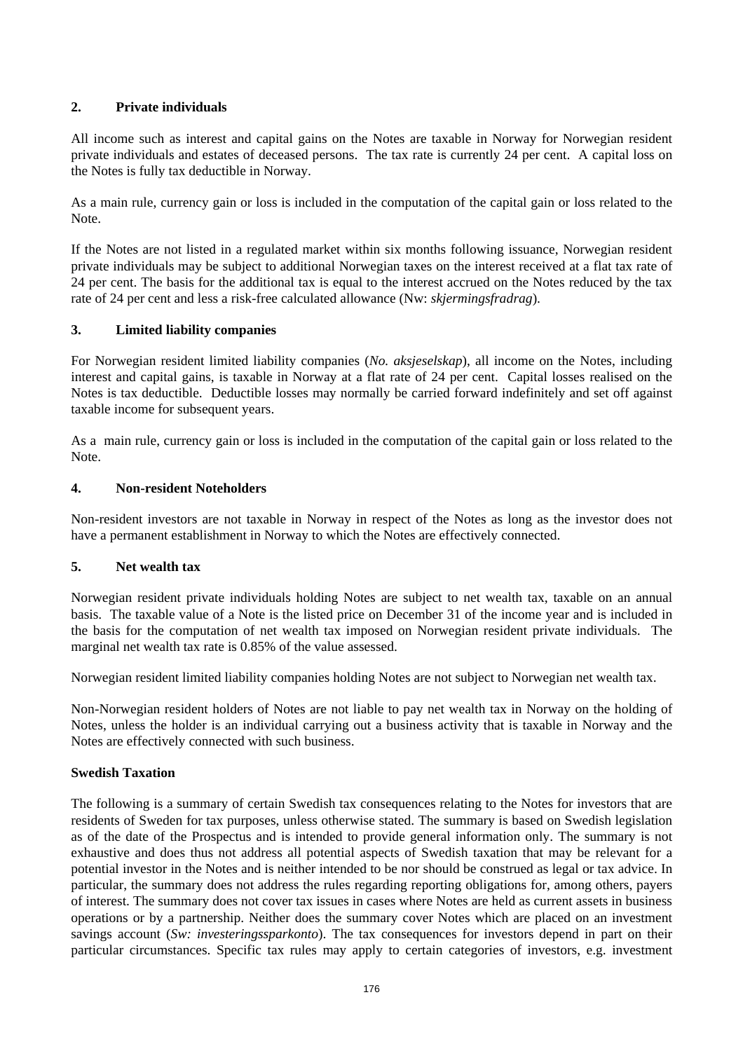### 2. Private individuals

All income such as interest and capital gains on the Notes are taxable in Norway for Norwegian resident private individuals and estates of deceased persons. The tax rate is currently 24 per cent. A capital loss on the Notes is fully tax deductible in Norway.

As a main rule, currency gain or loss is included in the computation of the capital gain or loss related to the Note.

If the Notes are not listed in a regulated market within six months following issuance, Norwegian resident private individuals may be subject to additional Norwegian taxes on the interest received at a flat tax rate of 24 per cent. The basis for the additional tax is equal to the interest accrued on the Notes reduced by the tax rate of 24 per cent and less a risk-free calculated allowance (Nw: *skjermingsfradrag*).

### 3. Limited liability companies

For Norwegian resident limited liability companies (*No. aksjeselskap*), all income on the Notes, including interest and capital gains, is taxable in Norway at a flat rate of 24 per cent. Capital losses realised on the Notes is tax deductible. Deductible losses may normally be carried forward indefinitely and set off against taxable income for subsequent years.

As a main rule, currency gain or loss is included in the computation of the capital gain or loss related to the Note.

### 4. Non-resident Noteholders

Non-resident investors are not taxable in Norway in respect of the Notes as long as the investor does not have a permanent establishment in Norway to which the Notes are effectively connected.

### 5. Net wealth tax

Norwegian resident private individuals holding Notes are subject to net wealth tax, taxable on an annual basis. The taxable value of a Note is the listed price on December 31 of the income year and is included in the basis for the computation of net wealth tax imposed on Norwegian resident private individuals. The marginal net wealth tax rate is 0.85% of the value assessed.

Norwegian resident limited liability companies holding Notes are not subject to Norwegian net wealth tax.

Non-Norwegian resident holders of Notes are not liable to pay net wealth tax in Norway on the holding of Notes, unless the holder is an individual carrying out a business activity that is taxable in Norway and the Notes are effectively connected with such business.

## Swedish Taxation

The following is a summary of certain Swedish tax consequences relating to the Notes for investors that are residents of Sweden for tax purposes, unless otherwise stated. The summary is based on Swedish legislation as of the date of the Prospectus and is intended to provide general information only. The summary is not exhaustive and does thus not address all potential aspects of Swedish taxation that may be relevant for a potential investor in the Notes and is neither intended to be nor should be construed as legal or tax advice. In particular, the summary does not address the rules regarding reporting obligations for, among others, payers of interest. The summary does not cover tax issues in cases where Notes are held as current assets in business operations or by a partnership. Neither does the summary cover Notes which are placed on an investment savings account (*Sw: investeringssparkonto*). The tax consequences for investors depend in part on their particular circumstances. Specific tax rules may apply to certain categories of investors, e.g. investment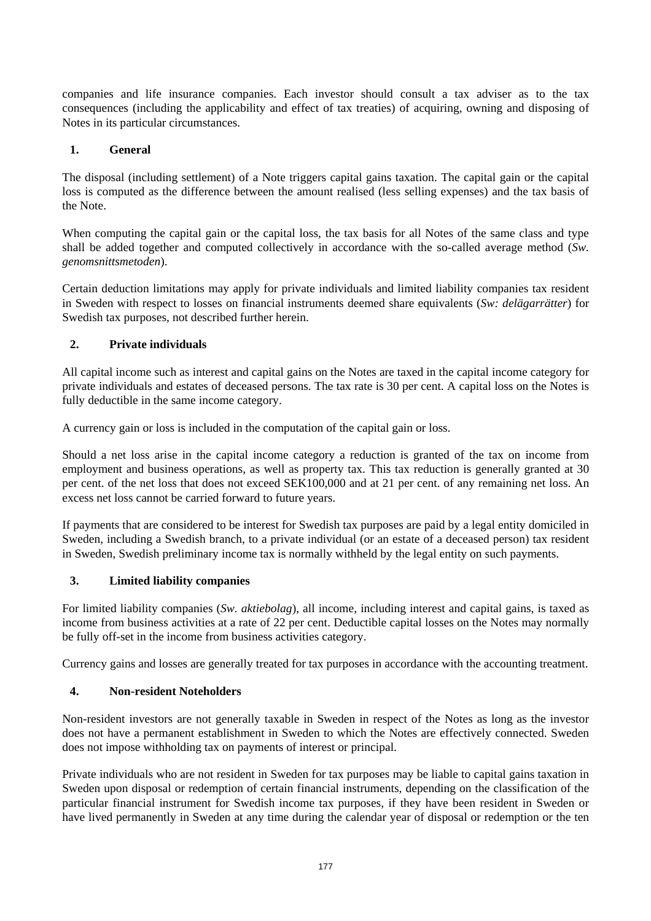companies and life insurance companies. Each investor should consult a tax adviser as to the tax consequences (including the applicability and effect of tax treaties) of acquiring, owning and disposing of Notes in its particular circumstances.

## 1. General

The disposal (including settlement) of a Note triggers capital gains taxation. The capital gain or the capital loss is computed as the difference between the amount realised (less selling expenses) and the tax basis of the Note.

When computing the capital gain or the capital loss, the tax basis for all Notes of the same class and type shall be added together and computed collectively in accordance with the so-called average method (*Sw. genomsnittsmetoden*).

Certain deduction limitations may apply for private individuals and limited liability companies tax resident in Sweden with respect to losses on financial instruments deemed share equivalents (*Sw: delägarrätter*) for Swedish tax purposes, not described further herein.

## 2. Private individuals

All capital income such as interest and capital gains on the Notes are taxed in the capital income category for private individuals and estates of deceased persons. The tax rate is 30 per cent. A capital loss on the Notes is fully deductible in the same income category.

A currency gain or loss is included in the computation of the capital gain or loss.

Should a net loss arise in the capital income category a reduction is granted of the tax on income from employment and business operations, as well as property tax. This tax reduction is generally granted at 30 per cent. of the net loss that does not exceed SEK100,000 and at 21 per cent. of any remaining net loss. An excess net loss cannot be carried forward to future years.

If payments that are considered to be interest for Swedish tax purposes are paid by a legal entity domiciled in Sweden, including a Swedish branch, to a private individual (or an estate of a deceased person) tax resident in Sweden, Swedish preliminary income tax is normally withheld by the legal entity on such payments.

## 3. Limited liability companies

For limited liability companies (*Sw. aktiebolag*), all income, including interest and capital gains, is taxed as income from business activities at a rate of 22 per cent. Deductible capital losses on the Notes may normally be fully off-set in the income from business activities category.

Currency gains and losses are generally treated for tax purposes in accordance with the accounting treatment.

## 4. Non-resident Noteholders

Non-resident investors are not generally taxable in Sweden in respect of the Notes as long as the investor does not have a permanent establishment in Sweden to which the Notes are effectively connected. Sweden does not impose withholding tax on payments of interest or principal.

Private individuals who are not resident in Sweden for tax purposes may be liable to capital gains taxation in Sweden upon disposal or redemption of certain financial instruments, depending on the classification of the particular financial instrument for Swedish income tax purposes, if they have been resident in Sweden or have lived permanently in Sweden at any time during the calendar year of disposal or redemption or the ten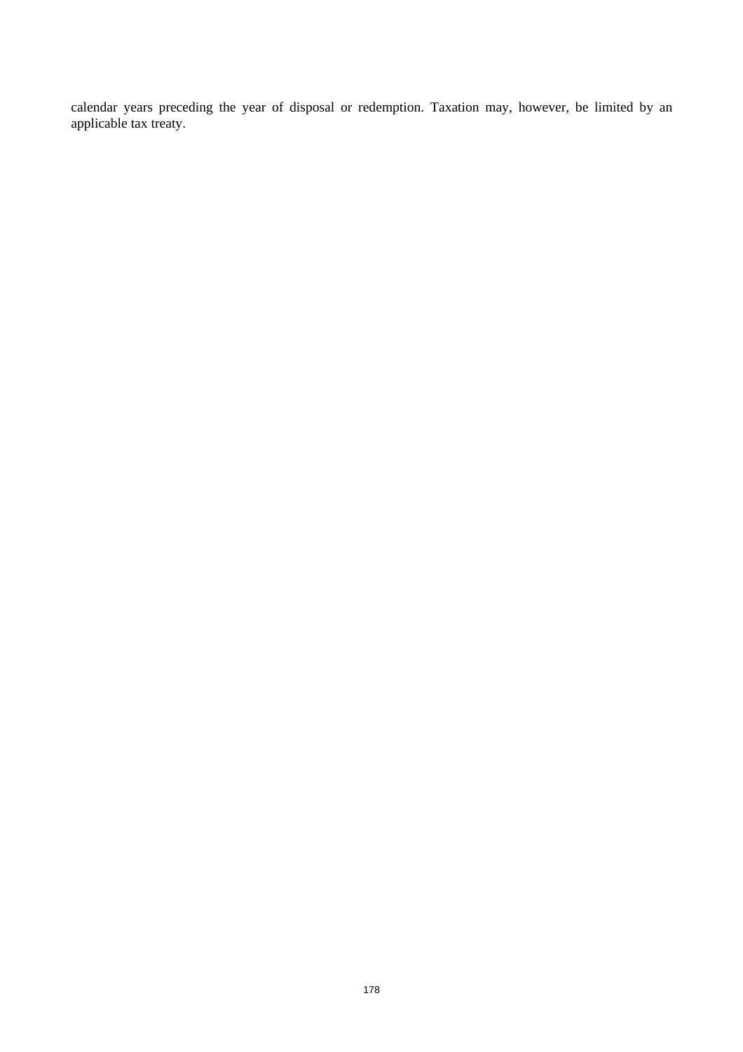calendar years preceding the year of disposal or redemption. Taxation may, however, be limited by an applicable tax treaty.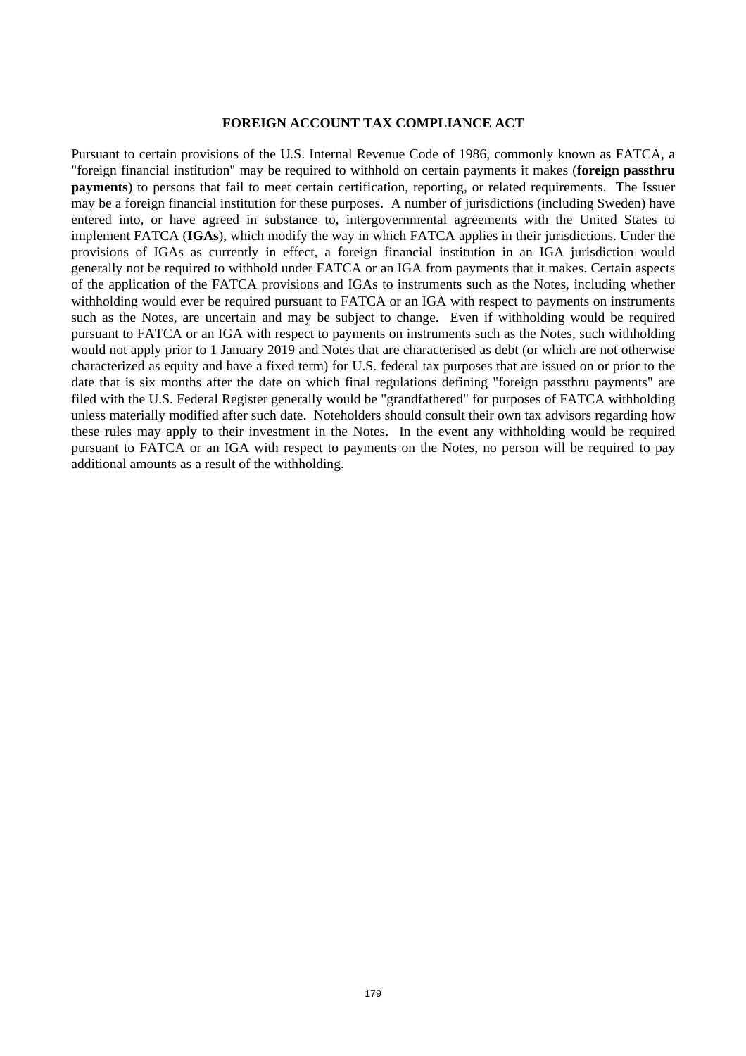## FOREIGN ACCOUNT TAX COMPLIANCE ACT

Pursuant to certain provisions of the U.S. Internal Revenue Code of 1986, commonly known as FATCA, a "foreign financial institution" may be required to withhold on certain payments it makes (**foreign passthru payments**) to persons that fail to meet certain certification, reporting, or related requirements. The Issuer may be a foreign financial institution for these purposes. A number of jurisdictions (including Sweden) have entered into, or have agreed in substance to, intergovernmental agreements with the United States to implement FATCA (**IGAs**), which modify the way in which FATCA applies in their jurisdictions. Under the provisions of IGAs as currently in effect, a foreign financial institution in an IGA jurisdiction would generally not be required to withhold under FATCA or an IGA from payments that it makes. Certain aspects of the application of the FATCA provisions and IGAs to instruments such as the Notes, including whether withholding would ever be required pursuant to FATCA or an IGA with respect to payments on instruments such as the Notes, are uncertain and may be subject to change. Even if withholding would be required pursuant to FATCA or an IGA with respect to payments on instruments such as the Notes, such withholding would not apply prior to 1 January 2019 and Notes that are characterised as debt (or which are not otherwise characterized as equity and have a fixed term) for U.S. federal tax purposes that are issued on or prior to the date that is six months after the date on which final regulations defining "foreign passthru payments" are filed with the U.S. Federal Register generally would be "grandfathered" for purposes of FATCA withholding unless materially modified after such date. Noteholders should consult their own tax advisors regarding how these rules may apply to their investment in the Notes. In the event any withholding would be required pursuant to FATCA or an IGA with respect to payments on the Notes, no person will be required to pay additional amounts as a result of the withholding.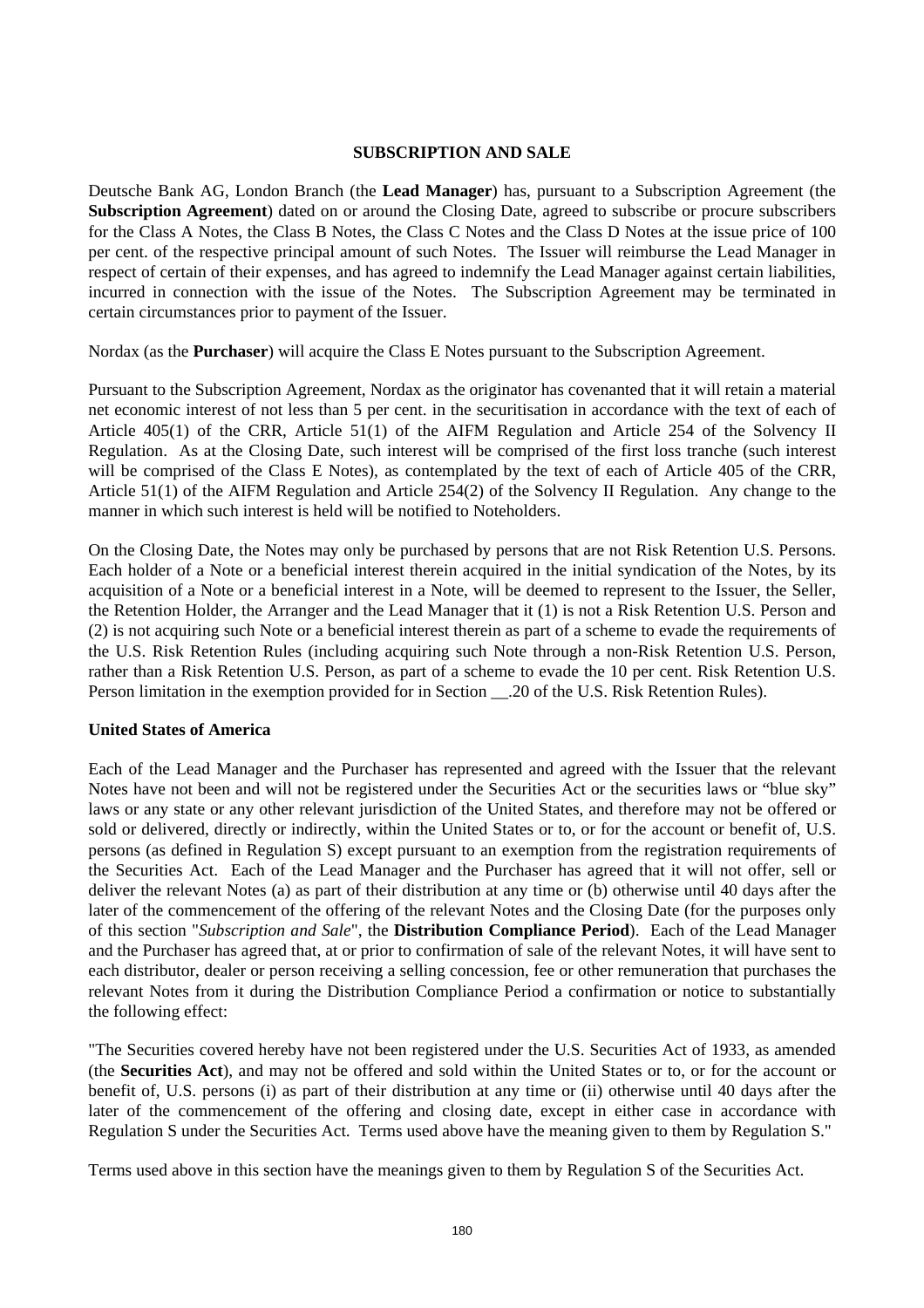## SUBSCRIPTION AND SALE

Deutsche Bank AG, London Branch (the **Lead Manager**) has, pursuant to a Subscription Agreement (the **Subscription Agreement**) dated on or around the Closing Date, agreed to subscribe or procure subscribers for the Class A Notes, the Class B Notes, the Class C Notes and the Class D Notes at the issue price of 100 per cent. of the respective principal amount of such Notes. The Issuer will reimburse the Lead Manager in respect of certain of their expenses, and has agreed to indemnify the Lead Manager against certain liabilities, incurred in connection with the issue of the Notes. The Subscription Agreement may be terminated in certain circumstances prior to payment of the Issuer.

Nordax (as the **Purchaser**) will acquire the Class E Notes pursuant to the Subscription Agreement.

Pursuant to the Subscription Agreement, Nordax as the originator has covenanted that it will retain a material net economic interest of not less than 5 per cent. in the securitisation in accordance with the text of each of Article 405(1) of the CRR, Article 51(1) of the AIFM Regulation and Article 254 of the Solvency II Regulation. As at the Closing Date, such interest will be comprised of the first loss tranche (such interest will be comprised of the Class E Notes), as contemplated by the text of each of Article 405 of the CRR, Article 51(1) of the AIFM Regulation and Article 254(2) of the Solvency II Regulation. Any change to the manner in which such interest is held will be notified to Noteholders.

On the Closing Date, the Notes may only be purchased by persons that are not Risk Retention U.S. Persons. Each holder of a Note or a beneficial interest therein acquired in the initial syndication of the Notes, by its acquisition of a Note or a beneficial interest in a Note, will be deemed to represent to the Issuer, the Seller, the Retention Holder, the Arranger and the Lead Manager that it (1) is not a Risk Retention U.S. Person and (2) is not acquiring such Note or a beneficial interest therein as part of a scheme to evade the requirements of the U.S. Risk Retention Rules (including acquiring such Note through a non-Risk Retention U.S. Person, rather than a Risk Retention U.S. Person, as part of a scheme to evade the 10 per cent. Risk Retention U.S. Person limitation in the exemption provided for in Section __.20 of the U.S. Risk Retention Rules).

### United States of America

Each of the Lead Manager and the Purchaser has represented and agreed with the Issuer that the relevant Notes have not been and will not be registered under the Securities Act or the securities laws or "blue sky" laws or any state or any other relevant jurisdiction of the United States, and therefore may not be offered or sold or delivered, directly or indirectly, within the United States or to, or for the account or benefit of, U.S. persons (as defined in Regulation S) except pursuant to an exemption from the registration requirements of the Securities Act. Each of the Lead Manager and the Purchaser has agreed that it will not offer, sell or deliver the relevant Notes (a) as part of their distribution at any time or (b) otherwise until 40 days after the later of the commencement of the offering of the relevant Notes and the Closing Date (for the purposes only of this section "*Subscription and Sale*", the **Distribution Compliance Period**). Each of the Lead Manager and the Purchaser has agreed that, at or prior to confirmation of sale of the relevant Notes, it will have sent to each distributor, dealer or person receiving a selling concession, fee or other remuneration that purchases the relevant Notes from it during the Distribution Compliance Period a confirmation or notice to substantially the following effect:

"The Securities covered hereby have not been registered under the U.S. Securities Act of 1933, as amended (the **Securities Act**), and may not be offered and sold within the United States or to, or for the account or benefit of, U.S. persons (i) as part of their distribution at any time or (ii) otherwise until 40 days after the later of the commencement of the offering and closing date, except in either case in accordance with Regulation S under the Securities Act. Terms used above have the meaning given to them by Regulation S."

Terms used above in this section have the meanings given to them by Regulation S of the Securities Act.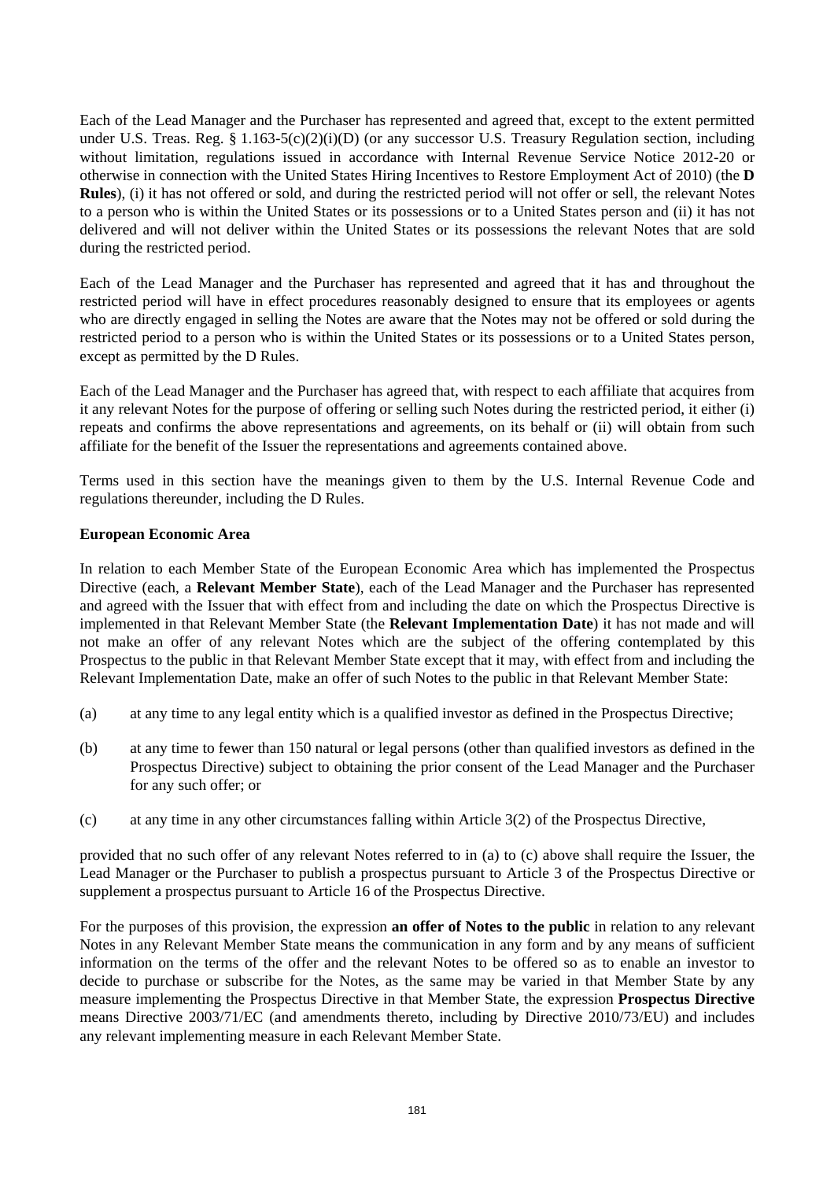Each of the Lead Manager and the Purchaser has represented and agreed that, except to the extent permitted under U.S. Treas. Reg. § 1.163-5(c)(2)(i)(D) (or any successor U.S. Treasury Regulation section, including without limitation, regulations issued in accordance with Internal Revenue Service Notice 2012-20 or otherwise in connection with the United States Hiring Incentives to Restore Employment Act of 2010) (the **D Rules**), (i) it has not offered or sold, and during the restricted period will not offer or sell, the relevant Notes to a person who is within the United States or its possessions or to a United States person and (ii) it has not delivered and will not deliver within the United States or its possessions the relevant Notes that are sold during the restricted period.

Each of the Lead Manager and the Purchaser has represented and agreed that it has and throughout the restricted period will have in effect procedures reasonably designed to ensure that its employees or agents who are directly engaged in selling the Notes are aware that the Notes may not be offered or sold during the restricted period to a person who is within the United States or its possessions or to a United States person, except as permitted by the D Rules.

Each of the Lead Manager and the Purchaser has agreed that, with respect to each affiliate that acquires from it any relevant Notes for the purpose of offering or selling such Notes during the restricted period, it either (i) repeats and confirms the above representations and agreements, on its behalf or (ii) will obtain from such affiliate for the benefit of the Issuer the representations and agreements contained above.

Terms used in this section have the meanings given to them by the U.S. Internal Revenue Code and regulations thereunder, including the D Rules.

**European Economic Area**

In relation to each Member State of the European Economic Area which has implemented the Prospectus Directive (each, a **Relevant Member State**), each of the Lead Manager and the Purchaser has represented and agreed with the Issuer that with effect from and including the date on which the Prospectus Directive is implemented in that Relevant Member State (the **Relevant Implementation Date**) it has not made and will not make an offer of any relevant Notes which are the subject of the offering contemplated by this Prospectus to the public in that Relevant Member State except that it may, with effect from and including the Relevant Implementation Date, make an offer of such Notes to the public in that Relevant Member State:

(a) at any time to any legal entity which is a qualified investor as defined in the Prospectus Directive;

(b) at any time to fewer than 150 natural or legal persons (other than qualified investors as defined in the Prospectus Directive) subject to obtaining the prior consent of the Lead Manager and the Purchaser for any such offer; or

(c) at any time in any other circumstances falling within Article 3(2) of the Prospectus Directive,

provided that no such offer of any relevant Notes referred to in (a) to (c) above shall require the Issuer, the Lead Manager or the Purchaser to publish a prospectus pursuant to Article 3 of the Prospectus Directive or supplement a prospectus pursuant to Article 16 of the Prospectus Directive.

For the purposes of this provision, the expression **an offer of Notes to the public** in relation to any relevant Notes in any Relevant Member State means the communication in any form and by any means of sufficient information on the terms of the offer and the relevant Notes to be offered so as to enable an investor to decide to purchase or subscribe for the Notes, as the same may be varied in that Member State by any measure implementing the Prospectus Directive in that Member State, the expression **Prospectus Directive** means Directive 2003/71/EC (and amendments thereto, including by Directive 2010/73/EU) and includes any relevant implementing measure in each Relevant Member State.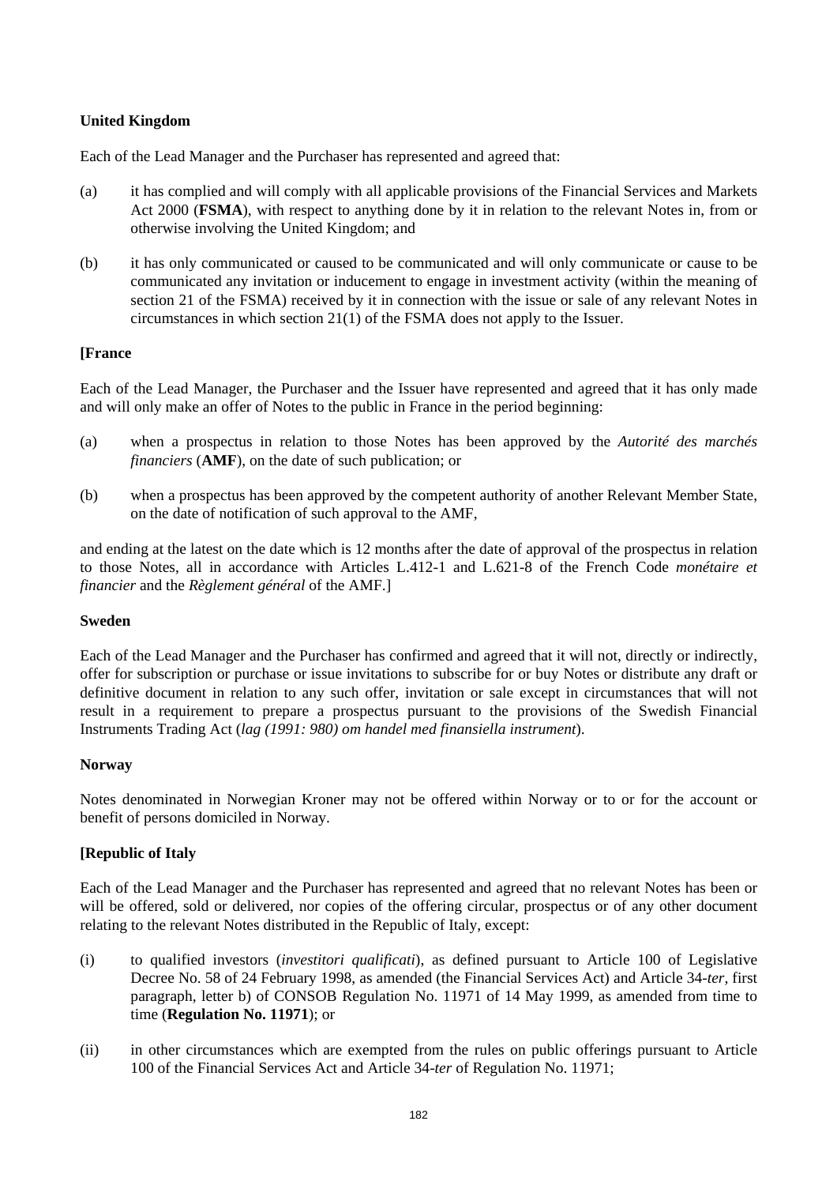**United Kingdom**

Each of the Lead Manager and the Purchaser has represented and agreed that:

(a) it has complied and will comply with all applicable provisions of the Financial Services and Markets Act 2000 (**FSMA**), with respect to anything done by it in relation to the relevant Notes in, from or otherwise involving the United Kingdom; and

(b) it has only communicated or caused to be communicated and will only communicate or cause to be communicated any invitation or inducement to engage in investment activity (within the meaning of section 21 of the FSMA) received by it in connection with the issue or sale of any relevant Notes in circumstances in which section 21(1) of the FSMA does not apply to the Issuer.

**[France**

Each of the Lead Manager, the Purchaser and the Issuer have represented and agreed that it has only made and will only make an offer of Notes to the public in France in the period beginning:

(a) when a prospectus in relation to those Notes has been approved by the *Autorité des marchés financiers* (**AMF**), on the date of such publication; or

(b) when a prospectus has been approved by the competent authority of another Relevant Member State, on the date of notification of such approval to the AMF,

and ending at the latest on the date which is 12 months after the date of approval of the prospectus in relation to those Notes, all in accordance with Articles L.412-1 and L.621-8 of the French Code *monétaire et financier* and the *Règlement général* of the AMF.]

**Sweden**

Each of the Lead Manager and the Purchaser has confirmed and agreed that it will not, directly or indirectly, offer for subscription or purchase or issue invitations to subscribe for or buy Notes or distribute any draft or definitive document in relation to any such offer, invitation or sale except in circumstances that will not result in a requirement to prepare a prospectus pursuant to the provisions of the Swedish Financial Instruments Trading Act (*lag (1991: 980) om handel med finansiella instrument*).

**Norway**

Notes denominated in Norwegian Kroner may not be offered within Norway or to or for the account or benefit of persons domiciled in Norway.

**[Republic of Italy**

Each of the Lead Manager and the Purchaser has represented and agreed that no relevant Notes has been or will be offered, sold or delivered, nor copies of the offering circular, prospectus or of any other document relating to the relevant Notes distributed in the Republic of Italy, except:

(i) to qualified investors (*investitori qualificati*), as defined pursuant to Article 100 of Legislative Decree No. 58 of 24 February 1998, as amended (the Financial Services Act) and Article 34-*ter*, first paragraph, letter b) of CONSOB Regulation No. 11971 of 14 May 1999, as amended from time to time (**Regulation No. 11971**); or

(ii) in other circumstances which are exempted from the rules on public offerings pursuant to Article 100 of the Financial Services Act and Article 34-*ter* of Regulation No. 11971;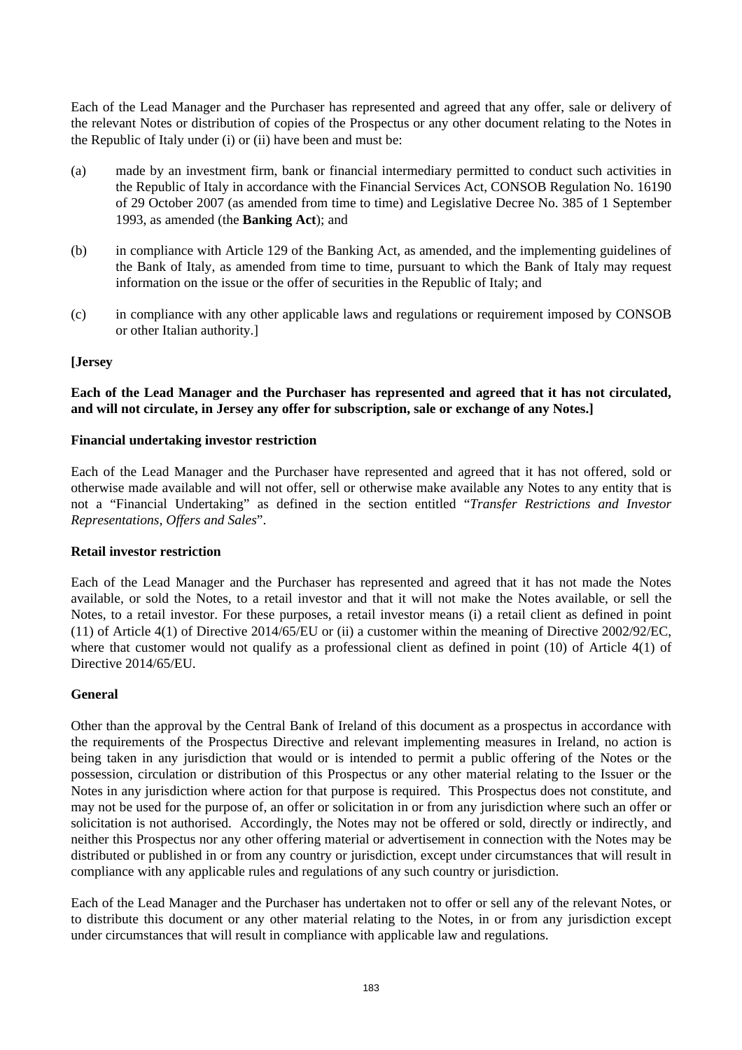Each of the Lead Manager and the Purchaser has represented and agreed that any offer, sale or delivery of the relevant Notes or distribution of copies of the Prospectus or any other document relating to the Notes in the Republic of Italy under (i) or (ii) have been and must be:

(a) made by an investment firm, bank or financial intermediary permitted to conduct such activities in the Republic of Italy in accordance with the Financial Services Act, CONSOB Regulation No. 16190 of 29 October 2007 (as amended from time to time) and Legislative Decree No. 385 of 1 September 1993, as amended (the **Banking Act**); and

(b) in compliance with Article 129 of the Banking Act, as amended, and the implementing guidelines of the Bank of Italy, as amended from time to time, pursuant to which the Bank of Italy may request information on the issue or the offer of securities in the Republic of Italy; and

(c) in compliance with any other applicable laws and regulations or requirement imposed by CONSOB or other Italian authority.]

**[Jersey**

**Each of the Lead Manager and the Purchaser has represented and agreed that it has not circulated, and will not circulate, in Jersey any offer for subscription, sale or exchange of any Notes.]**

**Financial undertaking investor restriction**

Each of the Lead Manager and the Purchaser have represented and agreed that it has not offered, sold or otherwise made available and will not offer, sell or otherwise make available any Notes to any entity that is not a "Financial Undertaking" as defined in the section entitled "*Transfer Restrictions and Investor Representations, Offers and Sales*".

**Retail investor restriction**

Each of the Lead Manager and the Purchaser has represented and agreed that it has not made the Notes available, or sold the Notes, to a retail investor and that it will not make the Notes available, or sell the Notes, to a retail investor. For these purposes, a retail investor means (i) a retail client as defined in point (11) of Article 4(1) of Directive 2014/65/EU or (ii) a customer within the meaning of Directive 2002/92/EC, where that customer would not qualify as a professional client as defined in point (10) of Article 4(1) of Directive 2014/65/EU.

**General**

Other than the approval by the Central Bank of Ireland of this document as a prospectus in accordance with the requirements of the Prospectus Directive and relevant implementing measures in Ireland, no action is being taken in any jurisdiction that would or is intended to permit a public offering of the Notes or the possession, circulation or distribution of this Prospectus or any other material relating to the Issuer or the Notes in any jurisdiction where action for that purpose is required. This Prospectus does not constitute, and may not be used for the purpose of, an offer or solicitation in or from any jurisdiction where such an offer or solicitation is not authorised. Accordingly, the Notes may not be offered or sold, directly or indirectly, and neither this Prospectus nor any other offering material or advertisement in connection with the Notes may be distributed or published in or from any country or jurisdiction, except under circumstances that will result in compliance with any applicable rules and regulations of any such country or jurisdiction.

Each of the Lead Manager and the Purchaser has undertaken not to offer or sell any of the relevant Notes, or to distribute this document or any other material relating to the Notes, in or from any jurisdiction except under circumstances that will result in compliance with applicable law and regulations.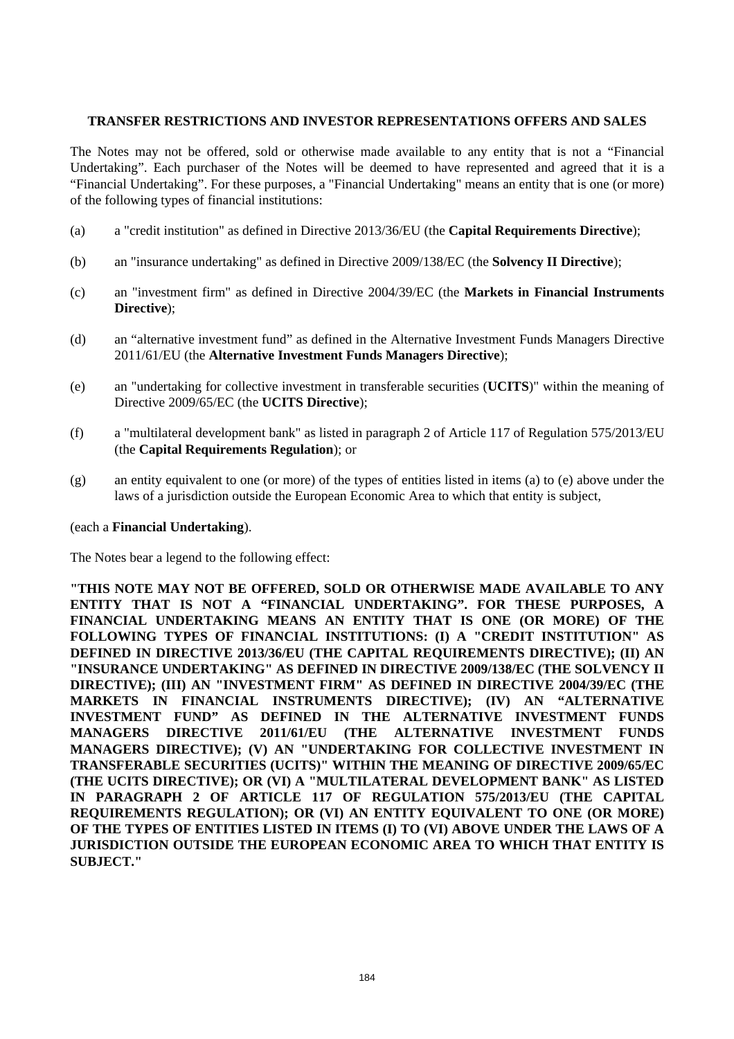**TRANSFER RESTRICTIONS AND INVESTOR REPRESENTATIONS OFFERS AND SALES**

The Notes may not be offered, sold or otherwise made available to any entity that is not a "Financial Undertaking". Each purchaser of the Notes will be deemed to have represented and agreed that it is a "Financial Undertaking". For these purposes, a "Financial Undertaking" means an entity that is one (or more) of the following types of financial institutions:

(a) a "credit institution" as defined in Directive 2013/36/EU (the **Capital Requirements Directive**);

(b) an "insurance undertaking" as defined in Directive 2009/138/EC (the **Solvency II Directive**);

(c) an "investment firm" as defined in Directive 2004/39/EC (the **Markets in Financial Instruments Directive**);

(d) an "alternative investment fund" as defined in the Alternative Investment Funds Managers Directive 2011/61/EU (the **Alternative Investment Funds Managers Directive**);

(e) an "undertaking for collective investment in transferable securities (**UCITS**)" within the meaning of Directive 2009/65/EC (the **UCITS Directive**);

(f) a "multilateral development bank" as listed in paragraph 2 of Article 117 of Regulation 575/2013/EU (the **Capital Requirements Regulation**); or

(g) an entity equivalent to one (or more) of the types of entities listed in items (a) to (e) above under the laws of a jurisdiction outside the European Economic Area to which that entity is subject,

(each a **Financial Undertaking**).

The Notes bear a legend to the following effect:

**"THIS NOTE MAY NOT BE OFFERED, SOLD OR OTHERWISE MADE AVAILABLE TO ANY ENTITY THAT IS NOT A "FINANCIAL UNDERTAKING". FOR THESE PURPOSES, A FINANCIAL UNDERTAKING MEANS AN ENTITY THAT IS ONE (OR MORE) OF THE FOLLOWING TYPES OF FINANCIAL INSTITUTIONS: (I) A "CREDIT INSTITUTION" AS DEFINED IN DIRECTIVE 2013/36/EU (THE CAPITAL REQUIREMENTS DIRECTIVE); (II) AN "INSURANCE UNDERTAKING" AS DEFINED IN DIRECTIVE 2009/138/EC (THE SOLVENCY II DIRECTIVE); (III) AN "INVESTMENT FIRM" AS DEFINED IN DIRECTIVE 2004/39/EC (THE MARKETS IN FINANCIAL INSTRUMENTS DIRECTIVE); (IV) AN "ALTERNATIVE INVESTMENT FUND" AS DEFINED IN THE ALTERNATIVE INVESTMENT FUNDS MANAGERS DIRECTIVE 2011/61/EU (THE ALTERNATIVE INVESTMENT FUNDS MANAGERS DIRECTIVE); (V) AN "UNDERTAKING FOR COLLECTIVE INVESTMENT IN TRANSFERABLE SECURITIES (UCITS)" WITHIN THE MEANING OF DIRECTIVE 2009/65/EC (THE UCITS DIRECTIVE); OR (VI) A "MULTILATERAL DEVELOPMENT BANK" AS LISTED IN PARAGRAPH 2 OF ARTICLE 117 OF REGULATION 575/2013/EU (THE CAPITAL REQUIREMENTS REGULATION); OR (VI) AN ENTITY EQUIVALENT TO ONE (OR MORE) OF THE TYPES OF ENTITIES LISTED IN ITEMS (I) TO (VI) ABOVE UNDER THE LAWS OF A JURISDICTION OUTSIDE THE EUROPEAN ECONOMIC AREA TO WHICH THAT ENTITY IS SUBJECT."**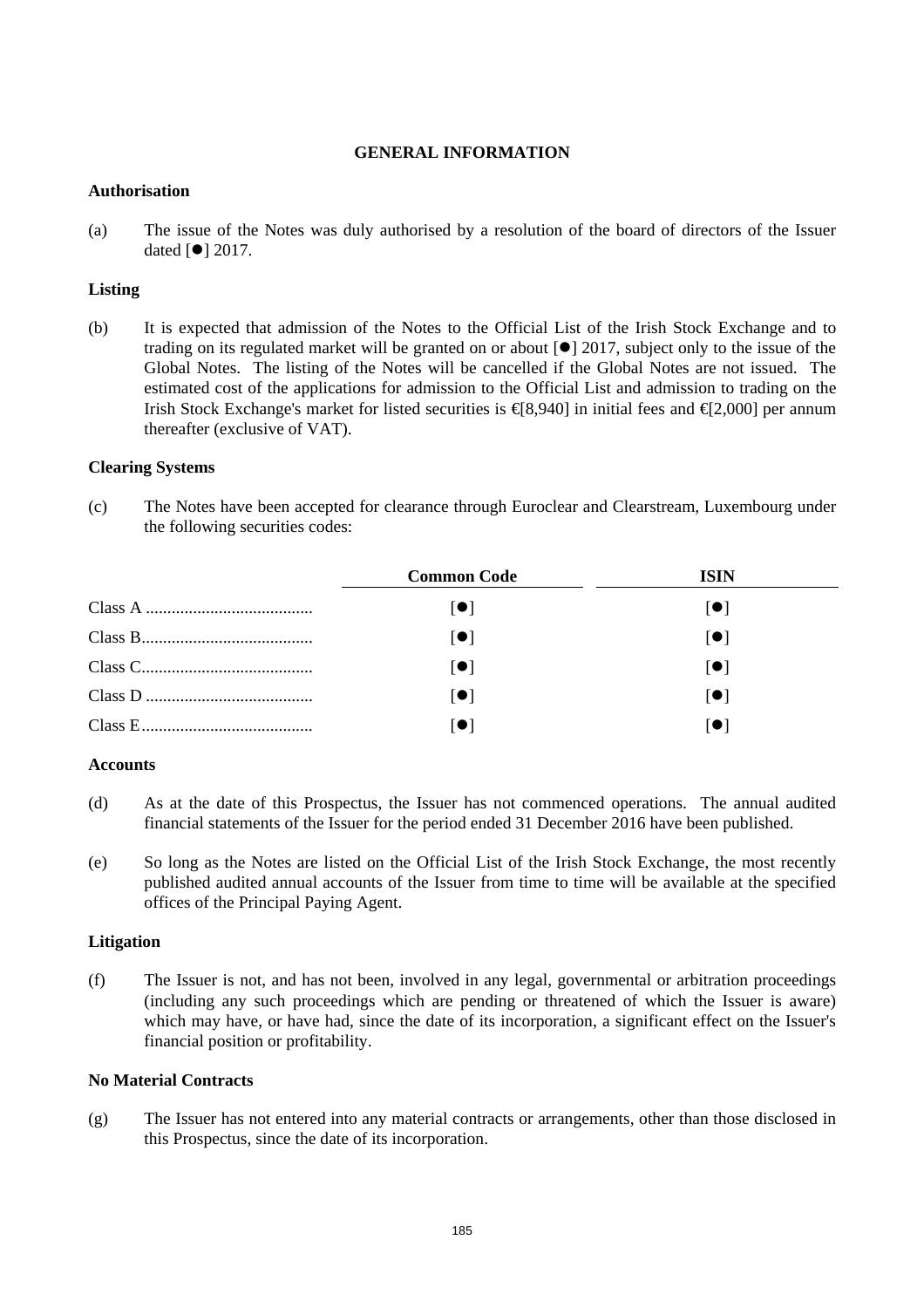## GENERAL INFORMATION

### Authorisation

(a) The issue of the Notes was duly authorised by a resolution of the board of directors of the Issuer dated [●] 2017.

### Listing

(b) It is expected that admission of the Notes to the Official List of the Irish Stock Exchange and to trading on its regulated market will be granted on or about [●] 2017, subject only to the issue of the Global Notes. The listing of the Notes will be cancelled if the Global Notes are not issued. The estimated cost of the applications for admission to the Official List and admission to trading on the Irish Stock Exchange's market for listed securities is €[8,940] in initial fees and €[2,000] per annum thereafter (exclusive of VAT).

### Clearing Systems

(c) The Notes have been accepted for clearance through Euroclear and Clearstream, Luxembourg under the following securities codes:

| | Common Code | ISIN |
|---|---|---|
| Class A | [●] | [●] |
| Class B | [●] | [●] |
| Class C | [●] | [●] |
| Class D | [●] | [●] |
| Class E | [●] | [●] |

### Accounts

(d) As at the date of this Prospectus, the Issuer has not commenced operations. The annual audited financial statements of the Issuer for the period ended 31 December 2016 have been published.

(e) So long as the Notes are listed on the Official List of the Irish Stock Exchange, the most recently published audited annual accounts of the Issuer from time to time will be available at the specified offices of the Principal Paying Agent.

### Litigation

(f) The Issuer is not, and has not been, involved in any legal, governmental or arbitration proceedings (including any such proceedings which are pending or threatened of which the Issuer is aware) which may have, or have had, since the date of its incorporation, a significant effect on the Issuer's financial position or profitability.

### No Material Contracts

(g) The Issuer has not entered into any material contracts or arrangements, other than those disclosed in this Prospectus, since the date of its incorporation.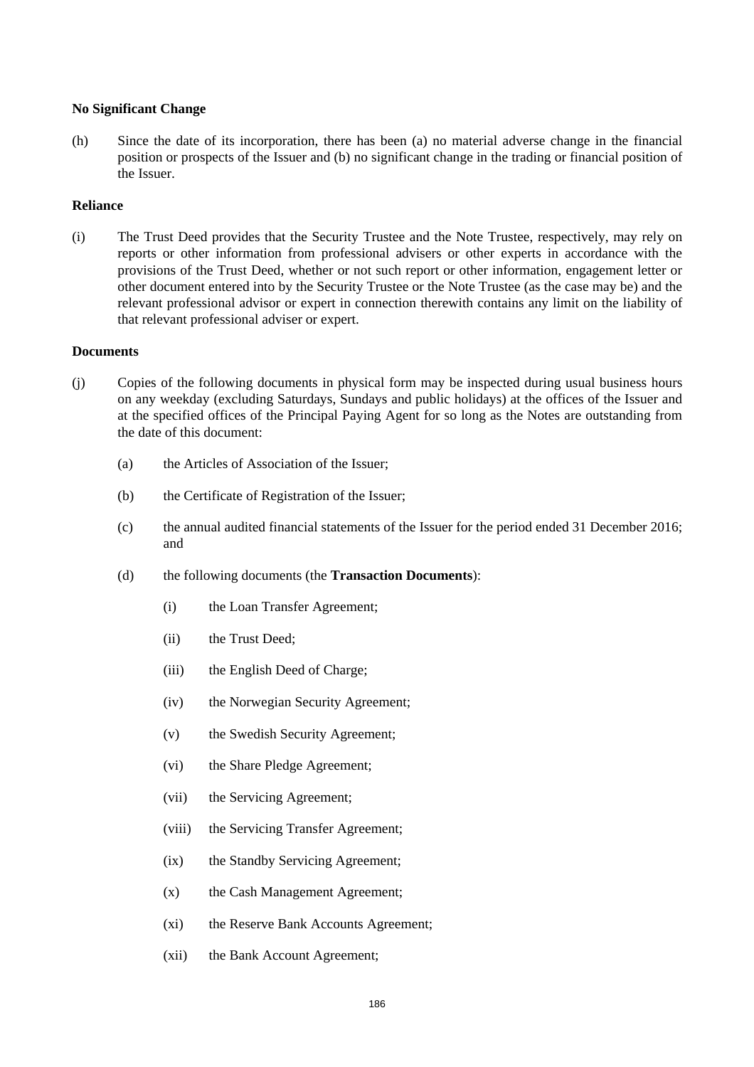**No Significant Change**

(h) Since the date of its incorporation, there has been (a) no material adverse change in the financial position or prospects of the Issuer and (b) no significant change in the trading or financial position of the Issuer.

**Reliance**

(i) The Trust Deed provides that the Security Trustee and the Note Trustee, respectively, may rely on reports or other information from professional advisers or other experts in accordance with the provisions of the Trust Deed, whether or not such report or other information, engagement letter or other document entered into by the Security Trustee or the Note Trustee (as the case may be) and the relevant professional advisor or expert in connection therewith contains any limit on the liability of that relevant professional adviser or expert.

**Documents**

(j) Copies of the following documents in physical form may be inspected during usual business hours on any weekday (excluding Saturdays, Sundays and public holidays) at the offices of the Issuer and at the specified offices of the Principal Paying Agent for so long as the Notes are outstanding from the date of this document:

  (a) the Articles of Association of the Issuer;

  (b) the Certificate of Registration of the Issuer;

  (c) the annual audited financial statements of the Issuer for the period ended 31 December 2016; and

  (d) the following documents (the **Transaction Documents**):

    (i) the Loan Transfer Agreement;

    (ii) the Trust Deed;

    (iii) the English Deed of Charge;

    (iv) the Norwegian Security Agreement;

    (v) the Swedish Security Agreement;

    (vi) the Share Pledge Agreement;

    (vii) the Servicing Agreement;

    (viii) the Servicing Transfer Agreement;

    (ix) the Standby Servicing Agreement;

    (x) the Cash Management Agreement;

    (xi) the Reserve Bank Accounts Agreement;

    (xii) the Bank Account Agreement;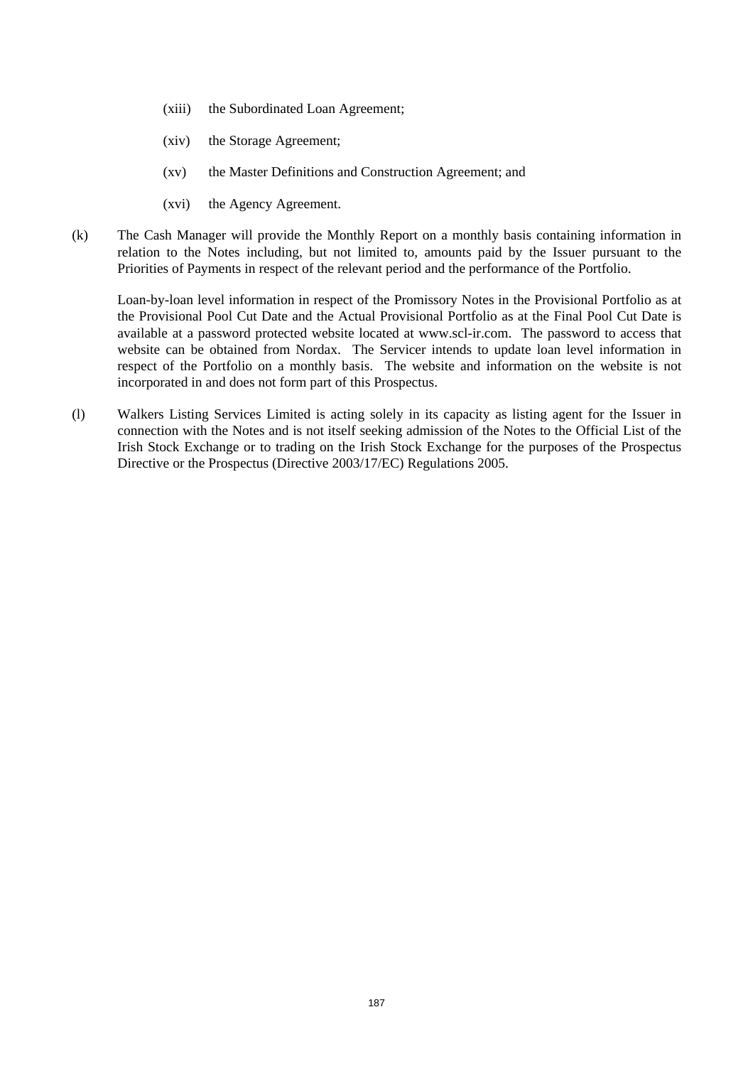(xiii) the Subordinated Loan Agreement;

(xiv) the Storage Agreement;

(xv) the Master Definitions and Construction Agreement; and

(xvi) the Agency Agreement.

(k) The Cash Manager will provide the Monthly Report on a monthly basis containing information in relation to the Notes including, but not limited to, amounts paid by the Issuer pursuant to the Priorities of Payments in respect of the relevant period and the performance of the Portfolio.

Loan-by-loan level information in respect of the Promissory Notes in the Provisional Portfolio as at the Provisional Pool Cut Date and the Actual Provisional Portfolio as at the Final Pool Cut Date is available at a password protected website located at www.scl-ir.com. The password to access that website can be obtained from Nordax. The Servicer intends to update loan level information in respect of the Portfolio on a monthly basis. The website and information on the website is not incorporated in and does not form part of this Prospectus.

(l) Walkers Listing Services Limited is acting solely in its capacity as listing agent for the Issuer in connection with the Notes and is not itself seeking admission of the Notes to the Official List of the Irish Stock Exchange or to trading on the Irish Stock Exchange for the purposes of the Prospectus Directive or the Prospectus (Directive 2003/17/EC) Regulations 2005.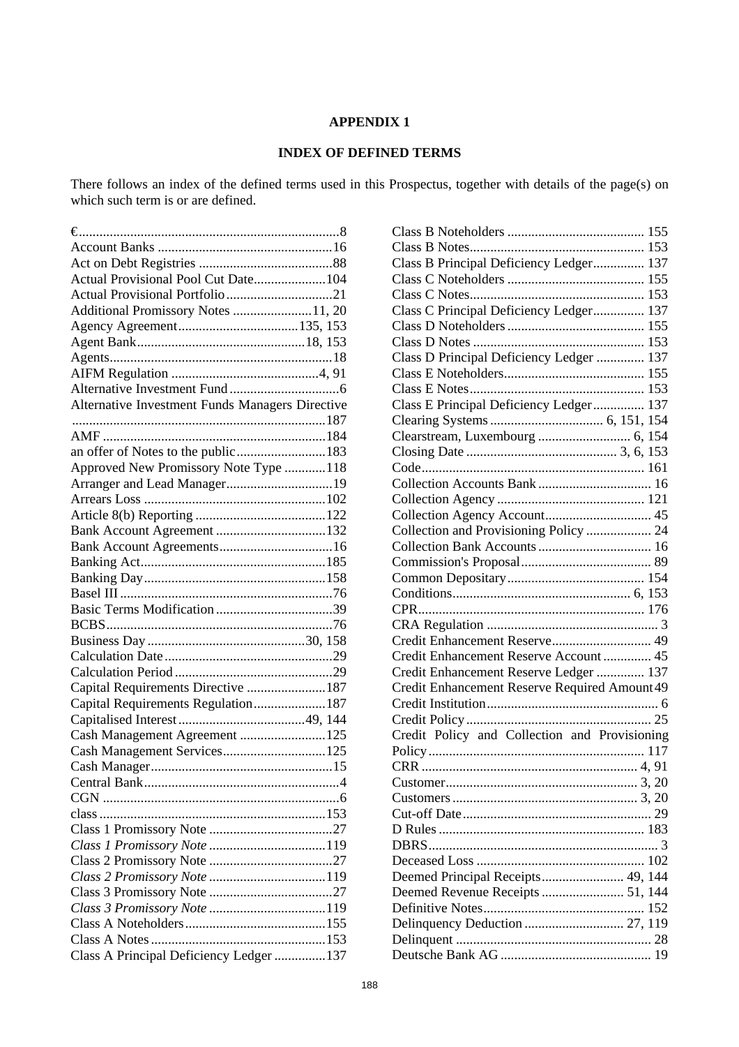**APPENDIX 1**

**INDEX OF DEFINED TERMS**

There follows an index of the defined terms used in this Prospectus, together with details of the page(s) on which such term is or are defined.

€ ... 8
Account Banks ... 16
Act on Debt Registries ... 88
Actual Provisional Pool Cut Date ... 104
Actual Provisional Portfolio ... 21
Additional Promissory Notes ... 11, 20
Agency Agreement ... 135, 153
Agent Bank ... 18, 153
Agents ... 18
AIFM Regulation ... 4, 91
Alternative Investment Fund ... 6
Alternative Investment Funds Managers Directive ... 187
AMF ... 184
an offer of Notes to the public ... 183
Approved New Promissory Note Type ... 118
Arranger and Lead Manager ... 19
Arrears Loss ... 102
Article 8(b) Reporting ... 122
Bank Account Agreement ... 132
Bank Account Agreements ... 16
Banking Act ... 185
Banking Day ... 158
Basel III ... 76
Basic Terms Modification ... 39
BCBS ... 76
Business Day ... 30, 158
Calculation Date ... 29
Calculation Period ... 29
Capital Requirements Directive ... 187
Capital Requirements Regulation ... 187
Capitalised Interest ... 49, 144
Cash Management Agreement ... 125
Cash Management Services ... 125
Cash Manager ... 15
Central Bank ... 4
CGN ... 6
class ... 153
Class 1 Promissory Note ... 27
*Class 1 Promissory Note* ... 119
Class 2 Promissory Note ... 27
*Class 2 Promissory Note* ... 119
Class 3 Promissory Note ... 27
*Class 3 Promissory Note* ... 119
Class A Noteholders ... 155
Class A Notes ... 153
Class A Principal Deficiency Ledger ... 137
Class B Noteholders ... 155
Class B Notes ... 153
Class B Principal Deficiency Ledger ... 137
Class C Noteholders ... 155
Class C Notes ... 153
Class C Principal Deficiency Ledger ... 137
Class D Noteholders ... 155
Class D Notes ... 153
Class D Principal Deficiency Ledger ... 137
Class E Noteholders ... 155
Class E Notes ... 153
Class E Principal Deficiency Ledger ... 137
Clearing Systems ... 6, 151, 154
Clearstream, Luxembourg ... 6, 154
Closing Date ... 3, 6, 153
Code ... 161
Collection Accounts Bank ... 16
Collection Agency ... 121
Collection Agency Account ... 45
Collection and Provisioning Policy ... 24
Collection Bank Accounts ... 16
Commission's Proposal ... 89
Common Depositary ... 154
Conditions ... 6, 153
CPR ... 176
CRA Regulation ... 3
Credit Enhancement Reserve ... 49
Credit Enhancement Reserve Account ... 45
Credit Enhancement Reserve Ledger ... 137
Credit Enhancement Reserve Required Amount ... 49
Credit Institution ... 6
Credit Policy ... 25
Credit Policy and Collection and Provisioning Policy ... 117
CRR ... 4, 91
Customer ... 3, 20
Customers ... 3, 20
Cut-off Date ... 29
D Rules ... 183
DBRS ... 3
Deceased Loss ... 102
Deemed Principal Receipts ... 49, 144
Deemed Revenue Receipts ... 51, 144
Definitive Notes ... 152
Delinquency Deduction ... 27, 119
Delinquent ... 28
Deutsche Bank AG ... 19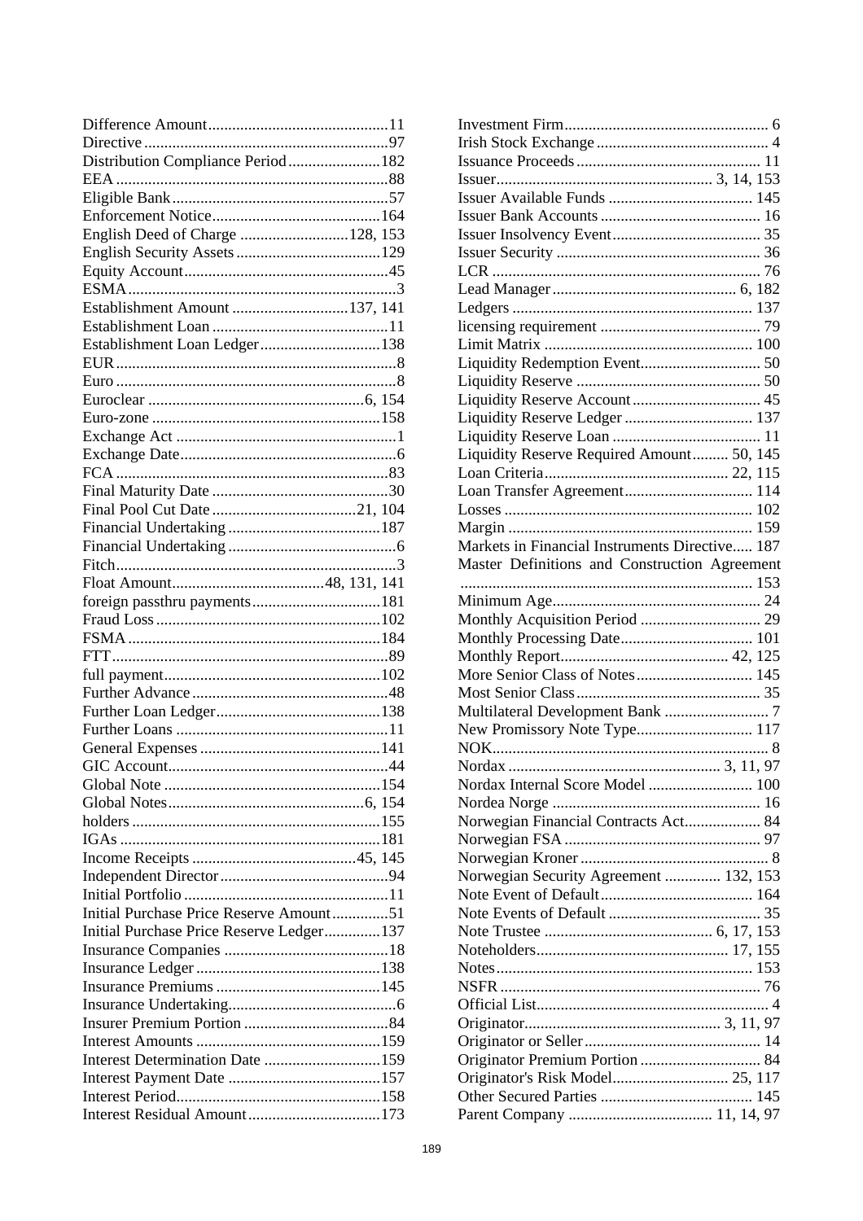Difference Amount ....................................11
Directive ....................................97
Distribution Compliance Period ....................................182
EEA ....................................88
Eligible Bank ....................................57
Enforcement Notice ....................................164
English Deed of Charge ....................................128, 153
English Security Assets ....................................129
Equity Account ....................................45
ESMA ....................................3
Establishment Amount ....................................137, 141
Establishment Loan ....................................11
Establishment Loan Ledger ....................................138
EUR ....................................8
Euro ....................................8
Euroclear ....................................6, 154
Euro-zone ....................................158
Exchange Act ....................................1
Exchange Date ....................................6
FCA ....................................83
Final Maturity Date ....................................30
Final Pool Cut Date ....................................21, 104
Financial Undertaking ....................................187
Financial Undertaking ....................................6
Fitch ....................................3
Float Amount ....................................48, 131, 141
foreign passthru payments ....................................181
Fraud Loss ....................................102
FSMA ....................................184
FTT ....................................89
full payment ....................................102
Further Advance ....................................48
Further Loan Ledger ....................................138
Further Loans ....................................11
General Expenses ....................................141
GIC Account ....................................44
Global Note ....................................154
Global Notes ....................................6, 154
holders ....................................155
IGAs ....................................181
Income Receipts ....................................45, 145
Independent Director ....................................94
Initial Portfolio ....................................11
Initial Purchase Price Reserve Amount ....................................51
Initial Purchase Price Reserve Ledger ....................................137
Insurance Companies ....................................18
Insurance Ledger ....................................138
Insurance Premiums ....................................145
Insurance Undertaking ....................................6
Insurer Premium Portion ....................................84
Interest Amounts ....................................159
Interest Determination Date ....................................159
Interest Payment Date ....................................157
Interest Period ....................................158
Interest Residual Amount ....................................173
Investment Firm ....................................6
Irish Stock Exchange ....................................4
Issuance Proceeds ....................................11
Issuer ....................................3, 14, 153
Issuer Available Funds ....................................145
Issuer Bank Accounts ....................................16
Issuer Insolvency Event ....................................35
Issuer Security ....................................36
LCR ....................................76
Lead Manager ....................................6, 182
Ledgers ....................................137
licensing requirement ....................................79
Limit Matrix ....................................100
Liquidity Redemption Event ....................................50
Liquidity Reserve ....................................50
Liquidity Reserve Account ....................................45
Liquidity Reserve Ledger ....................................137
Liquidity Reserve Loan ....................................11
Liquidity Reserve Required Amount ....................................50, 145
Loan Criteria ....................................22, 115
Loan Transfer Agreement ....................................114
Losses ....................................102
Margin ....................................159
Markets in Financial Instruments Directive ....................................187
Master Definitions and Construction Agreement ....................................153
Minimum Age ....................................24
Monthly Acquisition Period ....................................29
Monthly Processing Date ....................................101
Monthly Report ....................................42, 125
More Senior Class of Notes ....................................145
Most Senior Class ....................................35
Multilateral Development Bank ....................................7
New Promissory Note Type ....................................117
NOK ....................................8
Nordax ....................................3, 11, 97
Nordax Internal Score Model ....................................100
Nordea Norge ....................................16
Norwegian Financial Contracts Act ....................................84
Norwegian FSA ....................................97
Norwegian Kroner ....................................8
Norwegian Security Agreement ....................................132, 153
Note Event of Default ....................................164
Note Events of Default ....................................35
Note Trustee ....................................6, 17, 153
Noteholders ....................................17, 155
Notes ....................................153
NSFR ....................................76
Official List ....................................4
Originator ....................................3, 11, 97
Originator or Seller ....................................14
Originator Premium Portion ....................................84
Originator's Risk Model ....................................25, 117
Other Secured Parties ....................................145
Parent Company ....................................11, 14, 97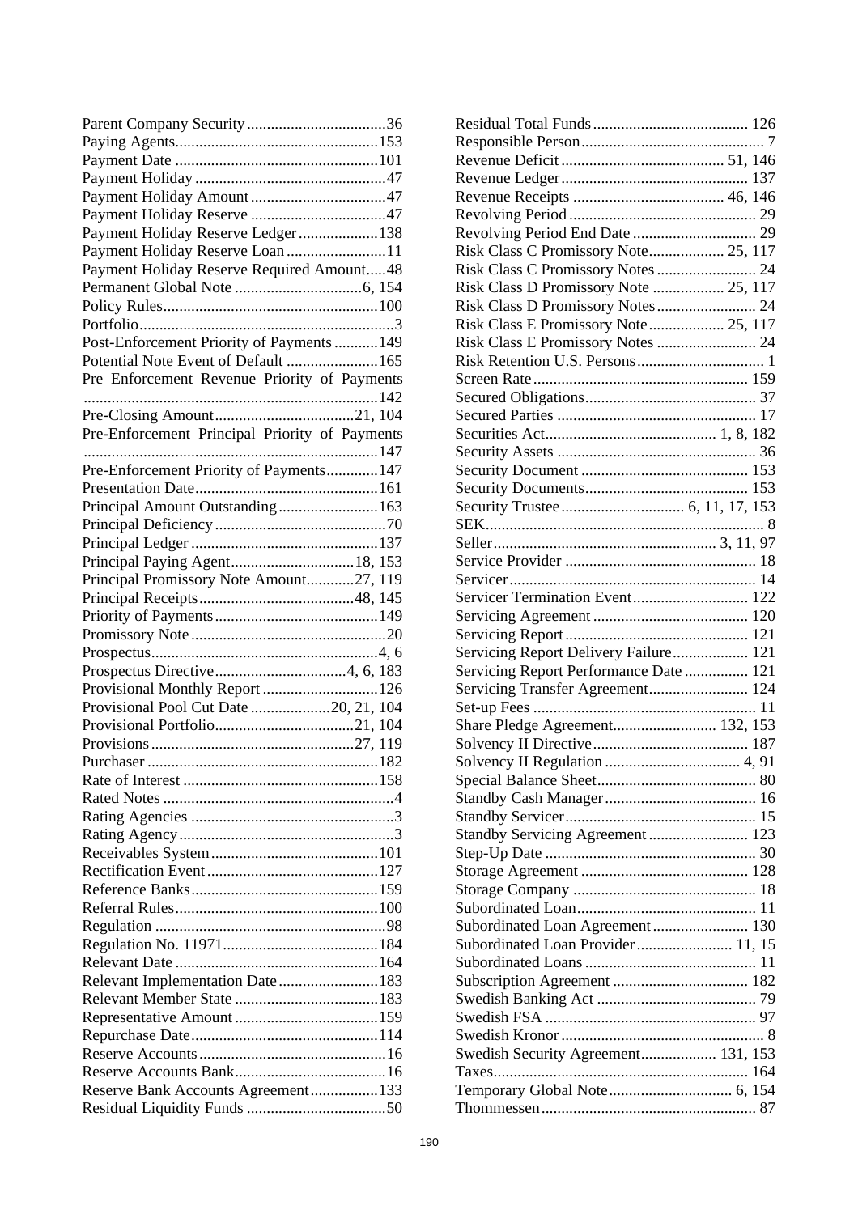Parent Company Security ...................................36
Paying Agents...................................................153
Payment Date ...................................................101
Payment Holiday ................................................47
Payment Holiday Amount ..................................47
Payment Holiday Reserve ..................................47
Payment Holiday Reserve Ledger ....................138
Payment Holiday Reserve Loan .........................11
Payment Holiday Reserve Required Amount.....48
Permanent Global Note ................................6, 154
Policy Rules......................................................100
Portfolio................................................................3
Post-Enforcement Priority of Payments ...........149
Potential Note Event of Default .......................165
Pre Enforcement Revenue Priority of Payments .........................................................................142
Pre-Closing Amount...................................21, 104
Pre-Enforcement Principal Priority of Payments .........................................................................147
Pre-Enforcement Priority of Payments.............147
Presentation Date..............................................161
Principal Amount Outstanding .........................163
Principal Deficiency ...........................................70
Principal Ledger ...............................................137
Principal Paying Agent...............................18, 153
Principal Promissory Note Amount............27, 119
Principal Receipts.......................................48, 145
Priority of Payments.........................................149
Promissory Note ................................................20
Prospectus.........................................................4, 6
Prospectus Directive.................................4, 6, 183
Provisional Monthly Report .............................126
Provisional Pool Cut Date ....................20, 21, 104
Provisional Portfolio...................................21, 104
Provisions ...................................................27, 119
Purchaser ..........................................................182
Rate of Interest .................................................158
Rated Notes ..........................................................4
Rating Agencies ...................................................3
Rating Agency ......................................................3
Receivables System..........................................101
Rectification Event...........................................127
Reference Banks...............................................159
Referral Rules...................................................100
Regulation ..........................................................98
Regulation No. 11971.......................................184
Relevant Date ...................................................164
Relevant Implementation Date .........................183
Relevant Member State ....................................183
Representative Amount ....................................159
Repurchase Date...............................................114
Reserve Accounts ...............................................16
Reserve Accounts Bank......................................16
Reserve Bank Accounts Agreement.................133
Residual Liquidity Funds ...................................50
Residual Total Funds....................................... 126
Responsible Person............................................. 7
Revenue Deficit ......................................... 51, 146
Revenue Ledger............................................... 137
Revenue Receipts ...................................... 46, 146
Revolving Period ............................................... 29
Revolving Period End Date ............................... 29
Risk Class C Promissory Note................... 25, 117
Risk Class C Promissory Notes ......................... 24
Risk Class D Promissory Note .................. 25, 117
Risk Class D Promissory Notes......................... 24
Risk Class E Promissory Note................... 25, 117
Risk Class E Promissory Notes ......................... 24
Risk Retention U.S. Persons ................................ 1
Screen Rate ...................................................... 159
Secured Obligations........................................... 37
Secured Parties .................................................. 17
Securities Act........................................... 1, 8, 182
Security Assets .................................................. 36
Security Document .......................................... 153
Security Documents......................................... 153
Security Trustee ............................... 6, 11, 17, 153
SEK...................................................................... 8
Seller....................................................... 3, 11, 97
Service Provider ................................................ 18
Servicer.............................................................. 14
Servicer Termination Event............................. 122
Servicing Agreement ....................................... 120
Servicing Report .............................................. 121
Servicing Report Delivery Failure................... 121
Servicing Report Performance Date ................ 121
Servicing Transfer Agreement......................... 124
Set-up Fees ........................................................ 11
Share Pledge Agreement.......................... 132, 153
Solvency II Directive....................................... 187
Solvency II Regulation .................................. 4, 91
Special Balance Sheet........................................ 80
Standby Cash Manager ...................................... 16
Standby Servicer................................................ 15
Standby Servicing Agreement ......................... 123
Step-Up Date ..................................................... 30
Storage Agreement .......................................... 128
Storage Company .............................................. 18
Subordinated Loan............................................. 11
Subordinated Loan Agreement ........................ 130
Subordinated Loan Provider ........................ 11, 15
Subordinated Loans ........................................... 11
Subscription Agreement .................................. 182
Swedish Banking Act ........................................ 79
Swedish FSA ..................................................... 97
Swedish Kronor .................................................. 8
Swedish Security Agreement................... 131, 153
Taxes................................................................ 164
Temporary Global Note ............................... 6, 154
Thommessen...................................................... 87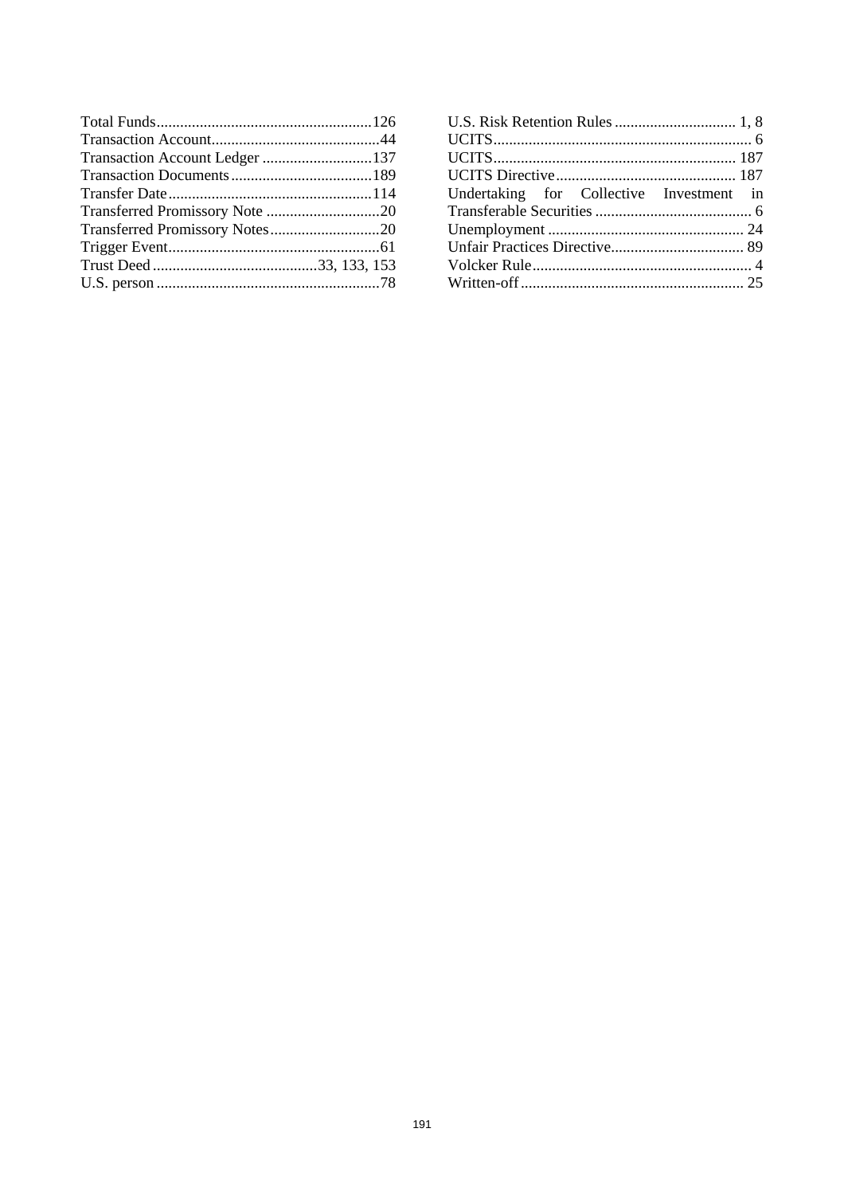Total Funds....................................................126
Transaction Account..........................................44
Transaction Account Ledger ............................137
Transaction Documents....................................189
Transfer Date....................................................114
Transferred Promissory Note .............................20
Transferred Promissory Notes............................20
Trigger Event......................................................61
Trust Deed..........................................33, 133, 153
U.S. person .........................................................78
U.S. Risk Retention Rules ............................... 1, 8
UCITS.................................................................. 6
UCITS.............................................................. 187
UCITS Directive.............................................. 187
Undertaking for Collective Investment in Transferable Securities ........................................ 6
Unemployment .................................................. 24
Unfair Practices Directive.................................. 89
Volcker Rule........................................................ 4
Written-off......................................................... 25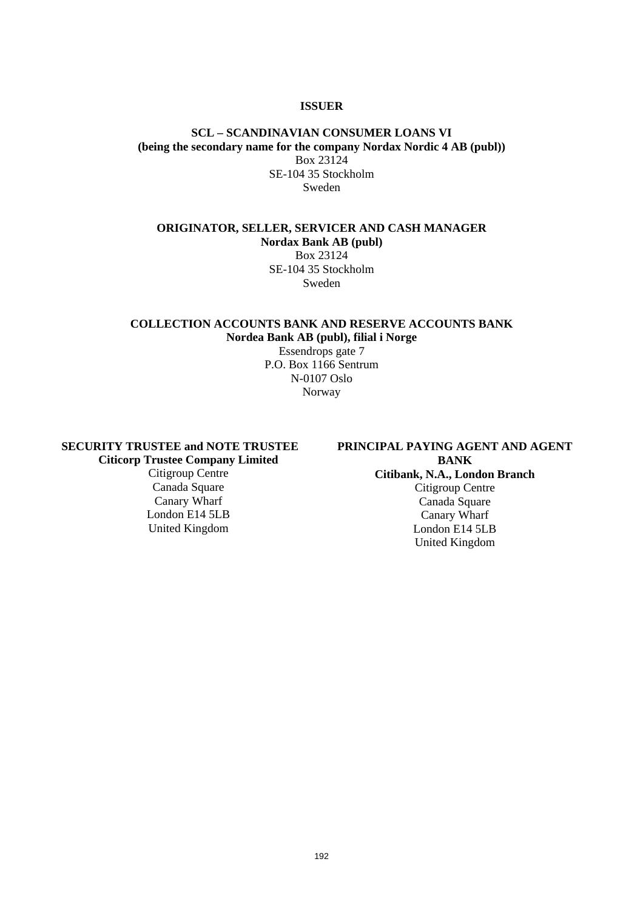**ISSUER**

**SCL – SCANDINAVIAN CONSUMER LOANS VI**
**(being the secondary name for the company Nordax Nordic 4 AB (publ))**
Box 23124
SE-104 35 Stockholm
Sweden

**ORIGINATOR, SELLER, SERVICER AND CASH MANAGER**
**Nordax Bank AB (publ)**
Box 23124
SE-104 35 Stockholm
Sweden

**COLLECTION ACCOUNTS BANK AND RESERVE ACCOUNTS BANK**
**Nordea Bank AB (publ), filial i Norge**
Essendrops gate 7
P.O. Box 1166 Sentrum
N-0107 Oslo
Norway

**SECURITY TRUSTEE and NOTE TRUSTEE**
**Citicorp Trustee Company Limited**
Citigroup Centre
Canada Square
Canary Wharf
London E14 5LB
United Kingdom

**PRINCIPAL PAYING AGENT AND AGENT BANK**
**Citibank, N.A., London Branch**
Citigroup Centre
Canada Square
Canary Wharf
London E14 5LB
United Kingdom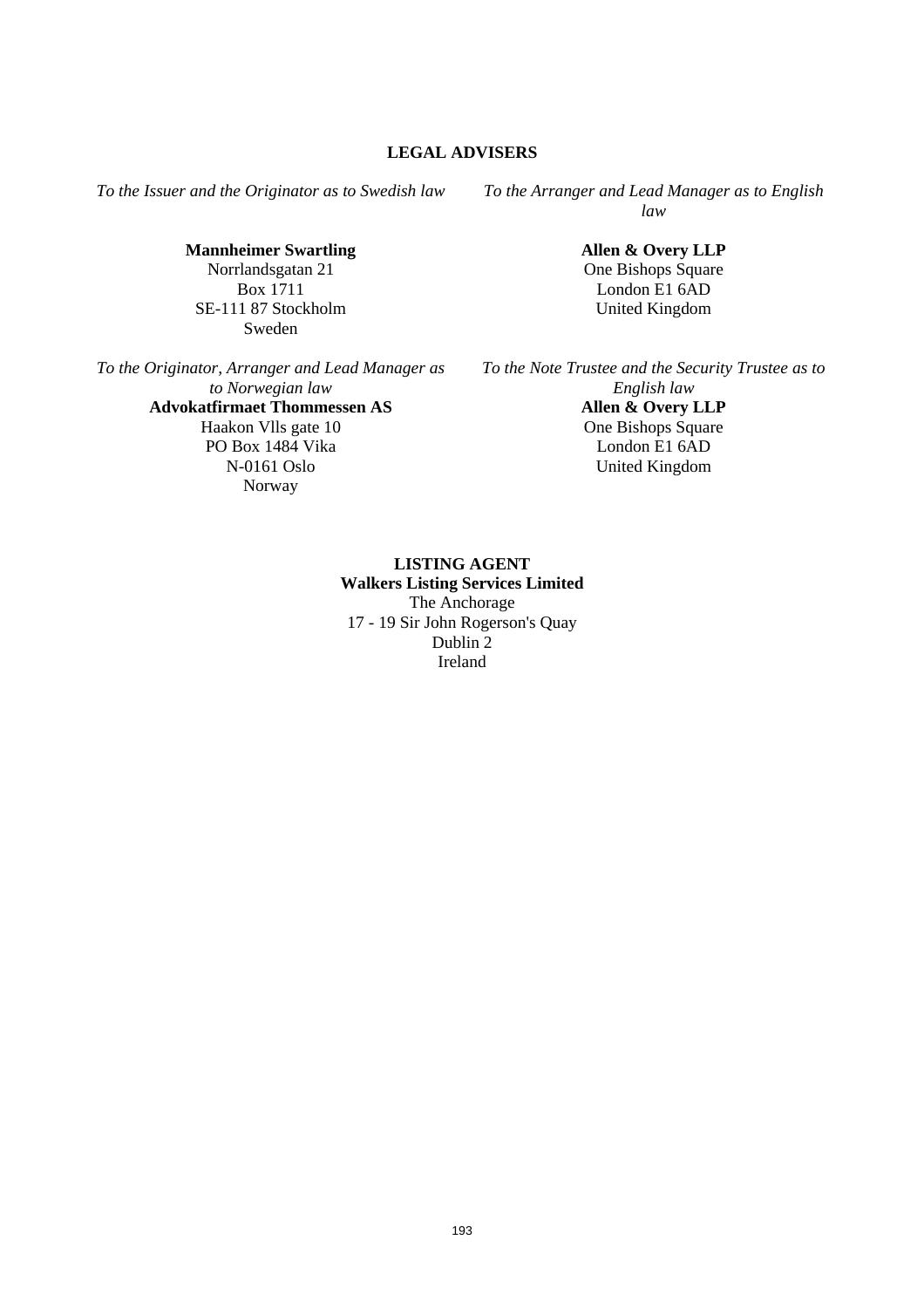## LEGAL ADVISERS

*To the Issuer and the Originator as to Swedish law*

**Mannheimer Swartling**
Norrlandsgatan 21
Box 1711
SE-111 87 Stockholm
Sweden

*To the Arranger and Lead Manager as to English law*

**Allen & Overy LLP**
One Bishops Square
London E1 6AD
United Kingdom

*To the Originator, Arranger and Lead Manager as to Norwegian law*

**Advokatfirmaet Thommessen AS**
Haakon Vlls gate 10
PO Box 1484 Vika
N-0161 Oslo
Norway

*To the Note Trustee and the Security Trustee as to English law*

**Allen & Overy LLP**
One Bishops Square
London E1 6AD
United Kingdom

## LISTING AGENT

**Walkers Listing Services Limited**
The Anchorage
17 - 19 Sir John Rogerson's Quay
Dublin 2
Ireland